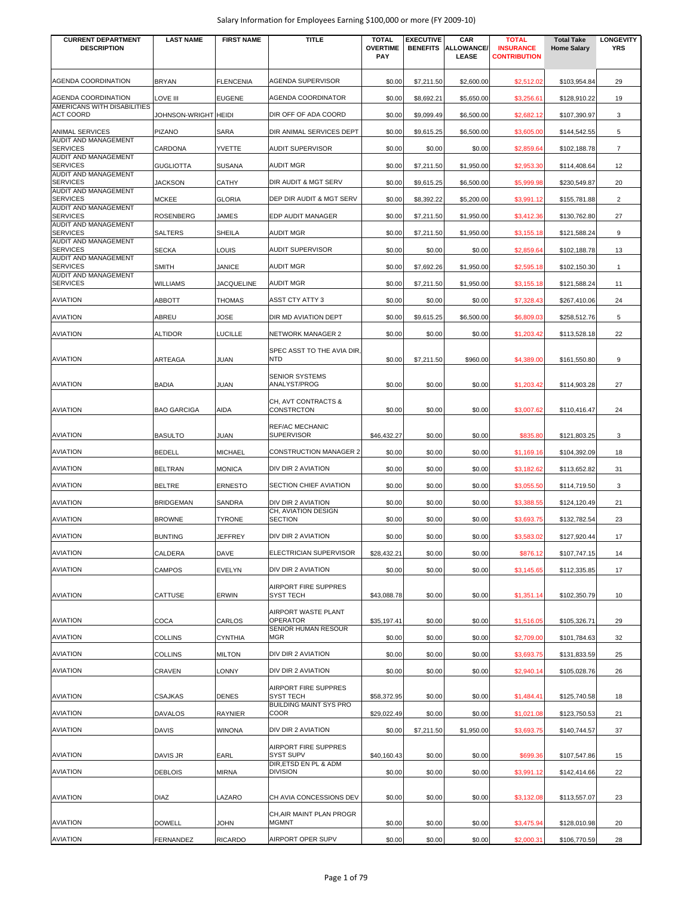# Salary Information for Employees Earning $100,000 or more (FY 2009-10)

| CURRENT DEPARTMENT DESCRIPTION | LAST NAME | FIRST NAME | TITLE | TOTAL OVERTIME PAY | EXECUTIVE BENEFITS | CAR ALLOWANCE/ LEASE | TOTAL INSURANCE CONTRIBUTION | Total Take Home Salary | LONGEVITY YRS |
|---|---|---|---|---|---|---|---|---|---|
| AGENDA COORDINATION | BRYAN | FLENCENIA | AGENDA SUPERVISOR | $0.00 | $7,211.50 | $2,600.00 | $2,512.02 | $103,954.84 | 29 |
| AGENDA COORDINATION | LOVE III | EUGENE | AGENDA COORDINATOR | $0.00 | $8,692.21 | $5,650.00 | $3,256.61 | $128,910.22 | 19 |
| AMERICANS WITH DISABILITIES ACT COORD | JOHNSON-WRIGHT | HEIDI | DIR OFF OF ADA COORD | $0.00 | $9,099.49 | $6,500.00 | $2,682.12 | $107,390.97 | 3 |
| ANIMAL SERVICES | PIZANO | SARA | DIR ANIMAL SERVICES DEPT | $0.00 | $9,615.25 | $6,500.00 | $3,605.00 | $144,542.55 | 5 |
| AUDIT AND MANAGEMENT SERVICES | CARDONA | YVETTE | AUDIT SUPERVISOR | $0.00 | $0.00 | $0.00 | $2,859.64 | $102,188.78 | 7 |
| AUDIT AND MANAGEMENT SERVICES | GUGLIOTTA | SUSANA | AUDIT MGR | $0.00 | $7,211.50 | $1,950.00 | $2,953.30 | $114,408.64 | 12 |
| AUDIT AND MANAGEMENT SERVICES | JACKSON | CATHY | DIR AUDIT & MGT SERV | $0.00 | $9,615.25 | $6,500.00 | $5,999.98 | $230,549.87 | 20 |
| AUDIT AND MANAGEMENT SERVICES | MCKEE | GLORIA | DEP DIR AUDIT & MGT SERV | $0.00 | $8,392.22 | $5,200.00 | $3,991.12 | $155,781.88 | 2 |
| AUDIT AND MANAGEMENT SERVICES | ROSENBERG | JAMES | EDP AUDIT MANAGER | $0.00 | $7,211.50 | $1,950.00 | $3,412.36 | $130,762.80 | 27 |
| AUDIT AND MANAGEMENT SERVICES | SALTERS | SHEILA | AUDIT MGR | $0.00 | $7,211.50 | $1,950.00 | $3,155.18 | $121,588.24 | 9 |
| AUDIT AND MANAGEMENT SERVICES | SECKA | LOUIS | AUDIT SUPERVISOR | $0.00 | $0.00 | $0.00 | $2,859.64 | $102,188.78 | 13 |
| AUDIT AND MANAGEMENT SERVICES | SMITH | JANICE | AUDIT MGR | $0.00 | $7,692.26 | $1,950.00 | $2,595.18 | $102,150.30 | 1 |
| AUDIT AND MANAGEMENT SERVICES | WILLIAMS | JACQUELINE | AUDIT MGR | $0.00 | $7,211.50 | $1,950.00 | $3,155.18 | $121,588.24 | 11 |
| AVIATION | ABBOTT | THOMAS | ASST CTY ATTY 3 | $0.00 | $0.00 | $0.00 | $7,328.43 | $267,410.06 | 24 |
| AVIATION | ABREU | JOSE | DIR MD AVIATION DEPT | $0.00 | $9,615.25 | $6,500.00 | $6,809.03 | $258,512.76 | 5 |
| AVIATION | ALTIDOR | LUCILLE | NETWORK MANAGER 2 | $0.00 | $0.00 | $0.00 | $1,203.42 | $113,528.18 | 22 |
| AVIATION | ARTEAGA | JUAN | SPEC ASST TO THE AVIA DIR, NTD | $0.00 | $7,211.50 | $960.00 | $4,389.00 | $161,550.80 | 9 |
| AVIATION | BADIA | JUAN | SENIOR SYSTEMS ANALYST/PROG | $0.00 | $0.00 | $0.00 | $1,203.42 | $114,903.28 | 27 |
| AVIATION | BAO GARCIGA | AIDA | CH, AVT CONTRACTS & CONSTRCTON | $0.00 | $0.00 | $0.00 | $3,007.62 | $110,416.47 | 24 |
| AVIATION | BASULTO | JUAN | REF/AC MECHANIC SUPERVISOR | $46,432.27 | $0.00 | $0.00 | $835.80 | $121,803.25 | 3 |
| AVIATION | BEDELL | MICHAEL | CONSTRUCTION MANAGER 2 | $0.00 | $0.00 | $0.00 | $1,169.16 | $104,392.09 | 18 |
| AVIATION | BELTRAN | MONICA | DIV DIR 2 AVIATION | $0.00 | $0.00 | $0.00 | $3,182.62 | $113,652.82 | 31 |
| AVIATION | BELTRE | ERNESTO | SECTION CHIEF AVIATION | $0.00 | $0.00 | $0.00 | $3,055.50 | $114,719.50 | 3 |
| AVIATION | BRIDGEMAN | SANDRA | DIV DIR 2 AVIATION | $0.00 | $0.00 | $0.00 | $3,388.55 | $124,120.49 | 21 |
| AVIATION | BROWNE | TYRONE | CH, AVIATION DESIGN SECTION | $0.00 | $0.00 | $0.00 | $3,693.75 | $132,782.54 | 23 |
| AVIATION | BUNTING | JEFFREY | DIV DIR 2 AVIATION | $0.00 | $0.00 | $0.00 | $3,583.02 | $127,920.44 | 17 |
| AVIATION | CALDERA | DAVE | ELECTRICIAN SUPERVISOR | $28,432.21 | $0.00 | $0.00 | $876.12 | $107,747.15 | 14 |
| AVIATION | CAMPOS | EVELYN | DIV DIR 2 AVIATION | $0.00 | $0.00 | $0.00 | $3,145.65 | $112,335.85 | 17 |
| AVIATION | CATTUSE | ERWIN | AIRPORT FIRE SUPPRES SYST TECH | $43,088.78 | $0.00 | $0.00 | $1,351.14 | $102,350.79 | 10 |
| AVIATION | COCA | CARLOS | AIRPORT WASTE PLANT OPERATOR | $35,197.41 | $0.00 | $0.00 | $1,516.05 | $105,326.71 | 29 |
| AVIATION | COLLINS | CYNTHIA | SENIOR HUMAN RESOUR MGR | $0.00 | $0.00 | $0.00 | $2,709.00 | $101,784.63 | 32 |
| AVIATION | COLLINS | MILTON | DIV DIR 2 AVIATION | $0.00 | $0.00 | $0.00 | $3,693.75 | $131,833.59 | 25 |
| AVIATION | CRAVEN | LONNY | DIV DIR 2 AVIATION | $0.00 | $0.00 | $0.00 | $2,940.14 | $105,028.76 | 26 |
| AVIATION | CSAJKAS | DENES | AIRPORT FIRE SUPPRES SYST TECH | $58,372.95 | $0.00 | $0.00 | $1,484.41 | $125,740.58 | 18 |
| AVIATION | DAVALOS | RAYNIER | BUILDING MAINT SYS PRO COOR | $29,022.49 | $0.00 | $0.00 | $1,021.08 | $123,750.53 | 21 |
| AVIATION | DAVIS | WINONA | DIV DIR 2 AVIATION | $0.00 | $7,211.50 | $1,950.00 | $3,693.75 | $140,744.57 | 37 |
| AVIATION | DAVIS JR | EARL | AIRPORT FIRE SUPPRES SYST SUPV | $40,160.43 | $0.00 | $0.00 | $699.36 | $107,547.86 | 15 |
| AVIATION | DEBLOIS | MIRNA | DIR,ETSD EN PL & ADM DIVISION | $0.00 | $0.00 | $0.00 | $3,991.12 | $142,414.66 | 22 |
| AVIATION | DIAZ | LAZARO | CH AVIA CONCESSIONS DEV | $0.00 | $0.00 | $0.00 | $3,132.08 | $113,557.07 | 23 |
| AVIATION | DOWELL | JOHN | CH,AIR MAINT PLAN PROGR MGMNT | $0.00 | $0.00 | $0.00 | $3,475.94 | $128,010.98 | 20 |
| AVIATION | FERNANDEZ | RICARDO | AIRPORT OPER SUPV | $0.00 | $0.00 | $0.00 | $2,000.31 | $106,770.59 | 28 |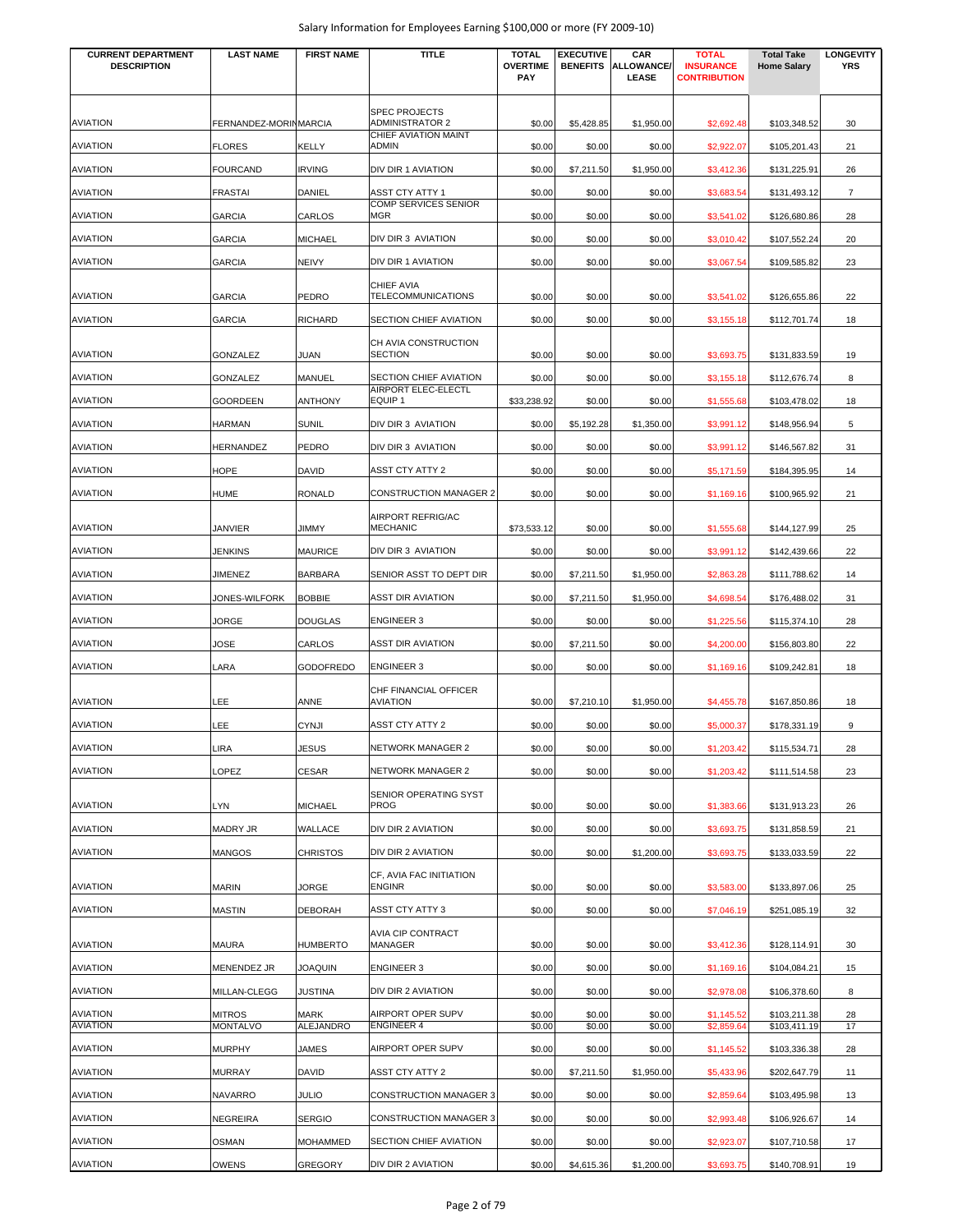| CURRENT DEPARTMENT DESCRIPTION | LAST NAME | FIRST NAME | TITLE | TOTAL OVERTIME PAY | EXECUTIVE BENEFITS | CAR ALLOWANCE/ LEASE | TOTAL INSURANCE CONTRIBUTION | Total Take Home Salary | LONGEVITY YRS |
|---|---|---|---|---|---|---|---|---|---|
| AVIATION | FERNANDEZ-MORIN | MARCIA | SPEC PROJECTS ADMINISTRATOR 2 | $0.00 | $5,428.85 | $1,950.00 | $2,692.48 | $103,348.52 | 30 |
| AVIATION | FLORES | KELLY | CHIEF AVIATION MAINT ADMIN | $0.00 | $0.00 | $0.00 | $2,922.07 | $105,201.43 | 21 |
| AVIATION | FOURCAND | IRVING | DIV DIR 1 AVIATION | $0.00 | $7,211.50 | $1,950.00 | $3,412.36 | $131,225.91 | 26 |
| AVIATION | FRASTAI | DANIEL | ASST CTY ATTY 1 | $0.00 | $0.00 | $0.00 | $3,683.54 | $131,493.12 | 7 |
| AVIATION | GARCIA | CARLOS | COMP SERVICES SENIOR MGR | $0.00 | $0.00 | $0.00 | $3,541.02 | $126,680.86 | 28 |
| AVIATION | GARCIA | MICHAEL | DIV DIR 3 AVIATION | $0.00 | $0.00 | $0.00 | $3,010.42 | $107,552.24 | 20 |
| AVIATION | GARCIA | NEIVY | DIV DIR 1 AVIATION | $0.00 | $0.00 | $0.00 | $3,067.54 | $109,585.82 | 23 |
| AVIATION | GARCIA | PEDRO | CHIEF AVIA TELECOMMUNICATIONS | $0.00 | $0.00 | $0.00 | $3,541.02 | $126,655.86 | 22 |
| AVIATION | GARCIA | RICHARD | SECTION CHIEF AVIATION | $0.00 | $0.00 | $0.00 | $3,155.18 | $112,701.74 | 18 |
| AVIATION | GONZALEZ | JUAN | CH AVIA CONSTRUCTION SECTION | $0.00 | $0.00 | $0.00 | $3,693.75 | $131,833.59 | 19 |
| AVIATION | GONZALEZ | MANUEL | SECTION CHIEF AVIATION | $0.00 | $0.00 | $0.00 | $3,155.18 | $112,676.74 | 8 |
| AVIATION | GOORDEEN | ANTHONY | AIRPORT ELEC-ELECTL EQUIP 1 | $33,238.92 | $0.00 | $0.00 | $1,555.68 | $103,478.02 | 18 |
| AVIATION | HARMAN | SUNIL | DIV DIR 3 AVIATION | $0.00 | $5,192.28 | $1,350.00 | $3,991.12 | $148,956.94 | 5 |
| AVIATION | HERNANDEZ | PEDRO | DIV DIR 3 AVIATION | $0.00 | $0.00 | $0.00 | $3,991.12 | $146,567.82 | 31 |
| AVIATION | HOPE | DAVID | ASST CTY ATTY 2 | $0.00 | $0.00 | $0.00 | $5,171.59 | $184,395.95 | 14 |
| AVIATION | HUME | RONALD | CONSTRUCTION MANAGER 2 | $0.00 | $0.00 | $0.00 | $1,169.16 | $100,965.92 | 21 |
| AVIATION | JANVIER | JIMMY | AIRPORT REFRIG/AC MECHANIC | $73,533.12 | $0.00 | $0.00 | $1,555.68 | $144,127.99 | 25 |
| AVIATION | JENKINS | MAURICE | DIV DIR 3 AVIATION | $0.00 | $0.00 | $0.00 | $3,991.12 | $142,439.66 | 22 |
| AVIATION | JIMENEZ | BARBARA | SENIOR ASST TO DEPT DIR | $0.00 | $7,211.50 | $1,950.00 | $2,863.28 | $111,788.62 | 14 |
| AVIATION | JONES-WILFORK | BOBBIE | ASST DIR AVIATION | $0.00 | $7,211.50 | $1,950.00 | $4,698.54 | $176,488.02 | 31 |
| AVIATION | JORGE | DOUGLAS | ENGINEER 3 | $0.00 | $0.00 | $0.00 | $1,225.56 | $115,374.10 | 28 |
| AVIATION | JOSE | CARLOS | ASST DIR AVIATION | $0.00 | $7,211.50 | $0.00 | $4,200.00 | $156,803.80 | 22 |
| AVIATION | LARA | GODOFREDO | ENGINEER 3 | $0.00 | $0.00 | $0.00 | $1,169.16 | $109,242.81 | 18 |
| AVIATION | LEE | ANNE | CHF FINANCIAL OFFICER AVIATION | $0.00 | $7,210.10 | $1,950.00 | $4,455.78 | $167,850.86 | 18 |
| AVIATION | LEE | CYNJI | ASST CTY ATTY 2 | $0.00 | $0.00 | $0.00 | $5,000.37 | $178,331.19 | 9 |
| AVIATION | LIRA | JESUS | NETWORK MANAGER 2 | $0.00 | $0.00 | $0.00 | $1,203.42 | $115,534.71 | 28 |
| AVIATION | LOPEZ | CESAR | NETWORK MANAGER 2 | $0.00 | $0.00 | $0.00 | $1,203.42 | $111,514.58 | 23 |
| AVIATION | LYN | MICHAEL | SENIOR OPERATING SYST PROG | $0.00 | $0.00 | $0.00 | $1,383.66 | $131,913.23 | 26 |
| AVIATION | MADRY JR | WALLACE | DIV DIR 2 AVIATION | $0.00 | $0.00 | $0.00 | $3,693.75 | $131,858.59 | 21 |
| AVIATION | MANGOS | CHRISTOS | DIV DIR 2 AVIATION | $0.00 | $0.00 | $1,200.00 | $3,693.75 | $133,033.59 | 22 |
| AVIATION | MARIN | JORGE | CF, AVIA FAC INITIATION ENGINR | $0.00 | $0.00 | $0.00 | $3,583.00 | $133,897.06 | 25 |
| AVIATION | MASTIN | DEBORAH | ASST CTY ATTY 3 | $0.00 | $0.00 | $0.00 | $7,046.19 | $251,085.19 | 32 |
| AVIATION | MAURA | HUMBERTO | AVIA CIP CONTRACT MANAGER | $0.00 | $0.00 | $0.00 | $3,412.36 | $128,114.91 | 30 |
| AVIATION | MENENDEZ JR | JOAQUIN | ENGINEER 3 | $0.00 | $0.00 | $0.00 | $1,169.16 | $104,084.21 | 15 |
| AVIATION | MILLAN-CLEGG | JUSTINA | DIV DIR 2 AVIATION | $0.00 | $0.00 | $0.00 | $2,978.08 | $106,378.60 | 8 |
| AVIATION | MITROS | MARK | AIRPORT OPER SUPV | $0.00 | $0.00 | $0.00 | $1,145.52 | $103,211.38 | 28 |
| AVIATION | MONTALVO | ALEJANDRO | ENGINEER 4 | $0.00 | $0.00 | $0.00 | $2,859.64 | $103,411.19 | 17 |
| AVIATION | MURPHY | JAMES | AIRPORT OPER SUPV | $0.00 | $0.00 | $0.00 | $1,145.52 | $103,336.38 | 28 |
| AVIATION | MURRAY | DAVID | ASST CTY ATTY 2 | $0.00 | $7,211.50 | $1,950.00 | $5,433.96 | $202,647.79 | 11 |
| AVIATION | NAVARRO | JULIO | CONSTRUCTION MANAGER 3 | $0.00 | $0.00 | $0.00 | $2,859.64 | $103,495.98 | 13 |
| AVIATION | NEGREIRA | SERGIO | CONSTRUCTION MANAGER 3 | $0.00 | $0.00 | $0.00 | $2,993.48 | $106,926.67 | 14 |
| AVIATION | OSMAN | MOHAMMED | SECTION CHIEF AVIATION | $0.00 | $0.00 | $0.00 | $2,923.07 | $107,710.58 | 17 |
| AVIATION | OWENS | GREGORY | DIV DIR 2 AVIATION | $0.00 | $4,615.36 | $1,200.00 | $3,693.75 | $140,708.91 | 19 |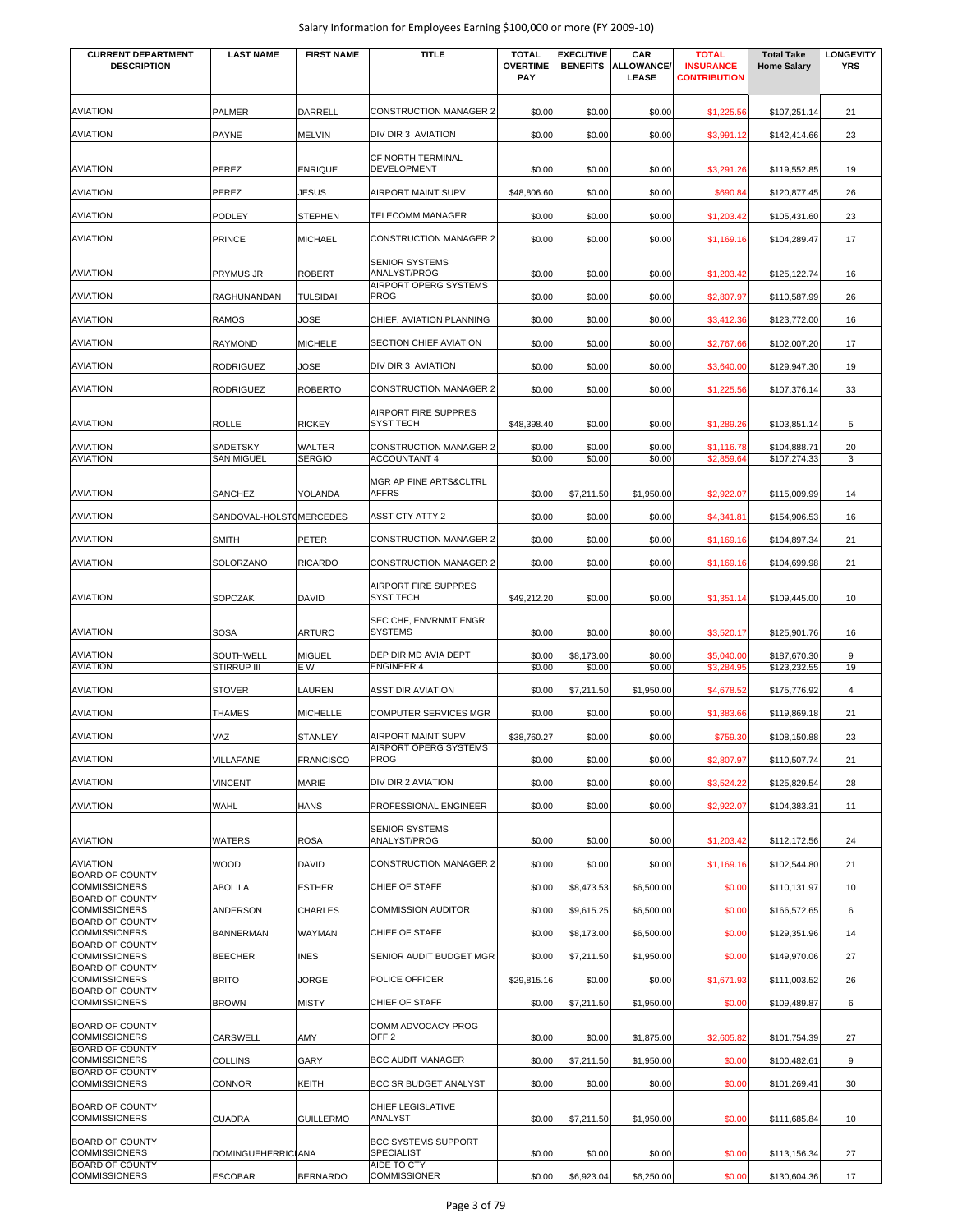Salary Information for Employees Earning $100,000 or more (FY 2009-10)

| CURRENT DEPARTMENT DESCRIPTION | LAST NAME | FIRST NAME | TITLE | TOTAL OVERTIME PAY | EXECUTIVE BENEFITS | CAR ALLOWANCE/ LEASE | TOTAL INSURANCE CONTRIBUTION | Total Take Home Salary | LONGEVITY YRS |
|---|---|---|---|---|---|---|---|---|---|
| AVIATION | PALMER | DARRELL | CONSTRUCTION MANAGER 2 | $0.00 | $0.00 | $0.00 | $1,225.56 | $107,251.14 | 21 |
| AVIATION | PAYNE | MELVIN | DIV DIR 3 AVIATION | $0.00 | $0.00 | $0.00 | $3,991.12 | $142,414.66 | 23 |
| AVIATION | PEREZ | ENRIQUE | CF NORTH TERMINAL DEVELOPMENT | $0.00 | $0.00 | $0.00 | $3,291.26 | $119,552.85 | 19 |
| AVIATION | PEREZ | JESUS | AIRPORT MAINT SUPV | $48,806.60 | $0.00 | $0.00 | $690.84 | $120,877.45 | 26 |
| AVIATION | PODLEY | STEPHEN | TELECOMM MANAGER | $0.00 | $0.00 | $0.00 | $1,203.42 | $105,431.60 | 23 |
| AVIATION | PRINCE | MICHAEL | CONSTRUCTION MANAGER 2 | $0.00 | $0.00 | $0.00 | $1,169.16 | $104,289.47 | 17 |
| AVIATION | PRYMUS JR | ROBERT | SENIOR SYSTEMS ANALYST/PROG | $0.00 | $0.00 | $0.00 | $1,203.42 | $125,122.74 | 16 |
| AVIATION | RAGHUNANDAN | TULSIDAI | AIRPORT OPERG SYSTEMS PROG | $0.00 | $0.00 | $0.00 | $2,807.97 | $110,587.99 | 26 |
| AVIATION | RAMOS | JOSE | CHIEF, AVIATION PLANNING | $0.00 | $0.00 | $0.00 | $3,412.36 | $123,772.00 | 16 |
| AVIATION | RAYMOND | MICHELE | SECTION CHIEF AVIATION | $0.00 | $0.00 | $0.00 | $2,767.66 | $102,007.20 | 17 |
| AVIATION | RODRIGUEZ | JOSE | DIV DIR 3 AVIATION | $0.00 | $0.00 | $0.00 | $3,640.00 | $129,947.30 | 19 |
| AVIATION | RODRIGUEZ | ROBERTO | CONSTRUCTION MANAGER 2 | $0.00 | $0.00 | $0.00 | $1,225.56 | $107,376.14 | 33 |
| AVIATION | ROLLE | RICKEY | AIRPORT FIRE SUPPRES SYST TECH | $48,398.40 | $0.00 | $0.00 | $1,289.26 | $103,851.14 | 5 |
| AVIATION | SADETSKY | WALTER | CONSTRUCTION MANAGER 2 | $0.00 | $0.00 | $0.00 | $1,116.78 | $104,888.71 | 20 |
| AVIATION | SAN MIGUEL | SERGIO | ACCOUNTANT 4 | $0.00 | $0.00 | $0.00 | $2,859.64 | $107,274.33 | 3 |
| AVIATION | SANCHEZ | YOLANDA | MGR AP FINE ARTS&CLTRL AFFRS | $0.00 | $7,211.50 | $1,950.00 | $2,922.07 | $115,009.99 | 14 |
| AVIATION | SANDOVAL-HOLSTO | MERCEDES | ASST CTY ATTY 2 | $0.00 | $0.00 | $0.00 | $4,341.81 | $154,906.53 | 16 |
| AVIATION | SMITH | PETER | CONSTRUCTION MANAGER 2 | $0.00 | $0.00 | $0.00 | $1,169.16 | $104,897.34 | 21 |
| AVIATION | SOLORZANO | RICARDO | CONSTRUCTION MANAGER 2 | $0.00 | $0.00 | $0.00 | $1,169.16 | $104,699.98 | 21 |
| AVIATION | SOPCZAK | DAVID | AIRPORT FIRE SUPPRES SYST TECH | $49,212.20 | $0.00 | $0.00 | $1,351.14 | $109,445.00 | 10 |
| AVIATION | SOSA | ARTURO | SEC CHF, ENVRNMT ENGR SYSTEMS | $0.00 | $0.00 | $0.00 | $3,520.17 | $125,901.76 | 16 |
| AVIATION | SOUTHWELL | MIGUEL | DEP DIR MD AVIA DEPT | $0.00 | $8,173.00 | $0.00 | $5,040.00 | $187,670.30 | 9 |
| AVIATION | STIRRUP III | E W | ENGINEER 4 | $0.00 | $0.00 | $0.00 | $3,284.95 | $123,232.55 | 19 |
| AVIATION | STOVER | LAUREN | ASST DIR AVIATION | $0.00 | $7,211.50 | $1,950.00 | $4,678.52 | $175,776.92 | 4 |
| AVIATION | THAMES | MICHELLE | COMPUTER SERVICES MGR | $0.00 | $0.00 | $0.00 | $1,383.66 | $119,869.18 | 21 |
| AVIATION | VAZ | STANLEY | AIRPORT MAINT SUPV | $38,760.27 | $0.00 | $0.00 | $759.30 | $108,150.88 | 23 |
| AVIATION | VILLAFANE | FRANCISCO | AIRPORT OPERG SYSTEMS PROG | $0.00 | $0.00 | $0.00 | $2,807.97 | $110,507.74 | 21 |
| AVIATION | VINCENT | MARIE | DIV DIR 2 AVIATION | $0.00 | $0.00 | $0.00 | $3,524.22 | $125,829.54 | 28 |
| AVIATION | WAHL | HANS | PROFESSIONAL ENGINEER | $0.00 | $0.00 | $0.00 | $2,922.07 | $104,383.31 | 11 |
| AVIATION | WATERS | ROSA | SENIOR SYSTEMS ANALYST/PROG | $0.00 | $0.00 | $0.00 | $1,203.42 | $112,172.56 | 24 |
| AVIATION | WOOD | DAVID | CONSTRUCTION MANAGER 2 | $0.00 | $0.00 | $0.00 | $1,169.16 | $102,544.80 | 21 |
| BOARD OF COUNTY COMMISSIONERS | ABOLILA | ESTHER | CHIEF OF STAFF | $0.00 | $8,473.53 | $6,500.00 | $0.00 | $110,131.97 | 10 |
| BOARD OF COUNTY COMMISSIONERS | ANDERSON | CHARLES | COMMISSION AUDITOR | $0.00 | $9,615.25 | $6,500.00 | $0.00 | $166,572.65 | 6 |
| BOARD OF COUNTY COMMISSIONERS | BANNERMAN | WAYMAN | CHIEF OF STAFF | $0.00 | $8,173.00 | $6,500.00 | $0.00 | $129,351.96 | 14 |
| BOARD OF COUNTY COMMISSIONERS | BEECHER | INES | SENIOR AUDIT BUDGET MGR | $0.00 | $7,211.50 | $1,950.00 | $0.00 | $149,970.06 | 27 |
| BOARD OF COUNTY COMMISSIONERS | BRITO | JORGE | POLICE OFFICER | $29,815.16 | $0.00 | $0.00 | $1,671.93 | $111,003.52 | 26 |
| BOARD OF COUNTY COMMISSIONERS | BROWN | MISTY | CHIEF OF STAFF | $0.00 | $7,211.50 | $1,950.00 | $0.00 | $109,489.87 | 6 |
| BOARD OF COUNTY COMMISSIONERS | CARSWELL | AMY | COMM ADVOCACY PROG OFF 2 | $0.00 | $0.00 | $1,875.00 | $2,605.82 | $101,754.39 | 27 |
| BOARD OF COUNTY COMMISSIONERS | COLLINS | GARY | BCC AUDIT MANAGER | $0.00 | $7,211.50 | $1,950.00 | $0.00 | $100,482.61 | 9 |
| BOARD OF COUNTY COMMISSIONERS | CONNOR | KEITH | BCC SR BUDGET ANALYST | $0.00 | $0.00 | $0.00 | $0.00 | $101,269.41 | 30 |
| BOARD OF COUNTY COMMISSIONERS | CUADRA | GUILLERMO | CHIEF LEGISLATIVE ANALYST | $0.00 | $7,211.50 | $1,950.00 | $0.00 | $111,685.84 | 10 |
| BOARD OF COUNTY COMMISSIONERS | DOMINGUEHERRICI | ANA | BCC SYSTEMS SUPPORT SPECIALIST | $0.00 | $0.00 | $0.00 | $0.00 | $113,156.34 | 27 |
| BOARD OF COUNTY COMMISSIONERS | ESCOBAR | BERNARDO | AIDE TO CTY COMMISSIONER | $0.00 | $6,923.04 | $6,250.00 | $0.00 | $130,604.36 | 17 |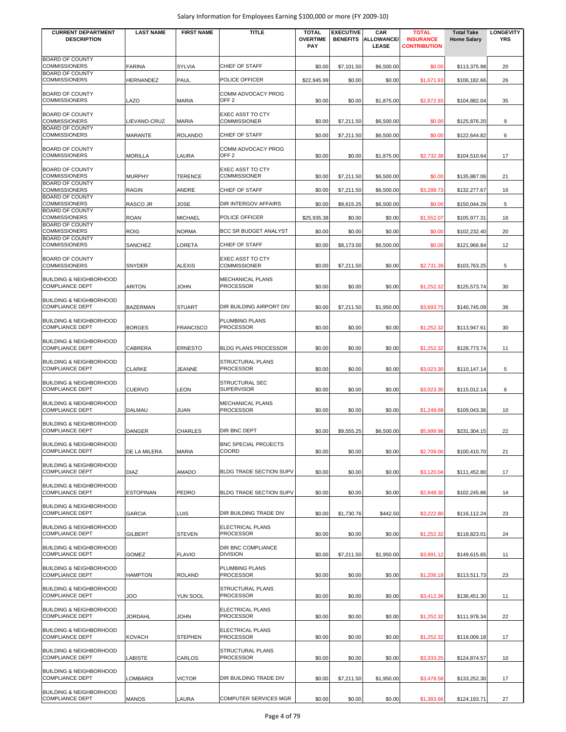| CURRENT DEPARTMENT DESCRIPTION | LAST NAME | FIRST NAME | TITLE | TOTAL OVERTIME PAY | EXECUTIVE BENEFITS | CAR ALLOWANCE/ LEASE | TOTAL INSURANCE CONTRIBUTION | Total Take Home Salary | LONGEVITY YRS |
|---|---|---|---|---|---|---|---|---|---|
| BOARD OF COUNTY COMMISSIONERS | FARINA | SYLVIA | CHIEF OF STAFF | $0.00 | $7,101.50 | $6,500.00 | $0.00 | $113,375.98 | 20 |
| BOARD OF COUNTY COMMISSIONERS | HERNANDEZ | PAUL | POLICE OFFICER | $22,945.99 | $0.00 | $0.00 | $1,671.93 | $106,182.66 | 26 |
| BOARD OF COUNTY COMMISSIONERS | LAZO | MARIA | COMM ADVOCACY PROG OFF 2 | $0.00 | $0.00 | $1,875.00 | $2,872.93 | $104,882.04 | 35 |
| BOARD OF COUNTY COMMISSIONERS | LIEVANO-CRUZ | MARIA | EXEC ASST TO CTY COMMISSIONER | $0.00 | $7,211.50 | $6,500.00 | $0.00 | $125,876.20 | 9 |
| BOARD OF COUNTY COMMISSIONERS | MARANTE | ROLANDO | CHIEF OF STAFF | $0.00 | $7,211.50 | $6,500.00 | $0.00 | $122,644.82 | 6 |
| BOARD OF COUNTY COMMISSIONERS | MORILLA | LAURA | COMM ADVOCACY PROG OFF 2 | $0.00 | $0.00 | $1,875.00 | $2,732.38 | $104,510.64 | 17 |
| BOARD OF COUNTY COMMISSIONERS | MURPHY | TERENCE | EXEC ASST TO CTY COMMISSIONER | $0.00 | $7,211.50 | $6,500.00 | $0.00 | $135,887.06 | 21 |
| BOARD OF COUNTY COMMISSIONERS | RAGIN | ANDRE | CHIEF OF STAFF | $0.00 | $7,211.50 | $6,500.00 | $3,288.73 | $132,277.67 | 16 |
| BOARD OF COUNTY COMMISSIONERS | RASCO JR | JOSE | DIR INTERGOV AFFAIRS | $0.00 | $9,615.25 | $6,500.00 | $0.00 | $150,044.29 | 5 |
| BOARD OF COUNTY COMMISSIONERS | ROAN | MICHAEL | POLICE OFFICER | $25,935.38 | $0.00 | $0.00 | $1,552.07 | $105,977.31 | 16 |
| BOARD OF COUNTY COMMISSIONERS | ROIG | NORMA | BCC SR BUDGET ANALYST | $0.00 | $0.00 | $0.00 | $0.00 | $102,232.40 | 20 |
| BOARD OF COUNTY COMMISSIONERS | SANCHEZ | LORETA | CHIEF OF STAFF | $0.00 | $8,173.00 | $6,500.00 | $0.00 | $121,966.84 | 12 |
| BOARD OF COUNTY COMMISSIONERS | SNYDER | ALEXIS | EXEC ASST TO CTY COMMISSIONER | $0.00 | $7,211.50 | $0.00 | $2,731.39 | $103,763.25 | 5 |
| BUILDING & NEIGHBORHOOD COMPLIANCE DEPT | ARITON | JOHN | MECHANICAL PLANS PROCESSOR | $0.00 | $0.00 | $0.00 | $1,252.32 | $125,573.74 | 30 |
| BUILDING & NEIGHBORHOOD COMPLIANCE DEPT | BAZERMAN | STUART | DIR BUILDING AIRPORT DIV | $0.00 | $7,211.50 | $1,950.00 | $3,693.75 | $140,745.09 | 36 |
| BUILDING & NEIGHBORHOOD COMPLIANCE DEPT | BORGES | FRANCISCO | PLUMBING PLANS PROCESSOR | $0.00 | $0.00 | $0.00 | $1,252.32 | $113,947.61 | 30 |
| BUILDING & NEIGHBORHOOD COMPLIANCE DEPT | CABRERA | ERNESTO | BLDG PLANS PROCESSOR | $0.00 | $0.00 | $0.00 | $1,252.32 | $128,773.74 | 11 |
| BUILDING & NEIGHBORHOOD COMPLIANCE DEPT | CLARKE | JEANNE | STRUCTURAL PLANS PROCESSOR | $0.00 | $0.00 | $0.00 | $3,023.30 | $110,147.14 | 5 |
| BUILDING & NEIGHBORHOOD COMPLIANCE DEPT | CUERVO | LEON | STRUCTURAL SEC SUPERVISOR | $0.00 | $0.00 | $0.00 | $3,023.30 | $115,012.14 | 6 |
| BUILDING & NEIGHBORHOOD COMPLIANCE DEPT | DALMAU | JUAN | MECHANICAL PLANS PROCESSOR | $0.00 | $0.00 | $0.00 | $1,249.68 | $109,043.36 | 10 |
| BUILDING & NEIGHBORHOOD COMPLIANCE DEPT | DANGER | CHARLES | DIR BNC DEPT | $0.00 | $9,555.25 | $6,500.00 | $5,999.98 | $231,304.15 | 22 |
| BUILDING & NEIGHBORHOOD COMPLIANCE DEPT | DE LA MILERA | MARIA | BNC SPECIAL PROJECTS COORD | $0.00 | $0.00 | $0.00 | $2,709.00 | $100,410.70 | 21 |
| BUILDING & NEIGHBORHOOD COMPLIANCE DEPT | DIAZ | AMADO | BLDG TRADE SECTION SUPV | $0.00 | $0.00 | $0.00 | $3,120.04 | $111,452.80 | 17 |
| BUILDING & NEIGHBORHOOD COMPLIANCE DEPT | ESTOPINAN | PEDRO | BLDG TRADE SECTION SUPV | $0.00 | $0.00 | $0.00 | $2,848.30 | $102,245.86 | 14 |
| BUILDING & NEIGHBORHOOD COMPLIANCE DEPT | GARCIA | LUIS | DIR BUILDING TRADE DIV | $0.00 | $1,730.76 | $442.50 | $3,222.80 | $116,112.24 | 23 |
| BUILDING & NEIGHBORHOOD COMPLIANCE DEPT | GILBERT | STEVEN | ELECTRICAL PLANS PROCESSOR | $0.00 | $0.00 | $0.00 | $1,252.32 | $118,823.01 | 24 |
| BUILDING & NEIGHBORHOOD COMPLIANCE DEPT | GOMEZ | FLAVIO | DIR BNC COMPLIANCE DIVISION | $0.00 | $7,211.50 | $1,950.00 | $3,991.12 | $149,615.65 | 11 |
| BUILDING & NEIGHBORHOOD COMPLIANCE DEPT | HAMPTON | ROLAND | PLUMBING PLANS PROCESSOR | $0.00 | $0.00 | $0.00 | $1,206.18 | $113,511.73 | 23 |
| BUILDING & NEIGHBORHOOD COMPLIANCE DEPT | JOO | YUN SOOL | STRUCTURAL PLANS PROCESSOR | $0.00 | $0.00 | $0.00 | $3,412.36 | $136,451.30 | 11 |
| BUILDING & NEIGHBORHOOD COMPLIANCE DEPT | JORDAHL | JOHN | ELECTRICAL PLANS PROCESSOR | $0.00 | $0.00 | $0.00 | $1,252.32 | $111,978.34 | 22 |
| BUILDING & NEIGHBORHOOD COMPLIANCE DEPT | KOVACH | STEPHEN | ELECTRICAL PLANS PROCESSOR | $0.00 | $0.00 | $0.00 | $1,252.32 | $118,009.18 | 17 |
| BUILDING & NEIGHBORHOOD COMPLIANCE DEPT | LABISTE | CARLOS | STRUCTURAL PLANS PROCESSOR | $0.00 | $0.00 | $0.00 | $3,333.25 | $124,874.57 | 10 |
| BUILDING & NEIGHBORHOOD COMPLIANCE DEPT | LOMBARDI | VICTOR | DIR BUILDING TRADE DIV | $0.00 | $7,211.50 | $1,950.00 | $3,478.58 | $133,252.30 | 17 |
| BUILDING & NEIGHBORHOOD COMPLIANCE DEPT | MANOS | LAURA | COMPUTER SERVICES MGR | $0.00 | $0.00 | $0.00 | $1,383.66 | $124,193.71 | 27 |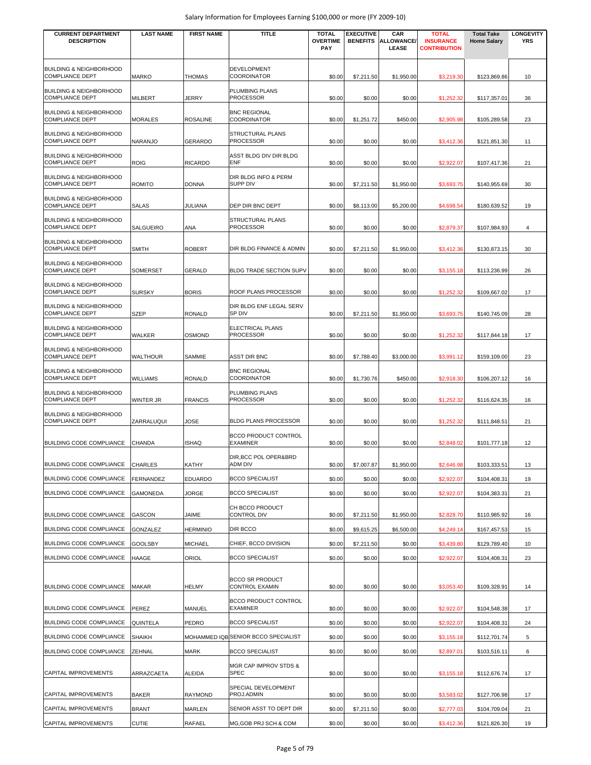Salary Information for Employees Earning $100,000 or more (FY 2009-10)

| CURRENT DEPARTMENT DESCRIPTION | LAST NAME | FIRST NAME | TITLE | TOTAL OVERTIME PAY | EXECUTIVE BENEFITS | CAR ALLOWANCE/ LEASE | TOTAL INSURANCE CONTRIBUTION | Total Take Home Salary | LONGEVITY YRS |
|---|---|---|---|---|---|---|---|---|---|
| BUILDING & NEIGHBORHOOD COMPLIANCE DEPT | MARKO | THOMAS | DEVELOPMENT COORDINATOR | $0.00 | $7,211.50 | $1,950.00 | $3,219.30 | $123,869.86 | 10 |
| BUILDING & NEIGHBORHOOD COMPLIANCE DEPT | MILBERT | JERRY | PLUMBING PLANS PROCESSOR | $0.00 | $0.00 | $0.00 | $1,252.32 | $117,357.01 | 36 |
| BUILDING & NEIGHBORHOOD COMPLIANCE DEPT | MORALES | ROSALINE | BNC REGIONAL COORDINATOR | $0.00 | $1,251.72 | $450.00 | $2,905.98 | $105,289.58 | 23 |
| BUILDING & NEIGHBORHOOD COMPLIANCE DEPT | NARANJO | GERARDO | STRUCTURAL PLANS PROCESSOR | $0.00 | $0.00 | $0.00 | $3,412.36 | $121,851.30 | 11 |
| BUILDING & NEIGHBORHOOD COMPLIANCE DEPT | ROIG | RICARDO | ASST BLDG DIV DIR BLDG ENF | $0.00 | $0.00 | $0.00 | $2,922.07 | $107,417.36 | 21 |
| BUILDING & NEIGHBORHOOD COMPLIANCE DEPT | ROMITO | DONNA | DIR BLDG INFO & PERM SUPP DIV | $0.00 | $7,211.50 | $1,950.00 | $3,693.75 | $140,955.69 | 30 |
| BUILDING & NEIGHBORHOOD COMPLIANCE DEPT | SALAS | JULIANA | DEP DIR BNC DEPT | $0.00 | $8,113.00 | $5,200.00 | $4,698.54 | $180,639.52 | 19 |
| BUILDING & NEIGHBORHOOD COMPLIANCE DEPT | SALGUEIRO | ANA | STRUCTURAL PLANS PROCESSOR | $0.00 | $0.00 | $0.00 | $2,879.37 | $107,984.93 | 4 |
| BUILDING & NEIGHBORHOOD COMPLIANCE DEPT | SMITH | ROBERT | DIR BLDG FINANCE & ADMIN | $0.00 | $7,211.50 | $1,950.00 | $3,412.36 | $130,873.15 | 30 |
| BUILDING & NEIGHBORHOOD COMPLIANCE DEPT | SOMERSET | GERALD | BLDG TRADE SECTION SUPV | $0.00 | $0.00 | $0.00 | $3,155.18 | $113,236.99 | 26 |
| BUILDING & NEIGHBORHOOD COMPLIANCE DEPT | SURSKY | BORIS | ROOF PLANS PROCESSOR | $0.00 | $0.00 | $0.00 | $1,252.32 | $109,667.02 | 17 |
| BUILDING & NEIGHBORHOOD COMPLIANCE DEPT | SZEP | RONALD | DIR BLDG ENF LEGAL SERV SP DIV | $0.00 | $7,211.50 | $1,950.00 | $3,693.75 | $140,745.09 | 28 |
| BUILDING & NEIGHBORHOOD COMPLIANCE DEPT | WALKER | OSMOND | ELECTRICAL PLANS PROCESSOR | $0.00 | $0.00 | $0.00 | $1,252.32 | $117,844.18 | 17 |
| BUILDING & NEIGHBORHOOD COMPLIANCE DEPT | WALTHOUR | SAMMIE | ASST DIR BNC | $0.00 | $7,788.40 | $3,000.00 | $3,991.12 | $159,109.00 | 23 |
| BUILDING & NEIGHBORHOOD COMPLIANCE DEPT | WILLIAMS | RONALD | BNC REGIONAL COORDINATOR | $0.00 | $1,730.76 | $450.00 | $2,918.30 | $106,207.12 | 16 |
| BUILDING & NEIGHBORHOOD COMPLIANCE DEPT | WINTER JR | FRANCIS | PLUMBING PLANS PROCESSOR | $0.00 | $0.00 | $0.00 | $1,252.32 | $116,624.35 | 16 |
| BUILDING & NEIGHBORHOOD COMPLIANCE DEPT | ZARRALUQUI | JOSE | BLDG PLANS PROCESSOR | $0.00 | $0.00 | $0.00 | $1,252.32 | $111,848.51 | 21 |
| BUILDING CODE COMPLIANCE | CHANDA | ISHAQ | BCCO PRODUCT CONTROL EXAMINER | $0.00 | $0.00 | $0.00 | $2,848.02 | $101,777.18 | 12 |
| BUILDING CODE COMPLIANCE | CHARLES | KATHY | DIR,BCC POL OPER&BRD ADM DIV | $0.00 | $7,007.87 | $1,950.00 | $2,646.98 | $103,333.51 | 13 |
| BUILDING CODE COMPLIANCE | FERNANDEZ | EDUARDO | BCCO SPECIALIST | $0.00 | $0.00 | $0.00 | $2,922.07 | $104,408.31 | 19 |
| BUILDING CODE COMPLIANCE | GAMONEDA | JORGE | BCCO SPECIALIST | $0.00 | $0.00 | $0.00 | $2,922.07 | $104,383.31 | 21 |
| BUILDING CODE COMPLIANCE | GASCON | JAIME | CH BCCO PRODUCT CONTROL DIV | $0.00 | $7,211.50 | $1,950.00 | $2,828.70 | $110,985.92 | 16 |
| BUILDING CODE COMPLIANCE | GONZALEZ | HERMINIO | DIR BCCO | $0.00 | $9,615.25 | $6,500.00 | $4,249.14 | $167,457.53 | 15 |
| BUILDING CODE COMPLIANCE | GOOLSBY | MICHAEL | CHIEF, BCCO DIVISION | $0.00 | $7,211.50 | $0.00 | $3,439.80 | $129,789.40 | 10 |
| BUILDING CODE COMPLIANCE | HAAGE | ORIOL | BCCO SPECIALIST | $0.00 | $0.00 | $0.00 | $2,922.07 | $104,408.31 | 23 |
| BUILDING CODE COMPLIANCE | MAKAR | HELMY | BCCO SR PRODUCT CONTROL EXAMIN | $0.00 | $0.00 | $0.00 | $3,053.40 | $109,328.91 | 14 |
| BUILDING CODE COMPLIANCE | PEREZ | MANUEL | BCCO PRODUCT CONTROL EXAMINER | $0.00 | $0.00 | $0.00 | $2,922.07 | $104,548.38 | 17 |
| BUILDING CODE COMPLIANCE | QUINTELA | PEDRO | BCCO SPECIALIST | $0.00 | $0.00 | $0.00 | $2,922.07 | $104,408.31 | 24 |
| BUILDING CODE COMPLIANCE | SHAIKH | MOHAMMED IQB | SENIOR BCCO SPECIALIST | $0.00 | $0.00 | $0.00 | $3,155.18 | $112,701.74 | 5 |
| BUILDING CODE COMPLIANCE | ZEHNAL | MARK | BCCO SPECIALIST | $0.00 | $0.00 | $0.00 | $2,897.01 | $103,516.11 | 6 |
| CAPITAL IMPROVEMENTS | ARRAZCAETA | ALEIDA | MGR CAP IMPROV STDS & SPEC | $0.00 | $0.00 | $0.00 | $3,155.18 | $112,676.74 | 17 |
| CAPITAL IMPROVEMENTS | BAKER | RAYMOND | SPECIAL DEVELOPMENT PROJ.ADMIN | $0.00 | $0.00 | $0.00 | $3,583.02 | $127,706.98 | 17 |
| CAPITAL IMPROVEMENTS | BRANT | MARLEN | SENIOR ASST TO DEPT DIR | $0.00 | $7,211.50 | $0.00 | $2,777.03 | $104,709.04 | 21 |
| CAPITAL IMPROVEMENTS | CUTIE | RAFAEL | MG,GOB PRJ SCH & COM | $0.00 | $0.00 | $0.00 | $3,412.36 | $121,826.30 | 19 |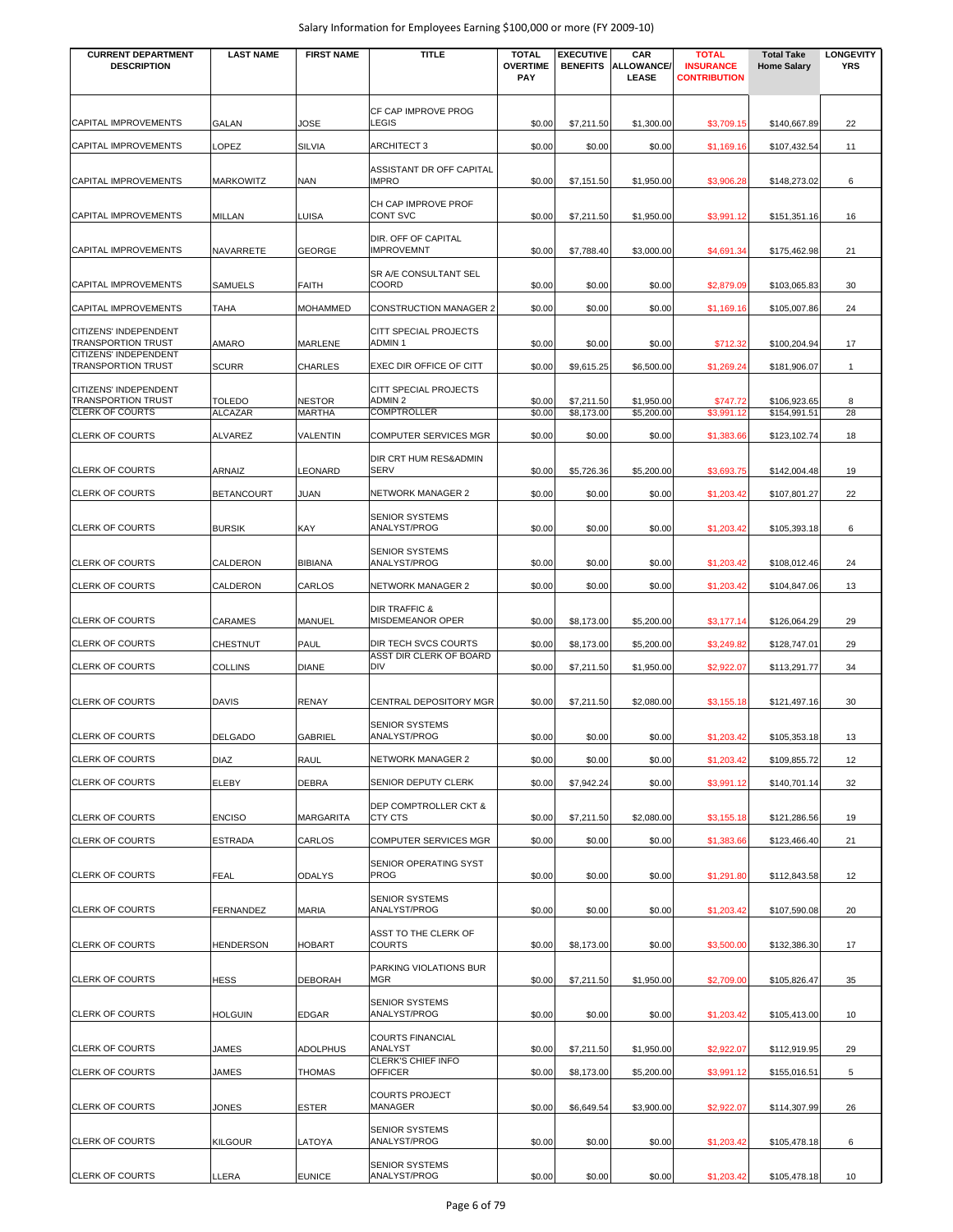Salary Information for Employees Earning $100,000 or more (FY 2009-10)

| CURRENT DEPARTMENT DESCRIPTION | LAST NAME | FIRST NAME | TITLE | TOTAL OVERTIME PAY | EXECUTIVE BENEFITS | CAR ALLOWANCE/ LEASE | TOTAL INSURANCE CONTRIBUTION | Total Take Home Salary | LONGEVITY YRS |
|---|---|---|---|---|---|---|---|---|---|
| CAPITAL IMPROVEMENTS | GALAN | JOSE | CF CAP IMPROVE PROG LEGIS | $0.00 | $7,211.50 | $1,300.00 | $3,709.15 | $140,667.89 | 22 |
| CAPITAL IMPROVEMENTS | LOPEZ | SILVIA | ARCHITECT 3 | $0.00 | $0.00 | $0.00 | $1,169.16 | $107,432.54 | 11 |
| CAPITAL IMPROVEMENTS | MARKOWITZ | NAN | ASSISTANT DR OFF CAPITAL IMPRO | $0.00 | $7,151.50 | $1,950.00 | $3,906.28 | $148,273.02 | 6 |
| CAPITAL IMPROVEMENTS | MILLAN | LUISA | CH CAP IMPROVE PROF CONT SVC | $0.00 | $7,211.50 | $1,950.00 | $3,991.12 | $151,351.16 | 16 |
| CAPITAL IMPROVEMENTS | NAVARRETE | GEORGE | DIR. OFF OF CAPITAL IMPROVEMNT | $0.00 | $7,788.40 | $3,000.00 | $4,691.34 | $175,462.98 | 21 |
| CAPITAL IMPROVEMENTS | SAMUELS | FAITH | SR A/E CONSULTANT SEL COORD | $0.00 | $0.00 | $0.00 | $2,879.09 | $103,065.83 | 30 |
| CAPITAL IMPROVEMENTS | TAHA | MOHAMMED | CONSTRUCTION MANAGER 2 | $0.00 | $0.00 | $0.00 | $1,169.16 | $105,007.86 | 24 |
| CITIZENS' INDEPENDENT TRANSPORTION TRUST | AMARO | MARLENE | CITT SPECIAL PROJECTS ADMIN 1 | $0.00 | $0.00 | $0.00 | $712.32 | $100,204.94 | 17 |
| CITIZENS' INDEPENDENT TRANSPORTION TRUST | SCURR | CHARLES | EXEC DIR OFFICE OF CITT | $0.00 | $9,615.25 | $6,500.00 | $1,269.24 | $181,906.07 | 1 |
| CITIZENS' INDEPENDENT TRANSPORTION TRUST | TOLEDO | NESTOR | CITT SPECIAL PROJECTS ADMIN 2 | $0.00 | $7,211.50 | $1,950.00 | $747.72 | $106,923.65 | 8 |
| CLERK OF COURTS | ALCAZAR | MARTHA | COMPTROLLER | $0.00 | $8,173.00 | $5,200.00 | $3,991.12 | $154,991.51 | 28 |
| CLERK OF COURTS | ALVAREZ | VALENTIN | COMPUTER SERVICES MGR | $0.00 | $0.00 | $0.00 | $1,383.66 | $123,102.74 | 18 |
| CLERK OF COURTS | ARNAIZ | LEONARD | DIR CRT HUM RES&ADMIN SERV | $0.00 | $5,726.36 | $5,200.00 | $3,693.75 | $142,004.48 | 19 |
| CLERK OF COURTS | BETANCOURT | JUAN | NETWORK MANAGER 2 | $0.00 | $0.00 | $0.00 | $1,203.42 | $107,801.27 | 22 |
| CLERK OF COURTS | BURSIK | KAY | SENIOR SYSTEMS ANALYST/PROG | $0.00 | $0.00 | $0.00 | $1,203.42 | $105,393.18 | 6 |
| CLERK OF COURTS | CALDERON | BIBIANA | SENIOR SYSTEMS ANALYST/PROG | $0.00 | $0.00 | $0.00 | $1,203.42 | $108,012.46 | 24 |
| CLERK OF COURTS | CALDERON | CARLOS | NETWORK MANAGER 2 | $0.00 | $0.00 | $0.00 | $1,203.42 | $104,847.06 | 13 |
| CLERK OF COURTS | CARAMES | MANUEL | DIR TRAFFIC & MISDEMEANOR OPER | $0.00 | $8,173.00 | $5,200.00 | $3,177.14 | $126,064.29 | 29 |
| CLERK OF COURTS | CHESTNUT | PAUL | DIR TECH SVCS COURTS | $0.00 | $8,173.00 | $5,200.00 | $3,249.82 | $128,747.01 | 29 |
| CLERK OF COURTS | COLLINS | DIANE | ASST DIR CLERK OF BOARD DIV | $0.00 | $7,211.50 | $1,950.00 | $2,922.07 | $113,291.77 | 34 |
| CLERK OF COURTS | DAVIS | RENAY | CENTRAL DEPOSITORY MGR | $0.00 | $7,211.50 | $2,080.00 | $3,155.18 | $121,497.16 | 30 |
| CLERK OF COURTS | DELGADO | GABRIEL | SENIOR SYSTEMS ANALYST/PROG | $0.00 | $0.00 | $0.00 | $1,203.42 | $105,353.18 | 13 |
| CLERK OF COURTS | DIAZ | RAUL | NETWORK MANAGER 2 | $0.00 | $0.00 | $0.00 | $1,203.42 | $109,855.72 | 12 |
| CLERK OF COURTS | ELEBY | DEBRA | SENIOR DEPUTY CLERK | $0.00 | $7,942.24 | $0.00 | $3,991.12 | $140,701.14 | 32 |
| CLERK OF COURTS | ENCISO | MARGARITA | DEP COMPTROLLER CKT & CTY CTS | $0.00 | $7,211.50 | $2,080.00 | $3,155.18 | $121,286.56 | 19 |
| CLERK OF COURTS | ESTRADA | CARLOS | COMPUTER SERVICES MGR | $0.00 | $0.00 | $0.00 | $1,383.66 | $123,466.40 | 21 |
| CLERK OF COURTS | FEAL | ODALYS | SENIOR OPERATING SYST PROG | $0.00 | $0.00 | $0.00 | $1,291.80 | $112,843.58 | 12 |
| CLERK OF COURTS | FERNANDEZ | MARIA | SENIOR SYSTEMS ANALYST/PROG | $0.00 | $0.00 | $0.00 | $1,203.42 | $107,590.08 | 20 |
| CLERK OF COURTS | HENDERSON | HOBART | ASST TO THE CLERK OF COURTS | $0.00 | $8,173.00 | $0.00 | $3,500.00 | $132,386.30 | 17 |
| CLERK OF COURTS | HESS | DEBORAH | PARKING VIOLATIONS BUR MGR | $0.00 | $7,211.50 | $1,950.00 | $2,709.00 | $105,826.47 | 35 |
| CLERK OF COURTS | HOLGUIN | EDGAR | SENIOR SYSTEMS ANALYST/PROG | $0.00 | $0.00 | $0.00 | $1,203.42 | $105,413.00 | 10 |
| CLERK OF COURTS | JAMES | ADOLPHUS | COURTS FINANCIAL ANALYST | $0.00 | $7,211.50 | $1,950.00 | $2,922.07 | $112,919.95 | 29 |
| CLERK OF COURTS | JAMES | THOMAS | CLERK'S CHIEF INFO OFFICER | $0.00 | $8,173.00 | $5,200.00 | $3,991.12 | $155,016.51 | 5 |
| CLERK OF COURTS | JONES | ESTER | COURTS PROJECT MANAGER | $0.00 | $6,649.54 | $3,900.00 | $2,922.07 | $114,307.99 | 26 |
| CLERK OF COURTS | KILGOUR | LATOYA | SENIOR SYSTEMS ANALYST/PROG | $0.00 | $0.00 | $0.00 | $1,203.42 | $105,478.18 | 6 |
| CLERK OF COURTS | LLERA | EUNICE | SENIOR SYSTEMS ANALYST/PROG | $0.00 | $0.00 | $0.00 | $1,203.42 | $105,478.18 | 10 |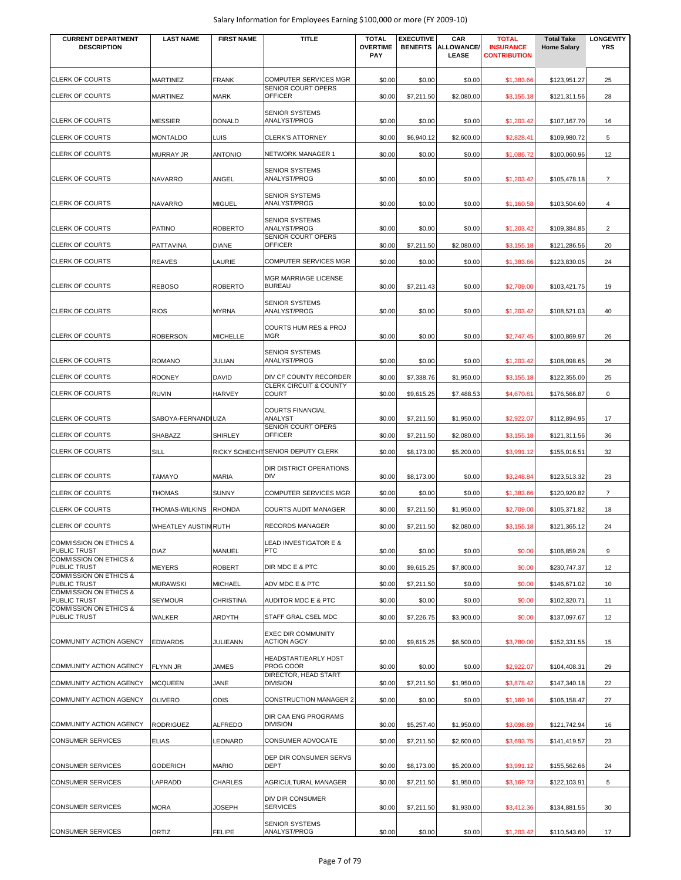| CURRENT DEPARTMENT DESCRIPTION | LAST NAME | FIRST NAME | TITLE | TOTAL OVERTIME PAY | EXECUTIVE BENEFITS | CAR ALLOWANCE/ LEASE | TOTAL INSURANCE CONTRIBUTION | Total Take Home Salary | LONGEVITY YRS |
|---|---|---|---|---|---|---|---|---|---|
| CLERK OF COURTS | MARTINEZ | FRANK | COMPUTER SERVICES MGR | $0.00 | $0.00 | $0.00 | $1,383.66 | $123,951.27 | 25 |
| CLERK OF COURTS | MARTINEZ | MARK | SENIOR COURT OPERS OFFICER | $0.00 | $7,211.50 | $2,080.00 | $3,155.18 | $121,311.56 | 28 |
| CLERK OF COURTS | MESSIER | DONALD | SENIOR SYSTEMS ANALYST/PROG | $0.00 | $0.00 | $0.00 | $1,203.42 | $107,167.70 | 16 |
| CLERK OF COURTS | MONTALDO | LUIS | CLERK'S ATTORNEY | $0.00 | $6,940.12 | $2,600.00 | $2,828.41 | $109,980.72 | 5 |
| CLERK OF COURTS | MURRAY JR | ANTONIO | NETWORK MANAGER 1 | $0.00 | $0.00 | $0.00 | $1,086.72 | $100,060.96 | 12 |
| CLERK OF COURTS | NAVARRO | ANGEL | SENIOR SYSTEMS ANALYST/PROG | $0.00 | $0.00 | $0.00 | $1,203.42 | $105,478.18 | 7 |
| CLERK OF COURTS | NAVARRO | MIGUEL | SENIOR SYSTEMS ANALYST/PROG | $0.00 | $0.00 | $0.00 | $1,160.58 | $103,504.60 | 4 |
| CLERK OF COURTS | PATINO | ROBERTO | SENIOR SYSTEMS ANALYST/PROG | $0.00 | $0.00 | $0.00 | $1,203.42 | $109,384.85 | 2 |
| CLERK OF COURTS | PATTAVINA | DIANE | SENIOR COURT OPERS OFFICER | $0.00 | $7,211.50 | $2,080.00 | $3,155.18 | $121,286.56 | 20 |
| CLERK OF COURTS | REAVES | LAURIE | COMPUTER SERVICES MGR | $0.00 | $0.00 | $0.00 | $1,383.66 | $123,830.05 | 24 |
| CLERK OF COURTS | REBOSO | ROBERTO | MGR MARRIAGE LICENSE BUREAU | $0.00 | $7,211.43 | $0.00 | $2,709.00 | $103,421.75 | 19 |
| CLERK OF COURTS | RIOS | MYRNA | SENIOR SYSTEMS ANALYST/PROG | $0.00 | $0.00 | $0.00 | $1,203.42 | $108,521.03 | 40 |
| CLERK OF COURTS | ROBERSON | MICHELLE | COURTS HUM RES & PROJ MGR | $0.00 | $0.00 | $0.00 | $2,747.45 | $100,869.97 | 26 |
| CLERK OF COURTS | ROMANO | JULIAN | SENIOR SYSTEMS ANALYST/PROG | $0.00 | $0.00 | $0.00 | $1,203.42 | $108,098.65 | 26 |
| CLERK OF COURTS | ROONEY | DAVID | DIV CF COUNTY RECORDER | $0.00 | $7,338.76 | $1,950.00 | $3,155.18 | $122,355.00 | 25 |
| CLERK OF COURTS | RUVIN | HARVEY | CLERK CIRCUIT & COUNTY COURT | $0.00 | $9,615.25 | $7,488.53 | $4,670.81 | $176,566.87 | 0 |
| CLERK OF COURTS | SABOYA-FERNANDI | LIZA | COURTS FINANCIAL ANALYST | $0.00 | $7,211.50 | $1,950.00 | $2,922.07 | $112,894.95 | 17 |
| CLERK OF COURTS | SHABAZZ | SHIRLEY | SENIOR COURT OPERS OFFICER | $0.00 | $7,211.50 | $2,080.00 | $3,155.18 | $121,311.56 | 36 |
| CLERK OF COURTS | SILL | RICKY SCHECHT | SENIOR DEPUTY CLERK | $0.00 | $8,173.00 | $5,200.00 | $3,991.12 | $155,016.51 | 32 |
| CLERK OF COURTS | TAMAYO | MARIA | DIR DISTRICT OPERATIONS DIV | $0.00 | $8,173.00 | $0.00 | $3,248.84 | $123,513.32 | 23 |
| CLERK OF COURTS | THOMAS | SUNNY | COMPUTER SERVICES MGR | $0.00 | $0.00 | $0.00 | $1,383.66 | $120,920.82 | 7 |
| CLERK OF COURTS | THOMAS-WILKINS | RHONDA | COURTS AUDIT MANAGER | $0.00 | $7,211.50 | $1,950.00 | $2,709.00 | $105,371.82 | 18 |
| CLERK OF COURTS | WHEATLEY AUSTIN | RUTH | RECORDS MANAGER | $0.00 | $7,211.50 | $2,080.00 | $3,155.18 | $121,365.12 | 24 |
| COMMISSION ON ETHICS & PUBLIC TRUST | DIAZ | MANUEL | LEAD INVESTIGATOR E & PTC | $0.00 | $0.00 | $0.00 | $0.00 | $106,859.28 | 9 |
| COMMISSION ON ETHICS & PUBLIC TRUST | MEYERS | ROBERT | DIR MDC E & PTC | $0.00 | $9,615.25 | $7,800.00 | $0.00 | $230,747.37 | 12 |
| COMMISSION ON ETHICS & PUBLIC TRUST | MURAWSKI | MICHAEL | ADV MDC E & PTC | $0.00 | $7,211.50 | $0.00 | $0.00 | $146,671.02 | 10 |
| COMMISSION ON ETHICS & PUBLIC TRUST | SEYMOUR | CHRISTINA | AUDITOR MDC E & PTC | $0.00 | $0.00 | $0.00 | $0.00 | $102,320.71 | 11 |
| COMMISSION ON ETHICS & PUBLIC TRUST | WALKER | ARDYTH | STAFF GRAL CSEL MDC | $0.00 | $7,226.75 | $3,900.00 | $0.00 | $137,097.67 | 12 |
| COMMUNITY ACTION AGENCY | EDWARDS | JULIEANN | EXEC DIR COMMUNITY ACTION AGCY | $0.00 | $9,615.25 | $6,500.00 | $3,780.00 | $152,331.55 | 15 |
| COMMUNITY ACTION AGENCY | FLYNN JR | JAMES | HEADSTART/EARLY HDST PROG COOR | $0.00 | $0.00 | $0.00 | $2,922.07 | $104,408.31 | 29 |
| COMMUNITY ACTION AGENCY | MCQUEEN | JANE | DIRECTOR, HEAD START DIVISION | $0.00 | $7,211.50 | $1,950.00 | $3,878.42 | $147,340.18 | 22 |
| COMMUNITY ACTION AGENCY | OLIVERO | ODIS | CONSTRUCTION MANAGER 2 | $0.00 | $0.00 | $0.00 | $1,169.16 | $106,158.47 | 27 |
| COMMUNITY ACTION AGENCY | RODRIGUEZ | ALFREDO | DIR CAA ENG PROGRAMS DIVISION | $0.00 | $5,257.40 | $1,950.00 | $3,098.89 | $121,742.94 | 16 |
| CONSUMER SERVICES | ELIAS | LEONARD | CONSUMER ADVOCATE | $0.00 | $7,211.50 | $2,600.00 | $3,693.75 | $141,419.57 | 23 |
| CONSUMER SERVICES | GODERICH | MARIO | DEP DIR CONSUMER SERVS DEPT | $0.00 | $8,173.00 | $5,200.00 | $3,991.12 | $155,562.66 | 24 |
| CONSUMER SERVICES | LAPRADD | CHARLES | AGRICULTURAL MANAGER | $0.00 | $7,211.50 | $1,950.00 | $3,169.73 | $122,103.91 | 5 |
| CONSUMER SERVICES | MORA | JOSEPH | DIV DIR CONSUMER SERVICES | $0.00 | $7,211.50 | $1,930.00 | $3,412.36 | $134,881.55 | 30 |
| CONSUMER SERVICES | ORTIZ | FELIPE | SENIOR SYSTEMS ANALYST/PROG | $0.00 | $0.00 | $0.00 | $1,203.42 | $110,543.60 | 17 |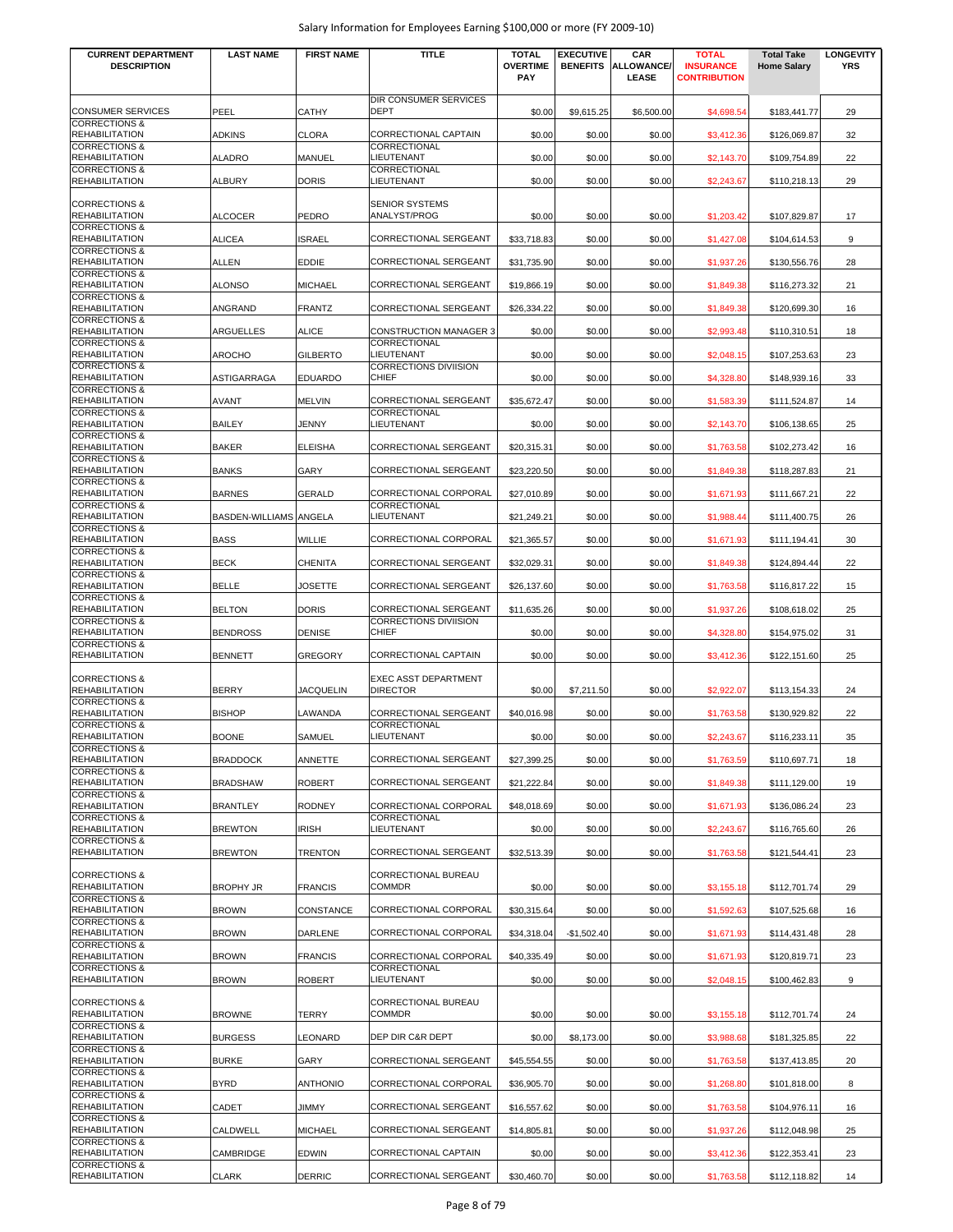| CURRENT DEPARTMENT DESCRIPTION | LAST NAME | FIRST NAME | TITLE | TOTAL OVERTIME PAY | EXECUTIVE BENEFITS | CAR ALLOWANCE/ LEASE | TOTAL INSURANCE CONTRIBUTION | Total Take Home Salary | LONGEVITY YRS |
|---|---|---|---|---|---|---|---|---|---|
| CONSUMER SERVICES | PEEL | CATHY | DIR CONSUMER SERVICES DEPT | $0.00 | $9,615.25 | $6,500.00 | $4,698.54 | $183,441.77 | 29 |
| CORRECTIONS & REHABILITATION | ADKINS | CLORA | CORRECTIONAL CAPTAIN | $0.00 | $0.00 | $0.00 | $3,412.36 | $126,069.87 | 32 |
| CORRECTIONS & REHABILITATION | ALADRO | MANUEL | CORRECTIONAL LIEUTENANT | $0.00 | $0.00 | $0.00 | $2,143.70 | $109,754.89 | 22 |
| CORRECTIONS & REHABILITATION | ALBURY | DORIS | CORRECTIONAL LIEUTENANT | $0.00 | $0.00 | $0.00 | $2,243.67 | $110,218.13 | 29 |
| CORRECTIONS & REHABILITATION | ALCOCER | PEDRO | SENIOR SYSTEMS ANALYST/PROG | $0.00 | $0.00 | $0.00 | $1,203.42 | $107,829.87 | 17 |
| CORRECTIONS & REHABILITATION | ALICEA | ISRAEL | CORRECTIONAL SERGEANT | $33,718.83 | $0.00 | $0.00 | $1,427.08 | $104,614.53 | 9 |
| CORRECTIONS & REHABILITATION | ALLEN | EDDIE | CORRECTIONAL SERGEANT | $31,735.90 | $0.00 | $0.00 | $1,937.26 | $130,556.76 | 28 |
| CORRECTIONS & REHABILITATION | ALONSO | MICHAEL | CORRECTIONAL SERGEANT | $19,866.19 | $0.00 | $0.00 | $1,849.38 | $116,273.32 | 21 |
| CORRECTIONS & REHABILITATION | ANGRAND | FRANTZ | CORRECTIONAL SERGEANT | $26,334.22 | $0.00 | $0.00 | $1,849.38 | $120,699.30 | 16 |
| CORRECTIONS & REHABILITATION | ARGUELLES | ALICE | CONSTRUCTION MANAGER 3 | $0.00 | $0.00 | $0.00 | $2,993.48 | $110,310.51 | 18 |
| CORRECTIONS & REHABILITATION | AROCHO | GILBERTO | CORRECTIONAL LIEUTENANT | $0.00 | $0.00 | $0.00 | $2,048.15 | $107,253.63 | 23 |
| CORRECTIONS & REHABILITATION | ASTIGARRAGA | EDUARDO | CORRECTIONS DIVIISION CHIEF | $0.00 | $0.00 | $0.00 | $4,328.80 | $148,939.16 | 33 |
| CORRECTIONS & REHABILITATION | AVANT | MELVIN | CORRECTIONAL SERGEANT | $35,672.47 | $0.00 | $0.00 | $1,583.39 | $111,524.87 | 14 |
| CORRECTIONS & REHABILITATION | BAILEY | JENNY | CORRECTIONAL LIEUTENANT | $0.00 | $0.00 | $0.00 | $2,143.70 | $106,138.65 | 25 |
| CORRECTIONS & REHABILITATION | BAKER | ELEISHA | CORRECTIONAL SERGEANT | $20,315.31 | $0.00 | $0.00 | $1,763.58 | $102,273.42 | 16 |
| CORRECTIONS & REHABILITATION | BANKS | GARY | CORRECTIONAL SERGEANT | $23,220.50 | $0.00 | $0.00 | $1,849.38 | $118,287.83 | 21 |
| CORRECTIONS & REHABILITATION | BARNES | GERALD | CORRECTIONAL CORPORAL | $27,010.89 | $0.00 | $0.00 | $1,671.93 | $111,667.21 | 22 |
| CORRECTIONS & REHABILITATION | BASDEN-WILLIAMS | ANGELA | CORRECTIONAL LIEUTENANT | $21,249.21 | $0.00 | $0.00 | $1,988.44 | $111,400.75 | 26 |
| CORRECTIONS & REHABILITATION | BASS | WILLIE | CORRECTIONAL CORPORAL | $21,365.57 | $0.00 | $0.00 | $1,671.93 | $111,194.41 | 30 |
| CORRECTIONS & REHABILITATION | BECK | CHENITA | CORRECTIONAL SERGEANT | $32,029.31 | $0.00 | $0.00 | $1,849.38 | $124,894.44 | 22 |
| CORRECTIONS & REHABILITATION | BELLE | JOSETTE | CORRECTIONAL SERGEANT | $26,137.60 | $0.00 | $0.00 | $1,763.58 | $116,817.22 | 15 |
| CORRECTIONS & REHABILITATION | BELTON | DORIS | CORRECTIONAL SERGEANT | $11,635.26 | $0.00 | $0.00 | $1,937.26 | $108,618.02 | 25 |
| CORRECTIONS & REHABILITATION | BENDROSS | DENISE | CORRECTIONS DIVIISION CHIEF | $0.00 | $0.00 | $0.00 | $4,328.80 | $154,975.02 | 31 |
| CORRECTIONS & REHABILITATION | BENNETT | GREGORY | CORRECTIONAL CAPTAIN | $0.00 | $0.00 | $0.00 | $3,412.36 | $122,151.60 | 25 |
| CORRECTIONS & REHABILITATION | BERRY | JACQUELIN | EXEC ASST DEPARTMENT DIRECTOR | $0.00 | $7,211.50 | $0.00 | $2,922.07 | $113,154.33 | 24 |
| CORRECTIONS & REHABILITATION | BISHOP | LAWANDA | CORRECTIONAL SERGEANT | $40,016.98 | $0.00 | $0.00 | $1,763.58 | $130,929.82 | 22 |
| CORRECTIONS & REHABILITATION | BOONE | SAMUEL | CORRECTIONAL LIEUTENANT | $0.00 | $0.00 | $0.00 | $2,243.67 | $116,233.11 | 35 |
| CORRECTIONS & REHABILITATION | BRADDOCK | ANNETTE | CORRECTIONAL SERGEANT | $27,399.25 | $0.00 | $0.00 | $1,763.59 | $110,697.71 | 18 |
| CORRECTIONS & REHABILITATION | BRADSHAW | ROBERT | CORRECTIONAL SERGEANT | $21,222.84 | $0.00 | $0.00 | $1,849.38 | $111,129.00 | 19 |
| CORRECTIONS & REHABILITATION | BRANTLEY | RODNEY | CORRECTIONAL CORPORAL | $48,018.69 | $0.00 | $0.00 | $1,671.93 | $136,086.24 | 23 |
| CORRECTIONS & REHABILITATION | BREWTON | IRISH | CORRECTIONAL LIEUTENANT | $0.00 | $0.00 | $0.00 | $2,243.67 | $116,765.60 | 26 |
| CORRECTIONS & REHABILITATION | BREWTON | TRENTON | CORRECTIONAL SERGEANT | $32,513.39 | $0.00 | $0.00 | $1,763.58 | $121,544.41 | 23 |
| CORRECTIONS & REHABILITATION | BROPHY JR | FRANCIS | CORRECTIONAL BUREAU COMMDR | $0.00 | $0.00 | $0.00 | $3,155.18 | $112,701.74 | 29 |
| CORRECTIONS & REHABILITATION | BROWN | CONSTANCE | CORRECTIONAL CORPORAL | $30,315.64 | $0.00 | $0.00 | $1,592.63 | $107,525.68 | 16 |
| CORRECTIONS & REHABILITATION | BROWN | DARLENE | CORRECTIONAL CORPORAL | $34,318.04 | -$1,502.40 | $0.00 | $1,671.93 | $114,431.48 | 28 |
| CORRECTIONS & REHABILITATION | BROWN | FRANCIS | CORRECTIONAL CORPORAL | $40,335.49 | $0.00 | $0.00 | $1,671.93 | $120,819.71 | 23 |
| CORRECTIONS & REHABILITATION | BROWN | ROBERT | CORRECTIONAL LIEUTENANT | $0.00 | $0.00 | $0.00 | $2,048.15 | $100,462.83 | 9 |
| CORRECTIONS & REHABILITATION | BROWNE | TERRY | CORRECTIONAL BUREAU COMMDR | $0.00 | $0.00 | $0.00 | $3,155.18 | $112,701.74 | 24 |
| CORRECTIONS & REHABILITATION | BURGESS | LEONARD | DEP DIR C&R DEPT | $0.00 | $8,173.00 | $0.00 | $3,988.68 | $181,325.85 | 22 |
| CORRECTIONS & REHABILITATION | BURKE | GARY | CORRECTIONAL SERGEANT | $45,554.55 | $0.00 | $0.00 | $1,763.58 | $137,413.85 | 20 |
| CORRECTIONS & REHABILITATION | BYRD | ANTHONIO | CORRECTIONAL CORPORAL | $36,905.70 | $0.00 | $0.00 | $1,268.80 | $101,818.00 | 8 |
| CORRECTIONS & REHABILITATION | CADET | JIMMY | CORRECTIONAL SERGEANT | $16,557.62 | $0.00 | $0.00 | $1,763.58 | $104,976.11 | 16 |
| CORRECTIONS & REHABILITATION | CALDWELL | MICHAEL | CORRECTIONAL SERGEANT | $14,805.81 | $0.00 | $0.00 | $1,937.26 | $112,048.98 | 25 |
| CORRECTIONS & REHABILITATION | CAMBRIDGE | EDWIN | CORRECTIONAL CAPTAIN | $0.00 | $0.00 | $0.00 | $3,412.36 | $122,353.41 | 23 |
| CORRECTIONS & REHABILITATION | CLARK | DERRIC | CORRECTIONAL SERGEANT | $30,460.70 | $0.00 | $0.00 | $1,763.58 | $112,118.82 | 14 |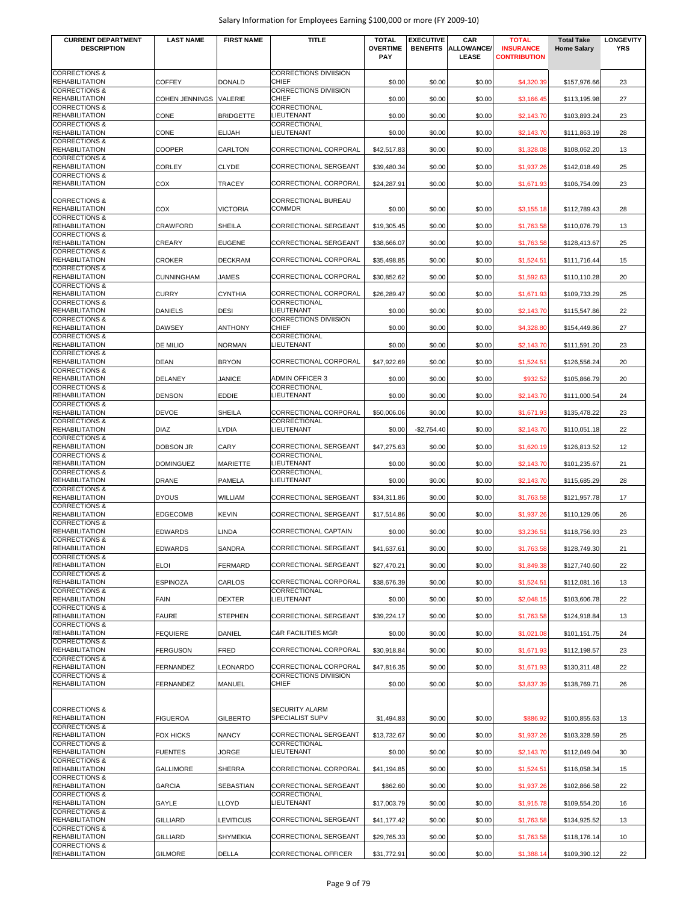Salary Information for Employees Earning $100,000 or more (FY 2009-10)

| CURRENT DEPARTMENT DESCRIPTION | LAST NAME | FIRST NAME | TITLE | TOTAL OVERTIME PAY | EXECUTIVE BENEFITS | CAR ALLOWANCE/ LEASE | TOTAL INSURANCE CONTRIBUTION | Total Take Home Salary | LONGEVITY YRS |
|---|---|---|---|---|---|---|---|---|---|
| CORRECTIONS & REHABILITATION | COFFEY | DONALD | CORRECTIONS DIVIISION CHIEF | $0.00 | $0.00 | $0.00 | $4,320.39 | $157,976.66 | 23 |
| CORRECTIONS & REHABILITATION | COHEN JENNINGS | VALERIE | CORRECTIONS DIVIISION CHIEF | $0.00 | $0.00 | $0.00 | $3,166.45 | $113,195.98 | 27 |
| CORRECTIONS & REHABILITATION | CONE | BRIDGETTE | CORRECTIONAL LIEUTENANT | $0.00 | $0.00 | $0.00 | $2,143.70 | $103,893.24 | 23 |
| CORRECTIONS & REHABILITATION | CONE | ELIJAH | CORRECTIONAL LIEUTENANT | $0.00 | $0.00 | $0.00 | $2,143.70 | $111,863.19 | 28 |
| CORRECTIONS & REHABILITATION | COOPER | CARLTON | CORRECTIONAL CORPORAL | $42,517.83 | $0.00 | $0.00 | $1,328.08 | $108,062.20 | 13 |
| CORRECTIONS & REHABILITATION | CORLEY | CLYDE | CORRECTIONAL SERGEANT | $39,480.34 | $0.00 | $0.00 | $1,937.26 | $142,018.49 | 25 |
| CORRECTIONS & REHABILITATION | COX | TRACEY | CORRECTIONAL CORPORAL | $24,287.91 | $0.00 | $0.00 | $1,671.93 | $106,754.09 | 23 |
| CORRECTIONS & REHABILITATION | COX | VICTORIA | CORRECTIONAL BUREAU COMMDR | $0.00 | $0.00 | $0.00 | $3,155.18 | $112,789.43 | 28 |
| CORRECTIONS & REHABILITATION | CRAWFORD | SHEILA | CORRECTIONAL SERGEANT | $19,305.45 | $0.00 | $0.00 | $1,763.58 | $110,076.79 | 13 |
| CORRECTIONS & REHABILITATION | CREARY | EUGENE | CORRECTIONAL SERGEANT | $38,666.07 | $0.00 | $0.00 | $1,763.58 | $128,413.67 | 25 |
| CORRECTIONS & REHABILITATION | CROKER | DECKRAM | CORRECTIONAL CORPORAL | $35,498.85 | $0.00 | $0.00 | $1,524.51 | $111,716.44 | 15 |
| CORRECTIONS & REHABILITATION | CUNNINGHAM | JAMES | CORRECTIONAL CORPORAL | $30,852.62 | $0.00 | $0.00 | $1,592.63 | $110,110.28 | 20 |
| CORRECTIONS & REHABILITATION | CURRY | CYNTHIA | CORRECTIONAL CORPORAL | $26,289.47 | $0.00 | $0.00 | $1,671.93 | $109,733.29 | 25 |
| CORRECTIONS & REHABILITATION | DANIELS | DESI | CORRECTIONAL LIEUTENANT | $0.00 | $0.00 | $0.00 | $2,143.70 | $115,547.86 | 22 |
| CORRECTIONS & REHABILITATION | DAWSEY | ANTHONY | CORRECTIONS DIVIISION CHIEF | $0.00 | $0.00 | $0.00 | $4,328.80 | $154,449.86 | 27 |
| CORRECTIONS & REHABILITATION | DE MILIO | NORMAN | CORRECTIONAL LIEUTENANT | $0.00 | $0.00 | $0.00 | $2,143.70 | $111,591.20 | 23 |
| CORRECTIONS & REHABILITATION | DEAN | BRYON | CORRECTIONAL CORPORAL | $47,922.69 | $0.00 | $0.00 | $1,524.51 | $126,556.24 | 20 |
| CORRECTIONS & REHABILITATION | DELANEY | JANICE | ADMIN OFFICER 3 | $0.00 | $0.00 | $0.00 | $932.52 | $105,866.79 | 20 |
| CORRECTIONS & REHABILITATION | DENSON | EDDIE | CORRECTIONAL LIEUTENANT | $0.00 | $0.00 | $0.00 | $2,143.70 | $111,000.54 | 24 |
| CORRECTIONS & REHABILITATION | DEVOE | SHEILA | CORRECTIONAL CORPORAL | $50,006.06 | $0.00 | $0.00 | $1,671.93 | $135,478.22 | 23 |
| CORRECTIONS & REHABILITATION | DIAZ | LYDIA | CORRECTIONAL LIEUTENANT | $0.00 | -$2,754.40 | $0.00 | $2,143.70 | $110,051.18 | 22 |
| CORRECTIONS & REHABILITATION | DOBSON JR | CARY | CORRECTIONAL SERGEANT | $47,275.63 | $0.00 | $0.00 | $1,620.19 | $126,813.52 | 12 |
| CORRECTIONS & REHABILITATION | DOMINGUEZ | MARIETTE | CORRECTIONAL LIEUTENANT | $0.00 | $0.00 | $0.00 | $2,143.70 | $101,235.67 | 21 |
| CORRECTIONS & REHABILITATION | DRANE | PAMELA | CORRECTIONAL LIEUTENANT | $0.00 | $0.00 | $0.00 | $2,143.70 | $115,685.29 | 28 |
| CORRECTIONS & REHABILITATION | DYOUS | WILLIAM | CORRECTIONAL SERGEANT | $34,311.86 | $0.00 | $0.00 | $1,763.58 | $121,957.78 | 17 |
| CORRECTIONS & REHABILITATION | EDGECOMB | KEVIN | CORRECTIONAL SERGEANT | $17,514.86 | $0.00 | $0.00 | $1,937.26 | $110,129.05 | 26 |
| CORRECTIONS & REHABILITATION | EDWARDS | LINDA | CORRECTIONAL CAPTAIN | $0.00 | $0.00 | $0.00 | $3,236.51 | $118,756.93 | 23 |
| CORRECTIONS & REHABILITATION | EDWARDS | SANDRA | CORRECTIONAL SERGEANT | $41,637.61 | $0.00 | $0.00 | $1,763.58 | $128,749.30 | 21 |
| CORRECTIONS & REHABILITATION | ELOI | FERMARD | CORRECTIONAL SERGEANT | $27,470.21 | $0.00 | $0.00 | $1,849.38 | $127,740.60 | 22 |
| CORRECTIONS & REHABILITATION | ESPINOZA | CARLOS | CORRECTIONAL CORPORAL | $38,676.39 | $0.00 | $0.00 | $1,524.51 | $112,081.16 | 13 |
| CORRECTIONS & REHABILITATION | FAIN | DEXTER | CORRECTIONAL LIEUTENANT | $0.00 | $0.00 | $0.00 | $2,048.15 | $103,606.78 | 22 |
| CORRECTIONS & REHABILITATION | FAURE | STEPHEN | CORRECTIONAL SERGEANT | $39,224.17 | $0.00 | $0.00 | $1,763.58 | $124,918.84 | 13 |
| CORRECTIONS & REHABILITATION | FEQUIERE | DANIEL | C&R FACILITIES MGR | $0.00 | $0.00 | $0.00 | $1,021.08 | $101,151.75 | 24 |
| CORRECTIONS & REHABILITATION | FERGUSON | FRED | CORRECTIONAL CORPORAL | $30,918.84 | $0.00 | $0.00 | $1,671.93 | $112,198.57 | 23 |
| CORRECTIONS & REHABILITATION | FERNANDEZ | LEONARDO | CORRECTIONAL CORPORAL | $47,816.35 | $0.00 | $0.00 | $1,671.93 | $130,311.48 | 22 |
| CORRECTIONS & REHABILITATION | FERNANDEZ | MANUEL | CORRECTIONS DIVIISION CHIEF | $0.00 | $0.00 | $0.00 | $3,837.39 | $138,769.71 | 26 |
| CORRECTIONS & REHABILITATION | FIGUEROA | GILBERTO | SECURITY ALARM SPECIALIST SUPV | $1,494.83 | $0.00 | $0.00 | $886.92 | $100,855.63 | 13 |
| CORRECTIONS & REHABILITATION | FOX HICKS | NANCY | CORRECTIONAL SERGEANT | $13,732.67 | $0.00 | $0.00 | $1,937.26 | $103,328.59 | 25 |
| CORRECTIONS & REHABILITATION | FUENTES | JORGE | CORRECTIONAL LIEUTENANT | $0.00 | $0.00 | $0.00 | $2,143.70 | $112,049.04 | 30 |
| CORRECTIONS & REHABILITATION | GALLIMORE | SHERRA | CORRECTIONAL CORPORAL | $41,194.85 | $0.00 | $0.00 | $1,524.51 | $116,058.34 | 15 |
| CORRECTIONS & REHABILITATION | GARCIA | SEBASTIAN | CORRECTIONAL SERGEANT | $862.60 | $0.00 | $0.00 | $1,937.26 | $102,866.58 | 22 |
| CORRECTIONS & REHABILITATION | GAYLE | LLOYD | CORRECTIONAL LIEUTENANT | $17,003.79 | $0.00 | $0.00 | $1,915.78 | $109,554.20 | 16 |
| CORRECTIONS & REHABILITATION | GILLIARD | LEVITICUS | CORRECTIONAL SERGEANT | $41,177.42 | $0.00 | $0.00 | $1,763.58 | $134,925.52 | 13 |
| CORRECTIONS & REHABILITATION | GILLIARD | SHYMEKIA | CORRECTIONAL SERGEANT | $29,765.33 | $0.00 | $0.00 | $1,763.58 | $118,176.14 | 10 |
| CORRECTIONS & REHABILITATION | GILMORE | DELLA | CORRECTIONAL OFFICER | $31,772.91 | $0.00 | $0.00 | $1,388.14 | $109,390.12 | 22 |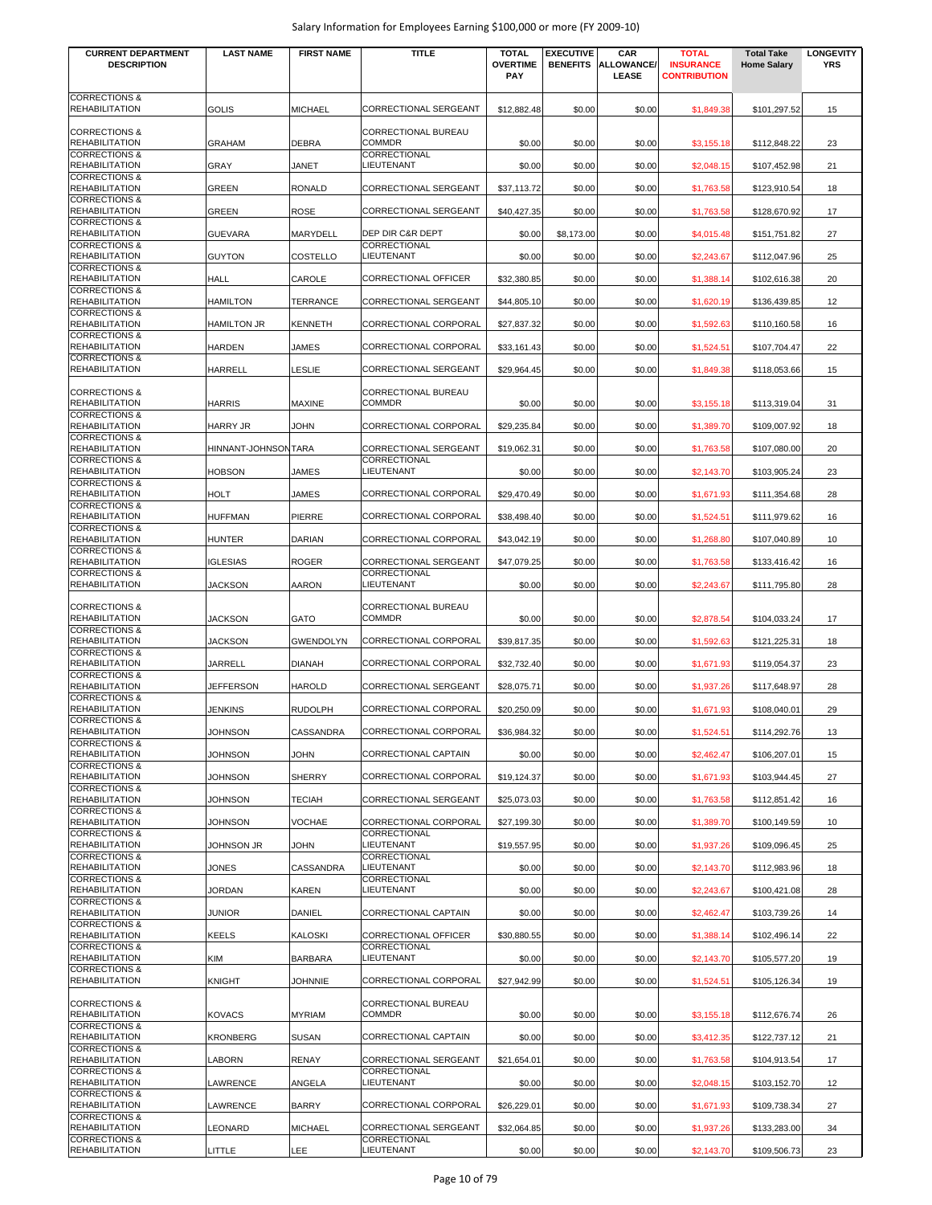| CURRENT DEPARTMENT DESCRIPTION | LAST NAME | FIRST NAME | TITLE | TOTAL OVERTIME PAY | EXECUTIVE BENEFITS | CAR ALLOWANCE/ LEASE | TOTAL INSURANCE CONTRIBUTION | Total Take Home Salary | LONGEVITY YRS |
|---|---|---|---|---|---|---|---|---|---|
| CORRECTIONS & REHABILITATION | GOLIS | MICHAEL | CORRECTIONAL SERGEANT | $12,882.48 | $0.00 | $0.00 | $1,849.38 | $101,297.52 | 15 |
| CORRECTIONS & REHABILITATION | GRAHAM | DEBRA | CORRECTIONAL BUREAU COMMDR | $0.00 | $0.00 | $0.00 | $3,155.18 | $112,848.22 | 23 |
| CORRECTIONS & REHABILITATION | GRAY | JANET | CORRECTIONAL LIEUTENANT | $0.00 | $0.00 | $0.00 | $2,048.15 | $107,452.98 | 21 |
| CORRECTIONS & REHABILITATION | GREEN | RONALD | CORRECTIONAL SERGEANT | $37,113.72 | $0.00 | $0.00 | $1,763.58 | $123,910.54 | 18 |
| CORRECTIONS & REHABILITATION | GREEN | ROSE | CORRECTIONAL SERGEANT | $40,427.35 | $0.00 | $0.00 | $1,763.58 | $128,670.92 | 17 |
| CORRECTIONS & REHABILITATION | GUEVARA | MARYDELL | DEP DIR C&R DEPT | $0.00 | $8,173.00 | $0.00 | $4,015.48 | $151,751.82 | 27 |
| CORRECTIONS & REHABILITATION | GUYTON | COSTELLO | CORRECTIONAL LIEUTENANT | $0.00 | $0.00 | $0.00 | $2,243.67 | $112,047.96 | 25 |
| CORRECTIONS & REHABILITATION | HALL | CAROLE | CORRECTIONAL OFFICER | $32,380.85 | $0.00 | $0.00 | $1,388.14 | $102,616.38 | 20 |
| CORRECTIONS & REHABILITATION | HAMILTON | TERRANCE | CORRECTIONAL SERGEANT | $44,805.10 | $0.00 | $0.00 | $1,620.19 | $136,439.85 | 12 |
| CORRECTIONS & REHABILITATION | HAMILTON JR | KENNETH | CORRECTIONAL CORPORAL | $27,837.32 | $0.00 | $0.00 | $1,592.63 | $110,160.58 | 16 |
| CORRECTIONS & REHABILITATION | HARDEN | JAMES | CORRECTIONAL CORPORAL | $33,161.43 | $0.00 | $0.00 | $1,524.51 | $107,704.47 | 22 |
| CORRECTIONS & REHABILITATION | HARRELL | LESLIE | CORRECTIONAL SERGEANT | $29,964.45 | $0.00 | $0.00 | $1,849.38 | $118,053.66 | 15 |
| CORRECTIONS & REHABILITATION | HARRIS | MAXINE | CORRECTIONAL BUREAU COMMDR | $0.00 | $0.00 | $0.00 | $3,155.18 | $113,319.04 | 31 |
| CORRECTIONS & REHABILITATION | HARRY JR | JOHN | CORRECTIONAL CORPORAL | $29,235.84 | $0.00 | $0.00 | $1,389.70 | $109,007.92 | 18 |
| CORRECTIONS & REHABILITATION | HINNANT-JOHNSON | TARA | CORRECTIONAL SERGEANT | $19,062.31 | $0.00 | $0.00 | $1,763.58 | $107,080.00 | 20 |
| CORRECTIONS & REHABILITATION | HOBSON | JAMES | CORRECTIONAL LIEUTENANT | $0.00 | $0.00 | $0.00 | $2,143.70 | $103,905.24 | 23 |
| CORRECTIONS & REHABILITATION | HOLT | JAMES | CORRECTIONAL CORPORAL | $29,470.49 | $0.00 | $0.00 | $1,671.93 | $111,354.68 | 28 |
| CORRECTIONS & REHABILITATION | HUFFMAN | PIERRE | CORRECTIONAL CORPORAL | $38,498.40 | $0.00 | $0.00 | $1,524.51 | $111,979.62 | 16 |
| CORRECTIONS & REHABILITATION | HUNTER | DARIAN | CORRECTIONAL CORPORAL | $43,042.19 | $0.00 | $0.00 | $1,268.80 | $107,040.89 | 10 |
| CORRECTIONS & REHABILITATION | IGLESIAS | ROGER | CORRECTIONAL SERGEANT | $47,079.25 | $0.00 | $0.00 | $1,763.58 | $133,416.42 | 16 |
| CORRECTIONS & REHABILITATION | JACKSON | AARON | CORRECTIONAL LIEUTENANT | $0.00 | $0.00 | $0.00 | $2,243.67 | $111,795.80 | 28 |
| CORRECTIONS & REHABILITATION | JACKSON | GATO | CORRECTIONAL BUREAU COMMDR | $0.00 | $0.00 | $0.00 | $2,878.54 | $104,033.24 | 17 |
| CORRECTIONS & REHABILITATION | JACKSON | GWENDOLYN | CORRECTIONAL CORPORAL | $39,817.35 | $0.00 | $0.00 | $1,592.63 | $121,225.31 | 18 |
| CORRECTIONS & REHABILITATION | JARRELL | DIANAH | CORRECTIONAL CORPORAL | $32,732.40 | $0.00 | $0.00 | $1,671.93 | $119,054.37 | 23 |
| CORRECTIONS & REHABILITATION | JEFFERSON | HAROLD | CORRECTIONAL SERGEANT | $28,075.71 | $0.00 | $0.00 | $1,937.26 | $117,648.97 | 28 |
| CORRECTIONS & REHABILITATION | JENKINS | RUDOLPH | CORRECTIONAL CORPORAL | $20,250.09 | $0.00 | $0.00 | $1,671.93 | $108,040.01 | 29 |
| CORRECTIONS & REHABILITATION | JOHNSON | CASSANDRA | CORRECTIONAL CORPORAL | $36,984.32 | $0.00 | $0.00 | $1,524.51 | $114,292.76 | 13 |
| CORRECTIONS & REHABILITATION | JOHNSON | JOHN | CORRECTIONAL CAPTAIN | $0.00 | $0.00 | $0.00 | $2,462.47 | $106,207.01 | 15 |
| CORRECTIONS & REHABILITATION | JOHNSON | SHERRY | CORRECTIONAL CORPORAL | $19,124.37 | $0.00 | $0.00 | $1,671.93 | $103,944.45 | 27 |
| CORRECTIONS & REHABILITATION | JOHNSON | TECIAH | CORRECTIONAL SERGEANT | $25,073.03 | $0.00 | $0.00 | $1,763.58 | $112,851.42 | 16 |
| CORRECTIONS & REHABILITATION | JOHNSON | VOCHAE | CORRECTIONAL CORPORAL | $27,199.30 | $0.00 | $0.00 | $1,389.70 | $100,149.59 | 10 |
| CORRECTIONS & REHABILITATION | JOHNSON JR | JOHN | CORRECTIONAL LIEUTENANT | $19,557.95 | $0.00 | $0.00 | $1,937.26 | $109,096.45 | 25 |
| CORRECTIONS & REHABILITATION | JONES | CASSANDRA | CORRECTIONAL LIEUTENANT | $0.00 | $0.00 | $0.00 | $2,143.70 | $112,983.96 | 18 |
| CORRECTIONS & REHABILITATION | JORDAN | KAREN | CORRECTIONAL LIEUTENANT | $0.00 | $0.00 | $0.00 | $2,243.67 | $100,421.08 | 28 |
| CORRECTIONS & REHABILITATION | JUNIOR | DANIEL | CORRECTIONAL CAPTAIN | $0.00 | $0.00 | $0.00 | $2,462.47 | $103,739.26 | 14 |
| CORRECTIONS & REHABILITATION | KEELS | KALOSKI | CORRECTIONAL OFFICER | $30,880.55 | $0.00 | $0.00 | $1,388.14 | $102,496.14 | 22 |
| CORRECTIONS & REHABILITATION | KIM | BARBARA | CORRECTIONAL LIEUTENANT | $0.00 | $0.00 | $0.00 | $2,143.70 | $105,577.20 | 19 |
| CORRECTIONS & REHABILITATION | KNIGHT | JOHNNIE | CORRECTIONAL CORPORAL | $27,942.99 | $0.00 | $0.00 | $1,524.51 | $105,126.34 | 19 |
| CORRECTIONS & REHABILITATION | KOVACS | MYRIAM | CORRECTIONAL BUREAU COMMDR | $0.00 | $0.00 | $0.00 | $3,155.18 | $112,676.74 | 26 |
| CORRECTIONS & REHABILITATION | KRONBERG | SUSAN | CORRECTIONAL CAPTAIN | $0.00 | $0.00 | $0.00 | $3,412.35 | $122,737.12 | 21 |
| CORRECTIONS & REHABILITATION | LABORN | RENAY | CORRECTIONAL SERGEANT | $21,654.01 | $0.00 | $0.00 | $1,763.58 | $104,913.54 | 17 |
| CORRECTIONS & REHABILITATION | LAWRENCE | ANGELA | CORRECTIONAL LIEUTENANT | $0.00 | $0.00 | $0.00 | $2,048.15 | $103,152.70 | 12 |
| CORRECTIONS & REHABILITATION | LAWRENCE | BARRY | CORRECTIONAL CORPORAL | $26,229.01 | $0.00 | $0.00 | $1,671.93 | $109,738.34 | 27 |
| CORRECTIONS & REHABILITATION | LEONARD | MICHAEL | CORRECTIONAL SERGEANT | $32,064.85 | $0.00 | $0.00 | $1,937.26 | $133,283.00 | 34 |
| CORRECTIONS & REHABILITATION | LITTLE | LEE | CORRECTIONAL LIEUTENANT | $0.00 | $0.00 | $0.00 | $2,143.70 | $109,506.73 | 23 |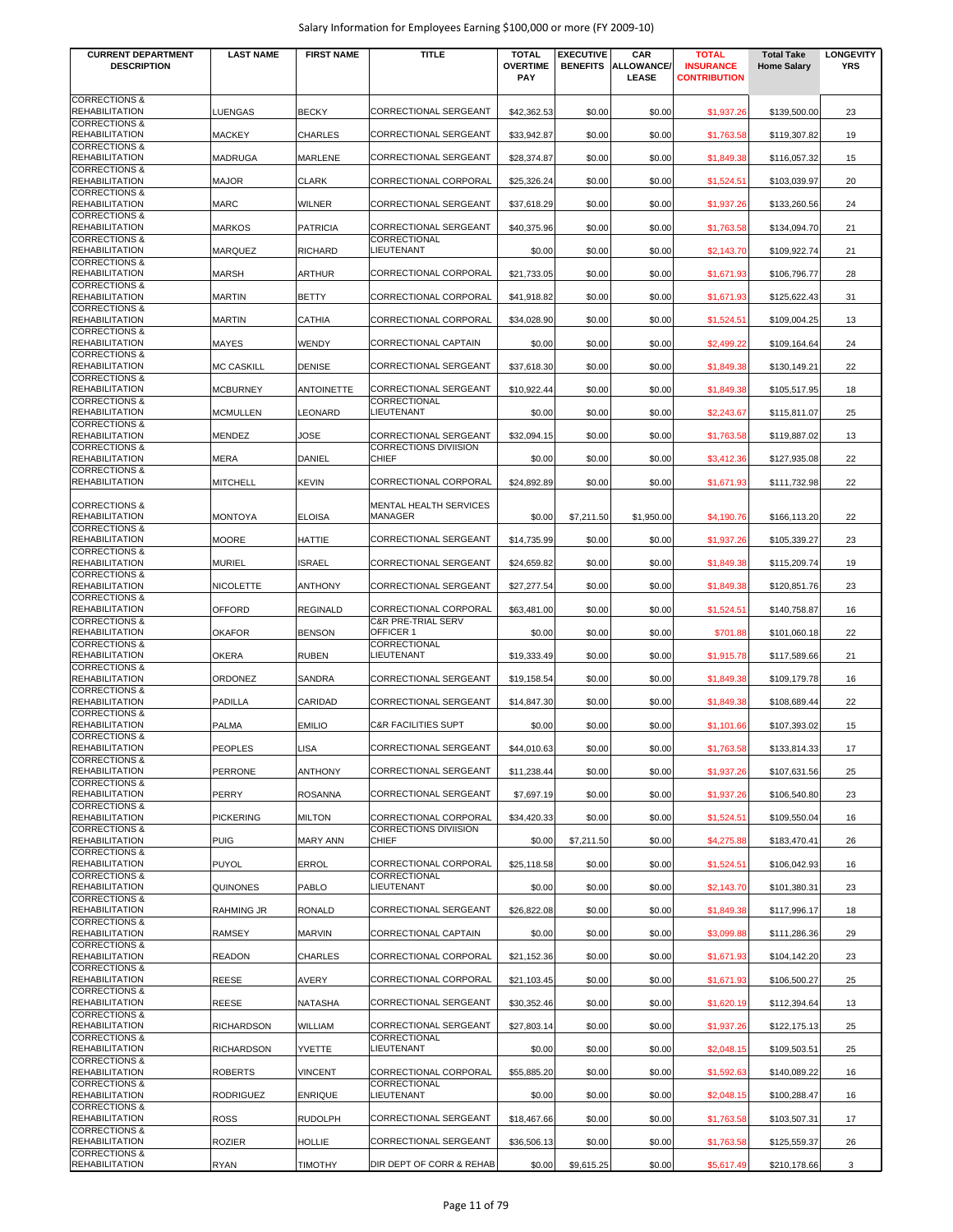| CURRENT DEPARTMENT DESCRIPTION | LAST NAME | FIRST NAME | TITLE | TOTAL OVERTIME PAY | EXECUTIVE BENEFITS | CAR ALLOWANCE/ LEASE | TOTAL INSURANCE CONTRIBUTION | Total Take Home Salary | LONGEVITY YRS |
|---|---|---|---|---|---|---|---|---|---|
| CORRECTIONS & REHABILITATION | LUENGAS | BECKY | CORRECTIONAL SERGEANT | $42,362.53 | $0.00 | $0.00 | $1,937.26 | $139,500.00 | 23 |
| CORRECTIONS & REHABILITATION | MACKEY | CHARLES | CORRECTIONAL SERGEANT | $33,942.87 | $0.00 | $0.00 | $1,763.58 | $119,307.82 | 19 |
| CORRECTIONS & REHABILITATION | MADRUGA | MARLENE | CORRECTIONAL SERGEANT | $28,374.87 | $0.00 | $0.00 | $1,849.38 | $116,057.32 | 15 |
| CORRECTIONS & REHABILITATION | MAJOR | CLARK | CORRECTIONAL CORPORAL | $25,326.24 | $0.00 | $0.00 | $1,524.51 | $103,039.97 | 20 |
| CORRECTIONS & REHABILITATION | MARC | WILNER | CORRECTIONAL SERGEANT | $37,618.29 | $0.00 | $0.00 | $1,937.26 | $133,260.56 | 24 |
| CORRECTIONS & REHABILITATION | MARKOS | PATRICIA | CORRECTIONAL SERGEANT | $40,375.96 | $0.00 | $0.00 | $1,763.58 | $134,094.70 | 21 |
| CORRECTIONS & REHABILITATION | MARQUEZ | RICHARD | CORRECTIONAL LIEUTENANT | $0.00 | $0.00 | $0.00 | $2,143.70 | $109,922.74 | 21 |
| CORRECTIONS & REHABILITATION | MARSH | ARTHUR | CORRECTIONAL CORPORAL | $21,733.05 | $0.00 | $0.00 | $1,671.93 | $106,796.77 | 28 |
| CORRECTIONS & REHABILITATION | MARTIN | BETTY | CORRECTIONAL CORPORAL | $41,918.82 | $0.00 | $0.00 | $1,671.93 | $125,622.43 | 31 |
| CORRECTIONS & REHABILITATION | MARTIN | CATHIA | CORRECTIONAL CORPORAL | $34,028.90 | $0.00 | $0.00 | $1,524.51 | $109,004.25 | 13 |
| CORRECTIONS & REHABILITATION | MAYES | WENDY | CORRECTIONAL CAPTAIN | $0.00 | $0.00 | $0.00 | $2,499.22 | $109,164.64 | 24 |
| CORRECTIONS & REHABILITATION | MC CASKILL | DENISE | CORRECTIONAL SERGEANT | $37,618.30 | $0.00 | $0.00 | $1,849.38 | $130,149.21 | 22 |
| CORRECTIONS & REHABILITATION | MCBURNEY | ANTOINETTE | CORRECTIONAL SERGEANT | $10,922.44 | $0.00 | $0.00 | $1,849.38 | $105,517.95 | 18 |
| CORRECTIONS & REHABILITATION | MCMULLEN | LEONARD | CORRECTIONAL LIEUTENANT | $0.00 | $0.00 | $0.00 | $2,243.67 | $115,811.07 | 25 |
| CORRECTIONS & REHABILITATION | MENDEZ | JOSE | CORRECTIONAL SERGEANT | $32,094.15 | $0.00 | $0.00 | $1,763.58 | $119,887.02 | 13 |
| CORRECTIONS & REHABILITATION | MERA | DANIEL | CORRECTIONS DIVIISION CHIEF | $0.00 | $0.00 | $0.00 | $3,412.36 | $127,935.08 | 22 |
| CORRECTIONS & REHABILITATION | MITCHELL | KEVIN | CORRECTIONAL CORPORAL | $24,892.89 | $0.00 | $0.00 | $1,671.93 | $111,732.98 | 22 |
| CORRECTIONS & REHABILITATION | MONTOYA | ELOISA | MENTAL HEALTH SERVICES MANAGER | $0.00 | $7,211.50 | $1,950.00 | $4,190.76 | $166,113.20 | 22 |
| CORRECTIONS & REHABILITATION | MOORE | HATTIE | CORRECTIONAL SERGEANT | $14,735.99 | $0.00 | $0.00 | $1,937.26 | $105,339.27 | 23 |
| CORRECTIONS & REHABILITATION | MURIEL | ISRAEL | CORRECTIONAL SERGEANT | $24,659.82 | $0.00 | $0.00 | $1,849.38 | $115,209.74 | 19 |
| CORRECTIONS & REHABILITATION | NICOLETTE | ANTHONY | CORRECTIONAL SERGEANT | $27,277.54 | $0.00 | $0.00 | $1,849.38 | $120,851.76 | 23 |
| CORRECTIONS & REHABILITATION | OFFORD | REGINALD | CORRECTIONAL CORPORAL | $63,481.00 | $0.00 | $0.00 | $1,524.51 | $140,758.87 | 16 |
| CORRECTIONS & REHABILITATION | OKAFOR | BENSON | C&R PRE-TRIAL SERV OFFICER 1 | $0.00 | $0.00 | $0.00 | $701.88 | $101,060.18 | 22 |
| CORRECTIONS & REHABILITATION | OKERA | RUBEN | CORRECTIONAL LIEUTENANT | $19,333.49 | $0.00 | $0.00 | $1,915.78 | $117,589.66 | 21 |
| CORRECTIONS & REHABILITATION | ORDONEZ | SANDRA | CORRECTIONAL SERGEANT | $19,158.54 | $0.00 | $0.00 | $1,849.38 | $109,179.78 | 16 |
| CORRECTIONS & REHABILITATION | PADILLA | CARIDAD | CORRECTIONAL SERGEANT | $14,847.30 | $0.00 | $0.00 | $1,849.38 | $108,689.44 | 22 |
| CORRECTIONS & REHABILITATION | PALMA | EMILIO | C&R FACILITIES SUPT | $0.00 | $0.00 | $0.00 | $1,101.66 | $107,393.02 | 15 |
| CORRECTIONS & REHABILITATION | PEOPLES | LISA | CORRECTIONAL SERGEANT | $44,010.63 | $0.00 | $0.00 | $1,763.58 | $133,814.33 | 17 |
| CORRECTIONS & REHABILITATION | PERRONE | ANTHONY | CORRECTIONAL SERGEANT | $11,238.44 | $0.00 | $0.00 | $1,937.26 | $107,631.56 | 25 |
| CORRECTIONS & REHABILITATION | PERRY | ROSANNA | CORRECTIONAL SERGEANT | $7,697.19 | $0.00 | $0.00 | $1,937.26 | $106,540.80 | 23 |
| CORRECTIONS & REHABILITATION | PICKERING | MILTON | CORRECTIONAL CORPORAL | $34,420.33 | $0.00 | $0.00 | $1,524.51 | $109,550.04 | 16 |
| CORRECTIONS & REHABILITATION | PUIG | MARY ANN | CORRECTIONS DIVIISION CHIEF | $0.00 | $7,211.50 | $0.00 | $4,275.88 | $183,470.41 | 26 |
| CORRECTIONS & REHABILITATION | PUYOL | ERROL | CORRECTIONAL CORPORAL | $25,118.58 | $0.00 | $0.00 | $1,524.51 | $106,042.93 | 16 |
| CORRECTIONS & REHABILITATION | QUINONES | PABLO | CORRECTIONAL LIEUTENANT | $0.00 | $0.00 | $0.00 | $2,143.70 | $101,380.31 | 23 |
| CORRECTIONS & REHABILITATION | RAHMING JR | RONALD | CORRECTIONAL SERGEANT | $26,822.08 | $0.00 | $0.00 | $1,849.38 | $117,996.17 | 18 |
| CORRECTIONS & REHABILITATION | RAMSEY | MARVIN | CORRECTIONAL CAPTAIN | $0.00 | $0.00 | $0.00 | $3,099.88 | $111,286.36 | 29 |
| CORRECTIONS & REHABILITATION | READON | CHARLES | CORRECTIONAL CORPORAL | $21,152.36 | $0.00 | $0.00 | $1,671.93 | $104,142.20 | 23 |
| CORRECTIONS & REHABILITATION | REESE | AVERY | CORRECTIONAL CORPORAL | $21,103.45 | $0.00 | $0.00 | $1,671.93 | $106,500.27 | 25 |
| CORRECTIONS & REHABILITATION | REESE | NATASHA | CORRECTIONAL SERGEANT | $30,352.46 | $0.00 | $0.00 | $1,620.19 | $112,394.64 | 13 |
| CORRECTIONS & REHABILITATION | RICHARDSON | WILLIAM | CORRECTIONAL SERGEANT | $27,803.14 | $0.00 | $0.00 | $1,937.26 | $122,175.13 | 25 |
| CORRECTIONS & REHABILITATION | RICHARDSON | YVETTE | CORRECTIONAL LIEUTENANT | $0.00 | $0.00 | $0.00 | $2,048.15 | $109,503.51 | 25 |
| CORRECTIONS & REHABILITATION | ROBERTS | VINCENT | CORRECTIONAL CORPORAL | $55,885.20 | $0.00 | $0.00 | $1,592.63 | $140,089.22 | 16 |
| CORRECTIONS & REHABILITATION | RODRIGUEZ | ENRIQUE | CORRECTIONAL LIEUTENANT | $0.00 | $0.00 | $0.00 | $2,048.15 | $100,288.47 | 16 |
| CORRECTIONS & REHABILITATION | ROSS | RUDOLPH | CORRECTIONAL SERGEANT | $18,467.66 | $0.00 | $0.00 | $1,763.58 | $103,507.31 | 17 |
| CORRECTIONS & REHABILITATION | ROZIER | HOLLIE | CORRECTIONAL SERGEANT | $36,506.13 | $0.00 | $0.00 | $1,763.58 | $125,559.37 | 26 |
| CORRECTIONS & REHABILITATION | RYAN | TIMOTHY | DIR DEPT OF CORR & REHAB | $0.00 | $9,615.25 | $0.00 | $5,617.49 | $210,178.66 | 3 |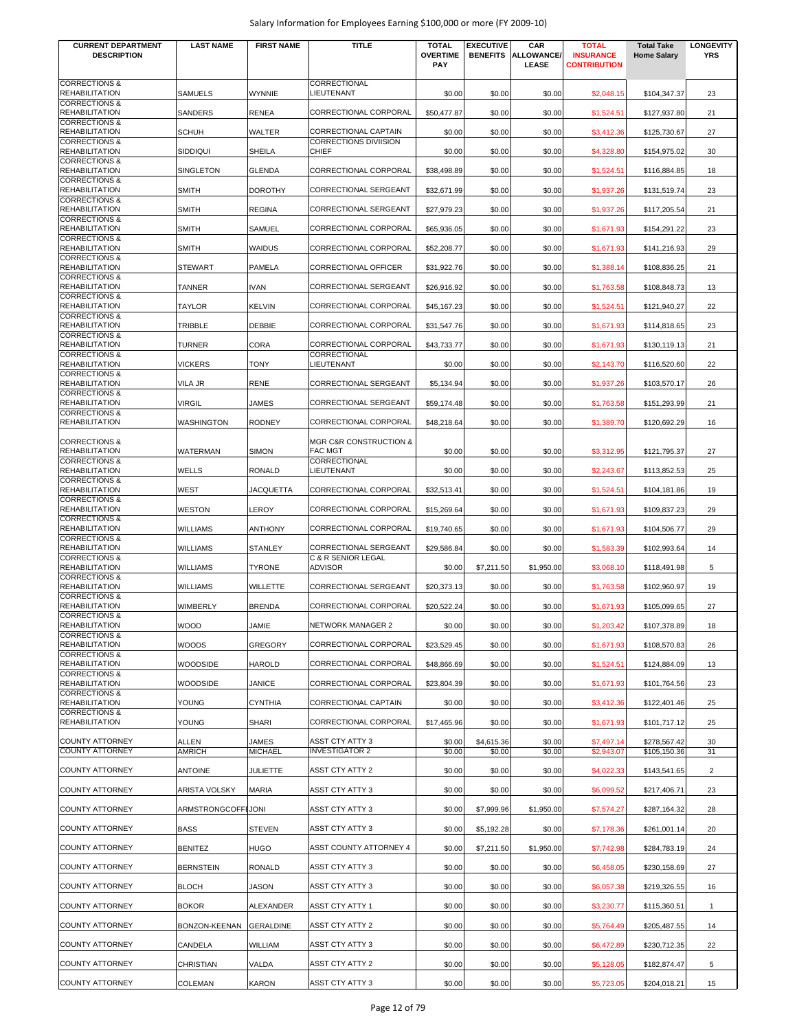| CURRENT DEPARTMENT DESCRIPTION | LAST NAME | FIRST NAME | TITLE | TOTAL OVERTIME PAY | EXECUTIVE BENEFITS | CAR ALLOWANCE/ LEASE | TOTAL INSURANCE CONTRIBUTION | Total Take Home Salary | LONGEVITY YRS |
|---|---|---|---|---|---|---|---|---|---|
| CORRECTIONS & REHABILITATION | SAMUELS | WYNNIE | CORRECTIONAL LIEUTENANT | $0.00 | $0.00 | $0.00 | $2,048.15 | $104,347.37 | 23 |
| CORRECTIONS & REHABILITATION | SANDERS | RENEA | CORRECTIONAL CORPORAL | $50,477.87 | $0.00 | $0.00 | $1,524.51 | $127,937.80 | 21 |
| CORRECTIONS & REHABILITATION | SCHUH | WALTER | CORRECTIONAL CAPTAIN | $0.00 | $0.00 | $0.00 | $3,412.36 | $125,730.67 | 27 |
| CORRECTIONS & REHABILITATION | SIDDIQUI | SHEILA | CORRECTIONS DIVIISION CHIEF | $0.00 | $0.00 | $0.00 | $4,328.80 | $154,975.02 | 30 |
| CORRECTIONS & REHABILITATION | SINGLETON | GLENDA | CORRECTIONAL CORPORAL | $38,498.89 | $0.00 | $0.00 | $1,524.51 | $116,884.85 | 18 |
| CORRECTIONS & REHABILITATION | SMITH | DOROTHY | CORRECTIONAL SERGEANT | $32,671.99 | $0.00 | $0.00 | $1,937.26 | $131,519.74 | 23 |
| CORRECTIONS & REHABILITATION | SMITH | REGINA | CORRECTIONAL SERGEANT | $27,979.23 | $0.00 | $0.00 | $1,937.26 | $117,205.54 | 21 |
| CORRECTIONS & REHABILITATION | SMITH | SAMUEL | CORRECTIONAL CORPORAL | $65,936.05 | $0.00 | $0.00 | $1,671.93 | $154,291.22 | 23 |
| CORRECTIONS & REHABILITATION | SMITH | WAIDUS | CORRECTIONAL CORPORAL | $52,208.77 | $0.00 | $0.00 | $1,671.93 | $141,216.93 | 29 |
| CORRECTIONS & REHABILITATION | STEWART | PAMELA | CORRECTIONAL OFFICER | $31,922.76 | $0.00 | $0.00 | $1,388.14 | $108,836.25 | 21 |
| CORRECTIONS & REHABILITATION | TANNER | IVAN | CORRECTIONAL SERGEANT | $26,916.92 | $0.00 | $0.00 | $1,763.58 | $108,848.73 | 13 |
| CORRECTIONS & REHABILITATION | TAYLOR | KELVIN | CORRECTIONAL CORPORAL | $45,167.23 | $0.00 | $0.00 | $1,524.51 | $121,940.27 | 22 |
| CORRECTIONS & REHABILITATION | TRIBBLE | DEBBIE | CORRECTIONAL CORPORAL | $31,547.76 | $0.00 | $0.00 | $1,671.93 | $114,818.65 | 23 |
| CORRECTIONS & REHABILITATION | TURNER | CORA | CORRECTIONAL CORPORAL | $43,733.77 | $0.00 | $0.00 | $1,671.93 | $130,119.13 | 21 |
| CORRECTIONS & REHABILITATION | VICKERS | TONY | CORRECTIONAL LIEUTENANT | $0.00 | $0.00 | $0.00 | $2,143.70 | $116,520.60 | 22 |
| CORRECTIONS & REHABILITATION | VILA JR | RENE | CORRECTIONAL SERGEANT | $5,134.94 | $0.00 | $0.00 | $1,937.26 | $103,570.17 | 26 |
| CORRECTIONS & REHABILITATION | VIRGIL | JAMES | CORRECTIONAL SERGEANT | $59,174.48 | $0.00 | $0.00 | $1,763.58 | $151,293.99 | 21 |
| CORRECTIONS & REHABILITATION | WASHINGTON | RODNEY | CORRECTIONAL CORPORAL | $48,218.64 | $0.00 | $0.00 | $1,389.70 | $120,692.29 | 16 |
| CORRECTIONS & REHABILITATION | WATERMAN | SIMON | MGR C&R CONSTRUCTION & FAC MGT | $0.00 | $0.00 | $0.00 | $3,312.95 | $121,795.37 | 27 |
| CORRECTIONS & REHABILITATION | WELLS | RONALD | CORRECTIONAL LIEUTENANT | $0.00 | $0.00 | $0.00 | $2,243.67 | $113,852.53 | 25 |
| CORRECTIONS & REHABILITATION | WEST | JACQUETTA | CORRECTIONAL CORPORAL | $32,513.41 | $0.00 | $0.00 | $1,524.51 | $104,181.86 | 19 |
| CORRECTIONS & REHABILITATION | WESTON | LEROY | CORRECTIONAL CORPORAL | $15,269.64 | $0.00 | $0.00 | $1,671.93 | $109,837.23 | 29 |
| CORRECTIONS & REHABILITATION | WILLIAMS | ANTHONY | CORRECTIONAL CORPORAL | $19,740.65 | $0.00 | $0.00 | $1,671.93 | $104,506.77 | 29 |
| CORRECTIONS & REHABILITATION | WILLIAMS | STANLEY | CORRECTIONAL SERGEANT | $29,586.84 | $0.00 | $0.00 | $1,583.39 | $102,993.64 | 14 |
| CORRECTIONS & REHABILITATION | WILLIAMS | TYRONE | C & R SENIOR LEGAL ADVISOR | $0.00 | $7,211.50 | $1,950.00 | $3,068.10 | $118,491.98 | 5 |
| CORRECTIONS & REHABILITATION | WILLIAMS | WILLETTE | CORRECTIONAL SERGEANT | $20,373.13 | $0.00 | $0.00 | $1,763.58 | $102,960.97 | 19 |
| CORRECTIONS & REHABILITATION | WIMBERLY | BRENDA | CORRECTIONAL CORPORAL | $20,522.24 | $0.00 | $0.00 | $1,671.93 | $105,099.65 | 27 |
| CORRECTIONS & REHABILITATION | WOOD | JAMIE | NETWORK MANAGER 2 | $0.00 | $0.00 | $0.00 | $1,203.42 | $107,378.89 | 18 |
| CORRECTIONS & REHABILITATION | WOODS | GREGORY | CORRECTIONAL CORPORAL | $23,529.45 | $0.00 | $0.00 | $1,671.93 | $108,570.83 | 26 |
| CORRECTIONS & REHABILITATION | WOODSIDE | HAROLD | CORRECTIONAL CORPORAL | $48,866.69 | $0.00 | $0.00 | $1,524.51 | $124,884.09 | 13 |
| CORRECTIONS & REHABILITATION | WOODSIDE | JANICE | CORRECTIONAL CORPORAL | $23,804.39 | $0.00 | $0.00 | $1,671.93 | $101,764.56 | 23 |
| CORRECTIONS & REHABILITATION | YOUNG | CYNTHIA | CORRECTIONAL CAPTAIN | $0.00 | $0.00 | $0.00 | $3,412.36 | $122,401.46 | 25 |
| CORRECTIONS & REHABILITATION | YOUNG | SHARI | CORRECTIONAL CORPORAL | $17,465.96 | $0.00 | $0.00 | $1,671.93 | $101,717.12 | 25 |
| COUNTY ATTORNEY | ALLEN | JAMES | ASST CTY ATTY 3 | $0.00 | $4,615.36 | $0.00 | $7,497.14 | $278,567.42 | 30 |
| COUNTY ATTORNEY | AMRICH | MICHAEL | INVESTIGATOR 2 | $0.00 | $0.00 | $0.00 | $2,943.07 | $105,150.36 | 31 |
| COUNTY ATTORNEY | ANTOINE | JULIETTE | ASST CTY ATTY 2 | $0.00 | $0.00 | $0.00 | $4,022.33 | $143,541.65 | 2 |
| COUNTY ATTORNEY | ARISTA VOLSKY | MARIA | ASST CTY ATTY 3 | $0.00 | $0.00 | $0.00 | $6,099.52 | $217,406.71 | 23 |
| COUNTY ATTORNEY | ARMSTRONGCOFFEJONI | | ASST CTY ATTY 3 | $0.00 | $7,999.96 | $1,950.00 | $7,574.27 | $287,164.32 | 28 |
| COUNTY ATTORNEY | BASS | STEVEN | ASST CTY ATTY 3 | $0.00 | $5,192.28 | $0.00 | $7,178.36 | $261,001.14 | 20 |
| COUNTY ATTORNEY | BENITEZ | HUGO | ASST COUNTY ATTORNEY 4 | $0.00 | $7,211.50 | $1,950.00 | $7,742.98 | $284,783.19 | 24 |
| COUNTY ATTORNEY | BERNSTEIN | RONALD | ASST CTY ATTY 3 | $0.00 | $0.00 | $0.00 | $6,458.05 | $230,158.69 | 27 |
| COUNTY ATTORNEY | BLOCH | JASON | ASST CTY ATTY 3 | $0.00 | $0.00 | $0.00 | $6,057.38 | $219,326.55 | 16 |
| COUNTY ATTORNEY | BOKOR | ALEXANDER | ASST CTY ATTY 1 | $0.00 | $0.00 | $0.00 | $3,230.77 | $115,360.51 | 1 |
| COUNTY ATTORNEY | BONZON-KEENAN | GERALDINE | ASST CTY ATTY 2 | $0.00 | $0.00 | $0.00 | $5,764.49 | $205,487.55 | 14 |
| COUNTY ATTORNEY | CANDELA | WILLIAM | ASST CTY ATTY 3 | $0.00 | $0.00 | $0.00 | $6,472.89 | $230,712.35 | 22 |
| COUNTY ATTORNEY | CHRISTIAN | VALDA | ASST CTY ATTY 2 | $0.00 | $0.00 | $0.00 | $5,128.05 | $182,874.47 | 5 |
| COUNTY ATTORNEY | COLEMAN | KARON | ASST CTY ATTY 3 | $0.00 | $0.00 | $0.00 | $5,723.05 | $204,018.21 | 15 |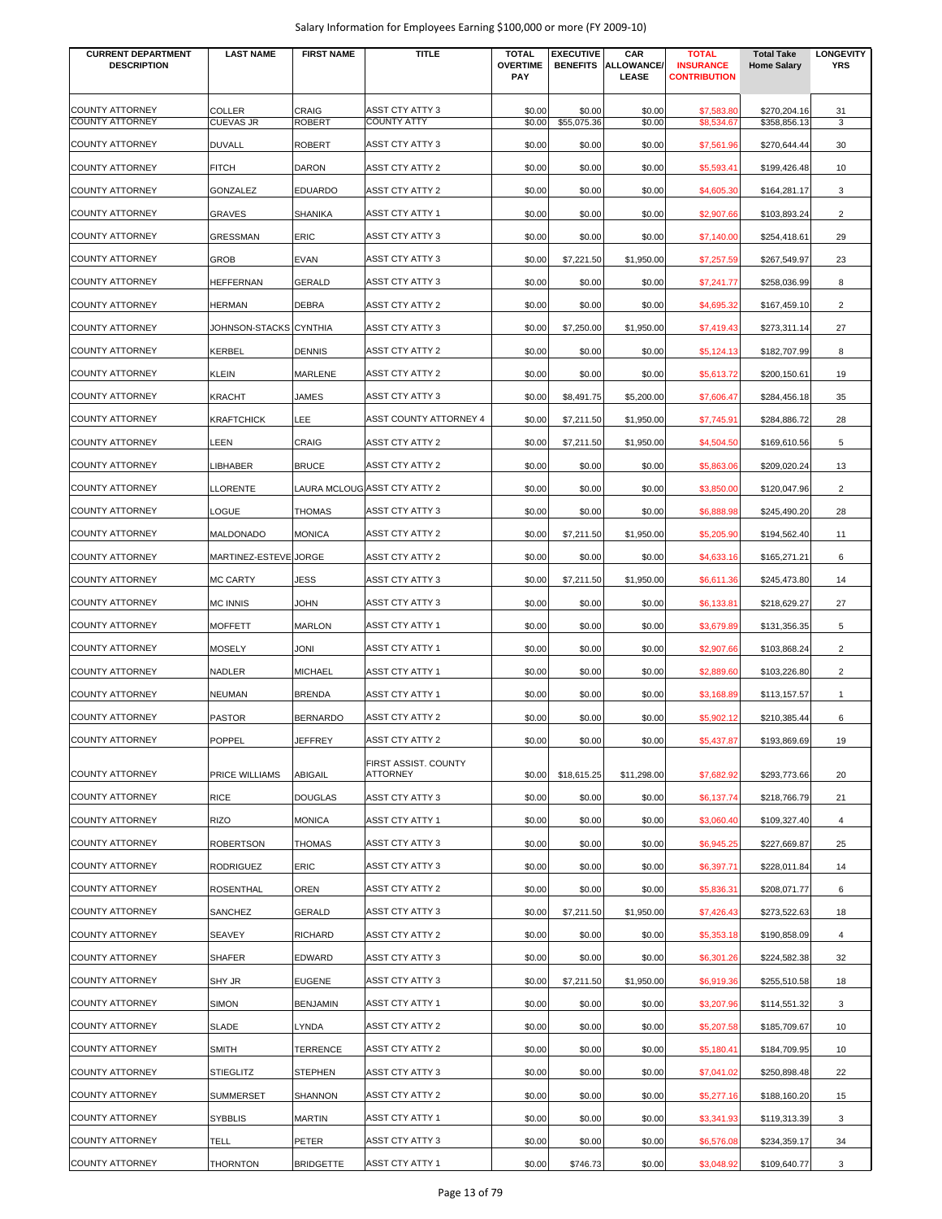# Salary Information for Employees Earning $100,000 or more (FY 2009-10)

| CURRENT DEPARTMENT DESCRIPTION | LAST NAME | FIRST NAME | TITLE | TOTAL OVERTIME PAY | EXECUTIVE BENEFITS | CAR ALLOWANCE/ LEASE | TOTAL INSURANCE CONTRIBUTION | Total Take Home Salary | LONGEVITY YRS |
|---|---|---|---|---|---|---|---|---|---|
| COUNTY ATTORNEY | COLLER | CRAIG | ASST CTY ATTY 3 | $0.00 | $0.00 | $0.00 | $7,583.80 | $270,204.16 | 31 |
| COUNTY ATTORNEY | CUEVAS JR | ROBERT | COUNTY ATTY | $0.00 | $55,075.36 | $0.00 | $8,534.67 | $358,856.13 | 3 |
| COUNTY ATTORNEY | DUVALL | ROBERT | ASST CTY ATTY 3 | $0.00 | $0.00 | $0.00 | $7,561.96 | $270,644.44 | 30 |
| COUNTY ATTORNEY | FITCH | DARON | ASST CTY ATTY 2 | $0.00 | $0.00 | $0.00 | $5,593.41 | $199,426.48 | 10 |
| COUNTY ATTORNEY | GONZALEZ | EDUARDO | ASST CTY ATTY 2 | $0.00 | $0.00 | $0.00 | $4,605.30 | $164,281.17 | 3 |
| COUNTY ATTORNEY | GRAVES | SHANIKA | ASST CTY ATTY 1 | $0.00 | $0.00 | $0.00 | $2,907.66 | $103,893.24 | 2 |
| COUNTY ATTORNEY | GRESSMAN | ERIC | ASST CTY ATTY 3 | $0.00 | $0.00 | $0.00 | $7,140.00 | $254,418.61 | 29 |
| COUNTY ATTORNEY | GROB | EVAN | ASST CTY ATTY 3 | $0.00 | $7,221.50 | $1,950.00 | $7,257.59 | $267,549.97 | 23 |
| COUNTY ATTORNEY | HEFFERNAN | GERALD | ASST CTY ATTY 3 | $0.00 | $0.00 | $0.00 | $7,241.77 | $258,036.99 | 8 |
| COUNTY ATTORNEY | HERMAN | DEBRA | ASST CTY ATTY 2 | $0.00 | $0.00 | $0.00 | $4,695.32 | $167,459.10 | 2 |
| COUNTY ATTORNEY | JOHNSON-STACKS | CYNTHIA | ASST CTY ATTY 3 | $0.00 | $7,250.00 | $1,950.00 | $7,419.43 | $273,311.14 | 27 |
| COUNTY ATTORNEY | KERBEL | DENNIS | ASST CTY ATTY 2 | $0.00 | $0.00 | $0.00 | $5,124.13 | $182,707.99 | 8 |
| COUNTY ATTORNEY | KLEIN | MARLENE | ASST CTY ATTY 2 | $0.00 | $0.00 | $0.00 | $5,613.72 | $200,150.61 | 19 |
| COUNTY ATTORNEY | KRACHT | JAMES | ASST CTY ATTY 3 | $0.00 | $8,491.75 | $5,200.00 | $7,606.47 | $284,456.18 | 35 |
| COUNTY ATTORNEY | KRAFTCHICK | LEE | ASST COUNTY ATTORNEY 4 | $0.00 | $7,211.50 | $1,950.00 | $7,745.91 | $284,886.72 | 28 |
| COUNTY ATTORNEY | LEEN | CRAIG | ASST CTY ATTY 2 | $0.00 | $7,211.50 | $1,950.00 | $4,504.50 | $169,610.56 | 5 |
| COUNTY ATTORNEY | LIBHABER | BRUCE | ASST CTY ATTY 2 | $0.00 | $0.00 | $0.00 | $5,863.06 | $209,020.24 | 13 |
| COUNTY ATTORNEY | LLORENTE | LAURA MCLOUG | ASST CTY ATTY 2 | $0.00 | $0.00 | $0.00 | $3,850.00 | $120,047.96 | 2 |
| COUNTY ATTORNEY | LOGUE | THOMAS | ASST CTY ATTY 3 | $0.00 | $0.00 | $0.00 | $6,888.98 | $245,490.20 | 28 |
| COUNTY ATTORNEY | MALDONADO | MONICA | ASST CTY ATTY 2 | $0.00 | $7,211.50 | $1,950.00 | $5,205.90 | $194,562.40 | 11 |
| COUNTY ATTORNEY | MARTINEZ-ESTEVE | JORGE | ASST CTY ATTY 2 | $0.00 | $0.00 | $0.00 | $4,633.16 | $165,271.21 | 6 |
| COUNTY ATTORNEY | MC CARTY | JESS | ASST CTY ATTY 3 | $0.00 | $7,211.50 | $1,950.00 | $6,611.36 | $245,473.80 | 14 |
| COUNTY ATTORNEY | MC INNIS | JOHN | ASST CTY ATTY 3 | $0.00 | $0.00 | $0.00 | $6,133.81 | $218,629.27 | 27 |
| COUNTY ATTORNEY | MOFFETT | MARLON | ASST CTY ATTY 1 | $0.00 | $0.00 | $0.00 | $3,679.89 | $131,356.35 | 5 |
| COUNTY ATTORNEY | MOSELY | JONI | ASST CTY ATTY 1 | $0.00 | $0.00 | $0.00 | $2,907.66 | $103,868.24 | 2 |
| COUNTY ATTORNEY | NADLER | MICHAEL | ASST CTY ATTY 1 | $0.00 | $0.00 | $0.00 | $2,889.60 | $103,226.80 | 2 |
| COUNTY ATTORNEY | NEUMAN | BRENDA | ASST CTY ATTY 1 | $0.00 | $0.00 | $0.00 | $3,168.89 | $113,157.57 | 1 |
| COUNTY ATTORNEY | PASTOR | BERNARDO | ASST CTY ATTY 2 | $0.00 | $0.00 | $0.00 | $5,902.12 | $210,385.44 | 6 |
| COUNTY ATTORNEY | POPPEL | JEFFREY | ASST CTY ATTY 2 | $0.00 | $0.00 | $0.00 | $5,437.87 | $193,869.69 | 19 |
| COUNTY ATTORNEY | PRICE WILLIAMS | ABIGAIL | FIRST ASSIST. COUNTY ATTORNEY | $0.00 | $18,615.25 | $11,298.00 | $7,682.92 | $293,773.66 | 20 |
| COUNTY ATTORNEY | RICE | DOUGLAS | ASST CTY ATTY 3 | $0.00 | $0.00 | $0.00 | $6,137.74 | $218,766.79 | 21 |
| COUNTY ATTORNEY | RIZO | MONICA | ASST CTY ATTY 1 | $0.00 | $0.00 | $0.00 | $3,060.40 | $109,327.40 | 4 |
| COUNTY ATTORNEY | ROBERTSON | THOMAS | ASST CTY ATTY 3 | $0.00 | $0.00 | $0.00 | $6,945.25 | $227,669.87 | 25 |
| COUNTY ATTORNEY | RODRIGUEZ | ERIC | ASST CTY ATTY 3 | $0.00 | $0.00 | $0.00 | $6,397.71 | $228,011.84 | 14 |
| COUNTY ATTORNEY | ROSENTHAL | OREN | ASST CTY ATTY 2 | $0.00 | $0.00 | $0.00 | $5,836.31 | $208,071.77 | 6 |
| COUNTY ATTORNEY | SANCHEZ | GERALD | ASST CTY ATTY 3 | $0.00 | $7,211.50 | $1,950.00 | $7,426.43 | $273,522.63 | 18 |
| COUNTY ATTORNEY | SEAVEY | RICHARD | ASST CTY ATTY 2 | $0.00 | $0.00 | $0.00 | $5,353.18 | $190,858.09 | 4 |
| COUNTY ATTORNEY | SHAFER | EDWARD | ASST CTY ATTY 3 | $0.00 | $0.00 | $0.00 | $6,301.26 | $224,582.38 | 32 |
| COUNTY ATTORNEY | SHY JR | EUGENE | ASST CTY ATTY 3 | $0.00 | $7,211.50 | $1,950.00 | $6,919.36 | $255,510.58 | 18 |
| COUNTY ATTORNEY | SIMON | BENJAMIN | ASST CTY ATTY 1 | $0.00 | $0.00 | $0.00 | $3,207.96 | $114,551.32 | 3 |
| COUNTY ATTORNEY | SLADE | LYNDA | ASST CTY ATTY 2 | $0.00 | $0.00 | $0.00 | $5,207.58 | $185,709.67 | 10 |
| COUNTY ATTORNEY | SMITH | TERRENCE | ASST CTY ATTY 2 | $0.00 | $0.00 | $0.00 | $5,180.41 | $184,709.95 | 10 |
| COUNTY ATTORNEY | STIEGLITZ | STEPHEN | ASST CTY ATTY 3 | $0.00 | $0.00 | $0.00 | $7,041.02 | $250,898.48 | 22 |
| COUNTY ATTORNEY | SUMMERSET | SHANNON | ASST CTY ATTY 2 | $0.00 | $0.00 | $0.00 | $5,277.16 | $188,160.20 | 15 |
| COUNTY ATTORNEY | SYBBLIS | MARTIN | ASST CTY ATTY 1 | $0.00 | $0.00 | $0.00 | $3,341.93 | $119,313.39 | 3 |
| COUNTY ATTORNEY | TELL | PETER | ASST CTY ATTY 3 | $0.00 | $0.00 | $0.00 | $6,576.08 | $234,359.17 | 34 |
| COUNTY ATTORNEY | THORNTON | BRIDGETTE | ASST CTY ATTY 1 | $0.00 | $746.73 | $0.00 | $3,048.92 | $109,640.77 | 3 |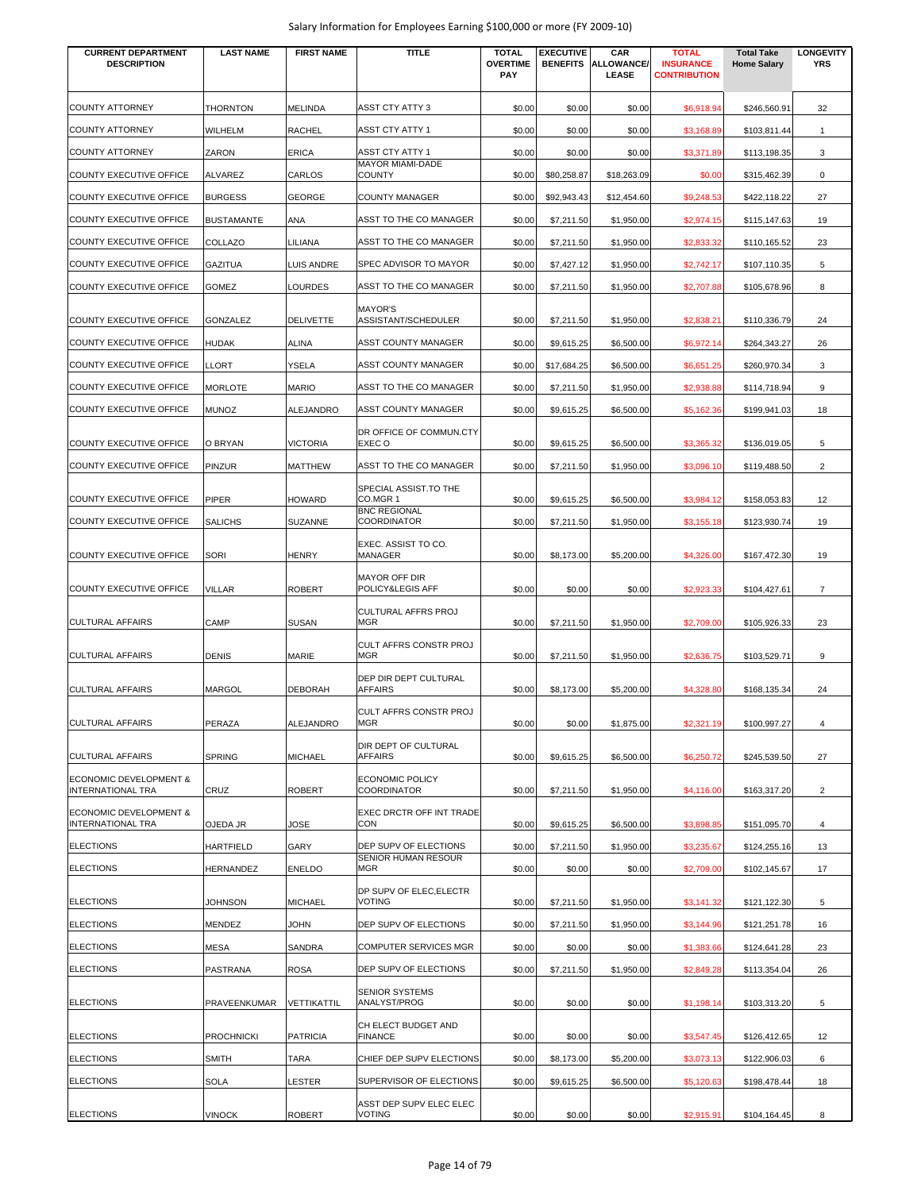| CURRENT DEPARTMENT DESCRIPTION | LAST NAME | FIRST NAME | TITLE | TOTAL OVERTIME PAY | EXECUTIVE BENEFITS | CAR ALLOWANCE/ LEASE | TOTAL INSURANCE CONTRIBUTION | Total Take Home Salary | LONGEVITY YRS |
|---|---|---|---|---|---|---|---|---|---|
| COUNTY ATTORNEY | THORNTON | MELINDA | ASST CTY ATTY 3 | $0.00 | $0.00 | $0.00 | $6,918.94 | $246,560.91 | 32 |
| COUNTY ATTORNEY | WILHELM | RACHEL | ASST CTY ATTY 1 | $0.00 | $0.00 | $0.00 | $3,168.89 | $103,811.44 | 1 |
| COUNTY ATTORNEY | ZARON | ERICA | ASST CTY ATTY 1 | $0.00 | $0.00 | $0.00 | $3,371.89 | $113,198.35 | 3 |
| COUNTY EXECUTIVE OFFICE | ALVAREZ | CARLOS | MAYOR MIAMI-DADE COUNTY | $0.00 | $80,258.87 | $18,263.09 | $0.00 | $315,462.39 | 0 |
| COUNTY EXECUTIVE OFFICE | BURGESS | GEORGE | COUNTY MANAGER | $0.00 | $92,943.43 | $12,454.60 | $9,248.53 | $422,118.22 | 27 |
| COUNTY EXECUTIVE OFFICE | BUSTAMANTE | ANA | ASST TO THE CO MANAGER | $0.00 | $7,211.50 | $1,950.00 | $2,974.15 | $115,147.63 | 19 |
| COUNTY EXECUTIVE OFFICE | COLLAZO | LILIANA | ASST TO THE CO MANAGER | $0.00 | $7,211.50 | $1,950.00 | $2,833.32 | $110,165.52 | 23 |
| COUNTY EXECUTIVE OFFICE | GAZITUA | LUIS ANDRE | SPEC ADVISOR TO MAYOR | $0.00 | $7,427.12 | $1,950.00 | $2,742.17 | $107,110.35 | 5 |
| COUNTY EXECUTIVE OFFICE | GOMEZ | LOURDES | ASST TO THE CO MANAGER | $0.00 | $7,211.50 | $1,950.00 | $2,707.88 | $105,678.96 | 8 |
| COUNTY EXECUTIVE OFFICE | GONZALEZ | DELIVETTE | MAYOR'S ASSISTANT/SCHEDULER | $0.00 | $7,211.50 | $1,950.00 | $2,838.21 | $110,336.79 | 24 |
| COUNTY EXECUTIVE OFFICE | HUDAK | ALINA | ASST COUNTY MANAGER | $0.00 | $9,615.25 | $6,500.00 | $6,972.14 | $264,343.27 | 26 |
| COUNTY EXECUTIVE OFFICE | LLORT | YSELA | ASST COUNTY MANAGER | $0.00 | $17,684.25 | $6,500.00 | $6,651.25 | $260,970.34 | 3 |
| COUNTY EXECUTIVE OFFICE | MORLOTE | MARIO | ASST TO THE CO MANAGER | $0.00 | $7,211.50 | $1,950.00 | $2,938.88 | $114,718.94 | 9 |
| COUNTY EXECUTIVE OFFICE | MUNOZ | ALEJANDRO | ASST COUNTY MANAGER | $0.00 | $9,615.25 | $6,500.00 | $5,162.36 | $199,941.03 | 18 |
| COUNTY EXECUTIVE OFFICE | O BRYAN | VICTORIA | DR OFFICE OF COMMUN.CTY EXEC O | $0.00 | $9,615.25 | $6,500.00 | $3,365.32 | $136,019.05 | 5 |
| COUNTY EXECUTIVE OFFICE | PINZUR | MATTHEW | ASST TO THE CO MANAGER | $0.00 | $7,211.50 | $1,950.00 | $3,096.10 | $119,488.50 | 2 |
| COUNTY EXECUTIVE OFFICE | PIPER | HOWARD | SPECIAL ASSIST.TO THE CO.MGR 1 | $0.00 | $9,615.25 | $6,500.00 | $3,984.12 | $158,053.83 | 12 |
| COUNTY EXECUTIVE OFFICE | SALICHS | SUZANNE | BNC REGIONAL COORDINATOR | $0.00 | $7,211.50 | $1,950.00 | $3,155.18 | $123,930.74 | 19 |
| COUNTY EXECUTIVE OFFICE | SORI | HENRY | EXEC. ASSIST TO CO. MANAGER | $0.00 | $8,173.00 | $5,200.00 | $4,326.00 | $167,472.30 | 19 |
| COUNTY EXECUTIVE OFFICE | VILLAR | ROBERT | MAYOR OFF DIR POLICY&LEGIS AFF | $0.00 | $0.00 | $0.00 | $2,923.33 | $104,427.61 | 7 |
| CULTURAL AFFAIRS | CAMP | SUSAN | CULTURAL AFFRS PROJ MGR | $0.00 | $7,211.50 | $1,950.00 | $2,709.00 | $105,926.33 | 23 |
| CULTURAL AFFAIRS | DENIS | MARIE | CULT AFFRS CONSTR PROJ MGR | $0.00 | $7,211.50 | $1,950.00 | $2,636.75 | $103,529.71 | 9 |
| CULTURAL AFFAIRS | MARGOL | DEBORAH | DEP DIR DEPT CULTURAL AFFAIRS | $0.00 | $8,173.00 | $5,200.00 | $4,328.80 | $168,135.34 | 24 |
| CULTURAL AFFAIRS | PERAZA | ALEJANDRO | CULT AFFRS CONSTR PROJ MGR | $0.00 | $0.00 | $1,875.00 | $2,321.19 | $100,997.27 | 4 |
| CULTURAL AFFAIRS | SPRING | MICHAEL | DIR DEPT OF CULTURAL AFFAIRS | $0.00 | $9,615.25 | $6,500.00 | $6,250.72 | $245,539.50 | 27 |
| ECONOMIC DEVELOPMENT & INTERNATIONAL TRA | CRUZ | ROBERT | ECONOMIC POLICY COORDINATOR | $0.00 | $7,211.50 | $1,950.00 | $4,116.00 | $163,317.20 | 2 |
| ECONOMIC DEVELOPMENT & INTERNATIONAL TRA | OJEDA JR | JOSE | EXEC DRCTR OFF INT TRADE CON | $0.00 | $9,615.25 | $6,500.00 | $3,898.85 | $151,095.70 | 4 |
| ELECTIONS | HARTFIELD | GARY | DEP SUPV OF ELECTIONS | $0.00 | $7,211.50 | $1,950.00 | $3,235.67 | $124,255.16 | 13 |
| ELECTIONS | HERNANDEZ | ENELDO | SENIOR HUMAN RESOUR MGR | $0.00 | $0.00 | $0.00 | $2,709.00 | $102,145.67 | 17 |
| ELECTIONS | JOHNSON | MICHAEL | DP SUPV OF ELEC,ELECTR VOTING | $0.00 | $7,211.50 | $1,950.00 | $3,141.32 | $121,122.30 | 5 |
| ELECTIONS | MENDEZ | JOHN | DEP SUPV OF ELECTIONS | $0.00 | $7,211.50 | $1,950.00 | $3,144.96 | $121,251.78 | 16 |
| ELECTIONS | MESA | SANDRA | COMPUTER SERVICES MGR | $0.00 | $0.00 | $0.00 | $1,383.66 | $124,641.28 | 23 |
| ELECTIONS | PASTRANA | ROSA | DEP SUPV OF ELECTIONS | $0.00 | $7,211.50 | $1,950.00 | $2,849.28 | $113,354.04 | 26 |
| ELECTIONS | PRAVEENKUMAR | VETTIKATTIL | SENIOR SYSTEMS ANALYST/PROG | $0.00 | $0.00 | $0.00 | $1,198.14 | $103,313.20 | 5 |
| ELECTIONS | PROCHNICKI | PATRICIA | CH ELECT BUDGET AND FINANCE | $0.00 | $0.00 | $0.00 | $3,547.45 | $126,412.65 | 12 |
| ELECTIONS | SMITH | TARA | CHIEF DEP SUPV ELECTIONS | $0.00 | $8,173.00 | $5,200.00 | $3,073.13 | $122,906.03 | 6 |
| ELECTIONS | SOLA | LESTER | SUPERVISOR OF ELECTIONS | $0.00 | $9,615.25 | $6,500.00 | $5,120.63 | $198,478.44 | 18 |
| ELECTIONS | VINOCK | ROBERT | ASST DEP SUPV ELEC ELEC VOTING | $0.00 | $0.00 | $0.00 | $2,915.91 | $104,164.45 | 8 |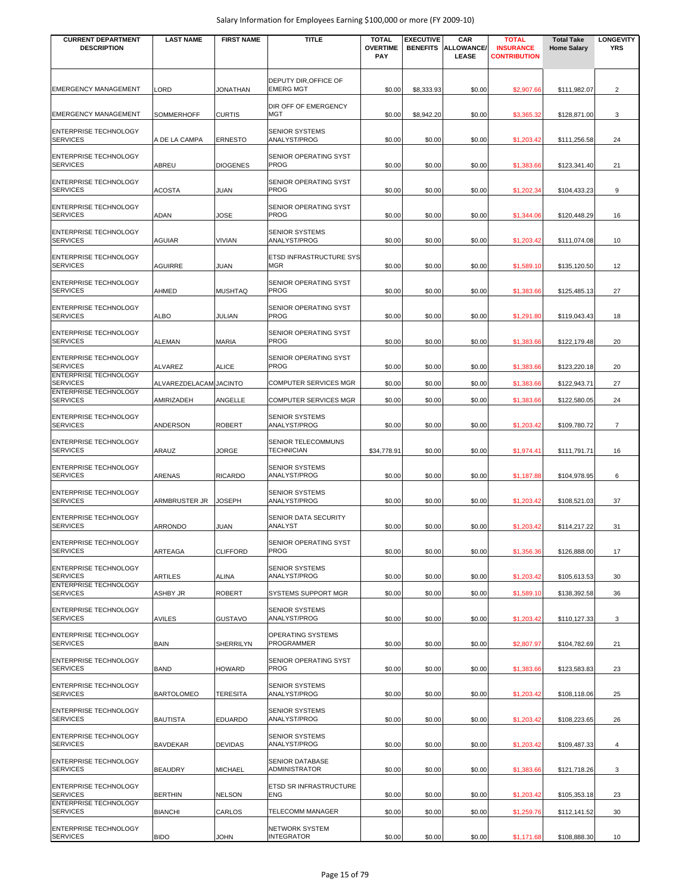| CURRENT DEPARTMENT DESCRIPTION | LAST NAME | FIRST NAME | TITLE | TOTAL OVERTIME PAY | EXECUTIVE BENEFITS | CAR ALLOWANCE/ LEASE | TOTAL INSURANCE CONTRIBUTION | Total Take Home Salary | LONGEVITY YRS |
|---|---|---|---|---|---|---|---|---|---|
| EMERGENCY MANAGEMENT | LORD | JONATHAN | DEPUTY DIR,OFFICE OF EMERG MGT | $0.00 | $8,333.93 | $0.00 | $2,907.66 | $111,982.07 | 2 |
| EMERGENCY MANAGEMENT | SOMMERHOFF | CURTIS | DIR OFF OF EMERGENCY MGT | $0.00 | $8,942.20 | $0.00 | $3,365.32 | $128,871.00 | 3 |
| ENTERPRISE TECHNOLOGY SERVICES | A DE LA CAMPA | ERNESTO | SENIOR SYSTEMS ANALYST/PROG | $0.00 | $0.00 | $0.00 | $1,203.42 | $111,256.58 | 24 |
| ENTERPRISE TECHNOLOGY SERVICES | ABREU | DIOGENES | SENIOR OPERATING SYST PROG | $0.00 | $0.00 | $0.00 | $1,383.66 | $123,341.40 | 21 |
| ENTERPRISE TECHNOLOGY SERVICES | ACOSTA | JUAN | SENIOR OPERATING SYST PROG | $0.00 | $0.00 | $0.00 | $1,202.34 | $104,433.23 | 9 |
| ENTERPRISE TECHNOLOGY SERVICES | ADAN | JOSE | SENIOR OPERATING SYST PROG | $0.00 | $0.00 | $0.00 | $1,344.06 | $120,448.29 | 16 |
| ENTERPRISE TECHNOLOGY SERVICES | AGUIAR | VIVIAN | SENIOR SYSTEMS ANALYST/PROG | $0.00 | $0.00 | $0.00 | $1,203.42 | $111,074.08 | 10 |
| ENTERPRISE TECHNOLOGY SERVICES | AGUIRRE | JUAN | ETSD INFRASTRUCTURE SYS MGR | $0.00 | $0.00 | $0.00 | $1,589.10 | $135,120.50 | 12 |
| ENTERPRISE TECHNOLOGY SERVICES | AHMED | MUSHTAQ | SENIOR OPERATING SYST PROG | $0.00 | $0.00 | $0.00 | $1,383.66 | $125,485.13 | 27 |
| ENTERPRISE TECHNOLOGY SERVICES | ALBO | JULIAN | SENIOR OPERATING SYST PROG | $0.00 | $0.00 | $0.00 | $1,291.80 | $119,043.43 | 18 |
| ENTERPRISE TECHNOLOGY SERVICES | ALEMAN | MARIA | SENIOR OPERATING SYST PROG | $0.00 | $0.00 | $0.00 | $1,383.66 | $122,179.48 | 20 |
| ENTERPRISE TECHNOLOGY SERVICES | ALVAREZ | ALICE | SENIOR OPERATING SYST PROG | $0.00 | $0.00 | $0.00 | $1,383.66 | $123,220.18 | 20 |
| ENTERPRISE TECHNOLOGY SERVICES | ALVAREZDELACAM | JACINTO | COMPUTER SERVICES MGR | $0.00 | $0.00 | $0.00 | $1,383.66 | $122,943.71 | 27 |
| ENTERPRISE TECHNOLOGY SERVICES | AMIRIZADEH | ANGELLE | COMPUTER SERVICES MGR | $0.00 | $0.00 | $0.00 | $1,383.66 | $122,580.05 | 24 |
| ENTERPRISE TECHNOLOGY SERVICES | ANDERSON | ROBERT | SENIOR SYSTEMS ANALYST/PROG | $0.00 | $0.00 | $0.00 | $1,203.42 | $109,780.72 | 7 |
| ENTERPRISE TECHNOLOGY SERVICES | ARAUZ | JORGE | SENIOR TELECOMMUNS TECHNICIAN | $34,778.91 | $0.00 | $0.00 | $1,974.41 | $111,791.71 | 16 |
| ENTERPRISE TECHNOLOGY SERVICES | ARENAS | RICARDO | SENIOR SYSTEMS ANALYST/PROG | $0.00 | $0.00 | $0.00 | $1,187.88 | $104,978.95 | 6 |
| ENTERPRISE TECHNOLOGY SERVICES | ARMBRUSTER JR | JOSEPH | SENIOR SYSTEMS ANALYST/PROG | $0.00 | $0.00 | $0.00 | $1,203.42 | $108,521.03 | 37 |
| ENTERPRISE TECHNOLOGY SERVICES | ARRONDO | JUAN | SENIOR DATA SECURITY ANALYST | $0.00 | $0.00 | $0.00 | $1,203.42 | $114,217.22 | 31 |
| ENTERPRISE TECHNOLOGY SERVICES | ARTEAGA | CLIFFORD | SENIOR OPERATING SYST PROG | $0.00 | $0.00 | $0.00 | $1,356.36 | $126,888.00 | 17 |
| ENTERPRISE TECHNOLOGY SERVICES | ARTILES | ALINA | SENIOR SYSTEMS ANALYST/PROG | $0.00 | $0.00 | $0.00 | $1,203.42 | $105,613.53 | 30 |
| ENTERPRISE TECHNOLOGY SERVICES | ASHBY JR | ROBERT | SYSTEMS SUPPORT MGR | $0.00 | $0.00 | $0.00 | $1,589.10 | $138,392.58 | 36 |
| ENTERPRISE TECHNOLOGY SERVICES | AVILES | GUSTAVO | SENIOR SYSTEMS ANALYST/PROG | $0.00 | $0.00 | $0.00 | $1,203.42 | $110,127.33 | 3 |
| ENTERPRISE TECHNOLOGY SERVICES | BAIN | SHERRILYN | OPERATING SYSTEMS PROGRAMMER | $0.00 | $0.00 | $0.00 | $2,807.97 | $104,782.69 | 21 |
| ENTERPRISE TECHNOLOGY SERVICES | BAND | HOWARD | SENIOR OPERATING SYST PROG | $0.00 | $0.00 | $0.00 | $1,383.66 | $123,583.83 | 23 |
| ENTERPRISE TECHNOLOGY SERVICES | BARTOLOMEO | TERESITA | SENIOR SYSTEMS ANALYST/PROG | $0.00 | $0.00 | $0.00 | $1,203.42 | $108,118.06 | 25 |
| ENTERPRISE TECHNOLOGY SERVICES | BAUTISTA | EDUARDO | SENIOR SYSTEMS ANALYST/PROG | $0.00 | $0.00 | $0.00 | $1,203.42 | $108,223.65 | 26 |
| ENTERPRISE TECHNOLOGY SERVICES | BAVDEKAR | DEVIDAS | SENIOR SYSTEMS ANALYST/PROG | $0.00 | $0.00 | $0.00 | $1,203.42 | $109,487.33 | 4 |
| ENTERPRISE TECHNOLOGY SERVICES | BEAUDRY | MICHAEL | SENIOR DATABASE ADMINISTRATOR | $0.00 | $0.00 | $0.00 | $1,383.66 | $121,718.26 | 3 |
| ENTERPRISE TECHNOLOGY SERVICES | BERTHIN | NELSON | ETSD SR INFRASTRUCTURE ENG | $0.00 | $0.00 | $0.00 | $1,203.42 | $105,353.18 | 23 |
| ENTERPRISE TECHNOLOGY SERVICES | BIANCHI | CARLOS | TELECOMM MANAGER | $0.00 | $0.00 | $0.00 | $1,259.76 | $112,141.52 | 30 |
| ENTERPRISE TECHNOLOGY SERVICES | BIDO | JOHN | NETWORK SYSTEM INTEGRATOR | $0.00 | $0.00 | $0.00 | $1,171.68 | $108,888.30 | 10 |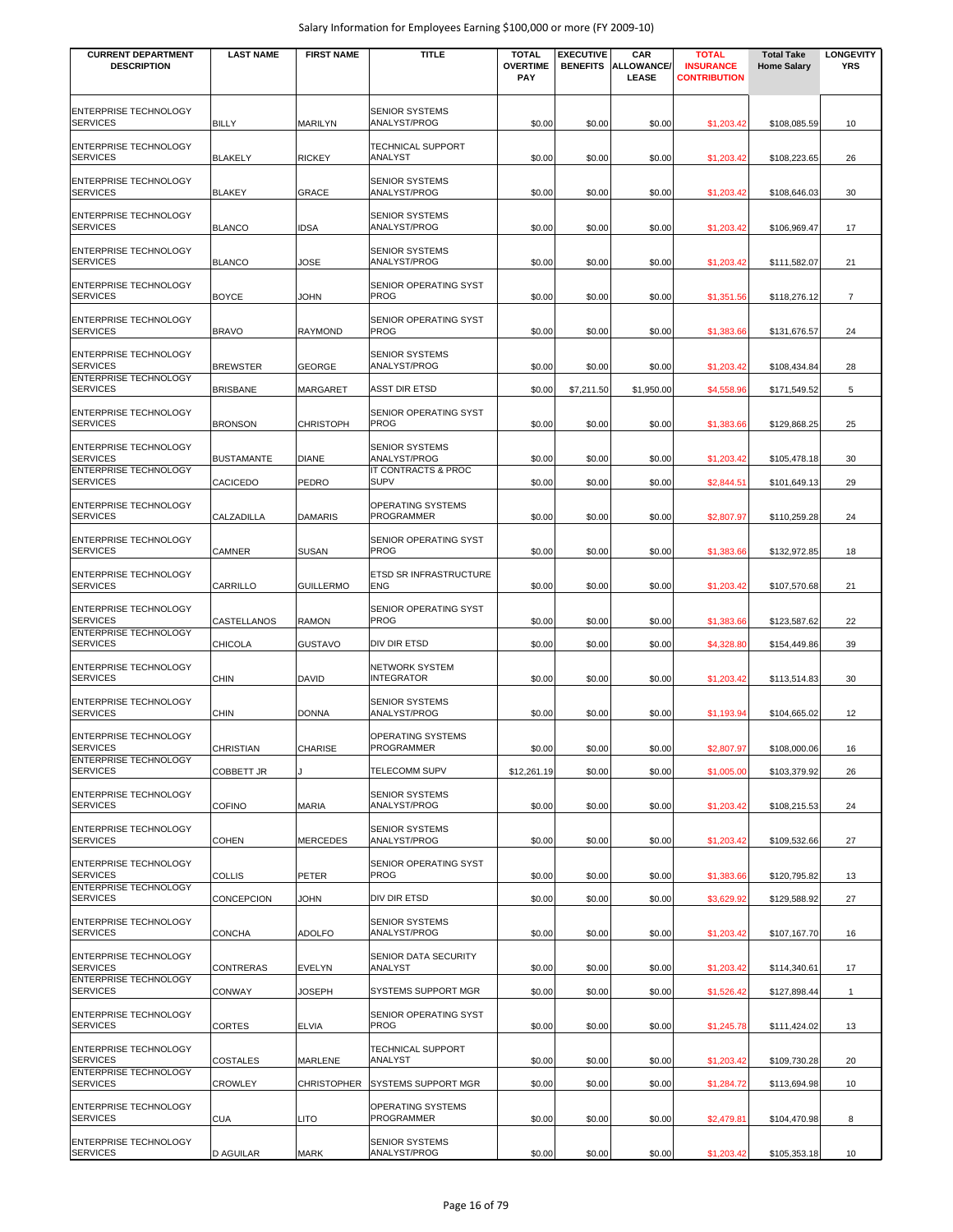Salary Information for Employees Earning $100,000 or more (FY 2009-10)

| CURRENT DEPARTMENT DESCRIPTION | LAST NAME | FIRST NAME | TITLE | TOTAL OVERTIME PAY | EXECUTIVE BENEFITS | CAR ALLOWANCE/ LEASE | TOTAL INSURANCE CONTRIBUTION | Total Take Home Salary | LONGEVITY YRS |
|---|---|---|---|---|---|---|---|---|---|
| ENTERPRISE TECHNOLOGY SERVICES | BILLY | MARILYN | SENIOR SYSTEMS ANALYST/PROG | $0.00 | $0.00 | $0.00 | $1,203.42 | $108,085.59 | 10 |
| ENTERPRISE TECHNOLOGY SERVICES | BLAKELY | RICKEY | TECHNICAL SUPPORT ANALYST | $0.00 | $0.00 | $0.00 | $1,203.42 | $108,223.65 | 26 |
| ENTERPRISE TECHNOLOGY SERVICES | BLAKEY | GRACE | SENIOR SYSTEMS ANALYST/PROG | $0.00 | $0.00 | $0.00 | $1,203.42 | $108,646.03 | 30 |
| ENTERPRISE TECHNOLOGY SERVICES | BLANCO | IDSA | SENIOR SYSTEMS ANALYST/PROG | $0.00 | $0.00 | $0.00 | $1,203.42 | $106,969.47 | 17 |
| ENTERPRISE TECHNOLOGY SERVICES | BLANCO | JOSE | SENIOR SYSTEMS ANALYST/PROG | $0.00 | $0.00 | $0.00 | $1,203.42 | $111,582.07 | 21 |
| ENTERPRISE TECHNOLOGY SERVICES | BOYCE | JOHN | SENIOR OPERATING SYST PROG | $0.00 | $0.00 | $0.00 | $1,351.56 | $118,276.12 | 7 |
| ENTERPRISE TECHNOLOGY SERVICES | BRAVO | RAYMOND | SENIOR OPERATING SYST PROG | $0.00 | $0.00 | $0.00 | $1,383.66 | $131,676.57 | 24 |
| ENTERPRISE TECHNOLOGY SERVICES | BREWSTER | GEORGE | SENIOR SYSTEMS ANALYST/PROG | $0.00 | $0.00 | $0.00 | $1,203.42 | $108,434.84 | 28 |
| ENTERPRISE TECHNOLOGY SERVICES | BRISBANE | MARGARET | ASST DIR ETSD | $0.00 | $7,211.50 | $1,950.00 | $4,558.96 | $171,549.52 | 5 |
| ENTERPRISE TECHNOLOGY SERVICES | BRONSON | CHRISTOPH | SENIOR OPERATING SYST PROG | $0.00 | $0.00 | $0.00 | $1,383.66 | $129,868.25 | 25 |
| ENTERPRISE TECHNOLOGY SERVICES | BUSTAMANTE | DIANE | SENIOR SYSTEMS ANALYST/PROG | $0.00 | $0.00 | $0.00 | $1,203.42 | $105,478.18 | 30 |
| ENTERPRISE TECHNOLOGY SERVICES | CACICEDO | PEDRO | IT CONTRACTS & PROC SUPV | $0.00 | $0.00 | $0.00 | $2,844.51 | $101,649.13 | 29 |
| ENTERPRISE TECHNOLOGY SERVICES | CALZADILLA | DAMARIS | OPERATING SYSTEMS PROGRAMMER | $0.00 | $0.00 | $0.00 | $2,807.97 | $110,259.28 | 24 |
| ENTERPRISE TECHNOLOGY SERVICES | CAMNER | SUSAN | SENIOR OPERATING SYST PROG | $0.00 | $0.00 | $0.00 | $1,383.66 | $132,972.85 | 18 |
| ENTERPRISE TECHNOLOGY SERVICES | CARRILLO | GUILLERMO | ETSD SR INFRASTRUCTURE ENG | $0.00 | $0.00 | $0.00 | $1,203.42 | $107,570.68 | 21 |
| ENTERPRISE TECHNOLOGY SERVICES | CASTELLANOS | RAMON | SENIOR OPERATING SYST PROG | $0.00 | $0.00 | $0.00 | $1,383.66 | $123,587.62 | 22 |
| ENTERPRISE TECHNOLOGY SERVICES | CHICOLA | GUSTAVO | DIV DIR ETSD | $0.00 | $0.00 | $0.00 | $4,328.80 | $154,449.86 | 39 |
| ENTERPRISE TECHNOLOGY SERVICES | CHIN | DAVID | NETWORK SYSTEM INTEGRATOR | $0.00 | $0.00 | $0.00 | $1,203.42 | $113,514.83 | 30 |
| ENTERPRISE TECHNOLOGY SERVICES | CHIN | DONNA | SENIOR SYSTEMS ANALYST/PROG | $0.00 | $0.00 | $0.00 | $1,193.94 | $104,665.02 | 12 |
| ENTERPRISE TECHNOLOGY SERVICES | CHRISTIAN | CHARISE | OPERATING SYSTEMS PROGRAMMER | $0.00 | $0.00 | $0.00 | $2,807.97 | $108,000.06 | 16 |
| ENTERPRISE TECHNOLOGY SERVICES | COBBETT JR | J | TELECOMM SUPV | $12,261.19 | $0.00 | $0.00 | $1,005.00 | $103,379.92 | 26 |
| ENTERPRISE TECHNOLOGY SERVICES | COFINO | MARIA | SENIOR SYSTEMS ANALYST/PROG | $0.00 | $0.00 | $0.00 | $1,203.42 | $108,215.53 | 24 |
| ENTERPRISE TECHNOLOGY SERVICES | COHEN | MERCEDES | SENIOR SYSTEMS ANALYST/PROG | $0.00 | $0.00 | $0.00 | $1,203.42 | $109,532.66 | 27 |
| ENTERPRISE TECHNOLOGY SERVICES | COLLIS | PETER | SENIOR OPERATING SYST PROG | $0.00 | $0.00 | $0.00 | $1,383.66 | $120,795.82 | 13 |
| ENTERPRISE TECHNOLOGY SERVICES | CONCEPCION | JOHN | DIV DIR ETSD | $0.00 | $0.00 | $0.00 | $3,629.92 | $129,588.92 | 27 |
| ENTERPRISE TECHNOLOGY SERVICES | CONCHA | ADOLFO | SENIOR SYSTEMS ANALYST/PROG | $0.00 | $0.00 | $0.00 | $1,203.42 | $107,167.70 | 16 |
| ENTERPRISE TECHNOLOGY SERVICES | CONTRERAS | EVELYN | SENIOR DATA SECURITY ANALYST | $0.00 | $0.00 | $0.00 | $1,203.42 | $114,340.61 | 17 |
| ENTERPRISE TECHNOLOGY SERVICES | CONWAY | JOSEPH | SYSTEMS SUPPORT MGR | $0.00 | $0.00 | $0.00 | $1,526.42 | $127,898.44 | 1 |
| ENTERPRISE TECHNOLOGY SERVICES | CORTES | ELVIA | SENIOR OPERATING SYST PROG | $0.00 | $0.00 | $0.00 | $1,245.78 | $111,424.02 | 13 |
| ENTERPRISE TECHNOLOGY SERVICES | COSTALES | MARLENE | TECHNICAL SUPPORT ANALYST | $0.00 | $0.00 | $0.00 | $1,203.42 | $109,730.28 | 20 |
| ENTERPRISE TECHNOLOGY SERVICES | CROWLEY | CHRISTOPHER | SYSTEMS SUPPORT MGR | $0.00 | $0.00 | $0.00 | $1,284.72 | $113,694.98 | 10 |
| ENTERPRISE TECHNOLOGY SERVICES | CUA | LITO | OPERATING SYSTEMS PROGRAMMER | $0.00 | $0.00 | $0.00 | $2,479.81 | $104,470.98 | 8 |
| ENTERPRISE TECHNOLOGY SERVICES | D AGUILAR | MARK | SENIOR SYSTEMS ANALYST/PROG | $0.00 | $0.00 | $0.00 | $1,203.42 | $105,353.18 | 10 |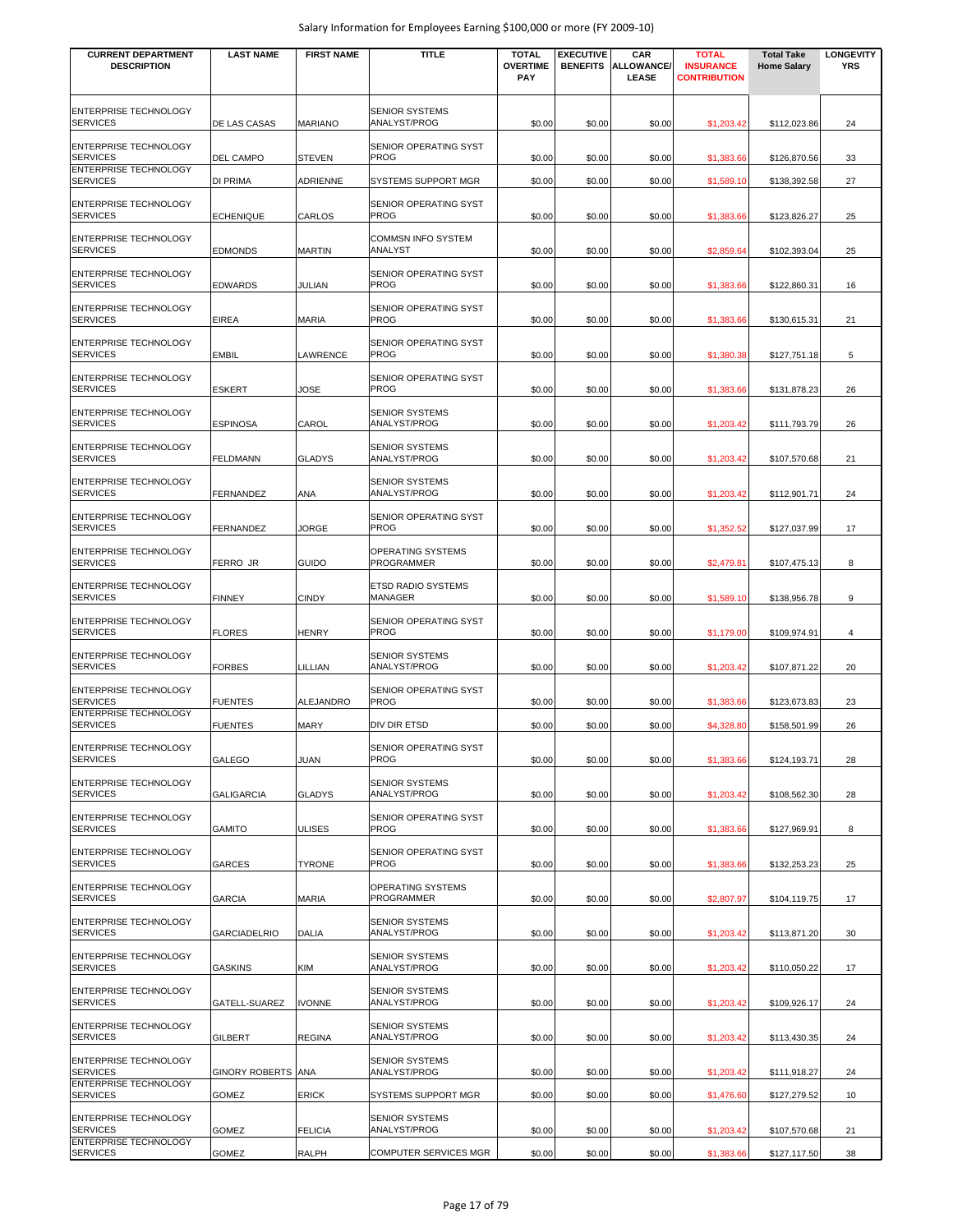Salary Information for Employees Earning $100,000 or more (FY 2009-10)

| CURRENT DEPARTMENT DESCRIPTION | LAST NAME | FIRST NAME | TITLE | TOTAL OVERTIME PAY | EXECUTIVE BENEFITS | CAR ALLOWANCE/ LEASE | TOTAL INSURANCE CONTRIBUTION | Total Take Home Salary | LONGEVITY YRS |
|---|---|---|---|---|---|---|---|---|---|
| ENTERPRISE TECHNOLOGY SERVICES | DE LAS CASAS | MARIANO | SENIOR SYSTEMS ANALYST/PROG | $0.00 | $0.00 | $0.00 | $1,203.42 | $112,023.86 | 24 |
| ENTERPRISE TECHNOLOGY SERVICES | DEL CAMPO | STEVEN | SENIOR OPERATING SYST PROG | $0.00 | $0.00 | $0.00 | $1,383.66 | $126,870.56 | 33 |
| ENTERPRISE TECHNOLOGY SERVICES | DI PRIMA | ADRIENNE | SYSTEMS SUPPORT MGR | $0.00 | $0.00 | $0.00 | $1,589.10 | $138,392.58 | 27 |
| ENTERPRISE TECHNOLOGY SERVICES | ECHENIQUE | CARLOS | SENIOR OPERATING SYST PROG | $0.00 | $0.00 | $0.00 | $1,383.66 | $123,826.27 | 25 |
| ENTERPRISE TECHNOLOGY SERVICES | EDMONDS | MARTIN | COMMSN INFO SYSTEM ANALYST | $0.00 | $0.00 | $0.00 | $2,859.64 | $102,393.04 | 25 |
| ENTERPRISE TECHNOLOGY SERVICES | EDWARDS | JULIAN | SENIOR OPERATING SYST PROG | $0.00 | $0.00 | $0.00 | $1,383.66 | $122,860.31 | 16 |
| ENTERPRISE TECHNOLOGY SERVICES | EIREA | MARIA | SENIOR OPERATING SYST PROG | $0.00 | $0.00 | $0.00 | $1,383.66 | $130,615.31 | 21 |
| ENTERPRISE TECHNOLOGY SERVICES | EMBIL | LAWRENCE | SENIOR OPERATING SYST PROG | $0.00 | $0.00 | $0.00 | $1,380.38 | $127,751.18 | 5 |
| ENTERPRISE TECHNOLOGY SERVICES | ESKERT | JOSE | SENIOR OPERATING SYST PROG | $0.00 | $0.00 | $0.00 | $1,383.66 | $131,878.23 | 26 |
| ENTERPRISE TECHNOLOGY SERVICES | ESPINOSA | CAROL | SENIOR SYSTEMS ANALYST/PROG | $0.00 | $0.00 | $0.00 | $1,203.42 | $111,793.79 | 26 |
| ENTERPRISE TECHNOLOGY SERVICES | FELDMANN | GLADYS | SENIOR SYSTEMS ANALYST/PROG | $0.00 | $0.00 | $0.00 | $1,203.42 | $107,570.68 | 21 |
| ENTERPRISE TECHNOLOGY SERVICES | FERNANDEZ | ANA | SENIOR SYSTEMS ANALYST/PROG | $0.00 | $0.00 | $0.00 | $1,203.42 | $112,901.71 | 24 |
| ENTERPRISE TECHNOLOGY SERVICES | FERNANDEZ | JORGE | SENIOR OPERATING SYST PROG | $0.00 | $0.00 | $0.00 | $1,352.52 | $127,037.99 | 17 |
| ENTERPRISE TECHNOLOGY SERVICES | FERRO JR | GUIDO | OPERATING SYSTEMS PROGRAMMER | $0.00 | $0.00 | $0.00 | $2,479.81 | $107,475.13 | 8 |
| ENTERPRISE TECHNOLOGY SERVICES | FINNEY | CINDY | ETSD RADIO SYSTEMS MANAGER | $0.00 | $0.00 | $0.00 | $1,589.10 | $138,956.78 | 9 |
| ENTERPRISE TECHNOLOGY SERVICES | FLORES | HENRY | SENIOR OPERATING SYST PROG | $0.00 | $0.00 | $0.00 | $1,179.00 | $109,974.91 | 4 |
| ENTERPRISE TECHNOLOGY SERVICES | FORBES | LILLIAN | SENIOR SYSTEMS ANALYST/PROG | $0.00 | $0.00 | $0.00 | $1,203.42 | $107,871.22 | 20 |
| ENTERPRISE TECHNOLOGY SERVICES | FUENTES | ALEJANDRO | SENIOR OPERATING SYST PROG | $0.00 | $0.00 | $0.00 | $1,383.66 | $123,673.83 | 23 |
| ENTERPRISE TECHNOLOGY SERVICES | FUENTES | MARY | DIV DIR ETSD | $0.00 | $0.00 | $0.00 | $4,328.80 | $158,501.99 | 26 |
| ENTERPRISE TECHNOLOGY SERVICES | GALEGO | JUAN | SENIOR OPERATING SYST PROG | $0.00 | $0.00 | $0.00 | $1,383.66 | $124,193.71 | 28 |
| ENTERPRISE TECHNOLOGY SERVICES | GALIGARCIA | GLADYS | SENIOR SYSTEMS ANALYST/PROG | $0.00 | $0.00 | $0.00 | $1,203.42 | $108,562.30 | 28 |
| ENTERPRISE TECHNOLOGY SERVICES | GAMITO | ULISES | SENIOR OPERATING SYST PROG | $0.00 | $0.00 | $0.00 | $1,383.66 | $127,969.91 | 8 |
| ENTERPRISE TECHNOLOGY SERVICES | GARCES | TYRONE | SENIOR OPERATING SYST PROG | $0.00 | $0.00 | $0.00 | $1,383.66 | $132,253.23 | 25 |
| ENTERPRISE TECHNOLOGY SERVICES | GARCIA | MARIA | OPERATING SYSTEMS PROGRAMMER | $0.00 | $0.00 | $0.00 | $2,807.97 | $104,119.75 | 17 |
| ENTERPRISE TECHNOLOGY SERVICES | GARCIADELRIO | DALIA | SENIOR SYSTEMS ANALYST/PROG | $0.00 | $0.00 | $0.00 | $1,203.42 | $113,871.20 | 30 |
| ENTERPRISE TECHNOLOGY SERVICES | GASKINS | KIM | SENIOR SYSTEMS ANALYST/PROG | $0.00 | $0.00 | $0.00 | $1,203.42 | $110,050.22 | 17 |
| ENTERPRISE TECHNOLOGY SERVICES | GATELL-SUAREZ | IVONNE | SENIOR SYSTEMS ANALYST/PROG | $0.00 | $0.00 | $0.00 | $1,203.42 | $109,926.17 | 24 |
| ENTERPRISE TECHNOLOGY SERVICES | GILBERT | REGINA | SENIOR SYSTEMS ANALYST/PROG | $0.00 | $0.00 | $0.00 | $1,203.42 | $113,430.35 | 24 |
| ENTERPRISE TECHNOLOGY SERVICES | GINORY ROBERTS | ANA | SENIOR SYSTEMS ANALYST/PROG | $0.00 | $0.00 | $0.00 | $1,203.42 | $111,918.27 | 24 |
| ENTERPRISE TECHNOLOGY SERVICES | GOMEZ | ERICK | SYSTEMS SUPPORT MGR | $0.00 | $0.00 | $0.00 | $1,476.60 | $127,279.52 | 10 |
| ENTERPRISE TECHNOLOGY SERVICES | GOMEZ | FELICIA | SENIOR SYSTEMS ANALYST/PROG | $0.00 | $0.00 | $0.00 | $1,203.42 | $107,570.68 | 21 |
| ENTERPRISE TECHNOLOGY SERVICES | GOMEZ | RALPH | COMPUTER SERVICES MGR | $0.00 | $0.00 | $0.00 | $1,383.66 | $127,117.50 | 38 |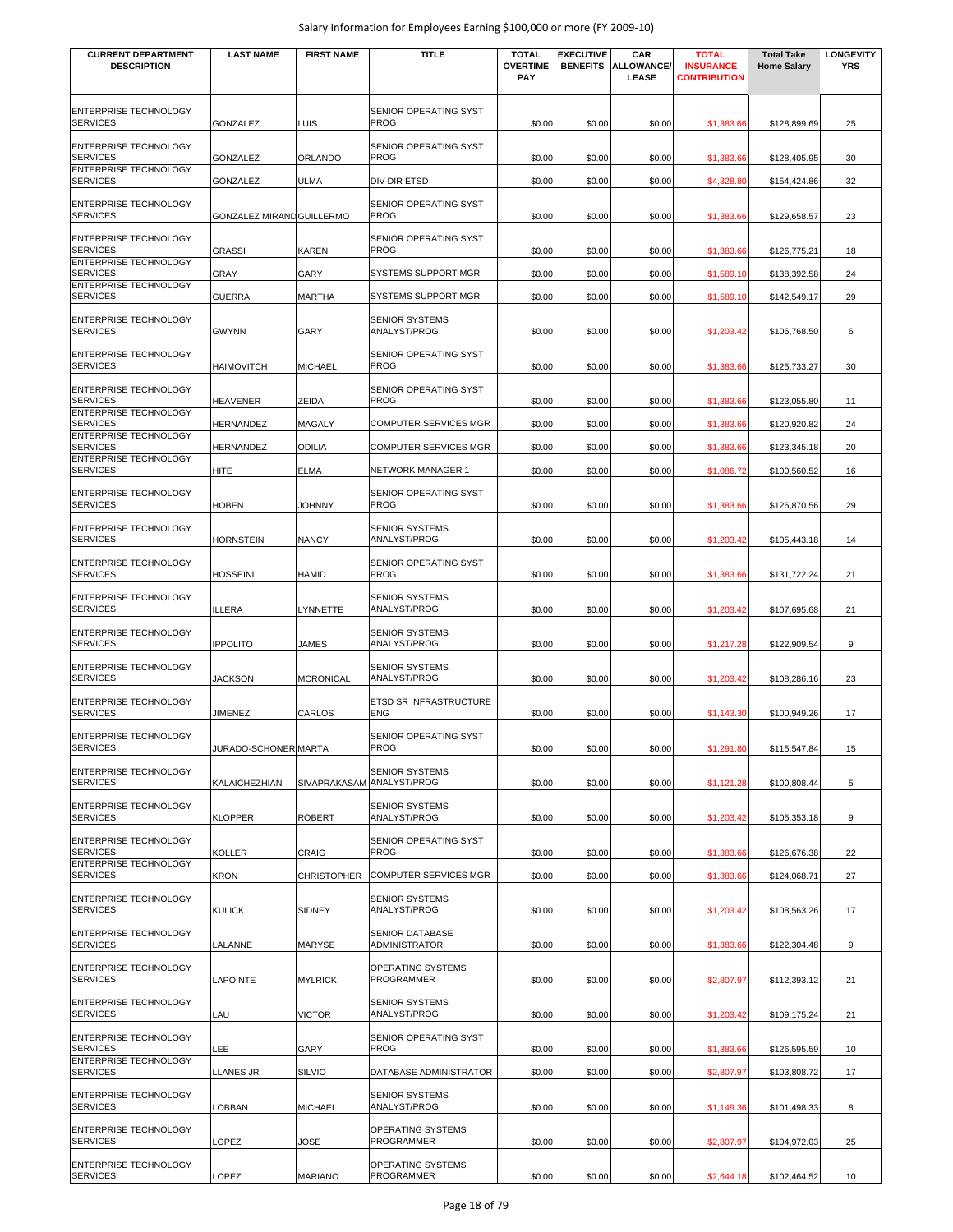| CURRENT DEPARTMENT DESCRIPTION | LAST NAME | FIRST NAME | TITLE | TOTAL OVERTIME PAY | EXECUTIVE BENEFITS | CAR ALLOWANCE/ LEASE | TOTAL INSURANCE CONTRIBUTION | Total Take Home Salary | LONGEVITY YRS |
|---|---|---|---|---|---|---|---|---|---|
| ENTERPRISE TECHNOLOGY SERVICES | GONZALEZ | LUIS | SENIOR OPERATING SYST PROG | $0.00 | $0.00 | $0.00 | $1,383.66 | $128,899.69 | 25 |
| ENTERPRISE TECHNOLOGY SERVICES | GONZALEZ | ORLANDO | SENIOR OPERATING SYST PROG | $0.00 | $0.00 | $0.00 | $1,383.66 | $128,405.95 | 30 |
| ENTERPRISE TECHNOLOGY SERVICES | GONZALEZ | ULMA | DIV DIR ETSD | $0.00 | $0.00 | $0.00 | $4,328.80 | $154,424.86 | 32 |
| ENTERPRISE TECHNOLOGY SERVICES | GONZALEZ MIRAND | GUILLERMO | SENIOR OPERATING SYST PROG | $0.00 | $0.00 | $0.00 | $1,383.66 | $129,658.57 | 23 |
| ENTERPRISE TECHNOLOGY SERVICES | GRASSI | KAREN | SENIOR OPERATING SYST PROG | $0.00 | $0.00 | $0.00 | $1,383.66 | $126,775.21 | 18 |
| ENTERPRISE TECHNOLOGY SERVICES | GRAY | GARY | SYSTEMS SUPPORT MGR | $0.00 | $0.00 | $0.00 | $1,589.10 | $138,392.58 | 24 |
| ENTERPRISE TECHNOLOGY SERVICES | GUERRA | MARTHA | SYSTEMS SUPPORT MGR | $0.00 | $0.00 | $0.00 | $1,589.10 | $142,549.17 | 29 |
| ENTERPRISE TECHNOLOGY SERVICES | GWYNN | GARY | SENIOR SYSTEMS ANALYST/PROG | $0.00 | $0.00 | $0.00 | $1,203.42 | $106,768.50 | 6 |
| ENTERPRISE TECHNOLOGY SERVICES | HAIMOVITCH | MICHAEL | SENIOR OPERATING SYST PROG | $0.00 | $0.00 | $0.00 | $1,383.66 | $125,733.27 | 30 |
| ENTERPRISE TECHNOLOGY SERVICES | HEAVENER | ZEIDA | SENIOR OPERATING SYST PROG | $0.00 | $0.00 | $0.00 | $1,383.66 | $123,055.80 | 11 |
| ENTERPRISE TECHNOLOGY SERVICES | HERNANDEZ | MAGALY | COMPUTER SERVICES MGR | $0.00 | $0.00 | $0.00 | $1,383.66 | $120,920.82 | 24 |
| ENTERPRISE TECHNOLOGY SERVICES | HERNANDEZ | ODILIA | COMPUTER SERVICES MGR | $0.00 | $0.00 | $0.00 | $1,383.66 | $123,345.18 | 20 |
| ENTERPRISE TECHNOLOGY SERVICES | HITE | ELMA | NETWORK MANAGER 1 | $0.00 | $0.00 | $0.00 | $1,086.72 | $100,560.52 | 16 |
| ENTERPRISE TECHNOLOGY SERVICES | HOBEN | JOHNNY | SENIOR OPERATING SYST PROG | $0.00 | $0.00 | $0.00 | $1,383.66 | $126,870.56 | 29 |
| ENTERPRISE TECHNOLOGY SERVICES | HORNSTEIN | NANCY | SENIOR SYSTEMS ANALYST/PROG | $0.00 | $0.00 | $0.00 | $1,203.42 | $105,443.18 | 14 |
| ENTERPRISE TECHNOLOGY SERVICES | HOSSEINI | HAMID | SENIOR OPERATING SYST PROG | $0.00 | $0.00 | $0.00 | $1,383.66 | $131,722.24 | 21 |
| ENTERPRISE TECHNOLOGY SERVICES | ILLERA | LYNNETTE | SENIOR SYSTEMS ANALYST/PROG | $0.00 | $0.00 | $0.00 | $1,203.42 | $107,695.68 | 21 |
| ENTERPRISE TECHNOLOGY SERVICES | IPPOLITO | JAMES | SENIOR SYSTEMS ANALYST/PROG | $0.00 | $0.00 | $0.00 | $1,217.28 | $122,909.54 | 9 |
| ENTERPRISE TECHNOLOGY SERVICES | JACKSON | MCRONICAL | SENIOR SYSTEMS ANALYST/PROG | $0.00 | $0.00 | $0.00 | $1,203.42 | $108,286.16 | 23 |
| ENTERPRISE TECHNOLOGY SERVICES | JIMENEZ | CARLOS | ETSD SR INFRASTRUCTURE ENG | $0.00 | $0.00 | $0.00 | $1,143.30 | $100,949.26 | 17 |
| ENTERPRISE TECHNOLOGY SERVICES | JURADO-SCHONER | MARTA | SENIOR OPERATING SYST PROG | $0.00 | $0.00 | $0.00 | $1,291.80 | $115,547.84 | 15 |
| ENTERPRISE TECHNOLOGY SERVICES | KALAICHEZHIAN | SIVAPRAKASAM | SENIOR SYSTEMS ANALYST/PROG | $0.00 | $0.00 | $0.00 | $1,121.28 | $100,808.44 | 5 |
| ENTERPRISE TECHNOLOGY SERVICES | KLOPPER | ROBERT | SENIOR SYSTEMS ANALYST/PROG | $0.00 | $0.00 | $0.00 | $1,203.42 | $105,353.18 | 9 |
| ENTERPRISE TECHNOLOGY SERVICES | KOLLER | CRAIG | SENIOR OPERATING SYST PROG | $0.00 | $0.00 | $0.00 | $1,383.66 | $126,676.38 | 22 |
| ENTERPRISE TECHNOLOGY SERVICES | KRON | CHRISTOPHER | COMPUTER SERVICES MGR | $0.00 | $0.00 | $0.00 | $1,383.66 | $124,068.71 | 27 |
| ENTERPRISE TECHNOLOGY SERVICES | KULICK | SIDNEY | SENIOR SYSTEMS ANALYST/PROG | $0.00 | $0.00 | $0.00 | $1,203.42 | $108,563.26 | 17 |
| ENTERPRISE TECHNOLOGY SERVICES | LALANNE | MARYSE | SENIOR DATABASE ADMINISTRATOR | $0.00 | $0.00 | $0.00 | $1,383.66 | $122,304.48 | 9 |
| ENTERPRISE TECHNOLOGY SERVICES | LAPOINTE | MYLRICK | OPERATING SYSTEMS PROGRAMMER | $0.00 | $0.00 | $0.00 | $2,807.97 | $112,393.12 | 21 |
| ENTERPRISE TECHNOLOGY SERVICES | LAU | VICTOR | SENIOR SYSTEMS ANALYST/PROG | $0.00 | $0.00 | $0.00 | $1,203.42 | $109,175.24 | 21 |
| ENTERPRISE TECHNOLOGY SERVICES | LEE | GARY | SENIOR OPERATING SYST PROG | $0.00 | $0.00 | $0.00 | $1,383.66 | $126,595.59 | 10 |
| ENTERPRISE TECHNOLOGY SERVICES | LLANES JR | SILVIO | DATABASE ADMINISTRATOR | $0.00 | $0.00 | $0.00 | $2,807.97 | $103,808.72 | 17 |
| ENTERPRISE TECHNOLOGY SERVICES | LOBBAN | MICHAEL | SENIOR SYSTEMS ANALYST/PROG | $0.00 | $0.00 | $0.00 | $1,149.36 | $101,498.33 | 8 |
| ENTERPRISE TECHNOLOGY SERVICES | LOPEZ | JOSE | OPERATING SYSTEMS PROGRAMMER | $0.00 | $0.00 | $0.00 | $2,807.97 | $104,972.03 | 25 |
| ENTERPRISE TECHNOLOGY SERVICES | LOPEZ | MARIANO | OPERATING SYSTEMS PROGRAMMER | $0.00 | $0.00 | $0.00 | $2,644.18 | $102,464.52 | 10 |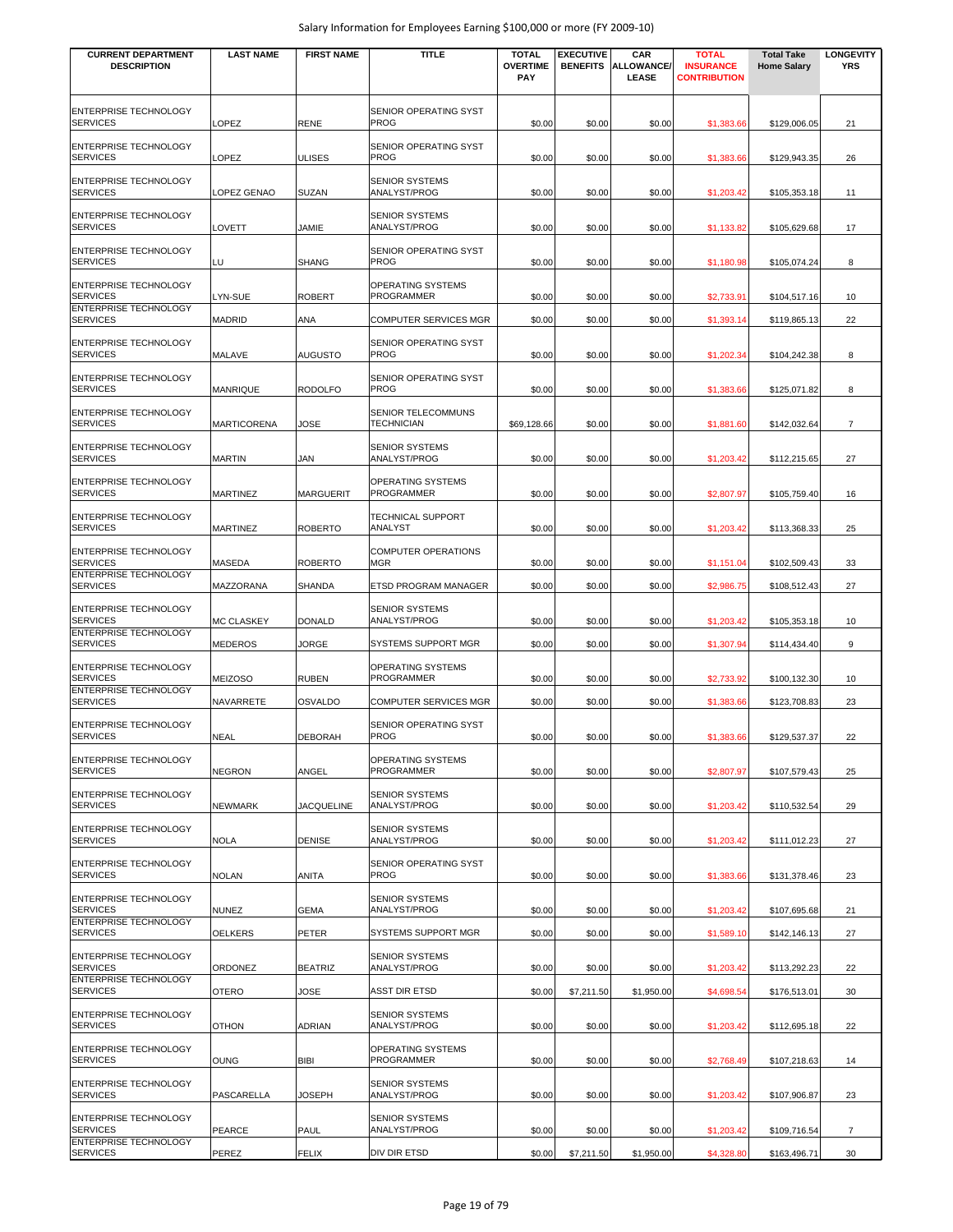| CURRENT DEPARTMENT DESCRIPTION | LAST NAME | FIRST NAME | TITLE | TOTAL OVERTIME PAY | EXECUTIVE BENEFITS | CAR ALLOWANCE/ LEASE | TOTAL INSURANCE CONTRIBUTION | Total Take Home Salary | LONGEVITY YRS |
|---|---|---|---|---|---|---|---|---|---|
| ENTERPRISE TECHNOLOGY SERVICES | LOPEZ | RENE | SENIOR OPERATING SYST PROG | $0.00 | $0.00 | $0.00 | $1,383.66 | $129,006.05 | 21 |
| ENTERPRISE TECHNOLOGY SERVICES | LOPEZ | ULISES | SENIOR OPERATING SYST PROG | $0.00 | $0.00 | $0.00 | $1,383.66 | $129,943.35 | 26 |
| ENTERPRISE TECHNOLOGY SERVICES | LOPEZ GENAO | SUZAN | SENIOR SYSTEMS ANALYST/PROG | $0.00 | $0.00 | $0.00 | $1,203.42 | $105,353.18 | 11 |
| ENTERPRISE TECHNOLOGY SERVICES | LOVETT | JAMIE | SENIOR SYSTEMS ANALYST/PROG | $0.00 | $0.00 | $0.00 | $1,133.82 | $105,629.68 | 17 |
| ENTERPRISE TECHNOLOGY SERVICES | LU | SHANG | SENIOR OPERATING SYST PROG | $0.00 | $0.00 | $0.00 | $1,180.98 | $105,074.24 | 8 |
| ENTERPRISE TECHNOLOGY SERVICES | LYN-SUE | ROBERT | OPERATING SYSTEMS PROGRAMMER | $0.00 | $0.00 | $0.00 | $2,733.91 | $104,517.16 | 10 |
| ENTERPRISE TECHNOLOGY SERVICES | MADRID | ANA | COMPUTER SERVICES MGR | $0.00 | $0.00 | $0.00 | $1,393.14 | $119,865.13 | 22 |
| ENTERPRISE TECHNOLOGY SERVICES | MALAVE | AUGUSTO | SENIOR OPERATING SYST PROG | $0.00 | $0.00 | $0.00 | $1,202.34 | $104,242.38 | 8 |
| ENTERPRISE TECHNOLOGY SERVICES | MANRIQUE | RODOLFO | SENIOR OPERATING SYST PROG | $0.00 | $0.00 | $0.00 | $1,383.66 | $125,071.82 | 8 |
| ENTERPRISE TECHNOLOGY SERVICES | MARTICORENA | JOSE | SENIOR TELECOMMUNS TECHNICIAN | $69,128.66 | $0.00 | $0.00 | $1,881.60 | $142,032.64 | 7 |
| ENTERPRISE TECHNOLOGY SERVICES | MARTIN | JAN | SENIOR SYSTEMS ANALYST/PROG | $0.00 | $0.00 | $0.00 | $1,203.42 | $112,215.65 | 27 |
| ENTERPRISE TECHNOLOGY SERVICES | MARTINEZ | MARGUERIT | OPERATING SYSTEMS PROGRAMMER | $0.00 | $0.00 | $0.00 | $2,807.97 | $105,759.40 | 16 |
| ENTERPRISE TECHNOLOGY SERVICES | MARTINEZ | ROBERTO | TECHNICAL SUPPORT ANALYST | $0.00 | $0.00 | $0.00 | $1,203.42 | $113,368.33 | 25 |
| ENTERPRISE TECHNOLOGY SERVICES | MASEDA | ROBERTO | COMPUTER OPERATIONS MGR | $0.00 | $0.00 | $0.00 | $1,151.04 | $102,509.43 | 33 |
| ENTERPRISE TECHNOLOGY SERVICES | MAZZORANA | SHANDA | ETSD PROGRAM MANAGER | $0.00 | $0.00 | $0.00 | $2,986.75 | $108,512.43 | 27 |
| ENTERPRISE TECHNOLOGY SERVICES | MC CLASKEY | DONALD | SENIOR SYSTEMS ANALYST/PROG | $0.00 | $0.00 | $0.00 | $1,203.42 | $105,353.18 | 10 |
| ENTERPRISE TECHNOLOGY SERVICES | MEDEROS | JORGE | SYSTEMS SUPPORT MGR | $0.00 | $0.00 | $0.00 | $1,307.94 | $114,434.40 | 9 |
| ENTERPRISE TECHNOLOGY SERVICES | MEIZOSO | RUBEN | OPERATING SYSTEMS PROGRAMMER | $0.00 | $0.00 | $0.00 | $2,733.92 | $100,132.30 | 10 |
| ENTERPRISE TECHNOLOGY SERVICES | NAVARRETE | OSVALDO | COMPUTER SERVICES MGR | $0.00 | $0.00 | $0.00 | $1,383.66 | $123,708.83 | 23 |
| ENTERPRISE TECHNOLOGY SERVICES | NEAL | DEBORAH | SENIOR OPERATING SYST PROG | $0.00 | $0.00 | $0.00 | $1,383.66 | $129,537.37 | 22 |
| ENTERPRISE TECHNOLOGY SERVICES | NEGRON | ANGEL | OPERATING SYSTEMS PROGRAMMER | $0.00 | $0.00 | $0.00 | $2,807.97 | $107,579.43 | 25 |
| ENTERPRISE TECHNOLOGY SERVICES | NEWMARK | JACQUELINE | SENIOR SYSTEMS ANALYST/PROG | $0.00 | $0.00 | $0.00 | $1,203.42 | $110,532.54 | 29 |
| ENTERPRISE TECHNOLOGY SERVICES | NOLA | DENISE | SENIOR SYSTEMS ANALYST/PROG | $0.00 | $0.00 | $0.00 | $1,203.42 | $111,012.23 | 27 |
| ENTERPRISE TECHNOLOGY SERVICES | NOLAN | ANITA | SENIOR OPERATING SYST PROG | $0.00 | $0.00 | $0.00 | $1,383.66 | $131,378.46 | 23 |
| ENTERPRISE TECHNOLOGY SERVICES | NUNEZ | GEMA | SENIOR SYSTEMS ANALYST/PROG | $0.00 | $0.00 | $0.00 | $1,203.42 | $107,695.68 | 21 |
| ENTERPRISE TECHNOLOGY SERVICES | OELKERS | PETER | SYSTEMS SUPPORT MGR | $0.00 | $0.00 | $0.00 | $1,589.10 | $142,146.13 | 27 |
| ENTERPRISE TECHNOLOGY SERVICES | ORDONEZ | BEATRIZ | SENIOR SYSTEMS ANALYST/PROG | $0.00 | $0.00 | $0.00 | $1,203.42 | $113,292.23 | 22 |
| ENTERPRISE TECHNOLOGY SERVICES | OTERO | JOSE | ASST DIR ETSD | $0.00 | $7,211.50 | $1,950.00 | $4,698.54 | $176,513.01 | 30 |
| ENTERPRISE TECHNOLOGY SERVICES | OTHON | ADRIAN | SENIOR SYSTEMS ANALYST/PROG | $0.00 | $0.00 | $0.00 | $1,203.42 | $112,695.18 | 22 |
| ENTERPRISE TECHNOLOGY SERVICES | OUNG | BIBI | OPERATING SYSTEMS PROGRAMMER | $0.00 | $0.00 | $0.00 | $2,768.49 | $107,218.63 | 14 |
| ENTERPRISE TECHNOLOGY SERVICES | PASCARELLA | JOSEPH | SENIOR SYSTEMS ANALYST/PROG | $0.00 | $0.00 | $0.00 | $1,203.42 | $107,906.87 | 23 |
| ENTERPRISE TECHNOLOGY SERVICES | PEARCE | PAUL | SENIOR SYSTEMS ANALYST/PROG | $0.00 | $0.00 | $0.00 | $1,203.42 | $109,716.54 | 7 |
| ENTERPRISE TECHNOLOGY SERVICES | PEREZ | FELIX | DIV DIR ETSD | $0.00 | $7,211.50 | $1,950.00 | $4,328.80 | $163,496.71 | 30 |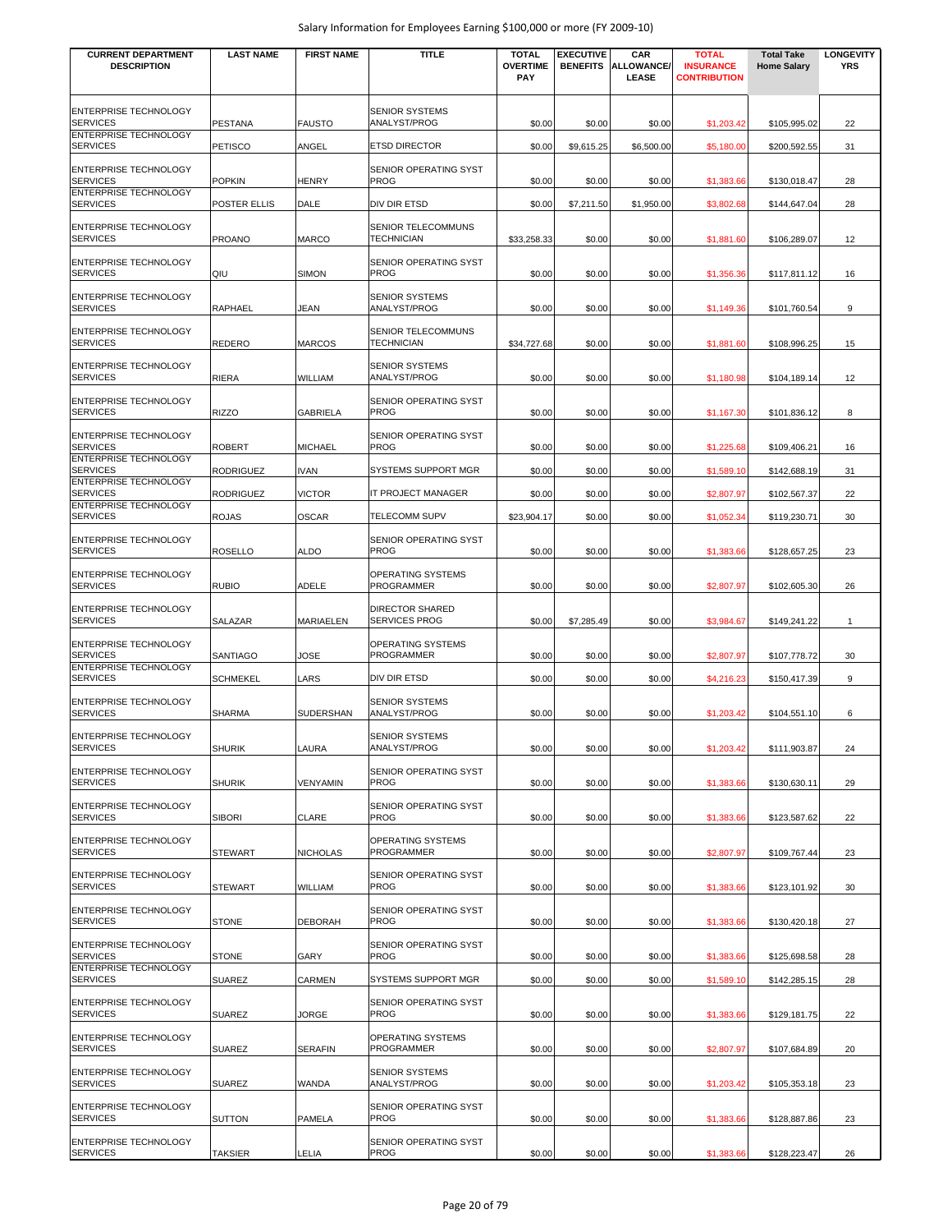| CURRENT DEPARTMENT DESCRIPTION | LAST NAME | FIRST NAME | TITLE | TOTAL OVERTIME PAY | EXECUTIVE BENEFITS | CAR ALLOWANCE/ LEASE | TOTAL INSURANCE CONTRIBUTION | Total Take Home Salary | LONGEVITY YRS |
|---|---|---|---|---|---|---|---|---|---|
| ENTERPRISE TECHNOLOGY SERVICES | PESTANA | FAUSTO | SENIOR SYSTEMS ANALYST/PROG | $0.00 | $0.00 | $0.00 | $1,203.42 | $105,995.02 | 22 |
| ENTERPRISE TECHNOLOGY SERVICES | PETISCO | ANGEL | ETSD DIRECTOR | $0.00 | $9,615.25 | $6,500.00 | $5,180.00 | $200,592.55 | 31 |
| ENTERPRISE TECHNOLOGY SERVICES | POPKIN | HENRY | SENIOR OPERATING SYST PROG | $0.00 | $0.00 | $0.00 | $1,383.66 | $130,018.47 | 28 |
| ENTERPRISE TECHNOLOGY SERVICES | POSTER ELLIS | DALE | DIV DIR ETSD | $0.00 | $7,211.50 | $1,950.00 | $3,802.68 | $144,647.04 | 28 |
| ENTERPRISE TECHNOLOGY SERVICES | PROANO | MARCO | SENIOR TELECOMMUNS TECHNICIAN | $33,258.33 | $0.00 | $0.00 | $1,881.60 | $106,289.07 | 12 |
| ENTERPRISE TECHNOLOGY SERVICES | QIU | SIMON | SENIOR OPERATING SYST PROG | $0.00 | $0.00 | $0.00 | $1,356.36 | $117,811.12 | 16 |
| ENTERPRISE TECHNOLOGY SERVICES | RAPHAEL | JEAN | SENIOR SYSTEMS ANALYST/PROG | $0.00 | $0.00 | $0.00 | $1,149.36 | $101,760.54 | 9 |
| ENTERPRISE TECHNOLOGY SERVICES | REDERO | MARCOS | SENIOR TELECOMMUNS TECHNICIAN | $34,727.68 | $0.00 | $0.00 | $1,881.60 | $108,996.25 | 15 |
| ENTERPRISE TECHNOLOGY SERVICES | RIERA | WILLIAM | SENIOR SYSTEMS ANALYST/PROG | $0.00 | $0.00 | $0.00 | $1,180.98 | $104,189.14 | 12 |
| ENTERPRISE TECHNOLOGY SERVICES | RIZZO | GABRIELA | SENIOR OPERATING SYST PROG | $0.00 | $0.00 | $0.00 | $1,167.30 | $101,836.12 | 8 |
| ENTERPRISE TECHNOLOGY SERVICES | ROBERT | MICHAEL | SENIOR OPERATING SYST PROG | $0.00 | $0.00 | $0.00 | $1,225.68 | $109,406.21 | 16 |
| ENTERPRISE TECHNOLOGY SERVICES | RODRIGUEZ | IVAN | SYSTEMS SUPPORT MGR | $0.00 | $0.00 | $0.00 | $1,589.10 | $142,688.19 | 31 |
| ENTERPRISE TECHNOLOGY SERVICES | RODRIGUEZ | VICTOR | IT PROJECT MANAGER | $0.00 | $0.00 | $0.00 | $2,807.97 | $102,567.37 | 22 |
| ENTERPRISE TECHNOLOGY SERVICES | ROJAS | OSCAR | TELECOMM SUPV | $23,904.17 | $0.00 | $0.00 | $1,052.34 | $119,230.71 | 30 |
| ENTERPRISE TECHNOLOGY SERVICES | ROSELLO | ALDO | SENIOR OPERATING SYST PROG | $0.00 | $0.00 | $0.00 | $1,383.66 | $128,657.25 | 23 |
| ENTERPRISE TECHNOLOGY SERVICES | RUBIO | ADELE | OPERATING SYSTEMS PROGRAMMER | $0.00 | $0.00 | $0.00 | $2,807.97 | $102,605.30 | 26 |
| ENTERPRISE TECHNOLOGY SERVICES | SALAZAR | MARIAELEN | DIRECTOR SHARED SERVICES PROG | $0.00 | $7,285.49 | $0.00 | $3,984.67 | $149,241.22 | 1 |
| ENTERPRISE TECHNOLOGY SERVICES | SANTIAGO | JOSE | OPERATING SYSTEMS PROGRAMMER | $0.00 | $0.00 | $0.00 | $2,807.97 | $107,778.72 | 30 |
| ENTERPRISE TECHNOLOGY SERVICES | SCHMEKEL | LARS | DIV DIR ETSD | $0.00 | $0.00 | $0.00 | $4,216.23 | $150,417.39 | 9 |
| ENTERPRISE TECHNOLOGY SERVICES | SHARMA | SUDERSHAN | SENIOR SYSTEMS ANALYST/PROG | $0.00 | $0.00 | $0.00 | $1,203.42 | $104,551.10 | 6 |
| ENTERPRISE TECHNOLOGY SERVICES | SHURIK | LAURA | SENIOR SYSTEMS ANALYST/PROG | $0.00 | $0.00 | $0.00 | $1,203.42 | $111,903.87 | 24 |
| ENTERPRISE TECHNOLOGY SERVICES | SHURIK | VENYAMIN | SENIOR OPERATING SYST PROG | $0.00 | $0.00 | $0.00 | $1,383.66 | $130,630.11 | 29 |
| ENTERPRISE TECHNOLOGY SERVICES | SIBORI | CLARE | SENIOR OPERATING SYST PROG | $0.00 | $0.00 | $0.00 | $1,383.66 | $123,587.62 | 22 |
| ENTERPRISE TECHNOLOGY SERVICES | STEWART | NICHOLAS | OPERATING SYSTEMS PROGRAMMER | $0.00 | $0.00 | $0.00 | $2,807.97 | $109,767.44 | 23 |
| ENTERPRISE TECHNOLOGY SERVICES | STEWART | WILLIAM | SENIOR OPERATING SYST PROG | $0.00 | $0.00 | $0.00 | $1,383.66 | $123,101.92 | 30 |
| ENTERPRISE TECHNOLOGY SERVICES | STONE | DEBORAH | SENIOR OPERATING SYST PROG | $0.00 | $0.00 | $0.00 | $1,383.66 | $130,420.18 | 27 |
| ENTERPRISE TECHNOLOGY SERVICES | STONE | GARY | SENIOR OPERATING SYST PROG | $0.00 | $0.00 | $0.00 | $1,383.66 | $125,698.58 | 28 |
| ENTERPRISE TECHNOLOGY SERVICES | SUAREZ | CARMEN | SYSTEMS SUPPORT MGR | $0.00 | $0.00 | $0.00 | $1,589.10 | $142,285.15 | 28 |
| ENTERPRISE TECHNOLOGY SERVICES | SUAREZ | JORGE | SENIOR OPERATING SYST PROG | $0.00 | $0.00 | $0.00 | $1,383.66 | $129,181.75 | 22 |
| ENTERPRISE TECHNOLOGY SERVICES | SUAREZ | SERAFIN | OPERATING SYSTEMS PROGRAMMER | $0.00 | $0.00 | $0.00 | $2,807.97 | $107,684.89 | 20 |
| ENTERPRISE TECHNOLOGY SERVICES | SUAREZ | WANDA | SENIOR SYSTEMS ANALYST/PROG | $0.00 | $0.00 | $0.00 | $1,203.42 | $105,353.18 | 23 |
| ENTERPRISE TECHNOLOGY SERVICES | SUTTON | PAMELA | SENIOR OPERATING SYST PROG | $0.00 | $0.00 | $0.00 | $1,383.66 | $128,887.86 | 23 |
| ENTERPRISE TECHNOLOGY SERVICES | TAKSIER | LELIA | SENIOR OPERATING SYST PROG | $0.00 | $0.00 | $0.00 | $1,383.66 | $128,223.47 | 26 |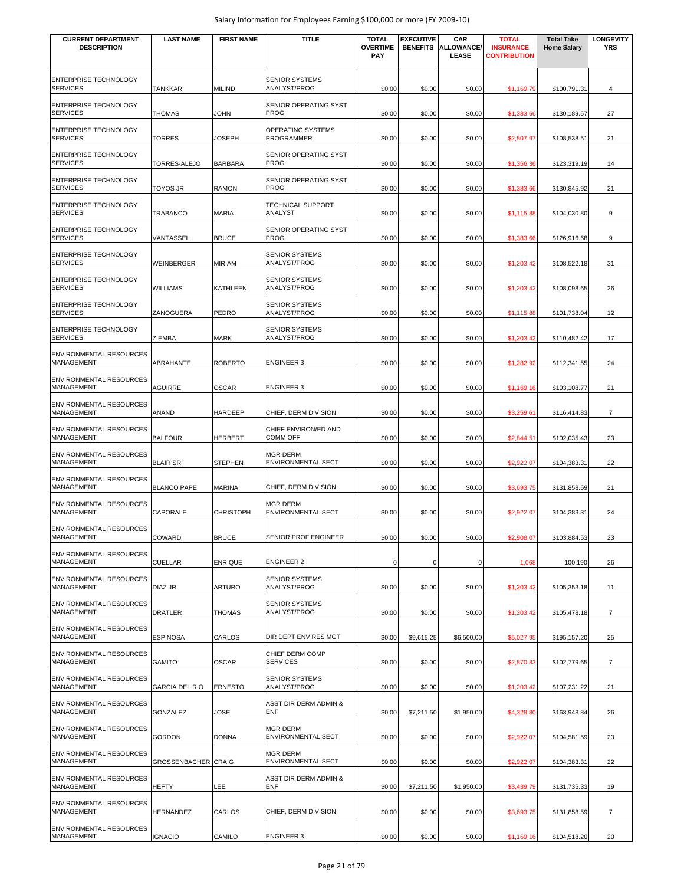| CURRENT DEPARTMENT DESCRIPTION | LAST NAME | FIRST NAME | TITLE | TOTAL OVERTIME PAY | EXECUTIVE BENEFITS | CAR ALLOWANCE/ LEASE | TOTAL INSURANCE CONTRIBUTION | Total Take Home Salary | LONGEVITY YRS |
|---|---|---|---|---|---|---|---|---|---|
| ENTERPRISE TECHNOLOGY SERVICES | TANKKAR | MILIND | SENIOR SYSTEMS ANALYST/PROG | $0.00 | $0.00 | $0.00 | $1,169.79 | $100,791.31 | 4 |
| ENTERPRISE TECHNOLOGY SERVICES | THOMAS | JOHN | SENIOR OPERATING SYST PROG | $0.00 | $0.00 | $0.00 | $1,383.66 | $130,189.57 | 27 |
| ENTERPRISE TECHNOLOGY SERVICES | TORRES | JOSEPH | OPERATING SYSTEMS PROGRAMMER | $0.00 | $0.00 | $0.00 | $2,807.97 | $108,538.51 | 21 |
| ENTERPRISE TECHNOLOGY SERVICES | TORRES-ALEJO | BARBARA | SENIOR OPERATING SYST PROG | $0.00 | $0.00 | $0.00 | $1,356.36 | $123,319.19 | 14 |
| ENTERPRISE TECHNOLOGY SERVICES | TOYOS JR | RAMON | SENIOR OPERATING SYST PROG | $0.00 | $0.00 | $0.00 | $1,383.66 | $130,845.92 | 21 |
| ENTERPRISE TECHNOLOGY SERVICES | TRABANCO | MARIA | TECHNICAL SUPPORT ANALYST | $0.00 | $0.00 | $0.00 | $1,115.88 | $104,030.80 | 9 |
| ENTERPRISE TECHNOLOGY SERVICES | VANTASSEL | BRUCE | SENIOR OPERATING SYST PROG | $0.00 | $0.00 | $0.00 | $1,383.66 | $126,916.68 | 9 |
| ENTERPRISE TECHNOLOGY SERVICES | WEINBERGER | MIRIAM | SENIOR SYSTEMS ANALYST/PROG | $0.00 | $0.00 | $0.00 | $1,203.42 | $108,522.18 | 31 |
| ENTERPRISE TECHNOLOGY SERVICES | WILLIAMS | KATHLEEN | SENIOR SYSTEMS ANALYST/PROG | $0.00 | $0.00 | $0.00 | $1,203.42 | $108,098.65 | 26 |
| ENTERPRISE TECHNOLOGY SERVICES | ZANOGUERA | PEDRO | SENIOR SYSTEMS ANALYST/PROG | $0.00 | $0.00 | $0.00 | $1,115.88 | $101,738.04 | 12 |
| ENTERPRISE TECHNOLOGY SERVICES | ZIEMBA | MARK | SENIOR SYSTEMS ANALYST/PROG | $0.00 | $0.00 | $0.00 | $1,203.42 | $110,482.42 | 17 |
| ENVIRONMENTAL RESOURCES MANAGEMENT | ABRAHANTE | ROBERTO | ENGINEER 3 | $0.00 | $0.00 | $0.00 | $1,282.92 | $112,341.55 | 24 |
| ENVIRONMENTAL RESOURCES MANAGEMENT | AGUIRRE | OSCAR | ENGINEER 3 | $0.00 | $0.00 | $0.00 | $1,169.16 | $103,108.77 | 21 |
| ENVIRONMENTAL RESOURCES MANAGEMENT | ANAND | HARDEEP | CHIEF, DERM DIVISION | $0.00 | $0.00 | $0.00 | $3,259.61 | $116,414.83 | 7 |
| ENVIRONMENTAL RESOURCES MANAGEMENT | BALFOUR | HERBERT | CHIEF ENVIRON/ED AND COMM OFF | $0.00 | $0.00 | $0.00 | $2,844.51 | $102,035.43 | 23 |
| ENVIRONMENTAL RESOURCES MANAGEMENT | BLAIR SR | STEPHEN | MGR DERM ENVIRONMENTAL SECT | $0.00 | $0.00 | $0.00 | $2,922.07 | $104,383.31 | 22 |
| ENVIRONMENTAL RESOURCES MANAGEMENT | BLANCO PAPE | MARINA | CHIEF, DERM DIVISION | $0.00 | $0.00 | $0.00 | $3,693.75 | $131,858.59 | 21 |
| ENVIRONMENTAL RESOURCES MANAGEMENT | CAPORALE | CHRISTOPH | MGR DERM ENVIRONMENTAL SECT | $0.00 | $0.00 | $0.00 | $2,922.07 | $104,383.31 | 24 |
| ENVIRONMENTAL RESOURCES MANAGEMENT | COWARD | BRUCE | SENIOR PROF ENGINEER | $0.00 | $0.00 | $0.00 | $2,908.07 | $103,884.53 | 23 |
| ENVIRONMENTAL RESOURCES MANAGEMENT | CUELLAR | ENRIQUE | ENGINEER 2 | 0 | 0 | 0 | 1,068 | 100,190 | 26 |
| ENVIRONMENTAL RESOURCES MANAGEMENT | DIAZ JR | ARTURO | SENIOR SYSTEMS ANALYST/PROG | $0.00 | $0.00 | $0.00 | $1,203.42 | $105,353.18 | 11 |
| ENVIRONMENTAL RESOURCES MANAGEMENT | DRATLER | THOMAS | SENIOR SYSTEMS ANALYST/PROG | $0.00 | $0.00 | $0.00 | $1,203.42 | $105,478.18 | 7 |
| ENVIRONMENTAL RESOURCES MANAGEMENT | ESPINOSA | CARLOS | DIR DEPT ENV RES MGT | $0.00 | $9,615.25 | $6,500.00 | $5,027.95 | $195,157.20 | 25 |
| ENVIRONMENTAL RESOURCES MANAGEMENT | GAMITO | OSCAR | CHIEF DERM COMP SERVICES | $0.00 | $0.00 | $0.00 | $2,870.83 | $102,779.65 | 7 |
| ENVIRONMENTAL RESOURCES MANAGEMENT | GARCIA DEL RIO | ERNESTO | SENIOR SYSTEMS ANALYST/PROG | $0.00 | $0.00 | $0.00 | $1,203.42 | $107,231.22 | 21 |
| ENVIRONMENTAL RESOURCES MANAGEMENT | GONZALEZ | JOSE | ASST DIR DERM ADMIN & ENF | $0.00 | $7,211.50 | $1,950.00 | $4,328.80 | $163,948.84 | 26 |
| ENVIRONMENTAL RESOURCES MANAGEMENT | GORDON | DONNA | MGR DERM ENVIRONMENTAL SECT | $0.00 | $0.00 | $0.00 | $2,922.07 | $104,581.59 | 23 |
| ENVIRONMENTAL RESOURCES MANAGEMENT | GROSSENBACHER | CRAIG | MGR DERM ENVIRONMENTAL SECT | $0.00 | $0.00 | $0.00 | $2,922.07 | $104,383.31 | 22 |
| ENVIRONMENTAL RESOURCES MANAGEMENT | HEFTY | LEE | ASST DIR DERM ADMIN & ENF | $0.00 | $7,211.50 | $1,950.00 | $3,439.79 | $131,735.33 | 19 |
| ENVIRONMENTAL RESOURCES MANAGEMENT | HERNANDEZ | CARLOS | CHIEF, DERM DIVISION | $0.00 | $0.00 | $0.00 | $3,693.75 | $131,858.59 | 7 |
| ENVIRONMENTAL RESOURCES MANAGEMENT | IGNACIO | CAMILO | ENGINEER 3 | $0.00 | $0.00 | $0.00 | $1,169.16 | $104,518.20 | 20 |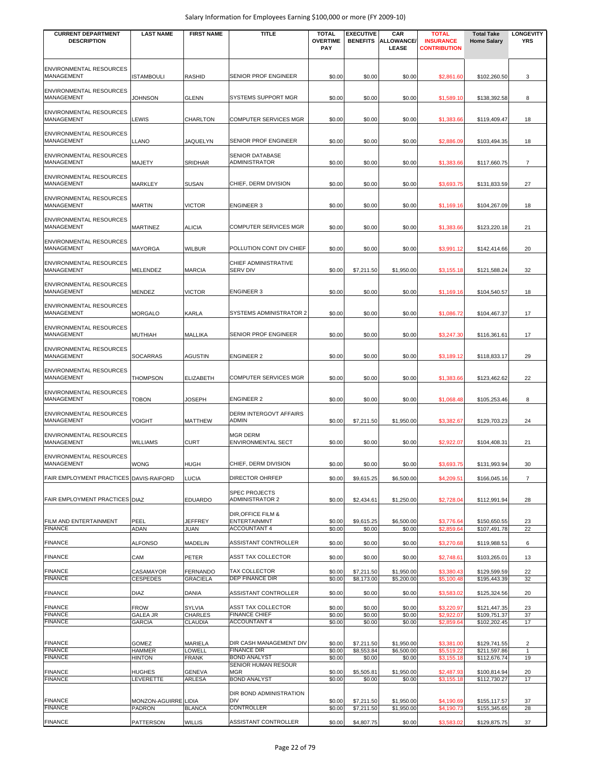Salary Information for Employees Earning $100,000 or more (FY 2009-10)

| CURRENT DEPARTMENT DESCRIPTION | LAST NAME | FIRST NAME | TITLE | TOTAL OVERTIME PAY | EXECUTIVE BENEFITS | CAR ALLOWANCE/ LEASE | TOTAL INSURANCE CONTRIBUTION | Total Take Home Salary | LONGEVITY YRS |
|---|---|---|---|---|---|---|---|---|---|
| ENVIRONMENTAL RESOURCES MANAGEMENT | ISTAMBOULI | RASHID | SENIOR PROF ENGINEER | $0.00 | $0.00 | $0.00 | $2,861.60 | $102,260.50 | 3 |
| ENVIRONMENTAL RESOURCES MANAGEMENT | JOHNSON | GLENN | SYSTEMS SUPPORT MGR | $0.00 | $0.00 | $0.00 | $1,589.10 | $138,392.58 | 8 |
| ENVIRONMENTAL RESOURCES MANAGEMENT | LEWIS | CHARLTON | COMPUTER SERVICES MGR | $0.00 | $0.00 | $0.00 | $1,383.66 | $119,409.47 | 18 |
| ENVIRONMENTAL RESOURCES MANAGEMENT | LLANO | JAQUELYN | SENIOR PROF ENGINEER | $0.00 | $0.00 | $0.00 | $2,886.09 | $103,494.35 | 18 |
| ENVIRONMENTAL RESOURCES MANAGEMENT | MAJETY | SRIDHAR | SENIOR DATABASE ADMINISTRATOR | $0.00 | $0.00 | $0.00 | $1,383.66 | $117,660.75 | 7 |
| ENVIRONMENTAL RESOURCES MANAGEMENT | MARKLEY | SUSAN | CHIEF, DERM DIVISION | $0.00 | $0.00 | $0.00 | $3,693.75 | $131,833.59 | 27 |
| ENVIRONMENTAL RESOURCES MANAGEMENT | MARTIN | VICTOR | ENGINEER 3 | $0.00 | $0.00 | $0.00 | $1,169.16 | $104,267.09 | 18 |
| ENVIRONMENTAL RESOURCES MANAGEMENT | MARTINEZ | ALICIA | COMPUTER SERVICES MGR | $0.00 | $0.00 | $0.00 | $1,383.66 | $123,220.18 | 21 |
| ENVIRONMENTAL RESOURCES MANAGEMENT | MAYORGA | WILBUR | POLLUTION CONT DIV CHIEF | $0.00 | $0.00 | $0.00 | $3,991.12 | $142,414.66 | 20 |
| ENVIRONMENTAL RESOURCES MANAGEMENT | MELENDEZ | MARCIA | CHIEF ADMINISTRATIVE SERV DIV | $0.00 | $7,211.50 | $1,950.00 | $3,155.18 | $121,588.24 | 32 |
| ENVIRONMENTAL RESOURCES MANAGEMENT | MENDEZ | VICTOR | ENGINEER 3 | $0.00 | $0.00 | $0.00 | $1,169.16 | $104,540.57 | 18 |
| ENVIRONMENTAL RESOURCES MANAGEMENT | MORGALO | KARLA | SYSTEMS ADMINISTRATOR 2 | $0.00 | $0.00 | $0.00 | $1,086.72 | $104,467.37 | 17 |
| ENVIRONMENTAL RESOURCES MANAGEMENT | MUTHIAH | MALLIKA | SENIOR PROF ENGINEER | $0.00 | $0.00 | $0.00 | $3,247.30 | $116,361.61 | 17 |
| ENVIRONMENTAL RESOURCES MANAGEMENT | SOCARRAS | AGUSTIN | ENGINEER 2 | $0.00 | $0.00 | $0.00 | $3,189.12 | $118,833.17 | 29 |
| ENVIRONMENTAL RESOURCES MANAGEMENT | THOMPSON | ELIZABETH | COMPUTER SERVICES MGR | $0.00 | $0.00 | $0.00 | $1,383.66 | $123,462.62 | 22 |
| ENVIRONMENTAL RESOURCES MANAGEMENT | TOBON | JOSEPH | ENGINEER 2 | $0.00 | $0.00 | $0.00 | $1,068.48 | $105,253.46 | 8 |
| ENVIRONMENTAL RESOURCES MANAGEMENT | VOIGHT | MATTHEW | DERM INTERGOVT AFFAIRS ADMIN | $0.00 | $7,211.50 | $1,950.00 | $3,382.67 | $129,703.23 | 24 |
| ENVIRONMENTAL RESOURCES MANAGEMENT | WILLIAMS | CURT | MGR DERM ENVIRONMENTAL SECT | $0.00 | $0.00 | $0.00 | $2,922.07 | $104,408.31 | 21 |
| ENVIRONMENTAL RESOURCES MANAGEMENT | WONG | HUGH | CHIEF, DERM DIVISION | $0.00 | $0.00 | $0.00 | $3,693.75 | $131,993.94 | 30 |
| FAIR EMPLOYMENT PRACTICES | DAVIS-RAIFORD | LUCIA | DIRECTOR OHRFEP | $0.00 | $9,615.25 | $6,500.00 | $4,209.51 | $166,045.16 | 7 |
| FAIR EMPLOYMENT PRACTICES | DIAZ | EDUARDO | SPEC PROJECTS ADMINISTRATOR 2 | $0.00 | $2,434.61 | $1,250.00 | $2,728.04 | $112,991.94 | 28 |
| FILM AND ENTERTAINMENT | PEEL | JEFFREY | DIR,OFFICE FILM & ENTERTAINMNT | $0.00 | $9,615.25 | $6,500.00 | $3,776.64 | $150,650.55 | 23 |
| FINANCE | ADAN | JUAN | ACCOUNTANT 4 | $0.00 | $0.00 | $0.00 | $2,859.64 | $107,491.78 | 22 |
| FINANCE | ALFONSO | MADELIN | ASSISTANT CONTROLLER | $0.00 | $0.00 | $0.00 | $3,270.68 | $119,988.51 | 6 |
| FINANCE | CAM | PETER | ASST TAX COLLECTOR | $0.00 | $0.00 | $0.00 | $2,748.61 | $103,265.01 | 13 |
| FINANCE | CASAMAYOR | FERNANDO | TAX COLLECTOR | $0.00 | $7,211.50 | $1,950.00 | $3,380.43 | $129,599.59 | 22 |
| FINANCE | CESPEDES | GRACIELA | DEP FINANCE DIR | $0.00 | $8,173.00 | $5,200.00 | $5,100.48 | $195,443.39 | 32 |
| FINANCE | DIAZ | DANIA | ASSISTANT CONTROLLER | $0.00 | $0.00 | $0.00 | $3,583.02 | $125,324.56 | 20 |
| FINANCE | FROW | SYLVIA | ASST TAX COLLECTOR | $0.00 | $0.00 | $0.00 | $3,220.97 | $121,447.35 | 23 |
| FINANCE | GALEA JR | CHARLES | FINANCE CHIEF | $0.00 | $0.00 | $0.00 | $2,922.07 | $109,751.37 | 37 |
| FINANCE | GARCIA | CLAUDIA | ACCOUNTANT 4 | $0.00 | $0.00 | $0.00 | $2,859.64 | $102,202.45 | 17 |
| FINANCE | GOMEZ | MARIELA | DIR CASH MANAGEMENT DIV | $0.00 | $7,211.50 | $1,950.00 | $3,381.00 | $129,741.55 | 2 |
| FINANCE | HAMMER | LOWELL | FINANCE DIR | $0.00 | $8,553.84 | $6,500.00 | $5,519.22 | $211,597.86 | 1 |
| FINANCE | HINTON | FRANK | BOND ANALYST | $0.00 | $0.00 | $0.00 | $3,155.18 | $112,676.74 | 19 |
| FINANCE | HUGHES | GENEVA | SENIOR HUMAN RESOUR MGR | $0.00 | $5,505.81 | $1,950.00 | $2,487.93 | $100,814.94 | 20 |
| FINANCE | LEVERETTE | ARLESA | BOND ANALYST | $0.00 | $0.00 | $0.00 | $3,155.18 | $112,730.27 | 17 |
| FINANCE | MONZON-AGUIRRE | LIDIA | DIR BOND ADMINISTRATION DIV | $0.00 | $7,211.50 | $1,950.00 | $4,190.69 | $155,117.57 | 37 |
| FINANCE | PADRON | BLANCA | CONTROLLER | $0.00 | $7,211.50 | $1,950.00 | $4,190.73 | $155,345.65 | 28 |
| FINANCE | PATTERSON | WILLIS | ASSISTANT CONTROLLER | $0.00 | $4,807.75 | $0.00 | $3,583.02 | $129,875.75 | 37 |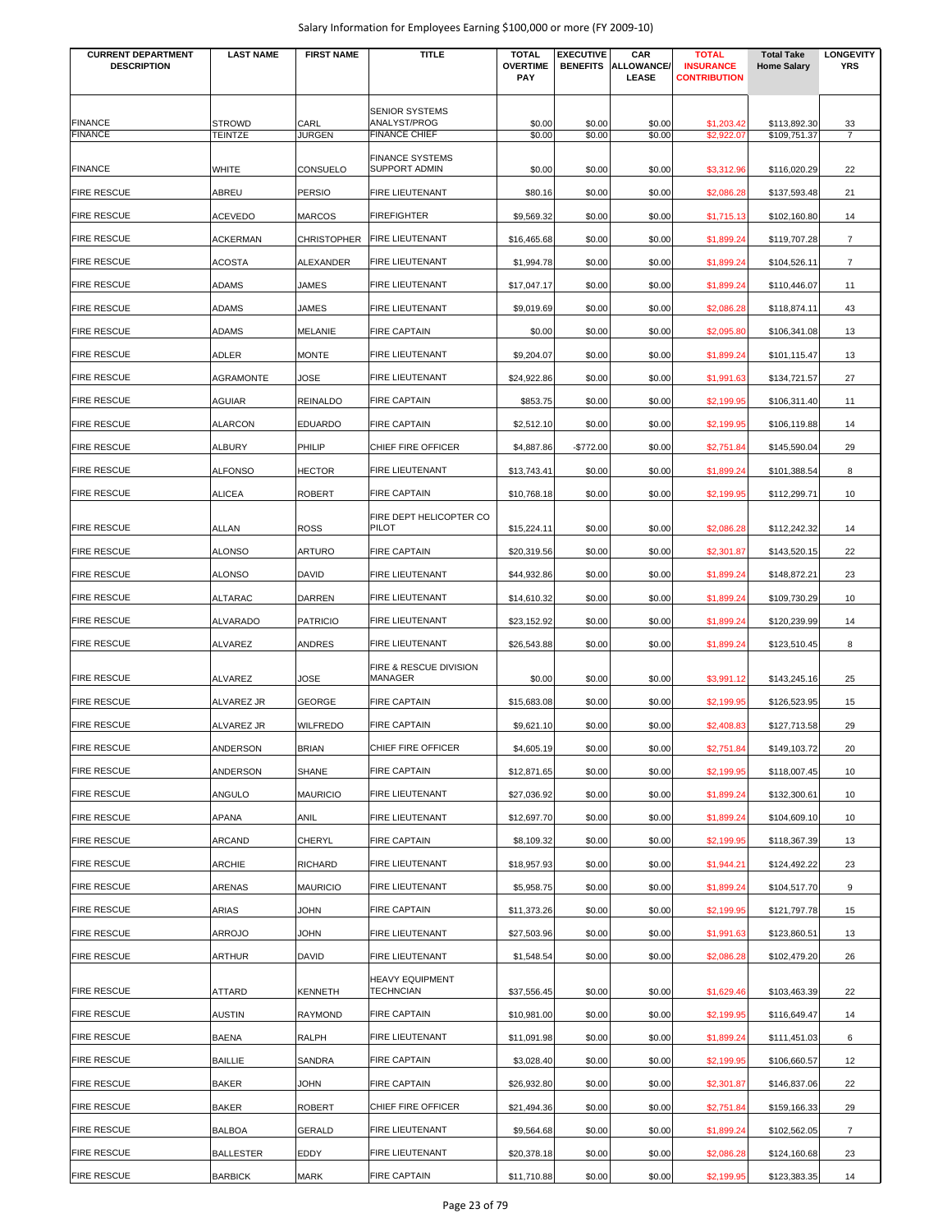Salary Information for Employees Earning $100,000 or more (FY 2009-10)

| CURRENT DEPARTMENT DESCRIPTION | LAST NAME | FIRST NAME | TITLE | TOTAL OVERTIME PAY | EXECUTIVE BENEFITS | CAR ALLOWANCE/ LEASE | TOTAL INSURANCE CONTRIBUTION | Total Take Home Salary | LONGEVITY YRS |
|---|---|---|---|---|---|---|---|---|---|
| FINANCE | STROWD | CARL | SENIOR SYSTEMS ANALYST/PROG | $0.00 | $0.00 | $0.00 | $1,203.42 | $113,892.30 | 33 |
| FINANCE | TEINTZE | JURGEN | FINANCE CHIEF | $0.00 | $0.00 | $0.00 | $2,922.07 | $109,751.37 | 7 |
| FINANCE | WHITE | CONSUELO | FINANCE SYSTEMS SUPPORT ADMIN | $0.00 | $0.00 | $0.00 | $3,312.96 | $116,020.29 | 22 |
| FIRE RESCUE | ABREU | PERSIO | FIRE LIEUTENANT | $80.16 | $0.00 | $0.00 | $2,086.28 | $137,593.48 | 21 |
| FIRE RESCUE | ACEVEDO | MARCOS | FIREFIGHTER | $9,569.32 | $0.00 | $0.00 | $1,715.13 | $102,160.80 | 14 |
| FIRE RESCUE | ACKERMAN | CHRISTOPHER | FIRE LIEUTENANT | $16,465.68 | $0.00 | $0.00 | $1,899.24 | $119,707.28 | 7 |
| FIRE RESCUE | ACOSTA | ALEXANDER | FIRE LIEUTENANT | $1,994.78 | $0.00 | $0.00 | $1,899.24 | $104,526.11 | 7 |
| FIRE RESCUE | ADAMS | JAMES | FIRE LIEUTENANT | $17,047.17 | $0.00 | $0.00 | $1,899.24 | $110,446.07 | 11 |
| FIRE RESCUE | ADAMS | JAMES | FIRE LIEUTENANT | $9,019.69 | $0.00 | $0.00 | $2,086.28 | $118,874.11 | 43 |
| FIRE RESCUE | ADAMS | MELANIE | FIRE CAPTAIN | $0.00 | $0.00 | $0.00 | $2,095.80 | $106,341.08 | 13 |
| FIRE RESCUE | ADLER | MONTE | FIRE LIEUTENANT | $9,204.07 | $0.00 | $0.00 | $1,899.24 | $101,115.47 | 13 |
| FIRE RESCUE | AGRAMONTE | JOSE | FIRE LIEUTENANT | $24,922.86 | $0.00 | $0.00 | $1,991.63 | $134,721.57 | 27 |
| FIRE RESCUE | AGUIAR | REINALDO | FIRE CAPTAIN | $853.75 | $0.00 | $0.00 | $2,199.95 | $106,311.40 | 11 |
| FIRE RESCUE | ALARCON | EDUARDO | FIRE CAPTAIN | $2,512.10 | $0.00 | $0.00 | $2,199.95 | $106,119.88 | 14 |
| FIRE RESCUE | ALBURY | PHILIP | CHIEF FIRE OFFICER | $4,887.86 | -$772.00 | $0.00 | $2,751.84 | $145,590.04 | 29 |
| FIRE RESCUE | ALFONSO | HECTOR | FIRE LIEUTENANT | $13,743.41 | $0.00 | $0.00 | $1,899.24 | $101,388.54 | 8 |
| FIRE RESCUE | ALICEA | ROBERT | FIRE CAPTAIN | $10,768.18 | $0.00 | $0.00 | $2,199.95 | $112,299.71 | 10 |
| FIRE RESCUE | ALLAN | ROSS | FIRE DEPT HELICOPTER CO PILOT | $15,224.11 | $0.00 | $0.00 | $2,086.28 | $112,242.32 | 14 |
| FIRE RESCUE | ALONSO | ARTURO | FIRE CAPTAIN | $20,319.56 | $0.00 | $0.00 | $2,301.87 | $143,520.15 | 22 |
| FIRE RESCUE | ALONSO | DAVID | FIRE LIEUTENANT | $44,932.86 | $0.00 | $0.00 | $1,899.24 | $148,872.21 | 23 |
| FIRE RESCUE | ALTARAC | DARREN | FIRE LIEUTENANT | $14,610.32 | $0.00 | $0.00 | $1,899.24 | $109,730.29 | 10 |
| FIRE RESCUE | ALVARADO | PATRICIO | FIRE LIEUTENANT | $23,152.92 | $0.00 | $0.00 | $1,899.24 | $120,239.99 | 14 |
| FIRE RESCUE | ALVAREZ | ANDRES | FIRE LIEUTENANT | $26,543.88 | $0.00 | $0.00 | $1,899.24 | $123,510.45 | 8 |
| FIRE RESCUE | ALVAREZ | JOSE | FIRE & RESCUE DIVISION MANAGER | $0.00 | $0.00 | $0.00 | $3,991.12 | $143,245.16 | 25 |
| FIRE RESCUE | ALVAREZ JR | GEORGE | FIRE CAPTAIN | $15,683.08 | $0.00 | $0.00 | $2,199.95 | $126,523.95 | 15 |
| FIRE RESCUE | ALVAREZ JR | WILFREDO | FIRE CAPTAIN | $9,621.10 | $0.00 | $0.00 | $2,408.83 | $127,713.58 | 29 |
| FIRE RESCUE | ANDERSON | BRIAN | CHIEF FIRE OFFICER | $4,605.19 | $0.00 | $0.00 | $2,751.84 | $149,103.72 | 20 |
| FIRE RESCUE | ANDERSON | SHANE | FIRE CAPTAIN | $12,871.65 | $0.00 | $0.00 | $2,199.95 | $118,007.45 | 10 |
| FIRE RESCUE | ANGULO | MAURICIO | FIRE LIEUTENANT | $27,036.92 | $0.00 | $0.00 | $1,899.24 | $132,300.61 | 10 |
| FIRE RESCUE | APANA | ANIL | FIRE LIEUTENANT | $12,697.70 | $0.00 | $0.00 | $1,899.24 | $104,609.10 | 10 |
| FIRE RESCUE | ARCAND | CHERYL | FIRE CAPTAIN | $8,109.32 | $0.00 | $0.00 | $2,199.95 | $118,367.39 | 13 |
| FIRE RESCUE | ARCHIE | RICHARD | FIRE LIEUTENANT | $18,957.93 | $0.00 | $0.00 | $1,944.21 | $124,492.22 | 23 |
| FIRE RESCUE | ARENAS | MAURICIO | FIRE LIEUTENANT | $5,958.75 | $0.00 | $0.00 | $1,899.24 | $104,517.70 | 9 |
| FIRE RESCUE | ARIAS | JOHN | FIRE CAPTAIN | $11,373.26 | $0.00 | $0.00 | $2,199.95 | $121,797.78 | 15 |
| FIRE RESCUE | ARROJO | JOHN | FIRE LIEUTENANT | $27,503.96 | $0.00 | $0.00 | $1,991.63 | $123,860.51 | 13 |
| FIRE RESCUE | ARTHUR | DAVID | FIRE LIEUTENANT | $1,548.54 | $0.00 | $0.00 | $2,086.28 | $102,479.20 | 26 |
| FIRE RESCUE | ATTARD | KENNETH | HEAVY EQUIPMENT TECHNCIAN | $37,556.45 | $0.00 | $0.00 | $1,629.46 | $103,463.39 | 22 |
| FIRE RESCUE | AUSTIN | RAYMOND | FIRE CAPTAIN | $10,981.00 | $0.00 | $0.00 | $2,199.95 | $116,649.47 | 14 |
| FIRE RESCUE | BAENA | RALPH | FIRE LIEUTENANT | $11,091.98 | $0.00 | $0.00 | $1,899.24 | $111,451.03 | 6 |
| FIRE RESCUE | BAILLIE | SANDRA | FIRE CAPTAIN | $3,028.40 | $0.00 | $0.00 | $2,199.95 | $106,660.57 | 12 |
| FIRE RESCUE | BAKER | JOHN | FIRE CAPTAIN | $26,932.80 | $0.00 | $0.00 | $2,301.87 | $146,837.06 | 22 |
| FIRE RESCUE | BAKER | ROBERT | CHIEF FIRE OFFICER | $21,494.36 | $0.00 | $0.00 | $2,751.84 | $159,166.33 | 29 |
| FIRE RESCUE | BALBOA | GERALD | FIRE LIEUTENANT | $9,564.68 | $0.00 | $0.00 | $1,899.24 | $102,562.05 | 7 |
| FIRE RESCUE | BALLESTER | EDDY | FIRE LIEUTENANT | $20,378.18 | $0.00 | $0.00 | $2,086.28 | $124,160.68 | 23 |
| FIRE RESCUE | BARBICK | MARK | FIRE CAPTAIN | $11,710.88 | $0.00 | $0.00 | $2,199.95 | $123,383.35 | 14 |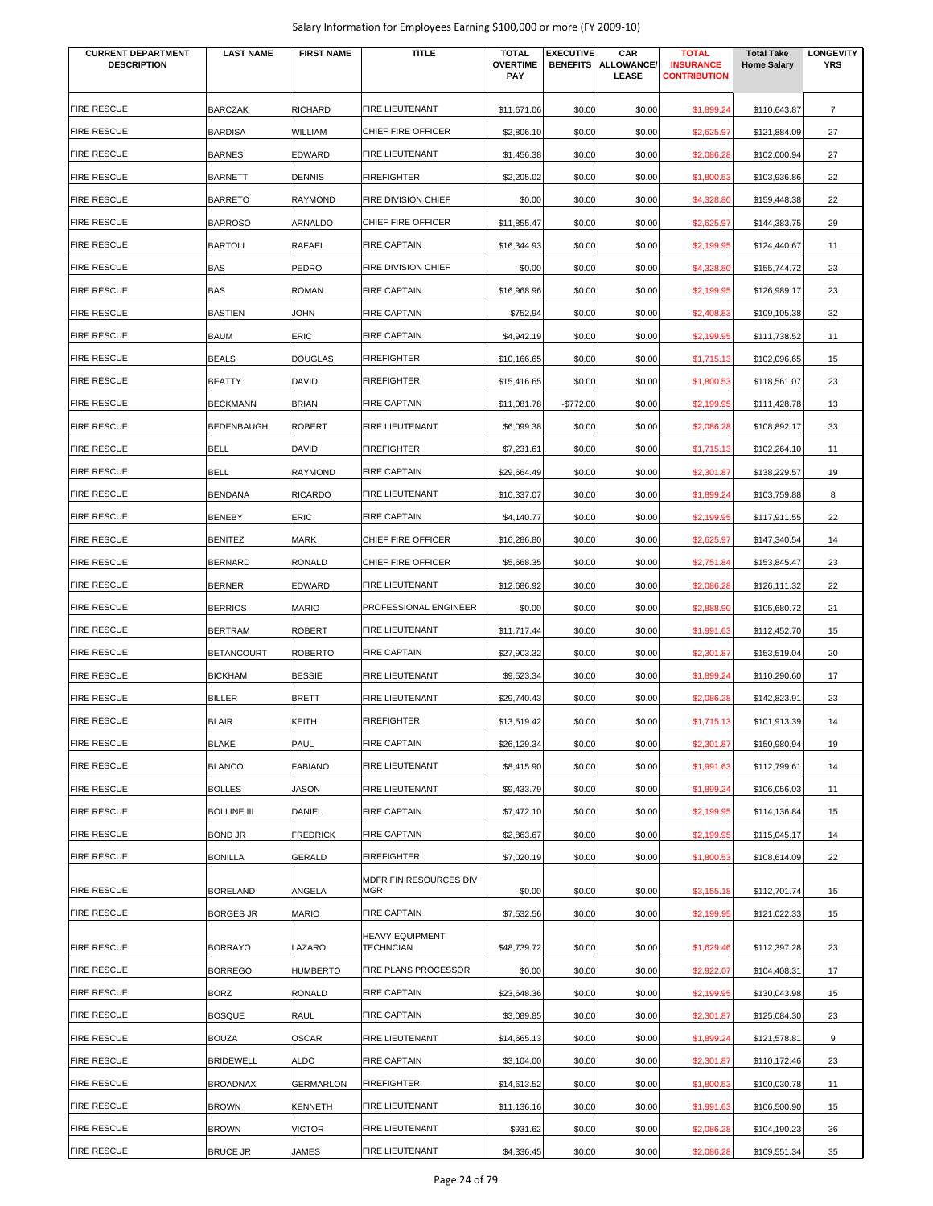Salary Information for Employees Earning $100,000 or more (FY 2009-10)

| CURRENT DEPARTMENT DESCRIPTION | LAST NAME | FIRST NAME | TITLE | TOTAL OVERTIME PAY | EXECUTIVE BENEFITS | CAR ALLOWANCE/ LEASE | TOTAL INSURANCE CONTRIBUTION | Total Take Home Salary | LONGEVITY YRS |
|---|---|---|---|---|---|---|---|---|---|
| FIRE RESCUE | BARCZAK | RICHARD | FIRE LIEUTENANT | $11,671.06 | $0.00 | $0.00 | $1,899.24 | $110,643.87 | 7 |
| FIRE RESCUE | BARDISA | WILLIAM | CHIEF FIRE OFFICER | $2,806.10 | $0.00 | $0.00 | $2,625.97 | $121,884.09 | 27 |
| FIRE RESCUE | BARNES | EDWARD | FIRE LIEUTENANT | $1,456.38 | $0.00 | $0.00 | $2,086.28 | $102,000.94 | 27 |
| FIRE RESCUE | BARNETT | DENNIS | FIREFIGHTER | $2,205.02 | $0.00 | $0.00 | $1,800.53 | $103,936.86 | 22 |
| FIRE RESCUE | BARRETO | RAYMOND | FIRE DIVISION CHIEF | $0.00 | $0.00 | $0.00 | $4,328.80 | $159,448.38 | 22 |
| FIRE RESCUE | BARROSO | ARNALDO | CHIEF FIRE OFFICER | $11,855.47 | $0.00 | $0.00 | $2,625.97 | $144,383.75 | 29 |
| FIRE RESCUE | BARTOLI | RAFAEL | FIRE CAPTAIN | $16,344.93 | $0.00 | $0.00 | $2,199.95 | $124,440.67 | 11 |
| FIRE RESCUE | BAS | PEDRO | FIRE DIVISION CHIEF | $0.00 | $0.00 | $0.00 | $4,328.80 | $155,744.72 | 23 |
| FIRE RESCUE | BAS | ROMAN | FIRE CAPTAIN | $16,968.96 | $0.00 | $0.00 | $2,199.95 | $126,989.17 | 23 |
| FIRE RESCUE | BASTIEN | JOHN | FIRE CAPTAIN | $752.94 | $0.00 | $0.00 | $2,408.83 | $109,105.38 | 32 |
| FIRE RESCUE | BAUM | ERIC | FIRE CAPTAIN | $4,942.19 | $0.00 | $0.00 | $2,199.95 | $111,738.52 | 11 |
| FIRE RESCUE | BEALS | DOUGLAS | FIREFIGHTER | $10,166.65 | $0.00 | $0.00 | $1,715.13 | $102,096.65 | 15 |
| FIRE RESCUE | BEATTY | DAVID | FIREFIGHTER | $15,416.65 | $0.00 | $0.00 | $1,800.53 | $118,561.07 | 23 |
| FIRE RESCUE | BECKMANN | BRIAN | FIRE CAPTAIN | $11,081.78 | -$772.00 | $0.00 | $2,199.95 | $111,428.78 | 13 |
| FIRE RESCUE | BEDENBAUGH | ROBERT | FIRE LIEUTENANT | $6,099.38 | $0.00 | $0.00 | $2,086.28 | $108,892.17 | 33 |
| FIRE RESCUE | BELL | DAVID | FIREFIGHTER | $7,231.61 | $0.00 | $0.00 | $1,715.13 | $102,264.10 | 11 |
| FIRE RESCUE | BELL | RAYMOND | FIRE CAPTAIN | $29,664.49 | $0.00 | $0.00 | $2,301.87 | $138,229.57 | 19 |
| FIRE RESCUE | BENDANA | RICARDO | FIRE LIEUTENANT | $10,337.07 | $0.00 | $0.00 | $1,899.24 | $103,759.88 | 8 |
| FIRE RESCUE | BENEBY | ERIC | FIRE CAPTAIN | $4,140.77 | $0.00 | $0.00 | $2,199.95 | $117,911.55 | 22 |
| FIRE RESCUE | BENITEZ | MARK | CHIEF FIRE OFFICER | $16,286.80 | $0.00 | $0.00 | $2,625.97 | $147,340.54 | 14 |
| FIRE RESCUE | BERNARD | RONALD | CHIEF FIRE OFFICER | $5,668.35 | $0.00 | $0.00 | $2,751.84 | $153,845.47 | 23 |
| FIRE RESCUE | BERNER | EDWARD | FIRE LIEUTENANT | $12,686.92 | $0.00 | $0.00 | $2,086.28 | $126,111.32 | 22 |
| FIRE RESCUE | BERRIOS | MARIO | PROFESSIONAL ENGINEER | $0.00 | $0.00 | $0.00 | $2,888.90 | $105,680.72 | 21 |
| FIRE RESCUE | BERTRAM | ROBERT | FIRE LIEUTENANT | $11,717.44 | $0.00 | $0.00 | $1,991.63 | $112,452.70 | 15 |
| FIRE RESCUE | BETANCOURT | ROBERTO | FIRE CAPTAIN | $27,903.32 | $0.00 | $0.00 | $2,301.87 | $153,519.04 | 20 |
| FIRE RESCUE | BICKHAM | BESSIE | FIRE LIEUTENANT | $9,523.34 | $0.00 | $0.00 | $1,899.24 | $110,290.60 | 17 |
| FIRE RESCUE | BILLER | BRETT | FIRE LIEUTENANT | $29,740.43 | $0.00 | $0.00 | $2,086.28 | $142,823.91 | 23 |
| FIRE RESCUE | BLAIR | KEITH | FIREFIGHTER | $13,519.42 | $0.00 | $0.00 | $1,715.13 | $101,913.39 | 14 |
| FIRE RESCUE | BLAKE | PAUL | FIRE CAPTAIN | $26,129.34 | $0.00 | $0.00 | $2,301.87 | $150,980.94 | 19 |
| FIRE RESCUE | BLANCO | FABIANO | FIRE LIEUTENANT | $8,415.90 | $0.00 | $0.00 | $1,991.63 | $112,799.61 | 14 |
| FIRE RESCUE | BOLLES | JASON | FIRE LIEUTENANT | $9,433.79 | $0.00 | $0.00 | $1,899.24 | $106,056.03 | 11 |
| FIRE RESCUE | BOLLINE III | DANIEL | FIRE CAPTAIN | $7,472.10 | $0.00 | $0.00 | $2,199.95 | $114,136.84 | 15 |
| FIRE RESCUE | BOND JR | FREDRICK | FIRE CAPTAIN | $2,863.67 | $0.00 | $0.00 | $2,199.95 | $115,045.17 | 14 |
| FIRE RESCUE | BONILLA | GERALD | FIREFIGHTER | $7,020.19 | $0.00 | $0.00 | $1,800.53 | $108,614.09 | 22 |
| FIRE RESCUE | BORELAND | ANGELA | MDFR FIN RESOURCES DIV MGR | $0.00 | $0.00 | $0.00 | $3,155.18 | $112,701.74 | 15 |
| FIRE RESCUE | BORGES JR | MARIO | FIRE CAPTAIN | $7,532.56 | $0.00 | $0.00 | $2,199.95 | $121,022.33 | 15 |
| FIRE RESCUE | BORRAYO | LAZARO | HEAVY EQUIPMENT TECHNCIAN | $48,739.72 | $0.00 | $0.00 | $1,629.46 | $112,397.28 | 23 |
| FIRE RESCUE | BORREGO | HUMBERTO | FIRE PLANS PROCESSOR | $0.00 | $0.00 | $0.00 | $2,922.07 | $104,408.31 | 17 |
| FIRE RESCUE | BORZ | RONALD | FIRE CAPTAIN | $23,648.36 | $0.00 | $0.00 | $2,199.95 | $130,043.98 | 15 |
| FIRE RESCUE | BOSQUE | RAUL | FIRE CAPTAIN | $3,089.85 | $0.00 | $0.00 | $2,301.87 | $125,084.30 | 23 |
| FIRE RESCUE | BOUZA | OSCAR | FIRE LIEUTENANT | $14,665.13 | $0.00 | $0.00 | $1,899.24 | $121,578.81 | 9 |
| FIRE RESCUE | BRIDEWELL | ALDO | FIRE CAPTAIN | $3,104.00 | $0.00 | $0.00 | $2,301.87 | $110,172.46 | 23 |
| FIRE RESCUE | BROADNAX | GERMARLON | FIREFIGHTER | $14,613.52 | $0.00 | $0.00 | $1,800.53 | $100,030.78 | 11 |
| FIRE RESCUE | BROWN | KENNETH | FIRE LIEUTENANT | $11,136.16 | $0.00 | $0.00 | $1,991.63 | $106,500.90 | 15 |
| FIRE RESCUE | BROWN | VICTOR | FIRE LIEUTENANT | $931.62 | $0.00 | $0.00 | $2,086.28 | $104,190.23 | 36 |
| FIRE RESCUE | BRUCE JR | JAMES | FIRE LIEUTENANT | $4,336.45 | $0.00 | $0.00 | $2,086.28 | $109,551.34 | 35 |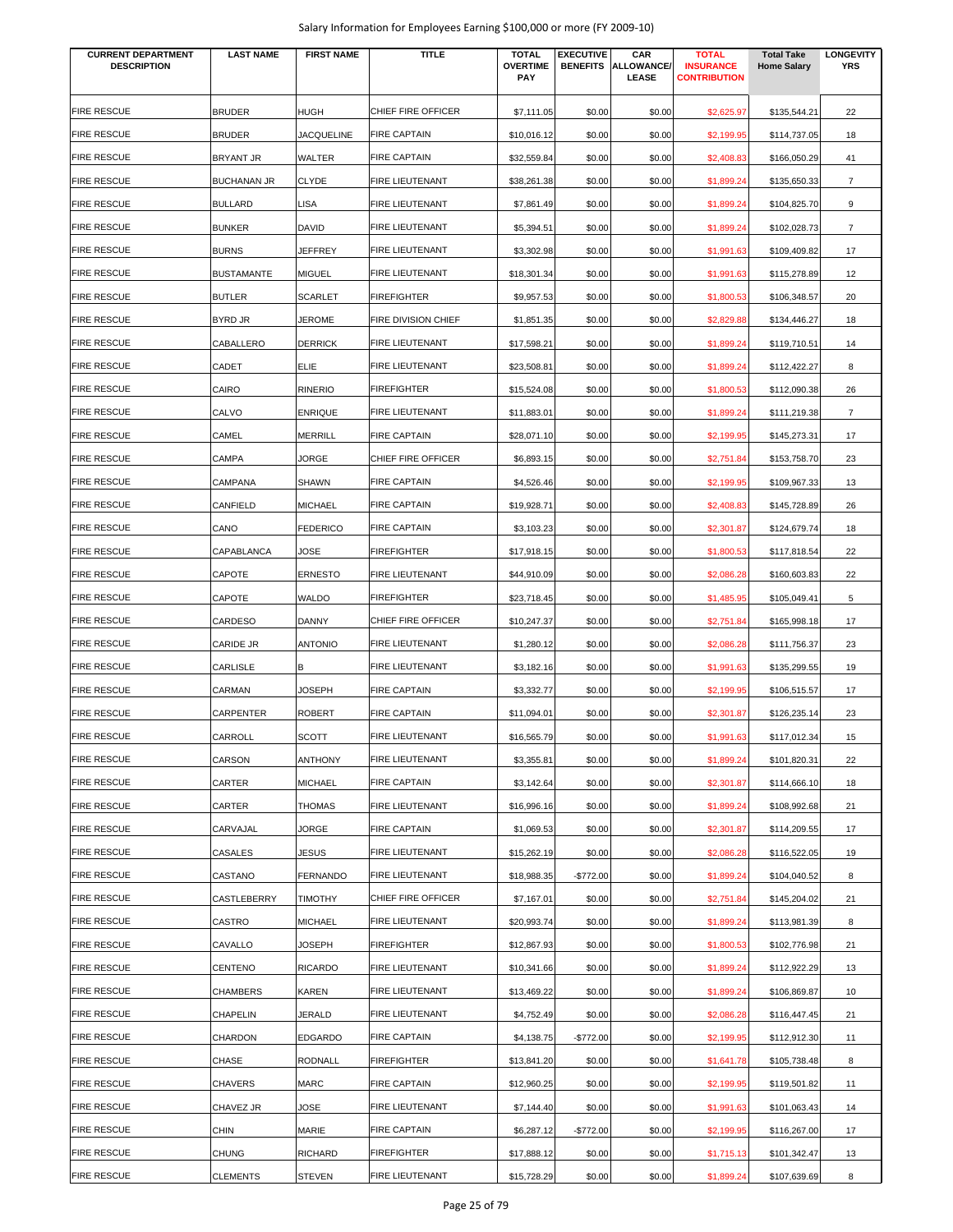Salary Information for Employees Earning $100,000 or more (FY 2009-10)

| CURRENT DEPARTMENT DESCRIPTION | LAST NAME | FIRST NAME | TITLE | TOTAL OVERTIME PAY | EXECUTIVE BENEFITS | CAR ALLOWANCE/ LEASE | TOTAL INSURANCE CONTRIBUTION | Total Take Home Salary | LONGEVITY YRS |
|---|---|---|---|---|---|---|---|---|---|
| FIRE RESCUE | BRUDER | HUGH | CHIEF FIRE OFFICER | $7,111.05 | $0.00 | $0.00 | $2,625.97 | $135,544.21 | 22 |
| FIRE RESCUE | BRUDER | JACQUELINE | FIRE CAPTAIN | $10,016.12 | $0.00 | $0.00 | $2,199.95 | $114,737.05 | 18 |
| FIRE RESCUE | BRYANT JR | WALTER | FIRE CAPTAIN | $32,559.84 | $0.00 | $0.00 | $2,408.83 | $166,050.29 | 41 |
| FIRE RESCUE | BUCHANAN JR | CLYDE | FIRE LIEUTENANT | $38,261.38 | $0.00 | $0.00 | $1,899.24 | $135,650.33 | 7 |
| FIRE RESCUE | BULLARD | LISA | FIRE LIEUTENANT | $7,861.49 | $0.00 | $0.00 | $1,899.24 | $104,825.70 | 9 |
| FIRE RESCUE | BUNKER | DAVID | FIRE LIEUTENANT | $5,394.51 | $0.00 | $0.00 | $1,899.24 | $102,028.73 | 7 |
| FIRE RESCUE | BURNS | JEFFREY | FIRE LIEUTENANT | $3,302.98 | $0.00 | $0.00 | $1,991.63 | $109,409.82 | 17 |
| FIRE RESCUE | BUSTAMANTE | MIGUEL | FIRE LIEUTENANT | $18,301.34 | $0.00 | $0.00 | $1,991.63 | $115,278.89 | 12 |
| FIRE RESCUE | BUTLER | SCARLET | FIREFIGHTER | $9,957.53 | $0.00 | $0.00 | $1,800.53 | $106,348.57 | 20 |
| FIRE RESCUE | BYRD JR | JEROME | FIRE DIVISION CHIEF | $1,851.35 | $0.00 | $0.00 | $2,829.88 | $134,446.27 | 18 |
| FIRE RESCUE | CABALLERO | DERRICK | FIRE LIEUTENANT | $17,598.21 | $0.00 | $0.00 | $1,899.24 | $119,710.51 | 14 |
| FIRE RESCUE | CADET | ELIE | FIRE LIEUTENANT | $23,508.81 | $0.00 | $0.00 | $1,899.24 | $112,422.27 | 8 |
| FIRE RESCUE | CAIRO | RINERIO | FIREFIGHTER | $15,524.08 | $0.00 | $0.00 | $1,800.53 | $112,090.38 | 26 |
| FIRE RESCUE | CALVO | ENRIQUE | FIRE LIEUTENANT | $11,883.01 | $0.00 | $0.00 | $1,899.24 | $111,219.38 | 7 |
| FIRE RESCUE | CAMEL | MERRILL | FIRE CAPTAIN | $28,071.10 | $0.00 | $0.00 | $2,199.95 | $145,273.31 | 17 |
| FIRE RESCUE | CAMPA | JORGE | CHIEF FIRE OFFICER | $6,893.15 | $0.00 | $0.00 | $2,751.84 | $153,758.70 | 23 |
| FIRE RESCUE | CAMPANA | SHAWN | FIRE CAPTAIN | $4,526.46 | $0.00 | $0.00 | $2,199.95 | $109,967.33 | 13 |
| FIRE RESCUE | CANFIELD | MICHAEL | FIRE CAPTAIN | $19,928.71 | $0.00 | $0.00 | $2,408.83 | $145,728.89 | 26 |
| FIRE RESCUE | CANO | FEDERICO | FIRE CAPTAIN | $3,103.23 | $0.00 | $0.00 | $2,301.87 | $124,679.74 | 18 |
| FIRE RESCUE | CAPABLANCA | JOSE | FIREFIGHTER | $17,918.15 | $0.00 | $0.00 | $1,800.53 | $117,818.54 | 22 |
| FIRE RESCUE | CAPOTE | ERNESTO | FIRE LIEUTENANT | $44,910.09 | $0.00 | $0.00 | $2,086.28 | $160,603.83 | 22 |
| FIRE RESCUE | CAPOTE | WALDO | FIREFIGHTER | $23,718.45 | $0.00 | $0.00 | $1,485.95 | $105,049.41 | 5 |
| FIRE RESCUE | CARDESO | DANNY | CHIEF FIRE OFFICER | $10,247.37 | $0.00 | $0.00 | $2,751.84 | $165,998.18 | 17 |
| FIRE RESCUE | CARIDE JR | ANTONIO | FIRE LIEUTENANT | $1,280.12 | $0.00 | $0.00 | $2,086.28 | $111,756.37 | 23 |
| FIRE RESCUE | CARLISLE | B | FIRE LIEUTENANT | $3,182.16 | $0.00 | $0.00 | $1,991.63 | $135,299.55 | 19 |
| FIRE RESCUE | CARMAN | JOSEPH | FIRE CAPTAIN | $3,332.77 | $0.00 | $0.00 | $2,199.95 | $106,515.57 | 17 |
| FIRE RESCUE | CARPENTER | ROBERT | FIRE CAPTAIN | $11,094.01 | $0.00 | $0.00 | $2,301.87 | $126,235.14 | 23 |
| FIRE RESCUE | CARROLL | SCOTT | FIRE LIEUTENANT | $16,565.79 | $0.00 | $0.00 | $1,991.63 | $117,012.34 | 15 |
| FIRE RESCUE | CARSON | ANTHONY | FIRE LIEUTENANT | $3,355.81 | $0.00 | $0.00 | $1,899.24 | $101,820.31 | 22 |
| FIRE RESCUE | CARTER | MICHAEL | FIRE CAPTAIN | $3,142.64 | $0.00 | $0.00 | $2,301.87 | $114,666.10 | 18 |
| FIRE RESCUE | CARTER | THOMAS | FIRE LIEUTENANT | $16,996.16 | $0.00 | $0.00 | $1,899.24 | $108,992.68 | 21 |
| FIRE RESCUE | CARVAJAL | JORGE | FIRE CAPTAIN | $1,069.53 | $0.00 | $0.00 | $2,301.87 | $114,209.55 | 17 |
| FIRE RESCUE | CASALES | JESUS | FIRE LIEUTENANT | $15,262.19 | $0.00 | $0.00 | $2,086.28 | $116,522.05 | 19 |
| FIRE RESCUE | CASTANO | FERNANDO | FIRE LIEUTENANT | $18,988.35 | -$772.00 | $0.00 | $1,899.24 | $104,040.52 | 8 |
| FIRE RESCUE | CASTLEBERRY | TIMOTHY | CHIEF FIRE OFFICER | $7,167.01 | $0.00 | $0.00 | $2,751.84 | $145,204.02 | 21 |
| FIRE RESCUE | CASTRO | MICHAEL | FIRE LIEUTENANT | $20,993.74 | $0.00 | $0.00 | $1,899.24 | $113,981.39 | 8 |
| FIRE RESCUE | CAVALLO | JOSEPH | FIREFIGHTER | $12,867.93 | $0.00 | $0.00 | $1,800.53 | $102,776.98 | 21 |
| FIRE RESCUE | CENTENO | RICARDO | FIRE LIEUTENANT | $10,341.66 | $0.00 | $0.00 | $1,899.24 | $112,922.29 | 13 |
| FIRE RESCUE | CHAMBERS | KAREN | FIRE LIEUTENANT | $13,469.22 | $0.00 | $0.00 | $1,899.24 | $106,869.87 | 10 |
| FIRE RESCUE | CHAPELIN | JERALD | FIRE LIEUTENANT | $4,752.49 | $0.00 | $0.00 | $2,086.28 | $116,447.45 | 21 |
| FIRE RESCUE | CHARDON | EDGARDO | FIRE CAPTAIN | $4,138.75 | -$772.00 | $0.00 | $2,199.95 | $112,912.30 | 11 |
| FIRE RESCUE | CHASE | RODNALL | FIREFIGHTER | $13,841.20 | $0.00 | $0.00 | $1,641.78 | $105,738.48 | 8 |
| FIRE RESCUE | CHAVERS | MARC | FIRE CAPTAIN | $12,960.25 | $0.00 | $0.00 | $2,199.95 | $119,501.82 | 11 |
| FIRE RESCUE | CHAVEZ JR | JOSE | FIRE LIEUTENANT | $7,144.40 | $0.00 | $0.00 | $1,991.63 | $101,063.43 | 14 |
| FIRE RESCUE | CHIN | MARIE | FIRE CAPTAIN | $6,287.12 | -$772.00 | $0.00 | $2,199.95 | $116,267.00 | 17 |
| FIRE RESCUE | CHUNG | RICHARD | FIREFIGHTER | $17,888.12 | $0.00 | $0.00 | $1,715.13 | $101,342.47 | 13 |
| FIRE RESCUE | CLEMENTS | STEVEN | FIRE LIEUTENANT | $15,728.29 | $0.00 | $0.00 | $1,899.24 | $107,639.69 | 8 |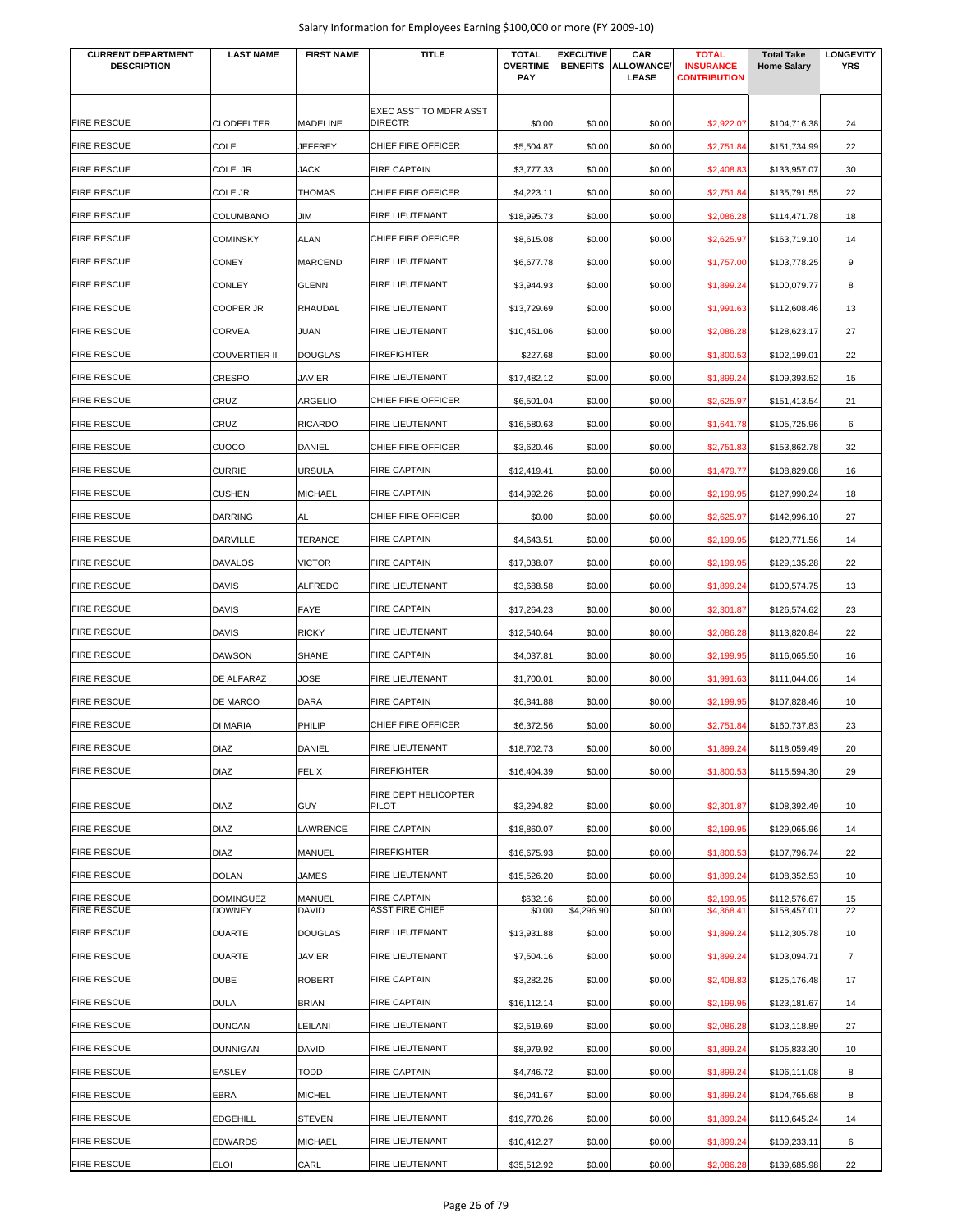Salary Information for Employees Earning $100,000 or more (FY 2009-10)

| CURRENT DEPARTMENT DESCRIPTION | LAST NAME | FIRST NAME | TITLE | TOTAL OVERTIME PAY | EXECUTIVE BENEFITS | CAR ALLOWANCE/ LEASE | TOTAL INSURANCE CONTRIBUTION | Total Take Home Salary | LONGEVITY YRS |
|---|---|---|---|---|---|---|---|---|---|
| FIRE RESCUE | CLODFELTER | MADELINE | EXEC ASST TO MDFR ASST DIRECTR | $0.00 | $0.00 | $0.00 | $2,922.07 | $104,716.38 | 24 |
| FIRE RESCUE | COLE | JEFFREY | CHIEF FIRE OFFICER | $5,504.87 | $0.00 | $0.00 | $2,751.84 | $151,734.99 | 22 |
| FIRE RESCUE | COLE JR | JACK | FIRE CAPTAIN | $3,777.33 | $0.00 | $0.00 | $2,408.83 | $133,957.07 | 30 |
| FIRE RESCUE | COLE JR | THOMAS | CHIEF FIRE OFFICER | $4,223.11 | $0.00 | $0.00 | $2,751.84 | $135,791.55 | 22 |
| FIRE RESCUE | COLUMBANO | JIM | FIRE LIEUTENANT | $18,995.73 | $0.00 | $0.00 | $2,086.28 | $114,471.78 | 18 |
| FIRE RESCUE | COMINSKY | ALAN | CHIEF FIRE OFFICER | $8,615.08 | $0.00 | $0.00 | $2,625.97 | $163,719.10 | 14 |
| FIRE RESCUE | CONEY | MARCEND | FIRE LIEUTENANT | $6,677.78 | $0.00 | $0.00 | $1,757.00 | $103,778.25 | 9 |
| FIRE RESCUE | CONLEY | GLENN | FIRE LIEUTENANT | $3,944.93 | $0.00 | $0.00 | $1,899.24 | $100,079.77 | 8 |
| FIRE RESCUE | COOPER JR | RHAUDAL | FIRE LIEUTENANT | $13,729.69 | $0.00 | $0.00 | $1,991.63 | $112,608.46 | 13 |
| FIRE RESCUE | CORVEA | JUAN | FIRE LIEUTENANT | $10,451.06 | $0.00 | $0.00 | $2,086.28 | $128,623.17 | 27 |
| FIRE RESCUE | COUVERTIER II | DOUGLAS | FIREFIGHTER | $227.68 | $0.00 | $0.00 | $1,800.53 | $102,199.01 | 22 |
| FIRE RESCUE | CRESPO | JAVIER | FIRE LIEUTENANT | $17,482.12 | $0.00 | $0.00 | $1,899.24 | $109,393.52 | 15 |
| FIRE RESCUE | CRUZ | ARGELIO | CHIEF FIRE OFFICER | $6,501.04 | $0.00 | $0.00 | $2,625.97 | $151,413.54 | 21 |
| FIRE RESCUE | CRUZ | RICARDO | FIRE LIEUTENANT | $16,580.63 | $0.00 | $0.00 | $1,641.78 | $105,725.96 | 6 |
| FIRE RESCUE | CUOCO | DANIEL | CHIEF FIRE OFFICER | $3,620.46 | $0.00 | $0.00 | $2,751.83 | $153,862.78 | 32 |
| FIRE RESCUE | CURRIE | URSULA | FIRE CAPTAIN | $12,419.41 | $0.00 | $0.00 | $1,479.77 | $108,829.08 | 16 |
| FIRE RESCUE | CUSHEN | MICHAEL | FIRE CAPTAIN | $14,992.26 | $0.00 | $0.00 | $2,199.95 | $127,990.24 | 18 |
| FIRE RESCUE | DARRING | AL | CHIEF FIRE OFFICER | $0.00 | $0.00 | $0.00 | $2,625.97 | $142,996.10 | 27 |
| FIRE RESCUE | DARVILLE | TERANCE | FIRE CAPTAIN | $4,643.51 | $0.00 | $0.00 | $2,199.95 | $120,771.56 | 14 |
| FIRE RESCUE | DAVALOS | VICTOR | FIRE CAPTAIN | $17,038.07 | $0.00 | $0.00 | $2,199.95 | $129,135.28 | 22 |
| FIRE RESCUE | DAVIS | ALFREDO | FIRE LIEUTENANT | $3,688.58 | $0.00 | $0.00 | $1,899.24 | $100,574.75 | 13 |
| FIRE RESCUE | DAVIS | FAYE | FIRE CAPTAIN | $17,264.23 | $0.00 | $0.00 | $2,301.87 | $126,574.62 | 23 |
| FIRE RESCUE | DAVIS | RICKY | FIRE LIEUTENANT | $12,540.64 | $0.00 | $0.00 | $2,086.28 | $113,820.84 | 22 |
| FIRE RESCUE | DAWSON | SHANE | FIRE CAPTAIN | $4,037.81 | $0.00 | $0.00 | $2,199.95 | $116,065.50 | 16 |
| FIRE RESCUE | DE ALFARAZ | JOSE | FIRE LIEUTENANT | $1,700.01 | $0.00 | $0.00 | $1,991.63 | $111,044.06 | 14 |
| FIRE RESCUE | DE MARCO | DARA | FIRE CAPTAIN | $6,841.88 | $0.00 | $0.00 | $2,199.95 | $107,828.46 | 10 |
| FIRE RESCUE | DI MARIA | PHILIP | CHIEF FIRE OFFICER | $6,372.56 | $0.00 | $0.00 | $2,751.84 | $160,737.83 | 23 |
| FIRE RESCUE | DIAZ | DANIEL | FIRE LIEUTENANT | $18,702.73 | $0.00 | $0.00 | $1,899.24 | $118,059.49 | 20 |
| FIRE RESCUE | DIAZ | FELIX | FIREFIGHTER | $16,404.39 | $0.00 | $0.00 | $1,800.53 | $115,594.30 | 29 |
| FIRE RESCUE | DIAZ | GUY | FIRE DEPT HELICOPTER PILOT | $3,294.82 | $0.00 | $0.00 | $2,301.87 | $108,392.49 | 10 |
| FIRE RESCUE | DIAZ | LAWRENCE | FIRE CAPTAIN | $18,860.07 | $0.00 | $0.00 | $2,199.95 | $129,065.96 | 14 |
| FIRE RESCUE | DIAZ | MANUEL | FIREFIGHTER | $16,675.93 | $0.00 | $0.00 | $1,800.53 | $107,796.74 | 22 |
| FIRE RESCUE | DOLAN | JAMES | FIRE LIEUTENANT | $15,526.20 | $0.00 | $0.00 | $1,899.24 | $108,352.53 | 10 |
| FIRE RESCUE | DOMINGUEZ | MANUEL | FIRE CAPTAIN | $632.16 | $0.00 | $0.00 | $2,199.95 | $112,576.67 | 15 |
| FIRE RESCUE | DOWNEY | DAVID | ASST FIRE CHIEF | $0.00 | $4,296.90 | $0.00 | $4,368.41 | $158,457.01 | 22 |
| FIRE RESCUE | DUARTE | DOUGLAS | FIRE LIEUTENANT | $13,931.88 | $0.00 | $0.00 | $1,899.24 | $112,305.78 | 10 |
| FIRE RESCUE | DUARTE | JAVIER | FIRE LIEUTENANT | $7,504.16 | $0.00 | $0.00 | $1,899.24 | $103,094.71 | 7 |
| FIRE RESCUE | DUBE | ROBERT | FIRE CAPTAIN | $3,282.25 | $0.00 | $0.00 | $2,408.83 | $125,176.48 | 17 |
| FIRE RESCUE | DULA | BRIAN | FIRE CAPTAIN | $16,112.14 | $0.00 | $0.00 | $2,199.95 | $123,181.67 | 14 |
| FIRE RESCUE | DUNCAN | LEILANI | FIRE LIEUTENANT | $2,519.69 | $0.00 | $0.00 | $2,086.28 | $103,118.89 | 27 |
| FIRE RESCUE | DUNNIGAN | DAVID | FIRE LIEUTENANT | $8,979.92 | $0.00 | $0.00 | $1,899.24 | $105,833.30 | 10 |
| FIRE RESCUE | EASLEY | TODD | FIRE CAPTAIN | $4,746.72 | $0.00 | $0.00 | $1,899.24 | $106,111.08 | 8 |
| FIRE RESCUE | EBRA | MICHEL | FIRE LIEUTENANT | $6,041.67 | $0.00 | $0.00 | $1,899.24 | $104,765.68 | 8 |
| FIRE RESCUE | EDGEHILL | STEVEN | FIRE LIEUTENANT | $19,770.26 | $0.00 | $0.00 | $1,899.24 | $110,645.24 | 14 |
| FIRE RESCUE | EDWARDS | MICHAEL | FIRE LIEUTENANT | $10,412.27 | $0.00 | $0.00 | $1,899.24 | $109,233.11 | 6 |
| FIRE RESCUE | ELOI | CARL | FIRE LIEUTENANT | $35,512.92 | $0.00 | $0.00 | $2,086.28 | $139,685.98 | 22 |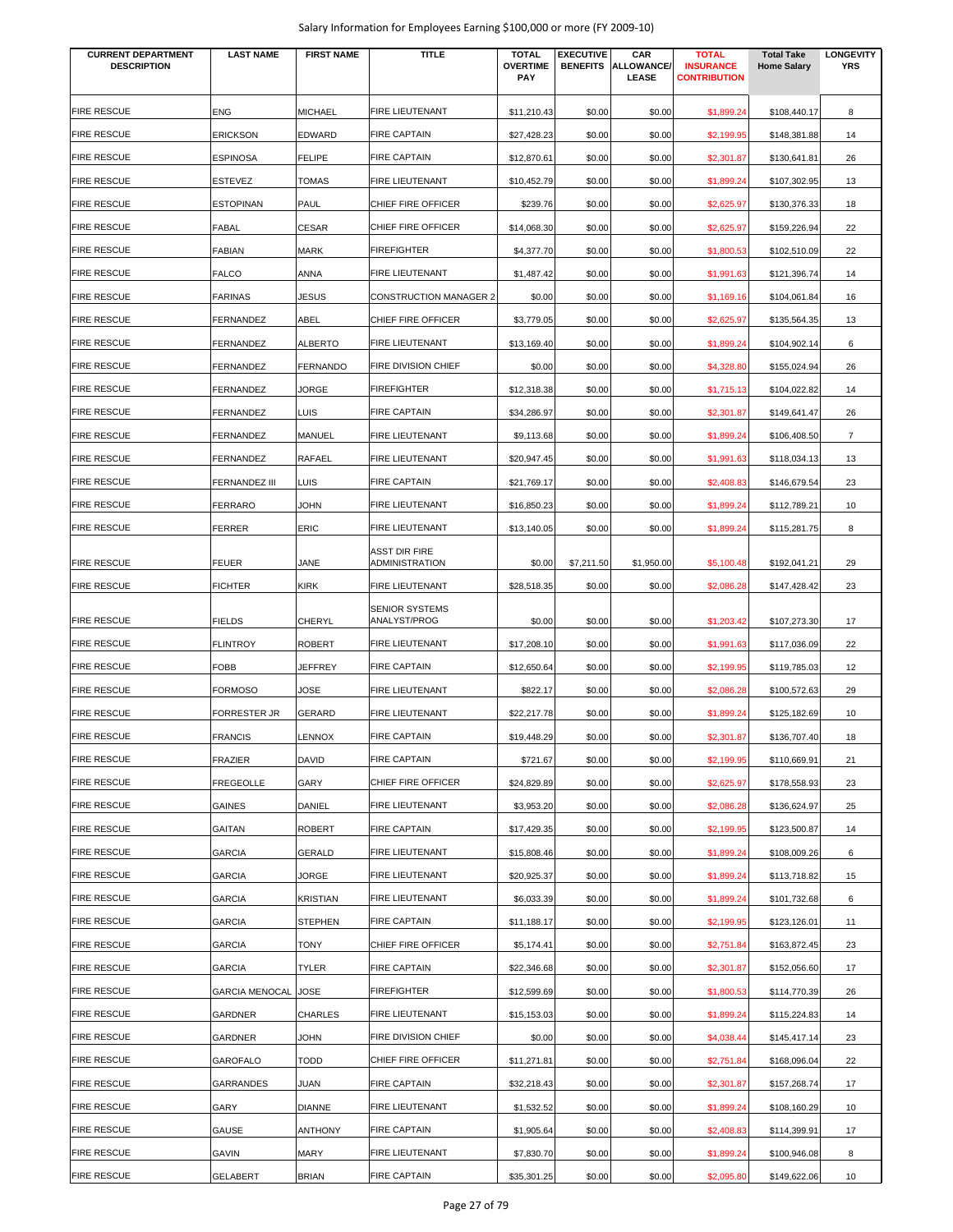| CURRENT DEPARTMENT DESCRIPTION | LAST NAME | FIRST NAME | TITLE | TOTAL OVERTIME PAY | EXECUTIVE BENEFITS | CAR ALLOWANCE/ LEASE | TOTAL INSURANCE CONTRIBUTION | Total Take Home Salary | LONGEVITY YRS |
|---|---|---|---|---|---|---|---|---|---|
| FIRE RESCUE | ENG | MICHAEL | FIRE LIEUTENANT | $11,210.43 | $0.00 | $0.00 | $1,899.24 | $108,440.17 | 8 |
| FIRE RESCUE | ERICKSON | EDWARD | FIRE CAPTAIN | $27,428.23 | $0.00 | $0.00 | $2,199.95 | $148,381.88 | 14 |
| FIRE RESCUE | ESPINOSA | FELIPE | FIRE CAPTAIN | $12,870.61 | $0.00 | $0.00 | $2,301.87 | $130,641.81 | 26 |
| FIRE RESCUE | ESTEVEZ | TOMAS | FIRE LIEUTENANT | $10,452.79 | $0.00 | $0.00 | $1,899.24 | $107,302.95 | 13 |
| FIRE RESCUE | ESTOPINAN | PAUL | CHIEF FIRE OFFICER | $239.76 | $0.00 | $0.00 | $2,625.97 | $130,376.33 | 18 |
| FIRE RESCUE | FABAL | CESAR | CHIEF FIRE OFFICER | $14,068.30 | $0.00 | $0.00 | $2,625.97 | $159,226.94 | 22 |
| FIRE RESCUE | FABIAN | MARK | FIREFIGHTER | $4,377.70 | $0.00 | $0.00 | $1,800.53 | $102,510.09 | 22 |
| FIRE RESCUE | FALCO | ANNA | FIRE LIEUTENANT | $1,487.42 | $0.00 | $0.00 | $1,991.63 | $121,396.74 | 14 |
| FIRE RESCUE | FARINAS | JESUS | CONSTRUCTION MANAGER 2 | $0.00 | $0.00 | $0.00 | $1,169.16 | $104,061.84 | 16 |
| FIRE RESCUE | FERNANDEZ | ABEL | CHIEF FIRE OFFICER | $3,779.05 | $0.00 | $0.00 | $2,625.97 | $135,564.35 | 13 |
| FIRE RESCUE | FERNANDEZ | ALBERTO | FIRE LIEUTENANT | $13,169.40 | $0.00 | $0.00 | $1,899.24 | $104,902.14 | 6 |
| FIRE RESCUE | FERNANDEZ | FERNANDO | FIRE DIVISION CHIEF | $0.00 | $0.00 | $0.00 | $4,328.80 | $155,024.94 | 26 |
| FIRE RESCUE | FERNANDEZ | JORGE | FIREFIGHTER | $12,318.38 | $0.00 | $0.00 | $1,715.13 | $104,022.82 | 14 |
| FIRE RESCUE | FERNANDEZ | LUIS | FIRE CAPTAIN | $34,286.97 | $0.00 | $0.00 | $2,301.87 | $149,641.47 | 26 |
| FIRE RESCUE | FERNANDEZ | MANUEL | FIRE LIEUTENANT | $9,113.68 | $0.00 | $0.00 | $1,899.24 | $106,408.50 | 7 |
| FIRE RESCUE | FERNANDEZ | RAFAEL | FIRE LIEUTENANT | $20,947.45 | $0.00 | $0.00 | $1,991.63 | $118,034.13 | 13 |
| FIRE RESCUE | FERNANDEZ III | LUIS | FIRE CAPTAIN | $21,769.17 | $0.00 | $0.00 | $2,408.83 | $146,679.54 | 23 |
| FIRE RESCUE | FERRARO | JOHN | FIRE LIEUTENANT | $16,850.23 | $0.00 | $0.00 | $1,899.24 | $112,789.21 | 10 |
| FIRE RESCUE | FERRER | ERIC | FIRE LIEUTENANT | $13,140.05 | $0.00 | $0.00 | $1,899.24 | $115,281.75 | 8 |
| FIRE RESCUE | FEUER | JANE | ASST DIR FIRE ADMINISTRATION | $0.00 | $7,211.50 | $1,950.00 | $5,100.48 | $192,041.21 | 29 |
| FIRE RESCUE | FICHTER | KIRK | FIRE LIEUTENANT | $28,518.35 | $0.00 | $0.00 | $2,086.28 | $147,428.42 | 23 |
| FIRE RESCUE | FIELDS | CHERYL | SENIOR SYSTEMS ANALYST/PROG | $0.00 | $0.00 | $0.00 | $1,203.42 | $107,273.30 | 17 |
| FIRE RESCUE | FLINTROY | ROBERT | FIRE LIEUTENANT | $17,208.10 | $0.00 | $0.00 | $1,991.63 | $117,036.09 | 22 |
| FIRE RESCUE | FOBB | JEFFREY | FIRE CAPTAIN | $12,650.64 | $0.00 | $0.00 | $2,199.95 | $119,785.03 | 12 |
| FIRE RESCUE | FORMOSO | JOSE | FIRE LIEUTENANT | $822.17 | $0.00 | $0.00 | $2,086.28 | $100,572.63 | 29 |
| FIRE RESCUE | FORRESTER JR | GERARD | FIRE LIEUTENANT | $22,217.78 | $0.00 | $0.00 | $1,899.24 | $125,182.69 | 10 |
| FIRE RESCUE | FRANCIS | LENNOX | FIRE CAPTAIN | $19,448.29 | $0.00 | $0.00 | $2,301.87 | $136,707.40 | 18 |
| FIRE RESCUE | FRAZIER | DAVID | FIRE CAPTAIN | $721.67 | $0.00 | $0.00 | $2,199.95 | $110,669.91 | 21 |
| FIRE RESCUE | FREGEOLLE | GARY | CHIEF FIRE OFFICER | $24,829.89 | $0.00 | $0.00 | $2,625.97 | $178,558.93 | 23 |
| FIRE RESCUE | GAINES | DANIEL | FIRE LIEUTENANT | $3,953.20 | $0.00 | $0.00 | $2,086.28 | $136,624.97 | 25 |
| FIRE RESCUE | GAITAN | ROBERT | FIRE CAPTAIN | $17,429.35 | $0.00 | $0.00 | $2,199.95 | $123,500.87 | 14 |
| FIRE RESCUE | GARCIA | GERALD | FIRE LIEUTENANT | $15,808.46 | $0.00 | $0.00 | $1,899.24 | $108,009.26 | 6 |
| FIRE RESCUE | GARCIA | JORGE | FIRE LIEUTENANT | $20,925.37 | $0.00 | $0.00 | $1,899.24 | $113,718.82 | 15 |
| FIRE RESCUE | GARCIA | KRISTIAN | FIRE LIEUTENANT | $6,033.39 | $0.00 | $0.00 | $1,899.24 | $101,732.68 | 6 |
| FIRE RESCUE | GARCIA | STEPHEN | FIRE CAPTAIN | $11,188.17 | $0.00 | $0.00 | $2,199.95 | $123,126.01 | 11 |
| FIRE RESCUE | GARCIA | TONY | CHIEF FIRE OFFICER | $5,174.41 | $0.00 | $0.00 | $2,751.84 | $163,872.45 | 23 |
| FIRE RESCUE | GARCIA | TYLER | FIRE CAPTAIN | $22,346.68 | $0.00 | $0.00 | $2,301.87 | $152,056.60 | 17 |
| FIRE RESCUE | GARCIA MENOCAL | JOSE | FIREFIGHTER | $12,599.69 | $0.00 | $0.00 | $1,800.53 | $114,770.39 | 26 |
| FIRE RESCUE | GARDNER | CHARLES | FIRE LIEUTENANT | $15,153.03 | $0.00 | $0.00 | $1,899.24 | $115,224.83 | 14 |
| FIRE RESCUE | GARDNER | JOHN | FIRE DIVISION CHIEF | $0.00 | $0.00 | $0.00 | $4,038.44 | $145,417.14 | 23 |
| FIRE RESCUE | GAROFALO | TODD | CHIEF FIRE OFFICER | $11,271.81 | $0.00 | $0.00 | $2,751.84 | $168,096.04 | 22 |
| FIRE RESCUE | GARRANDES | JUAN | FIRE CAPTAIN | $32,218.43 | $0.00 | $0.00 | $2,301.87 | $157,268.74 | 17 |
| FIRE RESCUE | GARY | DIANNE | FIRE LIEUTENANT | $1,532.52 | $0.00 | $0.00 | $1,899.24 | $108,160.29 | 10 |
| FIRE RESCUE | GAUSE | ANTHONY | FIRE CAPTAIN | $1,905.64 | $0.00 | $0.00 | $2,408.83 | $114,399.91 | 17 |
| FIRE RESCUE | GAVIN | MARY | FIRE LIEUTENANT | $7,830.70 | $0.00 | $0.00 | $1,899.24 | $100,946.08 | 8 |
| FIRE RESCUE | GELABERT | BRIAN | FIRE CAPTAIN | $35,301.25 | $0.00 | $0.00 | $2,095.80 | $149,622.06 | 10 |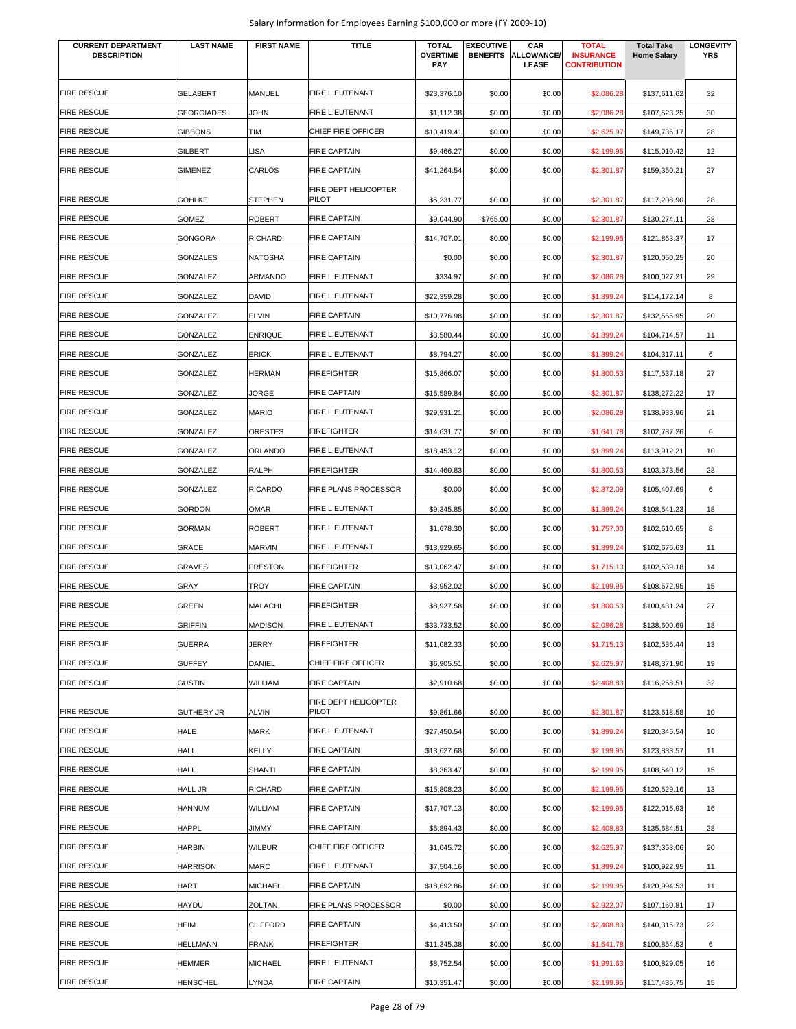Salary Information for Employees Earning $100,000 or more (FY 2009-10)

| CURRENT DEPARTMENT DESCRIPTION | LAST NAME | FIRST NAME | TITLE | TOTAL OVERTIME PAY | EXECUTIVE BENEFITS | CAR ALLOWANCE/ LEASE | TOTAL INSURANCE CONTRIBUTION | Total Take Home Salary | LONGEVITY YRS |
|---|---|---|---|---|---|---|---|---|---|
| FIRE RESCUE | GELABERT | MANUEL | FIRE LIEUTENANT | $23,376.10 | $0.00 | $0.00 | $2,086.28 | $137,611.62 | 32 |
| FIRE RESCUE | GEORGIADES | JOHN | FIRE LIEUTENANT | $1,112.38 | $0.00 | $0.00 | $2,086.28 | $107,523.25 | 30 |
| FIRE RESCUE | GIBBONS | TIM | CHIEF FIRE OFFICER | $10,419.41 | $0.00 | $0.00 | $2,625.97 | $149,736.17 | 28 |
| FIRE RESCUE | GILBERT | LISA | FIRE CAPTAIN | $9,466.27 | $0.00 | $0.00 | $2,199.95 | $115,010.42 | 12 |
| FIRE RESCUE | GIMENEZ | CARLOS | FIRE CAPTAIN | $41,264.54 | $0.00 | $0.00 | $2,301.87 | $159,350.21 | 27 |
| FIRE RESCUE | GOHLKE | STEPHEN | FIRE DEPT HELICOPTER PILOT | $5,231.77 | $0.00 | $0.00 | $2,301.87 | $117,208.90 | 28 |
| FIRE RESCUE | GOMEZ | ROBERT | FIRE CAPTAIN | $9,044.90 | -$765.00 | $0.00 | $2,301.87 | $130,274.11 | 28 |
| FIRE RESCUE | GONGORA | RICHARD | FIRE CAPTAIN | $14,707.01 | $0.00 | $0.00 | $2,199.95 | $121,863.37 | 17 |
| FIRE RESCUE | GONZALES | NATOSHA | FIRE CAPTAIN | $0.00 | $0.00 | $0.00 | $2,301.87 | $120,050.25 | 20 |
| FIRE RESCUE | GONZALEZ | ARMANDO | FIRE LIEUTENANT | $334.97 | $0.00 | $0.00 | $2,086.28 | $100,027.21 | 29 |
| FIRE RESCUE | GONZALEZ | DAVID | FIRE LIEUTENANT | $22,359.28 | $0.00 | $0.00 | $1,899.24 | $114,172.14 | 8 |
| FIRE RESCUE | GONZALEZ | ELVIN | FIRE CAPTAIN | $10,776.98 | $0.00 | $0.00 | $2,301.87 | $132,565.95 | 20 |
| FIRE RESCUE | GONZALEZ | ENRIQUE | FIRE LIEUTENANT | $3,580.44 | $0.00 | $0.00 | $1,899.24 | $104,714.57 | 11 |
| FIRE RESCUE | GONZALEZ | ERICK | FIRE LIEUTENANT | $8,794.27 | $0.00 | $0.00 | $1,899.24 | $104,317.11 | 6 |
| FIRE RESCUE | GONZALEZ | HERMAN | FIREFIGHTER | $15,866.07 | $0.00 | $0.00 | $1,800.53 | $117,537.18 | 27 |
| FIRE RESCUE | GONZALEZ | JORGE | FIRE CAPTAIN | $15,589.84 | $0.00 | $0.00 | $2,301.87 | $138,272.22 | 17 |
| FIRE RESCUE | GONZALEZ | MARIO | FIRE LIEUTENANT | $29,931.21 | $0.00 | $0.00 | $2,086.28 | $138,933.96 | 21 |
| FIRE RESCUE | GONZALEZ | ORESTES | FIREFIGHTER | $14,631.77 | $0.00 | $0.00 | $1,641.78 | $102,787.26 | 6 |
| FIRE RESCUE | GONZALEZ | ORLANDO | FIRE LIEUTENANT | $18,453.12 | $0.00 | $0.00 | $1,899.24 | $113,912.21 | 10 |
| FIRE RESCUE | GONZALEZ | RALPH | FIREFIGHTER | $14,460.83 | $0.00 | $0.00 | $1,800.53 | $103,373.56 | 28 |
| FIRE RESCUE | GONZALEZ | RICARDO | FIRE PLANS PROCESSOR | $0.00 | $0.00 | $0.00 | $2,872.09 | $105,407.69 | 6 |
| FIRE RESCUE | GORDON | OMAR | FIRE LIEUTENANT | $9,345.85 | $0.00 | $0.00 | $1,899.24 | $108,541.23 | 18 |
| FIRE RESCUE | GORMAN | ROBERT | FIRE LIEUTENANT | $1,678.30 | $0.00 | $0.00 | $1,757.00 | $102,610.65 | 8 |
| FIRE RESCUE | GRACE | MARVIN | FIRE LIEUTENANT | $13,929.65 | $0.00 | $0.00 | $1,899.24 | $102,676.63 | 11 |
| FIRE RESCUE | GRAVES | PRESTON | FIREFIGHTER | $13,062.47 | $0.00 | $0.00 | $1,715.13 | $102,539.18 | 14 |
| FIRE RESCUE | GRAY | TROY | FIRE CAPTAIN | $3,952.02 | $0.00 | $0.00 | $2,199.95 | $108,672.95 | 15 |
| FIRE RESCUE | GREEN | MALACHI | FIREFIGHTER | $8,927.58 | $0.00 | $0.00 | $1,800.53 | $100,431.24 | 27 |
| FIRE RESCUE | GRIFFIN | MADISON | FIRE LIEUTENANT | $33,733.52 | $0.00 | $0.00 | $2,086.28 | $138,600.69 | 18 |
| FIRE RESCUE | GUERRA | JERRY | FIREFIGHTER | $11,082.33 | $0.00 | $0.00 | $1,715.13 | $102,536.44 | 13 |
| FIRE RESCUE | GUFFEY | DANIEL | CHIEF FIRE OFFICER | $6,905.51 | $0.00 | $0.00 | $2,625.97 | $148,371.90 | 19 |
| FIRE RESCUE | GUSTIN | WILLIAM | FIRE CAPTAIN | $2,910.68 | $0.00 | $0.00 | $2,408.83 | $116,268.51 | 32 |
| FIRE RESCUE | GUTHERY JR | ALVIN | FIRE DEPT HELICOPTER PILOT | $9,861.66 | $0.00 | $0.00 | $2,301.87 | $123,618.58 | 10 |
| FIRE RESCUE | HALE | MARK | FIRE LIEUTENANT | $27,450.54 | $0.00 | $0.00 | $1,899.24 | $120,345.54 | 10 |
| FIRE RESCUE | HALL | KELLY | FIRE CAPTAIN | $13,627.68 | $0.00 | $0.00 | $2,199.95 | $123,833.57 | 11 |
| FIRE RESCUE | HALL | SHANTI | FIRE CAPTAIN | $8,363.47 | $0.00 | $0.00 | $2,199.95 | $108,540.12 | 15 |
| FIRE RESCUE | HALL JR | RICHARD | FIRE CAPTAIN | $15,808.23 | $0.00 | $0.00 | $2,199.95 | $120,529.16 | 13 |
| FIRE RESCUE | HANNUM | WILLIAM | FIRE CAPTAIN | $17,707.13 | $0.00 | $0.00 | $2,199.95 | $122,015.93 | 16 |
| FIRE RESCUE | HAPPL | JIMMY | FIRE CAPTAIN | $5,894.43 | $0.00 | $0.00 | $2,408.83 | $135,684.51 | 28 |
| FIRE RESCUE | HARBIN | WILBUR | CHIEF FIRE OFFICER | $1,045.72 | $0.00 | $0.00 | $2,625.97 | $137,353.06 | 20 |
| FIRE RESCUE | HARRISON | MARC | FIRE LIEUTENANT | $7,504.16 | $0.00 | $0.00 | $1,899.24 | $100,922.95 | 11 |
| FIRE RESCUE | HART | MICHAEL | FIRE CAPTAIN | $18,692.86 | $0.00 | $0.00 | $2,199.95 | $120,994.53 | 11 |
| FIRE RESCUE | HAYDU | ZOLTAN | FIRE PLANS PROCESSOR | $0.00 | $0.00 | $0.00 | $2,922.07 | $107,160.81 | 17 |
| FIRE RESCUE | HEIM | CLIFFORD | FIRE CAPTAIN | $4,413.50 | $0.00 | $0.00 | $2,408.83 | $140,315.73 | 22 |
| FIRE RESCUE | HELLMANN | FRANK | FIREFIGHTER | $11,345.38 | $0.00 | $0.00 | $1,641.78 | $100,854.53 | 6 |
| FIRE RESCUE | HEMMER | MICHAEL | FIRE LIEUTENANT | $8,752.54 | $0.00 | $0.00 | $1,991.63 | $100,829.05 | 16 |
| FIRE RESCUE | HENSCHEL | LYNDA | FIRE CAPTAIN | $10,351.47 | $0.00 | $0.00 | $2,199.95 | $117,435.75 | 15 |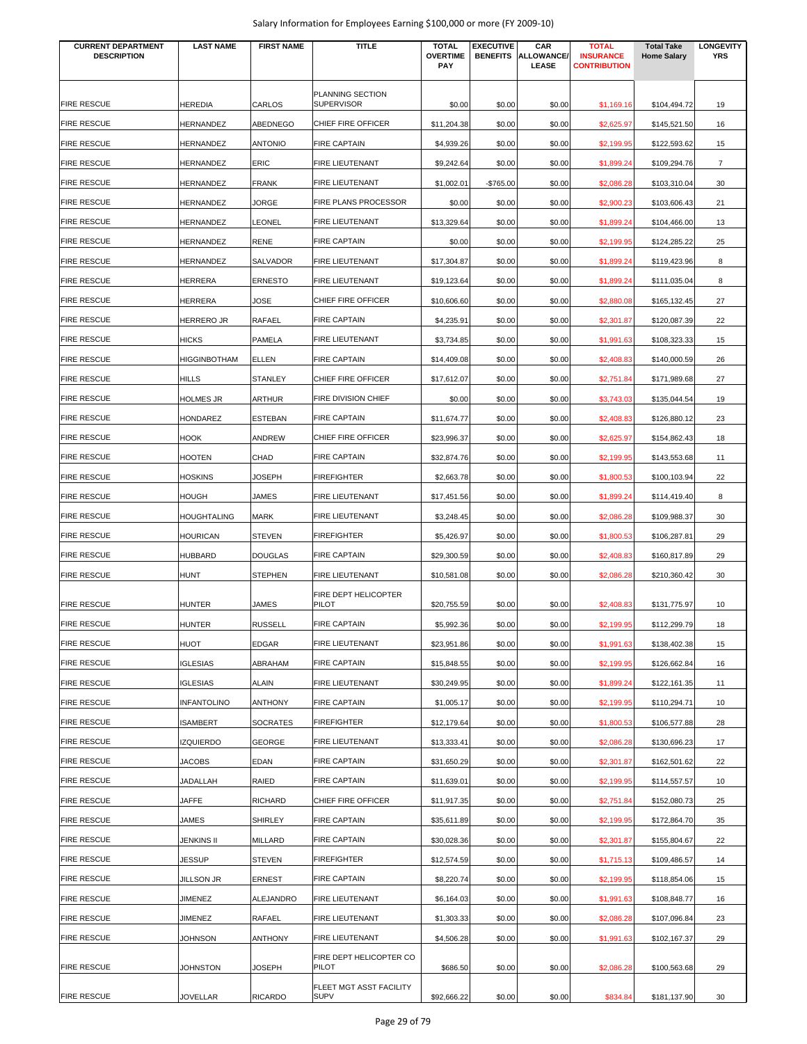| CURRENT DEPARTMENT DESCRIPTION | LAST NAME | FIRST NAME | TITLE | TOTAL OVERTIME PAY | EXECUTIVE BENEFITS | CAR ALLOWANCE/ LEASE | TOTAL INSURANCE CONTRIBUTION | Total Take Home Salary | LONGEVITY YRS |
|---|---|---|---|---|---|---|---|---|---|
| FIRE RESCUE | HEREDIA | CARLOS | PLANNING SECTION SUPERVISOR | $0.00 | $0.00 | $0.00 | $1,169.16 | $104,494.72 | 19 |
| FIRE RESCUE | HERNANDEZ | ABEDNEGO | CHIEF FIRE OFFICER | $11,204.38 | $0.00 | $0.00 | $2,625.97 | $145,521.50 | 16 |
| FIRE RESCUE | HERNANDEZ | ANTONIO | FIRE CAPTAIN | $4,939.26 | $0.00 | $0.00 | $2,199.95 | $122,593.62 | 15 |
| FIRE RESCUE | HERNANDEZ | ERIC | FIRE LIEUTENANT | $9,242.64 | $0.00 | $0.00 | $1,899.24 | $109,294.76 | 7 |
| FIRE RESCUE | HERNANDEZ | FRANK | FIRE LIEUTENANT | $1,002.01 | -$765.00 | $0.00 | $2,086.28 | $103,310.04 | 30 |
| FIRE RESCUE | HERNANDEZ | JORGE | FIRE PLANS PROCESSOR | $0.00 | $0.00 | $0.00 | $2,900.23 | $103,606.43 | 21 |
| FIRE RESCUE | HERNANDEZ | LEONEL | FIRE LIEUTENANT | $13,329.64 | $0.00 | $0.00 | $1,899.24 | $104,466.00 | 13 |
| FIRE RESCUE | HERNANDEZ | RENE | FIRE CAPTAIN | $0.00 | $0.00 | $0.00 | $2,199.95 | $124,285.22 | 25 |
| FIRE RESCUE | HERNANDEZ | SALVADOR | FIRE LIEUTENANT | $17,304.87 | $0.00 | $0.00 | $1,899.24 | $119,423.96 | 8 |
| FIRE RESCUE | HERRERA | ERNESTO | FIRE LIEUTENANT | $19,123.64 | $0.00 | $0.00 | $1,899.24 | $111,035.04 | 8 |
| FIRE RESCUE | HERRERA | JOSE | CHIEF FIRE OFFICER | $10,606.60 | $0.00 | $0.00 | $2,880.08 | $165,132.45 | 27 |
| FIRE RESCUE | HERRERO JR | RAFAEL | FIRE CAPTAIN | $4,235.91 | $0.00 | $0.00 | $2,301.87 | $120,087.39 | 22 |
| FIRE RESCUE | HICKS | PAMELA | FIRE LIEUTENANT | $3,734.85 | $0.00 | $0.00 | $1,991.63 | $108,323.33 | 15 |
| FIRE RESCUE | HIGGINBOTHAM | ELLEN | FIRE CAPTAIN | $14,409.08 | $0.00 | $0.00 | $2,408.83 | $140,000.59 | 26 |
| FIRE RESCUE | HILLS | STANLEY | CHIEF FIRE OFFICER | $17,612.07 | $0.00 | $0.00 | $2,751.84 | $171,989.68 | 27 |
| FIRE RESCUE | HOLMES JR | ARTHUR | FIRE DIVISION CHIEF | $0.00 | $0.00 | $0.00 | $3,743.03 | $135,044.54 | 19 |
| FIRE RESCUE | HONDAREZ | ESTEBAN | FIRE CAPTAIN | $11,674.77 | $0.00 | $0.00 | $2,408.83 | $126,880.12 | 23 |
| FIRE RESCUE | HOOK | ANDREW | CHIEF FIRE OFFICER | $23,996.37 | $0.00 | $0.00 | $2,625.97 | $154,862.43 | 18 |
| FIRE RESCUE | HOOTEN | CHAD | FIRE CAPTAIN | $32,874.76 | $0.00 | $0.00 | $2,199.95 | $143,553.68 | 11 |
| FIRE RESCUE | HOSKINS | JOSEPH | FIREFIGHTER | $2,663.78 | $0.00 | $0.00 | $1,800.53 | $100,103.94 | 22 |
| FIRE RESCUE | HOUGH | JAMES | FIRE LIEUTENANT | $17,451.56 | $0.00 | $0.00 | $1,899.24 | $114,419.40 | 8 |
| FIRE RESCUE | HOUGHTALING | MARK | FIRE LIEUTENANT | $3,248.45 | $0.00 | $0.00 | $2,086.28 | $109,988.37 | 30 |
| FIRE RESCUE | HOURICAN | STEVEN | FIREFIGHTER | $5,426.97 | $0.00 | $0.00 | $1,800.53 | $106,287.81 | 29 |
| FIRE RESCUE | HUBBARD | DOUGLAS | FIRE CAPTAIN | $29,300.59 | $0.00 | $0.00 | $2,408.83 | $160,817.89 | 29 |
| FIRE RESCUE | HUNT | STEPHEN | FIRE LIEUTENANT | $10,581.08 | $0.00 | $0.00 | $2,086.28 | $210,360.42 | 30 |
| FIRE RESCUE | HUNTER | JAMES | FIRE DEPT HELICOPTER PILOT | $20,755.59 | $0.00 | $0.00 | $2,408.83 | $131,775.97 | 10 |
| FIRE RESCUE | HUNTER | RUSSELL | FIRE CAPTAIN | $5,992.36 | $0.00 | $0.00 | $2,199.95 | $112,299.79 | 18 |
| FIRE RESCUE | HUOT | EDGAR | FIRE LIEUTENANT | $23,951.86 | $0.00 | $0.00 | $1,991.63 | $138,402.38 | 15 |
| FIRE RESCUE | IGLESIAS | ABRAHAM | FIRE CAPTAIN | $15,848.55 | $0.00 | $0.00 | $2,199.95 | $126,662.84 | 16 |
| FIRE RESCUE | IGLESIAS | ALAIN | FIRE LIEUTENANT | $30,249.95 | $0.00 | $0.00 | $1,899.24 | $122,161.35 | 11 |
| FIRE RESCUE | INFANTOLINO | ANTHONY | FIRE CAPTAIN | $1,005.17 | $0.00 | $0.00 | $2,199.95 | $110,294.71 | 10 |
| FIRE RESCUE | ISAMBERT | SOCRATES | FIREFIGHTER | $12,179.64 | $0.00 | $0.00 | $1,800.53 | $106,577.88 | 28 |
| FIRE RESCUE | IZQUIERDO | GEORGE | FIRE LIEUTENANT | $13,333.41 | $0.00 | $0.00 | $2,086.28 | $130,696.23 | 17 |
| FIRE RESCUE | JACOBS | EDAN | FIRE CAPTAIN | $31,650.29 | $0.00 | $0.00 | $2,301.87 | $162,501.62 | 22 |
| FIRE RESCUE | JADALLAH | RAIED | FIRE CAPTAIN | $11,639.01 | $0.00 | $0.00 | $2,199.95 | $114,557.57 | 10 |
| FIRE RESCUE | JAFFE | RICHARD | CHIEF FIRE OFFICER | $11,917.35 | $0.00 | $0.00 | $2,751.84 | $152,080.73 | 25 |
| FIRE RESCUE | JAMES | SHIRLEY | FIRE CAPTAIN | $35,611.89 | $0.00 | $0.00 | $2,199.95 | $172,864.70 | 35 |
| FIRE RESCUE | JENKINS II | MILLARD | FIRE CAPTAIN | $30,028.36 | $0.00 | $0.00 | $2,301.87 | $155,804.67 | 22 |
| FIRE RESCUE | JESSUP | STEVEN | FIREFIGHTER | $12,574.59 | $0.00 | $0.00 | $1,715.13 | $109,486.57 | 14 |
| FIRE RESCUE | JILLSON JR | ERNEST | FIRE CAPTAIN | $8,220.74 | $0.00 | $0.00 | $2,199.95 | $118,854.06 | 15 |
| FIRE RESCUE | JIMENEZ | ALEJANDRO | FIRE LIEUTENANT | $6,164.03 | $0.00 | $0.00 | $1,991.63 | $108,848.77 | 16 |
| FIRE RESCUE | JIMENEZ | RAFAEL | FIRE LIEUTENANT | $1,303.33 | $0.00 | $0.00 | $2,086.28 | $107,096.84 | 23 |
| FIRE RESCUE | JOHNSON | ANTHONY | FIRE LIEUTENANT | $4,506.28 | $0.00 | $0.00 | $1,991.63 | $102,167.37 | 29 |
| FIRE RESCUE | JOHNSTON | JOSEPH | FIRE DEPT HELICOPTER CO PILOT | $686.50 | $0.00 | $0.00 | $2,086.28 | $100,563.68 | 29 |
| FIRE RESCUE | JOVELLAR | RICARDO | FLEET MGT ASST FACILITY SUPV | $92,666.22 | $0.00 | $0.00 | $834.84 | $181,137.90 | 30 |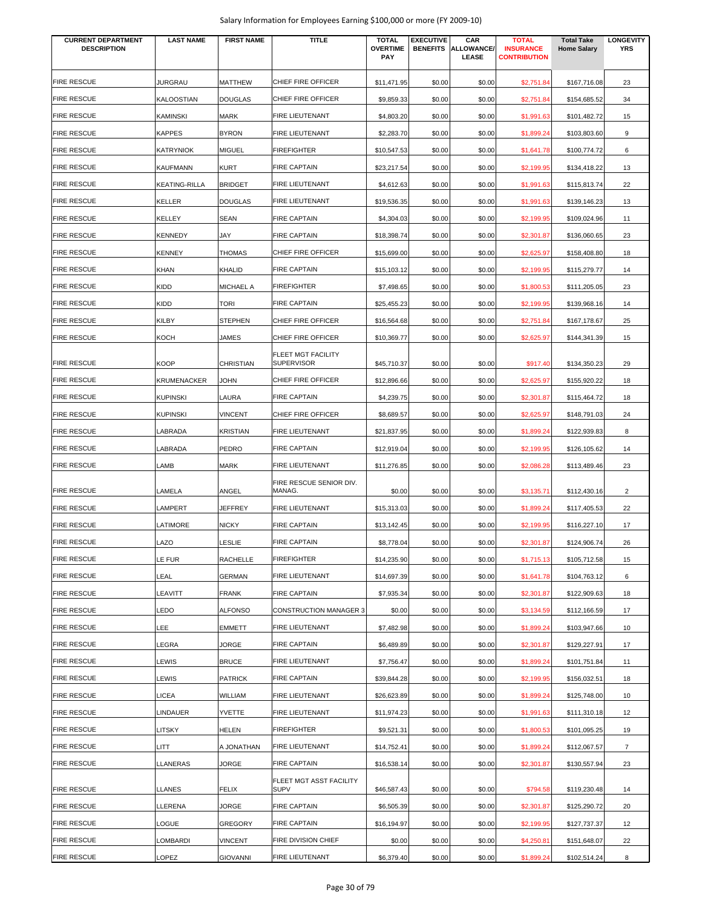Salary Information for Employees Earning $100,000 or more (FY 2009-10)

| CURRENT DEPARTMENT DESCRIPTION | LAST NAME | FIRST NAME | TITLE | TOTAL OVERTIME PAY | EXECUTIVE BENEFITS | CAR ALLOWANCE/ LEASE | TOTAL INSURANCE CONTRIBUTION | Total Take Home Salary | LONGEVITY YRS |
|---|---|---|---|---|---|---|---|---|---|
| FIRE RESCUE | JURGRAU | MATTHEW | CHIEF FIRE OFFICER | $11,471.95 | $0.00 | $0.00 | $2,751.84 | $167,716.08 | 23 |
| FIRE RESCUE | KALOOSTIAN | DOUGLAS | CHIEF FIRE OFFICER | $9,859.33 | $0.00 | $0.00 | $2,751.84 | $154,685.52 | 34 |
| FIRE RESCUE | KAMINSKI | MARK | FIRE LIEUTENANT | $4,803.20 | $0.00 | $0.00 | $1,991.63 | $101,482.72 | 15 |
| FIRE RESCUE | KAPPES | BYRON | FIRE LIEUTENANT | $2,283.70 | $0.00 | $0.00 | $1,899.24 | $103,803.60 | 9 |
| FIRE RESCUE | KATRYNIOK | MIGUEL | FIREFIGHTER | $10,547.53 | $0.00 | $0.00 | $1,641.78 | $100,774.72 | 6 |
| FIRE RESCUE | KAUFMANN | KURT | FIRE CAPTAIN | $23,217.54 | $0.00 | $0.00 | $2,199.95 | $134,418.22 | 13 |
| FIRE RESCUE | KEATING-RILLA | BRIDGET | FIRE LIEUTENANT | $4,612.63 | $0.00 | $0.00 | $1,991.63 | $115,813.74 | 22 |
| FIRE RESCUE | KELLER | DOUGLAS | FIRE LIEUTENANT | $19,536.35 | $0.00 | $0.00 | $1,991.63 | $139,146.23 | 13 |
| FIRE RESCUE | KELLEY | SEAN | FIRE CAPTAIN | $4,304.03 | $0.00 | $0.00 | $2,199.95 | $109,024.96 | 11 |
| FIRE RESCUE | KENNEDY | JAY | FIRE CAPTAIN | $18,398.74 | $0.00 | $0.00 | $2,301.87 | $136,060.65 | 23 |
| FIRE RESCUE | KENNEY | THOMAS | CHIEF FIRE OFFICER | $15,699.00 | $0.00 | $0.00 | $2,625.97 | $158,408.80 | 18 |
| FIRE RESCUE | KHAN | KHALID | FIRE CAPTAIN | $15,103.12 | $0.00 | $0.00 | $2,199.95 | $115,279.77 | 14 |
| FIRE RESCUE | KIDD | MICHAEL A | FIREFIGHTER | $7,498.65 | $0.00 | $0.00 | $1,800.53 | $111,205.05 | 23 |
| FIRE RESCUE | KIDD | TORI | FIRE CAPTAIN | $25,455.23 | $0.00 | $0.00 | $2,199.95 | $139,968.16 | 14 |
| FIRE RESCUE | KILBY | STEPHEN | CHIEF FIRE OFFICER | $16,564.68 | $0.00 | $0.00 | $2,751.84 | $167,178.67 | 25 |
| FIRE RESCUE | KOCH | JAMES | CHIEF FIRE OFFICER | $10,369.77 | $0.00 | $0.00 | $2,625.97 | $144,341.39 | 15 |
| FIRE RESCUE | KOOP | CHRISTIAN | FLEET MGT FACILITY SUPERVISOR | $45,710.37 | $0.00 | $0.00 | $917.40 | $134,350.23 | 29 |
| FIRE RESCUE | KRUMENACKER | JOHN | CHIEF FIRE OFFICER | $12,896.66 | $0.00 | $0.00 | $2,625.97 | $155,920.22 | 18 |
| FIRE RESCUE | KUPINSKI | LAURA | FIRE CAPTAIN | $4,239.75 | $0.00 | $0.00 | $2,301.87 | $115,464.72 | 18 |
| FIRE RESCUE | KUPINSKI | VINCENT | CHIEF FIRE OFFICER | $8,689.57 | $0.00 | $0.00 | $2,625.97 | $148,791.03 | 24 |
| FIRE RESCUE | LABRADA | KRISTIAN | FIRE LIEUTENANT | $21,837.95 | $0.00 | $0.00 | $1,899.24 | $122,939.83 | 8 |
| FIRE RESCUE | LABRADA | PEDRO | FIRE CAPTAIN | $12,919.04 | $0.00 | $0.00 | $2,199.95 | $126,105.62 | 14 |
| FIRE RESCUE | LAMB | MARK | FIRE LIEUTENANT | $11,276.85 | $0.00 | $0.00 | $2,086.28 | $113,489.46 | 23 |
| FIRE RESCUE | LAMELA | ANGEL | FIRE RESCUE SENIOR DIV. MANAG. | $0.00 | $0.00 | $0.00 | $3,135.71 | $112,430.16 | 2 |
| FIRE RESCUE | LAMPERT | JEFFREY | FIRE LIEUTENANT | $15,313.03 | $0.00 | $0.00 | $1,899.24 | $117,405.53 | 22 |
| FIRE RESCUE | LATIMORE | NICKY | FIRE CAPTAIN | $13,142.45 | $0.00 | $0.00 | $2,199.95 | $116,227.10 | 17 |
| FIRE RESCUE | LAZO | LESLIE | FIRE CAPTAIN | $8,778.04 | $0.00 | $0.00 | $2,301.87 | $124,906.74 | 26 |
| FIRE RESCUE | LE FUR | RACHELLE | FIREFIGHTER | $14,235.90 | $0.00 | $0.00 | $1,715.13 | $105,712.58 | 15 |
| FIRE RESCUE | LEAL | GERMAN | FIRE LIEUTENANT | $14,697.39 | $0.00 | $0.00 | $1,641.78 | $104,763.12 | 6 |
| FIRE RESCUE | LEAVITT | FRANK | FIRE CAPTAIN | $7,935.34 | $0.00 | $0.00 | $2,301.87 | $122,909.63 | 18 |
| FIRE RESCUE | LEDO | ALFONSO | CONSTRUCTION MANAGER 3 | $0.00 | $0.00 | $0.00 | $3,134.59 | $112,166.59 | 17 |
| FIRE RESCUE | LEE | EMMETT | FIRE LIEUTENANT | $7,482.98 | $0.00 | $0.00 | $1,899.24 | $103,947.66 | 10 |
| FIRE RESCUE | LEGRA | JORGE | FIRE CAPTAIN | $6,489.89 | $0.00 | $0.00 | $2,301.87 | $129,227.91 | 17 |
| FIRE RESCUE | LEWIS | BRUCE | FIRE LIEUTENANT | $7,756.47 | $0.00 | $0.00 | $1,899.24 | $101,751.84 | 11 |
| FIRE RESCUE | LEWIS | PATRICK | FIRE CAPTAIN | $39,844.28 | $0.00 | $0.00 | $2,199.95 | $156,032.51 | 18 |
| FIRE RESCUE | LICEA | WILLIAM | FIRE LIEUTENANT | $26,623.89 | $0.00 | $0.00 | $1,899.24 | $125,748.00 | 10 |
| FIRE RESCUE | LINDAUER | YVETTE | FIRE LIEUTENANT | $11,974.23 | $0.00 | $0.00 | $1,991.63 | $111,310.18 | 12 |
| FIRE RESCUE | LITSKY | HELEN | FIREFIGHTER | $9,521.31 | $0.00 | $0.00 | $1,800.53 | $101,095.25 | 19 |
| FIRE RESCUE | LITT | A JONATHAN | FIRE LIEUTENANT | $14,752.41 | $0.00 | $0.00 | $1,899.24 | $112,067.57 | 7 |
| FIRE RESCUE | LLANERAS | JORGE | FIRE CAPTAIN | $16,538.14 | $0.00 | $0.00 | $2,301.87 | $130,557.94 | 23 |
| FIRE RESCUE | LLANES | FELIX | FLEET MGT ASST FACILITY SUPV | $46,587.43 | $0.00 | $0.00 | $794.58 | $119,230.48 | 14 |
| FIRE RESCUE | LLERENA | JORGE | FIRE CAPTAIN | $6,505.39 | $0.00 | $0.00 | $2,301.87 | $125,290.72 | 20 |
| FIRE RESCUE | LOGUE | GREGORY | FIRE CAPTAIN | $16,194.97 | $0.00 | $0.00 | $2,199.95 | $127,737.37 | 12 |
| FIRE RESCUE | LOMBARDI | VINCENT | FIRE DIVISION CHIEF | $0.00 | $0.00 | $0.00 | $4,250.81 | $151,648.07 | 22 |
| FIRE RESCUE | LOPEZ | GIOVANNI | FIRE LIEUTENANT | $6,379.40 | $0.00 | $0.00 | $1,899.24 | $102,514.24 | 8 |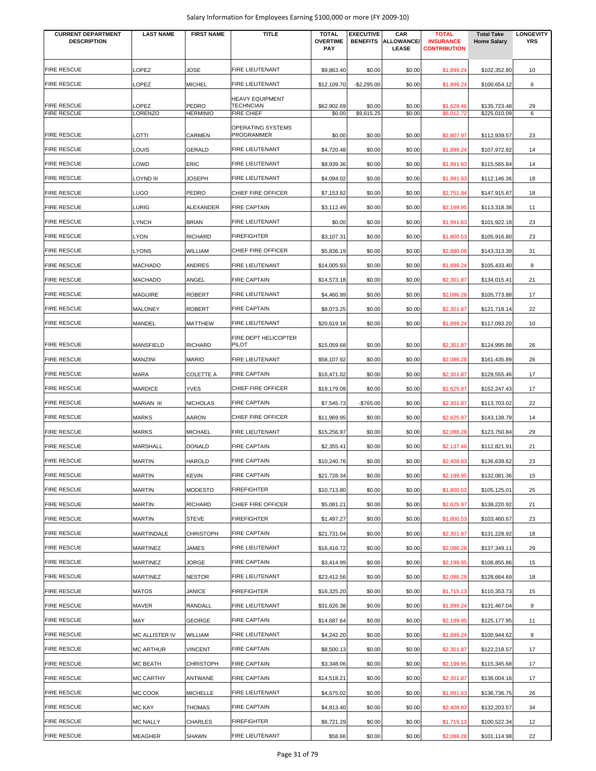| CURRENT DEPARTMENT DESCRIPTION | LAST NAME | FIRST NAME | TITLE | TOTAL OVERTIME PAY | EXECUTIVE BENEFITS | CAR ALLOWANCE/ LEASE | TOTAL INSURANCE CONTRIBUTION | Total Take Home Salary | LONGEVITY YRS |
|---|---|---|---|---|---|---|---|---|---|
| FIRE RESCUE | LOPEZ | JOSE | FIRE LIEUTENANT | $9,863.40 | $0.00 | $0.00 | $1,899.24 | $102,352.80 | 10 |
| FIRE RESCUE | LOPEZ | MICHEL | FIRE LIEUTENANT | $12,109.70 | -$2,295.00 | $0.00 | $1,899.24 | $100,654.12 | 6 |
| FIRE RESCUE | LOPEZ | PEDRO | HEAVY EQUIPMENT TECHNCIAN | $62,902.69 | $0.00 | $0.00 | $1,629.46 | $135,723.48 | 29 |
| FIRE RESCUE | LORENZO | HERMINIO | FIRE CHIEF | $0.00 | $9,615.25 | $0.00 | $6,012.72 | $225,010.09 | 6 |
| FIRE RESCUE | LOTTI | CARMEN | OPERATING SYSTEMS PROGRAMMER | $0.00 | $0.00 | $0.00 | $2,807.97 | $112,939.57 | 23 |
| FIRE RESCUE | LOUIS | GERALD | FIRE LIEUTENANT | $4,720.48 | $0.00 | $0.00 | $1,899.24 | $107,972.82 | 14 |
| FIRE RESCUE | LOWD | ERIC | FIRE LIEUTENANT | $8,939.36 | $0.00 | $0.00 | $1,991.63 | $115,565.84 | 14 |
| FIRE RESCUE | LOYND III | JOSEPH | FIRE LIEUTENANT | $4,094.02 | $0.00 | $0.00 | $1,991.63 | $112,146.36 | 18 |
| FIRE RESCUE | LUGO | PEDRO | CHIEF FIRE OFFICER | $7,153.82 | $0.00 | $0.00 | $2,751.84 | $147,915.87 | 18 |
| FIRE RESCUE | LURIG | ALEXANDER | FIRE CAPTAIN | $3,112.49 | $0.00 | $0.00 | $2,199.95 | $113,318.38 | 11 |
| FIRE RESCUE | LYNCH | BRIAN | FIRE LIEUTENANT | $0.00 | $0.00 | $0.00 | $1,991.63 | $101,922.18 | 23 |
| FIRE RESCUE | LYON | RICHARD | FIREFIGHTER | $3,107.31 | $0.00 | $0.00 | $1,800.53 | $105,916.80 | 23 |
| FIRE RESCUE | LYONS | WILLIAM | CHIEF FIRE OFFICER | $5,836.19 | $0.00 | $0.00 | $2,880.08 | $143,313.39 | 31 |
| FIRE RESCUE | MACHADO | ANDRES | FIRE LIEUTENANT | $14,005.93 | $0.00 | $0.00 | $1,899.24 | $105,433.40 | 8 |
| FIRE RESCUE | MACHADO | ANGEL | FIRE CAPTAIN | $14,573.18 | $0.00 | $0.00 | $2,301.87 | $134,015.41 | 21 |
| FIRE RESCUE | MAGUIRE | ROBERT | FIRE LIEUTENANT | $4,460.99 | $0.00 | $0.00 | $2,086.28 | $105,773.88 | 17 |
| FIRE RESCUE | MALONEY | ROBERT | FIRE CAPTAIN | $8,073.25 | $0.00 | $0.00 | $2,301.87 | $121,718.14 | 22 |
| FIRE RESCUE | MANDEL | MATTHEW | FIRE LIEUTENANT | $20,619.18 | $0.00 | $0.00 | $1,899.24 | $117,093.20 | 10 |
| FIRE RESCUE | MANSFIELD | RICHARD | FIRE DEPT HELICOPTER PILOT | $15,059.68 | $0.00 | $0.00 | $2,301.87 | $124,995.98 | 26 |
| FIRE RESCUE | MANZINI | MARIO | FIRE LIEUTENANT | $58,107.92 | $0.00 | $0.00 | $2,086.28 | $161,435.89 | 26 |
| FIRE RESCUE | MARA | COLETTE A | FIRE CAPTAIN | $16,471.02 | $0.00 | $0.00 | $2,301.87 | $129,555.46 | 17 |
| FIRE RESCUE | MARDICE | YVES | CHIEF FIRE OFFICER | $19,179.09 | $0.00 | $0.00 | $2,625.97 | $152,247.43 | 17 |
| FIRE RESCUE | MARIAN III | NICHOLAS | FIRE CAPTAIN | $7,545.73 | -$765.00 | $0.00 | $2,301.87 | $113,703.02 | 22 |
| FIRE RESCUE | MARKS | AARON | CHIEF FIRE OFFICER | $11,969.95 | $0.00 | $0.00 | $2,625.97 | $143,138.79 | 14 |
| FIRE RESCUE | MARKS | MICHAEL | FIRE LIEUTENANT | $15,256.97 | $0.00 | $0.00 | $2,086.28 | $123,750.84 | 29 |
| FIRE RESCUE | MARSHALL | DONALD | FIRE CAPTAIN | $2,355.41 | $0.00 | $0.00 | $2,137.46 | $112,821.91 | 21 |
| FIRE RESCUE | MARTIN | HAROLD | FIRE CAPTAIN | $10,240.76 | $0.00 | $0.00 | $2,408.83 | $136,639.62 | 23 |
| FIRE RESCUE | MARTIN | KEVIN | FIRE CAPTAIN | $21,728.34 | $0.00 | $0.00 | $2,199.95 | $132,081.36 | 15 |
| FIRE RESCUE | MARTIN | MODESTO | FIREFIGHTER | $10,713.80 | $0.00 | $0.00 | $1,800.53 | $105,125.01 | 25 |
| FIRE RESCUE | MARTIN | RICHARD | CHIEF FIRE OFFICER | $5,081.21 | $0.00 | $0.00 | $2,625.97 | $138,220.92 | 21 |
| FIRE RESCUE | MARTIN | STEVE | FIREFIGHTER | $1,497.27 | $0.00 | $0.00 | $1,800.53 | $103,460.67 | 23 |
| FIRE RESCUE | MARTINDALE | CHRISTOPH | FIRE CAPTAIN | $21,731.04 | $0.00 | $0.00 | $2,301.87 | $131,228.92 | 18 |
| FIRE RESCUE | MARTINEZ | JAMES | FIRE LIEUTENANT | $16,416.72 | $0.00 | $0.00 | $2,086.28 | $137,349.11 | 29 |
| FIRE RESCUE | MARTINEZ | JORGE | FIRE CAPTAIN | $3,414.99 | $0.00 | $0.00 | $2,199.95 | $108,855.86 | 15 |
| FIRE RESCUE | MARTINEZ | NESTOR | FIRE LIEUTENANT | $23,412.56 | $0.00 | $0.00 | $2,086.28 | $128,664.69 | 18 |
| FIRE RESCUE | MATOS | JANICE | FIREFIGHTER | $16,325.20 | $0.00 | $0.00 | $1,715.13 | $110,353.73 | 15 |
| FIRE RESCUE | MAVER | RANDALL | FIRE LIEUTENANT | $31,626.38 | $0.00 | $0.00 | $1,899.24 | $131,467.04 | 9 |
| FIRE RESCUE | MAY | GEORGE | FIRE CAPTAIN | $14,687.64 | $0.00 | $0.00 | $2,199.95 | $125,177.95 | 11 |
| FIRE RESCUE | MC ALLISTER IV | WILLIAM | FIRE LIEUTENANT | $4,242.20 | $0.00 | $0.00 | $1,899.24 | $100,944.62 | 8 |
| FIRE RESCUE | MC ARTHUR | VINCENT | FIRE CAPTAIN | $8,500.13 | $0.00 | $0.00 | $2,301.87 | $122,218.57 | 17 |
| FIRE RESCUE | MC BEATH | CHRISTOPH | FIRE CAPTAIN | $3,348.06 | $0.00 | $0.00 | $2,199.95 | $115,345.68 | 17 |
| FIRE RESCUE | MC CARTHY | ANTWANE | FIRE CAPTAIN | $14,518.21 | $0.00 | $0.00 | $2,301.87 | $136,004.16 | 17 |
| FIRE RESCUE | MC COOK | MICHELLE | FIRE LIEUTENANT | $4,675.02 | $0.00 | $0.00 | $1,991.63 | $136,736.75 | 26 |
| FIRE RESCUE | MC KAY | THOMAS | FIRE CAPTAIN | $4,813.40 | $0.00 | $0.00 | $2,408.83 | $132,203.57 | 34 |
| FIRE RESCUE | MC NALLY | CHARLES | FIREFIGHTER | $6,721.29 | $0.00 | $0.00 | $1,715.13 | $100,522.34 | 12 |
| FIRE RESCUE | MEAGHER | SHAWN | FIRE LIEUTENANT | $58.66 | $0.00 | $0.00 | $2,086.28 | $101,114.98 | 22 |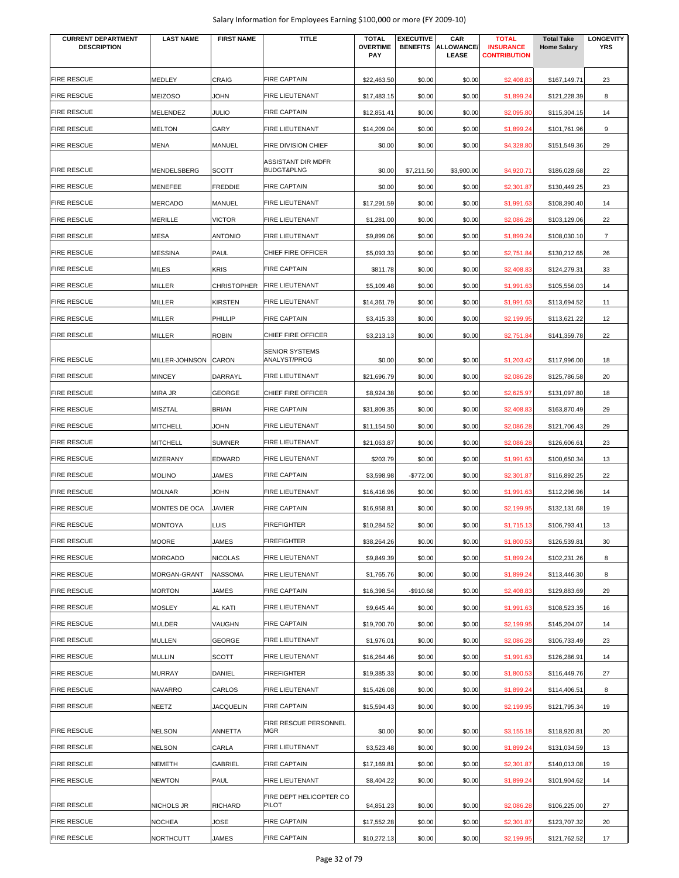| CURRENT DEPARTMENT DESCRIPTION | LAST NAME | FIRST NAME | TITLE | TOTAL OVERTIME PAY | EXECUTIVE BENEFITS | CAR ALLOWANCE/ LEASE | TOTAL INSURANCE CONTRIBUTION | Total Take Home Salary | LONGEVITY YRS |
|---|---|---|---|---|---|---|---|---|---|
| FIRE RESCUE | MEDLEY | CRAIG | FIRE CAPTAIN | $22,463.50 | $0.00 | $0.00 | $2,408.83 | $167,149.71 | 23 |
| FIRE RESCUE | MEIZOSO | JOHN | FIRE LIEUTENANT | $17,483.15 | $0.00 | $0.00 | $1,899.24 | $121,228.39 | 8 |
| FIRE RESCUE | MELENDEZ | JULIO | FIRE CAPTAIN | $12,851.41 | $0.00 | $0.00 | $2,095.80 | $115,304.15 | 14 |
| FIRE RESCUE | MELTON | GARY | FIRE LIEUTENANT | $14,209.04 | $0.00 | $0.00 | $1,899.24 | $101,761.96 | 9 |
| FIRE RESCUE | MENA | MANUEL | FIRE DIVISION CHIEF | $0.00 | $0.00 | $0.00 | $4,328.80 | $151,549.36 | 29 |
| FIRE RESCUE | MENDELSBERG | SCOTT | ASSISTANT DIR MDFR BUDGT&PLNG | $0.00 | $7,211.50 | $3,900.00 | $4,920.71 | $186,028.68 | 22 |
| FIRE RESCUE | MENEFEE | FREDDIE | FIRE CAPTAIN | $0.00 | $0.00 | $0.00 | $2,301.87 | $130,449.25 | 23 |
| FIRE RESCUE | MERCADO | MANUEL | FIRE LIEUTENANT | $17,291.59 | $0.00 | $0.00 | $1,991.63 | $108,390.40 | 14 |
| FIRE RESCUE | MERILLE | VICTOR | FIRE LIEUTENANT | $1,281.00 | $0.00 | $0.00 | $2,086.28 | $103,129.06 | 22 |
| FIRE RESCUE | MESA | ANTONIO | FIRE LIEUTENANT | $9,899.06 | $0.00 | $0.00 | $1,899.24 | $108,030.10 | 7 |
| FIRE RESCUE | MESSINA | PAUL | CHIEF FIRE OFFICER | $5,093.33 | $0.00 | $0.00 | $2,751.84 | $130,212.65 | 26 |
| FIRE RESCUE | MILES | KRIS | FIRE CAPTAIN | $811.78 | $0.00 | $0.00 | $2,408.83 | $124,279.31 | 33 |
| FIRE RESCUE | MILLER | CHRISTOPHER | FIRE LIEUTENANT | $5,109.48 | $0.00 | $0.00 | $1,991.63 | $105,556.03 | 14 |
| FIRE RESCUE | MILLER | KIRSTEN | FIRE LIEUTENANT | $14,361.79 | $0.00 | $0.00 | $1,991.63 | $113,694.52 | 11 |
| FIRE RESCUE | MILLER | PHILLIP | FIRE CAPTAIN | $3,415.33 | $0.00 | $0.00 | $2,199.95 | $113,621.22 | 12 |
| FIRE RESCUE | MILLER | ROBIN | CHIEF FIRE OFFICER | $3,213.13 | $0.00 | $0.00 | $2,751.84 | $141,359.78 | 22 |
| FIRE RESCUE | MILLER-JOHNSON | CARON | SENIOR SYSTEMS ANALYST/PROG | $0.00 | $0.00 | $0.00 | $1,203.42 | $117,996.00 | 18 |
| FIRE RESCUE | MINCEY | DARRAYL | FIRE LIEUTENANT | $21,696.79 | $0.00 | $0.00 | $2,086.28 | $125,786.58 | 20 |
| FIRE RESCUE | MIRA JR | GEORGE | CHIEF FIRE OFFICER | $8,924.38 | $0.00 | $0.00 | $2,625.97 | $131,097.80 | 18 |
| FIRE RESCUE | MISZTAL | BRIAN | FIRE CAPTAIN | $31,809.35 | $0.00 | $0.00 | $2,408.83 | $163,870.49 | 29 |
| FIRE RESCUE | MITCHELL | JOHN | FIRE LIEUTENANT | $11,154.50 | $0.00 | $0.00 | $2,086.28 | $121,706.43 | 29 |
| FIRE RESCUE | MITCHELL | SUMNER | FIRE LIEUTENANT | $21,063.87 | $0.00 | $0.00 | $2,086.28 | $126,606.61 | 23 |
| FIRE RESCUE | MIZERANY | EDWARD | FIRE LIEUTENANT | $203.79 | $0.00 | $0.00 | $1,991.63 | $100,650.34 | 13 |
| FIRE RESCUE | MOLINO | JAMES | FIRE CAPTAIN | $3,598.98 | -$772.00 | $0.00 | $2,301.87 | $116,892.25 | 22 |
| FIRE RESCUE | MOLNAR | JOHN | FIRE LIEUTENANT | $16,416.96 | $0.00 | $0.00 | $1,991.63 | $112,296.96 | 14 |
| FIRE RESCUE | MONTES DE OCA | JAVIER | FIRE CAPTAIN | $16,958.81 | $0.00 | $0.00 | $2,199.95 | $132,131.68 | 19 |
| FIRE RESCUE | MONTOYA | LUIS | FIREFIGHTER | $10,284.52 | $0.00 | $0.00 | $1,715.13 | $106,793.41 | 13 |
| FIRE RESCUE | MOORE | JAMES | FIREFIGHTER | $38,264.26 | $0.00 | $0.00 | $1,800.53 | $126,539.81 | 30 |
| FIRE RESCUE | MORGADO | NICOLAS | FIRE LIEUTENANT | $9,849.39 | $0.00 | $0.00 | $1,899.24 | $102,231.26 | 8 |
| FIRE RESCUE | MORGAN-GRANT | NASSOMA | FIRE LIEUTENANT | $1,765.76 | $0.00 | $0.00 | $1,899.24 | $113,446.30 | 8 |
| FIRE RESCUE | MORTON | JAMES | FIRE CAPTAIN | $16,398.54 | -$910.68 | $0.00 | $2,408.83 | $129,883.69 | 29 |
| FIRE RESCUE | MOSLEY | AL KATI | FIRE LIEUTENANT | $9,645.44 | $0.00 | $0.00 | $1,991.63 | $108,523.35 | 16 |
| FIRE RESCUE | MULDER | VAUGHN | FIRE CAPTAIN | $19,700.70 | $0.00 | $0.00 | $2,199.95 | $145,204.07 | 14 |
| FIRE RESCUE | MULLEN | GEORGE | FIRE LIEUTENANT | $1,976.01 | $0.00 | $0.00 | $2,086.28 | $106,733.49 | 23 |
| FIRE RESCUE | MULLIN | SCOTT | FIRE LIEUTENANT | $16,264.46 | $0.00 | $0.00 | $1,991.63 | $126,286.91 | 14 |
| FIRE RESCUE | MURRAY | DANIEL | FIREFIGHTER | $19,385.33 | $0.00 | $0.00 | $1,800.53 | $116,449.76 | 27 |
| FIRE RESCUE | NAVARRO | CARLOS | FIRE LIEUTENANT | $15,426.08 | $0.00 | $0.00 | $1,899.24 | $114,406.51 | 8 |
| FIRE RESCUE | NEETZ | JACQUELIN | FIRE CAPTAIN | $15,594.43 | $0.00 | $0.00 | $2,199.95 | $121,795.34 | 19 |
| FIRE RESCUE | NELSON | ANNETTA | FIRE RESCUE PERSONNEL MGR | $0.00 | $0.00 | $0.00 | $3,155.18 | $118,920.81 | 20 |
| FIRE RESCUE | NELSON | CARLA | FIRE LIEUTENANT | $3,523.48 | $0.00 | $0.00 | $1,899.24 | $131,034.59 | 13 |
| FIRE RESCUE | NEMETH | GABRIEL | FIRE CAPTAIN | $17,169.81 | $0.00 | $0.00 | $2,301.87 | $140,013.08 | 19 |
| FIRE RESCUE | NEWTON | PAUL | FIRE LIEUTENANT | $8,404.22 | $0.00 | $0.00 | $1,899.24 | $101,904.62 | 14 |
| FIRE RESCUE | NICHOLS JR | RICHARD | FIRE DEPT HELICOPTER CO PILOT | $4,851.23 | $0.00 | $0.00 | $2,086.28 | $106,225.00 | 27 |
| FIRE RESCUE | NOCHEA | JOSE | FIRE CAPTAIN | $17,552.28 | $0.00 | $0.00 | $2,301.87 | $123,707.32 | 20 |
| FIRE RESCUE | NORTHCUTT | JAMES | FIRE CAPTAIN | $10,272.13 | $0.00 | $0.00 | $2,199.95 | $121,762.52 | 17 |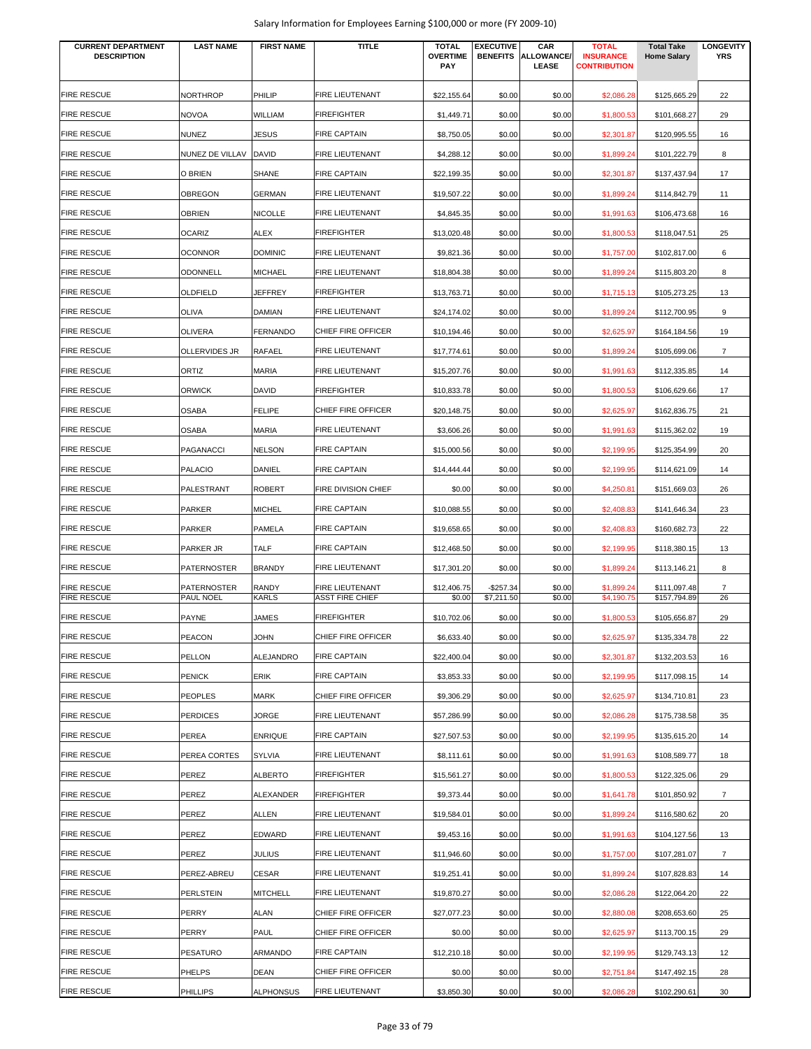Salary Information for Employees Earning $100,000 or more (FY 2009-10)

| CURRENT DEPARTMENT DESCRIPTION | LAST NAME | FIRST NAME | TITLE | TOTAL OVERTIME PAY | EXECUTIVE BENEFITS | CAR ALLOWANCE/ LEASE | TOTAL INSURANCE CONTRIBUTION | Total Take Home Salary | LONGEVITY YRS |
|---|---|---|---|---|---|---|---|---|---|
| FIRE RESCUE | NORTHROP | PHILIP | FIRE LIEUTENANT | $22,155.64 | $0.00 | $0.00 | $2,086.28 | $125,665.29 | 22 |
| FIRE RESCUE | NOVOA | WILLIAM | FIREFIGHTER | $1,449.71 | $0.00 | $0.00 | $1,800.53 | $101,668.27 | 29 |
| FIRE RESCUE | NUNEZ | JESUS | FIRE CAPTAIN | $8,750.05 | $0.00 | $0.00 | $2,301.87 | $120,995.55 | 16 |
| FIRE RESCUE | NUNEZ DE VILLAV | DAVID | FIRE LIEUTENANT | $4,288.12 | $0.00 | $0.00 | $1,899.24 | $101,222.79 | 8 |
| FIRE RESCUE | O BRIEN | SHANE | FIRE CAPTAIN | $22,199.35 | $0.00 | $0.00 | $2,301.87 | $137,437.94 | 17 |
| FIRE RESCUE | OBREGON | GERMAN | FIRE LIEUTENANT | $19,507.22 | $0.00 | $0.00 | $1,899.24 | $114,842.79 | 11 |
| FIRE RESCUE | OBRIEN | NICOLLE | FIRE LIEUTENANT | $4,845.35 | $0.00 | $0.00 | $1,991.63 | $106,473.68 | 16 |
| FIRE RESCUE | OCARIZ | ALEX | FIREFIGHTER | $13,020.48 | $0.00 | $0.00 | $1,800.53 | $118,047.51 | 25 |
| FIRE RESCUE | OCONNOR | DOMINIC | FIRE LIEUTENANT | $9,821.36 | $0.00 | $0.00 | $1,757.00 | $102,817.00 | 6 |
| FIRE RESCUE | ODONNELL | MICHAEL | FIRE LIEUTENANT | $18,804.38 | $0.00 | $0.00 | $1,899.24 | $115,803.20 | 8 |
| FIRE RESCUE | OLDFIELD | JEFFREY | FIREFIGHTER | $13,763.71 | $0.00 | $0.00 | $1,715.13 | $105,273.25 | 13 |
| FIRE RESCUE | OLIVA | DAMIAN | FIRE LIEUTENANT | $24,174.02 | $0.00 | $0.00 | $1,899.24 | $112,700.95 | 9 |
| FIRE RESCUE | OLIVERA | FERNANDO | CHIEF FIRE OFFICER | $10,194.46 | $0.00 | $0.00 | $2,625.97 | $164,184.56 | 19 |
| FIRE RESCUE | OLLERVIDES JR | RAFAEL | FIRE LIEUTENANT | $17,774.61 | $0.00 | $0.00 | $1,899.24 | $105,699.06 | 7 |
| FIRE RESCUE | ORTIZ | MARIA | FIRE LIEUTENANT | $15,207.76 | $0.00 | $0.00 | $1,991.63 | $112,335.85 | 14 |
| FIRE RESCUE | ORWICK | DAVID | FIREFIGHTER | $10,833.78 | $0.00 | $0.00 | $1,800.53 | $106,629.66 | 17 |
| FIRE RESCUE | OSABA | FELIPE | CHIEF FIRE OFFICER | $20,148.75 | $0.00 | $0.00 | $2,625.97 | $162,836.75 | 21 |
| FIRE RESCUE | OSABA | MARIA | FIRE LIEUTENANT | $3,606.26 | $0.00 | $0.00 | $1,991.63 | $115,362.02 | 19 |
| FIRE RESCUE | PAGANACCI | NELSON | FIRE CAPTAIN | $15,000.56 | $0.00 | $0.00 | $2,199.95 | $125,354.99 | 20 |
| FIRE RESCUE | PALACIO | DANIEL | FIRE CAPTAIN | $14,444.44 | $0.00 | $0.00 | $2,199.95 | $114,621.09 | 14 |
| FIRE RESCUE | PALESTRANT | ROBERT | FIRE DIVISION CHIEF | $0.00 | $0.00 | $0.00 | $4,250.81 | $151,669.03 | 26 |
| FIRE RESCUE | PARKER | MICHEL | FIRE CAPTAIN | $10,088.55 | $0.00 | $0.00 | $2,408.83 | $141,646.34 | 23 |
| FIRE RESCUE | PARKER | PAMELA | FIRE CAPTAIN | $19,658.65 | $0.00 | $0.00 | $2,408.83 | $160,682.73 | 22 |
| FIRE RESCUE | PARKER JR | TALF | FIRE CAPTAIN | $12,468.50 | $0.00 | $0.00 | $2,199.95 | $118,380.15 | 13 |
| FIRE RESCUE | PATERNOSTER | BRANDY | FIRE LIEUTENANT | $17,301.20 | $0.00 | $0.00 | $1,899.24 | $113,146.21 | 8 |
| FIRE RESCUE | PATERNOSTER | RANDY | FIRE LIEUTENANT | $12,406.75 | -$257.34 | $0.00 | $1,899.24 | $111,097.48 | 7 |
| FIRE RESCUE | PAUL NOEL | KARLS | ASST FIRE CHIEF | $0.00 | $7,211.50 | $0.00 | $4,190.75 | $157,794.89 | 26 |
| FIRE RESCUE | PAYNE | JAMES | FIREFIGHTER | $10,702.06 | $0.00 | $0.00 | $1,800.53 | $105,656.87 | 29 |
| FIRE RESCUE | PEACON | JOHN | CHIEF FIRE OFFICER | $6,633.40 | $0.00 | $0.00 | $2,625.97 | $135,334.78 | 22 |
| FIRE RESCUE | PELLON | ALEJANDRO | FIRE CAPTAIN | $22,400.04 | $0.00 | $0.00 | $2,301.87 | $132,203.53 | 16 |
| FIRE RESCUE | PENICK | ERIK | FIRE CAPTAIN | $3,853.33 | $0.00 | $0.00 | $2,199.95 | $117,098.15 | 14 |
| FIRE RESCUE | PEOPLES | MARK | CHIEF FIRE OFFICER | $9,306.29 | $0.00 | $0.00 | $2,625.97 | $134,710.81 | 23 |
| FIRE RESCUE | PERDICES | JORGE | FIRE LIEUTENANT | $57,286.99 | $0.00 | $0.00 | $2,086.28 | $175,738.58 | 35 |
| FIRE RESCUE | PEREA | ENRIQUE | FIRE CAPTAIN | $27,507.53 | $0.00 | $0.00 | $2,199.95 | $135,615.20 | 14 |
| FIRE RESCUE | PEREA CORTES | SYLVIA | FIRE LIEUTENANT | $8,111.61 | $0.00 | $0.00 | $1,991.63 | $108,589.77 | 18 |
| FIRE RESCUE | PEREZ | ALBERTO | FIREFIGHTER | $15,561.27 | $0.00 | $0.00 | $1,800.53 | $122,325.06 | 29 |
| FIRE RESCUE | PEREZ | ALEXANDER | FIREFIGHTER | $9,373.44 | $0.00 | $0.00 | $1,641.78 | $101,850.92 | 7 |
| FIRE RESCUE | PEREZ | ALLEN | FIRE LIEUTENANT | $19,584.01 | $0.00 | $0.00 | $1,899.24 | $116,580.62 | 20 |
| FIRE RESCUE | PEREZ | EDWARD | FIRE LIEUTENANT | $9,453.16 | $0.00 | $0.00 | $1,991.63 | $104,127.56 | 13 |
| FIRE RESCUE | PEREZ | JULIUS | FIRE LIEUTENANT | $11,946.60 | $0.00 | $0.00 | $1,757.00 | $107,281.07 | 7 |
| FIRE RESCUE | PEREZ-ABREU | CESAR | FIRE LIEUTENANT | $19,251.41 | $0.00 | $0.00 | $1,899.24 | $107,828.83 | 14 |
| FIRE RESCUE | PERLSTEIN | MITCHELL | FIRE LIEUTENANT | $19,870.27 | $0.00 | $0.00 | $2,086.28 | $122,064.20 | 22 |
| FIRE RESCUE | PERRY | ALAN | CHIEF FIRE OFFICER | $27,077.23 | $0.00 | $0.00 | $2,880.08 | $208,653.60 | 25 |
| FIRE RESCUE | PERRY | PAUL | CHIEF FIRE OFFICER | $0.00 | $0.00 | $0.00 | $2,625.97 | $113,700.15 | 29 |
| FIRE RESCUE | PESATURO | ARMANDO | FIRE CAPTAIN | $12,210.18 | $0.00 | $0.00 | $2,199.95 | $129,743.13 | 12 |
| FIRE RESCUE | PHELPS | DEAN | CHIEF FIRE OFFICER | $0.00 | $0.00 | $0.00 | $2,751.84 | $147,492.15 | 28 |
| FIRE RESCUE | PHILLIPS | ALPHONSUS | FIRE LIEUTENANT | $3,850.30 | $0.00 | $0.00 | $2,086.28 | $102,290.61 | 30 |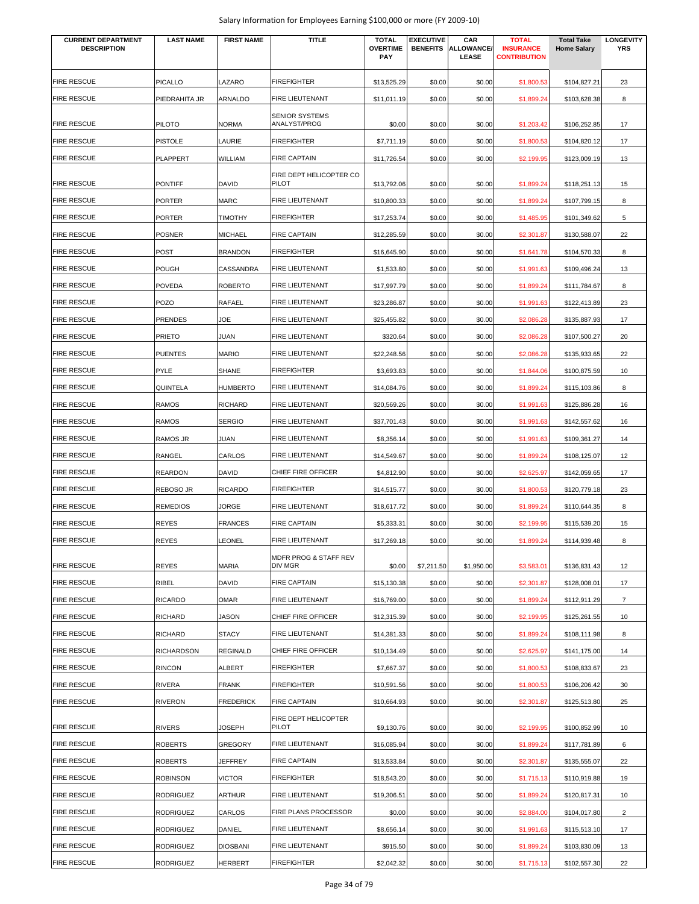| CURRENT DEPARTMENT DESCRIPTION | LAST NAME | FIRST NAME | TITLE | TOTAL OVERTIME PAY | EXECUTIVE BENEFITS | CAR ALLOWANCE/ LEASE | TOTAL INSURANCE CONTRIBUTION | Total Take Home Salary | LONGEVITY YRS |
|---|---|---|---|---|---|---|---|---|---|
| FIRE RESCUE | PICALLO | LAZARO | FIREFIGHTER | $13,525.29 | $0.00 | $0.00 | $1,800.53 | $104,827.21 | 23 |
| FIRE RESCUE | PIEDRAHITA JR | ARNALDO | FIRE LIEUTENANT | $11,011.19 | $0.00 | $0.00 | $1,899.24 | $103,628.38 | 8 |
| FIRE RESCUE | PILOTO | NORMA | SENIOR SYSTEMS ANALYST/PROG | $0.00 | $0.00 | $0.00 | $1,203.42 | $106,252.85 | 17 |
| FIRE RESCUE | PISTOLE | LAURIE | FIREFIGHTER | $7,711.19 | $0.00 | $0.00 | $1,800.53 | $104,820.12 | 17 |
| FIRE RESCUE | PLAPPERT | WILLIAM | FIRE CAPTAIN | $11,726.54 | $0.00 | $0.00 | $2,199.95 | $123,009.19 | 13 |
| FIRE RESCUE | PONTIFF | DAVID | FIRE DEPT HELICOPTER CO PILOT | $13,792.06 | $0.00 | $0.00 | $1,899.24 | $118,251.13 | 15 |
| FIRE RESCUE | PORTER | MARC | FIRE LIEUTENANT | $10,800.33 | $0.00 | $0.00 | $1,899.24 | $107,799.15 | 8 |
| FIRE RESCUE | PORTER | TIMOTHY | FIREFIGHTER | $17,253.74 | $0.00 | $0.00 | $1,485.95 | $101,349.62 | 5 |
| FIRE RESCUE | POSNER | MICHAEL | FIRE CAPTAIN | $12,285.59 | $0.00 | $0.00 | $2,301.87 | $130,588.07 | 22 |
| FIRE RESCUE | POST | BRANDON | FIREFIGHTER | $16,645.90 | $0.00 | $0.00 | $1,641.78 | $104,570.33 | 8 |
| FIRE RESCUE | POUGH | CASSANDRA | FIRE LIEUTENANT | $1,533.80 | $0.00 | $0.00 | $1,991.63 | $109,496.24 | 13 |
| FIRE RESCUE | POVEDA | ROBERTO | FIRE LIEUTENANT | $17,997.79 | $0.00 | $0.00 | $1,899.24 | $111,784.67 | 8 |
| FIRE RESCUE | POZO | RAFAEL | FIRE LIEUTENANT | $23,286.87 | $0.00 | $0.00 | $1,991.63 | $122,413.89 | 23 |
| FIRE RESCUE | PRENDES | JOE | FIRE LIEUTENANT | $25,455.82 | $0.00 | $0.00 | $2,086.28 | $135,887.93 | 17 |
| FIRE RESCUE | PRIETO | JUAN | FIRE LIEUTENANT | $320.64 | $0.00 | $0.00 | $2,086.28 | $107,500.27 | 20 |
| FIRE RESCUE | PUENTES | MARIO | FIRE LIEUTENANT | $22,248.56 | $0.00 | $0.00 | $2,086.28 | $135,933.65 | 22 |
| FIRE RESCUE | PYLE | SHANE | FIREFIGHTER | $3,693.83 | $0.00 | $0.00 | $1,844.06 | $100,875.59 | 10 |
| FIRE RESCUE | QUINTELA | HUMBERTO | FIRE LIEUTENANT | $14,084.76 | $0.00 | $0.00 | $1,899.24 | $115,103.86 | 8 |
| FIRE RESCUE | RAMOS | RICHARD | FIRE LIEUTENANT | $20,569.26 | $0.00 | $0.00 | $1,991.63 | $125,886.28 | 16 |
| FIRE RESCUE | RAMOS | SERGIO | FIRE LIEUTENANT | $37,701.43 | $0.00 | $0.00 | $1,991.63 | $142,557.62 | 16 |
| FIRE RESCUE | RAMOS JR | JUAN | FIRE LIEUTENANT | $8,356.14 | $0.00 | $0.00 | $1,991.63 | $109,361.27 | 14 |
| FIRE RESCUE | RANGEL | CARLOS | FIRE LIEUTENANT | $14,549.67 | $0.00 | $0.00 | $1,899.24 | $108,125.07 | 12 |
| FIRE RESCUE | REARDON | DAVID | CHIEF FIRE OFFICER | $4,812.90 | $0.00 | $0.00 | $2,625.97 | $142,059.65 | 17 |
| FIRE RESCUE | REBOSO JR | RICARDO | FIREFIGHTER | $14,515.77 | $0.00 | $0.00 | $1,800.53 | $120,779.18 | 23 |
| FIRE RESCUE | REMEDIOS | JORGE | FIRE LIEUTENANT | $18,617.72 | $0.00 | $0.00 | $1,899.24 | $110,644.35 | 8 |
| FIRE RESCUE | REYES | FRANCES | FIRE CAPTAIN | $5,333.31 | $0.00 | $0.00 | $2,199.95 | $115,539.20 | 15 |
| FIRE RESCUE | REYES | LEONEL | FIRE LIEUTENANT | $17,269.18 | $0.00 | $0.00 | $1,899.24 | $114,939.48 | 8 |
| FIRE RESCUE | REYES | MARIA | MDFR PROG & STAFF REV DIV MGR | $0.00 | $7,211.50 | $1,950.00 | $3,583.01 | $136,831.43 | 12 |
| FIRE RESCUE | RIBEL | DAVID | FIRE CAPTAIN | $15,130.38 | $0.00 | $0.00 | $2,301.87 | $128,008.01 | 17 |
| FIRE RESCUE | RICARDO | OMAR | FIRE LIEUTENANT | $16,769.00 | $0.00 | $0.00 | $1,899.24 | $112,911.29 | 7 |
| FIRE RESCUE | RICHARD | JASON | CHIEF FIRE OFFICER | $12,315.39 | $0.00 | $0.00 | $2,199.95 | $125,261.55 | 10 |
| FIRE RESCUE | RICHARD | STACY | FIRE LIEUTENANT | $14,381.33 | $0.00 | $0.00 | $1,899.24 | $108,111.98 | 8 |
| FIRE RESCUE | RICHARDSON | REGINALD | CHIEF FIRE OFFICER | $10,134.49 | $0.00 | $0.00 | $2,625.97 | $141,175.00 | 14 |
| FIRE RESCUE | RINCON | ALBERT | FIREFIGHTER | $7,667.37 | $0.00 | $0.00 | $1,800.53 | $108,833.67 | 23 |
| FIRE RESCUE | RIVERA | FRANK | FIREFIGHTER | $10,591.56 | $0.00 | $0.00 | $1,800.53 | $106,206.42 | 30 |
| FIRE RESCUE | RIVERON | FREDERICK | FIRE CAPTAIN | $10,664.93 | $0.00 | $0.00 | $2,301.87 | $125,513.80 | 25 |
| FIRE RESCUE | RIVERS | JOSEPH | FIRE DEPT HELICOPTER PILOT | $9,130.76 | $0.00 | $0.00 | $2,199.95 | $100,852.99 | 10 |
| FIRE RESCUE | ROBERTS | GREGORY | FIRE LIEUTENANT | $16,085.94 | $0.00 | $0.00 | $1,899.24 | $117,781.89 | 6 |
| FIRE RESCUE | ROBERTS | JEFFREY | FIRE CAPTAIN | $13,533.84 | $0.00 | $0.00 | $2,301.87 | $135,555.07 | 22 |
| FIRE RESCUE | ROBINSON | VICTOR | FIREFIGHTER | $18,543.20 | $0.00 | $0.00 | $1,715.13 | $110,919.88 | 19 |
| FIRE RESCUE | RODRIGUEZ | ARTHUR | FIRE LIEUTENANT | $19,306.51 | $0.00 | $0.00 | $1,899.24 | $120,817.31 | 10 |
| FIRE RESCUE | RODRIGUEZ | CARLOS | FIRE PLANS PROCESSOR | $0.00 | $0.00 | $0.00 | $2,884.00 | $104,017.80 | 2 |
| FIRE RESCUE | RODRIGUEZ | DANIEL | FIRE LIEUTENANT | $8,656.14 | $0.00 | $0.00 | $1,991.63 | $115,513.10 | 17 |
| FIRE RESCUE | RODRIGUEZ | DIOSBANI | FIRE LIEUTENANT | $915.50 | $0.00 | $0.00 | $1,899.24 | $103,830.09 | 13 |
| FIRE RESCUE | RODRIGUEZ | HERBERT | FIREFIGHTER | $2,042.32 | $0.00 | $0.00 | $1,715.13 | $102,557.30 | 22 |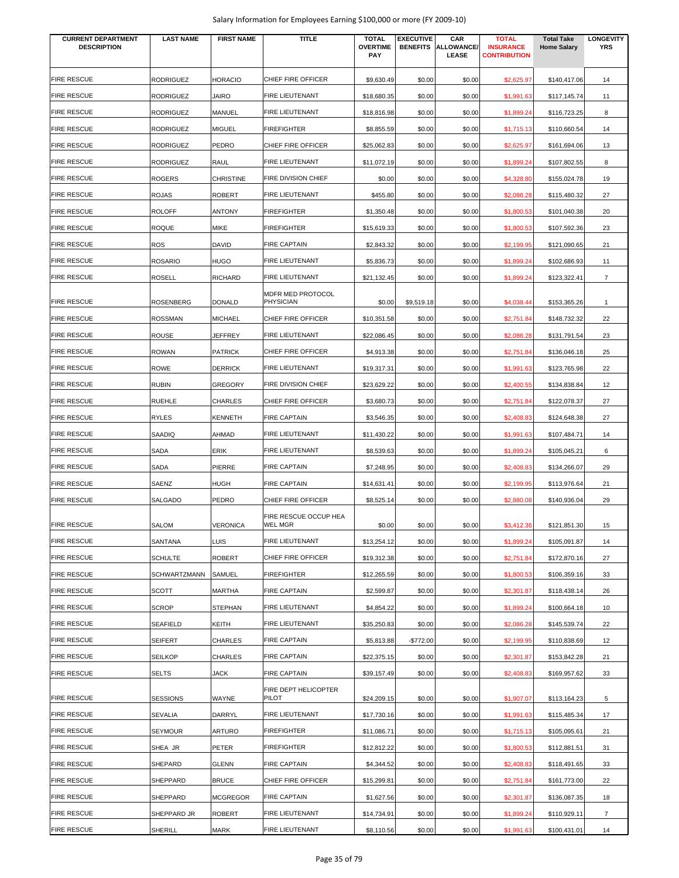Salary Information for Employees Earning $100,000 or more (FY 2009-10)

| CURRENT DEPARTMENT DESCRIPTION | LAST NAME | FIRST NAME | TITLE | TOTAL OVERTIME PAY | EXECUTIVE BENEFITS | CAR ALLOWANCE/ LEASE | TOTAL INSURANCE CONTRIBUTION | Total Take Home Salary | LONGEVITY YRS |
|---|---|---|---|---|---|---|---|---|---|
| FIRE RESCUE | RODRIGUEZ | HORACIO | CHIEF FIRE OFFICER | $9,630.49 | $0.00 | $0.00 | $2,625.97 | $140,417.06 | 14 |
| FIRE RESCUE | RODRIGUEZ | JAIRO | FIRE LIEUTENANT | $18,680.35 | $0.00 | $0.00 | $1,991.63 | $117,145.74 | 11 |
| FIRE RESCUE | RODRIGUEZ | MANUEL | FIRE LIEUTENANT | $18,816.98 | $0.00 | $0.00 | $1,899.24 | $116,723.25 | 8 |
| FIRE RESCUE | RODRIGUEZ | MIGUEL | FIREFIGHTER | $8,855.59 | $0.00 | $0.00 | $1,715.13 | $110,660.54 | 14 |
| FIRE RESCUE | RODRIGUEZ | PEDRO | CHIEF FIRE OFFICER | $25,062.83 | $0.00 | $0.00 | $2,625.97 | $161,694.06 | 13 |
| FIRE RESCUE | RODRIGUEZ | RAUL | FIRE LIEUTENANT | $11,072.19 | $0.00 | $0.00 | $1,899.24 | $107,802.55 | 8 |
| FIRE RESCUE | ROGERS | CHRISTINE | FIRE DIVISION CHIEF | $0.00 | $0.00 | $0.00 | $4,328.80 | $155,024.78 | 19 |
| FIRE RESCUE | ROJAS | ROBERT | FIRE LIEUTENANT | $455.80 | $0.00 | $0.00 | $2,086.28 | $115,480.32 | 27 |
| FIRE RESCUE | ROLOFF | ANTONY | FIREFIGHTER | $1,350.48 | $0.00 | $0.00 | $1,800.53 | $101,040.38 | 20 |
| FIRE RESCUE | ROQUE | MIKE | FIREFIGHTER | $15,619.33 | $0.00 | $0.00 | $1,800.53 | $107,592.36 | 23 |
| FIRE RESCUE | ROS | DAVID | FIRE CAPTAIN | $2,843.32 | $0.00 | $0.00 | $2,199.95 | $121,090.65 | 21 |
| FIRE RESCUE | ROSARIO | HUGO | FIRE LIEUTENANT | $5,836.73 | $0.00 | $0.00 | $1,899.24 | $102,686.93 | 11 |
| FIRE RESCUE | ROSELL | RICHARD | FIRE LIEUTENANT | $21,132.45 | $0.00 | $0.00 | $1,899.24 | $123,322.41 | 7 |
| FIRE RESCUE | ROSENBERG | DONALD | MDFR MED PROTOCOL PHYSICIAN | $0.00 | $9,519.18 | $0.00 | $4,038.44 | $153,365.26 | 1 |
| FIRE RESCUE | ROSSMAN | MICHAEL | CHIEF FIRE OFFICER | $10,351.58 | $0.00 | $0.00 | $2,751.84 | $148,732.32 | 22 |
| FIRE RESCUE | ROUSE | JEFFREY | FIRE LIEUTENANT | $22,086.45 | $0.00 | $0.00 | $2,086.28 | $131,791.54 | 23 |
| FIRE RESCUE | ROWAN | PATRICK | CHIEF FIRE OFFICER | $4,913.38 | $0.00 | $0.00 | $2,751.84 | $136,046.18 | 25 |
| FIRE RESCUE | ROWE | DERRICK | FIRE LIEUTENANT | $19,317.31 | $0.00 | $0.00 | $1,991.63 | $123,765.98 | 22 |
| FIRE RESCUE | RUBIN | GREGORY | FIRE DIVISION CHIEF | $23,629.22 | $0.00 | $0.00 | $2,400.55 | $134,838.84 | 12 |
| FIRE RESCUE | RUEHLE | CHARLES | CHIEF FIRE OFFICER | $3,680.73 | $0.00 | $0.00 | $2,751.84 | $122,078.37 | 27 |
| FIRE RESCUE | RYLES | KENNETH | FIRE CAPTAIN | $3,546.35 | $0.00 | $0.00 | $2,408.83 | $124,648.38 | 27 |
| FIRE RESCUE | SAADIQ | AHMAD | FIRE LIEUTENANT | $11,430.22 | $0.00 | $0.00 | $1,991.63 | $107,484.71 | 14 |
| FIRE RESCUE | SADA | ERIK | FIRE LIEUTENANT | $8,539.63 | $0.00 | $0.00 | $1,899.24 | $105,045.21 | 6 |
| FIRE RESCUE | SADA | PIERRE | FIRE CAPTAIN | $7,248.95 | $0.00 | $0.00 | $2,408.83 | $134,266.07 | 29 |
| FIRE RESCUE | SAENZ | HUGH | FIRE CAPTAIN | $14,631.41 | $0.00 | $0.00 | $2,199.95 | $113,976.64 | 21 |
| FIRE RESCUE | SALGADO | PEDRO | CHIEF FIRE OFFICER | $8,525.14 | $0.00 | $0.00 | $2,880.08 | $140,936.04 | 29 |
| FIRE RESCUE | SALOM | VERONICA | FIRE RESCUE OCCUP HEA WEL MGR | $0.00 | $0.00 | $0.00 | $3,412.36 | $121,851.30 | 15 |
| FIRE RESCUE | SANTANA | LUIS | FIRE LIEUTENANT | $13,254.12 | $0.00 | $0.00 | $1,899.24 | $105,091.87 | 14 |
| FIRE RESCUE | SCHULTE | ROBERT | CHIEF FIRE OFFICER | $19,312.38 | $0.00 | $0.00 | $2,751.84 | $172,870.16 | 27 |
| FIRE RESCUE | SCHWARTZMANN | SAMUEL | FIREFIGHTER | $12,265.59 | $0.00 | $0.00 | $1,800.53 | $106,359.16 | 33 |
| FIRE RESCUE | SCOTT | MARTHA | FIRE CAPTAIN | $2,599.87 | $0.00 | $0.00 | $2,301.87 | $118,438.14 | 26 |
| FIRE RESCUE | SCROP | STEPHAN | FIRE LIEUTENANT | $4,854.22 | $0.00 | $0.00 | $1,899.24 | $100,664.18 | 10 |
| FIRE RESCUE | SEAFIELD | KEITH | FIRE LIEUTENANT | $35,250.83 | $0.00 | $0.00 | $2,086.28 | $145,539.74 | 22 |
| FIRE RESCUE | SEIFERT | CHARLES | FIRE CAPTAIN | $5,813.88 | -$772.00 | $0.00 | $2,199.95 | $110,838.69 | 12 |
| FIRE RESCUE | SEILKOP | CHARLES | FIRE CAPTAIN | $22,375.15 | $0.00 | $0.00 | $2,301.87 | $153,842.28 | 21 |
| FIRE RESCUE | SELTS | JACK | FIRE CAPTAIN | $39,157.49 | $0.00 | $0.00 | $2,408.83 | $169,957.62 | 33 |
| FIRE RESCUE | SESSIONS | WAYNE | FIRE DEPT HELICOPTER PILOT | $24,209.15 | $0.00 | $0.00 | $1,907.07 | $113,164.23 | 5 |
| FIRE RESCUE | SEVALIA | DARRYL | FIRE LIEUTENANT | $17,730.16 | $0.00 | $0.00 | $1,991.63 | $115,485.34 | 17 |
| FIRE RESCUE | SEYMOUR | ARTURO | FIREFIGHTER | $11,086.71 | $0.00 | $0.00 | $1,715.13 | $105,095.61 | 21 |
| FIRE RESCUE | SHEA JR | PETER | FIREFIGHTER | $12,812.22 | $0.00 | $0.00 | $1,800.53 | $112,881.51 | 31 |
| FIRE RESCUE | SHEPARD | GLENN | FIRE CAPTAIN | $4,344.52 | $0.00 | $0.00 | $2,408.83 | $118,491.65 | 33 |
| FIRE RESCUE | SHEPPARD | BRUCE | CHIEF FIRE OFFICER | $15,299.81 | $0.00 | $0.00 | $2,751.84 | $161,773.00 | 22 |
| FIRE RESCUE | SHEPPARD | MCGREGOR | FIRE CAPTAIN | $1,627.56 | $0.00 | $0.00 | $2,301.87 | $136,087.35 | 18 |
| FIRE RESCUE | SHEPPARD JR | ROBERT | FIRE LIEUTENANT | $14,734.91 | $0.00 | $0.00 | $1,899.24 | $110,929.11 | 7 |
| FIRE RESCUE | SHERILL | MARK | FIRE LIEUTENANT | $8,110.56 | $0.00 | $0.00 | $1,991.63 | $100,431.01 | 14 |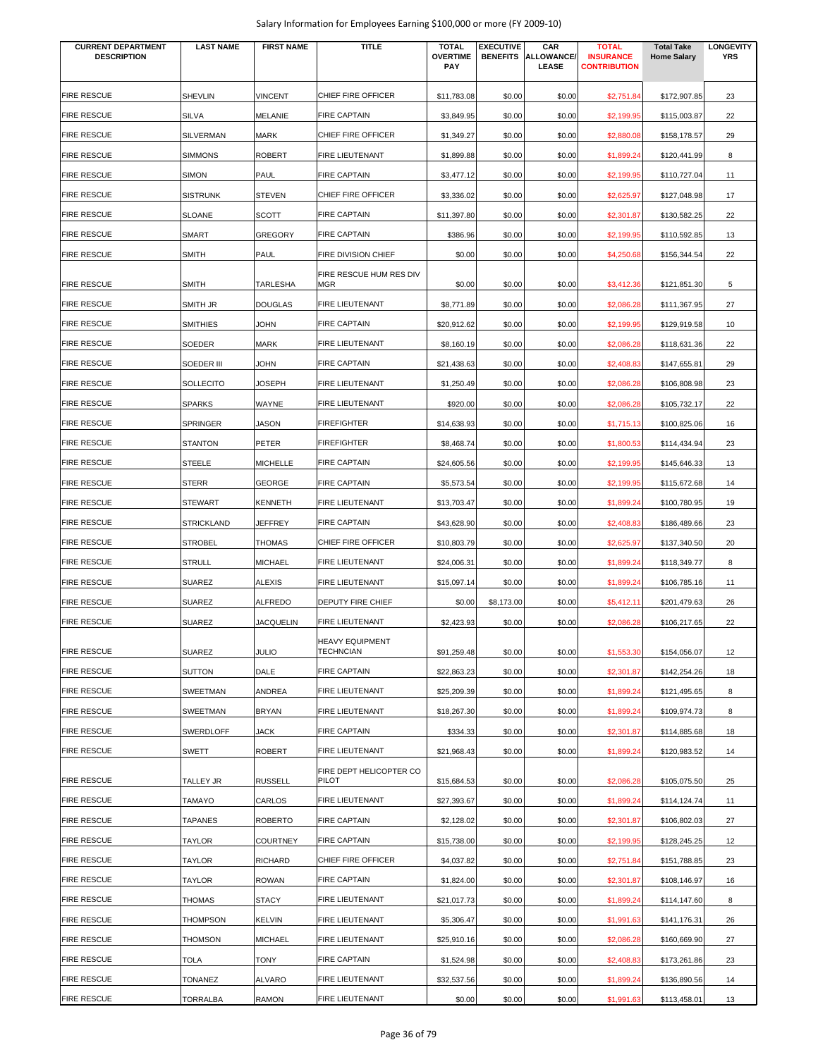| CURRENT DEPARTMENT DESCRIPTION | LAST NAME | FIRST NAME | TITLE | TOTAL OVERTIME PAY | EXECUTIVE BENEFITS | CAR ALLOWANCE/ LEASE | TOTAL INSURANCE CONTRIBUTION | Total Take Home Salary | LONGEVITY YRS |
|---|---|---|---|---|---|---|---|---|---|
| FIRE RESCUE | SHEVLIN | VINCENT | CHIEF FIRE OFFICER | $11,783.08 | $0.00 | $0.00 | $2,751.84 | $172,907.85 | 23 |
| FIRE RESCUE | SILVA | MELANIE | FIRE CAPTAIN | $3,849.95 | $0.00 | $0.00 | $2,199.95 | $115,003.87 | 22 |
| FIRE RESCUE | SILVERMAN | MARK | CHIEF FIRE OFFICER | $1,349.27 | $0.00 | $0.00 | $2,880.08 | $158,178.57 | 29 |
| FIRE RESCUE | SIMMONS | ROBERT | FIRE LIEUTENANT | $1,899.88 | $0.00 | $0.00 | $1,899.24 | $120,441.99 | 8 |
| FIRE RESCUE | SIMON | PAUL | FIRE CAPTAIN | $3,477.12 | $0.00 | $0.00 | $2,199.95 | $110,727.04 | 11 |
| FIRE RESCUE | SISTRUNK | STEVEN | CHIEF FIRE OFFICER | $3,336.02 | $0.00 | $0.00 | $2,625.97 | $127,048.98 | 17 |
| FIRE RESCUE | SLOANE | SCOTT | FIRE CAPTAIN | $11,397.80 | $0.00 | $0.00 | $2,301.87 | $130,582.25 | 22 |
| FIRE RESCUE | SMART | GREGORY | FIRE CAPTAIN | $386.96 | $0.00 | $0.00 | $2,199.95 | $110,592.85 | 13 |
| FIRE RESCUE | SMITH | PAUL | FIRE DIVISION CHIEF | $0.00 | $0.00 | $0.00 | $4,250.68 | $156,344.54 | 22 |
| FIRE RESCUE | SMITH | TARLESHA | FIRE RESCUE HUM RES DIV MGR | $0.00 | $0.00 | $0.00 | $3,412.36 | $121,851.30 | 5 |
| FIRE RESCUE | SMITH JR | DOUGLAS | FIRE LIEUTENANT | $8,771.89 | $0.00 | $0.00 | $2,086.28 | $111,367.95 | 27 |
| FIRE RESCUE | SMITHIES | JOHN | FIRE CAPTAIN | $20,912.62 | $0.00 | $0.00 | $2,199.95 | $129,919.58 | 10 |
| FIRE RESCUE | SOEDER | MARK | FIRE LIEUTENANT | $8,160.19 | $0.00 | $0.00 | $2,086.28 | $118,631.36 | 22 |
| FIRE RESCUE | SOEDER III | JOHN | FIRE CAPTAIN | $21,438.63 | $0.00 | $0.00 | $2,408.83 | $147,655.81 | 29 |
| FIRE RESCUE | SOLLECITO | JOSEPH | FIRE LIEUTENANT | $1,250.49 | $0.00 | $0.00 | $2,086.28 | $106,808.98 | 23 |
| FIRE RESCUE | SPARKS | WAYNE | FIRE LIEUTENANT | $920.00 | $0.00 | $0.00 | $2,086.28 | $105,732.17 | 22 |
| FIRE RESCUE | SPRINGER | JASON | FIREFIGHTER | $14,638.93 | $0.00 | $0.00 | $1,715.13 | $100,825.06 | 16 |
| FIRE RESCUE | STANTON | PETER | FIREFIGHTER | $8,468.74 | $0.00 | $0.00 | $1,800.53 | $114,434.94 | 23 |
| FIRE RESCUE | STEELE | MICHELLE | FIRE CAPTAIN | $24,605.56 | $0.00 | $0.00 | $2,199.95 | $145,646.33 | 13 |
| FIRE RESCUE | STERR | GEORGE | FIRE CAPTAIN | $5,573.54 | $0.00 | $0.00 | $2,199.95 | $115,672.68 | 14 |
| FIRE RESCUE | STEWART | KENNETH | FIRE LIEUTENANT | $13,703.47 | $0.00 | $0.00 | $1,899.24 | $100,780.95 | 19 |
| FIRE RESCUE | STRICKLAND | JEFFREY | FIRE CAPTAIN | $43,628.90 | $0.00 | $0.00 | $2,408.83 | $186,489.66 | 23 |
| FIRE RESCUE | STROBEL | THOMAS | CHIEF FIRE OFFICER | $10,803.79 | $0.00 | $0.00 | $2,625.97 | $137,340.50 | 20 |
| FIRE RESCUE | STRULL | MICHAEL | FIRE LIEUTENANT | $24,006.31 | $0.00 | $0.00 | $1,899.24 | $118,349.77 | 8 |
| FIRE RESCUE | SUAREZ | ALEXIS | FIRE LIEUTENANT | $15,097.14 | $0.00 | $0.00 | $1,899.24 | $106,785.16 | 11 |
| FIRE RESCUE | SUAREZ | ALFREDO | DEPUTY FIRE CHIEF | $0.00 | $8,173.00 | $0.00 | $5,412.11 | $201,479.63 | 26 |
| FIRE RESCUE | SUAREZ | JACQUELIN | FIRE LIEUTENANT | $2,423.93 | $0.00 | $0.00 | $2,086.28 | $106,217.65 | 22 |
| FIRE RESCUE | SUAREZ | JULIO | HEAVY EQUIPMENT TECHNCIAN | $91,259.48 | $0.00 | $0.00 | $1,553.30 | $154,056.07 | 12 |
| FIRE RESCUE | SUTTON | DALE | FIRE CAPTAIN | $22,863.23 | $0.00 | $0.00 | $2,301.87 | $142,254.26 | 18 |
| FIRE RESCUE | SWEETMAN | ANDREA | FIRE LIEUTENANT | $25,209.39 | $0.00 | $0.00 | $1,899.24 | $121,495.65 | 8 |
| FIRE RESCUE | SWEETMAN | BRYAN | FIRE LIEUTENANT | $18,267.30 | $0.00 | $0.00 | $1,899.24 | $109,974.73 | 8 |
| FIRE RESCUE | SWERDLOFF | JACK | FIRE CAPTAIN | $334.33 | $0.00 | $0.00 | $2,301.87 | $114,885.68 | 18 |
| FIRE RESCUE | SWETT | ROBERT | FIRE LIEUTENANT | $21,968.43 | $0.00 | $0.00 | $1,899.24 | $120,983.52 | 14 |
| FIRE RESCUE | TALLEY JR | RUSSELL | FIRE DEPT HELICOPTER CO PILOT | $15,684.53 | $0.00 | $0.00 | $2,086.28 | $105,075.50 | 25 |
| FIRE RESCUE | TAMAYO | CARLOS | FIRE LIEUTENANT | $27,393.67 | $0.00 | $0.00 | $1,899.24 | $114,124.74 | 11 |
| FIRE RESCUE | TAPANES | ROBERTO | FIRE CAPTAIN | $2,128.02 | $0.00 | $0.00 | $2,301.87 | $106,802.03 | 27 |
| FIRE RESCUE | TAYLOR | COURTNEY | FIRE CAPTAIN | $15,738.00 | $0.00 | $0.00 | $2,199.95 | $128,245.25 | 12 |
| FIRE RESCUE | TAYLOR | RICHARD | CHIEF FIRE OFFICER | $4,037.82 | $0.00 | $0.00 | $2,751.84 | $151,788.85 | 23 |
| FIRE RESCUE | TAYLOR | ROWAN | FIRE CAPTAIN | $1,824.00 | $0.00 | $0.00 | $2,301.87 | $108,146.97 | 16 |
| FIRE RESCUE | THOMAS | STACY | FIRE LIEUTENANT | $21,017.73 | $0.00 | $0.00 | $1,899.24 | $114,147.60 | 8 |
| FIRE RESCUE | THOMPSON | KELVIN | FIRE LIEUTENANT | $5,306.47 | $0.00 | $0.00 | $1,991.63 | $141,176.31 | 26 |
| FIRE RESCUE | THOMSON | MICHAEL | FIRE LIEUTENANT | $25,910.16 | $0.00 | $0.00 | $2,086.28 | $160,669.90 | 27 |
| FIRE RESCUE | TOLA | TONY | FIRE CAPTAIN | $1,524.98 | $0.00 | $0.00 | $2,408.83 | $173,261.86 | 23 |
| FIRE RESCUE | TONANEZ | ALVARO | FIRE LIEUTENANT | $32,537.56 | $0.00 | $0.00 | $1,899.24 | $136,890.56 | 14 |
| FIRE RESCUE | TORRALBA | RAMON | FIRE LIEUTENANT | $0.00 | $0.00 | $0.00 | $1,991.63 | $113,458.01 | 13 |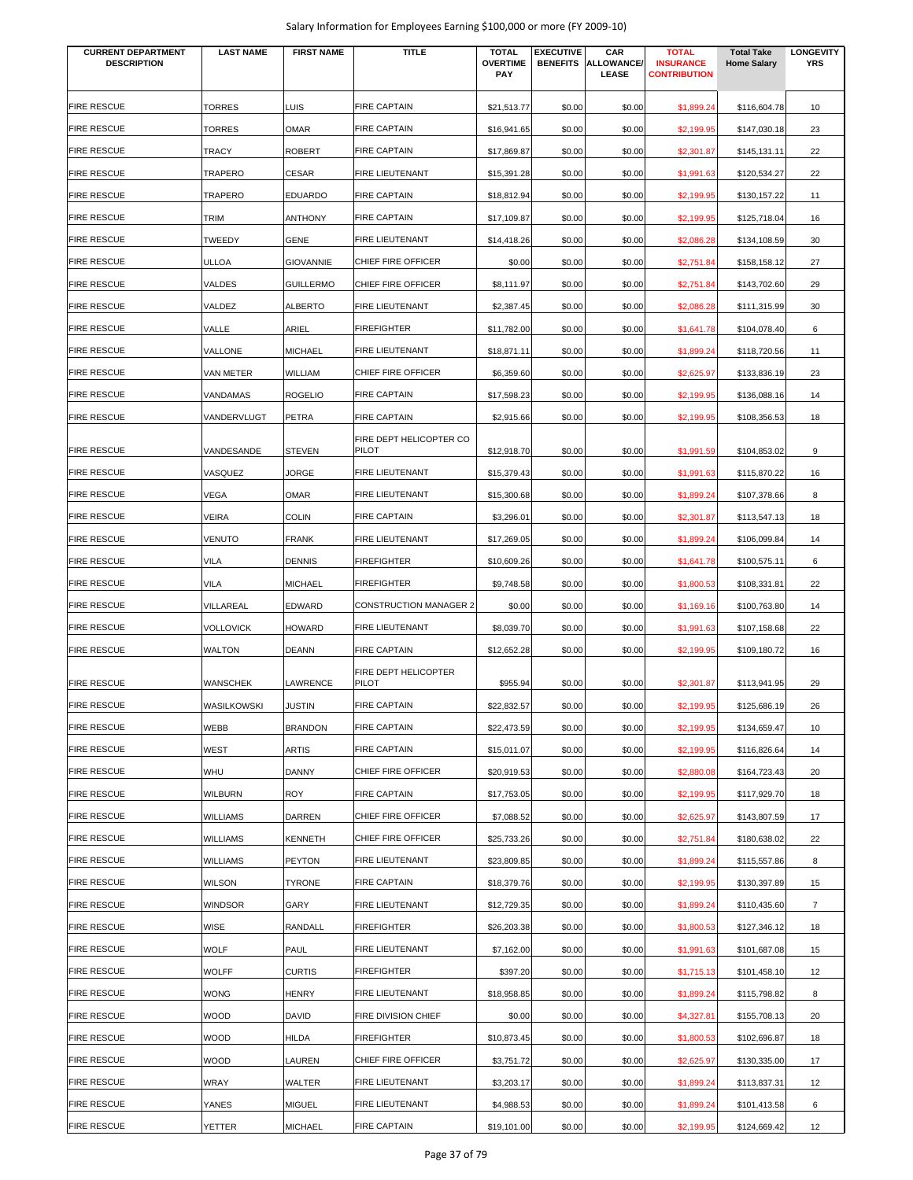| CURRENT DEPARTMENT DESCRIPTION | LAST NAME | FIRST NAME | TITLE | TOTAL OVERTIME PAY | EXECUTIVE BENEFITS | CAR ALLOWANCE/ LEASE | TOTAL INSURANCE CONTRIBUTION | Total Take Home Salary | LONGEVITY YRS |
|---|---|---|---|---|---|---|---|---|---|
| FIRE RESCUE | TORRES | LUIS | FIRE CAPTAIN | $21,513.77 | $0.00 | $0.00 | $1,899.24 | $116,604.78 | 10 |
| FIRE RESCUE | TORRES | OMAR | FIRE CAPTAIN | $16,941.65 | $0.00 | $0.00 | $2,199.95 | $147,030.18 | 23 |
| FIRE RESCUE | TRACY | ROBERT | FIRE CAPTAIN | $17,869.87 | $0.00 | $0.00 | $2,301.87 | $145,131.11 | 22 |
| FIRE RESCUE | TRAPERO | CESAR | FIRE LIEUTENANT | $15,391.28 | $0.00 | $0.00 | $1,991.63 | $120,534.27 | 22 |
| FIRE RESCUE | TRAPERO | EDUARDO | FIRE CAPTAIN | $18,812.94 | $0.00 | $0.00 | $2,199.95 | $130,157.22 | 11 |
| FIRE RESCUE | TRIM | ANTHONY | FIRE CAPTAIN | $17,109.87 | $0.00 | $0.00 | $2,199.95 | $125,718.04 | 16 |
| FIRE RESCUE | TWEEDY | GENE | FIRE LIEUTENANT | $14,418.26 | $0.00 | $0.00 | $2,086.28 | $134,108.59 | 30 |
| FIRE RESCUE | ULLOA | GIOVANNIE | CHIEF FIRE OFFICER | $0.00 | $0.00 | $0.00 | $2,751.84 | $158,158.12 | 27 |
| FIRE RESCUE | VALDES | GUILLERMO | CHIEF FIRE OFFICER | $8,111.97 | $0.00 | $0.00 | $2,751.84 | $143,702.60 | 29 |
| FIRE RESCUE | VALDEZ | ALBERTO | FIRE LIEUTENANT | $2,387.45 | $0.00 | $0.00 | $2,086.28 | $111,315.99 | 30 |
| FIRE RESCUE | VALLE | ARIEL | FIREFIGHTER | $11,782.00 | $0.00 | $0.00 | $1,641.78 | $104,078.40 | 6 |
| FIRE RESCUE | VALLONE | MICHAEL | FIRE LIEUTENANT | $18,871.11 | $0.00 | $0.00 | $1,899.24 | $118,720.56 | 11 |
| FIRE RESCUE | VAN METER | WILLIAM | CHIEF FIRE OFFICER | $6,359.60 | $0.00 | $0.00 | $2,625.97 | $133,836.19 | 23 |
| FIRE RESCUE | VANDAMAS | ROGELIO | FIRE CAPTAIN | $17,598.23 | $0.00 | $0.00 | $2,199.95 | $136,088.16 | 14 |
| FIRE RESCUE | VANDERVLUGT | PETRA | FIRE CAPTAIN | $2,915.66 | $0.00 | $0.00 | $2,199.95 | $108,356.53 | 18 |
| FIRE RESCUE | VANDESANDE | STEVEN | FIRE DEPT HELICOPTER CO PILOT | $12,918.70 | $0.00 | $0.00 | $1,991.59 | $104,853.02 | 9 |
| FIRE RESCUE | VASQUEZ | JORGE | FIRE LIEUTENANT | $15,379.43 | $0.00 | $0.00 | $1,991.63 | $115,870.22 | 16 |
| FIRE RESCUE | VEGA | OMAR | FIRE LIEUTENANT | $15,300.68 | $0.00 | $0.00 | $1,899.24 | $107,378.66 | 8 |
| FIRE RESCUE | VEIRA | COLIN | FIRE CAPTAIN | $3,296.01 | $0.00 | $0.00 | $2,301.87 | $113,547.13 | 18 |
| FIRE RESCUE | VENUTO | FRANK | FIRE LIEUTENANT | $17,269.05 | $0.00 | $0.00 | $1,899.24 | $106,099.84 | 14 |
| FIRE RESCUE | VILA | DENNIS | FIREFIGHTER | $10,609.26 | $0.00 | $0.00 | $1,641.78 | $100,575.11 | 6 |
| FIRE RESCUE | VILA | MICHAEL | FIREFIGHTER | $9,748.58 | $0.00 | $0.00 | $1,800.53 | $108,331.81 | 22 |
| FIRE RESCUE | VILLAREAL | EDWARD | CONSTRUCTION MANAGER 2 | $0.00 | $0.00 | $0.00 | $1,169.16 | $100,763.80 | 14 |
| FIRE RESCUE | VOLLOVICK | HOWARD | FIRE LIEUTENANT | $8,039.70 | $0.00 | $0.00 | $1,991.63 | $107,158.68 | 22 |
| FIRE RESCUE | WALTON | DEANN | FIRE CAPTAIN | $12,652.28 | $0.00 | $0.00 | $2,199.95 | $109,180.72 | 16 |
| FIRE RESCUE | WANSCHEK | LAWRENCE | FIRE DEPT HELICOPTER PILOT | $955.94 | $0.00 | $0.00 | $2,301.87 | $113,941.95 | 29 |
| FIRE RESCUE | WASILKOWSKI | JUSTIN | FIRE CAPTAIN | $22,832.57 | $0.00 | $0.00 | $2,199.95 | $125,686.19 | 26 |
| FIRE RESCUE | WEBB | BRANDON | FIRE CAPTAIN | $22,473.59 | $0.00 | $0.00 | $2,199.95 | $134,659.47 | 10 |
| FIRE RESCUE | WEST | ARTIS | FIRE CAPTAIN | $15,011.07 | $0.00 | $0.00 | $2,199.95 | $116,826.64 | 14 |
| FIRE RESCUE | WHU | DANNY | CHIEF FIRE OFFICER | $20,919.53 | $0.00 | $0.00 | $2,880.08 | $164,723.43 | 20 |
| FIRE RESCUE | WILBURN | ROY | FIRE CAPTAIN | $17,753.05 | $0.00 | $0.00 | $2,199.95 | $117,929.70 | 18 |
| FIRE RESCUE | WILLIAMS | DARREN | CHIEF FIRE OFFICER | $7,088.52 | $0.00 | $0.00 | $2,625.97 | $143,807.59 | 17 |
| FIRE RESCUE | WILLIAMS | KENNETH | CHIEF FIRE OFFICER | $25,733.26 | $0.00 | $0.00 | $2,751.84 | $180,638.02 | 22 |
| FIRE RESCUE | WILLIAMS | PEYTON | FIRE LIEUTENANT | $23,809.85 | $0.00 | $0.00 | $1,899.24 | $115,557.86 | 8 |
| FIRE RESCUE | WILSON | TYRONE | FIRE CAPTAIN | $18,379.76 | $0.00 | $0.00 | $2,199.95 | $130,397.89 | 15 |
| FIRE RESCUE | WINDSOR | GARY | FIRE LIEUTENANT | $12,729.35 | $0.00 | $0.00 | $1,899.24 | $110,435.60 | 7 |
| FIRE RESCUE | WISE | RANDALL | FIREFIGHTER | $26,203.38 | $0.00 | $0.00 | $1,800.53 | $127,346.12 | 18 |
| FIRE RESCUE | WOLF | PAUL | FIRE LIEUTENANT | $7,162.00 | $0.00 | $0.00 | $1,991.63 | $101,687.08 | 15 |
| FIRE RESCUE | WOLFF | CURTIS | FIREFIGHTER | $397.20 | $0.00 | $0.00 | $1,715.13 | $101,458.10 | 12 |
| FIRE RESCUE | WONG | HENRY | FIRE LIEUTENANT | $18,958.85 | $0.00 | $0.00 | $1,899.24 | $115,798.82 | 8 |
| FIRE RESCUE | WOOD | DAVID | FIRE DIVISION CHIEF | $0.00 | $0.00 | $0.00 | $4,327.81 | $155,708.13 | 20 |
| FIRE RESCUE | WOOD | HILDA | FIREFIGHTER | $10,873.45 | $0.00 | $0.00 | $1,800.53 | $102,696.87 | 18 |
| FIRE RESCUE | WOOD | LAUREN | CHIEF FIRE OFFICER | $3,751.72 | $0.00 | $0.00 | $2,625.97 | $130,335.00 | 17 |
| FIRE RESCUE | WRAY | WALTER | FIRE LIEUTENANT | $3,203.17 | $0.00 | $0.00 | $1,899.24 | $113,837.31 | 12 |
| FIRE RESCUE | YANES | MIGUEL | FIRE LIEUTENANT | $4,988.53 | $0.00 | $0.00 | $1,899.24 | $101,413.58 | 6 |
| FIRE RESCUE | YETTER | MICHAEL | FIRE CAPTAIN | $19,101.00 | $0.00 | $0.00 | $2,199.95 | $124,669.42 | 12 |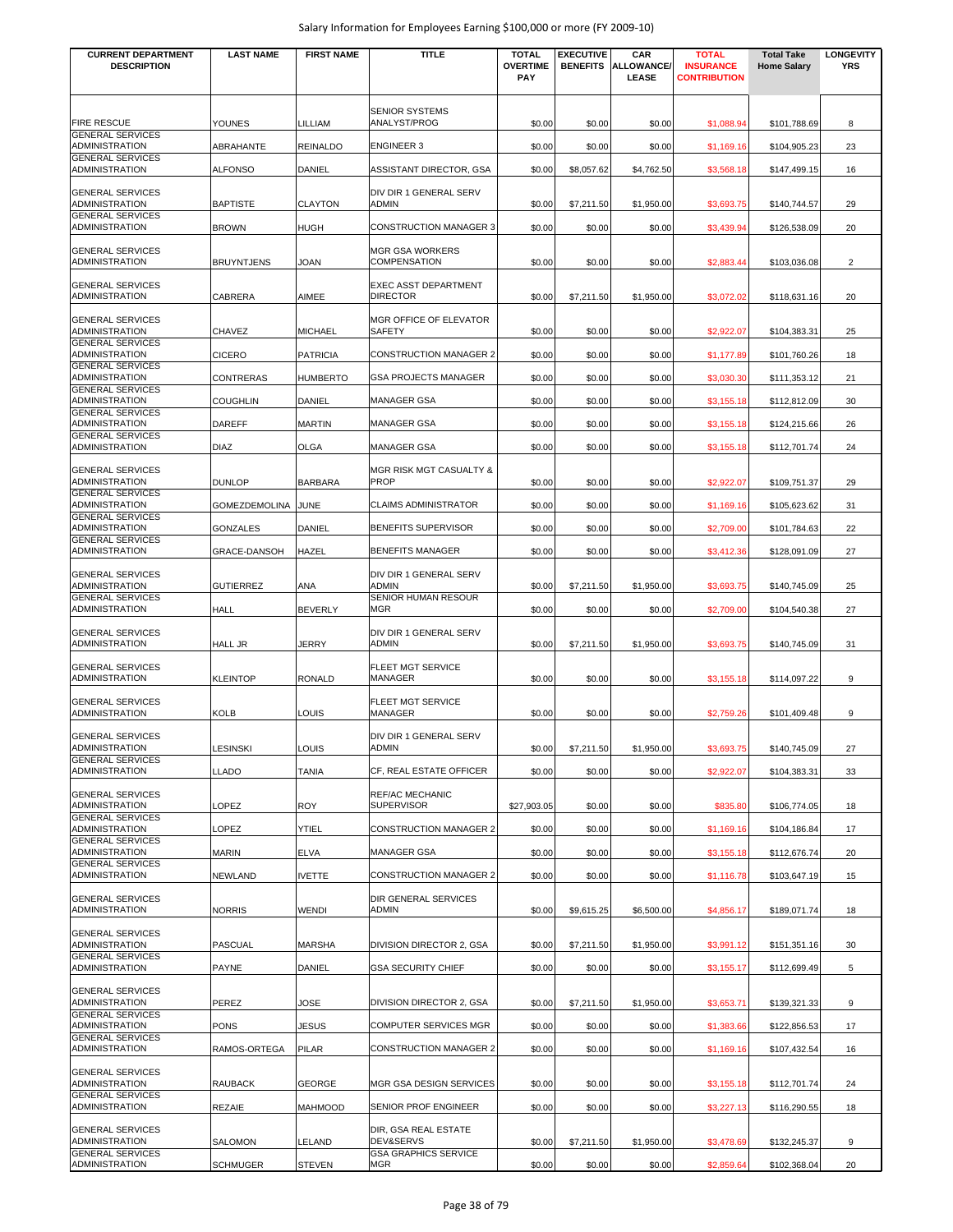| CURRENT DEPARTMENT DESCRIPTION | LAST NAME | FIRST NAME | TITLE | TOTAL OVERTIME PAY | EXECUTIVE BENEFITS | CAR ALLOWANCE/ LEASE | TOTAL INSURANCE CONTRIBUTION | Total Take Home Salary | LONGEVITY YRS |
|---|---|---|---|---|---|---|---|---|---|
| FIRE RESCUE | YOUNES | LILLIAM | SENIOR SYSTEMS ANALYST/PROG | $0.00 | $0.00 | $0.00 | $1,088.94 | $101,788.69 | 8 |
| GENERAL SERVICES ADMINISTRATION | ABRAHANTE | REINALDO | ENGINEER 3 | $0.00 | $0.00 | $0.00 | $1,169.16 | $104,905.23 | 23 |
| GENERAL SERVICES ADMINISTRATION | ALFONSO | DANIEL | ASSISTANT DIRECTOR, GSA | $0.00 | $8,057.62 | $4,762.50 | $3,568.18 | $147,499.15 | 16 |
| GENERAL SERVICES ADMINISTRATION | BAPTISTE | CLAYTON | DIV DIR 1 GENERAL SERV ADMIN | $0.00 | $7,211.50 | $1,950.00 | $3,693.75 | $140,744.57 | 29 |
| GENERAL SERVICES ADMINISTRATION | BROWN | HUGH | CONSTRUCTION MANAGER 3 | $0.00 | $0.00 | $0.00 | $3,439.94 | $126,538.09 | 20 |
| GENERAL SERVICES ADMINISTRATION | BRUYNTJENS | JOAN | MGR GSA WORKERS COMPENSATION | $0.00 | $0.00 | $0.00 | $2,883.44 | $103,036.08 | 2 |
| GENERAL SERVICES ADMINISTRATION | CABRERA | AIMEE | EXEC ASST DEPARTMENT DIRECTOR | $0.00 | $7,211.50 | $1,950.00 | $3,072.02 | $118,631.16 | 20 |
| GENERAL SERVICES ADMINISTRATION | CHAVEZ | MICHAEL | MGR OFFICE OF ELEVATOR SAFETY | $0.00 | $0.00 | $0.00 | $2,922.07 | $104,383.31 | 25 |
| GENERAL SERVICES ADMINISTRATION | CICERO | PATRICIA | CONSTRUCTION MANAGER 2 | $0.00 | $0.00 | $0.00 | $1,177.89 | $101,760.26 | 18 |
| GENERAL SERVICES ADMINISTRATION | CONTRERAS | HUMBERTO | GSA PROJECTS MANAGER | $0.00 | $0.00 | $0.00 | $3,030.30 | $111,353.12 | 21 |
| GENERAL SERVICES ADMINISTRATION | COUGHLIN | DANIEL | MANAGER GSA | $0.00 | $0.00 | $0.00 | $3,155.18 | $112,812.09 | 30 |
| GENERAL SERVICES ADMINISTRATION | DAREFF | MARTIN | MANAGER GSA | $0.00 | $0.00 | $0.00 | $3,155.18 | $124,215.66 | 26 |
| GENERAL SERVICES ADMINISTRATION | DIAZ | OLGA | MANAGER GSA | $0.00 | $0.00 | $0.00 | $3,155.18 | $112,701.74 | 24 |
| GENERAL SERVICES ADMINISTRATION | DUNLOP | BARBARA | MGR RISK MGT CASUALTY & PROP | $0.00 | $0.00 | $0.00 | $2,922.07 | $109,751.37 | 29 |
| GENERAL SERVICES ADMINISTRATION | GOMEZDEMOLINA | JUNE | CLAIMS ADMINISTRATOR | $0.00 | $0.00 | $0.00 | $1,169.16 | $105,623.62 | 31 |
| GENERAL SERVICES ADMINISTRATION | GONZALES | DANIEL | BENEFITS SUPERVISOR | $0.00 | $0.00 | $0.00 | $2,709.00 | $101,784.63 | 22 |
| GENERAL SERVICES ADMINISTRATION | GRACE-DANSOH | HAZEL | BENEFITS MANAGER | $0.00 | $0.00 | $0.00 | $3,412.36 | $128,091.09 | 27 |
| GENERAL SERVICES ADMINISTRATION | GUTIERREZ | ANA | DIV DIR 1 GENERAL SERV ADMIN | $0.00 | $7,211.50 | $1,950.00 | $3,693.75 | $140,745.09 | 25 |
| GENERAL SERVICES ADMINISTRATION | HALL | BEVERLY | SENIOR HUMAN RESOUR MGR | $0.00 | $0.00 | $0.00 | $2,709.00 | $104,540.38 | 27 |
| GENERAL SERVICES ADMINISTRATION | HALL JR | JERRY | DIV DIR 1 GENERAL SERV ADMIN | $0.00 | $7,211.50 | $1,950.00 | $3,693.75 | $140,745.09 | 31 |
| GENERAL SERVICES ADMINISTRATION | KLEINTOP | RONALD | FLEET MGT SERVICE MANAGER | $0.00 | $0.00 | $0.00 | $3,155.18 | $114,097.22 | 9 |
| GENERAL SERVICES ADMINISTRATION | KOLB | LOUIS | FLEET MGT SERVICE MANAGER | $0.00 | $0.00 | $0.00 | $2,759.26 | $101,409.48 | 9 |
| GENERAL SERVICES ADMINISTRATION | LESINSKI | LOUIS | DIV DIR 1 GENERAL SERV ADMIN | $0.00 | $7,211.50 | $1,950.00 | $3,693.75 | $140,745.09 | 27 |
| GENERAL SERVICES ADMINISTRATION | LLADO | TANIA | CF, REAL ESTATE OFFICER | $0.00 | $0.00 | $0.00 | $2,922.07 | $104,383.31 | 33 |
| GENERAL SERVICES ADMINISTRATION | LOPEZ | ROY | REF/AC MECHANIC SUPERVISOR | $27,903.05 | $0.00 | $0.00 | $835.80 | $106,774.05 | 18 |
| GENERAL SERVICES ADMINISTRATION | LOPEZ | YTIEL | CONSTRUCTION MANAGER 2 | $0.00 | $0.00 | $0.00 | $1,169.16 | $104,186.84 | 17 |
| GENERAL SERVICES ADMINISTRATION | MARIN | ELVA | MANAGER GSA | $0.00 | $0.00 | $0.00 | $3,155.18 | $112,676.74 | 20 |
| GENERAL SERVICES ADMINISTRATION | NEWLAND | IVETTE | CONSTRUCTION MANAGER 2 | $0.00 | $0.00 | $0.00 | $1,116.78 | $103,647.19 | 15 |
| GENERAL SERVICES ADMINISTRATION | NORRIS | WENDI | DIR GENERAL SERVICES ADMIN | $0.00 | $9,615.25 | $6,500.00 | $4,856.17 | $189,071.74 | 18 |
| GENERAL SERVICES ADMINISTRATION | PASCUAL | MARSHA | DIVISION DIRECTOR 2, GSA | $0.00 | $7,211.50 | $1,950.00 | $3,991.12 | $151,351.16 | 30 |
| GENERAL SERVICES ADMINISTRATION | PAYNE | DANIEL | GSA SECURITY CHIEF | $0.00 | $0.00 | $0.00 | $3,155.17 | $112,699.49 | 5 |
| GENERAL SERVICES ADMINISTRATION | PEREZ | JOSE | DIVISION DIRECTOR 2, GSA | $0.00 | $7,211.50 | $1,950.00 | $3,653.71 | $139,321.33 | 9 |
| GENERAL SERVICES ADMINISTRATION | PONS | JESUS | COMPUTER SERVICES MGR | $0.00 | $0.00 | $0.00 | $1,383.66 | $122,856.53 | 17 |
| GENERAL SERVICES ADMINISTRATION | RAMOS-ORTEGA | PILAR | CONSTRUCTION MANAGER 2 | $0.00 | $0.00 | $0.00 | $1,169.16 | $107,432.54 | 16 |
| GENERAL SERVICES ADMINISTRATION | RAUBACK | GEORGE | MGR GSA DESIGN SERVICES | $0.00 | $0.00 | $0.00 | $3,155.18 | $112,701.74 | 24 |
| GENERAL SERVICES ADMINISTRATION | REZAIE | MAHMOOD | SENIOR PROF ENGINEER | $0.00 | $0.00 | $0.00 | $3,227.13 | $116,290.55 | 18 |
| GENERAL SERVICES ADMINISTRATION | SALOMON | LELAND | DIR, GSA REAL ESTATE DEV&SERVS | $0.00 | $7,211.50 | $1,950.00 | $3,478.69 | $132,245.37 | 9 |
| GENERAL SERVICES ADMINISTRATION | SCHMUGER | STEVEN | GSA GRAPHICS SERVICE MGR | $0.00 | $0.00 | $0.00 | $2,859.64 | $102,368.04 | 20 |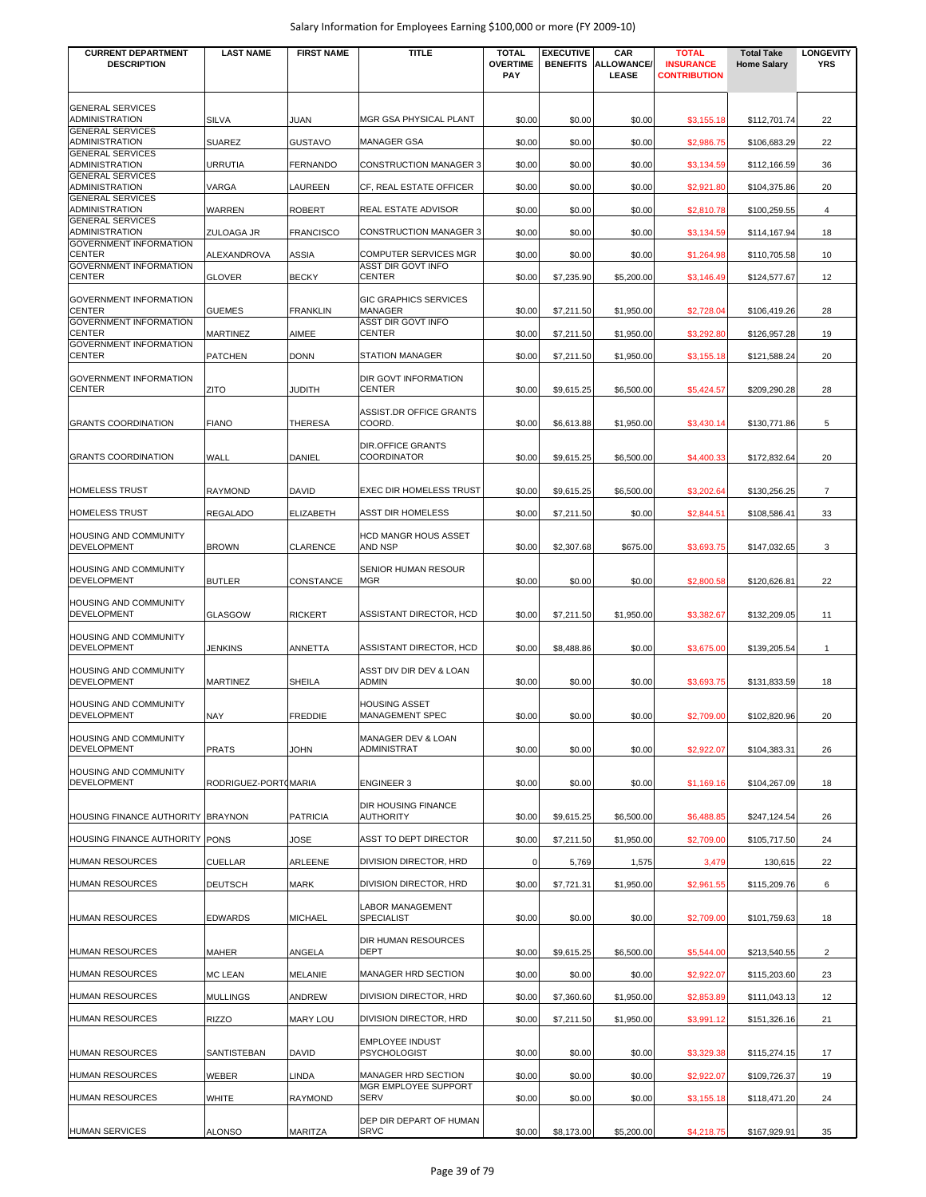| CURRENT DEPARTMENT DESCRIPTION | LAST NAME | FIRST NAME | TITLE | TOTAL OVERTIME PAY | EXECUTIVE BENEFITS | CAR ALLOWANCE/ LEASE | TOTAL INSURANCE CONTRIBUTION | Total Take Home Salary | LONGEVITY YRS |
|---|---|---|---|---|---|---|---|---|---|
| GENERAL SERVICES ADMINISTRATION | SILVA | JUAN | MGR GSA PHYSICAL PLANT | $0.00 | $0.00 | $0.00 | $3,155.18 | $112,701.74 | 22 |
| GENERAL SERVICES ADMINISTRATION | SUAREZ | GUSTAVO | MANAGER GSA | $0.00 | $0.00 | $0.00 | $2,986.75 | $106,683.29 | 22 |
| GENERAL SERVICES ADMINISTRATION | URRUTIA | FERNANDO | CONSTRUCTION MANAGER 3 | $0.00 | $0.00 | $0.00 | $3,134.59 | $112,166.59 | 36 |
| GENERAL SERVICES ADMINISTRATION | VARGA | LAUREEN | CF, REAL ESTATE OFFICER | $0.00 | $0.00 | $0.00 | $2,921.80 | $104,375.86 | 20 |
| GENERAL SERVICES ADMINISTRATION | WARREN | ROBERT | REAL ESTATE ADVISOR | $0.00 | $0.00 | $0.00 | $2,810.78 | $100,259.55 | 4 |
| GENERAL SERVICES ADMINISTRATION | ZULOAGA JR | FRANCISCO | CONSTRUCTION MANAGER 3 | $0.00 | $0.00 | $0.00 | $3,134.59 | $114,167.94 | 18 |
| GOVERNMENT INFORMATION CENTER | ALEXANDROVA | ASSIA | COMPUTER SERVICES MGR | $0.00 | $0.00 | $0.00 | $1,264.98 | $110,705.58 | 10 |
| GOVERNMENT INFORMATION CENTER | GLOVER | BECKY | ASST DIR GOVT INFO CENTER | $0.00 | $7,235.90 | $5,200.00 | $3,146.49 | $124,577.67 | 12 |
| GOVERNMENT INFORMATION CENTER | GUEMES | FRANKLIN | GIC GRAPHICS SERVICES MANAGER | $0.00 | $7,211.50 | $1,950.00 | $2,728.04 | $106,419.26 | 28 |
| GOVERNMENT INFORMATION CENTER | MARTINEZ | AIMEE | ASST DIR GOVT INFO CENTER | $0.00 | $7,211.50 | $1,950.00 | $3,292.80 | $126,957.28 | 19 |
| GOVERNMENT INFORMATION CENTER | PATCHEN | DONN | STATION MANAGER | $0.00 | $7,211.50 | $1,950.00 | $3,155.18 | $121,588.24 | 20 |
| GOVERNMENT INFORMATION CENTER | ZITO | JUDITH | DIR GOVT INFORMATION CENTER | $0.00 | $9,615.25 | $6,500.00 | $5,424.57 | $209,290.28 | 28 |
| GRANTS COORDINATION | FIANO | THERESA | ASSIST.DR OFFICE GRANTS COORD. | $0.00 | $6,613.88 | $1,950.00 | $3,430.14 | $130,771.86 | 5 |
| GRANTS COORDINATION | WALL | DANIEL | DIR.OFFICE GRANTS COORDINATOR | $0.00 | $9,615.25 | $6,500.00 | $4,400.33 | $172,832.64 | 20 |
| HOMELESS TRUST | RAYMOND | DAVID | EXEC DIR HOMELESS TRUST | $0.00 | $9,615.25 | $6,500.00 | $3,202.64 | $130,256.25 | 7 |
| HOMELESS TRUST | REGALADO | ELIZABETH | ASST DIR HOMELESS | $0.00 | $7,211.50 | $0.00 | $2,844.51 | $108,586.41 | 33 |
| HOUSING AND COMMUNITY DEVELOPMENT | BROWN | CLARENCE | HCD MANGR HOUS ASSET AND NSP | $0.00 | $2,307.68 | $675.00 | $3,693.75 | $147,032.65 | 3 |
| HOUSING AND COMMUNITY DEVELOPMENT | BUTLER | CONSTANCE | SENIOR HUMAN RESOUR MGR | $0.00 | $0.00 | $0.00 | $2,800.58 | $120,626.81 | 22 |
| HOUSING AND COMMUNITY DEVELOPMENT | GLASGOW | RICKERT | ASSISTANT DIRECTOR, HCD | $0.00 | $7,211.50 | $1,950.00 | $3,382.67 | $132,209.05 | 11 |
| HOUSING AND COMMUNITY DEVELOPMENT | JENKINS | ANNETTA | ASSISTANT DIRECTOR, HCD | $0.00 | $8,488.86 | $0.00 | $3,675.00 | $139,205.54 | 1 |
| HOUSING AND COMMUNITY DEVELOPMENT | MARTINEZ | SHEILA | ASST DIV DIR DEV & LOAN ADMIN | $0.00 | $0.00 | $0.00 | $3,693.75 | $131,833.59 | 18 |
| HOUSING AND COMMUNITY DEVELOPMENT | NAY | FREDDIE | HOUSING ASSET MANAGEMENT SPEC | $0.00 | $0.00 | $0.00 | $2,709.00 | $102,820.96 | 20 |
| HOUSING AND COMMUNITY DEVELOPMENT | PRATS | JOHN | MANAGER DEV & LOAN ADMINISTRAT | $0.00 | $0.00 | $0.00 | $2,922.07 | $104,383.31 | 26 |
| HOUSING AND COMMUNITY DEVELOPMENT | RODRIGUEZ-PORTO | MARIA | ENGINEER 3 | $0.00 | $0.00 | $0.00 | $1,169.16 | $104,267.09 | 18 |
| HOUSING FINANCE AUTHORITY | BRAYNON | PATRICIA | DIR HOUSING FINANCE AUTHORITY | $0.00 | $9,615.25 | $6,500.00 | $6,488.85 | $247,124.54 | 26 |
| HOUSING FINANCE AUTHORITY | PONS | JOSE | ASST TO DEPT DIRECTOR | $0.00 | $7,211.50 | $1,950.00 | $2,709.00 | $105,717.50 | 24 |
| HUMAN RESOURCES | CUELLAR | ARLEENE | DIVISION DIRECTOR, HRD | 0 | 5,769 | 1,575 | 3,479 | 130,615 | 22 |
| HUMAN RESOURCES | DEUTSCH | MARK | DIVISION DIRECTOR, HRD | $0.00 | $7,721.31 | $1,950.00 | $2,961.55 | $115,209.76 | 6 |
| HUMAN RESOURCES | EDWARDS | MICHAEL | LABOR MANAGEMENT SPECIALIST | $0.00 | $0.00 | $0.00 | $2,709.00 | $101,759.63 | 18 |
| HUMAN RESOURCES | MAHER | ANGELA | DIR HUMAN RESOURCES DEPT | $0.00 | $9,615.25 | $6,500.00 | $5,544.00 | $213,540.55 | 2 |
| HUMAN RESOURCES | MC LEAN | MELANIE | MANAGER HRD SECTION | $0.00 | $0.00 | $0.00 | $2,922.07 | $115,203.60 | 23 |
| HUMAN RESOURCES | MULLINGS | ANDREW | DIVISION DIRECTOR, HRD | $0.00 | $7,360.60 | $1,950.00 | $2,853.89 | $111,043.13 | 12 |
| HUMAN RESOURCES | RIZZO | MARY LOU | DIVISION DIRECTOR, HRD | $0.00 | $7,211.50 | $1,950.00 | $3,991.12 | $151,326.16 | 21 |
| HUMAN RESOURCES | SANTISTEBAN | DAVID | EMPLOYEE INDUST PSYCHOLOGIST | $0.00 | $0.00 | $0.00 | $3,329.38 | $115,274.15 | 17 |
| HUMAN RESOURCES | WEBER | LINDA | MANAGER HRD SECTION | $0.00 | $0.00 | $0.00 | $2,922.07 | $109,726.37 | 19 |
| HUMAN RESOURCES | WHITE | RAYMOND | MGR EMPLOYEE SUPPORT SERV | $0.00 | $0.00 | $0.00 | $3,155.18 | $118,471.20 | 24 |
| HUMAN SERVICES | ALONSO | MARITZA | DEP DIR DEPART OF HUMAN SRVC | $0.00 | $8,173.00 | $5,200.00 | $4,218.75 | $167,929.91 | 35 |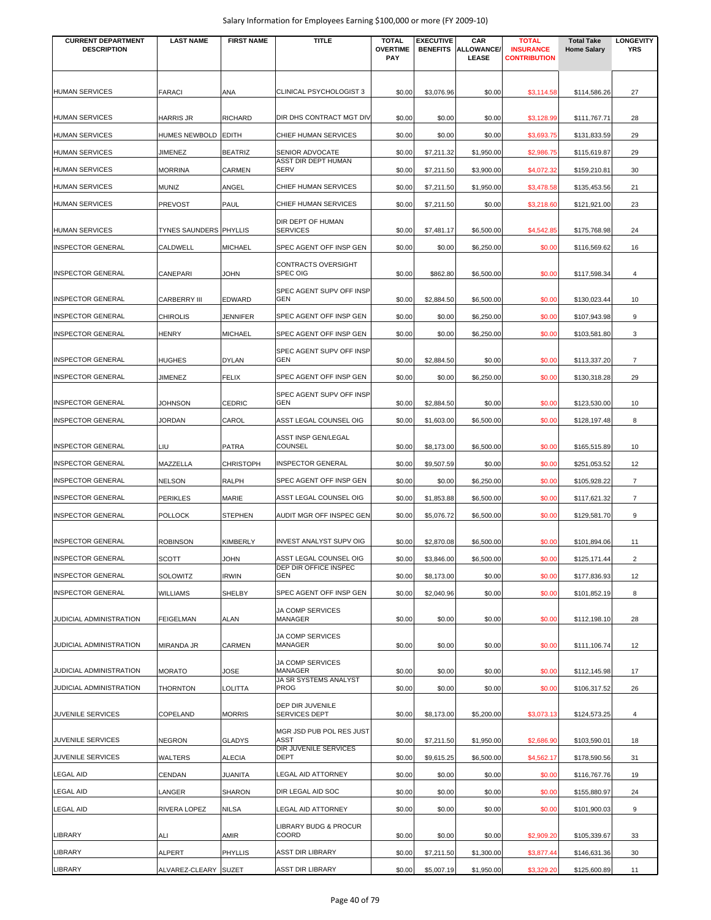Salary Information for Employees Earning $100,000 or more (FY 2009-10)

| CURRENT DEPARTMENT DESCRIPTION | LAST NAME | FIRST NAME | TITLE | TOTAL OVERTIME PAY | EXECUTIVE BENEFITS | CAR ALLOWANCE/ LEASE | TOTAL INSURANCE CONTRIBUTION | Total Take Home Salary | LONGEVITY YRS |
|---|---|---|---|---|---|---|---|---|---|
| HUMAN SERVICES | FARACI | ANA | CLINICAL PSYCHOLOGIST 3 | $0.00 | $3,076.96 | $0.00 | $3,114.58 | $114,586.26 | 27 |
| HUMAN SERVICES | HARRIS JR | RICHARD | DIR DHS CONTRACT MGT DIV | $0.00 | $0.00 | $0.00 | $3,128.99 | $111,767.71 | 28 |
| HUMAN SERVICES | HUMES NEWBOLD | EDITH | CHIEF HUMAN SERVICES | $0.00 | $0.00 | $0.00 | $3,693.75 | $131,833.59 | 29 |
| HUMAN SERVICES | JIMENEZ | BEATRIZ | SENIOR ADVOCATE | $0.00 | $7,211.32 | $1,950.00 | $2,986.75 | $115,619.87 | 29 |
| HUMAN SERVICES | MORRINA | CARMEN | ASST DIR DEPT HUMAN SERV | $0.00 | $7,211.50 | $3,900.00 | $4,072.32 | $159,210.81 | 30 |
| HUMAN SERVICES | MUNIZ | ANGEL | CHIEF HUMAN SERVICES | $0.00 | $7,211.50 | $1,950.00 | $3,478.58 | $135,453.56 | 21 |
| HUMAN SERVICES | PREVOST | PAUL | CHIEF HUMAN SERVICES | $0.00 | $7,211.50 | $0.00 | $3,218.60 | $121,921.00 | 23 |
| HUMAN SERVICES | TYNES SAUNDERS | PHYLLIS | DIR DEPT OF HUMAN SERVICES | $0.00 | $7,481.17 | $6,500.00 | $4,542.85 | $175,768.98 | 24 |
| INSPECTOR GENERAL | CALDWELL | MICHAEL | SPEC AGENT OFF INSP GEN | $0.00 | $0.00 | $6,250.00 | $0.00 | $116,569.62 | 16 |
| INSPECTOR GENERAL | CANEPARI | JOHN | CONTRACTS OVERSIGHT SPEC OIG | $0.00 | $862.80 | $6,500.00 | $0.00 | $117,598.34 | 4 |
| INSPECTOR GENERAL | CARBERRY III | EDWARD | SPEC AGENT SUPV OFF INSP GEN | $0.00 | $2,884.50 | $6,500.00 | $0.00 | $130,023.44 | 10 |
| INSPECTOR GENERAL | CHIROLIS | JENNIFER | SPEC AGENT OFF INSP GEN | $0.00 | $0.00 | $6,250.00 | $0.00 | $107,943.98 | 9 |
| INSPECTOR GENERAL | HENRY | MICHAEL | SPEC AGENT OFF INSP GEN | $0.00 | $0.00 | $6,250.00 | $0.00 | $103,581.80 | 3 |
| INSPECTOR GENERAL | HUGHES | DYLAN | SPEC AGENT SUPV OFF INSP GEN | $0.00 | $2,884.50 | $0.00 | $0.00 | $113,337.20 | 7 |
| INSPECTOR GENERAL | JIMENEZ | FELIX | SPEC AGENT OFF INSP GEN | $0.00 | $0.00 | $6,250.00 | $0.00 | $130,318.28 | 29 |
| INSPECTOR GENERAL | JOHNSON | CEDRIC | SPEC AGENT SUPV OFF INSP GEN | $0.00 | $2,884.50 | $0.00 | $0.00 | $123,530.00 | 10 |
| INSPECTOR GENERAL | JORDAN | CAROL | ASST LEGAL COUNSEL OIG | $0.00 | $1,603.00 | $6,500.00 | $0.00 | $128,197.48 | 8 |
| INSPECTOR GENERAL | LIU | PATRA | ASST INSP GEN/LEGAL COUNSEL | $0.00 | $8,173.00 | $6,500.00 | $0.00 | $165,515.89 | 10 |
| INSPECTOR GENERAL | MAZZELLA | CHRISTOPH | INSPECTOR GENERAL | $0.00 | $9,507.59 | $0.00 | $0.00 | $251,053.52 | 12 |
| INSPECTOR GENERAL | NELSON | RALPH | SPEC AGENT OFF INSP GEN | $0.00 | $0.00 | $6,250.00 | $0.00 | $105,928.22 | 7 |
| INSPECTOR GENERAL | PERIKLES | MARIE | ASST LEGAL COUNSEL OIG | $0.00 | $1,853.88 | $6,500.00 | $0.00 | $117,621.32 | 7 |
| INSPECTOR GENERAL | POLLOCK | STEPHEN | AUDIT MGR OFF INSPEC GEN | $0.00 | $5,076.72 | $6,500.00 | $0.00 | $129,581.70 | 9 |
| INSPECTOR GENERAL | ROBINSON | KIMBERLY | INVEST ANALYST SUPV OIG | $0.00 | $2,870.08 | $6,500.00 | $0.00 | $101,894.06 | 11 |
| INSPECTOR GENERAL | SCOTT | JOHN | ASST LEGAL COUNSEL OIG | $0.00 | $3,846.00 | $6,500.00 | $0.00 | $125,171.44 | 2 |
| INSPECTOR GENERAL | SOLOWITZ | IRWIN | DEP DIR OFFICE INSPEC GEN | $0.00 | $8,173.00 | $0.00 | $0.00 | $177,836.93 | 12 |
| INSPECTOR GENERAL | WILLIAMS | SHELBY | SPEC AGENT OFF INSP GEN | $0.00 | $2,040.96 | $0.00 | $0.00 | $101,852.19 | 8 |
| JUDICIAL ADMINISTRATION | FEIGELMAN | ALAN | JA COMP SERVICES MANAGER | $0.00 | $0.00 | $0.00 | $0.00 | $112,198.10 | 28 |
| JUDICIAL ADMINISTRATION | MIRANDA JR | CARMEN | JA COMP SERVICES MANAGER | $0.00 | $0.00 | $0.00 | $0.00 | $111,106.74 | 12 |
| JUDICIAL ADMINISTRATION | MORATO | JOSE | JA COMP SERVICES MANAGER | $0.00 | $0.00 | $0.00 | $0.00 | $112,145.98 | 17 |
| JUDICIAL ADMINISTRATION | THORNTON | LOLITTA | JA SR SYSTEMS ANALYST PROG | $0.00 | $0.00 | $0.00 | $0.00 | $106,317.52 | 26 |
| JUVENILE SERVICES | COPELAND | MORRIS | DEP DIR JUVENILE SERVICES DEPT | $0.00 | $8,173.00 | $5,200.00 | $3,073.13 | $124,573.25 | 4 |
| JUVENILE SERVICES | NEGRON | GLADYS | MGR JSD PUB POL RES JUST ASST | $0.00 | $7,211.50 | $1,950.00 | $2,686.90 | $103,590.01 | 18 |
| JUVENILE SERVICES | WALTERS | ALECIA | DIR JUVENILE SERVICES DEPT | $0.00 | $9,615.25 | $6,500.00 | $4,562.17 | $178,590.56 | 31 |
| LEGAL AID | CENDAN | JUANITA | LEGAL AID ATTORNEY | $0.00 | $0.00 | $0.00 | $0.00 | $116,767.76 | 19 |
| LEGAL AID | LANGER | SHARON | DIR LEGAL AID SOC | $0.00 | $0.00 | $0.00 | $0.00 | $155,880.97 | 24 |
| LEGAL AID | RIVERA LOPEZ | NILSA | LEGAL AID ATTORNEY | $0.00 | $0.00 | $0.00 | $0.00 | $101,900.03 | 9 |
| LIBRARY | ALI | AMIR | LIBRARY BUDG & PROCUR COORD | $0.00 | $0.00 | $0.00 | $2,909.20 | $105,339.67 | 33 |
| LIBRARY | ALPERT | PHYLLIS | ASST DIR LIBRARY | $0.00 | $7,211.50 | $1,300.00 | $3,877.44 | $146,631.36 | 30 |
| LIBRARY | ALVAREZ-CLEARY | SUZET | ASST DIR LIBRARY | $0.00 | $5,007.19 | $1,950.00 | $3,329.20 | $125,600.89 | 11 |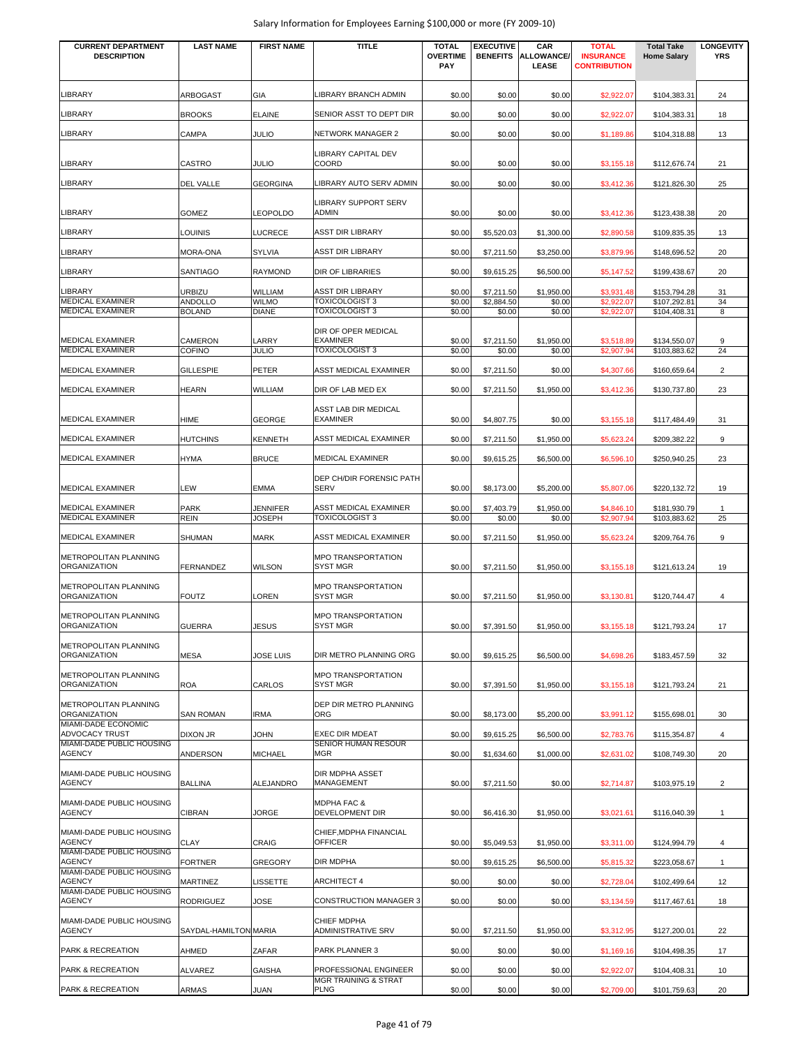Salary Information for Employees Earning $100,000 or more (FY 2009-10)

| CURRENT DEPARTMENT DESCRIPTION | LAST NAME | FIRST NAME | TITLE | TOTAL OVERTIME PAY | EXECUTIVE BENEFITS | CAR ALLOWANCE/ LEASE | TOTAL INSURANCE CONTRIBUTION | Total Take Home Salary | LONGEVITY YRS |
|---|---|---|---|---|---|---|---|---|---|
| LIBRARY | ARBOGAST | GIA | LIBRARY BRANCH ADMIN | $0.00 | $0.00 | $0.00 | $2,922.07 | $104,383.31 | 24 |
| LIBRARY | BROOKS | ELAINE | SENIOR ASST TO DEPT DIR | $0.00 | $0.00 | $0.00 | $2,922.07 | $104,383.31 | 18 |
| LIBRARY | CAMPA | JULIO | NETWORK MANAGER 2 | $0.00 | $0.00 | $0.00 | $1,189.86 | $104,318.88 | 13 |
| LIBRARY | CASTRO | JULIO | LIBRARY CAPITAL DEV COORD | $0.00 | $0.00 | $0.00 | $3,155.18 | $112,676.74 | 21 |
| LIBRARY | DEL VALLE | GEORGINA | LIBRARY AUTO SERV ADMIN | $0.00 | $0.00 | $0.00 | $3,412.36 | $121,826.30 | 25 |
| LIBRARY | GOMEZ | LEOPOLDO | LIBRARY SUPPORT SERV ADMIN | $0.00 | $0.00 | $0.00 | $3,412.36 | $123,438.38 | 20 |
| LIBRARY | LOUINIS | LUCRECE | ASST DIR LIBRARY | $0.00 | $5,520.03 | $1,300.00 | $2,890.58 | $109,835.35 | 13 |
| LIBRARY | MORA-ONA | SYLVIA | ASST DIR LIBRARY | $0.00 | $7,211.50 | $3,250.00 | $3,879.96 | $148,696.52 | 20 |
| LIBRARY | SANTIAGO | RAYMOND | DIR OF LIBRARIES | $0.00 | $9,615.25 | $6,500.00 | $5,147.52 | $199,438.67 | 20 |
| LIBRARY | URBIZU | WILLIAM | ASST DIR LIBRARY | $0.00 | $7,211.50 | $1,950.00 | $3,931.48 | $153,794.28 | 31 |
| MEDICAL EXAMINER | ANDOLLO | WILMO | TOXICOLOGIST 3 | $0.00 | $2,884.50 | $0.00 | $2,922.07 | $107,292.81 | 34 |
| MEDICAL EXAMINER | BOLAND | DIANE | TOXICOLOGIST 3 | $0.00 | $0.00 | $0.00 | $2,922.07 | $104,408.31 | 8 |
| MEDICAL EXAMINER | CAMERON | LARRY | DIR OF OPER MEDICAL EXAMINER | $0.00 | $7,211.50 | $1,950.00 | $3,518.89 | $134,550.07 | 9 |
| MEDICAL EXAMINER | COFINO | JULIO | TOXICOLOGIST 3 | $0.00 | $0.00 | $0.00 | $2,907.94 | $103,883.62 | 24 |
| MEDICAL EXAMINER | GILLESPIE | PETER | ASST MEDICAL EXAMINER | $0.00 | $7,211.50 | $0.00 | $4,307.66 | $160,659.64 | 2 |
| MEDICAL EXAMINER | HEARN | WILLIAM | DIR OF LAB MED EX | $0.00 | $7,211.50 | $1,950.00 | $3,412.36 | $130,737.80 | 23 |
| MEDICAL EXAMINER | HIME | GEORGE | ASST LAB DIR MEDICAL EXAMINER | $0.00 | $4,807.75 | $0.00 | $3,155.18 | $117,484.49 | 31 |
| MEDICAL EXAMINER | HUTCHINS | KENNETH | ASST MEDICAL EXAMINER | $0.00 | $7,211.50 | $1,950.00 | $5,623.24 | $209,382.22 | 9 |
| MEDICAL EXAMINER | HYMA | BRUCE | MEDICAL EXAMINER | $0.00 | $9,615.25 | $6,500.00 | $6,596.10 | $250,940.25 | 23 |
| MEDICAL EXAMINER | LEW | EMMA | DEP CH/DIR FORENSIC PATH SERV | $0.00 | $8,173.00 | $5,200.00 | $5,807.06 | $220,132.72 | 19 |
| MEDICAL EXAMINER | PARK | JENNIFER | ASST MEDICAL EXAMINER | $0.00 | $7,403.79 | $1,950.00 | $4,846.10 | $181,930.79 | 1 |
| MEDICAL EXAMINER | REIN | JOSEPH | TOXICOLOGIST 3 | $0.00 | $0.00 | $0.00 | $2,907.94 | $103,883.62 | 25 |
| MEDICAL EXAMINER | SHUMAN | MARK | ASST MEDICAL EXAMINER | $0.00 | $7,211.50 | $1,950.00 | $5,623.24 | $209,764.76 | 9 |
| METROPOLITAN PLANNING ORGANIZATION | FERNANDEZ | WILSON | MPO TRANSPORTATION SYST MGR | $0.00 | $7,211.50 | $1,950.00 | $3,155.18 | $121,613.24 | 19 |
| METROPOLITAN PLANNING ORGANIZATION | FOUTZ | LOREN | MPO TRANSPORTATION SYST MGR | $0.00 | $7,211.50 | $1,950.00 | $3,130.81 | $120,744.47 | 4 |
| METROPOLITAN PLANNING ORGANIZATION | GUERRA | JESUS | MPO TRANSPORTATION SYST MGR | $0.00 | $7,391.50 | $1,950.00 | $3,155.18 | $121,793.24 | 17 |
| METROPOLITAN PLANNING ORGANIZATION | MESA | JOSE LUIS | DIR METRO PLANNING ORG | $0.00 | $9,615.25 | $6,500.00 | $4,698.26 | $183,457.59 | 32 |
| METROPOLITAN PLANNING ORGANIZATION | ROA | CARLOS | MPO TRANSPORTATION SYST MGR | $0.00 | $7,391.50 | $1,950.00 | $3,155.18 | $121,793.24 | 21 |
| METROPOLITAN PLANNING ORGANIZATION | SAN ROMAN | IRMA | DEP DIR METRO PLANNING ORG | $0.00 | $8,173.00 | $5,200.00 | $3,991.12 | $155,698.01 | 30 |
| MIAMI-DADE ECONOMIC ADVOCACY TRUST | DIXON JR | JOHN | EXEC DIR MDEAT | $0.00 | $9,615.25 | $6,500.00 | $2,783.76 | $115,354.87 | 4 |
| MIAMI-DADE PUBLIC HOUSING AGENCY | ANDERSON | MICHAEL | SENIOR HUMAN RESOUR MGR | $0.00 | $1,634.60 | $1,000.00 | $2,631.02 | $108,749.30 | 20 |
| MIAMI-DADE PUBLIC HOUSING AGENCY | BALLINA | ALEJANDRO | DIR MDPHA ASSET MANAGEMENT | $0.00 | $7,211.50 | $0.00 | $2,714.87 | $103,975.19 | 2 |
| MIAMI-DADE PUBLIC HOUSING AGENCY | CIBRAN | JORGE | MDPHA FAC & DEVELOPMENT DIR | $0.00 | $6,416.30 | $1,950.00 | $3,021.61 | $116,040.39 | 1 |
| MIAMI-DADE PUBLIC HOUSING AGENCY | CLAY | CRAIG | CHIEF,MDPHA FINANCIAL OFFICER | $0.00 | $5,049.53 | $1,950.00 | $3,311.00 | $124,994.79 | 4 |
| MIAMI-DADE PUBLIC HOUSING AGENCY | FORTNER | GREGORY | DIR MDPHA | $0.00 | $9,615.25 | $6,500.00 | $5,815.32 | $223,058.67 | 1 |
| MIAMI-DADE PUBLIC HOUSING AGENCY | MARTINEZ | LISSETTE | ARCHITECT 4 | $0.00 | $0.00 | $0.00 | $2,728.04 | $102,499.64 | 12 |
| MIAMI-DADE PUBLIC HOUSING AGENCY | RODRIGUEZ | JOSE | CONSTRUCTION MANAGER 3 | $0.00 | $0.00 | $0.00 | $3,134.59 | $117,467.61 | 18 |
| MIAMI-DADE PUBLIC HOUSING AGENCY | SAYDAL-HAMILTON | MARIA | CHIEF MDPHA ADMINISTRATIVE SRV | $0.00 | $7,211.50 | $1,950.00 | $3,312.95 | $127,200.01 | 22 |
| PARK & RECREATION | AHMED | ZAFAR | PARK PLANNER 3 | $0.00 | $0.00 | $0.00 | $1,169.16 | $104,498.35 | 17 |
| PARK & RECREATION | ALVAREZ | GAISHA | PROFESSIONAL ENGINEER | $0.00 | $0.00 | $0.00 | $2,922.07 | $104,408.31 | 10 |
| PARK & RECREATION | ARMAS | JUAN | MGR TRAINING & STRAT PLNG | $0.00 | $0.00 | $0.00 | $2,709.00 | $101,759.63 | 20 |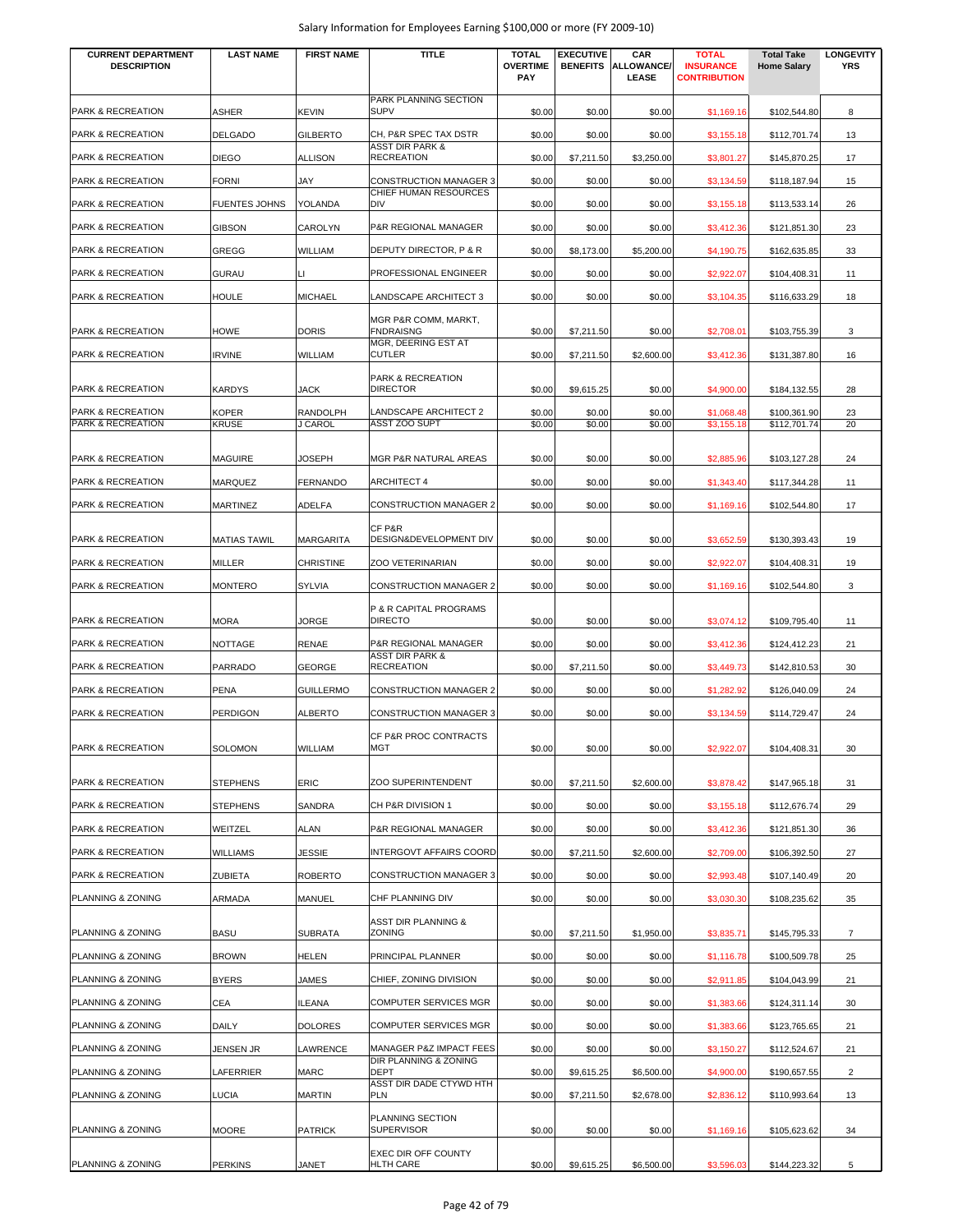Salary Information for Employees Earning $100,000 or more (FY 2009-10)

| CURRENT DEPARTMENT DESCRIPTION | LAST NAME | FIRST NAME | TITLE | TOTAL OVERTIME PAY | EXECUTIVE BENEFITS | CAR ALLOWANCE/ LEASE | TOTAL INSURANCE CONTRIBUTION | Total Take Home Salary | LONGEVITY YRS |
|---|---|---|---|---|---|---|---|---|---|
| PARK & RECREATION | ASHER | KEVIN | PARK PLANNING SECTION SUPV | $0.00 | $0.00 | $0.00 | $1,169.16 | $102,544.80 | 8 |
| PARK & RECREATION | DELGADO | GILBERTO | CH, P&R SPEC TAX DSTR | $0.00 | $0.00 | $0.00 | $3,155.18 | $112,701.74 | 13 |
| PARK & RECREATION | DIEGO | ALLISON | ASST DIR PARK & RECREATION | $0.00 | $7,211.50 | $3,250.00 | $3,801.27 | $145,870.25 | 17 |
| PARK & RECREATION | FORNI | JAY | CONSTRUCTION MANAGER 3 | $0.00 | $0.00 | $0.00 | $3,134.59 | $118,187.94 | 15 |
| PARK & RECREATION | FUENTES JOHNS | YOLANDA | CHIEF HUMAN RESOURCES DIV | $0.00 | $0.00 | $0.00 | $3,155.18 | $113,533.14 | 26 |
| PARK & RECREATION | GIBSON | CAROLYN | P&R REGIONAL MANAGER | $0.00 | $0.00 | $0.00 | $3,412.36 | $121,851.30 | 23 |
| PARK & RECREATION | GREGG | WILLIAM | DEPUTY DIRECTOR, P & R | $0.00 | $8,173.00 | $5,200.00 | $4,190.75 | $162,635.85 | 33 |
| PARK & RECREATION | GURAU | LI | PROFESSIONAL ENGINEER | $0.00 | $0.00 | $0.00 | $2,922.07 | $104,408.31 | 11 |
| PARK & RECREATION | HOULE | MICHAEL | LANDSCAPE ARCHITECT 3 | $0.00 | $0.00 | $0.00 | $3,104.35 | $116,633.29 | 18 |
| PARK & RECREATION | HOWE | DORIS | MGR P&R COMM, MARKT, FNDRAISNG | $0.00 | $7,211.50 | $0.00 | $2,708.01 | $103,755.39 | 3 |
| PARK & RECREATION | IRVINE | WILLIAM | MGR, DEERING EST AT CUTLER | $0.00 | $7,211.50 | $2,600.00 | $3,412.36 | $131,387.80 | 16 |
| PARK & RECREATION | KARDYS | JACK | PARK & RECREATION DIRECTOR | $0.00 | $9,615.25 | $0.00 | $4,900.00 | $184,132.55 | 28 |
| PARK & RECREATION | KOPER | RANDOLPH | LANDSCAPE ARCHITECT 2 | $0.00 | $0.00 | $0.00 | $1,068.48 | $100,361.90 | 23 |
| PARK & RECREATION | KRUSE | J CAROL | ASST ZOO SUPT | $0.00 | $0.00 | $0.00 | $3,155.18 | $112,701.74 | 20 |
| PARK & RECREATION | MAGUIRE | JOSEPH | MGR P&R NATURAL AREAS | $0.00 | $0.00 | $0.00 | $2,885.96 | $103,127.28 | 24 |
| PARK & RECREATION | MARQUEZ | FERNANDO | ARCHITECT 4 | $0.00 | $0.00 | $0.00 | $1,343.40 | $117,344.28 | 11 |
| PARK & RECREATION | MARTINEZ | ADELFA | CONSTRUCTION MANAGER 2 | $0.00 | $0.00 | $0.00 | $1,169.16 | $102,544.80 | 17 |
| PARK & RECREATION | MATIAS TAWIL | MARGARITA | CF P&R DESIGN&DEVELOPMENT DIV | $0.00 | $0.00 | $0.00 | $3,652.59 | $130,393.43 | 19 |
| PARK & RECREATION | MILLER | CHRISTINE | ZOO VETERINARIAN | $0.00 | $0.00 | $0.00 | $2,922.07 | $104,408.31 | 19 |
| PARK & RECREATION | MONTERO | SYLVIA | CONSTRUCTION MANAGER 2 | $0.00 | $0.00 | $0.00 | $1,169.16 | $102,544.80 | 3 |
| PARK & RECREATION | MORA | JORGE | P & R CAPITAL PROGRAMS DIRECTO | $0.00 | $0.00 | $0.00 | $3,074.12 | $109,795.40 | 11 |
| PARK & RECREATION | NOTTAGE | RENAE | P&R REGIONAL MANAGER | $0.00 | $0.00 | $0.00 | $3,412.36 | $124,412.23 | 21 |
| PARK & RECREATION | PARRADO | GEORGE | ASST DIR PARK & RECREATION | $0.00 | $7,211.50 | $0.00 | $3,449.73 | $142,810.53 | 30 |
| PARK & RECREATION | PENA | GUILLERMO | CONSTRUCTION MANAGER 2 | $0.00 | $0.00 | $0.00 | $1,282.92 | $126,040.09 | 24 |
| PARK & RECREATION | PERDIGON | ALBERTO | CONSTRUCTION MANAGER 3 | $0.00 | $0.00 | $0.00 | $3,134.59 | $114,729.47 | 24 |
| PARK & RECREATION | SOLOMON | WILLIAM | CF P&R PROC CONTRACTS MGT | $0.00 | $0.00 | $0.00 | $2,922.07 | $104,408.31 | 30 |
| PARK & RECREATION | STEPHENS | ERIC | ZOO SUPERINTENDENT | $0.00 | $7,211.50 | $2,600.00 | $3,878.42 | $147,965.18 | 31 |
| PARK & RECREATION | STEPHENS | SANDRA | CH P&R DIVISION 1 | $0.00 | $0.00 | $0.00 | $3,155.18 | $112,676.74 | 29 |
| PARK & RECREATION | WEITZEL | ALAN | P&R REGIONAL MANAGER | $0.00 | $0.00 | $0.00 | $3,412.36 | $121,851.30 | 36 |
| PARK & RECREATION | WILLIAMS | JESSIE | INTERGOVT AFFAIRS COORD | $0.00 | $7,211.50 | $2,600.00 | $2,709.00 | $106,392.50 | 27 |
| PARK & RECREATION | ZUBIETA | ROBERTO | CONSTRUCTION MANAGER 3 | $0.00 | $0.00 | $0.00 | $2,993.48 | $107,140.49 | 20 |
| PLANNING & ZONING | ARMADA | MANUEL | CHF PLANNING DIV | $0.00 | $0.00 | $0.00 | $3,030.30 | $108,235.62 | 35 |
| PLANNING & ZONING | BASU | SUBRATA | ASST DIR PLANNING & ZONING | $0.00 | $7,211.50 | $1,950.00 | $3,835.71 | $145,795.33 | 7 |
| PLANNING & ZONING | BROWN | HELEN | PRINCIPAL PLANNER | $0.00 | $0.00 | $0.00 | $1,116.78 | $100,509.78 | 25 |
| PLANNING & ZONING | BYERS | JAMES | CHIEF, ZONING DIVISION | $0.00 | $0.00 | $0.00 | $2,911.85 | $104,043.99 | 21 |
| PLANNING & ZONING | CEA | ILEANA | COMPUTER SERVICES MGR | $0.00 | $0.00 | $0.00 | $1,383.66 | $124,311.14 | 30 |
| PLANNING & ZONING | DAILY | DOLORES | COMPUTER SERVICES MGR | $0.00 | $0.00 | $0.00 | $1,383.66 | $123,765.65 | 21 |
| PLANNING & ZONING | JENSEN JR | LAWRENCE | MANAGER P&Z IMPACT FEES | $0.00 | $0.00 | $0.00 | $3,150.27 | $112,524.67 | 21 |
| PLANNING & ZONING | LAFERRIER | MARC | DIR PLANNING & ZONING DEPT | $0.00 | $9,615.25 | $6,500.00 | $4,900.00 | $190,657.55 | 2 |
| PLANNING & ZONING | LUCIA | MARTIN | ASST DIR DADE CTYWD HTH PLN | $0.00 | $7,211.50 | $2,678.00 | $2,836.12 | $110,993.64 | 13 |
| PLANNING & ZONING | MOORE | PATRICK | PLANNING SECTION SUPERVISOR | $0.00 | $0.00 | $0.00 | $1,169.16 | $105,623.62 | 34 |
| PLANNING & ZONING | PERKINS | JANET | EXEC DIR OFF COUNTY HLTH CARE | $0.00 | $9,615.25 | $6,500.00 | $3,596.03 | $144,223.32 | 5 |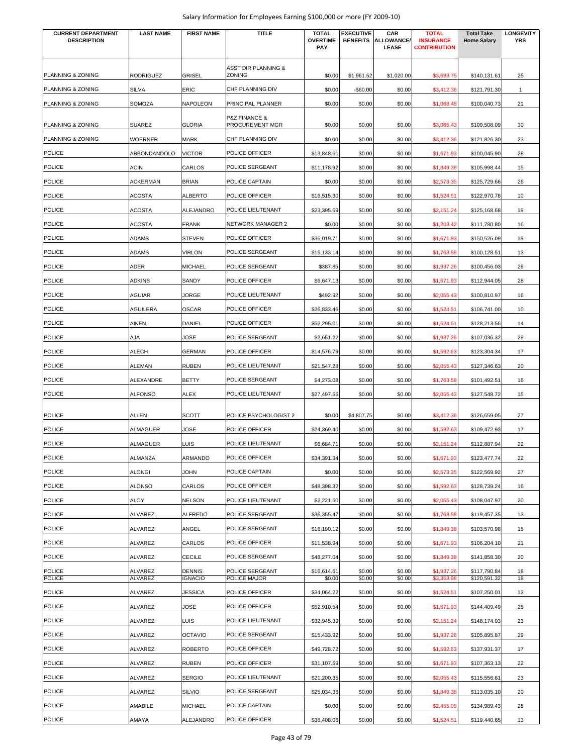| CURRENT DEPARTMENT DESCRIPTION | LAST NAME | FIRST NAME | TITLE | TOTAL OVERTIME PAY | EXECUTIVE BENEFITS | CAR ALLOWANCE/ LEASE | TOTAL INSURANCE CONTRIBUTION | Total Take Home Salary | LONGEVITY YRS |
|---|---|---|---|---|---|---|---|---|---|
| PLANNING & ZONING | RODRIGUEZ | GRISEL | ASST DIR PLANNING & ZONING | $0.00 | $1,961.52 | $1,020.00 | $3,693.75 | $140,131.61 | 25 |
| PLANNING & ZONING | SILVA | ERIC | CHF PLANNING DIV | $0.00 | -$60.00 | $0.00 | $3,412.36 | $121,791.30 | 1 |
| PLANNING & ZONING | SOMOZA | NAPOLEON | PRINCIPAL PLANNER | $0.00 | $0.00 | $0.00 | $1,068.48 | $100,040.73 | 21 |
| PLANNING & ZONING | SUAREZ | GLORIA | P&Z FINANCE & PROCUREMENT MGR | $0.00 | $0.00 | $0.00 | $3,065.43 | $109,508.09 | 30 |
| PLANNING & ZONING | WOERNER | MARK | CHF PLANNING DIV | $0.00 | $0.00 | $0.00 | $3,412.36 | $121,826.30 | 23 |
| POLICE | ABBONDANDOLO | VICTOR | POLICE OFFICER | $13,848.61 | $0.00 | $0.00 | $1,671.93 | $100,045.90 | 28 |
| POLICE | ACIN | CARLOS | POLICE SERGEANT | $11,178.92 | $0.00 | $0.00 | $1,849.38 | $105,998.44 | 15 |
| POLICE | ACKERMAN | BRIAN | POLICE CAPTAIN | $0.00 | $0.00 | $0.00 | $2,573.35 | $125,729.66 | 26 |
| POLICE | ACOSTA | ALBERTO | POLICE OFFICER | $16,515.30 | $0.00 | $0.00 | $1,524.51 | $122,970.78 | 10 |
| POLICE | ACOSTA | ALEJANDRO | POLICE LIEUTENANT | $23,395.69 | $0.00 | $0.00 | $2,151.24 | $125,168.68 | 19 |
| POLICE | ACOSTA | FRANK | NETWORK MANAGER 2 | $0.00 | $0.00 | $0.00 | $1,203.42 | $111,780.80 | 16 |
| POLICE | ADAMS | STEVEN | POLICE OFFICER | $36,019.71 | $0.00 | $0.00 | $1,671.93 | $150,526.09 | 19 |
| POLICE | ADAMS | VIRLON | POLICE SERGEANT | $15,133.14 | $0.00 | $0.00 | $1,763.58 | $100,128.51 | 13 |
| POLICE | ADER | MICHAEL | POLICE SERGEANT | $387.85 | $0.00 | $0.00 | $1,937.26 | $100,456.03 | 29 |
| POLICE | ADKINS | SANDY | POLICE OFFICER | $6,647.13 | $0.00 | $0.00 | $1,671.93 | $112,944.05 | 28 |
| POLICE | AGUIAR | JORGE | POLICE LIEUTENANT | $492.92 | $0.00 | $0.00 | $2,055.43 | $100,810.97 | 16 |
| POLICE | AGUILERA | OSCAR | POLICE OFFICER | $26,833.46 | $0.00 | $0.00 | $1,524.51 | $106,741.00 | 10 |
| POLICE | AIKEN | DANIEL | POLICE OFFICER | $52,295.01 | $0.00 | $0.00 | $1,524.51 | $128,213.56 | 14 |
| POLICE | AJA | JOSE | POLICE SERGEANT | $2,651.22 | $0.00 | $0.00 | $1,937.26 | $107,036.32 | 29 |
| POLICE | ALECH | GERMAN | POLICE OFFICER | $14,576.79 | $0.00 | $0.00 | $1,592.63 | $123,304.34 | 17 |
| POLICE | ALEMAN | RUBEN | POLICE LIEUTENANT | $21,547.28 | $0.00 | $0.00 | $2,055.43 | $127,346.63 | 20 |
| POLICE | ALEXANDRE | BETTY | POLICE SERGEANT | $4,273.08 | $0.00 | $0.00 | $1,763.58 | $101,492.51 | 16 |
| POLICE | ALFONSO | ALEX | POLICE LIEUTENANT | $27,497.56 | $0.00 | $0.00 | $2,055.43 | $127,548.72 | 15 |
| POLICE | ALLEN | SCOTT | POLICE PSYCHOLOGIST 2 | $0.00 | $4,807.75 | $0.00 | $3,412.36 | $126,659.05 | 27 |
| POLICE | ALMAGUER | JOSE | POLICE OFFICER | $24,369.40 | $0.00 | $0.00 | $1,592.63 | $109,472.93 | 17 |
| POLICE | ALMAGUER | LUIS | POLICE LIEUTENANT | $6,684.71 | $0.00 | $0.00 | $2,151.24 | $112,887.94 | 22 |
| POLICE | ALMANZA | ARMANDO | POLICE OFFICER | $34,391.34 | $0.00 | $0.00 | $1,671.93 | $123,477.74 | 22 |
| POLICE | ALONGI | JOHN | POLICE CAPTAIN | $0.00 | $0.00 | $0.00 | $2,573.35 | $122,569.92 | 27 |
| POLICE | ALONSO | CARLOS | POLICE OFFICER | $48,398.32 | $0.00 | $0.00 | $1,592.63 | $128,739.24 | 16 |
| POLICE | ALOY | NELSON | POLICE LIEUTENANT | $2,221.60 | $0.00 | $0.00 | $2,055.43 | $108,047.97 | 20 |
| POLICE | ALVAREZ | ALFREDO | POLICE SERGEANT | $36,355.47 | $0.00 | $0.00 | $1,763.58 | $119,457.35 | 13 |
| POLICE | ALVAREZ | ANGEL | POLICE SERGEANT | $16,190.12 | $0.00 | $0.00 | $1,849.38 | $103,570.98 | 15 |
| POLICE | ALVAREZ | CARLOS | POLICE OFFICER | $11,538.94 | $0.00 | $0.00 | $1,671.93 | $106,204.10 | 21 |
| POLICE | ALVAREZ | CECILE | POLICE SERGEANT | $48,277.04 | $0.00 | $0.00 | $1,849.38 | $141,858.30 | 20 |
| POLICE | ALVAREZ | DENNIS | POLICE SERGEANT | $16,614.61 | $0.00 | $0.00 | $1,937.26 | $117,790.84 | 18 |
| POLICE | ALVAREZ | IGNACIO | POLICE MAJOR | $0.00 | $0.00 | $0.00 | $3,353.98 | $120,591.32 | 18 |
| POLICE | ALVAREZ | JESSICA | POLICE OFFICER | $34,064.22 | $0.00 | $0.00 | $1,524.51 | $107,250.01 | 13 |
| POLICE | ALVAREZ | JOSE | POLICE OFFICER | $52,910.54 | $0.00 | $0.00 | $1,671.93 | $144,409.49 | 25 |
| POLICE | ALVAREZ | LUIS | POLICE LIEUTENANT | $32,945.39 | $0.00 | $0.00 | $2,151.24 | $148,174.03 | 23 |
| POLICE | ALVAREZ | OCTAVIO | POLICE SERGEANT | $15,433.92 | $0.00 | $0.00 | $1,937.26 | $105,895.87 | 29 |
| POLICE | ALVAREZ | ROBERTO | POLICE OFFICER | $49,728.72 | $0.00 | $0.00 | $1,592.63 | $137,931.37 | 17 |
| POLICE | ALVAREZ | RUBEN | POLICE OFFICER | $31,107.69 | $0.00 | $0.00 | $1,671.93 | $107,363.13 | 22 |
| POLICE | ALVAREZ | SERGIO | POLICE LIEUTENANT | $21,200.35 | $0.00 | $0.00 | $2,055.43 | $115,556.61 | 23 |
| POLICE | ALVAREZ | SILVIO | POLICE SERGEANT | $25,034.36 | $0.00 | $0.00 | $1,849.38 | $113,035.10 | 20 |
| POLICE | AMABILE | MICHAEL | POLICE CAPTAIN | $0.00 | $0.00 | $0.00 | $2,455.05 | $134,989.43 | 28 |
| POLICE | AMAYA | ALEJANDRO | POLICE OFFICER | $38,408.06 | $0.00 | $0.00 | $1,524.51 | $119,440.65 | 13 |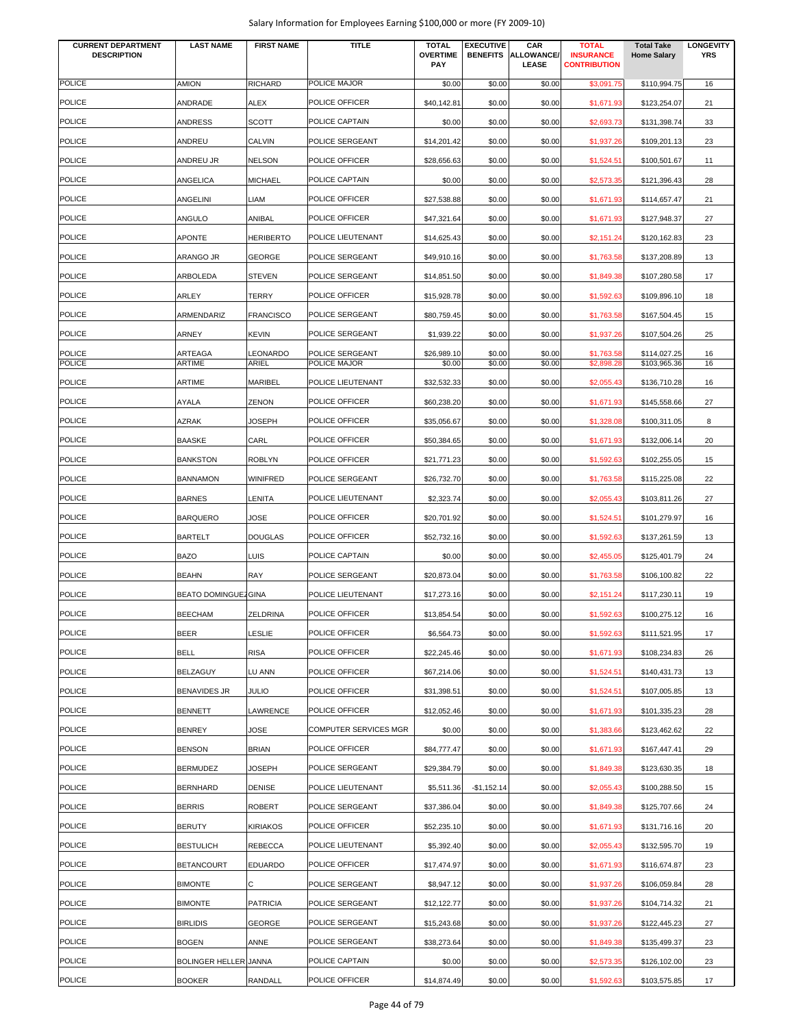| CURRENT DEPARTMENT DESCRIPTION | LAST NAME | FIRST NAME | TITLE | TOTAL OVERTIME PAY | EXECUTIVE BENEFITS | CAR ALLOWANCE/ LEASE | TOTAL INSURANCE CONTRIBUTION | Total Take Home Salary | LONGEVITY YRS |
|---|---|---|---|---|---|---|---|---|---|
| POLICE | AMION | RICHARD | POLICE MAJOR | $0.00 | $0.00 | $0.00 | $3,091.75 | $110,994.75 | 16 |
| POLICE | ANDRADE | ALEX | POLICE OFFICER | $40,142.81 | $0.00 | $0.00 | $1,671.93 | $123,254.07 | 21 |
| POLICE | ANDRESS | SCOTT | POLICE CAPTAIN | $0.00 | $0.00 | $0.00 | $2,693.73 | $131,398.74 | 33 |
| POLICE | ANDREU | CALVIN | POLICE SERGEANT | $14,201.42 | $0.00 | $0.00 | $1,937.26 | $109,201.13 | 23 |
| POLICE | ANDREU JR | NELSON | POLICE OFFICER | $28,656.63 | $0.00 | $0.00 | $1,524.51 | $100,501.67 | 11 |
| POLICE | ANGELICA | MICHAEL | POLICE CAPTAIN | $0.00 | $0.00 | $0.00 | $2,573.35 | $121,396.43 | 28 |
| POLICE | ANGELINI | LIAM | POLICE OFFICER | $27,538.88 | $0.00 | $0.00 | $1,671.93 | $114,657.47 | 21 |
| POLICE | ANGULO | ANIBAL | POLICE OFFICER | $47,321.64 | $0.00 | $0.00 | $1,671.93 | $127,948.37 | 27 |
| POLICE | APONTE | HERIBERTO | POLICE LIEUTENANT | $14,625.43 | $0.00 | $0.00 | $2,151.24 | $120,162.83 | 23 |
| POLICE | ARANGO JR | GEORGE | POLICE SERGEANT | $49,910.16 | $0.00 | $0.00 | $1,763.58 | $137,208.89 | 13 |
| POLICE | ARBOLEDA | STEVEN | POLICE SERGEANT | $14,851.50 | $0.00 | $0.00 | $1,849.38 | $107,280.58 | 17 |
| POLICE | ARLEY | TERRY | POLICE OFFICER | $15,928.78 | $0.00 | $0.00 | $1,592.63 | $109,896.10 | 18 |
| POLICE | ARMENDARIZ | FRANCISCO | POLICE SERGEANT | $80,759.45 | $0.00 | $0.00 | $1,763.58 | $167,504.45 | 15 |
| POLICE | ARNEY | KEVIN | POLICE SERGEANT | $1,939.22 | $0.00 | $0.00 | $1,937.26 | $107,504.26 | 25 |
| POLICE | ARTEAGA | LEONARDO | POLICE SERGEANT | $26,989.10 | $0.00 | $0.00 | $1,763.58 | $114,027.25 | 16 |
| POLICE | ARTIME | ARIEL | POLICE MAJOR | $0.00 | $0.00 | $0.00 | $2,898.28 | $103,965.36 | 16 |
| POLICE | ARTIME | MARIBEL | POLICE LIEUTENANT | $32,532.33 | $0.00 | $0.00 | $2,055.43 | $136,710.28 | 16 |
| POLICE | AYALA | ZENON | POLICE OFFICER | $60,238.20 | $0.00 | $0.00 | $1,671.93 | $145,558.66 | 27 |
| POLICE | AZRAK | JOSEPH | POLICE OFFICER | $35,056.67 | $0.00 | $0.00 | $1,328.08 | $100,311.05 | 8 |
| POLICE | BAASKE | CARL | POLICE OFFICER | $50,384.65 | $0.00 | $0.00 | $1,671.93 | $132,006.14 | 20 |
| POLICE | BANKSTON | ROBLYN | POLICE OFFICER | $21,771.23 | $0.00 | $0.00 | $1,592.63 | $102,255.05 | 15 |
| POLICE | BANNAMON | WINIFRED | POLICE SERGEANT | $26,732.70 | $0.00 | $0.00 | $1,763.58 | $115,225.08 | 22 |
| POLICE | BARNES | LENITA | POLICE LIEUTENANT | $2,323.74 | $0.00 | $0.00 | $2,055.43 | $103,811.26 | 27 |
| POLICE | BARQUERO | JOSE | POLICE OFFICER | $20,701.92 | $0.00 | $0.00 | $1,524.51 | $101,279.97 | 16 |
| POLICE | BARTELT | DOUGLAS | POLICE OFFICER | $52,732.16 | $0.00 | $0.00 | $1,592.63 | $137,261.59 | 13 |
| POLICE | BAZO | LUIS | POLICE CAPTAIN | $0.00 | $0.00 | $0.00 | $2,455.05 | $125,401.79 | 24 |
| POLICE | BEAHN | RAY | POLICE SERGEANT | $20,873.04 | $0.00 | $0.00 | $1,763.58 | $106,100.82 | 22 |
| POLICE | BEATO DOMINGUEZ | GINA | POLICE LIEUTENANT | $17,273.16 | $0.00 | $0.00 | $2,151.24 | $117,230.11 | 19 |
| POLICE | BEECHAM | ZELDRINA | POLICE OFFICER | $13,854.54 | $0.00 | $0.00 | $1,592.63 | $100,275.12 | 16 |
| POLICE | BEER | LESLIE | POLICE OFFICER | $6,564.73 | $0.00 | $0.00 | $1,592.63 | $111,521.95 | 17 |
| POLICE | BELL | RISA | POLICE OFFICER | $22,245.46 | $0.00 | $0.00 | $1,671.93 | $108,234.83 | 26 |
| POLICE | BELZAGUY | LU ANN | POLICE OFFICER | $67,214.06 | $0.00 | $0.00 | $1,524.51 | $140,431.73 | 13 |
| POLICE | BENAVIDES JR | JULIO | POLICE OFFICER | $31,398.51 | $0.00 | $0.00 | $1,524.51 | $107,005.85 | 13 |
| POLICE | BENNETT | LAWRENCE | POLICE OFFICER | $12,052.46 | $0.00 | $0.00 | $1,671.93 | $101,335.23 | 28 |
| POLICE | BENREY | JOSE | COMPUTER SERVICES MGR | $0.00 | $0.00 | $0.00 | $1,383.66 | $123,462.62 | 22 |
| POLICE | BENSON | BRIAN | POLICE OFFICER | $84,777.47 | $0.00 | $0.00 | $1,671.93 | $167,447.41 | 29 |
| POLICE | BERMUDEZ | JOSEPH | POLICE SERGEANT | $29,384.79 | $0.00 | $0.00 | $1,849.38 | $123,630.35 | 18 |
| POLICE | BERNHARD | DENISE | POLICE LIEUTENANT | $5,511.36 | -$1,152.14 | $0.00 | $2,055.43 | $100,288.50 | 15 |
| POLICE | BERRIS | ROBERT | POLICE SERGEANT | $37,386.04 | $0.00 | $0.00 | $1,849.38 | $125,707.66 | 24 |
| POLICE | BERUTY | KIRIAKOS | POLICE OFFICER | $52,235.10 | $0.00 | $0.00 | $1,671.93 | $131,716.16 | 20 |
| POLICE | BESTULICH | REBECCA | POLICE LIEUTENANT | $5,392.40 | $0.00 | $0.00 | $2,055.43 | $132,595.70 | 19 |
| POLICE | BETANCOURT | EDUARDO | POLICE OFFICER | $17,474.97 | $0.00 | $0.00 | $1,671.93 | $116,674.87 | 23 |
| POLICE | BIMONTE | C | POLICE SERGEANT | $8,947.12 | $0.00 | $0.00 | $1,937.26 | $106,059.84 | 28 |
| POLICE | BIMONTE | PATRICIA | POLICE SERGEANT | $12,122.77 | $0.00 | $0.00 | $1,937.26 | $104,714.32 | 21 |
| POLICE | BIRLIDIS | GEORGE | POLICE SERGEANT | $15,243.68 | $0.00 | $0.00 | $1,937.26 | $122,445.23 | 27 |
| POLICE | BOGEN | ANNE | POLICE SERGEANT | $38,273.64 | $0.00 | $0.00 | $1,849.38 | $135,499.37 | 23 |
| POLICE | BOLINGER HELLER | JANNA | POLICE CAPTAIN | $0.00 | $0.00 | $0.00 | $2,573.35 | $126,102.00 | 23 |
| POLICE | BOOKER | RANDALL | POLICE OFFICER | $14,874.49 | $0.00 | $0.00 | $1,592.63 | $103,575.85 | 17 |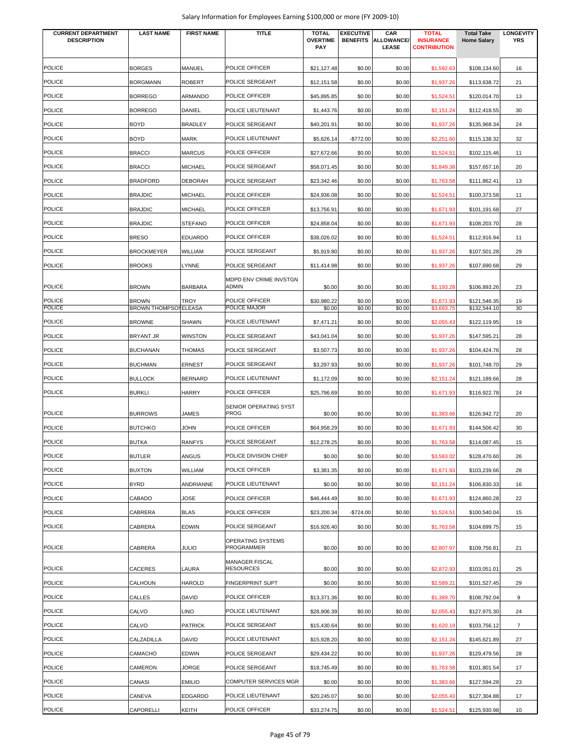| CURRENT DEPARTMENT DESCRIPTION | LAST NAME | FIRST NAME | TITLE | TOTAL OVERTIME PAY | EXECUTIVE BENEFITS | CAR ALLOWANCE/ LEASE | TOTAL INSURANCE CONTRIBUTION | Total Take Home Salary | LONGEVITY YRS |
|---|---|---|---|---|---|---|---|---|---|
| POLICE | BORGES | MANUEL | POLICE OFFICER | $21,127.48 | $0.00 | $0.00 | $1,592.63 | $108,134.60 | 16 |
| POLICE | BORGMANN | ROBERT | POLICE SERGEANT | $12,151.58 | $0.00 | $0.00 | $1,937.26 | $113,638.72 | 21 |
| POLICE | BORREGO | ARMANDO | POLICE OFFICER | $45,895.85 | $0.00 | $0.00 | $1,524.51 | $120,014.70 | 13 |
| POLICE | BORREGO | DANIEL | POLICE LIEUTENANT | $1,443.76 | $0.00 | $0.00 | $2,151.24 | $112,418.55 | 30 |
| POLICE | BOYD | BRADLEY | POLICE SERGEANT | $40,201.91 | $0.00 | $0.00 | $1,937.26 | $135,968.34 | 24 |
| POLICE | BOYD | MARK | POLICE LIEUTENANT | $5,626.14 | -$772.00 | $0.00 | $2,251.60 | $115,138.32 | 32 |
| POLICE | BRACCI | MARCUS | POLICE OFFICER | $27,672.66 | $0.00 | $0.00 | $1,524.51 | $102,115.46 | 11 |
| POLICE | BRACCI | MICHAEL | POLICE SERGEANT | $58,071.45 | $0.00 | $0.00 | $1,849.38 | $157,657.16 | 20 |
| POLICE | BRADFORD | DEBORAH | POLICE SERGEANT | $23,342.46 | $0.00 | $0.00 | $1,763.58 | $111,862.41 | 13 |
| POLICE | BRAJDIC | MICHAEL | POLICE OFFICER | $24,936.08 | $0.00 | $0.00 | $1,524.51 | $100,373.58 | 11 |
| POLICE | BRAJDIC | MICHAEL | POLICE OFFICER | $13,756.91 | $0.00 | $0.00 | $1,671.93 | $101,191.68 | 27 |
| POLICE | BRAJDIC | STEFANO | POLICE OFFICER | $24,858.04 | $0.00 | $0.00 | $1,671.93 | $108,203.70 | 28 |
| POLICE | BRESO | EDUARDO | POLICE OFFICER | $38,026.02 | $0.00 | $0.00 | $1,524.51 | $112,916.94 | 11 |
| POLICE | BROCKMEYER | WILLIAM | POLICE SERGEANT | $5,919.80 | $0.00 | $0.00 | $1,937.26 | $107,501.28 | 29 |
| POLICE | BROOKS | LYNNE | POLICE SERGEANT | $11,414.98 | $0.00 | $0.00 | $1,937.26 | $107,690.68 | 29 |
| POLICE | BROWN | BARBARA | MDPD ENV CRIME INVSTGN ADMIN | $0.00 | $0.00 | $0.00 | $1,193.28 | $106,893.26 | 23 |
| POLICE | BROWN | TROY | POLICE OFFICER | $30,980.22 | $0.00 | $0.00 | $1,671.93 | $121,546.35 | 19 |
| POLICE | BROWN THOMPSON | ELEASA | POLICE MAJOR | $0.00 | $0.00 | $0.00 | $3,693.75 | $132,544.10 | 30 |
| POLICE | BROWNE | SHAWN | POLICE LIEUTENANT | $7,471.21 | $0.00 | $0.00 | $2,055.43 | $122,119.95 | 19 |
| POLICE | BRYANT JR | WINSTON | POLICE SERGEANT | $43,041.04 | $0.00 | $0.00 | $1,937.26 | $147,595.21 | 28 |
| POLICE | BUCHANAN | THOMAS | POLICE SERGEANT | $3,507.73 | $0.00 | $0.00 | $1,937.26 | $104,424.76 | 28 |
| POLICE | BUCHMAN | ERNEST | POLICE SERGEANT | $3,297.93 | $0.00 | $0.00 | $1,937.26 | $101,748.70 | 29 |
| POLICE | BULLOCK | BERNARD | POLICE LIEUTENANT | $1,172.09 | $0.00 | $0.00 | $2,151.24 | $121,189.66 | 28 |
| POLICE | BURKLI | HARRY | POLICE OFFICER | $25,796.69 | $0.00 | $0.00 | $1,671.93 | $116,922.78 | 24 |
| POLICE | BURROWS | JAMES | SENIOR OPERATING SYST PROG | $0.00 | $0.00 | $0.00 | $1,383.66 | $126,942.72 | 20 |
| POLICE | BUTCHKO | JOHN | POLICE OFFICER | $64,958.29 | $0.00 | $0.00 | $1,671.93 | $144,506.42 | 30 |
| POLICE | BUTKA | RANFYS | POLICE SERGEANT | $12,278.25 | $0.00 | $0.00 | $1,763.58 | $114,087.45 | 15 |
| POLICE | BUTLER | ANGUS | POLICE DIVISION CHIEF | $0.00 | $0.00 | $0.00 | $3,583.02 | $128,470.60 | 26 |
| POLICE | BUXTON | WILLIAM | POLICE OFFICER | $3,381.35 | $0.00 | $0.00 | $1,671.93 | $103,239.66 | 28 |
| POLICE | BYRD | ANDRIANNE | POLICE LIEUTENANT | $0.00 | $0.00 | $0.00 | $2,151.24 | $106,830.33 | 16 |
| POLICE | CABADO | JOSE | POLICE OFFICER | $46,444.49 | $0.00 | $0.00 | $1,671.93 | $124,860.28 | 22 |
| POLICE | CABRERA | BLAS | POLICE OFFICER | $23,200.34 | -$724.00 | $0.00 | $1,524.51 | $100,540.04 | 15 |
| POLICE | CABRERA | EDWIN | POLICE SERGEANT | $16,926.40 | $0.00 | $0.00 | $1,763.58 | $104,699.75 | 15 |
| POLICE | CABRERA | JULIO | OPERATING SYSTEMS PROGRAMMER | $0.00 | $0.00 | $0.00 | $2,807.97 | $109,756.81 | 21 |
| POLICE | CACERES | LAURA | MANAGER FISCAL RESOURCES | $0.00 | $0.00 | $0.00 | $2,872.93 | $103,051.01 | 25 |
| POLICE | CALHOUN | HAROLD | FINGERPRINT SUPT | $0.00 | $0.00 | $0.00 | $2,589.21 | $101,527.45 | 29 |
| POLICE | CALLES | DAVID | POLICE OFFICER | $13,371.36 | $0.00 | $0.00 | $1,389.70 | $108,792.04 | 9 |
| POLICE | CALVO | LINO | POLICE LIEUTENANT | $28,906.39 | $0.00 | $0.00 | $2,055.43 | $127,975.30 | 24 |
| POLICE | CALVO | PATRICK | POLICE SERGEANT | $15,430.64 | $0.00 | $0.00 | $1,620.19 | $103,756.12 | 7 |
| POLICE | CALZADILLA | DAVID | POLICE LIEUTENANT | $15,928.20 | $0.00 | $0.00 | $2,151.24 | $145,621.89 | 27 |
| POLICE | CAMACHO | EDWIN | POLICE SERGEANT | $29,434.22 | $0.00 | $0.00 | $1,937.26 | $129,479.56 | 28 |
| POLICE | CAMERON | JORGE | POLICE SERGEANT | $18,745.49 | $0.00 | $0.00 | $1,763.58 | $101,801.54 | 17 |
| POLICE | CANASI | EMILIO | COMPUTER SERVICES MGR | $0.00 | $0.00 | $0.00 | $1,383.66 | $127,594.28 | 23 |
| POLICE | CANEVA | EDGARDO | POLICE LIEUTENANT | $20,245.07 | $0.00 | $0.00 | $2,055.43 | $127,304.88 | 17 |
| POLICE | CAPORELLI | KEITH | POLICE OFFICER | $33,274.75 | $0.00 | $0.00 | $1,524.51 | $125,930.98 | 10 |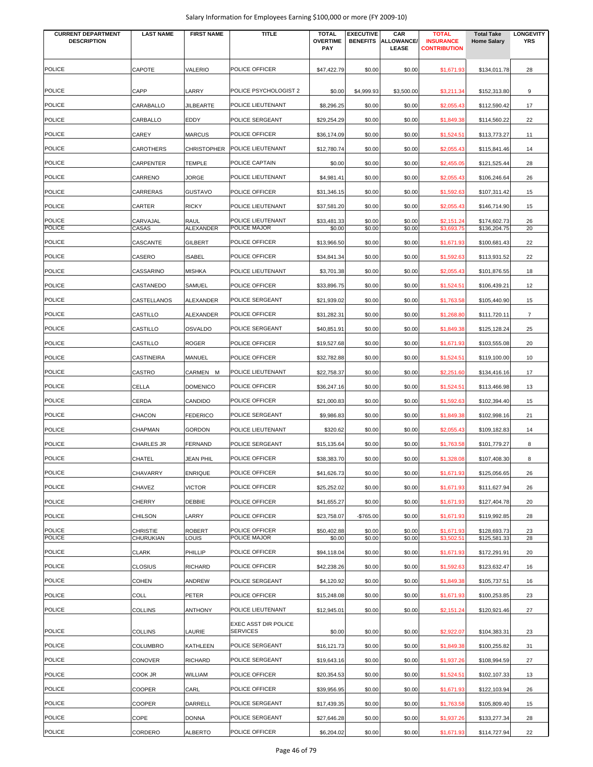Salary Information for Employees Earning $100,000 or more (FY 2009-10)

| CURRENT DEPARTMENT DESCRIPTION | LAST NAME | FIRST NAME | TITLE | TOTAL OVERTIME PAY | EXECUTIVE BENEFITS | CAR ALLOWANCE/ LEASE | TOTAL INSURANCE CONTRIBUTION | Total Take Home Salary | LONGEVITY YRS |
|---|---|---|---|---|---|---|---|---|---|
| POLICE | CAPOTE | VALERIO | POLICE OFFICER | $47,422.79 | $0.00 | $0.00 | $1,671.93 | $134,011.78 | 28 |
| POLICE | CAPP | LARRY | POLICE PSYCHOLOGIST 2 | $0.00 | $4,999.93 | $3,500.00 | $3,211.34 | $152,313.80 | 9 |
| POLICE | CARABALLO | JILBEARTE | POLICE LIEUTENANT | $8,296.25 | $0.00 | $0.00 | $2,055.43 | $112,590.42 | 17 |
| POLICE | CARBALLO | EDDY | POLICE SERGEANT | $29,254.29 | $0.00 | $0.00 | $1,849.38 | $114,560.22 | 22 |
| POLICE | CAREY | MARCUS | POLICE OFFICER | $36,174.09 | $0.00 | $0.00 | $1,524.51 | $113,773.27 | 11 |
| POLICE | CAROTHERS | CHRISTOPHER | POLICE LIEUTENANT | $12,780.74 | $0.00 | $0.00 | $2,055.43 | $115,841.46 | 14 |
| POLICE | CARPENTER | TEMPLE | POLICE CAPTAIN | $0.00 | $0.00 | $0.00 | $2,455.05 | $121,525.44 | 28 |
| POLICE | CARRENO | JORGE | POLICE LIEUTENANT | $4,981.41 | $0.00 | $0.00 | $2,055.43 | $106,246.64 | 26 |
| POLICE | CARRERAS | GUSTAVO | POLICE OFFICER | $31,346.15 | $0.00 | $0.00 | $1,592.63 | $107,311.42 | 15 |
| POLICE | CARTER | RICKY | POLICE LIEUTENANT | $37,581.20 | $0.00 | $0.00 | $2,055.43 | $146,714.90 | 15 |
| POLICE | CARVAJAL | RAUL | POLICE LIEUTENANT | $33,481.33 | $0.00 | $0.00 | $2,151.24 | $174,602.73 | 26 |
| POLICE | CASAS | ALEXANDER | POLICE MAJOR | $0.00 | $0.00 | $0.00 | $3,693.75 | $136,204.75 | 20 |
| POLICE | CASCANTE | GILBERT | POLICE OFFICER | $13,966.50 | $0.00 | $0.00 | $1,671.93 | $100,681.43 | 22 |
| POLICE | CASERO | ISABEL | POLICE OFFICER | $34,841.34 | $0.00 | $0.00 | $1,592.63 | $113,931.52 | 22 |
| POLICE | CASSARINO | MISHKA | POLICE LIEUTENANT | $3,701.38 | $0.00 | $0.00 | $2,055.43 | $101,876.55 | 18 |
| POLICE | CASTANEDO | SAMUEL | POLICE OFFICER | $33,896.75 | $0.00 | $0.00 | $1,524.51 | $106,439.21 | 12 |
| POLICE | CASTELLANOS | ALEXANDER | POLICE SERGEANT | $21,939.02 | $0.00 | $0.00 | $1,763.58 | $105,440.90 | 15 |
| POLICE | CASTILLO | ALEXANDER | POLICE OFFICER | $31,282.31 | $0.00 | $0.00 | $1,268.80 | $111,720.11 | 7 |
| POLICE | CASTILLO | OSVALDO | POLICE SERGEANT | $40,851.91 | $0.00 | $0.00 | $1,849.38 | $125,128.24 | 25 |
| POLICE | CASTILLO | ROGER | POLICE OFFICER | $19,527.68 | $0.00 | $0.00 | $1,671.93 | $103,555.08 | 20 |
| POLICE | CASTINEIRA | MANUEL | POLICE OFFICER | $32,782.88 | $0.00 | $0.00 | $1,524.51 | $119,100.00 | 10 |
| POLICE | CASTRO | CARMEN M | POLICE LIEUTENANT | $22,758.37 | $0.00 | $0.00 | $2,251.60 | $134,416.16 | 17 |
| POLICE | CELLA | DOMENICO | POLICE OFFICER | $36,247.16 | $0.00 | $0.00 | $1,524.51 | $113,466.98 | 13 |
| POLICE | CERDA | CANDIDO | POLICE OFFICER | $21,000.83 | $0.00 | $0.00 | $1,592.63 | $102,394.40 | 15 |
| POLICE | CHACON | FEDERICO | POLICE SERGEANT | $9,986.83 | $0.00 | $0.00 | $1,849.38 | $102,998.16 | 21 |
| POLICE | CHAPMAN | GORDON | POLICE LIEUTENANT | $320.62 | $0.00 | $0.00 | $2,055.43 | $109,182.83 | 14 |
| POLICE | CHARLES JR | FERNAND | POLICE SERGEANT | $15,135.64 | $0.00 | $0.00 | $1,763.58 | $101,779.27 | 8 |
| POLICE | CHATEL | JEAN PHIL | POLICE OFFICER | $38,383.70 | $0.00 | $0.00 | $1,328.08 | $107,408.30 | 8 |
| POLICE | CHAVARRY | ENRIQUE | POLICE OFFICER | $41,626.73 | $0.00 | $0.00 | $1,671.93 | $125,056.65 | 26 |
| POLICE | CHAVEZ | VICTOR | POLICE OFFICER | $25,252.02 | $0.00 | $0.00 | $1,671.93 | $111,627.94 | 26 |
| POLICE | CHERRY | DEBBIE | POLICE OFFICER | $41,655.27 | $0.00 | $0.00 | $1,671.93 | $127,404.78 | 20 |
| POLICE | CHILSON | LARRY | POLICE OFFICER | $23,758.07 | -$765.00 | $0.00 | $1,671.93 | $119,992.85 | 28 |
| POLICE | CHRISTIE | ROBERT | POLICE OFFICER | $50,402.88 | $0.00 | $0.00 | $1,671.93 | $128,693.73 | 23 |
| POLICE | CHURUKIAN | LOUIS | POLICE MAJOR | $0.00 | $0.00 | $0.00 | $3,502.51 | $125,581.33 | 28 |
| POLICE | CLARK | PHILLIP | POLICE OFFICER | $94,118.04 | $0.00 | $0.00 | $1,671.93 | $172,291.91 | 20 |
| POLICE | CLOSIUS | RICHARD | POLICE OFFICER | $42,238.26 | $0.00 | $0.00 | $1,592.63 | $123,632.47 | 16 |
| POLICE | COHEN | ANDREW | POLICE SERGEANT | $4,120.92 | $0.00 | $0.00 | $1,849.38 | $105,737.51 | 16 |
| POLICE | COLL | PETER | POLICE OFFICER | $15,248.08 | $0.00 | $0.00 | $1,671.93 | $100,253.85 | 23 |
| POLICE | COLLINS | ANTHONY | POLICE LIEUTENANT | $12,945.01 | $0.00 | $0.00 | $2,151.24 | $120,921.46 | 27 |
| POLICE | COLLINS | LAURIE | EXEC ASST DIR POLICE SERVICES | $0.00 | $0.00 | $0.00 | $2,922.07 | $104,383.31 | 23 |
| POLICE | COLUMBRO | KATHLEEN | POLICE SERGEANT | $16,121.73 | $0.00 | $0.00 | $1,849.38 | $100,255.82 | 31 |
| POLICE | CONOVER | RICHARD | POLICE SERGEANT | $19,643.16 | $0.00 | $0.00 | $1,937.26 | $108,994.59 | 27 |
| POLICE | COOK JR | WILLIAM | POLICE OFFICER | $20,354.53 | $0.00 | $0.00 | $1,524.51 | $102,107.33 | 13 |
| POLICE | COOPER | CARL | POLICE OFFICER | $39,956.95 | $0.00 | $0.00 | $1,671.93 | $122,103.94 | 26 |
| POLICE | COOPER | DARRELL | POLICE SERGEANT | $17,439.35 | $0.00 | $0.00 | $1,763.58 | $105,809.40 | 15 |
| POLICE | COPE | DONNA | POLICE SERGEANT | $27,646.28 | $0.00 | $0.00 | $1,937.26 | $133,277.34 | 28 |
| POLICE | CORDERO | ALBERTO | POLICE OFFICER | $6,204.02 | $0.00 | $0.00 | $1,671.93 | $114,727.94 | 22 |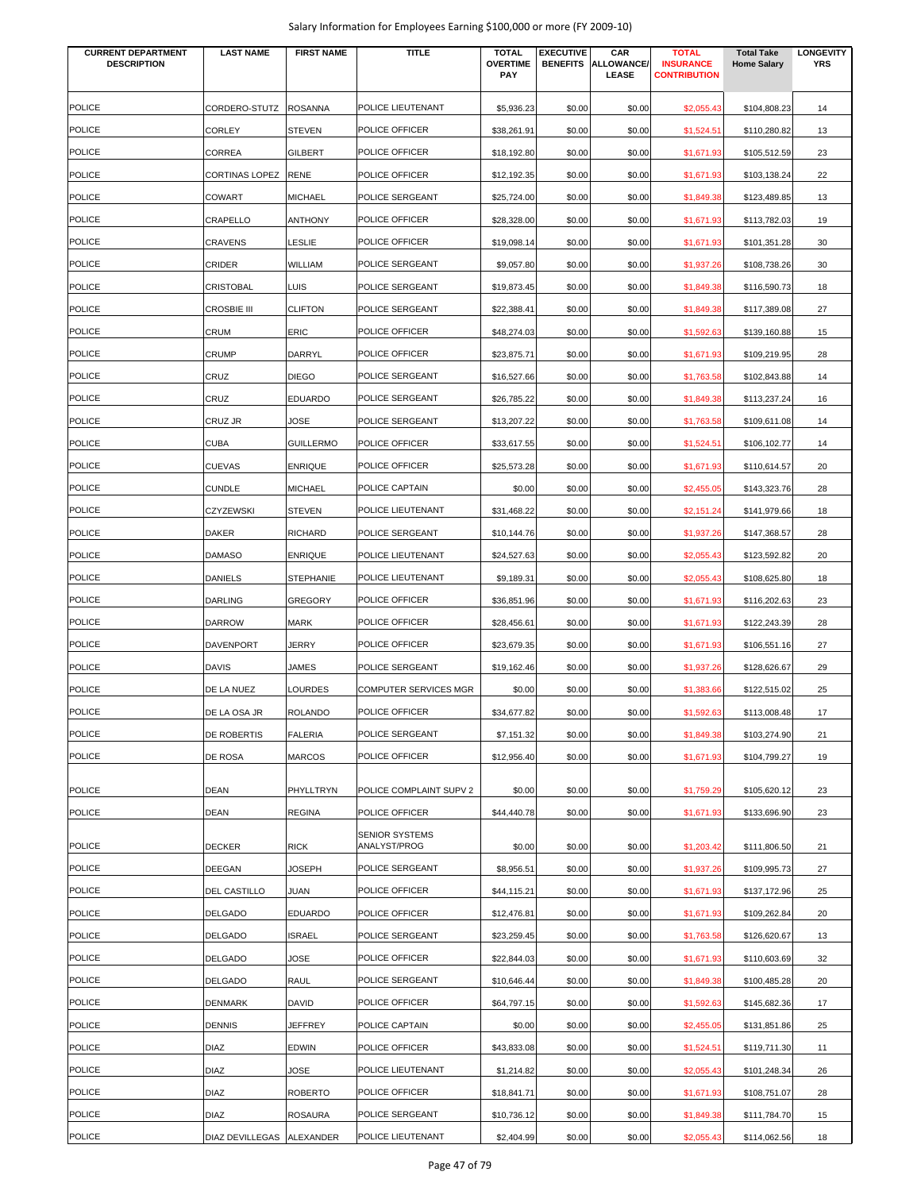Salary Information for Employees Earning $100,000 or more (FY 2009-10)

| CURRENT DEPARTMENT DESCRIPTION | LAST NAME | FIRST NAME | TITLE | TOTAL OVERTIME PAY | EXECUTIVE BENEFITS | CAR ALLOWANCE/ LEASE | TOTAL INSURANCE CONTRIBUTION | Total Take Home Salary | LONGEVITY YRS |
|---|---|---|---|---|---|---|---|---|---|
| POLICE | CORDERO-STUTZ | ROSANNA | POLICE LIEUTENANT | $5,936.23 | $0.00 | $0.00 | $2,055.43 | $104,808.23 | 14 |
| POLICE | CORLEY | STEVEN | POLICE OFFICER | $38,261.91 | $0.00 | $0.00 | $1,524.51 | $110,280.82 | 13 |
| POLICE | CORREA | GILBERT | POLICE OFFICER | $18,192.80 | $0.00 | $0.00 | $1,671.93 | $105,512.59 | 23 |
| POLICE | CORTINAS LOPEZ | RENE | POLICE OFFICER | $12,192.35 | $0.00 | $0.00 | $1,671.93 | $103,138.24 | 22 |
| POLICE | COWART | MICHAEL | POLICE SERGEANT | $25,724.00 | $0.00 | $0.00 | $1,849.38 | $123,489.85 | 13 |
| POLICE | CRAPELLO | ANTHONY | POLICE OFFICER | $28,328.00 | $0.00 | $0.00 | $1,671.93 | $113,782.03 | 19 |
| POLICE | CRAVENS | LESLIE | POLICE OFFICER | $19,098.14 | $0.00 | $0.00 | $1,671.93 | $101,351.28 | 30 |
| POLICE | CRIDER | WILLIAM | POLICE SERGEANT | $9,057.80 | $0.00 | $0.00 | $1,937.26 | $108,738.26 | 30 |
| POLICE | CRISTOBAL | LUIS | POLICE SERGEANT | $19,873.45 | $0.00 | $0.00 | $1,849.38 | $116,590.73 | 18 |
| POLICE | CROSBIE III | CLIFTON | POLICE SERGEANT | $22,388.41 | $0.00 | $0.00 | $1,849.38 | $117,389.08 | 27 |
| POLICE | CRUM | ERIC | POLICE OFFICER | $48,274.03 | $0.00 | $0.00 | $1,592.63 | $139,160.88 | 15 |
| POLICE | CRUMP | DARRYL | POLICE OFFICER | $23,875.71 | $0.00 | $0.00 | $1,671.93 | $109,219.95 | 28 |
| POLICE | CRUZ | DIEGO | POLICE SERGEANT | $16,527.66 | $0.00 | $0.00 | $1,763.58 | $102,843.88 | 14 |
| POLICE | CRUZ | EDUARDO | POLICE SERGEANT | $26,785.22 | $0.00 | $0.00 | $1,849.38 | $113,237.24 | 16 |
| POLICE | CRUZ JR | JOSE | POLICE SERGEANT | $13,207.22 | $0.00 | $0.00 | $1,763.58 | $109,611.08 | 14 |
| POLICE | CUBA | GUILLERMO | POLICE OFFICER | $33,617.55 | $0.00 | $0.00 | $1,524.51 | $106,102.77 | 14 |
| POLICE | CUEVAS | ENRIQUE | POLICE OFFICER | $25,573.28 | $0.00 | $0.00 | $1,671.93 | $110,614.57 | 20 |
| POLICE | CUNDLE | MICHAEL | POLICE CAPTAIN | $0.00 | $0.00 | $0.00 | $2,455.05 | $143,323.76 | 28 |
| POLICE | CZYZEWSKI | STEVEN | POLICE LIEUTENANT | $31,468.22 | $0.00 | $0.00 | $2,151.24 | $141,979.66 | 18 |
| POLICE | DAKER | RICHARD | POLICE SERGEANT | $10,144.76 | $0.00 | $0.00 | $1,937.26 | $147,368.57 | 28 |
| POLICE | DAMASO | ENRIQUE | POLICE LIEUTENANT | $24,527.63 | $0.00 | $0.00 | $2,055.43 | $123,592.82 | 20 |
| POLICE | DANIELS | STEPHANIE | POLICE LIEUTENANT | $9,189.31 | $0.00 | $0.00 | $2,055.43 | $108,625.80 | 18 |
| POLICE | DARLING | GREGORY | POLICE OFFICER | $36,851.96 | $0.00 | $0.00 | $1,671.93 | $116,202.63 | 23 |
| POLICE | DARROW | MARK | POLICE OFFICER | $28,456.61 | $0.00 | $0.00 | $1,671.93 | $122,243.39 | 28 |
| POLICE | DAVENPORT | JERRY | POLICE OFFICER | $23,679.35 | $0.00 | $0.00 | $1,671.93 | $106,551.16 | 27 |
| POLICE | DAVIS | JAMES | POLICE SERGEANT | $19,162.46 | $0.00 | $0.00 | $1,937.26 | $128,626.67 | 29 |
| POLICE | DE LA NUEZ | LOURDES | COMPUTER SERVICES MGR | $0.00 | $0.00 | $0.00 | $1,383.66 | $122,515.02 | 25 |
| POLICE | DE LA OSA JR | ROLANDO | POLICE OFFICER | $34,677.82 | $0.00 | $0.00 | $1,592.63 | $113,008.48 | 17 |
| POLICE | DE ROBERTIS | FALERIA | POLICE SERGEANT | $7,151.32 | $0.00 | $0.00 | $1,849.38 | $103,274.90 | 21 |
| POLICE | DE ROSA | MARCOS | POLICE OFFICER | $12,956.40 | $0.00 | $0.00 | $1,671.93 | $104,799.27 | 19 |
| POLICE | DEAN | PHYLLTRYN | POLICE COMPLAINT SUPV 2 | $0.00 | $0.00 | $0.00 | $1,759.29 | $105,620.12 | 23 |
| POLICE | DEAN | REGINA | POLICE OFFICER | $44,440.78 | $0.00 | $0.00 | $1,671.93 | $133,696.90 | 23 |
| POLICE | DECKER | RICK | SENIOR SYSTEMS ANALYST/PROG | $0.00 | $0.00 | $0.00 | $1,203.42 | $111,806.50 | 21 |
| POLICE | DEEGAN | JOSEPH | POLICE SERGEANT | $8,956.51 | $0.00 | $0.00 | $1,937.26 | $109,995.73 | 27 |
| POLICE | DEL CASTILLO | JUAN | POLICE OFFICER | $44,115.21 | $0.00 | $0.00 | $1,671.93 | $137,172.96 | 25 |
| POLICE | DELGADO | EDUARDO | POLICE OFFICER | $12,476.81 | $0.00 | $0.00 | $1,671.93 | $109,262.84 | 20 |
| POLICE | DELGADO | ISRAEL | POLICE SERGEANT | $23,259.45 | $0.00 | $0.00 | $1,763.58 | $126,620.67 | 13 |
| POLICE | DELGADO | JOSE | POLICE OFFICER | $22,844.03 | $0.00 | $0.00 | $1,671.93 | $110,603.69 | 32 |
| POLICE | DELGADO | RAUL | POLICE SERGEANT | $10,646.44 | $0.00 | $0.00 | $1,849.38 | $100,485.28 | 20 |
| POLICE | DENMARK | DAVID | POLICE OFFICER | $64,797.15 | $0.00 | $0.00 | $1,592.63 | $145,682.36 | 17 |
| POLICE | DENNIS | JEFFREY | POLICE CAPTAIN | $0.00 | $0.00 | $0.00 | $2,455.05 | $131,851.86 | 25 |
| POLICE | DIAZ | EDWIN | POLICE OFFICER | $43,833.08 | $0.00 | $0.00 | $1,524.51 | $119,711.30 | 11 |
| POLICE | DIAZ | JOSE | POLICE LIEUTENANT | $1,214.82 | $0.00 | $0.00 | $2,055.43 | $101,248.34 | 26 |
| POLICE | DIAZ | ROBERTO | POLICE OFFICER | $18,841.71 | $0.00 | $0.00 | $1,671.93 | $108,751.07 | 28 |
| POLICE | DIAZ | ROSAURA | POLICE SERGEANT | $10,736.12 | $0.00 | $0.00 | $1,849.38 | $111,784.70 | 15 |
| POLICE | DIAZ DEVILLEGAS | ALEXANDER | POLICE LIEUTENANT | $2,404.99 | $0.00 | $0.00 | $2,055.43 | $114,062.56 | 18 |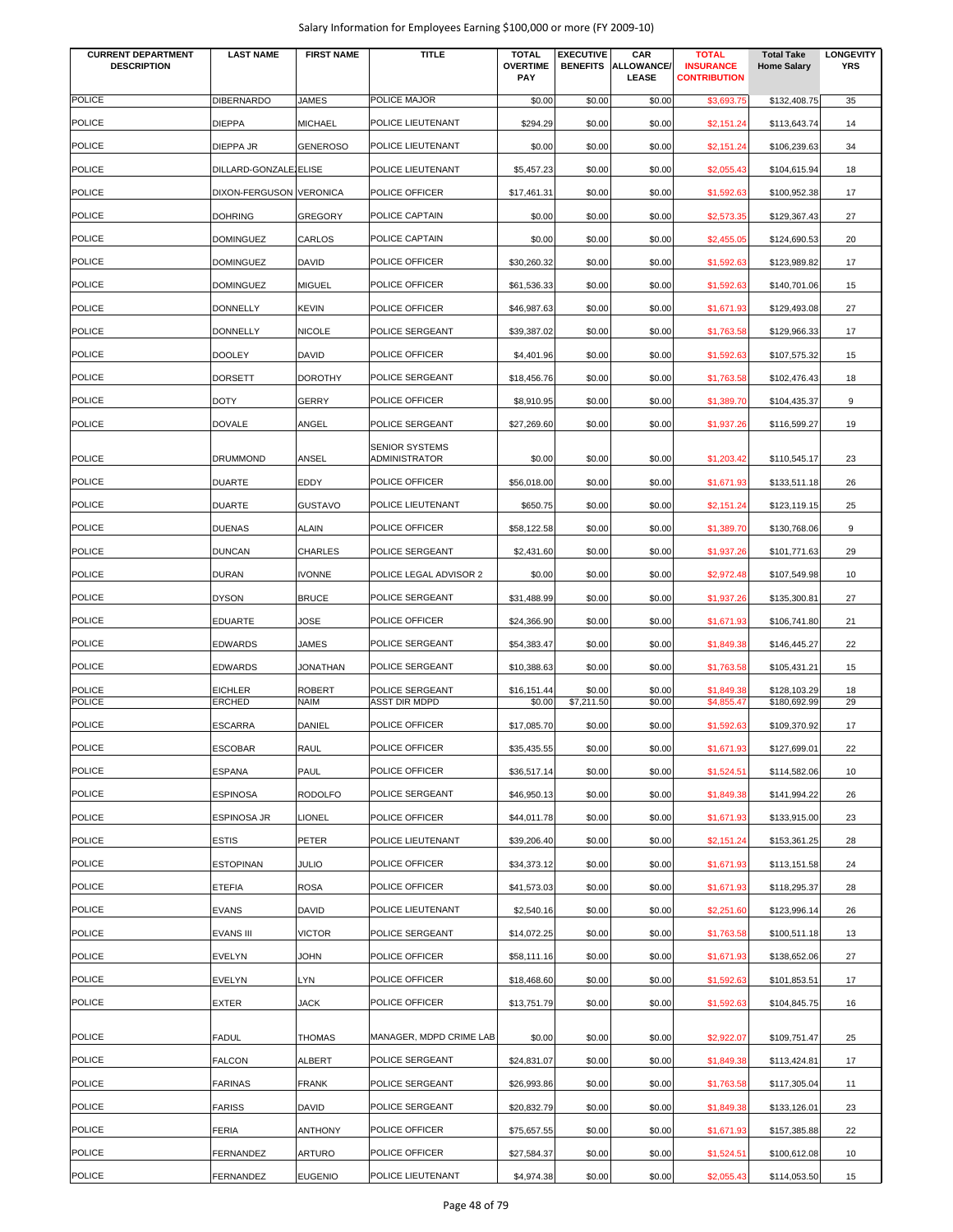| CURRENT DEPARTMENT DESCRIPTION | LAST NAME | FIRST NAME | TITLE | TOTAL OVERTIME PAY | EXECUTIVE BENEFITS | CAR ALLOWANCE/ LEASE | TOTAL INSURANCE CONTRIBUTION | Total Take Home Salary | LONGEVITY YRS |
|---|---|---|---|---|---|---|---|---|---|
| POLICE | DIBERNARDO | JAMES | POLICE MAJOR | $0.00 | $0.00 | $0.00 | $3,693.75 | $132,408.75 | 35 |
| POLICE | DIEPPA | MICHAEL | POLICE LIEUTENANT | $294.29 | $0.00 | $0.00 | $2,151.24 | $113,643.74 | 14 |
| POLICE | DIEPPA JR | GENEROSO | POLICE LIEUTENANT | $0.00 | $0.00 | $0.00 | $2,151.24 | $106,239.63 | 34 |
| POLICE | DILLARD-GONZALEZ | ELISE | POLICE LIEUTENANT | $5,457.23 | $0.00 | $0.00 | $2,055.43 | $104,615.94 | 18 |
| POLICE | DIXON-FERGUSON | VERONICA | POLICE OFFICER | $17,461.31 | $0.00 | $0.00 | $1,592.63 | $100,952.38 | 17 |
| POLICE | DOHRING | GREGORY | POLICE CAPTAIN | $0.00 | $0.00 | $0.00 | $2,573.35 | $129,367.43 | 27 |
| POLICE | DOMINGUEZ | CARLOS | POLICE CAPTAIN | $0.00 | $0.00 | $0.00 | $2,455.05 | $124,690.53 | 20 |
| POLICE | DOMINGUEZ | DAVID | POLICE OFFICER | $30,260.32 | $0.00 | $0.00 | $1,592.63 | $123,989.82 | 17 |
| POLICE | DOMINGUEZ | MIGUEL | POLICE OFFICER | $61,536.33 | $0.00 | $0.00 | $1,592.63 | $140,701.06 | 15 |
| POLICE | DONNELLY | KEVIN | POLICE OFFICER | $46,987.63 | $0.00 | $0.00 | $1,671.93 | $129,493.08 | 27 |
| POLICE | DONNELLY | NICOLE | POLICE SERGEANT | $39,387.02 | $0.00 | $0.00 | $1,763.58 | $129,966.33 | 17 |
| POLICE | DOOLEY | DAVID | POLICE OFFICER | $4,401.96 | $0.00 | $0.00 | $1,592.63 | $107,575.32 | 15 |
| POLICE | DORSETT | DOROTHY | POLICE SERGEANT | $18,456.76 | $0.00 | $0.00 | $1,763.58 | $102,476.43 | 18 |
| POLICE | DOTY | GERRY | POLICE OFFICER | $8,910.95 | $0.00 | $0.00 | $1,389.70 | $104,435.37 | 9 |
| POLICE | DOVALE | ANGEL | POLICE SERGEANT | $27,269.60 | $0.00 | $0.00 | $1,937.26 | $116,599.27 | 19 |
| POLICE | DRUMMOND | ANSEL | SENIOR SYSTEMS ADMINISTRATOR | $0.00 | $0.00 | $0.00 | $1,203.42 | $110,545.17 | 23 |
| POLICE | DUARTE | EDDY | POLICE OFFICER | $56,018.00 | $0.00 | $0.00 | $1,671.93 | $133,511.18 | 26 |
| POLICE | DUARTE | GUSTAVO | POLICE LIEUTENANT | $650.75 | $0.00 | $0.00 | $2,151.24 | $123,119.15 | 25 |
| POLICE | DUENAS | ALAIN | POLICE OFFICER | $58,122.58 | $0.00 | $0.00 | $1,389.70 | $130,768.06 | 9 |
| POLICE | DUNCAN | CHARLES | POLICE SERGEANT | $2,431.60 | $0.00 | $0.00 | $1,937.26 | $101,771.63 | 29 |
| POLICE | DURAN | IVONNE | POLICE LEGAL ADVISOR 2 | $0.00 | $0.00 | $0.00 | $2,972.48 | $107,549.98 | 10 |
| POLICE | DYSON | BRUCE | POLICE SERGEANT | $31,488.99 | $0.00 | $0.00 | $1,937.26 | $135,300.81 | 27 |
| POLICE | EDUARTE | JOSE | POLICE OFFICER | $24,366.90 | $0.00 | $0.00 | $1,671.93 | $106,741.80 | 21 |
| POLICE | EDWARDS | JAMES | POLICE SERGEANT | $54,383.47 | $0.00 | $0.00 | $1,849.38 | $146,445.27 | 22 |
| POLICE | EDWARDS | JONATHAN | POLICE SERGEANT | $10,388.63 | $0.00 | $0.00 | $1,763.58 | $105,431.21 | 15 |
| POLICE | EICHLER | ROBERT | POLICE SERGEANT | $16,151.44 | $0.00 | $0.00 | $1,849.38 | $128,103.29 | 18 |
| POLICE | ERCHED | NAIM | ASST DIR MDPD | $0.00 | $7,211.50 | $0.00 | $4,855.47 | $180,692.99 | 29 |
| POLICE | ESCARRA | DANIEL | POLICE OFFICER | $17,085.70 | $0.00 | $0.00 | $1,592.63 | $109,370.92 | 17 |
| POLICE | ESCOBAR | RAUL | POLICE OFFICER | $35,435.55 | $0.00 | $0.00 | $1,671.93 | $127,699.01 | 22 |
| POLICE | ESPANA | PAUL | POLICE OFFICER | $36,517.14 | $0.00 | $0.00 | $1,524.51 | $114,582.06 | 10 |
| POLICE | ESPINOSA | RODOLFO | POLICE SERGEANT | $46,950.13 | $0.00 | $0.00 | $1,849.38 | $141,994.22 | 26 |
| POLICE | ESPINOSA JR | LIONEL | POLICE OFFICER | $44,011.78 | $0.00 | $0.00 | $1,671.93 | $133,915.00 | 23 |
| POLICE | ESTIS | PETER | POLICE LIEUTENANT | $39,206.40 | $0.00 | $0.00 | $2,151.24 | $153,361.25 | 28 |
| POLICE | ESTOPINAN | JULIO | POLICE OFFICER | $34,373.12 | $0.00 | $0.00 | $1,671.93 | $113,151.58 | 24 |
| POLICE | ETEFIA | ROSA | POLICE OFFICER | $41,573.03 | $0.00 | $0.00 | $1,671.93 | $118,295.37 | 28 |
| POLICE | EVANS | DAVID | POLICE LIEUTENANT | $2,540.16 | $0.00 | $0.00 | $2,251.60 | $123,996.14 | 26 |
| POLICE | EVANS III | VICTOR | POLICE SERGEANT | $14,072.25 | $0.00 | $0.00 | $1,763.58 | $100,511.18 | 13 |
| POLICE | EVELYN | JOHN | POLICE OFFICER | $58,111.16 | $0.00 | $0.00 | $1,671.93 | $138,652.06 | 27 |
| POLICE | EVELYN | LYN | POLICE OFFICER | $18,468.60 | $0.00 | $0.00 | $1,592.63 | $101,853.51 | 17 |
| POLICE | EXTER | JACK | POLICE OFFICER | $13,751.79 | $0.00 | $0.00 | $1,592.63 | $104,845.75 | 16 |
| POLICE | FADUL | THOMAS | MANAGER, MDPD CRIME LAB | $0.00 | $0.00 | $0.00 | $2,922.07 | $109,751.47 | 25 |
| POLICE | FALCON | ALBERT | POLICE SERGEANT | $24,831.07 | $0.00 | $0.00 | $1,849.38 | $113,424.81 | 17 |
| POLICE | FARINAS | FRANK | POLICE SERGEANT | $26,993.86 | $0.00 | $0.00 | $1,763.58 | $117,305.04 | 11 |
| POLICE | FARISS | DAVID | POLICE SERGEANT | $20,832.79 | $0.00 | $0.00 | $1,849.38 | $133,126.01 | 23 |
| POLICE | FERIA | ANTHONY | POLICE OFFICER | $75,657.55 | $0.00 | $0.00 | $1,671.93 | $157,385.88 | 22 |
| POLICE | FERNANDEZ | ARTURO | POLICE OFFICER | $27,584.37 | $0.00 | $0.00 | $1,524.51 | $100,612.08 | 10 |
| POLICE | FERNANDEZ | EUGENIO | POLICE LIEUTENANT | $4,974.38 | $0.00 | $0.00 | $2,055.43 | $114,053.50 | 15 |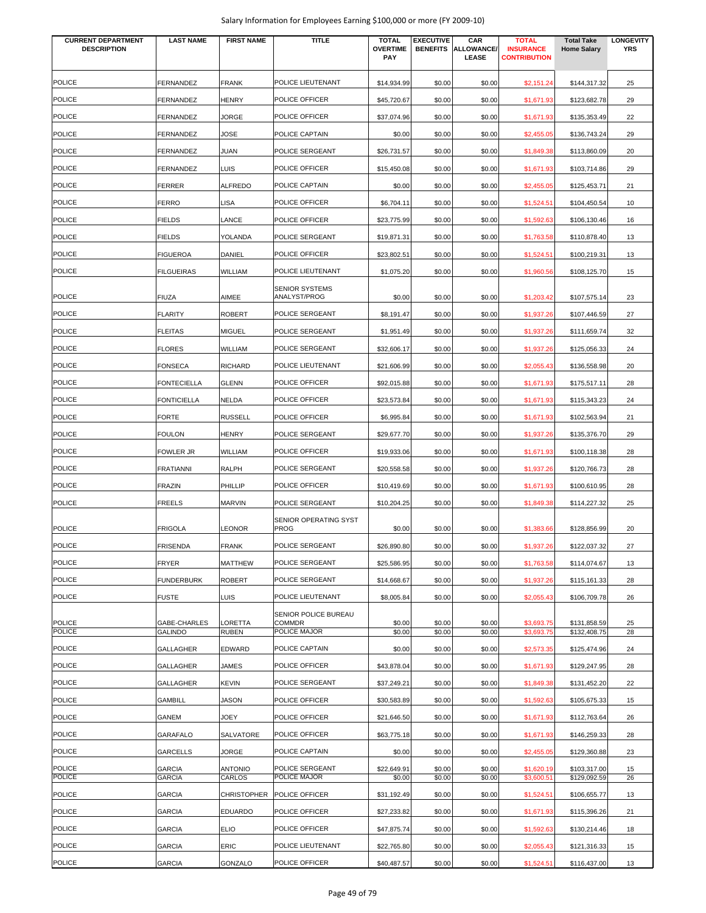Salary Information for Employees Earning $100,000 or more (FY 2009-10)

| CURRENT DEPARTMENT DESCRIPTION | LAST NAME | FIRST NAME | TITLE | TOTAL OVERTIME PAY | EXECUTIVE BENEFITS | CAR ALLOWANCE/ LEASE | TOTAL INSURANCE CONTRIBUTION | Total Take Home Salary | LONGEVITY YRS |
|---|---|---|---|---|---|---|---|---|---|
| POLICE | FERNANDEZ | FRANK | POLICE LIEUTENANT | $14,934.99 | $0.00 | $0.00 | $2,151.24 | $144,317.32 | 25 |
| POLICE | FERNANDEZ | HENRY | POLICE OFFICER | $45,720.67 | $0.00 | $0.00 | $1,671.93 | $123,682.78 | 29 |
| POLICE | FERNANDEZ | JORGE | POLICE OFFICER | $37,074.96 | $0.00 | $0.00 | $1,671.93 | $135,353.49 | 22 |
| POLICE | FERNANDEZ | JOSE | POLICE CAPTAIN | $0.00 | $0.00 | $0.00 | $2,455.05 | $136,743.24 | 29 |
| POLICE | FERNANDEZ | JUAN | POLICE SERGEANT | $26,731.57 | $0.00 | $0.00 | $1,849.38 | $113,860.09 | 20 |
| POLICE | FERNANDEZ | LUIS | POLICE OFFICER | $15,450.08 | $0.00 | $0.00 | $1,671.93 | $103,714.86 | 29 |
| POLICE | FERRER | ALFREDO | POLICE CAPTAIN | $0.00 | $0.00 | $0.00 | $2,455.05 | $125,453.71 | 21 |
| POLICE | FERRO | LISA | POLICE OFFICER | $6,704.11 | $0.00 | $0.00 | $1,524.51 | $104,450.54 | 10 |
| POLICE | FIELDS | LANCE | POLICE OFFICER | $23,775.99 | $0.00 | $0.00 | $1,592.63 | $106,130.46 | 16 |
| POLICE | FIELDS | YOLANDA | POLICE SERGEANT | $19,871.31 | $0.00 | $0.00 | $1,763.58 | $110,878.40 | 13 |
| POLICE | FIGUEROA | DANIEL | POLICE OFFICER | $23,802.51 | $0.00 | $0.00 | $1,524.51 | $100,219.31 | 13 |
| POLICE | FILGUEIRAS | WILLIAM | POLICE LIEUTENANT | $1,075.20 | $0.00 | $0.00 | $1,960.56 | $108,125.70 | 15 |
| POLICE | FIUZA | AIMEE | SENIOR SYSTEMS ANALYST/PROG | $0.00 | $0.00 | $0.00 | $1,203.42 | $107,575.14 | 23 |
| POLICE | FLARITY | ROBERT | POLICE SERGEANT | $8,191.47 | $0.00 | $0.00 | $1,937.26 | $107,446.59 | 27 |
| POLICE | FLEITAS | MIGUEL | POLICE SERGEANT | $1,951.49 | $0.00 | $0.00 | $1,937.26 | $111,659.74 | 32 |
| POLICE | FLORES | WILLIAM | POLICE SERGEANT | $32,606.17 | $0.00 | $0.00 | $1,937.26 | $125,056.33 | 24 |
| POLICE | FONSECA | RICHARD | POLICE LIEUTENANT | $21,606.99 | $0.00 | $0.00 | $2,055.43 | $136,558.98 | 20 |
| POLICE | FONTECIELLA | GLENN | POLICE OFFICER | $92,015.88 | $0.00 | $0.00 | $1,671.93 | $175,517.11 | 28 |
| POLICE | FONTICIELLA | NELDA | POLICE OFFICER | $23,573.84 | $0.00 | $0.00 | $1,671.93 | $115,343.23 | 24 |
| POLICE | FORTE | RUSSELL | POLICE OFFICER | $6,995.84 | $0.00 | $0.00 | $1,671.93 | $102,563.94 | 21 |
| POLICE | FOULON | HENRY | POLICE SERGEANT | $29,677.70 | $0.00 | $0.00 | $1,937.26 | $135,376.70 | 29 |
| POLICE | FOWLER JR | WILLIAM | POLICE OFFICER | $19,933.06 | $0.00 | $0.00 | $1,671.93 | $100,118.38 | 28 |
| POLICE | FRATIANNI | RALPH | POLICE SERGEANT | $20,558.58 | $0.00 | $0.00 | $1,937.26 | $120,766.73 | 28 |
| POLICE | FRAZIN | PHILLIP | POLICE OFFICER | $10,419.69 | $0.00 | $0.00 | $1,671.93 | $100,610.95 | 28 |
| POLICE | FREELS | MARVIN | POLICE SERGEANT | $10,204.25 | $0.00 | $0.00 | $1,849.38 | $114,227.32 | 25 |
| POLICE | FRIGOLA | LEONOR | SENIOR OPERATING SYST PROG | $0.00 | $0.00 | $0.00 | $1,383.66 | $128,856.99 | 20 |
| POLICE | FRISENDA | FRANK | POLICE SERGEANT | $26,890.80 | $0.00 | $0.00 | $1,937.26 | $122,037.32 | 27 |
| POLICE | FRYER | MATTHEW | POLICE SERGEANT | $25,586.95 | $0.00 | $0.00 | $1,763.58 | $114,074.67 | 13 |
| POLICE | FUNDERBURK | ROBERT | POLICE SERGEANT | $14,668.67 | $0.00 | $0.00 | $1,937.26 | $115,161.33 | 28 |
| POLICE | FUSTE | LUIS | POLICE LIEUTENANT | $8,005.84 | $0.00 | $0.00 | $2,055.43 | $106,709.78 | 26 |
| POLICE | GABE-CHARLES | LORETTA | SENIOR POLICE BUREAU COMMDR | $0.00 | $0.00 | $0.00 | $3,693.75 | $131,858.59 | 25 |
| POLICE | GALINDO | RUBEN | POLICE MAJOR | $0.00 | $0.00 | $0.00 | $3,693.75 | $132,408.75 | 28 |
| POLICE | GALLAGHER | EDWARD | POLICE CAPTAIN | $0.00 | $0.00 | $0.00 | $2,573.35 | $125,474.96 | 24 |
| POLICE | GALLAGHER | JAMES | POLICE OFFICER | $43,878.04 | $0.00 | $0.00 | $1,671.93 | $129,247.95 | 28 |
| POLICE | GALLAGHER | KEVIN | POLICE SERGEANT | $37,249.21 | $0.00 | $0.00 | $1,849.38 | $131,452.20 | 22 |
| POLICE | GAMBILL | JASON | POLICE OFFICER | $30,583.89 | $0.00 | $0.00 | $1,592.63 | $105,675.33 | 15 |
| POLICE | GANEM | JOEY | POLICE OFFICER | $21,646.50 | $0.00 | $0.00 | $1,671.93 | $112,763.64 | 26 |
| POLICE | GARAFALO | SALVATORE | POLICE OFFICER | $63,775.18 | $0.00 | $0.00 | $1,671.93 | $146,259.33 | 28 |
| POLICE | GARCELLS | JORGE | POLICE CAPTAIN | $0.00 | $0.00 | $0.00 | $2,455.05 | $129,360.88 | 23 |
| POLICE | GARCIA | ANTONIO | POLICE SERGEANT | $22,649.91 | $0.00 | $0.00 | $1,620.19 | $103,317.00 | 15 |
| POLICE | GARCIA | CARLOS | POLICE MAJOR | $0.00 | $0.00 | $0.00 | $3,600.51 | $129,092.59 | 26 |
| POLICE | GARCIA | CHRISTOPHER | POLICE OFFICER | $31,192.49 | $0.00 | $0.00 | $1,524.51 | $106,655.77 | 13 |
| POLICE | GARCIA | EDUARDO | POLICE OFFICER | $27,233.82 | $0.00 | $0.00 | $1,671.93 | $115,396.26 | 21 |
| POLICE | GARCIA | ELIO | POLICE OFFICER | $47,875.74 | $0.00 | $0.00 | $1,592.63 | $130,214.46 | 18 |
| POLICE | GARCIA | ERIC | POLICE LIEUTENANT | $22,765.80 | $0.00 | $0.00 | $2,055.43 | $121,316.33 | 15 |
| POLICE | GARCIA | GONZALO | POLICE OFFICER | $40,487.57 | $0.00 | $0.00 | $1,524.51 | $116,437.00 | 13 |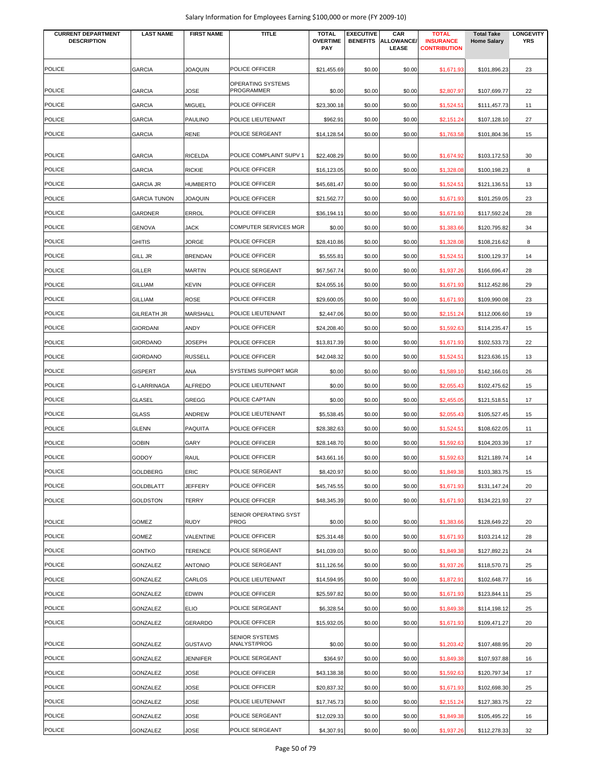| CURRENT DEPARTMENT DESCRIPTION | LAST NAME | FIRST NAME | TITLE | TOTAL OVERTIME PAY | EXECUTIVE BENEFITS | CAR ALLOWANCE/ LEASE | TOTAL INSURANCE CONTRIBUTION | Total Take Home Salary | LONGEVITY YRS |
|---|---|---|---|---|---|---|---|---|---|
| POLICE | GARCIA | JOAQUIN | POLICE OFFICER | $21,455.69 | $0.00 | $0.00 | $1,671.93 | $101,896.23 | 23 |
| POLICE | GARCIA | JOSE | OPERATING SYSTEMS PROGRAMMER | $0.00 | $0.00 | $0.00 | $2,807.97 | $107,699.77 | 22 |
| POLICE | GARCIA | MIGUEL | POLICE OFFICER | $23,300.18 | $0.00 | $0.00 | $1,524.51 | $111,457.73 | 11 |
| POLICE | GARCIA | PAULINO | POLICE LIEUTENANT | $962.91 | $0.00 | $0.00 | $2,151.24 | $107,128.10 | 27 |
| POLICE | GARCIA | RENE | POLICE SERGEANT | $14,128.54 | $0.00 | $0.00 | $1,763.58 | $101,804.36 | 15 |
| POLICE | GARCIA | RICELDA | POLICE COMPLAINT SUPV 1 | $22,408.29 | $0.00 | $0.00 | $1,674.92 | $103,172.53 | 30 |
| POLICE | GARCIA | RICKIE | POLICE OFFICER | $16,123.05 | $0.00 | $0.00 | $1,328.08 | $100,198.23 | 8 |
| POLICE | GARCIA JR | HUMBERTO | POLICE OFFICER | $45,681.47 | $0.00 | $0.00 | $1,524.51 | $121,136.51 | 13 |
| POLICE | GARCIA TUNON | JOAQUIN | POLICE OFFICER | $21,562.77 | $0.00 | $0.00 | $1,671.93 | $101,259.05 | 23 |
| POLICE | GARDNER | ERROL | POLICE OFFICER | $36,194.11 | $0.00 | $0.00 | $1,671.93 | $117,592.24 | 28 |
| POLICE | GENOVA | JACK | COMPUTER SERVICES MGR | $0.00 | $0.00 | $0.00 | $1,383.66 | $120,795.82 | 34 |
| POLICE | GHITIS | JORGE | POLICE OFFICER | $28,410.86 | $0.00 | $0.00 | $1,328.08 | $108,216.62 | 8 |
| POLICE | GILL JR | BRENDAN | POLICE OFFICER | $5,555.81 | $0.00 | $0.00 | $1,524.51 | $100,129.37 | 14 |
| POLICE | GILLER | MARTIN | POLICE SERGEANT | $67,567.74 | $0.00 | $0.00 | $1,937.26 | $166,696.47 | 28 |
| POLICE | GILLIAM | KEVIN | POLICE OFFICER | $24,055.16 | $0.00 | $0.00 | $1,671.93 | $112,452.86 | 29 |
| POLICE | GILLIAM | ROSE | POLICE OFFICER | $29,600.05 | $0.00 | $0.00 | $1,671.93 | $109,990.08 | 23 |
| POLICE | GILREATH JR | MARSHALL | POLICE LIEUTENANT | $2,447.06 | $0.00 | $0.00 | $2,151.24 | $112,006.60 | 19 |
| POLICE | GIORDANI | ANDY | POLICE OFFICER | $24,208.40 | $0.00 | $0.00 | $1,592.63 | $114,235.47 | 15 |
| POLICE | GIORDANO | JOSEPH | POLICE OFFICER | $13,817.39 | $0.00 | $0.00 | $1,671.93 | $102,533.73 | 22 |
| POLICE | GIORDANO | RUSSELL | POLICE OFFICER | $42,048.32 | $0.00 | $0.00 | $1,524.51 | $123,636.15 | 13 |
| POLICE | GISPERT | ANA | SYSTEMS SUPPORT MGR | $0.00 | $0.00 | $0.00 | $1,589.10 | $142,166.01 | 26 |
| POLICE | G-LARRINAGA | ALFREDO | POLICE LIEUTENANT | $0.00 | $0.00 | $0.00 | $2,055.43 | $102,475.62 | 15 |
| POLICE | GLASEL | GREGG | POLICE CAPTAIN | $0.00 | $0.00 | $0.00 | $2,455.05 | $121,518.51 | 17 |
| POLICE | GLASS | ANDREW | POLICE LIEUTENANT | $5,538.45 | $0.00 | $0.00 | $2,055.43 | $105,527.45 | 15 |
| POLICE | GLENN | PAQUITA | POLICE OFFICER | $28,382.63 | $0.00 | $0.00 | $1,524.51 | $108,622.05 | 11 |
| POLICE | GOBIN | GARY | POLICE OFFICER | $28,148.70 | $0.00 | $0.00 | $1,592.63 | $104,203.39 | 17 |
| POLICE | GODOY | RAUL | POLICE OFFICER | $43,661.16 | $0.00 | $0.00 | $1,592.63 | $121,189.74 | 14 |
| POLICE | GOLDBERG | ERIC | POLICE SERGEANT | $8,420.97 | $0.00 | $0.00 | $1,849.38 | $103,383.75 | 15 |
| POLICE | GOLDBLATT | JEFFERY | POLICE OFFICER | $45,745.55 | $0.00 | $0.00 | $1,671.93 | $131,147.24 | 20 |
| POLICE | GOLDSTON | TERRY | POLICE OFFICER | $48,345.39 | $0.00 | $0.00 | $1,671.93 | $134,221.93 | 27 |
| POLICE | GOMEZ | RUDY | SENIOR OPERATING SYST PROG | $0.00 | $0.00 | $0.00 | $1,383.66 | $128,649.22 | 20 |
| POLICE | GOMEZ | VALENTINE | POLICE OFFICER | $25,314.48 | $0.00 | $0.00 | $1,671.93 | $103,214.12 | 28 |
| POLICE | GONTKO | TERENCE | POLICE SERGEANT | $41,039.03 | $0.00 | $0.00 | $1,849.38 | $127,892.21 | 24 |
| POLICE | GONZALEZ | ANTONIO | POLICE SERGEANT | $11,126.56 | $0.00 | $0.00 | $1,937.26 | $118,570.71 | 25 |
| POLICE | GONZALEZ | CARLOS | POLICE LIEUTENANT | $14,594.95 | $0.00 | $0.00 | $1,872.91 | $102,648.77 | 16 |
| POLICE | GONZALEZ | EDWIN | POLICE OFFICER | $25,597.82 | $0.00 | $0.00 | $1,671.93 | $123,844.11 | 25 |
| POLICE | GONZALEZ | ELIO | POLICE SERGEANT | $6,328.54 | $0.00 | $0.00 | $1,849.38 | $114,198.12 | 25 |
| POLICE | GONZALEZ | GERARDO | POLICE OFFICER | $15,932.05 | $0.00 | $0.00 | $1,671.93 | $109,471.27 | 20 |
| POLICE | GONZALEZ | GUSTAVO | SENIOR SYSTEMS ANALYST/PROG | $0.00 | $0.00 | $0.00 | $1,203.42 | $107,488.95 | 20 |
| POLICE | GONZALEZ | JENNIFER | POLICE SERGEANT | $364.97 | $0.00 | $0.00 | $1,849.38 | $107,937.88 | 16 |
| POLICE | GONZALEZ | JOSE | POLICE OFFICER | $43,138.38 | $0.00 | $0.00 | $1,592.63 | $120,797.34 | 17 |
| POLICE | GONZALEZ | JOSE | POLICE OFFICER | $20,837.32 | $0.00 | $0.00 | $1,671.93 | $102,698.30 | 25 |
| POLICE | GONZALEZ | JOSE | POLICE LIEUTENANT | $17,745.73 | $0.00 | $0.00 | $2,151.24 | $127,383.75 | 22 |
| POLICE | GONZALEZ | JOSE | POLICE SERGEANT | $12,029.33 | $0.00 | $0.00 | $1,849.38 | $105,495.22 | 16 |
| POLICE | GONZALEZ | JOSE | POLICE SERGEANT | $4,307.91 | $0.00 | $0.00 | $1,937.26 | $112,278.33 | 32 |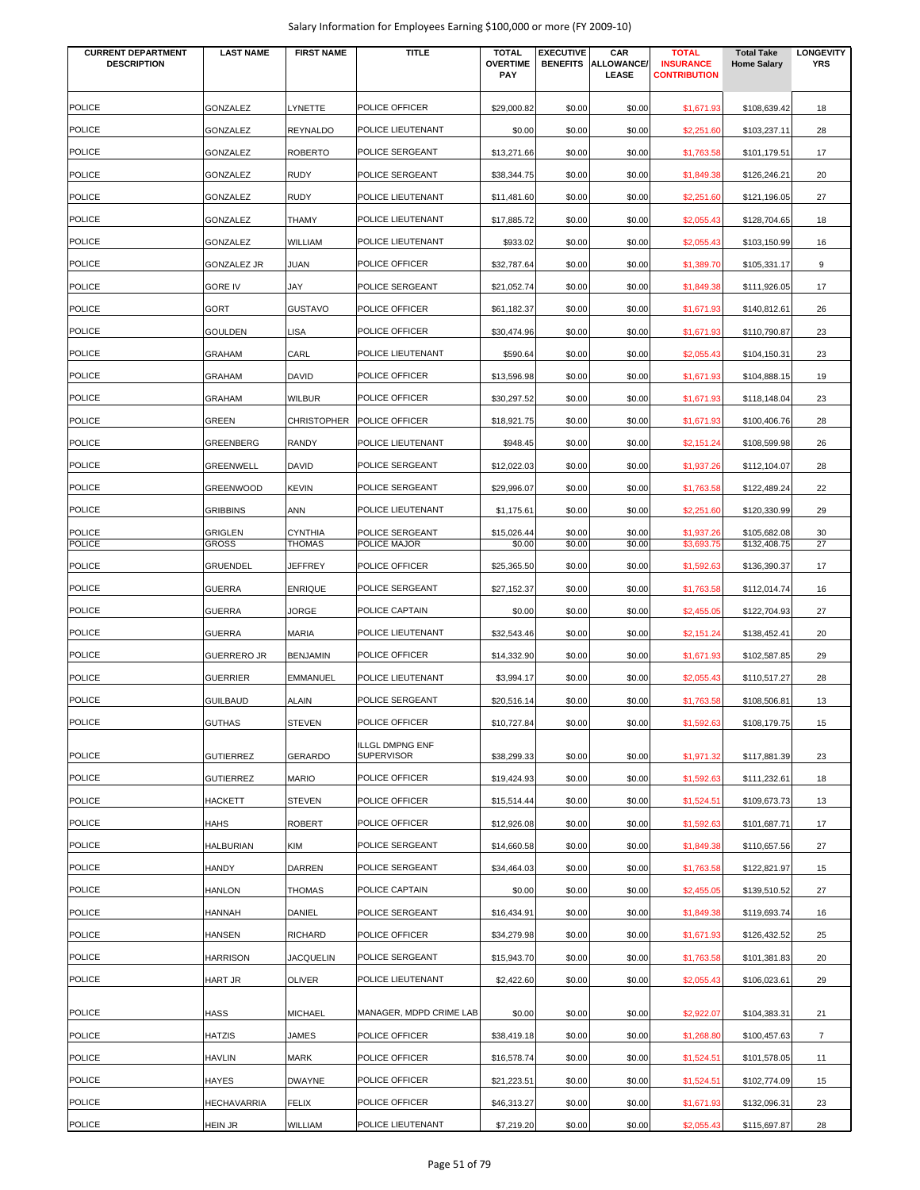| CURRENT DEPARTMENT DESCRIPTION | LAST NAME | FIRST NAME | TITLE | TOTAL OVERTIME PAY | EXECUTIVE BENEFITS | CAR ALLOWANCE/ LEASE | TOTAL INSURANCE CONTRIBUTION | Total Take Home Salary | LONGEVITY YRS |
|---|---|---|---|---|---|---|---|---|---|
| POLICE | GONZALEZ | LYNETTE | POLICE OFFICER | $29,000.82 | $0.00 | $0.00 | $1,671.93 | $108,639.42 | 18 |
| POLICE | GONZALEZ | REYNALDO | POLICE LIEUTENANT | $0.00 | $0.00 | $0.00 | $2,251.60 | $103,237.11 | 28 |
| POLICE | GONZALEZ | ROBERTO | POLICE SERGEANT | $13,271.66 | $0.00 | $0.00 | $1,763.58 | $101,179.51 | 17 |
| POLICE | GONZALEZ | RUDY | POLICE SERGEANT | $38,344.75 | $0.00 | $0.00 | $1,849.38 | $126,246.21 | 20 |
| POLICE | GONZALEZ | RUDY | POLICE LIEUTENANT | $11,481.60 | $0.00 | $0.00 | $2,251.60 | $121,196.05 | 27 |
| POLICE | GONZALEZ | THAMY | POLICE LIEUTENANT | $17,885.72 | $0.00 | $0.00 | $2,055.43 | $128,704.65 | 18 |
| POLICE | GONZALEZ | WILLIAM | POLICE LIEUTENANT | $933.02 | $0.00 | $0.00 | $2,055.43 | $103,150.99 | 16 |
| POLICE | GONZALEZ JR | JUAN | POLICE OFFICER | $32,787.64 | $0.00 | $0.00 | $1,389.70 | $105,331.17 | 9 |
| POLICE | GORE IV | JAY | POLICE SERGEANT | $21,052.74 | $0.00 | $0.00 | $1,849.38 | $111,926.05 | 17 |
| POLICE | GORT | GUSTAVO | POLICE OFFICER | $61,182.37 | $0.00 | $0.00 | $1,671.93 | $140,812.61 | 26 |
| POLICE | GOULDEN | LISA | POLICE OFFICER | $30,474.96 | $0.00 | $0.00 | $1,671.93 | $110,790.87 | 23 |
| POLICE | GRAHAM | CARL | POLICE LIEUTENANT | $590.64 | $0.00 | $0.00 | $2,055.43 | $104,150.31 | 23 |
| POLICE | GRAHAM | DAVID | POLICE OFFICER | $13,596.98 | $0.00 | $0.00 | $1,671.93 | $104,888.15 | 19 |
| POLICE | GRAHAM | WILBUR | POLICE OFFICER | $30,297.52 | $0.00 | $0.00 | $1,671.93 | $118,148.04 | 23 |
| POLICE | GREEN | CHRISTOPHER | POLICE OFFICER | $18,921.75 | $0.00 | $0.00 | $1,671.93 | $100,406.76 | 28 |
| POLICE | GREENBERG | RANDY | POLICE LIEUTENANT | $948.45 | $0.00 | $0.00 | $2,151.24 | $108,599.98 | 26 |
| POLICE | GREENWELL | DAVID | POLICE SERGEANT | $12,022.03 | $0.00 | $0.00 | $1,937.26 | $112,104.07 | 28 |
| POLICE | GREENWOOD | KEVIN | POLICE SERGEANT | $29,996.07 | $0.00 | $0.00 | $1,763.58 | $122,489.24 | 22 |
| POLICE | GRIBBINS | ANN | POLICE LIEUTENANT | $1,175.61 | $0.00 | $0.00 | $2,251.60 | $120,330.99 | 29 |
| POLICE | GRIGLEN | CYNTHIA | POLICE SERGEANT | $15,026.44 | $0.00 | $0.00 | $1,937.26 | $105,682.08 | 30 |
| POLICE | GROSS | THOMAS | POLICE MAJOR | $0.00 | $0.00 | $0.00 | $3,693.75 | $132,408.75 | 27 |
| POLICE | GRUENDEL | JEFFREY | POLICE OFFICER | $25,365.50 | $0.00 | $0.00 | $1,592.63 | $136,390.37 | 17 |
| POLICE | GUERRA | ENRIQUE | POLICE SERGEANT | $27,152.37 | $0.00 | $0.00 | $1,763.58 | $112,014.74 | 16 |
| POLICE | GUERRA | JORGE | POLICE CAPTAIN | $0.00 | $0.00 | $0.00 | $2,455.05 | $122,704.93 | 27 |
| POLICE | GUERRA | MARIA | POLICE LIEUTENANT | $32,543.46 | $0.00 | $0.00 | $2,151.24 | $138,452.41 | 20 |
| POLICE | GUERRERO JR | BENJAMIN | POLICE OFFICER | $14,332.90 | $0.00 | $0.00 | $1,671.93 | $102,587.85 | 29 |
| POLICE | GUERRIER | EMMANUEL | POLICE LIEUTENANT | $3,994.17 | $0.00 | $0.00 | $2,055.43 | $110,517.27 | 28 |
| POLICE | GUILBAUD | ALAIN | POLICE SERGEANT | $20,516.14 | $0.00 | $0.00 | $1,763.58 | $108,506.81 | 13 |
| POLICE | GUTHAS | STEVEN | POLICE OFFICER | $10,727.84 | $0.00 | $0.00 | $1,592.63 | $108,179.75 | 15 |
| POLICE | GUTIERREZ | GERARDO | ILLGL DMPNG ENF SUPERVISOR | $38,299.33 | $0.00 | $0.00 | $1,971.32 | $117,881.39 | 23 |
| POLICE | GUTIERREZ | MARIO | POLICE OFFICER | $19,424.93 | $0.00 | $0.00 | $1,592.63 | $111,232.61 | 18 |
| POLICE | HACKETT | STEVEN | POLICE OFFICER | $15,514.44 | $0.00 | $0.00 | $1,524.51 | $109,673.73 | 13 |
| POLICE | HAHS | ROBERT | POLICE OFFICER | $12,926.08 | $0.00 | $0.00 | $1,592.63 | $101,687.71 | 17 |
| POLICE | HALBURIAN | KIM | POLICE SERGEANT | $14,660.58 | $0.00 | $0.00 | $1,849.38 | $110,657.56 | 27 |
| POLICE | HANDY | DARREN | POLICE SERGEANT | $34,464.03 | $0.00 | $0.00 | $1,763.58 | $122,821.97 | 15 |
| POLICE | HANLON | THOMAS | POLICE CAPTAIN | $0.00 | $0.00 | $0.00 | $2,455.05 | $139,510.52 | 27 |
| POLICE | HANNAH | DANIEL | POLICE SERGEANT | $16,434.91 | $0.00 | $0.00 | $1,849.38 | $119,693.74 | 16 |
| POLICE | HANSEN | RICHARD | POLICE OFFICER | $34,279.98 | $0.00 | $0.00 | $1,671.93 | $126,432.52 | 25 |
| POLICE | HARRISON | JACQUELIN | POLICE SERGEANT | $15,943.70 | $0.00 | $0.00 | $1,763.58 | $101,381.83 | 20 |
| POLICE | HART JR | OLIVER | POLICE LIEUTENANT | $2,422.60 | $0.00 | $0.00 | $2,055.43 | $106,023.61 | 29 |
| POLICE | HASS | MICHAEL | MANAGER, MDPD CRIME LAB | $0.00 | $0.00 | $0.00 | $2,922.07 | $104,383.31 | 21 |
| POLICE | HATZIS | JAMES | POLICE OFFICER | $38,419.18 | $0.00 | $0.00 | $1,268.80 | $100,457.63 | 7 |
| POLICE | HAVLIN | MARK | POLICE OFFICER | $16,578.74 | $0.00 | $0.00 | $1,524.51 | $101,578.05 | 11 |
| POLICE | HAYES | DWAYNE | POLICE OFFICER | $21,223.51 | $0.00 | $0.00 | $1,524.51 | $102,774.09 | 15 |
| POLICE | HECHAVARRIA | FELIX | POLICE OFFICER | $46,313.27 | $0.00 | $0.00 | $1,671.93 | $132,096.31 | 23 |
| POLICE | HEIN JR | WILLIAM | POLICE LIEUTENANT | $7,219.20 | $0.00 | $0.00 | $2,055.43 | $115,697.87 | 28 |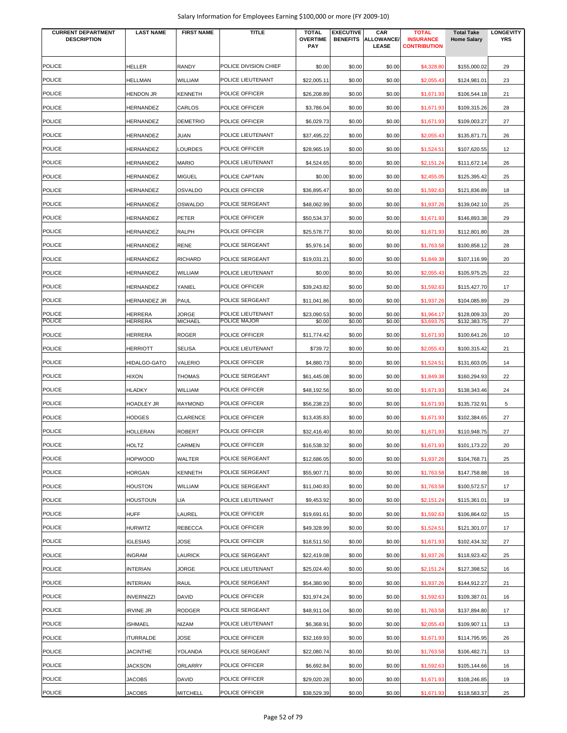Salary Information for Employees Earning $100,000 or more (FY 2009-10)

| CURRENT DEPARTMENT DESCRIPTION | LAST NAME | FIRST NAME | TITLE | TOTAL OVERTIME PAY | EXECUTIVE BENEFITS | CAR ALLOWANCE/ LEASE | TOTAL INSURANCE CONTRIBUTION | Total Take Home Salary | LONGEVITY YRS |
|---|---|---|---|---|---|---|---|---|---|
| POLICE | HELLER | RANDY | POLICE DIVISION CHIEF | $0.00 | $0.00 | $0.00 | $4,328.80 | $155,000.02 | 29 |
| POLICE | HELLMAN | WILLIAM | POLICE LIEUTENANT | $22,005.11 | $0.00 | $0.00 | $2,055.43 | $124,981.01 | 23 |
| POLICE | HENDON JR | KENNETH | POLICE OFFICER | $26,208.89 | $0.00 | $0.00 | $1,671.93 | $106,544.18 | 21 |
| POLICE | HERNANDEZ | CARLOS | POLICE OFFICER | $3,786.04 | $0.00 | $0.00 | $1,671.93 | $109,315.26 | 28 |
| POLICE | HERNANDEZ | DEMETRIO | POLICE OFFICER | $6,029.73 | $0.00 | $0.00 | $1,671.93 | $109,003.27 | 27 |
| POLICE | HERNANDEZ | JUAN | POLICE LIEUTENANT | $37,495.22 | $0.00 | $0.00 | $2,055.43 | $135,871.71 | 26 |
| POLICE | HERNANDEZ | LOURDES | POLICE OFFICER | $28,965.19 | $0.00 | $0.00 | $1,524.51 | $107,620.55 | 12 |
| POLICE | HERNANDEZ | MARIO | POLICE LIEUTENANT | $4,524.65 | $0.00 | $0.00 | $2,151.24 | $111,672.14 | 26 |
| POLICE | HERNANDEZ | MIGUEL | POLICE CAPTAIN | $0.00 | $0.00 | $0.00 | $2,455.05 | $125,395.42 | 25 |
| POLICE | HERNANDEZ | OSVALDO | POLICE OFFICER | $36,895.47 | $0.00 | $0.00 | $1,592.63 | $121,836.89 | 18 |
| POLICE | HERNANDEZ | OSWALDO | POLICE SERGEANT | $48,062.99 | $0.00 | $0.00 | $1,937.26 | $139,042.10 | 25 |
| POLICE | HERNANDEZ | PETER | POLICE OFFICER | $50,534.37 | $0.00 | $0.00 | $1,671.93 | $146,893.38 | 29 |
| POLICE | HERNANDEZ | RALPH | POLICE OFFICER | $25,578.77 | $0.00 | $0.00 | $1,671.93 | $112,801.80 | 28 |
| POLICE | HERNANDEZ | RENE | POLICE SERGEANT | $5,976.14 | $0.00 | $0.00 | $1,763.58 | $100,858.12 | 28 |
| POLICE | HERNANDEZ | RICHARD | POLICE SERGEANT | $19,031.21 | $0.00 | $0.00 | $1,849.38 | $107,116.99 | 20 |
| POLICE | HERNANDEZ | WILLIAM | POLICE LIEUTENANT | $0.00 | $0.00 | $0.00 | $2,055.43 | $105,975.25 | 22 |
| POLICE | HERNANDEZ | YANIEL | POLICE OFFICER | $39,243.82 | $0.00 | $0.00 | $1,592.63 | $115,427.70 | 17 |
| POLICE | HERNANDEZ JR | PAUL | POLICE SERGEANT | $11,041.86 | $0.00 | $0.00 | $1,937.26 | $104,085.89 | 29 |
| POLICE | HERRERA | JORGE | POLICE LIEUTENANT | $23,090.53 | $0.00 | $0.00 | $1,964.17 | $128,009.33 | 20 |
| POLICE | HERRERA | MICHAEL | POLICE MAJOR | $0.00 | $0.00 | $0.00 | $3,693.75 | $132,383.75 | 27 |
| POLICE | HERRERA | ROGER | POLICE OFFICER | $11,774.42 | $0.00 | $0.00 | $1,671.93 | $100,641.26 | 10 |
| POLICE | HERRIOTT | SELISA | POLICE LIEUTENANT | $739.72 | $0.00 | $0.00 | $2,055.43 | $100,315.42 | 21 |
| POLICE | HIDALGO-GATO | VALERIO | POLICE OFFICER | $4,880.73 | $0.00 | $0.00 | $1,524.51 | $131,603.05 | 14 |
| POLICE | HIXON | THOMAS | POLICE SERGEANT | $61,445.08 | $0.00 | $0.00 | $1,849.38 | $160,294.93 | 22 |
| POLICE | HLADKY | WILLIAM | POLICE OFFICER | $48,192.56 | $0.00 | $0.00 | $1,671.93 | $138,343.46 | 24 |
| POLICE | HOADLEY JR | RAYMOND | POLICE OFFICER | $56,238.23 | $0.00 | $0.00 | $1,671.93 | $135,732.91 | 5 |
| POLICE | HODGES | CLARENCE | POLICE OFFICER | $13,435.83 | $0.00 | $0.00 | $1,671.93 | $102,384.65 | 27 |
| POLICE | HOLLERAN | ROBERT | POLICE OFFICER | $32,416.40 | $0.00 | $0.00 | $1,671.93 | $110,948.75 | 27 |
| POLICE | HOLTZ | CARMEN | POLICE OFFICER | $16,538.32 | $0.00 | $0.00 | $1,671.93 | $101,173.22 | 20 |
| POLICE | HOPWOOD | WALTER | POLICE SERGEANT | $12,686.05 | $0.00 | $0.00 | $1,937.26 | $104,768.71 | 25 |
| POLICE | HORGAN | KENNETH | POLICE SERGEANT | $55,907.71 | $0.00 | $0.00 | $1,763.58 | $147,758.88 | 16 |
| POLICE | HOUSTON | WILLIAM | POLICE SERGEANT | $11,040.83 | $0.00 | $0.00 | $1,763.58 | $100,572.57 | 17 |
| POLICE | HOUSTOUN | LIA | POLICE LIEUTENANT | $9,453.92 | $0.00 | $0.00 | $2,151.24 | $115,361.01 | 19 |
| POLICE | HUFF | LAUREL | POLICE OFFICER | $19,691.61 | $0.00 | $0.00 | $1,592.63 | $106,864.02 | 15 |
| POLICE | HURWITZ | REBECCA | POLICE OFFICER | $49,328.99 | $0.00 | $0.00 | $1,524.51 | $121,301.07 | 17 |
| POLICE | IGLESIAS | JOSE | POLICE OFFICER | $18,511.50 | $0.00 | $0.00 | $1,671.93 | $102,434.32 | 27 |
| POLICE | INGRAM | LAURICK | POLICE SERGEANT | $22,419.08 | $0.00 | $0.00 | $1,937.26 | $118,923.42 | 25 |
| POLICE | INTERIAN | JORGE | POLICE LIEUTENANT | $25,024.40 | $0.00 | $0.00 | $2,151.24 | $127,398.52 | 16 |
| POLICE | INTERIAN | RAUL | POLICE SERGEANT | $54,380.90 | $0.00 | $0.00 | $1,937.26 | $144,912.27 | 21 |
| POLICE | INVERNIZZI | DAVID | POLICE OFFICER | $31,974.24 | $0.00 | $0.00 | $1,592.63 | $109,387.01 | 16 |
| POLICE | IRVINE JR | RODGER | POLICE SERGEANT | $48,911.04 | $0.00 | $0.00 | $1,763.58 | $137,894.80 | 17 |
| POLICE | ISHMAEL | NIZAM | POLICE LIEUTENANT | $6,368.91 | $0.00 | $0.00 | $2,055.43 | $109,907.11 | 13 |
| POLICE | ITURRALDE | JOSE | POLICE OFFICER | $32,169.93 | $0.00 | $0.00 | $1,671.93 | $114,795.95 | 26 |
| POLICE | JACINTHE | YOLANDA | POLICE SERGEANT | $22,080.74 | $0.00 | $0.00 | $1,763.58 | $106,482.71 | 13 |
| POLICE | JACKSON | ORLARRY | POLICE OFFICER | $6,692.84 | $0.00 | $0.00 | $1,592.63 | $105,144.66 | 16 |
| POLICE | JACOBS | DAVID | POLICE OFFICER | $29,020.28 | $0.00 | $0.00 | $1,671.93 | $108,246.85 | 19 |
| POLICE | JACOBS | MITCHELL | POLICE OFFICER | $38,529.39 | $0.00 | $0.00 | $1,671.93 | $118,583.37 | 25 |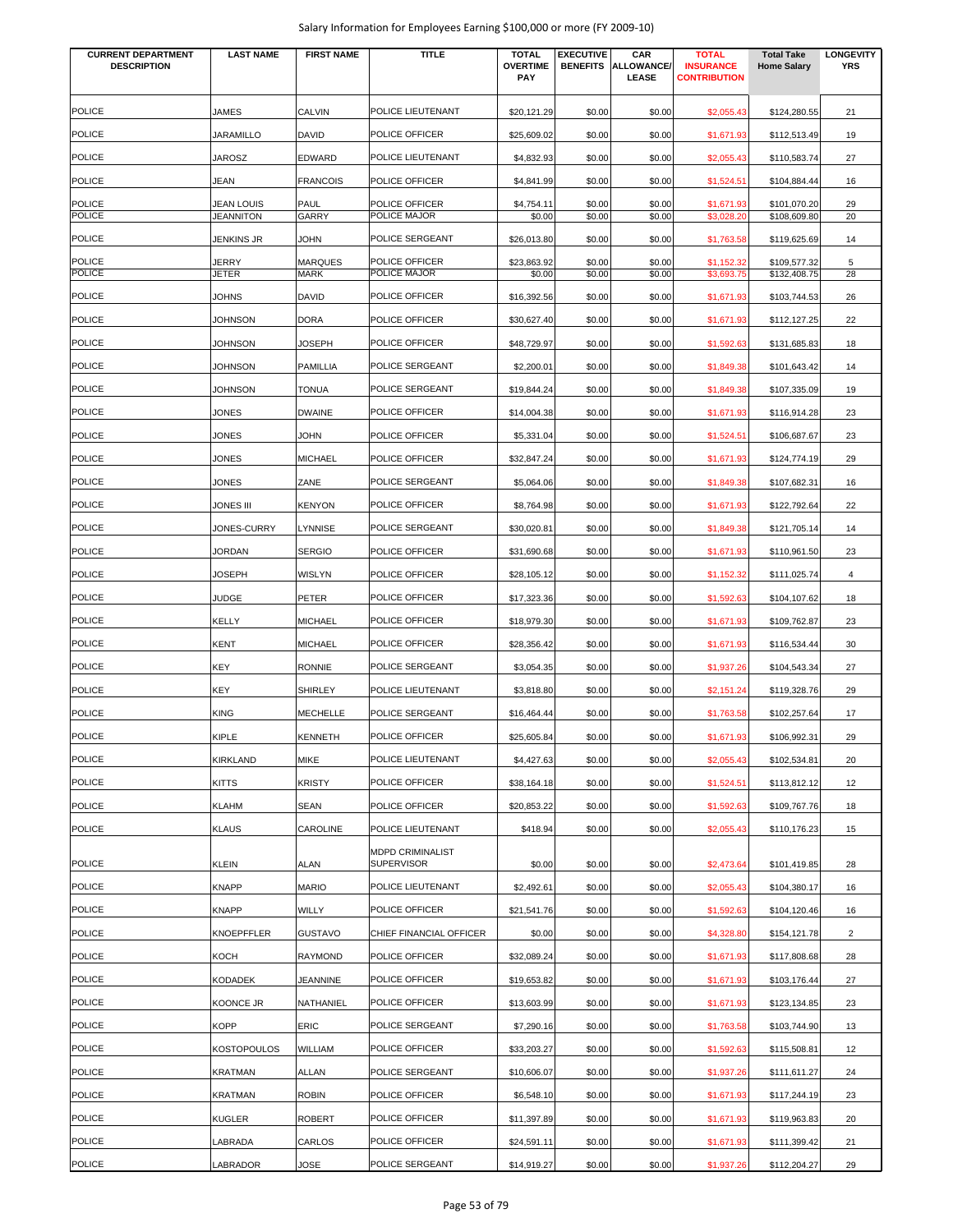| CURRENT DEPARTMENT DESCRIPTION | LAST NAME | FIRST NAME | TITLE | TOTAL OVERTIME PAY | EXECUTIVE BENEFITS | CAR ALLOWANCE/ LEASE | TOTAL INSURANCE CONTRIBUTION | Total Take Home Salary | LONGEVITY YRS |
|---|---|---|---|---|---|---|---|---|---|
| POLICE | JAMES | CALVIN | POLICE LIEUTENANT | $20,121.29 | $0.00 | $0.00 | $2,055.43 | $124,280.55 | 21 |
| POLICE | JARAMILLO | DAVID | POLICE OFFICER | $25,609.02 | $0.00 | $0.00 | $1,671.93 | $112,513.49 | 19 |
| POLICE | JAROSZ | EDWARD | POLICE LIEUTENANT | $4,832.93 | $0.00 | $0.00 | $2,055.43 | $110,583.74 | 27 |
| POLICE | JEAN | FRANCOIS | POLICE OFFICER | $4,841.99 | $0.00 | $0.00 | $1,524.51 | $104,884.44 | 16 |
| POLICE | JEAN LOUIS | PAUL | POLICE OFFICER | $4,754.11 | $0.00 | $0.00 | $1,671.93 | $101,070.20 | 29 |
| POLICE | JEANNITON | GARRY | POLICE MAJOR | $0.00 | $0.00 | $0.00 | $3,028.20 | $108,609.80 | 20 |
| POLICE | JENKINS JR | JOHN | POLICE SERGEANT | $26,013.80 | $0.00 | $0.00 | $1,763.58 | $119,625.69 | 14 |
| POLICE | JERRY | MARQUES | POLICE OFFICER | $23,863.92 | $0.00 | $0.00 | $1,152.32 | $109,577.32 | 5 |
| POLICE | JETER | MARK | POLICE MAJOR | $0.00 | $0.00 | $0.00 | $3,693.75 | $132,408.75 | 28 |
| POLICE | JOHNS | DAVID | POLICE OFFICER | $16,392.56 | $0.00 | $0.00 | $1,671.93 | $103,744.53 | 26 |
| POLICE | JOHNSON | DORA | POLICE OFFICER | $30,627.40 | $0.00 | $0.00 | $1,671.93 | $112,127.25 | 22 |
| POLICE | JOHNSON | JOSEPH | POLICE OFFICER | $48,729.97 | $0.00 | $0.00 | $1,592.63 | $131,685.83 | 18 |
| POLICE | JOHNSON | PAMILLIA | POLICE SERGEANT | $2,200.01 | $0.00 | $0.00 | $1,849.38 | $101,643.42 | 14 |
| POLICE | JOHNSON | TONUA | POLICE SERGEANT | $19,844.24 | $0.00 | $0.00 | $1,849.38 | $107,335.09 | 19 |
| POLICE | JONES | DWAINE | POLICE OFFICER | $14,004.38 | $0.00 | $0.00 | $1,671.93 | $116,914.28 | 23 |
| POLICE | JONES | JOHN | POLICE OFFICER | $5,331.04 | $0.00 | $0.00 | $1,524.51 | $106,687.67 | 23 |
| POLICE | JONES | MICHAEL | POLICE OFFICER | $32,847.24 | $0.00 | $0.00 | $1,671.93 | $124,774.19 | 29 |
| POLICE | JONES | ZANE | POLICE SERGEANT | $5,064.06 | $0.00 | $0.00 | $1,849.38 | $107,682.31 | 16 |
| POLICE | JONES III | KENYON | POLICE OFFICER | $8,764.98 | $0.00 | $0.00 | $1,671.93 | $122,792.64 | 22 |
| POLICE | JONES-CURRY | LYNNISE | POLICE SERGEANT | $30,020.81 | $0.00 | $0.00 | $1,849.38 | $121,705.14 | 14 |
| POLICE | JORDAN | SERGIO | POLICE OFFICER | $31,690.68 | $0.00 | $0.00 | $1,671.93 | $110,961.50 | 23 |
| POLICE | JOSEPH | WISLYN | POLICE OFFICER | $28,105.12 | $0.00 | $0.00 | $1,152.32 | $111,025.74 | 4 |
| POLICE | JUDGE | PETER | POLICE OFFICER | $17,323.36 | $0.00 | $0.00 | $1,592.63 | $104,107.62 | 18 |
| POLICE | KELLY | MICHAEL | POLICE OFFICER | $18,979.30 | $0.00 | $0.00 | $1,671.93 | $109,762.87 | 23 |
| POLICE | KENT | MICHAEL | POLICE OFFICER | $28,356.42 | $0.00 | $0.00 | $1,671.93 | $116,534.44 | 30 |
| POLICE | KEY | RONNIE | POLICE SERGEANT | $3,054.35 | $0.00 | $0.00 | $1,937.26 | $104,543.34 | 27 |
| POLICE | KEY | SHIRLEY | POLICE LIEUTENANT | $3,818.80 | $0.00 | $0.00 | $2,151.24 | $119,328.76 | 29 |
| POLICE | KING | MECHELLE | POLICE SERGEANT | $16,464.44 | $0.00 | $0.00 | $1,763.58 | $102,257.64 | 17 |
| POLICE | KIPLE | KENNETH | POLICE OFFICER | $25,605.84 | $0.00 | $0.00 | $1,671.93 | $106,992.31 | 29 |
| POLICE | KIRKLAND | MIKE | POLICE LIEUTENANT | $4,427.63 | $0.00 | $0.00 | $2,055.43 | $102,534.81 | 20 |
| POLICE | KITTS | KRISTY | POLICE OFFICER | $38,164.18 | $0.00 | $0.00 | $1,524.51 | $113,812.12 | 12 |
| POLICE | KLAHM | SEAN | POLICE OFFICER | $20,853.22 | $0.00 | $0.00 | $1,592.63 | $109,767.76 | 18 |
| POLICE | KLAUS | CAROLINE | POLICE LIEUTENANT | $418.94 | $0.00 | $0.00 | $2,055.43 | $110,176.23 | 15 |
| POLICE | KLEIN | ALAN | MDPD CRIMINALIST SUPERVISOR | $0.00 | $0.00 | $0.00 | $2,473.64 | $101,419.85 | 28 |
| POLICE | KNAPP | MARIO | POLICE LIEUTENANT | $2,492.61 | $0.00 | $0.00 | $2,055.43 | $104,380.17 | 16 |
| POLICE | KNAPP | WILLY | POLICE OFFICER | $21,541.76 | $0.00 | $0.00 | $1,592.63 | $104,120.46 | 16 |
| POLICE | KNOEPFFLER | GUSTAVO | CHIEF FINANCIAL OFFICER | $0.00 | $0.00 | $0.00 | $4,328.80 | $154,121.78 | 2 |
| POLICE | KOCH | RAYMOND | POLICE OFFICER | $32,089.24 | $0.00 | $0.00 | $1,671.93 | $117,808.68 | 28 |
| POLICE | KODADEK | JEANNINE | POLICE OFFICER | $19,653.82 | $0.00 | $0.00 | $1,671.93 | $103,176.44 | 27 |
| POLICE | KOONCE JR | NATHANIEL | POLICE OFFICER | $13,603.99 | $0.00 | $0.00 | $1,671.93 | $123,134.85 | 23 |
| POLICE | KOPP | ERIC | POLICE SERGEANT | $7,290.16 | $0.00 | $0.00 | $1,763.58 | $103,744.90 | 13 |
| POLICE | KOSTOPOULOS | WILLIAM | POLICE OFFICER | $33,203.27 | $0.00 | $0.00 | $1,592.63 | $115,508.81 | 12 |
| POLICE | KRATMAN | ALLAN | POLICE SERGEANT | $10,606.07 | $0.00 | $0.00 | $1,937.26 | $111,611.27 | 24 |
| POLICE | KRATMAN | ROBIN | POLICE OFFICER | $6,548.10 | $0.00 | $0.00 | $1,671.93 | $117,244.19 | 23 |
| POLICE | KUGLER | ROBERT | POLICE OFFICER | $11,397.89 | $0.00 | $0.00 | $1,671.93 | $119,963.83 | 20 |
| POLICE | LABRADA | CARLOS | POLICE OFFICER | $24,591.11 | $0.00 | $0.00 | $1,671.93 | $111,399.42 | 21 |
| POLICE | LABRADOR | JOSE | POLICE SERGEANT | $14,919.27 | $0.00 | $0.00 | $1,937.26 | $112,204.27 | 29 |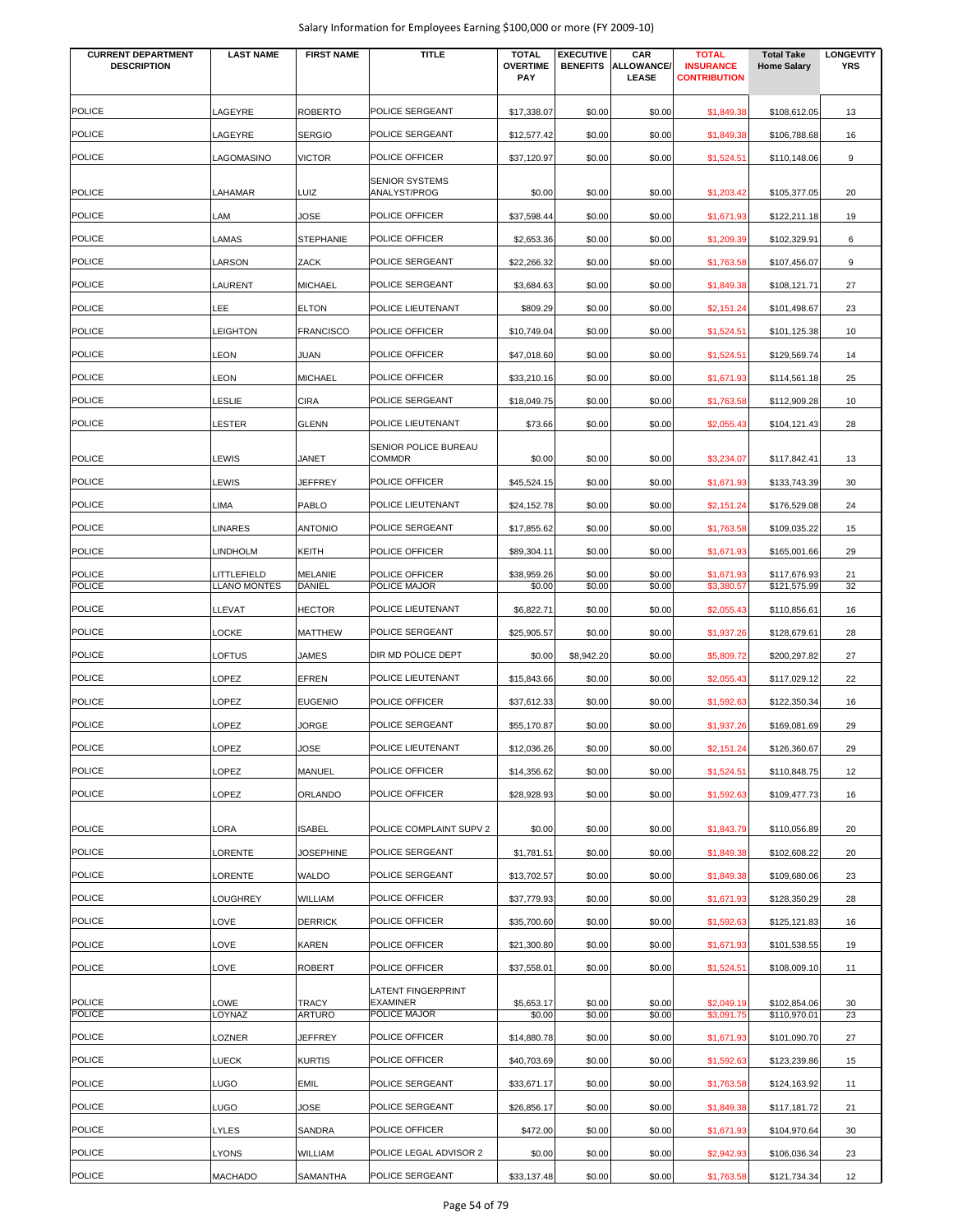Salary Information for Employees Earning $100,000 or more (FY 2009-10)

| CURRENT DEPARTMENT DESCRIPTION | LAST NAME | FIRST NAME | TITLE | TOTAL OVERTIME PAY | EXECUTIVE BENEFITS | CAR ALLOWANCE/ LEASE | TOTAL INSURANCE CONTRIBUTION | Total Take Home Salary | LONGEVITY YRS |
|---|---|---|---|---|---|---|---|---|---|
| POLICE | LAGEYRE | ROBERTO | POLICE SERGEANT | $17,338.07 | $0.00 | $0.00 | $1,849.38 | $108,612.05 | 13 |
| POLICE | LAGEYRE | SERGIO | POLICE SERGEANT | $12,577.42 | $0.00 | $0.00 | $1,849.38 | $106,788.68 | 16 |
| POLICE | LAGOMASINO | VICTOR | POLICE OFFICER | $37,120.97 | $0.00 | $0.00 | $1,524.51 | $110,148.06 | 9 |
| POLICE | LAHAMAR | LUIZ | SENIOR SYSTEMS ANALYST/PROG | $0.00 | $0.00 | $0.00 | $1,203.42 | $105,377.05 | 20 |
| POLICE | LAM | JOSE | POLICE OFFICER | $37,598.44 | $0.00 | $0.00 | $1,671.93 | $122,211.18 | 19 |
| POLICE | LAMAS | STEPHANIE | POLICE OFFICER | $2,653.36 | $0.00 | $0.00 | $1,209.39 | $102,329.91 | 6 |
| POLICE | LARSON | ZACK | POLICE SERGEANT | $22,266.32 | $0.00 | $0.00 | $1,763.58 | $107,456.07 | 9 |
| POLICE | LAURENT | MICHAEL | POLICE SERGEANT | $3,684.63 | $0.00 | $0.00 | $1,849.38 | $108,121.71 | 27 |
| POLICE | LEE | ELTON | POLICE LIEUTENANT | $809.29 | $0.00 | $0.00 | $2,151.24 | $101,498.67 | 23 |
| POLICE | LEIGHTON | FRANCISCO | POLICE OFFICER | $10,749.04 | $0.00 | $0.00 | $1,524.51 | $101,125.38 | 10 |
| POLICE | LEON | JUAN | POLICE OFFICER | $47,018.60 | $0.00 | $0.00 | $1,524.51 | $129,569.74 | 14 |
| POLICE | LEON | MICHAEL | POLICE OFFICER | $33,210.16 | $0.00 | $0.00 | $1,671.93 | $114,561.18 | 25 |
| POLICE | LESLIE | CIRA | POLICE SERGEANT | $18,049.75 | $0.00 | $0.00 | $1,763.58 | $112,909.28 | 10 |
| POLICE | LESTER | GLENN | POLICE LIEUTENANT | $73.66 | $0.00 | $0.00 | $2,055.43 | $104,121.43 | 28 |
| POLICE | LEWIS | JANET | SENIOR POLICE BUREAU COMMDR | $0.00 | $0.00 | $0.00 | $3,234.07 | $117,842.41 | 13 |
| POLICE | LEWIS | JEFFREY | POLICE OFFICER | $45,524.15 | $0.00 | $0.00 | $1,671.93 | $133,743.39 | 30 |
| POLICE | LIMA | PABLO | POLICE LIEUTENANT | $24,152.78 | $0.00 | $0.00 | $2,151.24 | $176,529.08 | 24 |
| POLICE | LINARES | ANTONIO | POLICE SERGEANT | $17,855.62 | $0.00 | $0.00 | $1,763.58 | $109,035.22 | 15 |
| POLICE | LINDHOLM | KEITH | POLICE OFFICER | $89,304.11 | $0.00 | $0.00 | $1,671.93 | $165,001.66 | 29 |
| POLICE | LITTLEFIELD | MELANIE | POLICE OFFICER | $38,959.26 | $0.00 | $0.00 | $1,671.93 | $117,676.93 | 21 |
| POLICE | LLANO MONTES | DANIEL | POLICE MAJOR | $0.00 | $0.00 | $0.00 | $3,380.57 | $121,575.99 | 32 |
| POLICE | LLEVAT | HECTOR | POLICE LIEUTENANT | $6,822.71 | $0.00 | $0.00 | $2,055.43 | $110,856.61 | 16 |
| POLICE | LOCKE | MATTHEW | POLICE SERGEANT | $25,905.57 | $0.00 | $0.00 | $1,937.26 | $128,679.61 | 28 |
| POLICE | LOFTUS | JAMES | DIR MD POLICE DEPT | $0.00 | $8,942.20 | $0.00 | $5,809.72 | $200,297.82 | 27 |
| POLICE | LOPEZ | EFREN | POLICE LIEUTENANT | $15,843.66 | $0.00 | $0.00 | $2,055.43 | $117,029.12 | 22 |
| POLICE | LOPEZ | EUGENIO | POLICE OFFICER | $37,612.33 | $0.00 | $0.00 | $1,592.63 | $122,350.34 | 16 |
| POLICE | LOPEZ | JORGE | POLICE SERGEANT | $55,170.87 | $0.00 | $0.00 | $1,937.26 | $169,081.69 | 29 |
| POLICE | LOPEZ | JOSE | POLICE LIEUTENANT | $12,036.26 | $0.00 | $0.00 | $2,151.24 | $126,360.67 | 29 |
| POLICE | LOPEZ | MANUEL | POLICE OFFICER | $14,356.62 | $0.00 | $0.00 | $1,524.51 | $110,848.75 | 12 |
| POLICE | LOPEZ | ORLANDO | POLICE OFFICER | $28,928.93 | $0.00 | $0.00 | $1,592.63 | $109,477.73 | 16 |
| POLICE | LORA | ISABEL | POLICE COMPLAINT SUPV 2 | $0.00 | $0.00 | $0.00 | $1,843.79 | $110,056.89 | 20 |
| POLICE | LORENTE | JOSEPHINE | POLICE SERGEANT | $1,781.51 | $0.00 | $0.00 | $1,849.38 | $102,608.22 | 20 |
| POLICE | LORENTE | WALDO | POLICE SERGEANT | $13,702.57 | $0.00 | $0.00 | $1,849.38 | $109,680.06 | 23 |
| POLICE | LOUGHREY | WILLIAM | POLICE OFFICER | $37,779.93 | $0.00 | $0.00 | $1,671.93 | $128,350.29 | 28 |
| POLICE | LOVE | DERRICK | POLICE OFFICER | $35,700.60 | $0.00 | $0.00 | $1,592.63 | $125,121.83 | 16 |
| POLICE | LOVE | KAREN | POLICE OFFICER | $21,300.80 | $0.00 | $0.00 | $1,671.93 | $101,538.55 | 19 |
| POLICE | LOVE | ROBERT | POLICE OFFICER | $37,558.01 | $0.00 | $0.00 | $1,524.51 | $108,009.10 | 11 |
| POLICE | LOWE | TRACY | LATENT FINGERPRINT EXAMINER | $5,653.17 | $0.00 | $0.00 | $2,049.19 | $102,854.06 | 30 |
| POLICE | LOYNAZ | ARTURO | POLICE MAJOR | $0.00 | $0.00 | $0.00 | $3,091.75 | $110,970.01 | 23 |
| POLICE | LOZNER | JEFFREY | POLICE OFFICER | $14,880.78 | $0.00 | $0.00 | $1,671.93 | $101,090.70 | 27 |
| POLICE | LUECK | KURTIS | POLICE OFFICER | $40,703.69 | $0.00 | $0.00 | $1,592.63 | $123,239.86 | 15 |
| POLICE | LUGO | EMIL | POLICE SERGEANT | $33,671.17 | $0.00 | $0.00 | $1,763.58 | $124,163.92 | 11 |
| POLICE | LUGO | JOSE | POLICE SERGEANT | $26,856.17 | $0.00 | $0.00 | $1,849.38 | $117,181.72 | 21 |
| POLICE | LYLES | SANDRA | POLICE OFFICER | $472.00 | $0.00 | $0.00 | $1,671.93 | $104,970.64 | 30 |
| POLICE | LYONS | WILLIAM | POLICE LEGAL ADVISOR 2 | $0.00 | $0.00 | $0.00 | $2,942.93 | $106,036.34 | 23 |
| POLICE | MACHADO | SAMANTHA | POLICE SERGEANT | $33,137.48 | $0.00 | $0.00 | $1,763.58 | $121,734.34 | 12 |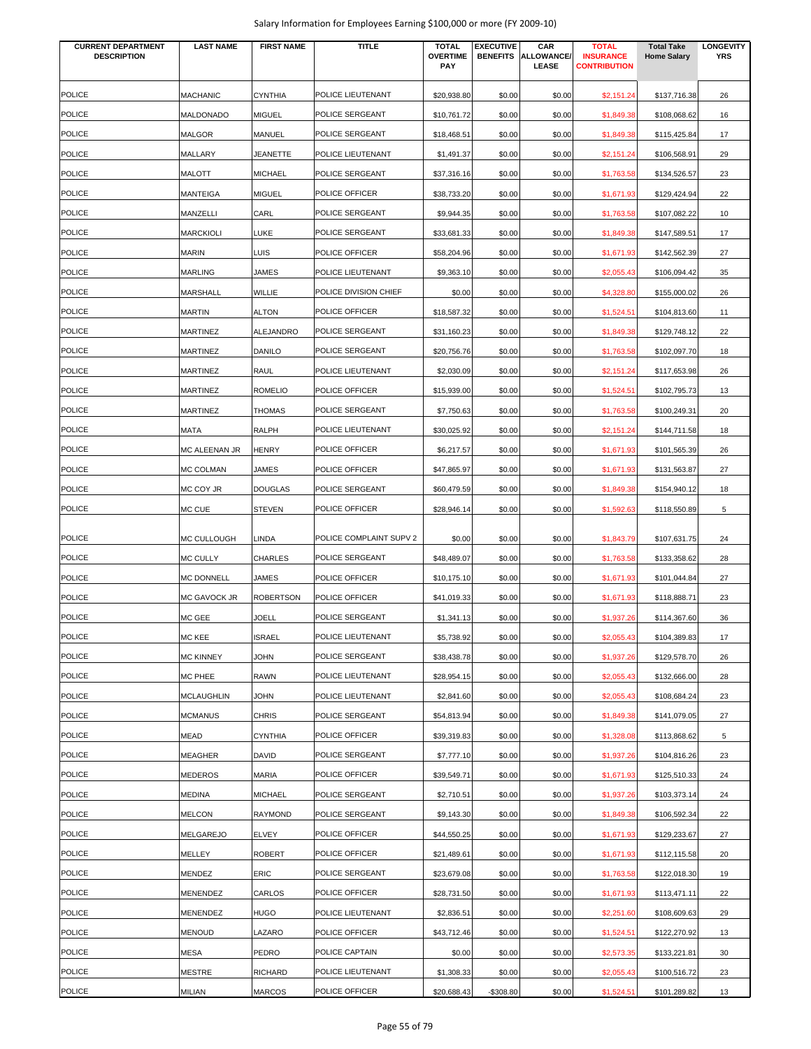| CURRENT DEPARTMENT DESCRIPTION | LAST NAME | FIRST NAME | TITLE | TOTAL OVERTIME PAY | EXECUTIVE BENEFITS | CAR ALLOWANCE/ LEASE | TOTAL INSURANCE CONTRIBUTION | Total Take Home Salary | LONGEVITY YRS |
|---|---|---|---|---|---|---|---|---|---|
| POLICE | MACHANIC | CYNTHIA | POLICE LIEUTENANT | $20,938.80 | $0.00 | $0.00 | $2,151.24 | $137,716.38 | 26 |
| POLICE | MALDONADO | MIGUEL | POLICE SERGEANT | $10,761.72 | $0.00 | $0.00 | $1,849.38 | $108,068.62 | 16 |
| POLICE | MALGOR | MANUEL | POLICE SERGEANT | $18,468.51 | $0.00 | $0.00 | $1,849.38 | $115,425.84 | 17 |
| POLICE | MALLARY | JEANETTE | POLICE LIEUTENANT | $1,491.37 | $0.00 | $0.00 | $2,151.24 | $106,568.91 | 29 |
| POLICE | MALOTT | MICHAEL | POLICE SERGEANT | $37,316.16 | $0.00 | $0.00 | $1,763.58 | $134,526.57 | 23 |
| POLICE | MANTEIGA | MIGUEL | POLICE OFFICER | $38,733.20 | $0.00 | $0.00 | $1,671.93 | $129,424.94 | 22 |
| POLICE | MANZELLI | CARL | POLICE SERGEANT | $9,944.35 | $0.00 | $0.00 | $1,763.58 | $107,082.22 | 10 |
| POLICE | MARCKIOLI | LUKE | POLICE SERGEANT | $33,681.33 | $0.00 | $0.00 | $1,849.38 | $147,589.51 | 17 |
| POLICE | MARIN | LUIS | POLICE OFFICER | $58,204.96 | $0.00 | $0.00 | $1,671.93 | $142,562.39 | 27 |
| POLICE | MARLING | JAMES | POLICE LIEUTENANT | $9,363.10 | $0.00 | $0.00 | $2,055.43 | $106,094.42 | 35 |
| POLICE | MARSHALL | WILLIE | POLICE DIVISION CHIEF | $0.00 | $0.00 | $0.00 | $4,328.80 | $155,000.02 | 26 |
| POLICE | MARTIN | ALTON | POLICE OFFICER | $18,587.32 | $0.00 | $0.00 | $1,524.51 | $104,813.60 | 11 |
| POLICE | MARTINEZ | ALEJANDRO | POLICE SERGEANT | $31,160.23 | $0.00 | $0.00 | $1,849.38 | $129,748.12 | 22 |
| POLICE | MARTINEZ | DANILO | POLICE SERGEANT | $20,756.76 | $0.00 | $0.00 | $1,763.58 | $102,097.70 | 18 |
| POLICE | MARTINEZ | RAUL | POLICE LIEUTENANT | $2,030.09 | $0.00 | $0.00 | $2,151.24 | $117,653.98 | 26 |
| POLICE | MARTINEZ | ROMELIO | POLICE OFFICER | $15,939.00 | $0.00 | $0.00 | $1,524.51 | $102,795.73 | 13 |
| POLICE | MARTINEZ | THOMAS | POLICE SERGEANT | $7,750.63 | $0.00 | $0.00 | $1,763.58 | $100,249.31 | 20 |
| POLICE | MATA | RALPH | POLICE LIEUTENANT | $30,025.92 | $0.00 | $0.00 | $2,151.24 | $144,711.58 | 18 |
| POLICE | MC ALEENAN JR | HENRY | POLICE OFFICER | $6,217.57 | $0.00 | $0.00 | $1,671.93 | $101,565.39 | 26 |
| POLICE | MC COLMAN | JAMES | POLICE OFFICER | $47,865.97 | $0.00 | $0.00 | $1,671.93 | $131,563.87 | 27 |
| POLICE | MC COY JR | DOUGLAS | POLICE SERGEANT | $60,479.59 | $0.00 | $0.00 | $1,849.38 | $154,940.12 | 18 |
| POLICE | MC CUE | STEVEN | POLICE OFFICER | $28,946.14 | $0.00 | $0.00 | $1,592.63 | $118,550.89 | 5 |
| POLICE | MC CULLOUGH | LINDA | POLICE COMPLAINT SUPV 2 | $0.00 | $0.00 | $0.00 | $1,843.79 | $107,631.75 | 24 |
| POLICE | MC CULLY | CHARLES | POLICE SERGEANT | $48,489.07 | $0.00 | $0.00 | $1,763.58 | $133,358.62 | 28 |
| POLICE | MC DONNELL | JAMES | POLICE OFFICER | $10,175.10 | $0.00 | $0.00 | $1,671.93 | $101,044.84 | 27 |
| POLICE | MC GAVOCK JR | ROBERTSON | POLICE OFFICER | $41,019.33 | $0.00 | $0.00 | $1,671.93 | $118,888.71 | 23 |
| POLICE | MC GEE | JOELL | POLICE SERGEANT | $1,341.13 | $0.00 | $0.00 | $1,937.26 | $114,367.60 | 36 |
| POLICE | MC KEE | ISRAEL | POLICE LIEUTENANT | $5,738.92 | $0.00 | $0.00 | $2,055.43 | $104,389.83 | 17 |
| POLICE | MC KINNEY | JOHN | POLICE SERGEANT | $38,438.78 | $0.00 | $0.00 | $1,937.26 | $129,578.70 | 26 |
| POLICE | MC PHEE | RAWN | POLICE LIEUTENANT | $28,954.15 | $0.00 | $0.00 | $2,055.43 | $132,666.00 | 28 |
| POLICE | MCLAUGHLIN | JOHN | POLICE LIEUTENANT | $2,841.60 | $0.00 | $0.00 | $2,055.43 | $108,684.24 | 23 |
| POLICE | MCMANUS | CHRIS | POLICE SERGEANT | $54,813.94 | $0.00 | $0.00 | $1,849.38 | $141,079.05 | 27 |
| POLICE | MEAD | CYNTHIA | POLICE OFFICER | $39,319.83 | $0.00 | $0.00 | $1,328.08 | $113,868.62 | 5 |
| POLICE | MEAGHER | DAVID | POLICE SERGEANT | $7,777.10 | $0.00 | $0.00 | $1,937.26 | $104,816.26 | 23 |
| POLICE | MEDEROS | MARIA | POLICE OFFICER | $39,549.71 | $0.00 | $0.00 | $1,671.93 | $125,510.33 | 24 |
| POLICE | MEDINA | MICHAEL | POLICE SERGEANT | $2,710.51 | $0.00 | $0.00 | $1,937.26 | $103,373.14 | 24 |
| POLICE | MELCON | RAYMOND | POLICE SERGEANT | $9,143.30 | $0.00 | $0.00 | $1,849.38 | $106,592.34 | 22 |
| POLICE | MELGAREJO | ELVEY | POLICE OFFICER | $44,550.25 | $0.00 | $0.00 | $1,671.93 | $129,233.67 | 27 |
| POLICE | MELLEY | ROBERT | POLICE OFFICER | $21,489.61 | $0.00 | $0.00 | $1,671.93 | $112,115.58 | 20 |
| POLICE | MENDEZ | ERIC | POLICE SERGEANT | $23,679.08 | $0.00 | $0.00 | $1,763.58 | $122,018.30 | 19 |
| POLICE | MENENDEZ | CARLOS | POLICE OFFICER | $28,731.50 | $0.00 | $0.00 | $1,671.93 | $113,471.11 | 22 |
| POLICE | MENENDEZ | HUGO | POLICE LIEUTENANT | $2,836.51 | $0.00 | $0.00 | $2,251.60 | $108,609.63 | 29 |
| POLICE | MENOUD | LAZARO | POLICE OFFICER | $43,712.46 | $0.00 | $0.00 | $1,524.51 | $122,270.92 | 13 |
| POLICE | MESA | PEDRO | POLICE CAPTAIN | $0.00 | $0.00 | $0.00 | $2,573.35 | $133,221.81 | 30 |
| POLICE | MESTRE | RICHARD | POLICE LIEUTENANT | $1,308.33 | $0.00 | $0.00 | $2,055.43 | $100,516.72 | 23 |
| POLICE | MILIAN | MARCOS | POLICE OFFICER | $20,688.43 | -$308.80 | $0.00 | $1,524.51 | $101,289.82 | 13 |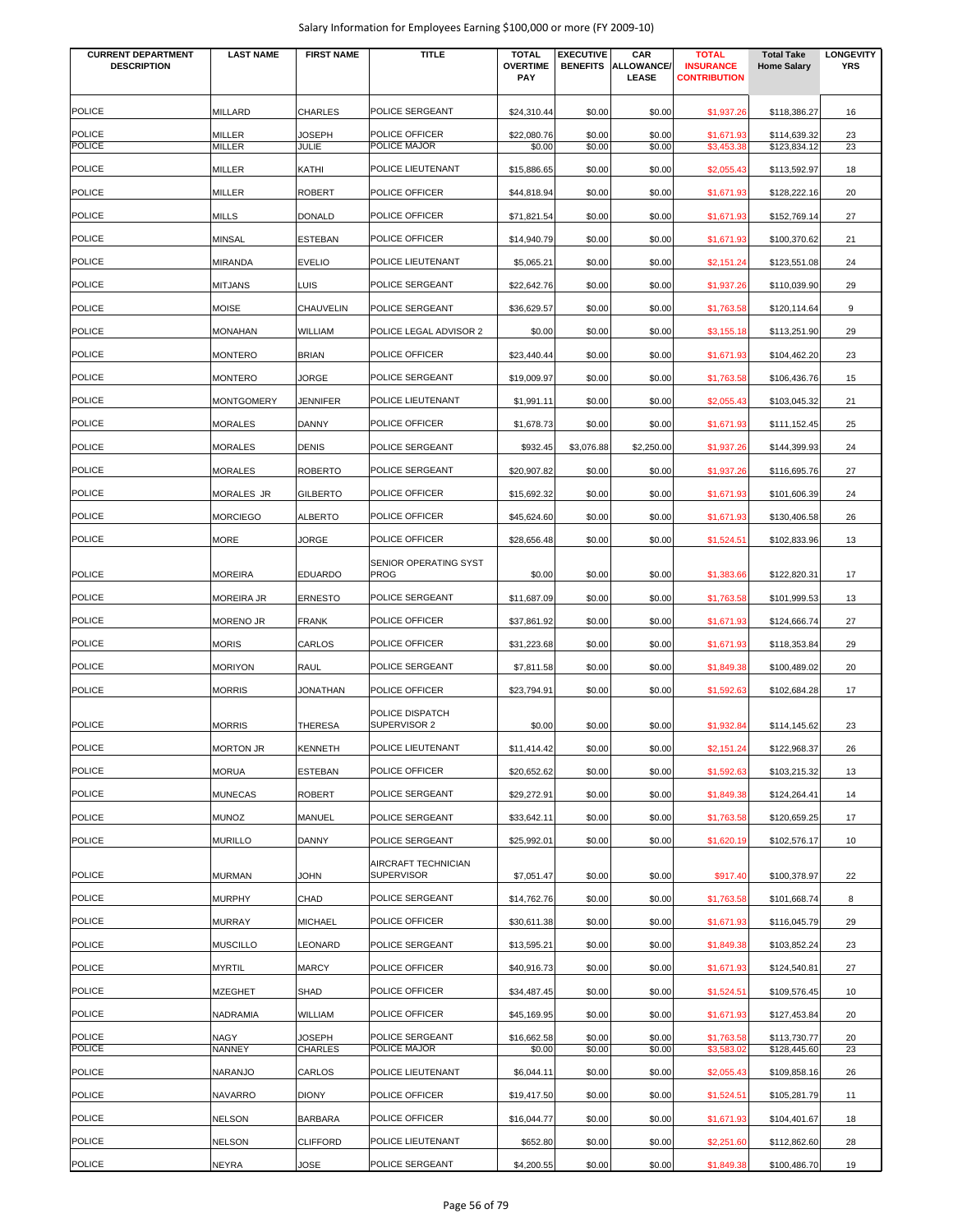Salary Information for Employees Earning $100,000 or more (FY 2009-10)

| CURRENT DEPARTMENT DESCRIPTION | LAST NAME | FIRST NAME | TITLE | TOTAL OVERTIME PAY | EXECUTIVE BENEFITS | CAR ALLOWANCE/ LEASE | TOTAL INSURANCE CONTRIBUTION | Total Take Home Salary | LONGEVITY YRS |
|---|---|---|---|---|---|---|---|---|---|
| POLICE | MILLARD | CHARLES | POLICE SERGEANT | $24,310.44 | $0.00 | $0.00 | $1,937.26 | $118,386.27 | 16 |
| POLICE | MILLER | JOSEPH | POLICE OFFICER | $22,080.76 | $0.00 | $0.00 | $1,671.93 | $114,639.32 | 23 |
| POLICE | MILLER | JULIE | POLICE MAJOR | $0.00 | $0.00 | $0.00 | $3,453.38 | $123,834.12 | 23 |
| POLICE | MILLER | KATHI | POLICE LIEUTENANT | $15,886.65 | $0.00 | $0.00 | $2,055.43 | $113,592.97 | 18 |
| POLICE | MILLER | ROBERT | POLICE OFFICER | $44,818.94 | $0.00 | $0.00 | $1,671.93 | $128,222.16 | 20 |
| POLICE | MILLS | DONALD | POLICE OFFICER | $71,821.54 | $0.00 | $0.00 | $1,671.93 | $152,769.14 | 27 |
| POLICE | MINSAL | ESTEBAN | POLICE OFFICER | $14,940.79 | $0.00 | $0.00 | $1,671.93 | $100,370.62 | 21 |
| POLICE | MIRANDA | EVELIO | POLICE LIEUTENANT | $5,065.21 | $0.00 | $0.00 | $2,151.24 | $123,551.08 | 24 |
| POLICE | MITJANS | LUIS | POLICE SERGEANT | $22,642.76 | $0.00 | $0.00 | $1,937.26 | $110,039.90 | 29 |
| POLICE | MOISE | CHAUVELIN | POLICE SERGEANT | $36,629.57 | $0.00 | $0.00 | $1,763.58 | $120,114.64 | 9 |
| POLICE | MONAHAN | WILLIAM | POLICE LEGAL ADVISOR 2 | $0.00 | $0.00 | $0.00 | $3,155.18 | $113,251.90 | 29 |
| POLICE | MONTERO | BRIAN | POLICE OFFICER | $23,440.44 | $0.00 | $0.00 | $1,671.93 | $104,462.20 | 23 |
| POLICE | MONTERO | JORGE | POLICE SERGEANT | $19,009.97 | $0.00 | $0.00 | $1,763.58 | $106,436.76 | 15 |
| POLICE | MONTGOMERY | JENNIFER | POLICE LIEUTENANT | $1,991.11 | $0.00 | $0.00 | $2,055.43 | $103,045.32 | 21 |
| POLICE | MORALES | DANNY | POLICE OFFICER | $1,678.73 | $0.00 | $0.00 | $1,671.93 | $111,152.45 | 25 |
| POLICE | MORALES | DENIS | POLICE SERGEANT | $932.45 | $3,076.88 | $2,250.00 | $1,937.26 | $144,399.93 | 24 |
| POLICE | MORALES | ROBERTO | POLICE SERGEANT | $20,907.82 | $0.00 | $0.00 | $1,937.26 | $116,695.76 | 27 |
| POLICE | MORALES JR | GILBERTO | POLICE OFFICER | $15,692.32 | $0.00 | $0.00 | $1,671.93 | $101,606.39 | 24 |
| POLICE | MORCIEGO | ALBERTO | POLICE OFFICER | $45,624.60 | $0.00 | $0.00 | $1,671.93 | $130,406.58 | 26 |
| POLICE | MORE | JORGE | POLICE OFFICER | $28,656.48 | $0.00 | $0.00 | $1,524.51 | $102,833.96 | 13 |
| POLICE | MOREIRA | EDUARDO | SENIOR OPERATING SYST PROG | $0.00 | $0.00 | $0.00 | $1,383.66 | $122,820.31 | 17 |
| POLICE | MOREIRA JR | ERNESTO | POLICE SERGEANT | $11,687.09 | $0.00 | $0.00 | $1,763.58 | $101,999.53 | 13 |
| POLICE | MORENO JR | FRANK | POLICE OFFICER | $37,861.92 | $0.00 | $0.00 | $1,671.93 | $124,666.74 | 27 |
| POLICE | MORIS | CARLOS | POLICE OFFICER | $31,223.68 | $0.00 | $0.00 | $1,671.93 | $118,353.84 | 29 |
| POLICE | MORIYON | RAUL | POLICE SERGEANT | $7,811.58 | $0.00 | $0.00 | $1,849.38 | $100,489.02 | 20 |
| POLICE | MORRIS | JONATHAN | POLICE OFFICER | $23,794.91 | $0.00 | $0.00 | $1,592.63 | $102,684.28 | 17 |
| POLICE | MORRIS | THERESA | POLICE DISPATCH SUPERVISOR 2 | $0.00 | $0.00 | $0.00 | $1,932.84 | $114,145.62 | 23 |
| POLICE | MORTON JR | KENNETH | POLICE LIEUTENANT | $11,414.42 | $0.00 | $0.00 | $2,151.24 | $122,968.37 | 26 |
| POLICE | MORUA | ESTEBAN | POLICE OFFICER | $20,652.62 | $0.00 | $0.00 | $1,592.63 | $103,215.32 | 13 |
| POLICE | MUNECAS | ROBERT | POLICE SERGEANT | $29,272.91 | $0.00 | $0.00 | $1,849.38 | $124,264.41 | 14 |
| POLICE | MUNOZ | MANUEL | POLICE SERGEANT | $33,642.11 | $0.00 | $0.00 | $1,763.58 | $120,659.25 | 17 |
| POLICE | MURILLO | DANNY | POLICE SERGEANT | $25,992.01 | $0.00 | $0.00 | $1,620.19 | $102,576.17 | 10 |
| POLICE | MURMAN | JOHN | AIRCRAFT TECHNICIAN SUPERVISOR | $7,051.47 | $0.00 | $0.00 | $917.40 | $100,378.97 | 22 |
| POLICE | MURPHY | CHAD | POLICE SERGEANT | $14,762.76 | $0.00 | $0.00 | $1,763.58 | $101,668.74 | 8 |
| POLICE | MURRAY | MICHAEL | POLICE OFFICER | $30,611.38 | $0.00 | $0.00 | $1,671.93 | $116,045.79 | 29 |
| POLICE | MUSCILLO | LEONARD | POLICE SERGEANT | $13,595.21 | $0.00 | $0.00 | $1,849.38 | $103,852.24 | 23 |
| POLICE | MYRTIL | MARCY | POLICE OFFICER | $40,916.73 | $0.00 | $0.00 | $1,671.93 | $124,540.81 | 27 |
| POLICE | MZEGHET | SHAD | POLICE OFFICER | $34,487.45 | $0.00 | $0.00 | $1,524.51 | $109,576.45 | 10 |
| POLICE | NADRAMIA | WILLIAM | POLICE OFFICER | $45,169.95 | $0.00 | $0.00 | $1,671.93 | $127,453.84 | 20 |
| POLICE | NAGY | JOSEPH | POLICE SERGEANT | $16,662.58 | $0.00 | $0.00 | $1,763.58 | $113,730.77 | 20 |
| POLICE | NANNEY | CHARLES | POLICE MAJOR | $0.00 | $0.00 | $0.00 | $3,583.02 | $128,445.60 | 23 |
| POLICE | NARANJO | CARLOS | POLICE LIEUTENANT | $6,044.11 | $0.00 | $0.00 | $2,055.43 | $109,858.16 | 26 |
| POLICE | NAVARRO | DIONY | POLICE OFFICER | $19,417.50 | $0.00 | $0.00 | $1,524.51 | $105,281.79 | 11 |
| POLICE | NELSON | BARBARA | POLICE OFFICER | $16,044.77 | $0.00 | $0.00 | $1,671.93 | $104,401.67 | 18 |
| POLICE | NELSON | CLIFFORD | POLICE LIEUTENANT | $652.80 | $0.00 | $0.00 | $2,251.60 | $112,862.60 | 28 |
| POLICE | NEYRA | JOSE | POLICE SERGEANT | $4,200.55 | $0.00 | $0.00 | $1,849.38 | $100,486.70 | 19 |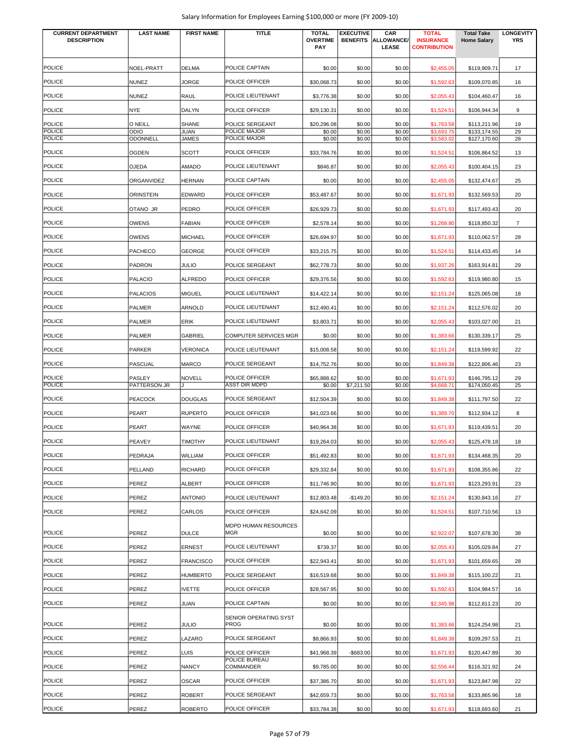Salary Information for Employees Earning $100,000 or more (FY 2009-10)

| CURRENT DEPARTMENT DESCRIPTION | LAST NAME | FIRST NAME | TITLE | TOTAL OVERTIME PAY | EXECUTIVE BENEFITS | CAR ALLOWANCE/ LEASE | TOTAL INSURANCE CONTRIBUTION | Total Take Home Salary | LONGEVITY YRS |
|---|---|---|---|---|---|---|---|---|---|
| POLICE | NOEL-PRATT | DELMA | POLICE CAPTAIN | $0.00 | $0.00 | $0.00 | $2,455.05 | $119,909.71 | 17 |
| POLICE | NUNEZ | JORGE | POLICE OFFICER | $30,068.73 | $0.00 | $0.00 | $1,592.63 | $109,070.85 | 16 |
| POLICE | NUNEZ | RAUL | POLICE LIEUTENANT | $3,776.38 | $0.00 | $0.00 | $2,055.43 | $104,460.47 | 16 |
| POLICE | NYE | DALYN | POLICE OFFICER | $29,130.31 | $0.00 | $0.00 | $1,524.51 | $106,944.34 | 9 |
| POLICE | O NEILL | SHANE | POLICE SERGEANT | $20,296.08 | $0.00 | $0.00 | $1,763.58 | $113,211.96 | 19 |
| POLICE | ODIO | JUAN | POLICE MAJOR | $0.00 | $0.00 | $0.00 | $3,693.75 | $133,174.55 | 29 |
| POLICE | ODONNELL | JAMES | POLICE MAJOR | $0.00 | $0.00 | $0.00 | $3,583.02 | $127,170.60 | 28 |
| POLICE | OGDEN | SCOTT | POLICE OFFICER | $33,784.76 | $0.00 | $0.00 | $1,524.51 | $106,864.52 | 13 |
| POLICE | OJEDA | AMADO | POLICE LIEUTENANT | $846.87 | $0.00 | $0.00 | $2,055.43 | $100,404.15 | 23 |
| POLICE | ORGANVIDEZ | HERNAN | POLICE CAPTAIN | $0.00 | $0.00 | $0.00 | $2,455.05 | $132,474.67 | 25 |
| POLICE | ORINSTEIN | EDWARD | POLICE OFFICER | $53,487.67 | $0.00 | $0.00 | $1,671.93 | $132,569.53 | 20 |
| POLICE | OTANO JR | PEDRO | POLICE OFFICER | $26,929.73 | $0.00 | $0.00 | $1,671.93 | $117,493.43 | 20 |
| POLICE | OWENS | FABIAN | POLICE OFFICER | $2,578.14 | $0.00 | $0.00 | $1,268.80 | $118,850.32 | 7 |
| POLICE | OWENS | MICHAEL | POLICE OFFICER | $26,694.97 | $0.00 | $0.00 | $1,671.93 | $110,062.57 | 28 |
| POLICE | PACHECO | GEORGE | POLICE OFFICER | $33,215.75 | $0.00 | $0.00 | $1,524.51 | $114,433.45 | 14 |
| POLICE | PADRON | JULIO | POLICE SERGEANT | $62,778.73 | $0.00 | $0.00 | $1,937.26 | $163,914.81 | 29 |
| POLICE | PALACIO | ALFREDO | POLICE OFFICER | $29,376.56 | $0.00 | $0.00 | $1,592.63 | $119,980.80 | 15 |
| POLICE | PALACIOS | MIGUEL | POLICE LIEUTENANT | $14,422.14 | $0.00 | $0.00 | $2,151.24 | $125,065.08 | 18 |
| POLICE | PALMER | ARNOLD | POLICE LIEUTENANT | $12,490.41 | $0.00 | $0.00 | $2,151.24 | $112,576.02 | 20 |
| POLICE | PALMER | ERIK | POLICE LIEUTENANT | $3,803.71 | $0.00 | $0.00 | $2,055.43 | $103,027.00 | 21 |
| POLICE | PALMER | GABRIEL | COMPUTER SERVICES MGR | $0.00 | $0.00 | $0.00 | $1,383.66 | $130,339.17 | 25 |
| POLICE | PARKER | VERONICA | POLICE LIEUTENANT | $15,008.58 | $0.00 | $0.00 | $2,151.24 | $119,599.92 | 22 |
| POLICE | PASCUAL | MARCO | POLICE SERGEANT | $14,752.76 | $0.00 | $0.00 | $1,849.38 | $122,806.46 | 23 |
| POLICE | PASLEY | NOVELL | POLICE OFFICER | $65,888.62 | $0.00 | $0.00 | $1,671.93 | $146,795.12 | 29 |
| POLICE | PATTERSON JR | J | ASST DIR MDPD | $0.00 | $7,211.50 | $0.00 | $4,668.71 | $174,050.45 | 25 |
| POLICE | PEACOCK | DOUGLAS | POLICE SERGEANT | $12,504.39 | $0.00 | $0.00 | $1,849.38 | $111,797.50 | 22 |
| POLICE | PEART | RUPERTO | POLICE OFFICER | $41,023.66 | $0.00 | $0.00 | $1,389.70 | $112,934.12 | 8 |
| POLICE | PEART | WAYNE | POLICE OFFICER | $40,964.38 | $0.00 | $0.00 | $1,671.93 | $119,439.51 | 20 |
| POLICE | PEAVEY | TIMOTHY | POLICE LIEUTENANT | $19,264.03 | $0.00 | $0.00 | $2,055.43 | $125,478.18 | 18 |
| POLICE | PEDRAJA | WILLIAM | POLICE OFFICER | $51,492.83 | $0.00 | $0.00 | $1,671.93 | $134,468.35 | 20 |
| POLICE | PELLAND | RICHARD | POLICE OFFICER | $29,332.84 | $0.00 | $0.00 | $1,671.93 | $108,355.86 | 22 |
| POLICE | PEREZ | ALBERT | POLICE OFFICER | $11,746.90 | $0.00 | $0.00 | $1,671.93 | $123,293.91 | 23 |
| POLICE | PEREZ | ANTONIO | POLICE LIEUTENANT | $12,803.48 | -$149.20 | $0.00 | $2,151.24 | $130,843.16 | 27 |
| POLICE | PEREZ | CARLOS | POLICE OFFICER | $24,642.09 | $0.00 | $0.00 | $1,524.51 | $107,710.56 | 13 |
| POLICE | PEREZ | DULCE | MDPD HUMAN RESOURCES MGR | $0.00 | $0.00 | $0.00 | $2,922.07 | $107,678.30 | 38 |
| POLICE | PEREZ | ERNEST | POLICE LIEUTENANT | $739.37 | $0.00 | $0.00 | $2,055.43 | $105,029.84 | 27 |
| POLICE | PEREZ | FRANCISCO | POLICE OFFICER | $22,943.41 | $0.00 | $0.00 | $1,671.93 | $101,659.65 | 28 |
| POLICE | PEREZ | HUMBERTO | POLICE SERGEANT | $16,519.68 | $0.00 | $0.00 | $1,849.38 | $115,100.22 | 21 |
| POLICE | PEREZ | IVETTE | POLICE OFFICER | $28,567.95 | $0.00 | $0.00 | $1,592.63 | $104,984.57 | 16 |
| POLICE | PEREZ | JUAN | POLICE CAPTAIN | $0.00 | $0.00 | $0.00 | $2,345.98 | $112,811.23 | 20 |
| POLICE | PEREZ | JULIO | SENIOR OPERATING SYST PROG | $0.00 | $0.00 | $0.00 | $1,383.66 | $124,254.98 | 21 |
| POLICE | PEREZ | LAZARO | POLICE SERGEANT | $8,866.93 | $0.00 | $0.00 | $1,849.38 | $109,297.53 | 21 |
| POLICE | PEREZ | LUIS | POLICE OFFICER | $41,968.39 | -$683.00 | $0.00 | $1,671.93 | $120,447.89 | 30 |
| POLICE | PEREZ | NANCY | POLICE BUREAU COMMANDER | $9,785.00 | $0.00 | $0.00 | $2,556.44 | $116,321.92 | 24 |
| POLICE | PEREZ | OSCAR | POLICE OFFICER | $37,386.70 | $0.00 | $0.00 | $1,671.93 | $123,847.98 | 22 |
| POLICE | PEREZ | ROBERT | POLICE SERGEANT | $42,659.73 | $0.00 | $0.00 | $1,763.58 | $133,865.96 | 18 |
| POLICE | PEREZ | ROBERTO | POLICE OFFICER | $33,784.38 | $0.00 | $0.00 | $1,671.93 | $118,693.60 | 21 |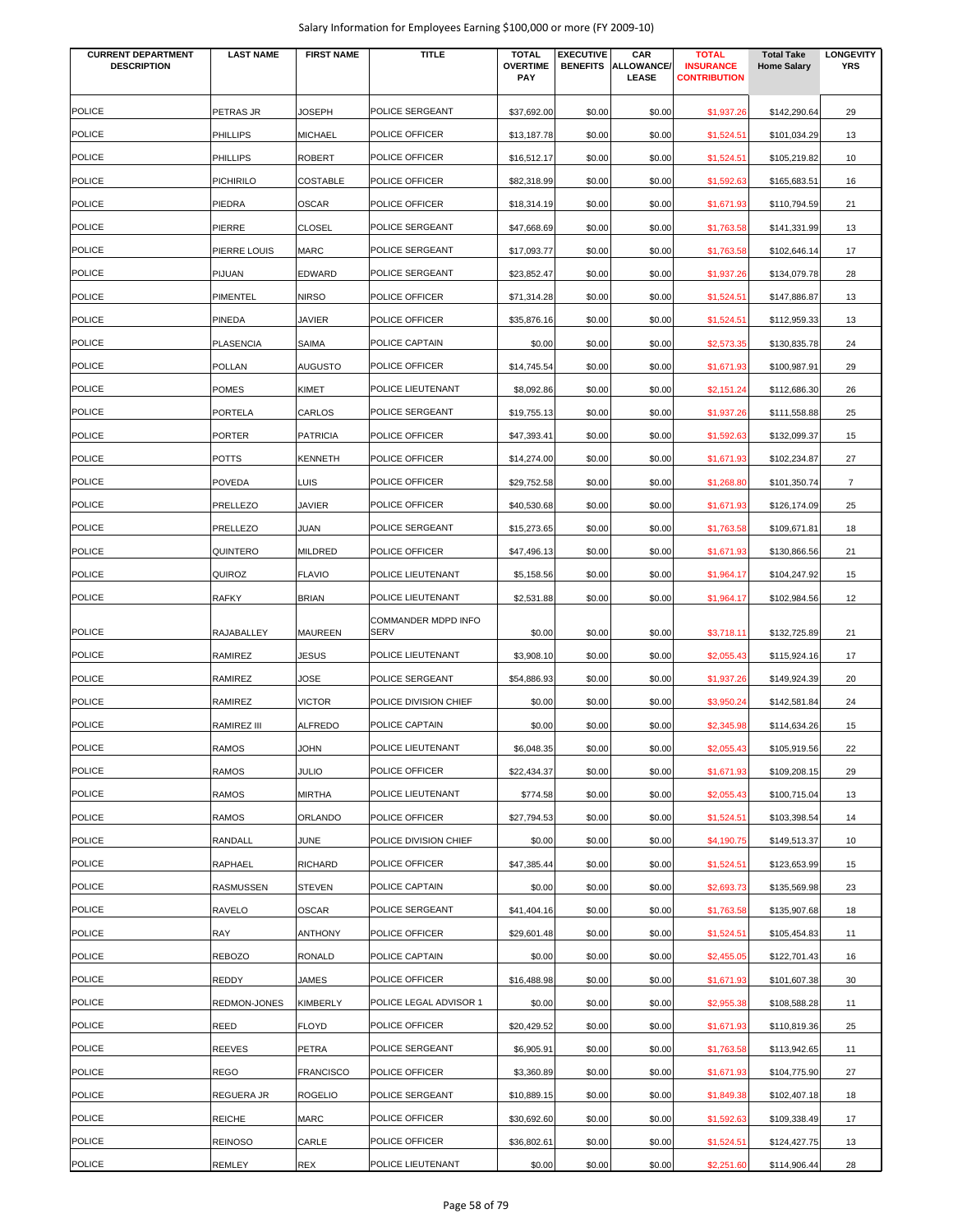Salary Information for Employees Earning $100,000 or more (FY 2009-10)

| CURRENT DEPARTMENT DESCRIPTION | LAST NAME | FIRST NAME | TITLE | TOTAL OVERTIME PAY | EXECUTIVE BENEFITS | CAR ALLOWANCE/ LEASE | TOTAL INSURANCE CONTRIBUTION | Total Take Home Salary | LONGEVITY YRS |
|---|---|---|---|---|---|---|---|---|---|
| POLICE | PETRAS JR | JOSEPH | POLICE SERGEANT | $37,692.00 | $0.00 | $0.00 | $1,937.26 | $142,290.64 | 29 |
| POLICE | PHILLIPS | MICHAEL | POLICE OFFICER | $13,187.78 | $0.00 | $0.00 | $1,524.51 | $101,034.29 | 13 |
| POLICE | PHILLIPS | ROBERT | POLICE OFFICER | $16,512.17 | $0.00 | $0.00 | $1,524.51 | $105,219.82 | 10 |
| POLICE | PICHIRILO | COSTABLE | POLICE OFFICER | $82,318.99 | $0.00 | $0.00 | $1,592.63 | $165,683.51 | 16 |
| POLICE | PIEDRA | OSCAR | POLICE OFFICER | $18,314.19 | $0.00 | $0.00 | $1,671.93 | $110,794.59 | 21 |
| POLICE | PIERRE | CLOSEL | POLICE SERGEANT | $47,668.69 | $0.00 | $0.00 | $1,763.58 | $141,331.99 | 13 |
| POLICE | PIERRE LOUIS | MARC | POLICE SERGEANT | $17,093.77 | $0.00 | $0.00 | $1,763.58 | $102,646.14 | 17 |
| POLICE | PIJUAN | EDWARD | POLICE SERGEANT | $23,852.47 | $0.00 | $0.00 | $1,937.26 | $134,079.78 | 28 |
| POLICE | PIMENTEL | NIRSO | POLICE OFFICER | $71,314.28 | $0.00 | $0.00 | $1,524.51 | $147,886.87 | 13 |
| POLICE | PINEDA | JAVIER | POLICE OFFICER | $35,876.16 | $0.00 | $0.00 | $1,524.51 | $112,959.33 | 13 |
| POLICE | PLASENCIA | SAIMA | POLICE CAPTAIN | $0.00 | $0.00 | $0.00 | $2,573.35 | $130,835.78 | 24 |
| POLICE | POLLAN | AUGUSTO | POLICE OFFICER | $14,745.54 | $0.00 | $0.00 | $1,671.93 | $100,987.91 | 29 |
| POLICE | POMES | KIMET | POLICE LIEUTENANT | $8,092.86 | $0.00 | $0.00 | $2,151.24 | $112,686.30 | 26 |
| POLICE | PORTELA | CARLOS | POLICE SERGEANT | $19,755.13 | $0.00 | $0.00 | $1,937.26 | $111,558.88 | 25 |
| POLICE | PORTER | PATRICIA | POLICE OFFICER | $47,393.41 | $0.00 | $0.00 | $1,592.63 | $132,099.37 | 15 |
| POLICE | POTTS | KENNETH | POLICE OFFICER | $14,274.00 | $0.00 | $0.00 | $1,671.93 | $102,234.87 | 27 |
| POLICE | POVEDA | LUIS | POLICE OFFICER | $29,752.58 | $0.00 | $0.00 | $1,268.80 | $101,350.74 | 7 |
| POLICE | PRELLEZO | JAVIER | POLICE OFFICER | $40,530.68 | $0.00 | $0.00 | $1,671.93 | $126,174.09 | 25 |
| POLICE | PRELLEZO | JUAN | POLICE SERGEANT | $15,273.65 | $0.00 | $0.00 | $1,763.58 | $109,671.81 | 18 |
| POLICE | QUINTERO | MILDRED | POLICE OFFICER | $47,496.13 | $0.00 | $0.00 | $1,671.93 | $130,866.56 | 21 |
| POLICE | QUIROZ | FLAVIO | POLICE LIEUTENANT | $5,158.56 | $0.00 | $0.00 | $1,964.17 | $104,247.92 | 15 |
| POLICE | RAFKY | BRIAN | POLICE LIEUTENANT | $2,531.88 | $0.00 | $0.00 | $1,964.17 | $102,984.56 | 12 |
| POLICE | RAJABALLEY | MAUREEN | COMMANDER MDPD INFO SERV | $0.00 | $0.00 | $0.00 | $3,718.11 | $132,725.89 | 21 |
| POLICE | RAMIREZ | JESUS | POLICE LIEUTENANT | $3,908.10 | $0.00 | $0.00 | $2,055.43 | $115,924.16 | 17 |
| POLICE | RAMIREZ | JOSE | POLICE SERGEANT | $54,886.93 | $0.00 | $0.00 | $1,937.26 | $149,924.39 | 20 |
| POLICE | RAMIREZ | VICTOR | POLICE DIVISION CHIEF | $0.00 | $0.00 | $0.00 | $3,950.24 | $142,581.84 | 24 |
| POLICE | RAMIREZ III | ALFREDO | POLICE CAPTAIN | $0.00 | $0.00 | $0.00 | $2,345.98 | $114,634.26 | 15 |
| POLICE | RAMOS | JOHN | POLICE LIEUTENANT | $6,048.35 | $0.00 | $0.00 | $2,055.43 | $105,919.56 | 22 |
| POLICE | RAMOS | JULIO | POLICE OFFICER | $22,434.37 | $0.00 | $0.00 | $1,671.93 | $109,208.15 | 29 |
| POLICE | RAMOS | MIRTHA | POLICE LIEUTENANT | $774.58 | $0.00 | $0.00 | $2,055.43 | $100,715.04 | 13 |
| POLICE | RAMOS | ORLANDO | POLICE OFFICER | $27,794.53 | $0.00 | $0.00 | $1,524.51 | $103,398.54 | 14 |
| POLICE | RANDALL | JUNE | POLICE DIVISION CHIEF | $0.00 | $0.00 | $0.00 | $4,190.75 | $149,513.37 | 10 |
| POLICE | RAPHAEL | RICHARD | POLICE OFFICER | $47,385.44 | $0.00 | $0.00 | $1,524.51 | $123,653.99 | 15 |
| POLICE | RASMUSSEN | STEVEN | POLICE CAPTAIN | $0.00 | $0.00 | $0.00 | $2,693.73 | $135,569.98 | 23 |
| POLICE | RAVELO | OSCAR | POLICE SERGEANT | $41,404.16 | $0.00 | $0.00 | $1,763.58 | $135,907.68 | 18 |
| POLICE | RAY | ANTHONY | POLICE OFFICER | $29,601.48 | $0.00 | $0.00 | $1,524.51 | $105,454.83 | 11 |
| POLICE | REBOZO | RONALD | POLICE CAPTAIN | $0.00 | $0.00 | $0.00 | $2,455.05 | $122,701.43 | 16 |
| POLICE | REDDY | JAMES | POLICE OFFICER | $16,488.98 | $0.00 | $0.00 | $1,671.93 | $101,607.38 | 30 |
| POLICE | REDMON-JONES | KIMBERLY | POLICE LEGAL ADVISOR 1 | $0.00 | $0.00 | $0.00 | $2,955.38 | $108,588.28 | 11 |
| POLICE | REED | FLOYD | POLICE OFFICER | $20,429.52 | $0.00 | $0.00 | $1,671.93 | $110,819.36 | 25 |
| POLICE | REEVES | PETRA | POLICE SERGEANT | $6,905.91 | $0.00 | $0.00 | $1,763.58 | $113,942.65 | 11 |
| POLICE | REGO | FRANCISCO | POLICE OFFICER | $3,360.89 | $0.00 | $0.00 | $1,671.93 | $104,775.90 | 27 |
| POLICE | REGUERA JR | ROGELIO | POLICE SERGEANT | $10,889.15 | $0.00 | $0.00 | $1,849.38 | $102,407.18 | 18 |
| POLICE | REICHE | MARC | POLICE OFFICER | $30,692.60 | $0.00 | $0.00 | $1,592.63 | $109,338.49 | 17 |
| POLICE | REINOSO | CARLE | POLICE OFFICER | $36,802.61 | $0.00 | $0.00 | $1,524.51 | $124,427.75 | 13 |
| POLICE | REMLEY | REX | POLICE LIEUTENANT | $0.00 | $0.00 | $0.00 | $2,251.60 | $114,906.44 | 28 |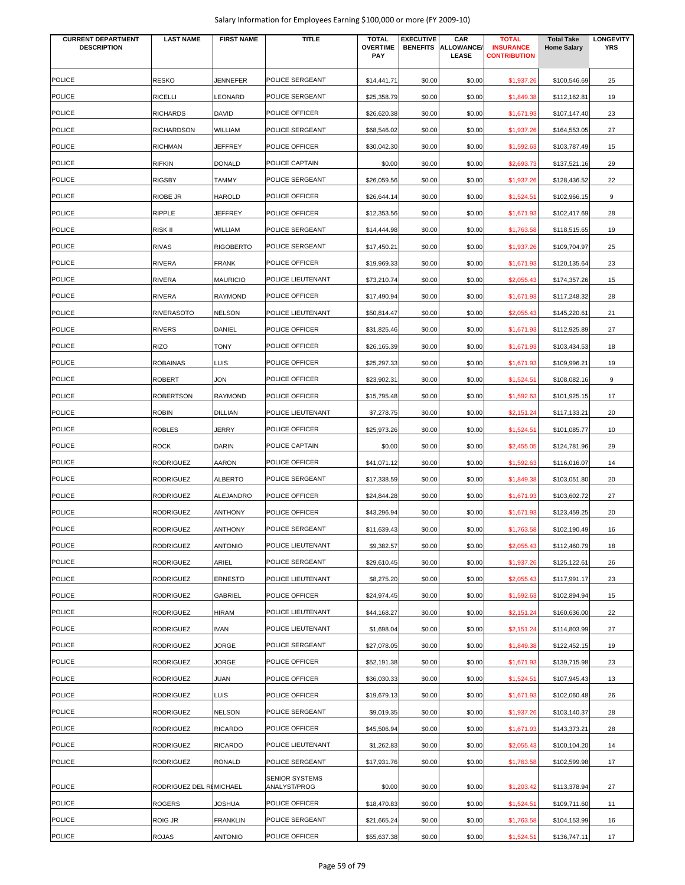| CURRENT DEPARTMENT DESCRIPTION | LAST NAME | FIRST NAME | TITLE | TOTAL OVERTIME PAY | EXECUTIVE BENEFITS | CAR ALLOWANCE/ LEASE | TOTAL INSURANCE CONTRIBUTION | Total Take Home Salary | LONGEVITY YRS |
|---|---|---|---|---|---|---|---|---|---|
| POLICE | RESKO | JENNEFER | POLICE SERGEANT | $14,441.71 | $0.00 | $0.00 | $1,937.26 | $100,546.69 | 25 |
| POLICE | RICELLI | LEONARD | POLICE SERGEANT | $25,358.79 | $0.00 | $0.00 | $1,849.38 | $112,162.81 | 19 |
| POLICE | RICHARDS | DAVID | POLICE OFFICER | $26,620.38 | $0.00 | $0.00 | $1,671.93 | $107,147.40 | 23 |
| POLICE | RICHARDSON | WILLIAM | POLICE SERGEANT | $68,546.02 | $0.00 | $0.00 | $1,937.26 | $164,553.05 | 27 |
| POLICE | RICHMAN | JEFFREY | POLICE OFFICER | $30,042.30 | $0.00 | $0.00 | $1,592.63 | $103,787.49 | 15 |
| POLICE | RIFKIN | DONALD | POLICE CAPTAIN | $0.00 | $0.00 | $0.00 | $2,693.73 | $137,521.16 | 29 |
| POLICE | RIGSBY | TAMMY | POLICE SERGEANT | $26,059.56 | $0.00 | $0.00 | $1,937.26 | $128,436.52 | 22 |
| POLICE | RIOBE JR | HAROLD | POLICE OFFICER | $26,644.14 | $0.00 | $0.00 | $1,524.51 | $102,966.15 | 9 |
| POLICE | RIPPLE | JEFFREY | POLICE OFFICER | $12,353.56 | $0.00 | $0.00 | $1,671.93 | $102,417.69 | 28 |
| POLICE | RISK II | WILLIAM | POLICE SERGEANT | $14,444.98 | $0.00 | $0.00 | $1,763.58 | $118,515.65 | 19 |
| POLICE | RIVAS | RIGOBERTO | POLICE SERGEANT | $17,450.21 | $0.00 | $0.00 | $1,937.26 | $109,704.97 | 25 |
| POLICE | RIVERA | FRANK | POLICE OFFICER | $19,969.33 | $0.00 | $0.00 | $1,671.93 | $120,135.64 | 23 |
| POLICE | RIVERA | MAURICIO | POLICE LIEUTENANT | $73,210.74 | $0.00 | $0.00 | $2,055.43 | $174,357.26 | 15 |
| POLICE | RIVERA | RAYMOND | POLICE OFFICER | $17,490.94 | $0.00 | $0.00 | $1,671.93 | $117,248.32 | 28 |
| POLICE | RIVERASOTO | NELSON | POLICE LIEUTENANT | $50,814.47 | $0.00 | $0.00 | $2,055.43 | $145,220.61 | 21 |
| POLICE | RIVERS | DANIEL | POLICE OFFICER | $31,825.46 | $0.00 | $0.00 | $1,671.93 | $112,925.89 | 27 |
| POLICE | RIZO | TONY | POLICE OFFICER | $26,165.39 | $0.00 | $0.00 | $1,671.93 | $103,434.53 | 18 |
| POLICE | ROBAINAS | LUIS | POLICE OFFICER | $25,297.33 | $0.00 | $0.00 | $1,671.93 | $109,996.21 | 19 |
| POLICE | ROBERT | JON | POLICE OFFICER | $23,902.31 | $0.00 | $0.00 | $1,524.51 | $108,082.16 | 9 |
| POLICE | ROBERTSON | RAYMOND | POLICE OFFICER | $15,795.48 | $0.00 | $0.00 | $1,592.63 | $101,925.15 | 17 |
| POLICE | ROBIN | DILLIAN | POLICE LIEUTENANT | $7,278.75 | $0.00 | $0.00 | $2,151.24 | $117,133.21 | 20 |
| POLICE | ROBLES | JERRY | POLICE OFFICER | $25,973.26 | $0.00 | $0.00 | $1,524.51 | $101,085.77 | 10 |
| POLICE | ROCK | DARIN | POLICE CAPTAIN | $0.00 | $0.00 | $0.00 | $2,455.05 | $124,781.96 | 29 |
| POLICE | RODRIGUEZ | AARON | POLICE OFFICER | $41,071.12 | $0.00 | $0.00 | $1,592.63 | $116,016.07 | 14 |
| POLICE | RODRIGUEZ | ALBERTO | POLICE SERGEANT | $17,338.59 | $0.00 | $0.00 | $1,849.38 | $103,051.80 | 20 |
| POLICE | RODRIGUEZ | ALEJANDRO | POLICE OFFICER | $24,844.28 | $0.00 | $0.00 | $1,671.93 | $103,602.72 | 27 |
| POLICE | RODRIGUEZ | ANTHONY | POLICE OFFICER | $43,296.94 | $0.00 | $0.00 | $1,671.93 | $123,459.25 | 20 |
| POLICE | RODRIGUEZ | ANTHONY | POLICE SERGEANT | $11,639.43 | $0.00 | $0.00 | $1,763.58 | $102,190.49 | 16 |
| POLICE | RODRIGUEZ | ANTONIO | POLICE LIEUTENANT | $9,382.57 | $0.00 | $0.00 | $2,055.43 | $112,460.79 | 18 |
| POLICE | RODRIGUEZ | ARIEL | POLICE SERGEANT | $29,610.45 | $0.00 | $0.00 | $1,937.26 | $125,122.61 | 26 |
| POLICE | RODRIGUEZ | ERNESTO | POLICE LIEUTENANT | $8,275.20 | $0.00 | $0.00 | $2,055.43 | $117,991.17 | 23 |
| POLICE | RODRIGUEZ | GABRIEL | POLICE OFFICER | $24,974.45 | $0.00 | $0.00 | $1,592.63 | $102,894.94 | 15 |
| POLICE | RODRIGUEZ | HIRAM | POLICE LIEUTENANT | $44,168.27 | $0.00 | $0.00 | $2,151.24 | $160,636.00 | 22 |
| POLICE | RODRIGUEZ | IVAN | POLICE LIEUTENANT | $1,698.04 | $0.00 | $0.00 | $2,151.24 | $114,803.99 | 27 |
| POLICE | RODRIGUEZ | JORGE | POLICE SERGEANT | $27,078.05 | $0.00 | $0.00 | $1,849.38 | $122,452.15 | 19 |
| POLICE | RODRIGUEZ | JORGE | POLICE OFFICER | $52,191.38 | $0.00 | $0.00 | $1,671.93 | $139,715.98 | 23 |
| POLICE | RODRIGUEZ | JUAN | POLICE OFFICER | $36,030.33 | $0.00 | $0.00 | $1,524.51 | $107,945.43 | 13 |
| POLICE | RODRIGUEZ | LUIS | POLICE OFFICER | $19,679.13 | $0.00 | $0.00 | $1,671.93 | $102,060.48 | 26 |
| POLICE | RODRIGUEZ | NELSON | POLICE SERGEANT | $9,019.35 | $0.00 | $0.00 | $1,937.26 | $103,140.37 | 28 |
| POLICE | RODRIGUEZ | RICARDO | POLICE OFFICER | $45,506.94 | $0.00 | $0.00 | $1,671.93 | $143,373.21 | 28 |
| POLICE | RODRIGUEZ | RICARDO | POLICE LIEUTENANT | $1,262.83 | $0.00 | $0.00 | $2,055.43 | $100,104.20 | 14 |
| POLICE | RODRIGUEZ | RONALD | POLICE SERGEANT | $17,931.76 | $0.00 | $0.00 | $1,763.58 | $102,599.98 | 17 |
| POLICE | RODRIGUEZ DEL RI | MICHAEL | SENIOR SYSTEMS ANALYST/PROG | $0.00 | $0.00 | $0.00 | $1,203.42 | $113,378.94 | 27 |
| POLICE | ROGERS | JOSHUA | POLICE OFFICER | $18,470.83 | $0.00 | $0.00 | $1,524.51 | $109,711.60 | 11 |
| POLICE | ROIG JR | FRANKLIN | POLICE SERGEANT | $21,665.24 | $0.00 | $0.00 | $1,763.58 | $104,153.99 | 16 |
| POLICE | ROJAS | ANTONIO | POLICE OFFICER | $55,637.38 | $0.00 | $0.00 | $1,524.51 | $136,747.11 | 17 |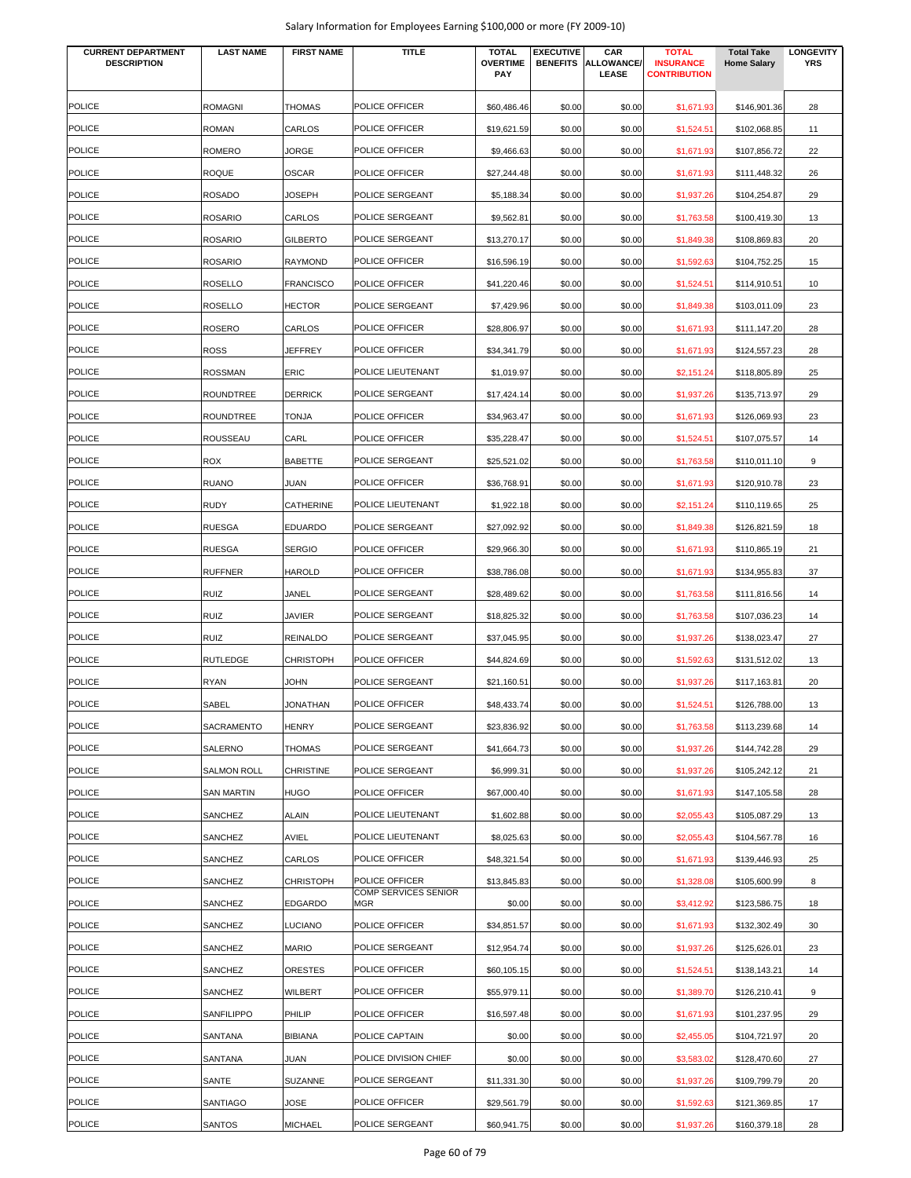| CURRENT DEPARTMENT DESCRIPTION | LAST NAME | FIRST NAME | TITLE | TOTAL OVERTIME PAY | EXECUTIVE BENEFITS | CAR ALLOWANCE/ LEASE | TOTAL INSURANCE CONTRIBUTION | Total Take Home Salary | LONGEVITY YRS |
|---|---|---|---|---|---|---|---|---|---|
| POLICE | ROMAGNI | THOMAS | POLICE OFFICER | $60,486.46 | $0.00 | $0.00 | $1,671.93 | $146,901.36 | 28 |
| POLICE | ROMAN | CARLOS | POLICE OFFICER | $19,621.59 | $0.00 | $0.00 | $1,524.51 | $102,068.85 | 11 |
| POLICE | ROMERO | JORGE | POLICE OFFICER | $9,466.63 | $0.00 | $0.00 | $1,671.93 | $107,856.72 | 22 |
| POLICE | ROQUE | OSCAR | POLICE OFFICER | $27,244.48 | $0.00 | $0.00 | $1,671.93 | $111,448.32 | 26 |
| POLICE | ROSADO | JOSEPH | POLICE SERGEANT | $5,188.34 | $0.00 | $0.00 | $1,937.26 | $104,254.87 | 29 |
| POLICE | ROSARIO | CARLOS | POLICE SERGEANT | $9,562.81 | $0.00 | $0.00 | $1,763.58 | $100,419.30 | 13 |
| POLICE | ROSARIO | GILBERTO | POLICE SERGEANT | $13,270.17 | $0.00 | $0.00 | $1,849.38 | $108,869.83 | 20 |
| POLICE | ROSARIO | RAYMOND | POLICE OFFICER | $16,596.19 | $0.00 | $0.00 | $1,592.63 | $104,752.25 | 15 |
| POLICE | ROSELLO | FRANCISCO | POLICE OFFICER | $41,220.46 | $0.00 | $0.00 | $1,524.51 | $114,910.51 | 10 |
| POLICE | ROSELLO | HECTOR | POLICE SERGEANT | $7,429.96 | $0.00 | $0.00 | $1,849.38 | $103,011.09 | 23 |
| POLICE | ROSERO | CARLOS | POLICE OFFICER | $28,806.97 | $0.00 | $0.00 | $1,671.93 | $111,147.20 | 28 |
| POLICE | ROSS | JEFFREY | POLICE OFFICER | $34,341.79 | $0.00 | $0.00 | $1,671.93 | $124,557.23 | 28 |
| POLICE | ROSSMAN | ERIC | POLICE LIEUTENANT | $1,019.97 | $0.00 | $0.00 | $2,151.24 | $118,805.89 | 25 |
| POLICE | ROUNDTREE | DERRICK | POLICE SERGEANT | $17,424.14 | $0.00 | $0.00 | $1,937.26 | $135,713.97 | 29 |
| POLICE | ROUNDTREE | TONJA | POLICE OFFICER | $34,963.47 | $0.00 | $0.00 | $1,671.93 | $126,069.93 | 23 |
| POLICE | ROUSSEAU | CARL | POLICE OFFICER | $35,228.47 | $0.00 | $0.00 | $1,524.51 | $107,075.57 | 14 |
| POLICE | ROX | BABETTE | POLICE SERGEANT | $25,521.02 | $0.00 | $0.00 | $1,763.58 | $110,011.10 | 9 |
| POLICE | RUANO | JUAN | POLICE OFFICER | $36,768.91 | $0.00 | $0.00 | $1,671.93 | $120,910.78 | 23 |
| POLICE | RUDY | CATHERINE | POLICE LIEUTENANT | $1,922.18 | $0.00 | $0.00 | $2,151.24 | $110,119.65 | 25 |
| POLICE | RUESGA | EDUARDO | POLICE SERGEANT | $27,092.92 | $0.00 | $0.00 | $1,849.38 | $126,821.59 | 18 |
| POLICE | RUESGA | SERGIO | POLICE OFFICER | $29,966.30 | $0.00 | $0.00 | $1,671.93 | $110,865.19 | 21 |
| POLICE | RUFFNER | HAROLD | POLICE OFFICER | $38,786.08 | $0.00 | $0.00 | $1,671.93 | $134,955.83 | 37 |
| POLICE | RUIZ | JANEL | POLICE SERGEANT | $28,489.62 | $0.00 | $0.00 | $1,763.58 | $111,816.56 | 14 |
| POLICE | RUIZ | JAVIER | POLICE SERGEANT | $18,825.32 | $0.00 | $0.00 | $1,763.58 | $107,036.23 | 14 |
| POLICE | RUIZ | REINALDO | POLICE SERGEANT | $37,045.95 | $0.00 | $0.00 | $1,937.26 | $138,023.47 | 27 |
| POLICE | RUTLEDGE | CHRISTOPH | POLICE OFFICER | $44,824.69 | $0.00 | $0.00 | $1,592.63 | $131,512.02 | 13 |
| POLICE | RYAN | JOHN | POLICE SERGEANT | $21,160.51 | $0.00 | $0.00 | $1,937.26 | $117,163.81 | 20 |
| POLICE | SABEL | JONATHAN | POLICE OFFICER | $48,433.74 | $0.00 | $0.00 | $1,524.51 | $126,788.00 | 13 |
| POLICE | SACRAMENTO | HENRY | POLICE SERGEANT | $23,836.92 | $0.00 | $0.00 | $1,763.58 | $113,239.68 | 14 |
| POLICE | SALERNO | THOMAS | POLICE SERGEANT | $41,664.73 | $0.00 | $0.00 | $1,937.26 | $144,742.28 | 29 |
| POLICE | SALMON ROLL | CHRISTINE | POLICE SERGEANT | $6,999.31 | $0.00 | $0.00 | $1,937.26 | $105,242.12 | 21 |
| POLICE | SAN MARTIN | HUGO | POLICE OFFICER | $67,000.40 | $0.00 | $0.00 | $1,671.93 | $147,105.58 | 28 |
| POLICE | SANCHEZ | ALAIN | POLICE LIEUTENANT | $1,602.88 | $0.00 | $0.00 | $2,055.43 | $105,087.29 | 13 |
| POLICE | SANCHEZ | AVIEL | POLICE LIEUTENANT | $8,025.63 | $0.00 | $0.00 | $2,055.43 | $104,567.78 | 16 |
| POLICE | SANCHEZ | CARLOS | POLICE OFFICER | $48,321.54 | $0.00 | $0.00 | $1,671.93 | $139,446.93 | 25 |
| POLICE | SANCHEZ | CHRISTOPH | POLICE OFFICER | $13,845.83 | $0.00 | $0.00 | $1,328.08 | $105,600.99 | 8 |
| POLICE | SANCHEZ | EDGARDO | COMP SERVICES SENIOR MGR | $0.00 | $0.00 | $0.00 | $3,412.92 | $123,586.75 | 18 |
| POLICE | SANCHEZ | LUCIANO | POLICE OFFICER | $34,851.57 | $0.00 | $0.00 | $1,671.93 | $132,302.49 | 30 |
| POLICE | SANCHEZ | MARIO | POLICE SERGEANT | $12,954.74 | $0.00 | $0.00 | $1,937.26 | $125,626.01 | 23 |
| POLICE | SANCHEZ | ORESTES | POLICE OFFICER | $60,105.15 | $0.00 | $0.00 | $1,524.51 | $138,143.21 | 14 |
| POLICE | SANCHEZ | WILBERT | POLICE OFFICER | $55,979.11 | $0.00 | $0.00 | $1,389.70 | $126,210.41 | 9 |
| POLICE | SANFILIPPO | PHILIP | POLICE OFFICER | $16,597.48 | $0.00 | $0.00 | $1,671.93 | $101,237.95 | 29 |
| POLICE | SANTANA | BIBIANA | POLICE CAPTAIN | $0.00 | $0.00 | $0.00 | $2,455.05 | $104,721.97 | 20 |
| POLICE | SANTANA | JUAN | POLICE DIVISION CHIEF | $0.00 | $0.00 | $0.00 | $3,583.02 | $128,470.60 | 27 |
| POLICE | SANTE | SUZANNE | POLICE SERGEANT | $11,331.30 | $0.00 | $0.00 | $1,937.26 | $109,799.79 | 20 |
| POLICE | SANTIAGO | JOSE | POLICE OFFICER | $29,561.79 | $0.00 | $0.00 | $1,592.63 | $121,369.85 | 17 |
| POLICE | SANTOS | MICHAEL | POLICE SERGEANT | $60,941.75 | $0.00 | $0.00 | $1,937.26 | $160,379.18 | 28 |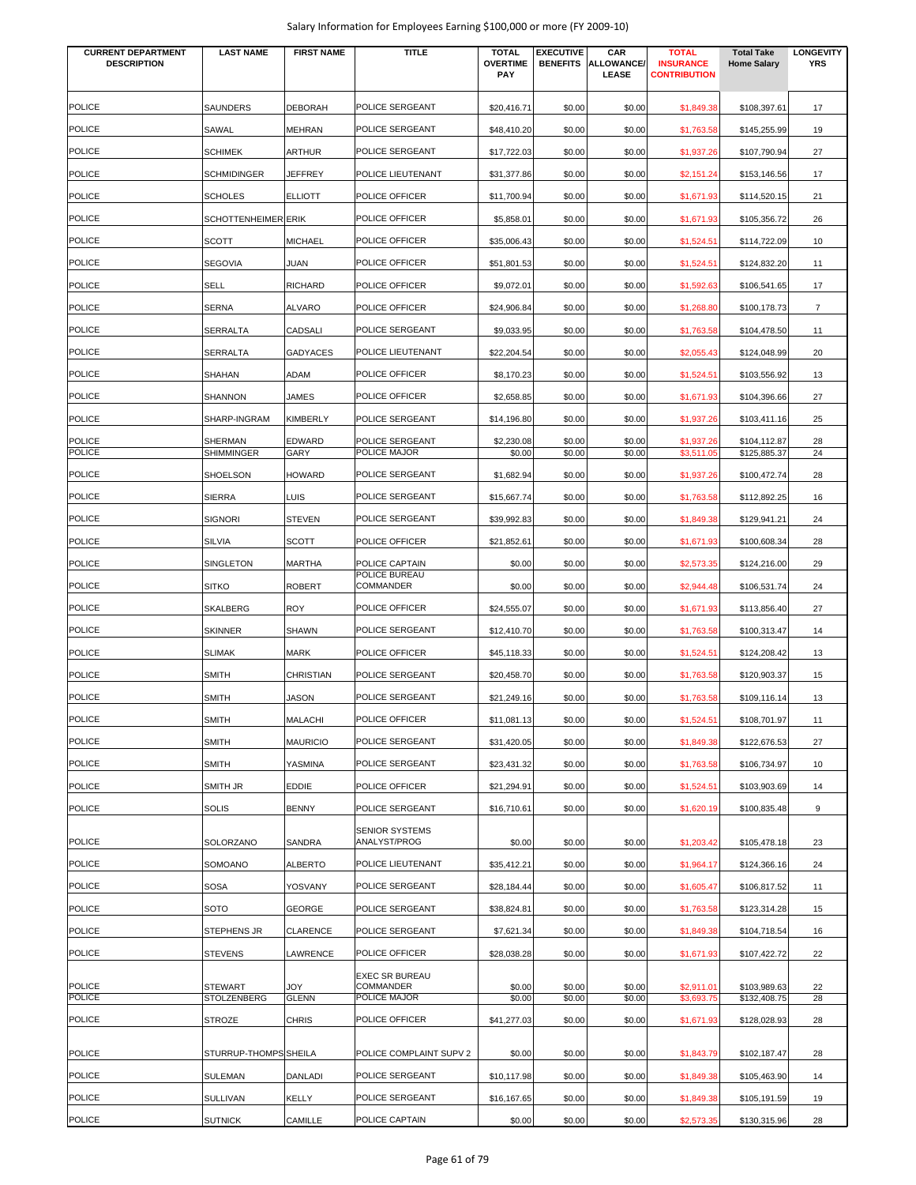Salary Information for Employees Earning $100,000 or more (FY 2009-10)

| CURRENT DEPARTMENT DESCRIPTION | LAST NAME | FIRST NAME | TITLE | TOTAL OVERTIME PAY | EXECUTIVE BENEFITS | CAR ALLOWANCE/ LEASE | TOTAL INSURANCE CONTRIBUTION | Total Take Home Salary | LONGEVITY YRS |
|---|---|---|---|---|---|---|---|---|---|
| POLICE | SAUNDERS | DEBORAH | POLICE SERGEANT | $20,416.71 | $0.00 | $0.00 | $1,849.38 | $108,397.61 | 17 |
| POLICE | SAWAL | MEHRAN | POLICE SERGEANT | $48,410.20 | $0.00 | $0.00 | $1,763.58 | $145,255.99 | 19 |
| POLICE | SCHIMEK | ARTHUR | POLICE SERGEANT | $17,722.03 | $0.00 | $0.00 | $1,937.26 | $107,790.94 | 27 |
| POLICE | SCHMIDINGER | JEFFREY | POLICE LIEUTENANT | $31,377.86 | $0.00 | $0.00 | $2,151.24 | $153,146.56 | 17 |
| POLICE | SCHOLES | ELLIOTT | POLICE OFFICER | $11,700.94 | $0.00 | $0.00 | $1,671.93 | $114,520.15 | 21 |
| POLICE | SCHOTTENHEIMER | ERIK | POLICE OFFICER | $5,858.01 | $0.00 | $0.00 | $1,671.93 | $105,356.72 | 26 |
| POLICE | SCOTT | MICHAEL | POLICE OFFICER | $35,006.43 | $0.00 | $0.00 | $1,524.51 | $114,722.09 | 10 |
| POLICE | SEGOVIA | JUAN | POLICE OFFICER | $51,801.53 | $0.00 | $0.00 | $1,524.51 | $124,832.20 | 11 |
| POLICE | SELL | RICHARD | POLICE OFFICER | $9,072.01 | $0.00 | $0.00 | $1,592.63 | $106,541.65 | 17 |
| POLICE | SERNA | ALVARO | POLICE OFFICER | $24,906.84 | $0.00 | $0.00 | $1,268.80 | $100,178.73 | 7 |
| POLICE | SERRALTA | CADSALI | POLICE SERGEANT | $9,033.95 | $0.00 | $0.00 | $1,763.58 | $104,478.50 | 11 |
| POLICE | SERRALTA | GADYACES | POLICE LIEUTENANT | $22,204.54 | $0.00 | $0.00 | $2,055.43 | $124,048.99 | 20 |
| POLICE | SHAHAN | ADAM | POLICE OFFICER | $8,170.23 | $0.00 | $0.00 | $1,524.51 | $103,556.92 | 13 |
| POLICE | SHANNON | JAMES | POLICE OFFICER | $2,658.85 | $0.00 | $0.00 | $1,671.93 | $104,396.66 | 27 |
| POLICE | SHARP-INGRAM | KIMBERLY | POLICE SERGEANT | $14,196.80 | $0.00 | $0.00 | $1,937.26 | $103,411.16 | 25 |
| POLICE | SHERMAN | EDWARD | POLICE SERGEANT | $2,230.08 | $0.00 | $0.00 | $1,937.26 | $104,112.87 | 28 |
| POLICE | SHIMMINGER | GARY | POLICE MAJOR | $0.00 | $0.00 | $0.00 | $3,511.05 | $125,885.37 | 24 |
| POLICE | SHOELSON | HOWARD | POLICE SERGEANT | $1,682.94 | $0.00 | $0.00 | $1,937.26 | $100,472.74 | 28 |
| POLICE | SIERRA | LUIS | POLICE SERGEANT | $15,667.74 | $0.00 | $0.00 | $1,763.58 | $112,892.25 | 16 |
| POLICE | SIGNORI | STEVEN | POLICE SERGEANT | $39,992.83 | $0.00 | $0.00 | $1,849.38 | $129,941.21 | 24 |
| POLICE | SILVIA | SCOTT | POLICE OFFICER | $21,852.61 | $0.00 | $0.00 | $1,671.93 | $100,608.34 | 28 |
| POLICE | SINGLETON | MARTHA | POLICE CAPTAIN | $0.00 | $0.00 | $0.00 | $2,573.35 | $124,216.00 | 29 |
| POLICE | SITKO | ROBERT | POLICE BUREAU COMMANDER | $0.00 | $0.00 | $0.00 | $2,944.48 | $106,531.74 | 24 |
| POLICE | SKALBERG | ROY | POLICE OFFICER | $24,555.07 | $0.00 | $0.00 | $1,671.93 | $113,856.40 | 27 |
| POLICE | SKINNER | SHAWN | POLICE SERGEANT | $12,410.70 | $0.00 | $0.00 | $1,763.58 | $100,313.47 | 14 |
| POLICE | SLIMAK | MARK | POLICE OFFICER | $45,118.33 | $0.00 | $0.00 | $1,524.51 | $124,208.42 | 13 |
| POLICE | SMITH | CHRISTIAN | POLICE SERGEANT | $20,458.70 | $0.00 | $0.00 | $1,763.58 | $120,903.37 | 15 |
| POLICE | SMITH | JASON | POLICE SERGEANT | $21,249.16 | $0.00 | $0.00 | $1,763.58 | $109,116.14 | 13 |
| POLICE | SMITH | MALACHI | POLICE OFFICER | $11,081.13 | $0.00 | $0.00 | $1,524.51 | $108,701.97 | 11 |
| POLICE | SMITH | MAURICIO | POLICE SERGEANT | $31,420.05 | $0.00 | $0.00 | $1,849.38 | $122,676.53 | 27 |
| POLICE | SMITH | YASMINA | POLICE SERGEANT | $23,431.32 | $0.00 | $0.00 | $1,763.58 | $106,734.97 | 10 |
| POLICE | SMITH JR | EDDIE | POLICE OFFICER | $21,294.91 | $0.00 | $0.00 | $1,524.51 | $103,903.69 | 14 |
| POLICE | SOLIS | BENNY | POLICE SERGEANT | $16,710.61 | $0.00 | $0.00 | $1,620.19 | $100,835.48 | 9 |
| POLICE | SOLORZANO | SANDRA | SENIOR SYSTEMS ANALYST/PROG | $0.00 | $0.00 | $0.00 | $1,203.42 | $105,478.18 | 23 |
| POLICE | SOMOANO | ALBERTO | POLICE LIEUTENANT | $35,412.21 | $0.00 | $0.00 | $1,964.17 | $124,366.16 | 24 |
| POLICE | SOSA | YOSVANY | POLICE SERGEANT | $28,184.44 | $0.00 | $0.00 | $1,605.47 | $106,817.52 | 11 |
| POLICE | SOTO | GEORGE | POLICE SERGEANT | $38,824.81 | $0.00 | $0.00 | $1,763.58 | $123,314.28 | 15 |
| POLICE | STEPHENS JR | CLARENCE | POLICE SERGEANT | $7,621.34 | $0.00 | $0.00 | $1,849.38 | $104,718.54 | 16 |
| POLICE | STEVENS | LAWRENCE | POLICE OFFICER | $28,038.28 | $0.00 | $0.00 | $1,671.93 | $107,422.72 | 22 |
| POLICE | STEWART | JOY | EXEC SR BUREAU COMMANDER | $0.00 | $0.00 | $0.00 | $2,911.01 | $103,989.63 | 22 |
| POLICE | STOLZENBERG | GLENN | POLICE MAJOR | $0.00 | $0.00 | $0.00 | $3,693.75 | $132,408.75 | 28 |
| POLICE | STROZE | CHRIS | POLICE OFFICER | $41,277.03 | $0.00 | $0.00 | $1,671.93 | $128,028.93 | 28 |
| POLICE | STURRUP-THOMPS | SHEILA | POLICE COMPLAINT SUPV 2 | $0.00 | $0.00 | $0.00 | $1,843.79 | $102,187.47 | 28 |
| POLICE | SULEMAN | DANLADI | POLICE SERGEANT | $10,117.98 | $0.00 | $0.00 | $1,849.38 | $105,463.90 | 14 |
| POLICE | SULLIVAN | KELLY | POLICE SERGEANT | $16,167.65 | $0.00 | $0.00 | $1,849.38 | $105,191.59 | 19 |
| POLICE | SUTNICK | CAMILLE | POLICE CAPTAIN | $0.00 | $0.00 | $0.00 | $2,573.35 | $130,315.96 | 28 |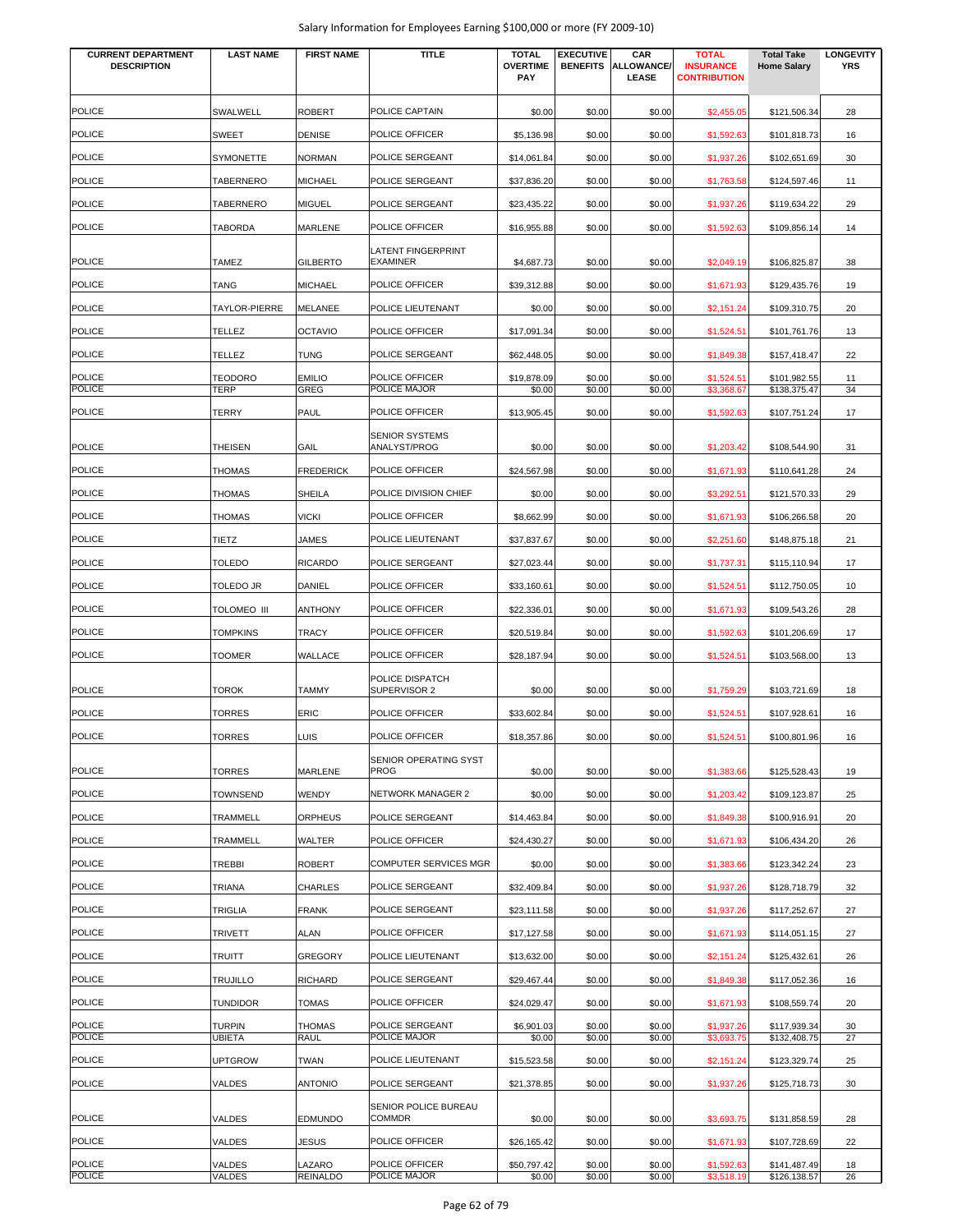| CURRENT DEPARTMENT DESCRIPTION | LAST NAME | FIRST NAME | TITLE | TOTAL OVERTIME PAY | EXECUTIVE BENEFITS | CAR ALLOWANCE/ LEASE | TOTAL INSURANCE CONTRIBUTION | Total Take Home Salary | LONGEVITY YRS |
|---|---|---|---|---|---|---|---|---|---|
| POLICE | SWALWELL | ROBERT | POLICE CAPTAIN | $0.00 | $0.00 | $0.00 | $2,455.05 | $121,506.34 | 28 |
| POLICE | SWEET | DENISE | POLICE OFFICER | $5,136.98 | $0.00 | $0.00 | $1,592.63 | $101,818.73 | 16 |
| POLICE | SYMONETTE | NORMAN | POLICE SERGEANT | $14,061.84 | $0.00 | $0.00 | $1,937.26 | $102,651.69 | 30 |
| POLICE | TABERNERO | MICHAEL | POLICE SERGEANT | $37,836.20 | $0.00 | $0.00 | $1,763.58 | $124,597.46 | 11 |
| POLICE | TABERNERO | MIGUEL | POLICE SERGEANT | $23,435.22 | $0.00 | $0.00 | $1,937.26 | $119,634.22 | 29 |
| POLICE | TABORDA | MARLENE | POLICE OFFICER | $16,955.88 | $0.00 | $0.00 | $1,592.63 | $109,856.14 | 14 |
| POLICE | TAMEZ | GILBERTO | LATENT FINGERPRINT EXAMINER | $4,687.73 | $0.00 | $0.00 | $2,049.19 | $106,825.87 | 38 |
| POLICE | TANG | MICHAEL | POLICE OFFICER | $39,312.88 | $0.00 | $0.00 | $1,671.93 | $129,435.76 | 19 |
| POLICE | TAYLOR-PIERRE | MELANEE | POLICE LIEUTENANT | $0.00 | $0.00 | $0.00 | $2,151.24 | $109,310.75 | 20 |
| POLICE | TELLEZ | OCTAVIO | POLICE OFFICER | $17,091.34 | $0.00 | $0.00 | $1,524.51 | $101,761.76 | 13 |
| POLICE | TELLEZ | TUNG | POLICE SERGEANT | $62,448.05 | $0.00 | $0.00 | $1,849.38 | $157,418.47 | 22 |
| POLICE | TEODORO | EMILIO | POLICE OFFICER | $19,878.09 | $0.00 | $0.00 | $1,524.51 | $101,982.55 | 11 |
| POLICE | TERP | GREG | POLICE MAJOR | $0.00 | $0.00 | $0.00 | $3,368.67 | $138,375.47 | 34 |
| POLICE | TERRY | PAUL | POLICE OFFICER | $13,905.45 | $0.00 | $0.00 | $1,592.63 | $107,751.24 | 17 |
| POLICE | THEISEN | GAIL | SENIOR SYSTEMS ANALYST/PROG | $0.00 | $0.00 | $0.00 | $1,203.42 | $108,544.90 | 31 |
| POLICE | THOMAS | FREDERICK | POLICE OFFICER | $24,567.98 | $0.00 | $0.00 | $1,671.93 | $110,641.28 | 24 |
| POLICE | THOMAS | SHEILA | POLICE DIVISION CHIEF | $0.00 | $0.00 | $0.00 | $3,292.51 | $121,570.33 | 29 |
| POLICE | THOMAS | VICKI | POLICE OFFICER | $8,662.99 | $0.00 | $0.00 | $1,671.93 | $106,266.58 | 20 |
| POLICE | TIETZ | JAMES | POLICE LIEUTENANT | $37,837.67 | $0.00 | $0.00 | $2,251.60 | $148,875.18 | 21 |
| POLICE | TOLEDO | RICARDO | POLICE SERGEANT | $27,023.44 | $0.00 | $0.00 | $1,737.31 | $115,110.94 | 17 |
| POLICE | TOLEDO JR | DANIEL | POLICE OFFICER | $33,160.61 | $0.00 | $0.00 | $1,524.51 | $112,750.05 | 10 |
| POLICE | TOLOMEO III | ANTHONY | POLICE OFFICER | $22,336.01 | $0.00 | $0.00 | $1,671.93 | $109,543.26 | 28 |
| POLICE | TOMPKINS | TRACY | POLICE OFFICER | $20,519.84 | $0.00 | $0.00 | $1,592.63 | $101,206.69 | 17 |
| POLICE | TOOMER | WALLACE | POLICE OFFICER | $28,187.94 | $0.00 | $0.00 | $1,524.51 | $103,568.00 | 13 |
| POLICE | TOROK | TAMMY | POLICE DISPATCH SUPERVISOR 2 | $0.00 | $0.00 | $0.00 | $1,759.29 | $103,721.69 | 18 |
| POLICE | TORRES | ERIC | POLICE OFFICER | $33,602.84 | $0.00 | $0.00 | $1,524.51 | $107,928.61 | 16 |
| POLICE | TORRES | LUIS | POLICE OFFICER | $18,357.86 | $0.00 | $0.00 | $1,524.51 | $100,801.96 | 16 |
| POLICE | TORRES | MARLENE | SENIOR OPERATING SYST PROG | $0.00 | $0.00 | $0.00 | $1,383.66 | $125,528.43 | 19 |
| POLICE | TOWNSEND | WENDY | NETWORK MANAGER 2 | $0.00 | $0.00 | $0.00 | $1,203.42 | $109,123.87 | 25 |
| POLICE | TRAMMELL | ORPHEUS | POLICE SERGEANT | $14,463.84 | $0.00 | $0.00 | $1,849.38 | $100,916.91 | 20 |
| POLICE | TRAMMELL | WALTER | POLICE OFFICER | $24,430.27 | $0.00 | $0.00 | $1,671.93 | $106,434.20 | 26 |
| POLICE | TREBBI | ROBERT | COMPUTER SERVICES MGR | $0.00 | $0.00 | $0.00 | $1,383.66 | $123,342.24 | 23 |
| POLICE | TRIANA | CHARLES | POLICE SERGEANT | $32,409.84 | $0.00 | $0.00 | $1,937.26 | $128,718.79 | 32 |
| POLICE | TRIGLIA | FRANK | POLICE SERGEANT | $23,111.58 | $0.00 | $0.00 | $1,937.26 | $117,252.67 | 27 |
| POLICE | TRIVETT | ALAN | POLICE OFFICER | $17,127.58 | $0.00 | $0.00 | $1,671.93 | $114,051.15 | 27 |
| POLICE | TRUITT | GREGORY | POLICE LIEUTENANT | $13,632.00 | $0.00 | $0.00 | $2,151.24 | $125,432.61 | 26 |
| POLICE | TRUJILLO | RICHARD | POLICE SERGEANT | $29,467.44 | $0.00 | $0.00 | $1,849.38 | $117,052.36 | 16 |
| POLICE | TUNDIDOR | TOMAS | POLICE OFFICER | $24,029.47 | $0.00 | $0.00 | $1,671.93 | $108,559.74 | 20 |
| POLICE | TURPIN | THOMAS | POLICE SERGEANT | $6,901.03 | $0.00 | $0.00 | $1,937.26 | $117,939.34 | 30 |
| POLICE | UBIETA | RAUL | POLICE MAJOR | $0.00 | $0.00 | $0.00 | $3,693.75 | $132,408.75 | 27 |
| POLICE | UPTGROW | TWAN | POLICE LIEUTENANT | $15,523.58 | $0.00 | $0.00 | $2,151.24 | $123,329.74 | 25 |
| POLICE | VALDES | ANTONIO | POLICE SERGEANT | $21,378.85 | $0.00 | $0.00 | $1,937.26 | $125,718.73 | 30 |
| POLICE | VALDES | EDMUNDO | SENIOR POLICE BUREAU COMMDR | $0.00 | $0.00 | $0.00 | $3,693.75 | $131,858.59 | 28 |
| POLICE | VALDES | JESUS | POLICE OFFICER | $26,165.42 | $0.00 | $0.00 | $1,671.93 | $107,728.69 | 22 |
| POLICE | VALDES | LAZARO | POLICE OFFICER | $50,797.42 | $0.00 | $0.00 | $1,592.63 | $141,487.49 | 18 |
| POLICE | VALDES | REINALDO | POLICE MAJOR | $0.00 | $0.00 | $0.00 | $3,518.19 | $126,138.57 | 26 |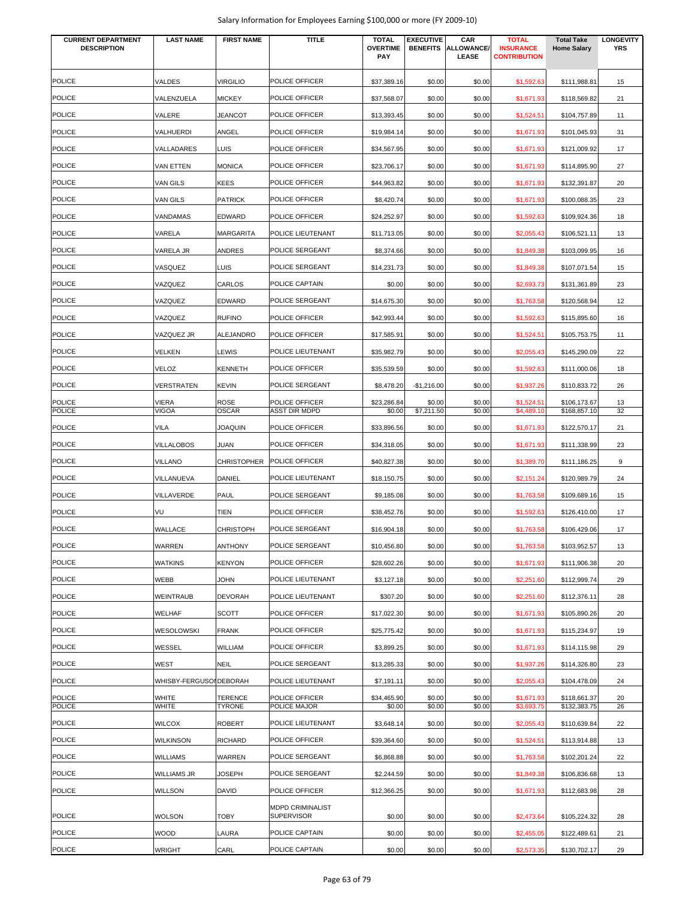# Salary Information for Employees Earning $100,000 or more (FY 2009-10)

| CURRENT DEPARTMENT DESCRIPTION | LAST NAME | FIRST NAME | TITLE | TOTAL OVERTIME PAY | EXECUTIVE BENEFITS | CAR ALLOWANCE/ LEASE | TOTAL INSURANCE CONTRIBUTION | Total Take Home Salary | LONGEVITY YRS |
|---|---|---|---|---|---|---|---|---|---|
| POLICE | VALDES | VIRGILIO | POLICE OFFICER | $37,389.16 | $0.00 | $0.00 | $1,592.63 | $111,988.81 | 15 |
| POLICE | VALENZUELA | MICKEY | POLICE OFFICER | $37,568.07 | $0.00 | $0.00 | $1,671.93 | $118,569.82 | 21 |
| POLICE | VALERE | JEANCOT | POLICE OFFICER | $13,393.45 | $0.00 | $0.00 | $1,524.51 | $104,757.89 | 11 |
| POLICE | VALHUERDI | ANGEL | POLICE OFFICER | $19,984.14 | $0.00 | $0.00 | $1,671.93 | $101,045.93 | 31 |
| POLICE | VALLADARES | LUIS | POLICE OFFICER | $34,567.95 | $0.00 | $0.00 | $1,671.93 | $121,009.92 | 17 |
| POLICE | VAN ETTEN | MONICA | POLICE OFFICER | $23,706.17 | $0.00 | $0.00 | $1,671.93 | $114,895.90 | 27 |
| POLICE | VAN GILS | KEES | POLICE OFFICER | $44,963.82 | $0.00 | $0.00 | $1,671.93 | $132,391.87 | 20 |
| POLICE | VAN GILS | PATRICK | POLICE OFFICER | $8,420.74 | $0.00 | $0.00 | $1,671.93 | $100,088.35 | 23 |
| POLICE | VANDAMAS | EDWARD | POLICE OFFICER | $24,252.97 | $0.00 | $0.00 | $1,592.63 | $109,924.36 | 18 |
| POLICE | VARELA | MARGARITA | POLICE LIEUTENANT | $11,713.05 | $0.00 | $0.00 | $2,055.43 | $106,521.11 | 13 |
| POLICE | VARELA JR | ANDRES | POLICE SERGEANT | $8,374.66 | $0.00 | $0.00 | $1,849.38 | $103,099.95 | 16 |
| POLICE | VASQUEZ | LUIS | POLICE SERGEANT | $14,231.73 | $0.00 | $0.00 | $1,849.38 | $107,071.54 | 15 |
| POLICE | VAZQUEZ | CARLOS | POLICE CAPTAIN | $0.00 | $0.00 | $0.00 | $2,693.73 | $131,361.89 | 23 |
| POLICE | VAZQUEZ | EDWARD | POLICE SERGEANT | $14,675.30 | $0.00 | $0.00 | $1,763.58 | $120,568.94 | 12 |
| POLICE | VAZQUEZ | RUFINO | POLICE OFFICER | $42,993.44 | $0.00 | $0.00 | $1,592.63 | $115,895.60 | 16 |
| POLICE | VAZQUEZ JR | ALEJANDRO | POLICE OFFICER | $17,585.91 | $0.00 | $0.00 | $1,524.51 | $105,753.75 | 11 |
| POLICE | VELKEN | LEWIS | POLICE LIEUTENANT | $35,982.79 | $0.00 | $0.00 | $2,055.43 | $145,290.09 | 22 |
| POLICE | VELOZ | KENNETH | POLICE OFFICER | $35,539.59 | $0.00 | $0.00 | $1,592.63 | $111,000.06 | 18 |
| POLICE | VERSTRATEN | KEVIN | POLICE SERGEANT | $8,478.20 | -$1,216.00 | $0.00 | $1,937.26 | $110,833.72 | 26 |
| POLICE | VIERA | ROSE | POLICE OFFICER | $23,286.84 | $0.00 | $0.00 | $1,524.51 | $106,173.67 | 13 |
| POLICE | VIGOA | OSCAR | ASST DIR MDPD | $0.00 | $7,211.50 | $0.00 | $4,489.10 | $168,857.10 | 32 |
| POLICE | VILA | JOAQUIN | POLICE OFFICER | $33,896.56 | $0.00 | $0.00 | $1,671.93 | $122,570.17 | 21 |
| POLICE | VILLALOBOS | JUAN | POLICE OFFICER | $34,318.05 | $0.00 | $0.00 | $1,671.93 | $111,338.99 | 23 |
| POLICE | VILLANO | CHRISTOPHER | POLICE OFFICER | $40,827.38 | $0.00 | $0.00 | $1,389.70 | $111,186.25 | 9 |
| POLICE | VILLANUEVA | DANIEL | POLICE LIEUTENANT | $18,150.75 | $0.00 | $0.00 | $2,151.24 | $120,989.79 | 24 |
| POLICE | VILLAVERDE | PAUL | POLICE SERGEANT | $9,185.08 | $0.00 | $0.00 | $1,763.58 | $109,689.16 | 15 |
| POLICE | VU | TIEN | POLICE OFFICER | $38,452.76 | $0.00 | $0.00 | $1,592.63 | $126,410.00 | 17 |
| POLICE | WALLACE | CHRISTOPH | POLICE SERGEANT | $16,904.18 | $0.00 | $0.00 | $1,763.58 | $106,429.06 | 17 |
| POLICE | WARREN | ANTHONY | POLICE SERGEANT | $10,456.80 | $0.00 | $0.00 | $1,763.58 | $103,952.57 | 13 |
| POLICE | WATKINS | KENYON | POLICE OFFICER | $28,602.26 | $0.00 | $0.00 | $1,671.93 | $111,906.38 | 20 |
| POLICE | WEBB | JOHN | POLICE LIEUTENANT | $3,127.18 | $0.00 | $0.00 | $2,251.60 | $112,999.74 | 29 |
| POLICE | WEINTRAUB | DEVORAH | POLICE LIEUTENANT | $307.20 | $0.00 | $0.00 | $2,251.60 | $112,376.11 | 28 |
| POLICE | WELHAF | SCOTT | POLICE OFFICER | $17,022.30 | $0.00 | $0.00 | $1,671.93 | $105,890.26 | 20 |
| POLICE | WESOLOWSKI | FRANK | POLICE OFFICER | $25,775.42 | $0.00 | $0.00 | $1,671.93 | $115,234.97 | 19 |
| POLICE | WESSEL | WILLIAM | POLICE OFFICER | $3,899.25 | $0.00 | $0.00 | $1,671.93 | $114,115.98 | 29 |
| POLICE | WEST | NEIL | POLICE SERGEANT | $13,285.33 | $0.00 | $0.00 | $1,937.26 | $114,326.80 | 23 |
| POLICE | WHISBY-FERGUSON | DEBORAH | POLICE LIEUTENANT | $7,191.11 | $0.00 | $0.00 | $2,055.43 | $104,478.09 | 24 |
| POLICE | WHITE | TERENCE | POLICE OFFICER | $34,465.90 | $0.00 | $0.00 | $1,671.93 | $118,661.37 | 20 |
| POLICE | WHITE | TYRONE | POLICE MAJOR | $0.00 | $0.00 | $0.00 | $3,693.75 | $132,383.75 | 26 |
| POLICE | WILCOX | ROBERT | POLICE LIEUTENANT | $3,648.14 | $0.00 | $0.00 | $2,055.43 | $110,639.84 | 22 |
| POLICE | WILKINSON | RICHARD | POLICE OFFICER | $39,364.60 | $0.00 | $0.00 | $1,524.51 | $113,914.88 | 13 |
| POLICE | WILLIAMS | WARREN | POLICE SERGEANT | $6,868.88 | $0.00 | $0.00 | $1,763.58 | $102,201.24 | 22 |
| POLICE | WILLIAMS JR | JOSEPH | POLICE SERGEANT | $2,244.59 | $0.00 | $0.00 | $1,849.38 | $106,836.68 | 13 |
| POLICE | WILLSON | DAVID | POLICE OFFICER | $12,366.25 | $0.00 | $0.00 | $1,671.93 | $112,683.98 | 28 |
| POLICE | WOLSON | TOBY | MDPD CRIMINALIST SUPERVISOR | $0.00 | $0.00 | $0.00 | $2,473.64 | $105,224.32 | 28 |
| POLICE | WOOD | LAURA | POLICE CAPTAIN | $0.00 | $0.00 | $0.00 | $2,455.05 | $122,489.61 | 21 |
| POLICE | WRIGHT | CARL | POLICE CAPTAIN | $0.00 | $0.00 | $0.00 | $2,573.35 | $130,702.17 | 29 |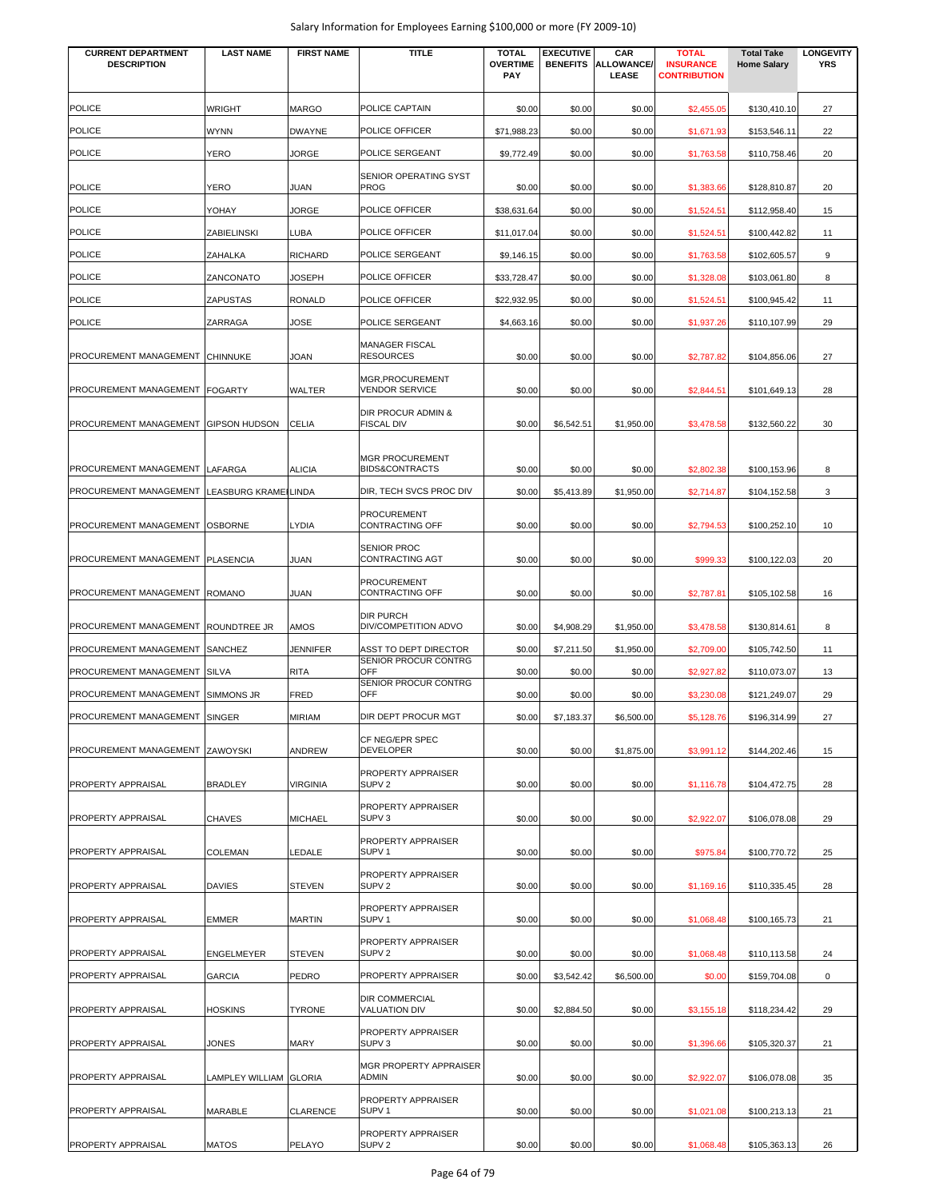Salary Information for Employees Earning $100,000 or more (FY 2009-10)

| CURRENT DEPARTMENT DESCRIPTION | LAST NAME | FIRST NAME | TITLE | TOTAL OVERTIME PAY | EXECUTIVE BENEFITS | CAR ALLOWANCE/ LEASE | TOTAL INSURANCE CONTRIBUTION | Total Take Home Salary | LONGEVITY YRS |
|---|---|---|---|---|---|---|---|---|---|
| POLICE | WRIGHT | MARGO | POLICE CAPTAIN | $0.00 | $0.00 | $0.00 | $2,455.05 | $130,410.10 | 27 |
| POLICE | WYNN | DWAYNE | POLICE OFFICER | $71,988.23 | $0.00 | $0.00 | $1,671.93 | $153,546.11 | 22 |
| POLICE | YERO | JORGE | POLICE SERGEANT | $9,772.49 | $0.00 | $0.00 | $1,763.58 | $110,758.46 | 20 |
| POLICE | YERO | JUAN | SENIOR OPERATING SYST PROG | $0.00 | $0.00 | $0.00 | $1,383.66 | $128,810.87 | 20 |
| POLICE | YOHAY | JORGE | POLICE OFFICER | $38,631.64 | $0.00 | $0.00 | $1,524.51 | $112,958.40 | 15 |
| POLICE | ZABIELINSKI | LUBA | POLICE OFFICER | $11,017.04 | $0.00 | $0.00 | $1,524.51 | $100,442.82 | 11 |
| POLICE | ZAHALKA | RICHARD | POLICE SERGEANT | $9,146.15 | $0.00 | $0.00 | $1,763.58 | $102,605.57 | 9 |
| POLICE | ZANCONATO | JOSEPH | POLICE OFFICER | $33,728.47 | $0.00 | $0.00 | $1,328.08 | $103,061.80 | 8 |
| POLICE | ZAPUSTAS | RONALD | POLICE OFFICER | $22,932.95 | $0.00 | $0.00 | $1,524.51 | $100,945.42 | 11 |
| POLICE | ZARRAGA | JOSE | POLICE SERGEANT | $4,663.16 | $0.00 | $0.00 | $1,937.26 | $110,107.99 | 29 |
| PROCUREMENT MANAGEMENT | CHINNUKE | JOAN | MANAGER FISCAL RESOURCES | $0.00 | $0.00 | $0.00 | $2,787.82 | $104,856.06 | 27 |
| PROCUREMENT MANAGEMENT | FOGARTY | WALTER | MGR,PROCUREMENT VENDOR SERVICE | $0.00 | $0.00 | $0.00 | $2,844.51 | $101,649.13 | 28 |
| PROCUREMENT MANAGEMENT | GIPSON HUDSON | CELIA | DIR PROCUR ADMIN & FISCAL DIV | $0.00 | $6,542.51 | $1,950.00 | $3,478.58 | $132,560.22 | 30 |
| PROCUREMENT MANAGEMENT | LAFARGA | ALICIA | MGR PROCUREMENT BIDS&CONTRACTS | $0.00 | $0.00 | $0.00 | $2,802.38 | $100,153.96 | 8 |
| PROCUREMENT MANAGEMENT | LEASBURG KRAMEI | LINDA | DIR, TECH SVCS PROC DIV | $0.00 | $5,413.89 | $1,950.00 | $2,714.87 | $104,152.58 | 3 |
| PROCUREMENT MANAGEMENT | OSBORNE | LYDIA | PROCUREMENT CONTRACTING OFF | $0.00 | $0.00 | $0.00 | $2,794.53 | $100,252.10 | 10 |
| PROCUREMENT MANAGEMENT | PLASENCIA | JUAN | SENIOR PROC CONTRACTING AGT | $0.00 | $0.00 | $0.00 | $999.33 | $100,122.03 | 20 |
| PROCUREMENT MANAGEMENT | ROMANO | JUAN | PROCUREMENT CONTRACTING OFF | $0.00 | $0.00 | $0.00 | $2,787.81 | $105,102.58 | 16 |
| PROCUREMENT MANAGEMENT | ROUNDTREE JR | AMOS | DIR PURCH DIV/COMPETITION ADVO | $0.00 | $4,908.29 | $1,950.00 | $3,478.58 | $130,814.61 | 8 |
| PROCUREMENT MANAGEMENT | SANCHEZ | JENNIFER | ASST TO DEPT DIRECTOR | $0.00 | $7,211.50 | $1,950.00 | $2,709.00 | $105,742.50 | 11 |
| PROCUREMENT MANAGEMENT | SILVA | RITA | SENIOR PROCUR CONTRG OFF | $0.00 | $0.00 | $0.00 | $2,927.82 | $110,073.07 | 13 |
| PROCUREMENT MANAGEMENT | SIMMONS JR | FRED | SENIOR PROCUR CONTRG OFF | $0.00 | $0.00 | $0.00 | $3,230.08 | $121,249.07 | 29 |
| PROCUREMENT MANAGEMENT | SINGER | MIRIAM | DIR DEPT PROCUR MGT | $0.00 | $7,183.37 | $6,500.00 | $5,128.76 | $196,314.99 | 27 |
| PROCUREMENT MANAGEMENT | ZAWOYSKI | ANDREW | CF NEG/EPR SPEC DEVELOPER | $0.00 | $0.00 | $1,875.00 | $3,991.12 | $144,202.46 | 15 |
| PROPERTY APPRAISAL | BRADLEY | VIRGINIA | PROPERTY APPRAISER SUPV 2 | $0.00 | $0.00 | $0.00 | $1,116.78 | $104,472.75 | 28 |
| PROPERTY APPRAISAL | CHAVES | MICHAEL | PROPERTY APPRAISER SUPV 3 | $0.00 | $0.00 | $0.00 | $2,922.07 | $106,078.08 | 29 |
| PROPERTY APPRAISAL | COLEMAN | LEDALE | PROPERTY APPRAISER SUPV 1 | $0.00 | $0.00 | $0.00 | $975.84 | $100,770.72 | 25 |
| PROPERTY APPRAISAL | DAVIES | STEVEN | PROPERTY APPRAISER SUPV 2 | $0.00 | $0.00 | $0.00 | $1,169.16 | $110,335.45 | 28 |
| PROPERTY APPRAISAL | EMMER | MARTIN | PROPERTY APPRAISER SUPV 1 | $0.00 | $0.00 | $0.00 | $1,068.48 | $100,165.73 | 21 |
| PROPERTY APPRAISAL | ENGELMEYER | STEVEN | PROPERTY APPRAISER SUPV 2 | $0.00 | $0.00 | $0.00 | $1,068.48 | $110,113.58 | 24 |
| PROPERTY APPRAISAL | GARCIA | PEDRO | PROPERTY APPRAISER | $0.00 | $3,542.42 | $6,500.00 | $0.00 | $159,704.08 | 0 |
| PROPERTY APPRAISAL | HOSKINS | TYRONE | DIR COMMERCIAL VALUATION DIV | $0.00 | $2,884.50 | $0.00 | $3,155.18 | $118,234.42 | 29 |
| PROPERTY APPRAISAL | JONES | MARY | PROPERTY APPRAISER SUPV 3 | $0.00 | $0.00 | $0.00 | $1,396.66 | $105,320.37 | 21 |
| PROPERTY APPRAISAL | LAMPLEY WILLIAM | GLORIA | MGR PROPERTY APPRAISER ADMIN | $0.00 | $0.00 | $0.00 | $2,922.07 | $106,078.08 | 35 |
| PROPERTY APPRAISAL | MARABLE | CLARENCE | PROPERTY APPRAISER SUPV 1 | $0.00 | $0.00 | $0.00 | $1,021.08 | $100,213.13 | 21 |
| PROPERTY APPRAISAL | MATOS | PELAYO | PROPERTY APPRAISER SUPV 2 | $0.00 | $0.00 | $0.00 | $1,068.48 | $105,363.13 | 26 |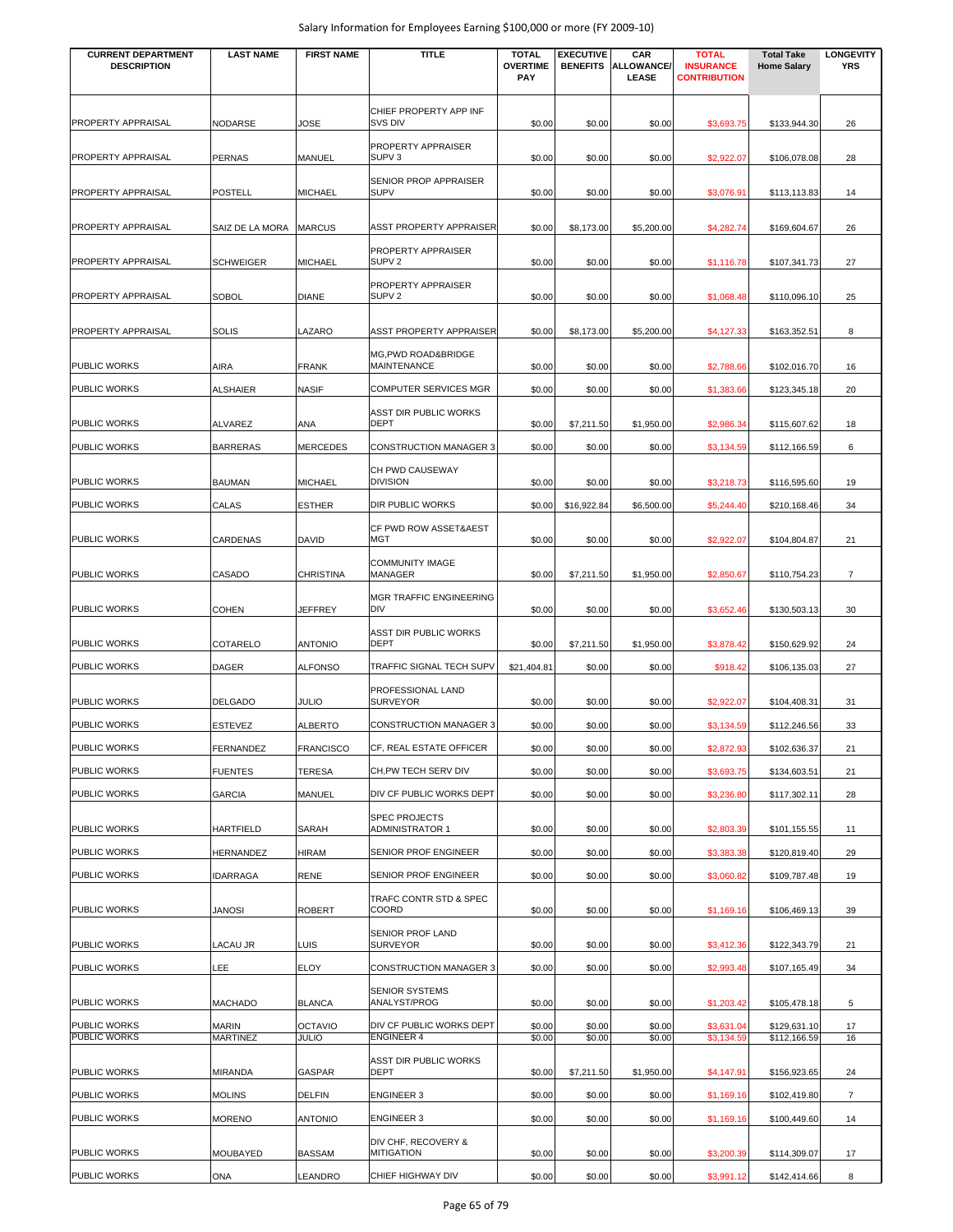Salary Information for Employees Earning $100,000 or more (FY 2009-10)

| CURRENT DEPARTMENT DESCRIPTION | LAST NAME | FIRST NAME | TITLE | TOTAL OVERTIME PAY | EXECUTIVE BENEFITS | CAR ALLOWANCE/ LEASE | TOTAL INSURANCE CONTRIBUTION | Total Take Home Salary | LONGEVITY YRS |
|---|---|---|---|---|---|---|---|---|---|
| PROPERTY APPRAISAL | NODARSE | JOSE | CHIEF PROPERTY APP INF SVS DIV | $0.00 | $0.00 | $0.00 | $3,693.75 | $133,944.30 | 26 |
| PROPERTY APPRAISAL | PERNAS | MANUEL | PROPERTY APPRAISER SUPV 3 | $0.00 | $0.00 | $0.00 | $2,922.07 | $106,078.08 | 28 |
| PROPERTY APPRAISAL | POSTELL | MICHAEL | SENIOR PROP APPRAISER SUPV | $0.00 | $0.00 | $0.00 | $3,076.91 | $113,113.83 | 14 |
| PROPERTY APPRAISAL | SAIZ DE LA MORA | MARCUS | ASST PROPERTY APPRAISER | $0.00 | $8,173.00 | $5,200.00 | $4,282.74 | $169,604.67 | 26 |
| PROPERTY APPRAISAL | SCHWEIGER | MICHAEL | PROPERTY APPRAISER SUPV 2 | $0.00 | $0.00 | $0.00 | $1,116.78 | $107,341.73 | 27 |
| PROPERTY APPRAISAL | SOBOL | DIANE | PROPERTY APPRAISER SUPV 2 | $0.00 | $0.00 | $0.00 | $1,068.48 | $110,096.10 | 25 |
| PROPERTY APPRAISAL | SOLIS | LAZARO | ASST PROPERTY APPRAISER | $0.00 | $8,173.00 | $5,200.00 | $4,127.33 | $163,352.51 | 8 |
| PUBLIC WORKS | AIRA | FRANK | MG,PWD ROAD&BRIDGE MAINTENANCE | $0.00 | $0.00 | $0.00 | $2,788.66 | $102,016.70 | 16 |
| PUBLIC WORKS | ALSHAIER | NASIF | COMPUTER SERVICES MGR | $0.00 | $0.00 | $0.00 | $1,383.66 | $123,345.18 | 20 |
| PUBLIC WORKS | ALVAREZ | ANA | ASST DIR PUBLIC WORKS DEPT | $0.00 | $7,211.50 | $1,950.00 | $2,986.34 | $115,607.62 | 18 |
| PUBLIC WORKS | BARRERAS | MERCEDES | CONSTRUCTION MANAGER 3 | $0.00 | $0.00 | $0.00 | $3,134.59 | $112,166.59 | 6 |
| PUBLIC WORKS | BAUMAN | MICHAEL | CH PWD CAUSEWAY DIVISION | $0.00 | $0.00 | $0.00 | $3,218.73 | $116,595.60 | 19 |
| PUBLIC WORKS | CALAS | ESTHER | DIR PUBLIC WORKS | $0.00 | $16,922.84 | $6,500.00 | $5,244.40 | $210,168.46 | 34 |
| PUBLIC WORKS | CARDENAS | DAVID | CF PWD ROW ASSET&AEST MGT | $0.00 | $0.00 | $0.00 | $2,922.07 | $104,804.87 | 21 |
| PUBLIC WORKS | CASADO | CHRISTINA | COMMUNITY IMAGE MANAGER | $0.00 | $7,211.50 | $1,950.00 | $2,850.67 | $110,754.23 | 7 |
| PUBLIC WORKS | COHEN | JEFFREY | MGR TRAFFIC ENGINEERING DIV | $0.00 | $0.00 | $0.00 | $3,652.46 | $130,503.13 | 30 |
| PUBLIC WORKS | COTARELO | ANTONIO | ASST DIR PUBLIC WORKS DEPT | $0.00 | $7,211.50 | $1,950.00 | $3,878.42 | $150,629.92 | 24 |
| PUBLIC WORKS | DAGER | ALFONSO | TRAFFIC SIGNAL TECH SUPV | $21,404.81 | $0.00 | $0.00 | $918.42 | $106,135.03 | 27 |
| PUBLIC WORKS | DELGADO | JULIO | PROFESSIONAL LAND SURVEYOR | $0.00 | $0.00 | $0.00 | $2,922.07 | $104,408.31 | 31 |
| PUBLIC WORKS | ESTEVEZ | ALBERTO | CONSTRUCTION MANAGER 3 | $0.00 | $0.00 | $0.00 | $3,134.59 | $112,246.56 | 33 |
| PUBLIC WORKS | FERNANDEZ | FRANCISCO | CF, REAL ESTATE OFFICER | $0.00 | $0.00 | $0.00 | $2,872.93 | $102,636.37 | 21 |
| PUBLIC WORKS | FUENTES | TERESA | CH,PW TECH SERV DIV | $0.00 | $0.00 | $0.00 | $3,693.75 | $134,603.51 | 21 |
| PUBLIC WORKS | GARCIA | MANUEL | DIV CF PUBLIC WORKS DEPT | $0.00 | $0.00 | $0.00 | $3,236.80 | $117,302.11 | 28 |
| PUBLIC WORKS | HARTFIELD | SARAH | SPEC PROJECTS ADMINISTRATOR 1 | $0.00 | $0.00 | $0.00 | $2,803.39 | $101,155.55 | 11 |
| PUBLIC WORKS | HERNANDEZ | HIRAM | SENIOR PROF ENGINEER | $0.00 | $0.00 | $0.00 | $3,383.38 | $120,819.40 | 29 |
| PUBLIC WORKS | IDARRAGA | RENE | SENIOR PROF ENGINEER | $0.00 | $0.00 | $0.00 | $3,060.82 | $109,787.48 | 19 |
| PUBLIC WORKS | JANOSI | ROBERT | TRAFC CONTR STD & SPEC COORD | $0.00 | $0.00 | $0.00 | $1,169.16 | $106,469.13 | 39 |
| PUBLIC WORKS | LACAU JR | LUIS | SENIOR PROF LAND SURVEYOR | $0.00 | $0.00 | $0.00 | $3,412.36 | $122,343.79 | 21 |
| PUBLIC WORKS | LEE | ELOY | CONSTRUCTION MANAGER 3 | $0.00 | $0.00 | $0.00 | $2,993.48 | $107,165.49 | 34 |
| PUBLIC WORKS | MACHADO | BLANCA | SENIOR SYSTEMS ANALYST/PROG | $0.00 | $0.00 | $0.00 | $1,203.42 | $105,478.18 | 5 |
| PUBLIC WORKS | MARIN | OCTAVIO | DIV CF PUBLIC WORKS DEPT | $0.00 | $0.00 | $0.00 | $3,631.04 | $129,631.10 | 17 |
| PUBLIC WORKS | MARTINEZ | JULIO | ENGINEER 4 | $0.00 | $0.00 | $0.00 | $3,134.59 | $112,166.59 | 16 |
| PUBLIC WORKS | MIRANDA | GASPAR | ASST DIR PUBLIC WORKS DEPT | $0.00 | $7,211.50 | $1,950.00 | $4,147.91 | $156,923.65 | 24 |
| PUBLIC WORKS | MOLINS | DELFIN | ENGINEER 3 | $0.00 | $0.00 | $0.00 | $1,169.16 | $102,419.80 | 7 |
| PUBLIC WORKS | MORENO | ANTONIO | ENGINEER 3 | $0.00 | $0.00 | $0.00 | $1,169.16 | $100,449.60 | 14 |
| PUBLIC WORKS | MOUBAYED | BASSAM | DIV CHF, RECOVERY & MITIGATION | $0.00 | $0.00 | $0.00 | $3,200.39 | $114,309.07 | 17 |
| PUBLIC WORKS | ONA | LEANDRO | CHIEF HIGHWAY DIV | $0.00 | $0.00 | $0.00 | $3,991.12 | $142,414.66 | 8 |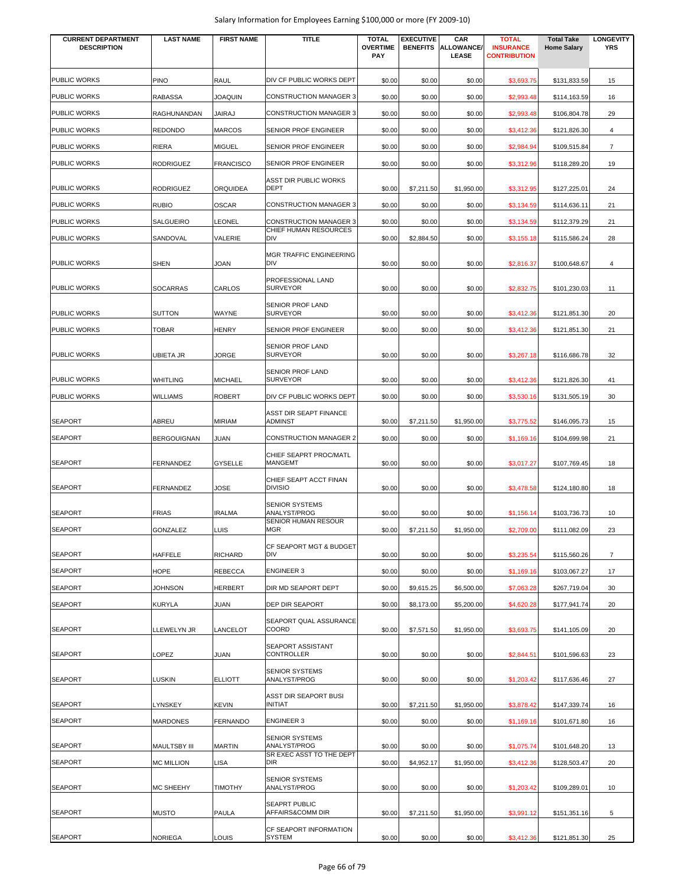Salary Information for Employees Earning $100,000 or more (FY 2009-10)

| CURRENT DEPARTMENT DESCRIPTION | LAST NAME | FIRST NAME | TITLE | TOTAL OVERTIME PAY | EXECUTIVE BENEFITS | CAR ALLOWANCE/ LEASE | TOTAL INSURANCE CONTRIBUTION | Total Take Home Salary | LONGEVITY YRS |
|---|---|---|---|---|---|---|---|---|---|
| PUBLIC WORKS | PINO | RAUL | DIV CF PUBLIC WORKS DEPT | $0.00 | $0.00 | $0.00 | $3,693.75 | $131,833.59 | 15 |
| PUBLIC WORKS | RABASSA | JOAQUIN | CONSTRUCTION MANAGER 3 | $0.00 | $0.00 | $0.00 | $2,993.48 | $114,163.59 | 16 |
| PUBLIC WORKS | RAGHUNANDAN | JAIRAJ | CONSTRUCTION MANAGER 3 | $0.00 | $0.00 | $0.00 | $2,993.48 | $106,804.78 | 29 |
| PUBLIC WORKS | REDONDO | MARCOS | SENIOR PROF ENGINEER | $0.00 | $0.00 | $0.00 | $3,412.36 | $121,826.30 | 4 |
| PUBLIC WORKS | RIERA | MIGUEL | SENIOR PROF ENGINEER | $0.00 | $0.00 | $0.00 | $2,984.94 | $109,515.84 | 7 |
| PUBLIC WORKS | RODRIGUEZ | FRANCISCO | SENIOR PROF ENGINEER | $0.00 | $0.00 | $0.00 | $3,312.96 | $118,289.20 | 19 |
| PUBLIC WORKS | RODRIGUEZ | ORQUIDEA | ASST DIR PUBLIC WORKS DEPT | $0.00 | $7,211.50 | $1,950.00 | $3,312.95 | $127,225.01 | 24 |
| PUBLIC WORKS | RUBIO | OSCAR | CONSTRUCTION MANAGER 3 | $0.00 | $0.00 | $0.00 | $3,134.59 | $114,636.11 | 21 |
| PUBLIC WORKS | SALGUEIRO | LEONEL | CONSTRUCTION MANAGER 3 | $0.00 | $0.00 | $0.00 | $3,134.59 | $112,379.29 | 21 |
| PUBLIC WORKS | SANDOVAL | VALERIE | CHIEF HUMAN RESOURCES DIV | $0.00 | $2,884.50 | $0.00 | $3,155.18 | $115,586.24 | 28 |
| PUBLIC WORKS | SHEN | JOAN | MGR TRAFFIC ENGINEERING DIV | $0.00 | $0.00 | $0.00 | $2,816.37 | $100,648.67 | 4 |
| PUBLIC WORKS | SOCARRAS | CARLOS | PROFESSIONAL LAND SURVEYOR | $0.00 | $0.00 | $0.00 | $2,832.75 | $101,230.03 | 11 |
| PUBLIC WORKS | SUTTON | WAYNE | SENIOR PROF LAND SURVEYOR | $0.00 | $0.00 | $0.00 | $3,412.36 | $121,851.30 | 20 |
| PUBLIC WORKS | TOBAR | HENRY | SENIOR PROF ENGINEER | $0.00 | $0.00 | $0.00 | $3,412.36 | $121,851.30 | 21 |
| PUBLIC WORKS | UBIETA JR | JORGE | SENIOR PROF LAND SURVEYOR | $0.00 | $0.00 | $0.00 | $3,267.18 | $116,686.78 | 32 |
| PUBLIC WORKS | WHITLING | MICHAEL | SENIOR PROF LAND SURVEYOR | $0.00 | $0.00 | $0.00 | $3,412.36 | $121,826.30 | 41 |
| PUBLIC WORKS | WILLIAMS | ROBERT | DIV CF PUBLIC WORKS DEPT | $0.00 | $0.00 | $0.00 | $3,530.16 | $131,505.19 | 30 |
| SEAPORT | ABREU | MIRIAM | ASST DIR SEAPT FINANCE ADMINST | $0.00 | $7,211.50 | $1,950.00 | $3,775.52 | $146,095.73 | 15 |
| SEAPORT | BERGOUIGNAN | JUAN | CONSTRUCTION MANAGER 2 | $0.00 | $0.00 | $0.00 | $1,169.16 | $104,699.98 | 21 |
| SEAPORT | FERNANDEZ | GYSELLE | CHIEF SEAPRT PROC/MATL MANGEMT | $0.00 | $0.00 | $0.00 | $3,017.27 | $107,769.45 | 18 |
| SEAPORT | FERNANDEZ | JOSE | CHIEF SEAPT ACCT FINAN DIVISIO | $0.00 | $0.00 | $0.00 | $3,478.58 | $124,180.80 | 18 |
| SEAPORT | FRIAS | IRALMA | SENIOR SYSTEMS ANALYST/PROG | $0.00 | $0.00 | $0.00 | $1,156.14 | $103,736.73 | 10 |
| SEAPORT | GONZALEZ | LUIS | SENIOR HUMAN RESOUR MGR | $0.00 | $7,211.50 | $1,950.00 | $2,709.00 | $111,082.09 | 23 |
| SEAPORT | HAFFELE | RICHARD | CF SEAPORT MGT & BUDGET DIV | $0.00 | $0.00 | $0.00 | $3,235.54 | $115,560.26 | 7 |
| SEAPORT | HOPE | REBECCA | ENGINEER 3 | $0.00 | $0.00 | $0.00 | $1,169.16 | $103,067.27 | 17 |
| SEAPORT | JOHNSON | HERBERT | DIR MD SEAPORT DEPT | $0.00 | $9,615.25 | $6,500.00 | $7,063.28 | $267,719.04 | 30 |
| SEAPORT | KURYLA | JUAN | DEP DIR SEAPORT | $0.00 | $8,173.00 | $5,200.00 | $4,620.28 | $177,941.74 | 20 |
| SEAPORT | LLEWELYN JR | LANCELOT | SEAPORT QUAL ASSURANCE COORD | $0.00 | $7,571.50 | $1,950.00 | $3,693.75 | $141,105.09 | 20 |
| SEAPORT | LOPEZ | JUAN | SEAPORT ASSISTANT CONTROLLER | $0.00 | $0.00 | $0.00 | $2,844.51 | $101,596.63 | 23 |
| SEAPORT | LUSKIN | ELLIOTT | SENIOR SYSTEMS ANALYST/PROG | $0.00 | $0.00 | $0.00 | $1,203.42 | $117,636.46 | 27 |
| SEAPORT | LYNSKEY | KEVIN | ASST DIR SEAPORT BUSI INITIAT | $0.00 | $7,211.50 | $1,950.00 | $3,878.42 | $147,339.74 | 16 |
| SEAPORT | MARDONES | FERNANDO | ENGINEER 3 | $0.00 | $0.00 | $0.00 | $1,169.16 | $101,671.80 | 16 |
| SEAPORT | MAULTSBY III | MARTIN | SENIOR SYSTEMS ANALYST/PROG | $0.00 | $0.00 | $0.00 | $1,075.74 | $101,648.20 | 13 |
| SEAPORT | MC MILLION | LISA | SR EXEC ASST TO THE DEPT DIR | $0.00 | $4,952.17 | $1,950.00 | $3,412.36 | $128,503.47 | 20 |
| SEAPORT | MC SHEEHY | TIMOTHY | SENIOR SYSTEMS ANALYST/PROG | $0.00 | $0.00 | $0.00 | $1,203.42 | $109,289.01 | 10 |
| SEAPORT | MUSTO | PAULA | SEAPRT PUBLIC AFFAIRS&COMM DIR | $0.00 | $7,211.50 | $1,950.00 | $3,991.12 | $151,351.16 | 5 |
| SEAPORT | NORIEGA | LOUIS | CF SEAPORT INFORMATION SYSTEM | $0.00 | $0.00 | $0.00 | $3,412.36 | $121,851.30 | 25 |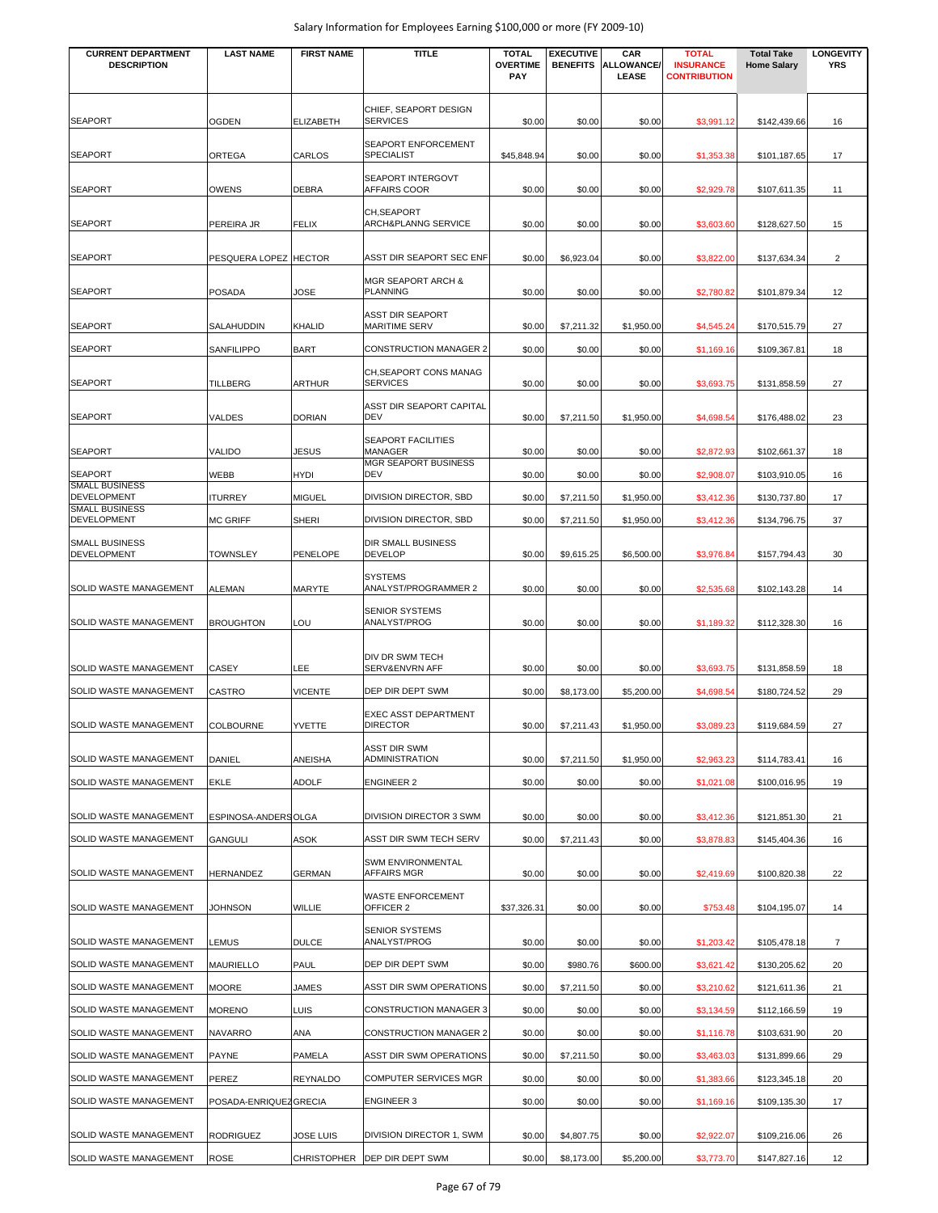| CURRENT DEPARTMENT DESCRIPTION | LAST NAME | FIRST NAME | TITLE | TOTAL OVERTIME PAY | EXECUTIVE BENEFITS | CAR ALLOWANCE/ LEASE | TOTAL INSURANCE CONTRIBUTION | Total Take Home Salary | LONGEVITY YRS |
|---|---|---|---|---|---|---|---|---|---|
| SEAPORT | OGDEN | ELIZABETH | CHIEF, SEAPORT DESIGN SERVICES | $0.00 | $0.00 | $0.00 | $3,991.12 | $142,439.66 | 16 |
| SEAPORT | ORTEGA | CARLOS | SEAPORT ENFORCEMENT SPECIALIST | $45,848.94 | $0.00 | $0.00 | $1,353.38 | $101,187.65 | 17 |
| SEAPORT | OWENS | DEBRA | SEAPORT INTERGOVT AFFAIRS COOR | $0.00 | $0.00 | $0.00 | $2,929.78 | $107,611.35 | 11 |
| SEAPORT | PEREIRA JR | FELIX | CH,SEAPORT ARCH&PLANNG SERVICE | $0.00 | $0.00 | $0.00 | $3,603.60 | $128,627.50 | 15 |
| SEAPORT | PESQUERA LOPEZ | HECTOR | ASST DIR SEAPORT SEC ENF | $0.00 | $6,923.04 | $0.00 | $3,822.00 | $137,634.34 | 2 |
| SEAPORT | POSADA | JOSE | MGR SEAPORT ARCH & PLANNING | $0.00 | $0.00 | $0.00 | $2,780.82 | $101,879.34 | 12 |
| SEAPORT | SALAHUDDIN | KHALID | ASST DIR SEAPORT MARITIME SERV | $0.00 | $7,211.32 | $1,950.00 | $4,545.24 | $170,515.79 | 27 |
| SEAPORT | SANFILIPPO | BART | CONSTRUCTION MANAGER 2 | $0.00 | $0.00 | $0.00 | $1,169.16 | $109,367.81 | 18 |
| SEAPORT | TILLBERG | ARTHUR | CH,SEAPORT CONS MANAG SERVICES | $0.00 | $0.00 | $0.00 | $3,693.75 | $131,858.59 | 27 |
| SEAPORT | VALDES | DORIAN | ASST DIR SEAPORT CAPITAL DEV | $0.00 | $7,211.50 | $1,950.00 | $4,698.54 | $176,488.02 | 23 |
| SEAPORT | VALIDO | JESUS | SEAPORT FACILITIES MANAGER | $0.00 | $0.00 | $0.00 | $2,872.93 | $102,661.37 | 18 |
| SEAPORT | WEBB | HYDI | MGR SEAPORT BUSINESS DEV | $0.00 | $0.00 | $0.00 | $2,908.07 | $103,910.05 | 16 |
| SMALL BUSINESS DEVELOPMENT | ITURREY | MIGUEL | DIVISION DIRECTOR, SBD | $0.00 | $7,211.50 | $1,950.00 | $3,412.36 | $130,737.80 | 17 |
| SMALL BUSINESS DEVELOPMENT | MC GRIFF | SHERI | DIVISION DIRECTOR, SBD | $0.00 | $7,211.50 | $1,950.00 | $3,412.36 | $134,796.75 | 37 |
| SMALL BUSINESS DEVELOPMENT | TOWNSLEY | PENELOPE | DIR SMALL BUSINESS DEVELOP | $0.00 | $9,615.25 | $6,500.00 | $3,976.84 | $157,794.43 | 30 |
| SOLID WASTE MANAGEMENT | ALEMAN | MARYTE | SYSTEMS ANALYST/PROGRAMMER 2 | $0.00 | $0.00 | $0.00 | $2,535.68 | $102,143.28 | 14 |
| SOLID WASTE MANAGEMENT | BROUGHTON | LOU | SENIOR SYSTEMS ANALYST/PROG | $0.00 | $0.00 | $0.00 | $1,189.32 | $112,328.30 | 16 |
| SOLID WASTE MANAGEMENT | CASEY | LEE | DIV DR SWM TECH SERV&ENVRN AFF | $0.00 | $0.00 | $0.00 | $3,693.75 | $131,858.59 | 18 |
| SOLID WASTE MANAGEMENT | CASTRO | VICENTE | DEP DIR DEPT SWM | $0.00 | $8,173.00 | $5,200.00 | $4,698.54 | $180,724.52 | 29 |
| SOLID WASTE MANAGEMENT | COLBOURNE | YVETTE | EXEC ASST DEPARTMENT DIRECTOR | $0.00 | $7,211.43 | $1,950.00 | $3,089.23 | $119,684.59 | 27 |
| SOLID WASTE MANAGEMENT | DANIEL | ANEISHA | ASST DIR SWM ADMINISTRATION | $0.00 | $7,211.50 | $1,950.00 | $2,963.23 | $114,783.41 | 16 |
| SOLID WASTE MANAGEMENT | EKLE | ADOLF | ENGINEER 2 | $0.00 | $0.00 | $0.00 | $1,021.08 | $100,016.95 | 19 |
| SOLID WASTE MANAGEMENT | ESPINOSA-ANDERS | OLGA | DIVISION DIRECTOR 3 SWM | $0.00 | $0.00 | $0.00 | $3,412.36 | $121,851.30 | 21 |
| SOLID WASTE MANAGEMENT | GANGULI | ASOK | ASST DIR SWM TECH SERV | $0.00 | $7,211.43 | $0.00 | $3,878.83 | $145,404.36 | 16 |
| SOLID WASTE MANAGEMENT | HERNANDEZ | GERMAN | SWM ENVIRONMENTAL AFFAIRS MGR | $0.00 | $0.00 | $0.00 | $2,419.69 | $100,820.38 | 22 |
| SOLID WASTE MANAGEMENT | JOHNSON | WILLIE | WASTE ENFORCEMENT OFFICER 2 | $37,326.31 | $0.00 | $0.00 | $753.48 | $104,195.07 | 14 |
| SOLID WASTE MANAGEMENT | LEMUS | DULCE | SENIOR SYSTEMS ANALYST/PROG | $0.00 | $0.00 | $0.00 | $1,203.42 | $105,478.18 | 7 |
| SOLID WASTE MANAGEMENT | MAURIELLO | PAUL | DEP DIR DEPT SWM | $0.00 | $980.76 | $600.00 | $3,621.42 | $130,205.62 | 20 |
| SOLID WASTE MANAGEMENT | MOORE | JAMES | ASST DIR SWM OPERATIONS | $0.00 | $7,211.50 | $0.00 | $3,210.62 | $121,611.36 | 21 |
| SOLID WASTE MANAGEMENT | MORENO | LUIS | CONSTRUCTION MANAGER 3 | $0.00 | $0.00 | $0.00 | $3,134.59 | $112,166.59 | 19 |
| SOLID WASTE MANAGEMENT | NAVARRO | ANA | CONSTRUCTION MANAGER 2 | $0.00 | $0.00 | $0.00 | $1,116.78 | $103,631.90 | 20 |
| SOLID WASTE MANAGEMENT | PAYNE | PAMELA | ASST DIR SWM OPERATIONS | $0.00 | $7,211.50 | $0.00 | $3,463.03 | $131,899.66 | 29 |
| SOLID WASTE MANAGEMENT | PEREZ | REYNALDO | COMPUTER SERVICES MGR | $0.00 | $0.00 | $0.00 | $1,383.66 | $123,345.18 | 20 |
| SOLID WASTE MANAGEMENT | POSADA-ENRIQUEZ | GRECIA | ENGINEER 3 | $0.00 | $0.00 | $0.00 | $1,169.16 | $109,135.30 | 17 |
| SOLID WASTE MANAGEMENT | RODRIGUEZ | JOSE LUIS | DIVISION DIRECTOR 1, SWM | $0.00 | $4,807.75 | $0.00 | $2,922.07 | $109,216.06 | 26 |
| SOLID WASTE MANAGEMENT | ROSE | CHRISTOPHER | DEP DIR DEPT SWM | $0.00 | $8,173.00 | $5,200.00 | $3,773.70 | $147,827.16 | 12 |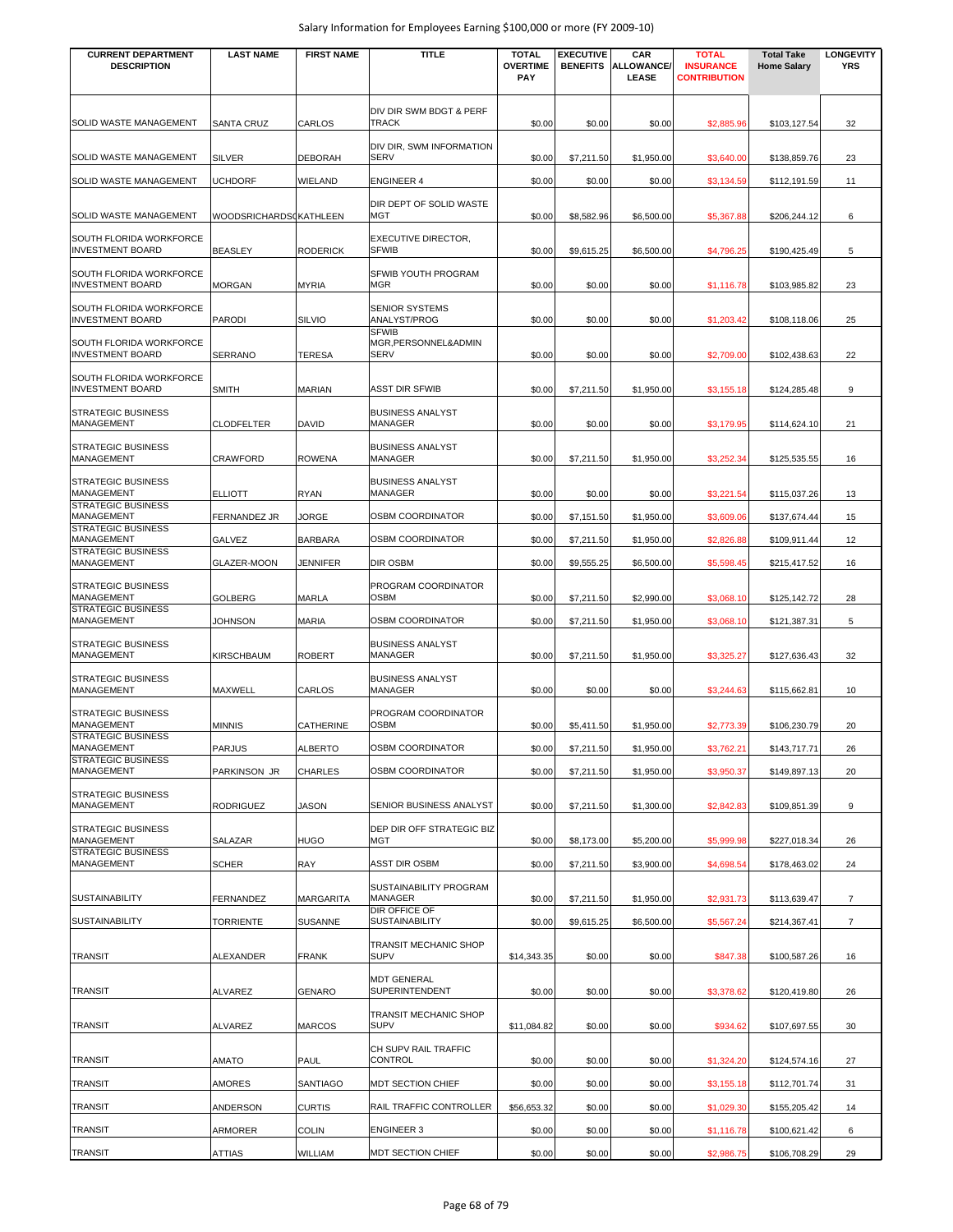| CURRENT DEPARTMENT DESCRIPTION | LAST NAME | FIRST NAME | TITLE | TOTAL OVERTIME PAY | EXECUTIVE BENEFITS | CAR ALLOWANCE/ LEASE | TOTAL INSURANCE CONTRIBUTION | Total Take Home Salary | LONGEVITY YRS |
|---|---|---|---|---|---|---|---|---|---|
| SOLID WASTE MANAGEMENT | SANTA CRUZ | CARLOS | DIV DIR SWM BDGT & PERF TRACK | $0.00 | $0.00 | $0.00 | $2,885.96 | $103,127.54 | 32 |
| SOLID WASTE MANAGEMENT | SILVER | DEBORAH | DIV DIR, SWM INFORMATION SERV | $0.00 | $7,211.50 | $1,950.00 | $3,640.00 | $138,859.76 | 23 |
| SOLID WASTE MANAGEMENT | UCHDORF | WIELAND | ENGINEER 4 | $0.00 | $0.00 | $0.00 | $3,134.59 | $112,191.59 | 11 |
| SOLID WASTE MANAGEMENT | WOODSRICHARDS( | KATHLEEN | DIR DEPT OF SOLID WASTE MGT | $0.00 | $8,582.96 | $6,500.00 | $5,367.88 | $206,244.12 | 6 |
| SOUTH FLORIDA WORKFORCE INVESTMENT BOARD | BEASLEY | RODERICK | EXECUTIVE DIRECTOR, SFWIB | $0.00 | $9,615.25 | $6,500.00 | $4,796.25 | $190,425.49 | 5 |
| SOUTH FLORIDA WORKFORCE INVESTMENT BOARD | MORGAN | MYRIA | SFWIB YOUTH PROGRAM MGR | $0.00 | $0.00 | $0.00 | $1,116.78 | $103,985.82 | 23 |
| SOUTH FLORIDA WORKFORCE INVESTMENT BOARD | PARODI | SILVIO | SENIOR SYSTEMS ANALYST/PROG | $0.00 | $0.00 | $0.00 | $1,203.42 | $108,118.06 | 25 |
| SOUTH FLORIDA WORKFORCE INVESTMENT BOARD | SERRANO | TERESA | SFWIB MGR,PERSONNEL&ADMIN SERV | $0.00 | $0.00 | $0.00 | $2,709.00 | $102,438.63 | 22 |
| SOUTH FLORIDA WORKFORCE INVESTMENT BOARD | SMITH | MARIAN | ASST DIR SFWIB | $0.00 | $7,211.50 | $1,950.00 | $3,155.18 | $124,285.48 | 9 |
| STRATEGIC BUSINESS MANAGEMENT | CLODFELTER | DAVID | BUSINESS ANALYST MANAGER | $0.00 | $0.00 | $0.00 | $3,179.95 | $114,624.10 | 21 |
| STRATEGIC BUSINESS MANAGEMENT | CRAWFORD | ROWENA | BUSINESS ANALYST MANAGER | $0.00 | $7,211.50 | $1,950.00 | $3,252.34 | $125,535.55 | 16 |
| STRATEGIC BUSINESS MANAGEMENT | ELLIOTT | RYAN | BUSINESS ANALYST MANAGER | $0.00 | $0.00 | $0.00 | $3,221.54 | $115,037.26 | 13 |
| STRATEGIC BUSINESS MANAGEMENT | FERNANDEZ JR | JORGE | OSBM COORDINATOR | $0.00 | $7,151.50 | $1,950.00 | $3,609.06 | $137,674.44 | 15 |
| STRATEGIC BUSINESS MANAGEMENT | GALVEZ | BARBARA | OSBM COORDINATOR | $0.00 | $7,211.50 | $1,950.00 | $2,826.88 | $109,911.44 | 12 |
| STRATEGIC BUSINESS MANAGEMENT | GLAZER-MOON | JENNIFER | DIR OSBM | $0.00 | $9,555.25 | $6,500.00 | $5,598.45 | $215,417.52 | 16 |
| STRATEGIC BUSINESS MANAGEMENT | GOLBERG | MARLA | PROGRAM COORDINATOR OSBM | $0.00 | $7,211.50 | $2,990.00 | $3,068.10 | $125,142.72 | 28 |
| STRATEGIC BUSINESS MANAGEMENT | JOHNSON | MARIA | OSBM COORDINATOR | $0.00 | $7,211.50 | $1,950.00 | $3,068.10 | $121,387.31 | 5 |
| STRATEGIC BUSINESS MANAGEMENT | KIRSCHBAUM | ROBERT | BUSINESS ANALYST MANAGER | $0.00 | $7,211.50 | $1,950.00 | $3,325.27 | $127,636.43 | 32 |
| STRATEGIC BUSINESS MANAGEMENT | MAXWELL | CARLOS | BUSINESS ANALYST MANAGER | $0.00 | $0.00 | $0.00 | $3,244.63 | $115,662.81 | 10 |
| STRATEGIC BUSINESS MANAGEMENT | MINNIS | CATHERINE | PROGRAM COORDINATOR OSBM | $0.00 | $5,411.50 | $1,950.00 | $2,773.39 | $106,230.79 | 20 |
| STRATEGIC BUSINESS MANAGEMENT | PARJUS | ALBERTO | OSBM COORDINATOR | $0.00 | $7,211.50 | $1,950.00 | $3,762.21 | $143,717.71 | 26 |
| STRATEGIC BUSINESS MANAGEMENT | PARKINSON JR | CHARLES | OSBM COORDINATOR | $0.00 | $7,211.50 | $1,950.00 | $3,950.37 | $149,897.13 | 20 |
| STRATEGIC BUSINESS MANAGEMENT | RODRIGUEZ | JASON | SENIOR BUSINESS ANALYST | $0.00 | $7,211.50 | $1,300.00 | $2,842.83 | $109,851.39 | 9 |
| STRATEGIC BUSINESS MANAGEMENT | SALAZAR | HUGO | DEP DIR OFF STRATEGIC BIZ MGT | $0.00 | $8,173.00 | $5,200.00 | $5,999.98 | $227,018.34 | 26 |
| STRATEGIC BUSINESS MANAGEMENT | SCHER | RAY | ASST DIR OSBM | $0.00 | $7,211.50 | $3,900.00 | $4,698.54 | $178,463.02 | 24 |
| SUSTAINABILITY | FERNANDEZ | MARGARITA | SUSTAINABILITY PROGRAM MANAGER | $0.00 | $7,211.50 | $1,950.00 | $2,931.73 | $113,639.47 | 7 |
| SUSTAINABILITY | TORRIENTE | SUSANNE | DIR OFFICE OF SUSTAINABILITY | $0.00 | $9,615.25 | $6,500.00 | $5,567.24 | $214,367.41 | 7 |
| TRANSIT | ALEXANDER | FRANK | TRANSIT MECHANIC SHOP SUPV | $14,343.35 | $0.00 | $0.00 | $847.38 | $100,587.26 | 16 |
| TRANSIT | ALVAREZ | GENARO | MDT GENERAL SUPERINTENDENT | $0.00 | $0.00 | $0.00 | $3,378.62 | $120,419.80 | 26 |
| TRANSIT | ALVAREZ | MARCOS | TRANSIT MECHANIC SHOP SUPV | $11,084.82 | $0.00 | $0.00 | $934.62 | $107,697.55 | 30 |
| TRANSIT | AMATO | PAUL | CH SUPV RAIL TRAFFIC CONTROL | $0.00 | $0.00 | $0.00 | $1,324.20 | $124,574.16 | 27 |
| TRANSIT | AMORES | SANTIAGO | MDT SECTION CHIEF | $0.00 | $0.00 | $0.00 | $3,155.18 | $112,701.74 | 31 |
| TRANSIT | ANDERSON | CURTIS | RAIL TRAFFIC CONTROLLER | $56,653.32 | $0.00 | $0.00 | $1,029.30 | $155,205.42 | 14 |
| TRANSIT | ARMORER | COLIN | ENGINEER 3 | $0.00 | $0.00 | $0.00 | $1,116.78 | $100,621.42 | 6 |
| TRANSIT | ATTIAS | WILLIAM | MDT SECTION CHIEF | $0.00 | $0.00 | $0.00 | $2,986.75 | $106,708.29 | 29 |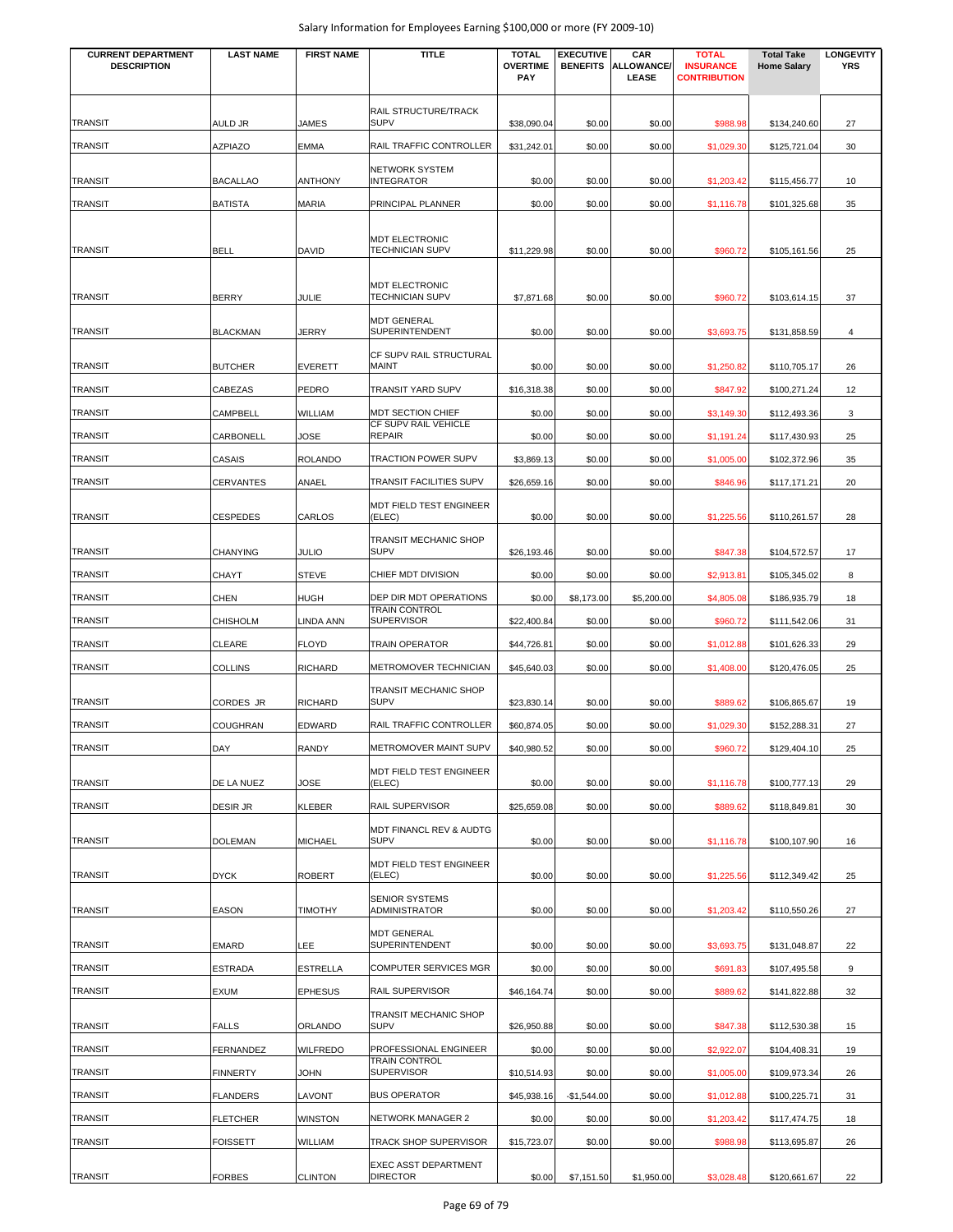| CURRENT DEPARTMENT DESCRIPTION | LAST NAME | FIRST NAME | TITLE | TOTAL OVERTIME PAY | EXECUTIVE BENEFITS | CAR ALLOWANCE/ LEASE | TOTAL INSURANCE CONTRIBUTION | Total Take Home Salary | LONGEVITY YRS |
|---|---|---|---|---|---|---|---|---|---|
| TRANSIT | AULD JR | JAMES | RAIL STRUCTURE/TRACK SUPV | $38,090.04 | $0.00 | $0.00 | $988.98 | $134,240.60 | 27 |
| TRANSIT | AZPIAZO | EMMA | RAIL TRAFFIC CONTROLLER | $31,242.01 | $0.00 | $0.00 | $1,029.30 | $125,721.04 | 30 |
| TRANSIT | BACALLAO | ANTHONY | NETWORK SYSTEM INTEGRATOR | $0.00 | $0.00 | $0.00 | $1,203.42 | $115,456.77 | 10 |
| TRANSIT | BATISTA | MARIA | PRINCIPAL PLANNER | $0.00 | $0.00 | $0.00 | $1,116.78 | $101,325.68 | 35 |
| TRANSIT | BELL | DAVID | MDT ELECTRONIC TECHNICIAN SUPV | $11,229.98 | $0.00 | $0.00 | $960.72 | $105,161.56 | 25 |
| TRANSIT | BERRY | JULIE | MDT ELECTRONIC TECHNICIAN SUPV | $7,871.68 | $0.00 | $0.00 | $960.72 | $103,614.15 | 37 |
| TRANSIT | BLACKMAN | JERRY | MDT GENERAL SUPERINTENDENT | $0.00 | $0.00 | $0.00 | $3,693.75 | $131,858.59 | 4 |
| TRANSIT | BUTCHER | EVERETT | CF SUPV RAIL STRUCTURAL MAINT | $0.00 | $0.00 | $0.00 | $1,250.82 | $110,705.17 | 26 |
| TRANSIT | CABEZAS | PEDRO | TRANSIT YARD SUPV | $16,318.38 | $0.00 | $0.00 | $847.92 | $100,271.24 | 12 |
| TRANSIT | CAMPBELL | WILLIAM | MDT SECTION CHIEF | $0.00 | $0.00 | $0.00 | $3,149.30 | $112,493.36 | 3 |
| TRANSIT | CARBONELL | JOSE | CF SUPV RAIL VEHICLE REPAIR | $0.00 | $0.00 | $0.00 | $1,191.24 | $117,430.93 | 25 |
| TRANSIT | CASAIS | ROLANDO | TRACTION POWER SUPV | $3,869.13 | $0.00 | $0.00 | $1,005.00 | $102,372.96 | 35 |
| TRANSIT | CERVANTES | ANAEL | TRANSIT FACILITIES SUPV | $26,659.16 | $0.00 | $0.00 | $846.96 | $117,171.21 | 20 |
| TRANSIT | CESPEDES | CARLOS | MDT FIELD TEST ENGINEER (ELEC) | $0.00 | $0.00 | $0.00 | $1,225.56 | $110,261.57 | 28 |
| TRANSIT | CHANYING | JULIO | TRANSIT MECHANIC SHOP SUPV | $26,193.46 | $0.00 | $0.00 | $847.38 | $104,572.57 | 17 |
| TRANSIT | CHAYT | STEVE | CHIEF MDT DIVISION | $0.00 | $0.00 | $0.00 | $2,913.81 | $105,345.02 | 8 |
| TRANSIT | CHEN | HUGH | DEP DIR MDT OPERATIONS | $0.00 | $8,173.00 | $5,200.00 | $4,805.08 | $186,935.79 | 18 |
| TRANSIT | CHISHOLM | LINDA ANN | TRAIN CONTROL SUPERVISOR | $22,400.84 | $0.00 | $0.00 | $960.72 | $111,542.06 | 31 |
| TRANSIT | CLEARE | FLOYD | TRAIN OPERATOR | $44,726.81 | $0.00 | $0.00 | $1,012.88 | $101,626.33 | 29 |
| TRANSIT | COLLINS | RICHARD | METROMOVER TECHNICIAN | $45,640.03 | $0.00 | $0.00 | $1,408.00 | $120,476.05 | 25 |
| TRANSIT | CORDES JR | RICHARD | TRANSIT MECHANIC SHOP SUPV | $23,830.14 | $0.00 | $0.00 | $889.62 | $106,865.67 | 19 |
| TRANSIT | COUGHRAN | EDWARD | RAIL TRAFFIC CONTROLLER | $60,874.05 | $0.00 | $0.00 | $1,029.30 | $152,288.31 | 27 |
| TRANSIT | DAY | RANDY | METROMOVER MAINT SUPV | $40,980.52 | $0.00 | $0.00 | $960.72 | $129,404.10 | 25 |
| TRANSIT | DE LA NUEZ | JOSE | MDT FIELD TEST ENGINEER (ELEC) | $0.00 | $0.00 | $0.00 | $1,116.78 | $100,777.13 | 29 |
| TRANSIT | DESIR JR | KLEBER | RAIL SUPERVISOR | $25,659.08 | $0.00 | $0.00 | $889.62 | $118,849.81 | 30 |
| TRANSIT | DOLEMAN | MICHAEL | MDT FINANCL REV & AUDTG SUPV | $0.00 | $0.00 | $0.00 | $1,116.78 | $100,107.90 | 16 |
| TRANSIT | DYCK | ROBERT | MDT FIELD TEST ENGINEER (ELEC) | $0.00 | $0.00 | $0.00 | $1,225.56 | $112,349.42 | 25 |
| TRANSIT | EASON | TIMOTHY | SENIOR SYSTEMS ADMINISTRATOR | $0.00 | $0.00 | $0.00 | $1,203.42 | $110,550.26 | 27 |
| TRANSIT | EMARD | LEE | MDT GENERAL SUPERINTENDENT | $0.00 | $0.00 | $0.00 | $3,693.75 | $131,048.87 | 22 |
| TRANSIT | ESTRADA | ESTRELLA | COMPUTER SERVICES MGR | $0.00 | $0.00 | $0.00 | $691.83 | $107,495.58 | 9 |
| TRANSIT | EXUM | EPHESUS | RAIL SUPERVISOR | $46,164.74 | $0.00 | $0.00 | $889.62 | $141,822.88 | 32 |
| TRANSIT | FALLS | ORLANDO | TRANSIT MECHANIC SHOP SUPV | $26,950.88 | $0.00 | $0.00 | $847.38 | $112,530.38 | 15 |
| TRANSIT | FERNANDEZ | WILFREDO | PROFESSIONAL ENGINEER | $0.00 | $0.00 | $0.00 | $2,922.07 | $104,408.31 | 19 |
| TRANSIT | FINNERTY | JOHN | TRAIN CONTROL SUPERVISOR | $10,514.93 | $0.00 | $0.00 | $1,005.00 | $109,973.34 | 26 |
| TRANSIT | FLANDERS | LAVONT | BUS OPERATOR | $45,938.16 | -$1,544.00 | $0.00 | $1,012.88 | $100,225.71 | 31 |
| TRANSIT | FLETCHER | WINSTON | NETWORK MANAGER 2 | $0.00 | $0.00 | $0.00 | $1,203.42 | $117,474.75 | 18 |
| TRANSIT | FOISSETT | WILLIAM | TRACK SHOP SUPERVISOR | $15,723.07 | $0.00 | $0.00 | $988.98 | $113,695.87 | 26 |
| TRANSIT | FORBES | CLINTON | EXEC ASST DEPARTMENT DIRECTOR | $0.00 | $7,151.50 | $1,950.00 | $3,028.48 | $120,661.67 | 22 |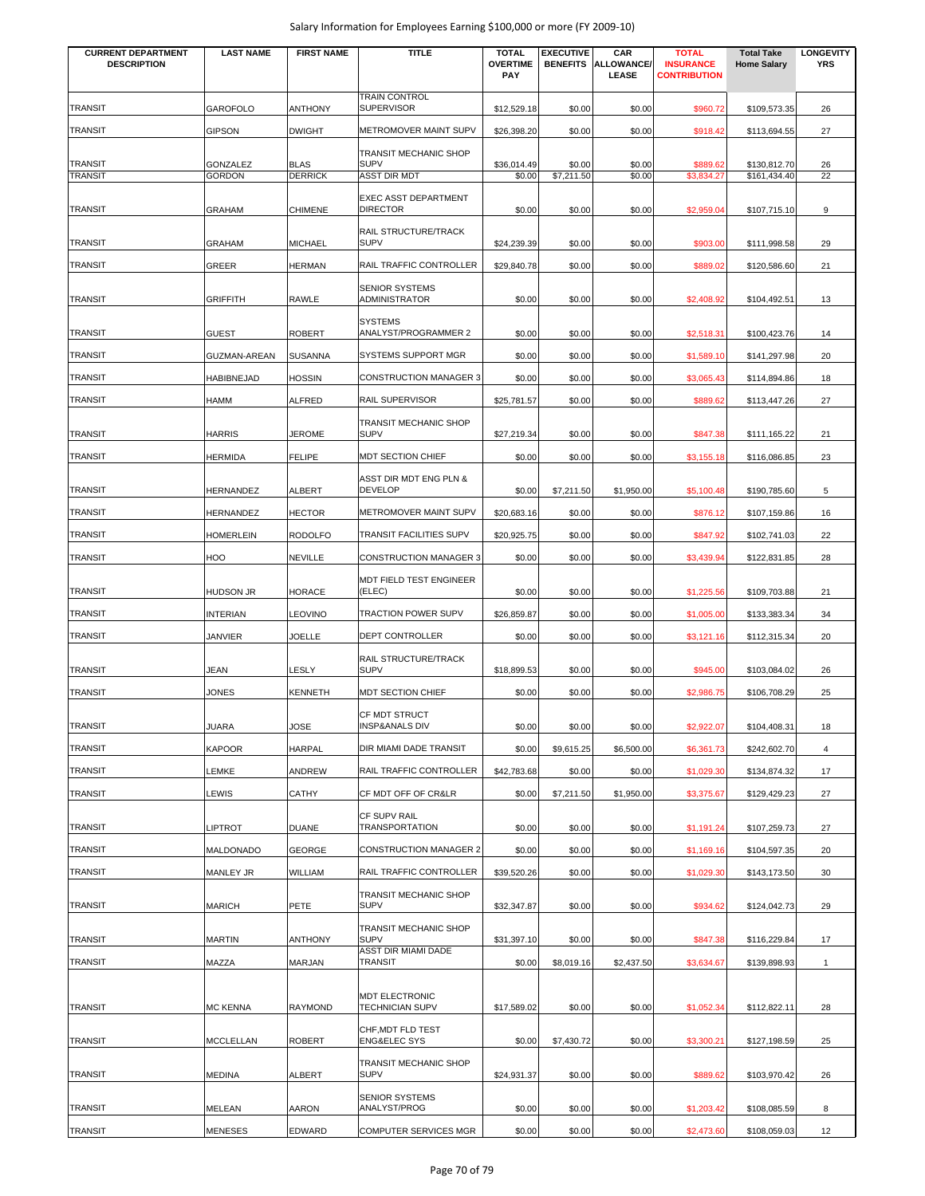| CURRENT DEPARTMENT DESCRIPTION | LAST NAME | FIRST NAME | TITLE | TOTAL OVERTIME PAY | EXECUTIVE BENEFITS | CAR ALLOWANCE/ LEASE | TOTAL INSURANCE CONTRIBUTION | Total Take Home Salary | LONGEVITY YRS |
|---|---|---|---|---|---|---|---|---|---|
| TRANSIT | GAROFOLO | ANTHONY | TRAIN CONTROL SUPERVISOR | $12,529.18 | $0.00 | $0.00 | $960.72 | $109,573.35 | 26 |
| TRANSIT | GIPSON | DWIGHT | METROMOVER MAINT SUPV | $26,398.20 | $0.00 | $0.00 | $918.42 | $113,694.55 | 27 |
| TRANSIT | GONZALEZ | BLAS | TRANSIT MECHANIC SHOP SUPV | $36,014.49 | $0.00 | $0.00 | $889.62 | $130,812.70 | 26 |
| TRANSIT | GORDON | DERRICK | ASST DIR MDT | $0.00 | $7,211.50 | $0.00 | $3,834.27 | $161,434.40 | 22 |
| TRANSIT | GRAHAM | CHIMENE | EXEC ASST DEPARTMENT DIRECTOR | $0.00 | $0.00 | $0.00 | $2,959.04 | $107,715.10 | 9 |
| TRANSIT | GRAHAM | MICHAEL | RAIL STRUCTURE/TRACK SUPV | $24,239.39 | $0.00 | $0.00 | $903.00 | $111,998.58 | 29 |
| TRANSIT | GREER | HERMAN | RAIL TRAFFIC CONTROLLER | $29,840.78 | $0.00 | $0.00 | $889.02 | $120,586.60 | 21 |
| TRANSIT | GRIFFITH | RAWLE | SENIOR SYSTEMS ADMINISTRATOR | $0.00 | $0.00 | $0.00 | $2,408.92 | $104,492.51 | 13 |
| TRANSIT | GUEST | ROBERT | SYSTEMS ANALYST/PROGRAMMER 2 | $0.00 | $0.00 | $0.00 | $2,518.31 | $100,423.76 | 14 |
| TRANSIT | GUZMAN-AREAN | SUSANNA | SYSTEMS SUPPORT MGR | $0.00 | $0.00 | $0.00 | $1,589.10 | $141,297.98 | 20 |
| TRANSIT | HABIBNEJAD | HOSSIN | CONSTRUCTION MANAGER 3 | $0.00 | $0.00 | $0.00 | $3,065.43 | $114,894.86 | 18 |
| TRANSIT | HAMM | ALFRED | RAIL SUPERVISOR | $25,781.57 | $0.00 | $0.00 | $889.62 | $113,447.26 | 27 |
| TRANSIT | HARRIS | JEROME | TRANSIT MECHANIC SHOP SUPV | $27,219.34 | $0.00 | $0.00 | $847.38 | $111,165.22 | 21 |
| TRANSIT | HERMIDA | FELIPE | MDT SECTION CHIEF | $0.00 | $0.00 | $0.00 | $3,155.18 | $116,086.85 | 23 |
| TRANSIT | HERNANDEZ | ALBERT | ASST DIR MDT ENG PLN & DEVELOP | $0.00 | $7,211.50 | $1,950.00 | $5,100.48 | $190,785.60 | 5 |
| TRANSIT | HERNANDEZ | HECTOR | METROMOVER MAINT SUPV | $20,683.16 | $0.00 | $0.00 | $876.12 | $107,159.86 | 16 |
| TRANSIT | HOMERLEIN | RODOLFO | TRANSIT FACILITIES SUPV | $20,925.75 | $0.00 | $0.00 | $847.92 | $102,741.03 | 22 |
| TRANSIT | HOO | NEVILLE | CONSTRUCTION MANAGER 3 | $0.00 | $0.00 | $0.00 | $3,439.94 | $122,831.85 | 28 |
| TRANSIT | HUDSON JR | HORACE | MDT FIELD TEST ENGINEER (ELEC) | $0.00 | $0.00 | $0.00 | $1,225.56 | $109,703.88 | 21 |
| TRANSIT | INTERIAN | LEOVINO | TRACTION POWER SUPV | $26,859.87 | $0.00 | $0.00 | $1,005.00 | $133,383.34 | 34 |
| TRANSIT | JANVIER | JOELLE | DEPT CONTROLLER | $0.00 | $0.00 | $0.00 | $3,121.16 | $112,315.34 | 20 |
| TRANSIT | JEAN | LESLY | RAIL STRUCTURE/TRACK SUPV | $18,899.53 | $0.00 | $0.00 | $945.00 | $103,084.02 | 26 |
| TRANSIT | JONES | KENNETH | MDT SECTION CHIEF | $0.00 | $0.00 | $0.00 | $2,986.75 | $106,708.29 | 25 |
| TRANSIT | JUARA | JOSE | CF MDT STRUCT INSP&ANALS DIV | $0.00 | $0.00 | $0.00 | $2,922.07 | $104,408.31 | 18 |
| TRANSIT | KAPOOR | HARPAL | DIR MIAMI DADE TRANSIT | $0.00 | $9,615.25 | $6,500.00 | $6,361.73 | $242,602.70 | 4 |
| TRANSIT | LEMKE | ANDREW | RAIL TRAFFIC CONTROLLER | $42,783.68 | $0.00 | $0.00 | $1,029.30 | $134,874.32 | 17 |
| TRANSIT | LEWIS | CATHY | CF MDT OFF OF CR&LR | $0.00 | $7,211.50 | $1,950.00 | $3,375.67 | $129,429.23 | 27 |
| TRANSIT | LIPTROT | DUANE | CF SUPV RAIL TRANSPORTATION | $0.00 | $0.00 | $0.00 | $1,191.24 | $107,259.73 | 27 |
| TRANSIT | MALDONADO | GEORGE | CONSTRUCTION MANAGER 2 | $0.00 | $0.00 | $0.00 | $1,169.16 | $104,597.35 | 20 |
| TRANSIT | MANLEY JR | WILLIAM | RAIL TRAFFIC CONTROLLER | $39,520.26 | $0.00 | $0.00 | $1,029.30 | $143,173.50 | 30 |
| TRANSIT | MARICH | PETE | TRANSIT MECHANIC SHOP SUPV | $32,347.87 | $0.00 | $0.00 | $934.62 | $124,042.73 | 29 |
| TRANSIT | MARTIN | ANTHONY | TRANSIT MECHANIC SHOP SUPV | $31,397.10 | $0.00 | $0.00 | $847.38 | $116,229.84 | 17 |
| TRANSIT | MAZZA | MARJAN | ASST DIR MIAMI DADE TRANSIT | $0.00 | $8,019.16 | $2,437.50 | $3,634.67 | $139,898.93 | 1 |
| TRANSIT | MC KENNA | RAYMOND | MDT ELECTRONIC TECHNICIAN SUPV | $17,589.02 | $0.00 | $0.00 | $1,052.34 | $112,822.11 | 28 |
| TRANSIT | MCCLELLAN | ROBERT | CHF,MDT FLD TEST ENG&ELEC SYS | $0.00 | $7,430.72 | $0.00 | $3,300.21 | $127,198.59 | 25 |
| TRANSIT | MEDINA | ALBERT | TRANSIT MECHANIC SHOP SUPV | $24,931.37 | $0.00 | $0.00 | $889.62 | $103,970.42 | 26 |
| TRANSIT | MELEAN | AARON | SENIOR SYSTEMS ANALYST/PROG | $0.00 | $0.00 | $0.00 | $1,203.42 | $108,085.59 | 8 |
| TRANSIT | MENESES | EDWARD | COMPUTER SERVICES MGR | $0.00 | $0.00 | $0.00 | $2,473.60 | $108,059.03 | 12 |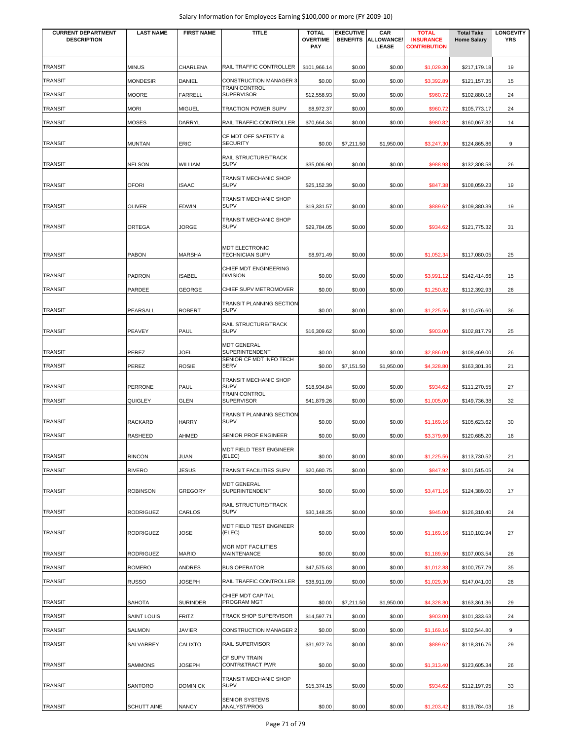Salary Information for Employees Earning $100,000 or more (FY 2009-10)

| CURRENT DEPARTMENT DESCRIPTION | LAST NAME | FIRST NAME | TITLE | TOTAL OVERTIME PAY | EXECUTIVE BENEFITS | CAR ALLOWANCE/ LEASE | TOTAL INSURANCE CONTRIBUTION | Total Take Home Salary | LONGEVITY YRS |
|---|---|---|---|---|---|---|---|---|---|
| TRANSIT | MINUS | CHARLENA | RAIL TRAFFIC CONTROLLER | $101,966.14 | $0.00 | $0.00 | $1,029.30 | $217,179.18 | 19 |
| TRANSIT | MONDESIR | DANIEL | CONSTRUCTION MANAGER 3 | $0.00 | $0.00 | $0.00 | $3,392.89 | $121,157.35 | 15 |
| TRANSIT | MOORE | FARRELL | TRAIN CONTROL SUPERVISOR | $12,558.93 | $0.00 | $0.00 | $960.72 | $102,880.18 | 24 |
| TRANSIT | MORI | MIGUEL | TRACTION POWER SUPV | $8,972.37 | $0.00 | $0.00 | $960.72 | $105,773.17 | 24 |
| TRANSIT | MOSES | DARRYL | RAIL TRAFFIC CONTROLLER | $70,664.34 | $0.00 | $0.00 | $980.82 | $160,067.32 | 14 |
| TRANSIT | MUNTAN | ERIC | CF MDT OFF SAFTETY & SECURITY | $0.00 | $7,211.50 | $1,950.00 | $3,247.30 | $124,865.86 | 9 |
| TRANSIT | NELSON | WILLIAM | RAIL STRUCTURE/TRACK SUPV | $35,006.90 | $0.00 | $0.00 | $988.98 | $132,308.58 | 26 |
| TRANSIT | OFORI | ISAAC | TRANSIT MECHANIC SHOP SUPV | $25,152.39 | $0.00 | $0.00 | $847.38 | $108,059.23 | 19 |
| TRANSIT | OLIVER | EDWIN | TRANSIT MECHANIC SHOP SUPV | $19,331.57 | $0.00 | $0.00 | $889.62 | $109,380.39 | 19 |
| TRANSIT | ORTEGA | JORGE | TRANSIT MECHANIC SHOP SUPV | $29,784.05 | $0.00 | $0.00 | $934.62 | $121,775.32 | 31 |
| TRANSIT | PABON | MARSHA | MDT ELECTRONIC TECHNICIAN SUPV | $8,971.49 | $0.00 | $0.00 | $1,052.34 | $117,080.05 | 25 |
| TRANSIT | PADRON | ISABEL | CHIEF MDT ENGINEERING DIVISION | $0.00 | $0.00 | $0.00 | $3,991.12 | $142,414.66 | 15 |
| TRANSIT | PARDEE | GEORGE | CHIEF SUPV METROMOVER | $0.00 | $0.00 | $0.00 | $1,250.82 | $112,392.93 | 26 |
| TRANSIT | PEARSALL | ROBERT | TRANSIT PLANNING SECTION SUPV | $0.00 | $0.00 | $0.00 | $1,225.56 | $110,476.60 | 36 |
| TRANSIT | PEAVEY | PAUL | RAIL STRUCTURE/TRACK SUPV | $16,309.62 | $0.00 | $0.00 | $903.00 | $102,817.79 | 25 |
| TRANSIT | PEREZ | JOEL | MDT GENERAL SUPERINTENDENT | $0.00 | $0.00 | $0.00 | $2,886.09 | $108,469.00 | 26 |
| TRANSIT | PEREZ | ROSIE | SENIOR CF MDT INFO TECH SERV | $0.00 | $7,151.50 | $1,950.00 | $4,328.80 | $163,301.36 | 21 |
| TRANSIT | PERRONE | PAUL | TRANSIT MECHANIC SHOP SUPV | $18,934.84 | $0.00 | $0.00 | $934.62 | $111,270.55 | 27 |
| TRANSIT | QUIGLEY | GLEN | TRAIN CONTROL SUPERVISOR | $41,879.26 | $0.00 | $0.00 | $1,005.00 | $149,736.38 | 32 |
| TRANSIT | RACKARD | HARRY | TRANSIT PLANNING SECTION SUPV | $0.00 | $0.00 | $0.00 | $1,169.16 | $105,623.62 | 30 |
| TRANSIT | RASHEED | AHMED | SENIOR PROF ENGINEER | $0.00 | $0.00 | $0.00 | $3,379.60 | $120,685.20 | 16 |
| TRANSIT | RINCON | JUAN | MDT FIELD TEST ENGINEER (ELEC) | $0.00 | $0.00 | $0.00 | $1,225.56 | $113,730.52 | 21 |
| TRANSIT | RIVERO | JESUS | TRANSIT FACILITIES SUPV | $20,680.75 | $0.00 | $0.00 | $847.92 | $101,515.05 | 24 |
| TRANSIT | ROBINSON | GREGORY | MDT GENERAL SUPERINTENDENT | $0.00 | $0.00 | $0.00 | $3,471.16 | $124,389.00 | 17 |
| TRANSIT | RODRIGUEZ | CARLOS | RAIL STRUCTURE/TRACK SUPV | $30,148.25 | $0.00 | $0.00 | $945.00 | $126,310.40 | 24 |
| TRANSIT | RODRIGUEZ | JOSE | MDT FIELD TEST ENGINEER (ELEC) | $0.00 | $0.00 | $0.00 | $1,169.16 | $110,102.94 | 27 |
| TRANSIT | RODRIGUEZ | MARIO | MGR MDT FACILITIES MAINTENANCE | $0.00 | $0.00 | $0.00 | $1,189.50 | $107,003.54 | 26 |
| TRANSIT | ROMERO | ANDRES | BUS OPERATOR | $47,575.63 | $0.00 | $0.00 | $1,012.88 | $100,757.79 | 35 |
| TRANSIT | RUSSO | JOSEPH | RAIL TRAFFIC CONTROLLER | $38,911.09 | $0.00 | $0.00 | $1,029.30 | $147,041.00 | 26 |
| TRANSIT | SAHOTA | SURINDER | CHIEF MDT CAPITAL PROGRAM MGT | $0.00 | $7,211.50 | $1,950.00 | $4,328.80 | $163,361.36 | 29 |
| TRANSIT | SAINT LOUIS | FRITZ | TRACK SHOP SUPERVISOR | $14,597.71 | $0.00 | $0.00 | $903.00 | $101,333.63 | 24 |
| TRANSIT | SALMON | JAVIER | CONSTRUCTION MANAGER 2 | $0.00 | $0.00 | $0.00 | $1,169.16 | $102,544.80 | 9 |
| TRANSIT | SALVARREY | CALIXTO | RAIL SUPERVISOR | $31,972.74 | $0.00 | $0.00 | $889.62 | $118,316.76 | 29 |
| TRANSIT | SAMMONS | JOSEPH | CF SUPV TRAIN CONTR&TRACT PWR | $0.00 | $0.00 | $0.00 | $1,313.40 | $123,605.34 | 26 |
| TRANSIT | SANTORO | DOMINICK | TRANSIT MECHANIC SHOP SUPV | $15,374.15 | $0.00 | $0.00 | $934.62 | $112,197.95 | 33 |
| TRANSIT | SCHUTT AINE | NANCY | SENIOR SYSTEMS ANALYST/PROG | $0.00 | $0.00 | $0.00 | $1,203.42 | $119,784.03 | 18 |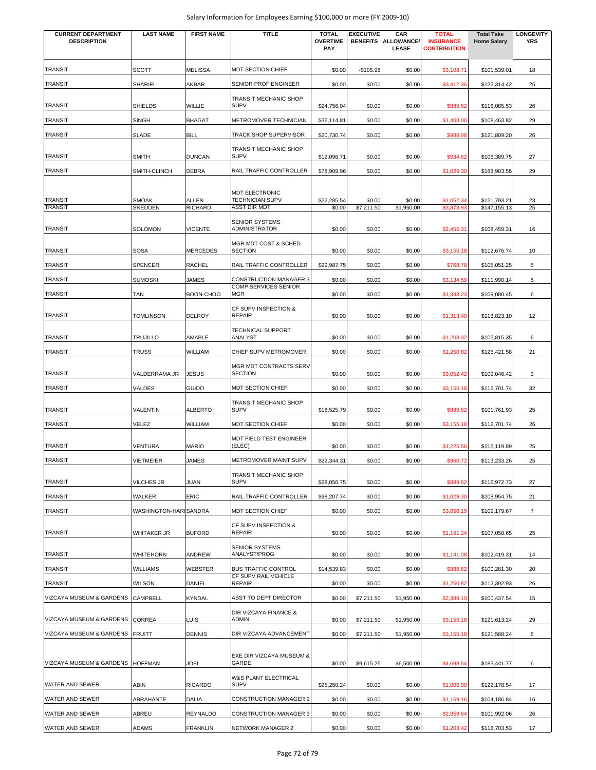| CURRENT DEPARTMENT DESCRIPTION | LAST NAME | FIRST NAME | TITLE | TOTAL OVERTIME PAY | EXECUTIVE BENEFITS | CAR ALLOWANCE/ LEASE | TOTAL INSURANCE CONTRIBUTION | Total Take Home Salary | LONGEVITY YRS |
|---|---|---|---|---|---|---|---|---|---|
| TRANSIT | SCOTT | MELISSA | MDT SECTION CHIEF | $0.00 | -$105.98 | $0.00 | $3,108.71 | $101,539.01 | 18 |
| TRANSIT | SHARIFI | AKBAR | SENIOR PROF ENGINEER | $0.00 | $0.00 | $0.00 | $3,412.36 | $122,314.42 | 25 |
| TRANSIT | SHIELDS | WILLIE | TRANSIT MECHANIC SHOP SUPV | $24,756.04 | $0.00 | $0.00 | $889.62 | $116,085.53 | 26 |
| TRANSIT | SINGH | BHAGAT | METROMOVER TECHNICIAN | $36,114.81 | $0.00 | $0.00 | $1,408.00 | $108,463.82 | 29 |
| TRANSIT | SLADE | BILL | TRACK SHOP SUPERVISOR | $20,730.74 | $0.00 | $0.00 | $988.98 | $121,809.20 | 26 |
| TRANSIT | SMITH | DUNCAN | TRANSIT MECHANIC SHOP SUPV | $12,096.71 | $0.00 | $0.00 | $934.62 | $106,389.75 | 27 |
| TRANSIT | SMITH-CLINCH | DEBRA | RAIL TRAFFIC CONTROLLER | $78,909.96 | $0.00 | $0.00 | $1,029.30 | $188,903.55 | 29 |
| TRANSIT | SMOAK | ALLEN | MDT ELECTRONIC TECHNICIAN SUPV | $22,285.54 | $0.00 | $0.00 | $1,052.34 | $121,793.21 | 23 |
| TRANSIT | SNEDDEN | RICHARD | ASST DIR MDT | $0.00 | $7,211.50 | $1,950.00 | $3,873.93 | $147,155.13 | 25 |
| TRANSIT | SOLOMON | VICENTE | SENIOR SYSTEMS ADMINISTRATOR | $0.00 | $0.00 | $0.00 | $2,455.31 | $108,459.31 | 16 |
| TRANSIT | SOSA | MERCEDES | MGR MDT COST & SCHED SECTION | $0.00 | $0.00 | $0.00 | $3,155.18 | $112,676.74 | 10 |
| TRANSIT | SPENCER | RACHEL | RAIL TRAFFIC CONTROLLER | $29,987.75 | $0.00 | $0.00 | $768.78 | $105,051.25 | 5 |
| TRANSIT | SUMOSKI | JAMES | CONSTRUCTION MANAGER 3 | $0.00 | $0.00 | $0.00 | $3,134.59 | $111,990.14 | 5 |
| TRANSIT | TAN | BOON-CHOO | COMP SERVICES SENIOR MGR | $0.00 | $0.00 | $0.00 | $1,343.23 | $109,080.45 | 6 |
| TRANSIT | TOMLINSON | DELROY | CF SUPV INSPECTION & REPAIR | $0.00 | $0.00 | $0.00 | $1,313.40 | $113,823.10 | 12 |
| TRANSIT | TRUJILLO | AMABLE | TECHNICAL SUPPORT ANALYST | $0.00 | $0.00 | $0.00 | $1,203.42 | $105,815.35 | 6 |
| TRANSIT | TRUSS | WILLIAM | CHIEF SUPV METROMOVER | $0.00 | $0.00 | $0.00 | $1,250.82 | $125,421.58 | 21 |
| TRANSIT | VALDERRAMA JR | JESUS | MGR MDT CONTRACTS SERV SECTION | $0.00 | $0.00 | $0.00 | $3,052.42 | $109,046.42 | 3 |
| TRANSIT | VALDES | GUIDO | MDT SECTION CHIEF | $0.00 | $0.00 | $0.00 | $3,155.18 | $112,701.74 | 32 |
| TRANSIT | VALENTIN | ALBERTO | TRANSIT MECHANIC SHOP SUPV | $18,525.79 | $0.00 | $0.00 | $889.62 | $101,761.93 | 25 |
| TRANSIT | VELEZ | WILLIAM | MDT SECTION CHIEF | $0.00 | $0.00 | $0.00 | $3,155.18 | $112,701.74 | 26 |
| TRANSIT | VENTURA | MARIO | MDT FIELD TEST ENGINEER (ELEC) | $0.00 | $0.00 | $0.00 | $1,225.56 | $115,119.89 | 25 |
| TRANSIT | VIETMEIER | JAMES | METROMOVER MAINT SUPV | $22,344.31 | $0.00 | $0.00 | $960.72 | $113,233.26 | 25 |
| TRANSIT | VILCHES JR | JUAN | TRANSIT MECHANIC SHOP SUPV | $28,056.75 | $0.00 | $0.00 | $889.62 | $116,972.73 | 27 |
| TRANSIT | WALKER | ERIC | RAIL TRAFFIC CONTROLLER | $98,207.74 | $0.00 | $0.00 | $1,029.30 | $208,954.75 | 21 |
| TRANSIT | WASHINGTON-HARI | SANDRA | MDT SECTION CHIEF | $0.00 | $0.00 | $0.00 | $3,056.19 | $109,179.67 | 7 |
| TRANSIT | WHITAKER JR | BUFORD | CF SUPV INSPECTION & REPAIR | $0.00 | $0.00 | $0.00 | $1,191.24 | $107,050.65 | 25 |
| TRANSIT | WHITEHORN | ANDREW | SENIOR SYSTEMS ANALYST/PROG | $0.00 | $0.00 | $0.00 | $1,141.08 | $102,419.31 | 14 |
| TRANSIT | WILLIAMS | WEBSTER | BUS TRAFFIC CONTROL | $14,539.83 | $0.00 | $0.00 | $889.62 | $100,281.30 | 20 |
| TRANSIT | WILSON | DANIEL | CF SUPV RAIL VEHICLE REPAIR | $0.00 | $0.00 | $0.00 | $1,250.82 | $112,392.93 | 26 |
| VIZCAYA MUSEUM & GARDENS | CAMPBELL | KYNDAL | ASST TO DEPT DIRECTOR | $0.00 | $7,211.50 | $1,950.00 | $2,389.10 | $100,437.54 | 15 |
| VIZCAYA MUSEUM & GARDENS | CORREA | LUIS | DIR VIZCAYA FINANCE & ADMIN | $0.00 | $7,211.50 | $1,950.00 | $3,155.18 | $121,613.24 | 29 |
| VIZCAYA MUSEUM & GARDENS | FRUITT | DENNIS | DIR VIZCAYA ADVANCEMENT | $0.00 | $7,211.50 | $1,950.00 | $3,155.18 | $121,588.24 | 5 |
| VIZCAYA MUSEUM & GARDENS | HOFFMAN | JOEL | EXE DIR VIZCAYA MUSEUM & GARDE | $0.00 | $9,615.25 | $6,500.00 | $4,698.54 | $183,441.77 | 6 |
| WATER AND SEWER | ABIN | RICARDO | W&S PLANT ELECTRICAL SUPV | $25,250.24 | $0.00 | $0.00 | $1,005.00 | $122,178.54 | 17 |
| WATER AND SEWER | ABRAHANTE | DALIA | CONSTRUCTION MANAGER 2 | $0.00 | $0.00 | $0.00 | $1,169.16 | $104,186.84 | 16 |
| WATER AND SEWER | ABREU | REYNALDO | CONSTRUCTION MANAGER 3 | $0.00 | $0.00 | $0.00 | $2,859.64 | $101,992.06 | 26 |
| WATER AND SEWER | ADAMS | FRANKLIN | NETWORK MANAGER 2 | $0.00 | $0.00 | $0.00 | $1,203.42 | $118,703.53 | 17 |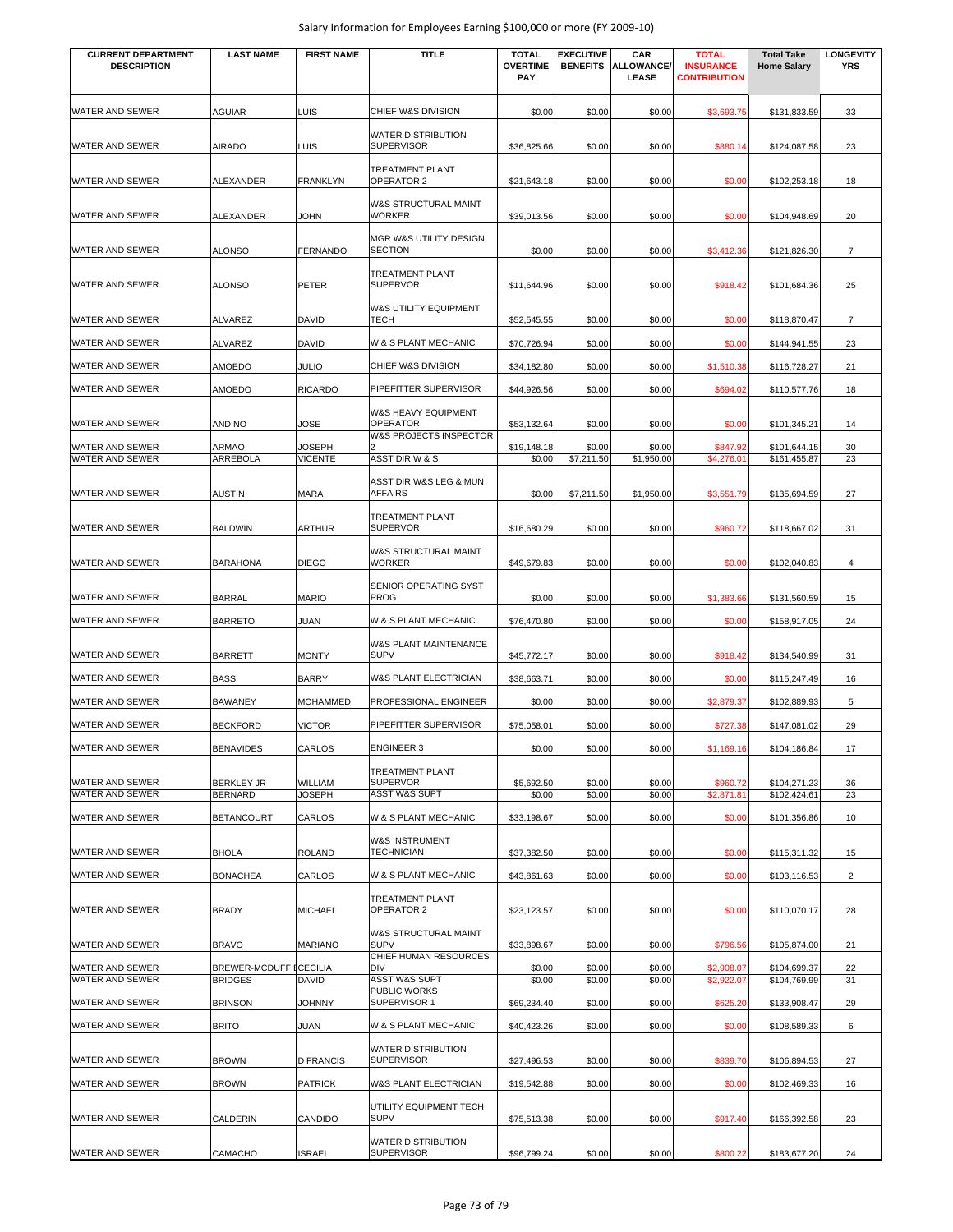Salary Information for Employees Earning $100,000 or more (FY 2009-10)

| CURRENT DEPARTMENT DESCRIPTION | LAST NAME | FIRST NAME | TITLE | TOTAL OVERTIME PAY | EXECUTIVE BENEFITS | CAR ALLOWANCE/ LEASE | TOTAL INSURANCE CONTRIBUTION | Total Take Home Salary | LONGEVITY YRS |
|---|---|---|---|---|---|---|---|---|---|
| WATER AND SEWER | AGUIAR | LUIS | CHIEF W&S DIVISION | $0.00 | $0.00 | $0.00 | $3,693.75 | $131,833.59 | 33 |
| WATER AND SEWER | AIRADO | LUIS | WATER DISTRIBUTION SUPERVISOR | $36,825.66 | $0.00 | $0.00 | $880.14 | $124,087.58 | 23 |
| WATER AND SEWER | ALEXANDER | FRANKLYN | TREATMENT PLANT OPERATOR 2 | $21,643.18 | $0.00 | $0.00 | $0.00 | $102,253.18 | 18 |
| WATER AND SEWER | ALEXANDER | JOHN | W&S STRUCTURAL MAINT WORKER | $39,013.56 | $0.00 | $0.00 | $0.00 | $104,948.69 | 20 |
| WATER AND SEWER | ALONSO | FERNANDO | MGR W&S UTILITY DESIGN SECTION | $0.00 | $0.00 | $0.00 | $3,412.36 | $121,826.30 | 7 |
| WATER AND SEWER | ALONSO | PETER | TREATMENT PLANT SUPERVOR | $11,644.96 | $0.00 | $0.00 | $918.42 | $101,684.36 | 25 |
| WATER AND SEWER | ALVAREZ | DAVID | W&S UTILITY EQUIPMENT TECH | $52,545.55 | $0.00 | $0.00 | $0.00 | $118,870.47 | 7 |
| WATER AND SEWER | ALVAREZ | DAVID | W & S PLANT MECHANIC | $70,726.94 | $0.00 | $0.00 | $0.00 | $144,941.55 | 23 |
| WATER AND SEWER | AMOEDO | JULIO | CHIEF W&S DIVISION | $34,182.80 | $0.00 | $0.00 | $1,510.38 | $116,728.27 | 21 |
| WATER AND SEWER | AMOEDO | RICARDO | PIPEFITTER SUPERVISOR | $44,926.56 | $0.00 | $0.00 | $694.02 | $110,577.76 | 18 |
| WATER AND SEWER | ANDINO | JOSE | W&S HEAVY EQUIPMENT OPERATOR | $53,132.64 | $0.00 | $0.00 | $0.00 | $101,345.21 | 14 |
| WATER AND SEWER | ARMAO | JOSEPH | W&S PROJECTS INSPECTOR 2 | $19,148.18 | $0.00 | $0.00 | $847.92 | $101,644.15 | 30 |
| WATER AND SEWER | ARREBOLA | VICENTE | ASST DIR W & S | $0.00 | $7,211.50 | $1,950.00 | $4,276.01 | $161,455.87 | 23 |
| WATER AND SEWER | AUSTIN | MARA | ASST DIR W&S LEG & MUN AFFAIRS | $0.00 | $7,211.50 | $1,950.00 | $3,551.79 | $135,694.59 | 27 |
| WATER AND SEWER | BALDWIN | ARTHUR | TREATMENT PLANT SUPERVOR | $16,680.29 | $0.00 | $0.00 | $960.72 | $118,667.02 | 31 |
| WATER AND SEWER | BARAHONA | DIEGO | W&S STRUCTURAL MAINT WORKER | $49,679.83 | $0.00 | $0.00 | $0.00 | $102,040.83 | 4 |
| WATER AND SEWER | BARRAL | MARIO | SENIOR OPERATING SYST PROG | $0.00 | $0.00 | $0.00 | $1,383.66 | $131,560.59 | 15 |
| WATER AND SEWER | BARRETO | JUAN | W & S PLANT MECHANIC | $76,470.80 | $0.00 | $0.00 | $0.00 | $158,917.05 | 24 |
| WATER AND SEWER | BARRETT | MONTY | W&S PLANT MAINTENANCE SUPV | $45,772.17 | $0.00 | $0.00 | $918.42 | $134,540.99 | 31 |
| WATER AND SEWER | BASS | BARRY | W&S PLANT ELECTRICIAN | $38,663.71 | $0.00 | $0.00 | $0.00 | $115,247.49 | 16 |
| WATER AND SEWER | BAWANEY | MOHAMMED | PROFESSIONAL ENGINEER | $0.00 | $0.00 | $0.00 | $2,879.37 | $102,889.93 | 5 |
| WATER AND SEWER | BECKFORD | VICTOR | PIPEFITTER SUPERVISOR | $75,058.01 | $0.00 | $0.00 | $727.38 | $147,081.02 | 29 |
| WATER AND SEWER | BENAVIDES | CARLOS | ENGINEER 3 | $0.00 | $0.00 | $0.00 | $1,169.16 | $104,186.84 | 17 |
| WATER AND SEWER | BERKLEY JR | WILLIAM | TREATMENT PLANT SUPERVOR | $5,692.50 | $0.00 | $0.00 | $960.72 | $104,271.23 | 36 |
| WATER AND SEWER | BERNARD | JOSEPH | ASST W&S SUPT | $0.00 | $0.00 | $0.00 | $2,871.81 | $102,424.61 | 23 |
| WATER AND SEWER | BETANCOURT | CARLOS | W & S PLANT MECHANIC | $33,198.67 | $0.00 | $0.00 | $0.00 | $101,356.86 | 10 |
| WATER AND SEWER | BHOLA | ROLAND | W&S INSTRUMENT TECHNICIAN | $37,382.50 | $0.00 | $0.00 | $0.00 | $115,311.32 | 15 |
| WATER AND SEWER | BONACHEA | CARLOS | W & S PLANT MECHANIC | $43,861.63 | $0.00 | $0.00 | $0.00 | $103,116.53 | 2 |
| WATER AND SEWER | BRADY | MICHAEL | TREATMENT PLANT OPERATOR 2 | $23,123.57 | $0.00 | $0.00 | $0.00 | $110,070.17 | 28 |
| WATER AND SEWER | BRAVO | MARIANO | W&S STRUCTURAL MAINT SUPV | $33,898.67 | $0.00 | $0.00 | $796.56 | $105,874.00 | 21 |
| WATER AND SEWER | BREWER-MCDUFFIE | CECILIA | CHIEF HUMAN RESOURCES DIV | $0.00 | $0.00 | $0.00 | $2,908.07 | $104,699.37 | 22 |
| WATER AND SEWER | BRIDGES | DAVID | ASST W&S SUPT | $0.00 | $0.00 | $0.00 | $2,922.07 | $104,769.99 | 31 |
| WATER AND SEWER | BRINSON | JOHNNY | PUBLIC WORKS SUPERVISOR 1 | $69,234.40 | $0.00 | $0.00 | $625.20 | $133,908.47 | 29 |
| WATER AND SEWER | BRITO | JUAN | W & S PLANT MECHANIC | $40,423.26 | $0.00 | $0.00 | $0.00 | $108,589.33 | 6 |
| WATER AND SEWER | BROWN | D FRANCIS | WATER DISTRIBUTION SUPERVISOR | $27,496.53 | $0.00 | $0.00 | $839.70 | $106,894.53 | 27 |
| WATER AND SEWER | BROWN | PATRICK | W&S PLANT ELECTRICIAN | $19,542.88 | $0.00 | $0.00 | $0.00 | $102,469.33 | 16 |
| WATER AND SEWER | CALDERIN | CANDIDO | UTILITY EQUIPMENT TECH SUPV | $75,513.38 | $0.00 | $0.00 | $917.40 | $166,392.58 | 23 |
| WATER AND SEWER | CAMACHO | ISRAEL | WATER DISTRIBUTION SUPERVISOR | $96,799.24 | $0.00 | $0.00 | $800.22 | $183,677.20 | 24 |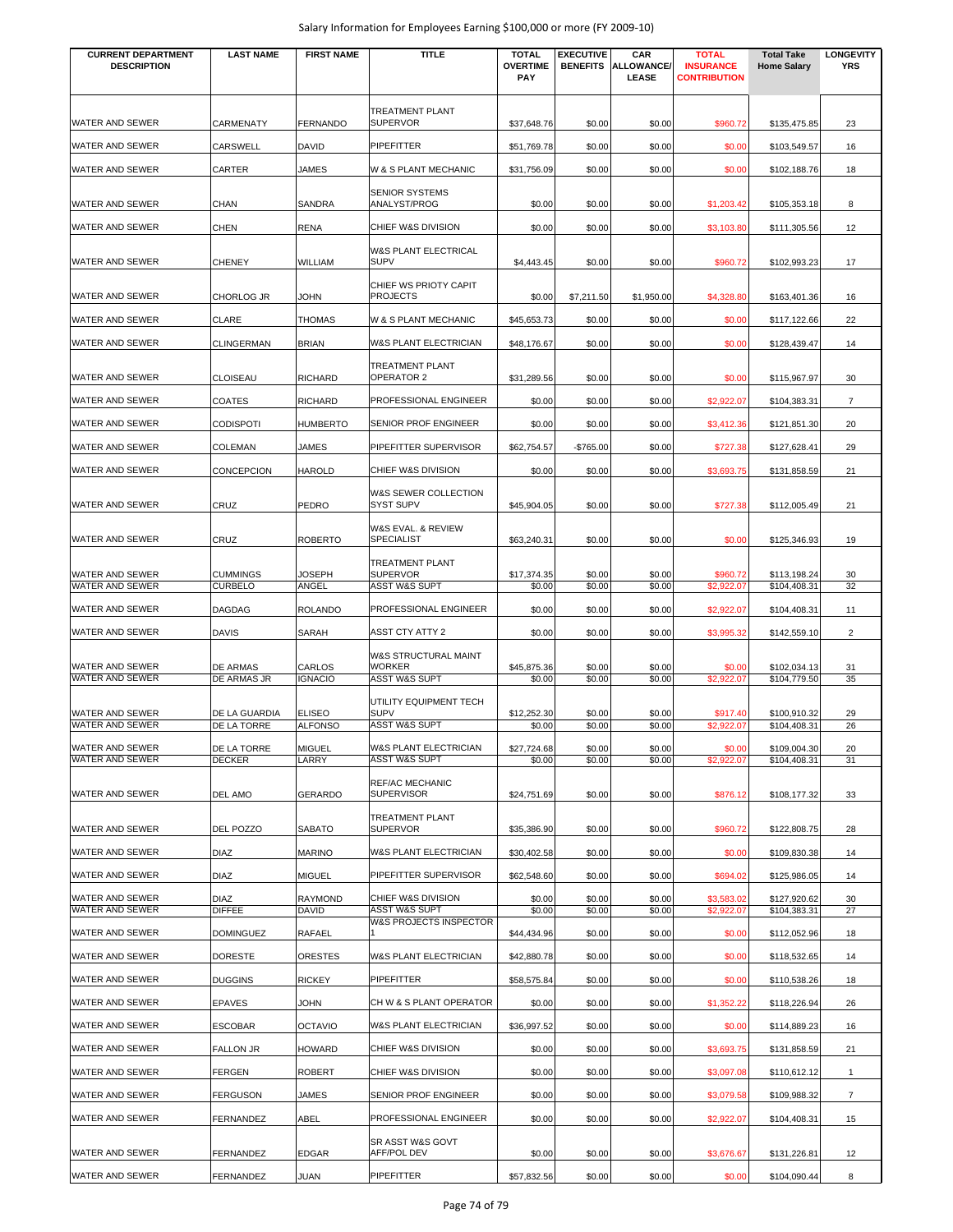Salary Information for Employees Earning $100,000 or more (FY 2009-10)

| CURRENT DEPARTMENT DESCRIPTION | LAST NAME | FIRST NAME | TITLE | TOTAL OVERTIME PAY | EXECUTIVE BENEFITS | CAR ALLOWANCE/ LEASE | TOTAL INSURANCE CONTRIBUTION | Total Take Home Salary | LONGEVITY YRS |
|---|---|---|---|---|---|---|---|---|---|
| WATER AND SEWER | CARMENATY | FERNANDO | TREATMENT PLANT SUPERVOR | $37,648.76 | $0.00 | $0.00 | $960.72 | $135,475.85 | 23 |
| WATER AND SEWER | CARSWELL | DAVID | PIPEFITTER | $51,769.78 | $0.00 | $0.00 | $0.00 | $103,549.57 | 16 |
| WATER AND SEWER | CARTER | JAMES | W & S PLANT MECHANIC | $31,756.09 | $0.00 | $0.00 | $0.00 | $102,188.76 | 18 |
| WATER AND SEWER | CHAN | SANDRA | SENIOR SYSTEMS ANALYST/PROG | $0.00 | $0.00 | $0.00 | $1,203.42 | $105,353.18 | 8 |
| WATER AND SEWER | CHEN | RENA | CHIEF W&S DIVISION | $0.00 | $0.00 | $0.00 | $3,103.80 | $111,305.56 | 12 |
| WATER AND SEWER | CHENEY | WILLIAM | W&S PLANT ELECTRICAL SUPV | $4,443.45 | $0.00 | $0.00 | $960.72 | $102,993.23 | 17 |
| WATER AND SEWER | CHORLOG JR | JOHN | CHIEF WS PRIOTY CAPIT PROJECTS | $0.00 | $7,211.50 | $1,950.00 | $4,328.80 | $163,401.36 | 16 |
| WATER AND SEWER | CLARE | THOMAS | W & S PLANT MECHANIC | $45,653.73 | $0.00 | $0.00 | $0.00 | $117,122.66 | 22 |
| WATER AND SEWER | CLINGERMAN | BRIAN | W&S PLANT ELECTRICIAN | $48,176.67 | $0.00 | $0.00 | $0.00 | $128,439.47 | 14 |
| WATER AND SEWER | CLOISEAU | RICHARD | TREATMENT PLANT OPERATOR 2 | $31,289.56 | $0.00 | $0.00 | $0.00 | $115,967.97 | 30 |
| WATER AND SEWER | COATES | RICHARD | PROFESSIONAL ENGINEER | $0.00 | $0.00 | $0.00 | $2,922.07 | $104,383.31 | 7 |
| WATER AND SEWER | CODISPOTI | HUMBERTO | SENIOR PROF ENGINEER | $0.00 | $0.00 | $0.00 | $3,412.36 | $121,851.30 | 20 |
| WATER AND SEWER | COLEMAN | JAMES | PIPEFITTER SUPERVISOR | $62,754.57 | -$765.00 | $0.00 | $727.38 | $127,628.41 | 29 |
| WATER AND SEWER | CONCEPCION | HAROLD | CHIEF W&S DIVISION | $0.00 | $0.00 | $0.00 | $3,693.75 | $131,858.59 | 21 |
| WATER AND SEWER | CRUZ | PEDRO | W&S SEWER COLLECTION SYST SUPV | $45,904.05 | $0.00 | $0.00 | $727.38 | $112,005.49 | 21 |
| WATER AND SEWER | CRUZ | ROBERTO | W&S EVAL. & REVIEW SPECIALIST | $63,240.31 | $0.00 | $0.00 | $0.00 | $125,346.93 | 19 |
| WATER AND SEWER | CUMMINGS | JOSEPH | TREATMENT PLANT SUPERVOR | $17,374.35 | $0.00 | $0.00 | $960.72 | $113,198.24 | 30 |
| WATER AND SEWER | CURBELO | ANGEL | ASST W&S SUPT | $0.00 | $0.00 | $0.00 | $2,922.07 | $104,408.31 | 32 |
| WATER AND SEWER | DAGDAG | ROLANDO | PROFESSIONAL ENGINEER | $0.00 | $0.00 | $0.00 | $2,922.07 | $104,408.31 | 11 |
| WATER AND SEWER | DAVIS | SARAH | ASST CTY ATTY 2 | $0.00 | $0.00 | $0.00 | $3,995.32 | $142,559.10 | 2 |
| WATER AND SEWER | DE ARMAS | CARLOS | W&S STRUCTURAL MAINT WORKER | $45,875.36 | $0.00 | $0.00 | $0.00 | $102,034.13 | 31 |
| WATER AND SEWER | DE ARMAS JR | IGNACIO | ASST W&S SUPT | $0.00 | $0.00 | $0.00 | $2,922.07 | $104,779.50 | 35 |
| WATER AND SEWER | DE LA GUARDIA | ELISEO | UTILITY EQUIPMENT TECH SUPV | $12,252.30 | $0.00 | $0.00 | $917.40 | $100,910.32 | 29 |
| WATER AND SEWER | DE LA TORRE | ALFONSO | ASST W&S SUPT | $0.00 | $0.00 | $0.00 | $2,922.07 | $104,408.31 | 26 |
| WATER AND SEWER | DE LA TORRE | MIGUEL | W&S PLANT ELECTRICIAN | $27,724.68 | $0.00 | $0.00 | $0.00 | $109,004.30 | 20 |
| WATER AND SEWER | DECKER | LARRY | ASST W&S SUPT | $0.00 | $0.00 | $0.00 | $2,922.07 | $104,408.31 | 31 |
| WATER AND SEWER | DEL AMO | GERARDO | REF/AC MECHANIC SUPERVISOR | $24,751.69 | $0.00 | $0.00 | $876.12 | $108,177.32 | 33 |
| WATER AND SEWER | DEL POZZO | SABATO | TREATMENT PLANT SUPERVOR | $35,386.90 | $0.00 | $0.00 | $960.72 | $122,808.75 | 28 |
| WATER AND SEWER | DIAZ | MARINO | W&S PLANT ELECTRICIAN | $30,402.58 | $0.00 | $0.00 | $0.00 | $109,830.38 | 14 |
| WATER AND SEWER | DIAZ | MIGUEL | PIPEFITTER SUPERVISOR | $62,548.60 | $0.00 | $0.00 | $694.02 | $125,986.05 | 14 |
| WATER AND SEWER | DIAZ | RAYMOND | CHIEF W&S DIVISION | $0.00 | $0.00 | $0.00 | $3,583.02 | $127,920.62 | 30 |
| WATER AND SEWER | DIFFEE | DAVID | ASST W&S SUPT | $0.00 | $0.00 | $0.00 | $2,922.07 | $104,383.31 | 27 |
| WATER AND SEWER | DOMINGUEZ | RAFAEL | W&S PROJECTS INSPECTOR 1 | $44,434.96 | $0.00 | $0.00 | $0.00 | $112,052.96 | 18 |
| WATER AND SEWER | DORESTE | ORESTES | W&S PLANT ELECTRICIAN | $42,880.78 | $0.00 | $0.00 | $0.00 | $118,532.65 | 14 |
| WATER AND SEWER | DUGGINS | RICKEY | PIPEFITTER | $58,575.84 | $0.00 | $0.00 | $0.00 | $110,538.26 | 18 |
| WATER AND SEWER | EPAVES | JOHN | CH W & S PLANT OPERATOR | $0.00 | $0.00 | $0.00 | $1,352.22 | $118,226.94 | 26 |
| WATER AND SEWER | ESCOBAR | OCTAVIO | W&S PLANT ELECTRICIAN | $36,997.52 | $0.00 | $0.00 | $0.00 | $114,889.23 | 16 |
| WATER AND SEWER | FALLON JR | HOWARD | CHIEF W&S DIVISION | $0.00 | $0.00 | $0.00 | $3,693.75 | $131,858.59 | 21 |
| WATER AND SEWER | FERGEN | ROBERT | CHIEF W&S DIVISION | $0.00 | $0.00 | $0.00 | $3,097.08 | $110,612.12 | 1 |
| WATER AND SEWER | FERGUSON | JAMES | SENIOR PROF ENGINEER | $0.00 | $0.00 | $0.00 | $3,079.58 | $109,988.32 | 7 |
| WATER AND SEWER | FERNANDEZ | ABEL | PROFESSIONAL ENGINEER | $0.00 | $0.00 | $0.00 | $2,922.07 | $104,408.31 | 15 |
| WATER AND SEWER | FERNANDEZ | EDGAR | SR ASST W&S GOVT AFF/POL DEV | $0.00 | $0.00 | $0.00 | $3,676.67 | $131,226.81 | 12 |
| WATER AND SEWER | FERNANDEZ | JUAN | PIPEFITTER | $57,832.56 | $0.00 | $0.00 | $0.00 | $104,090.44 | 8 |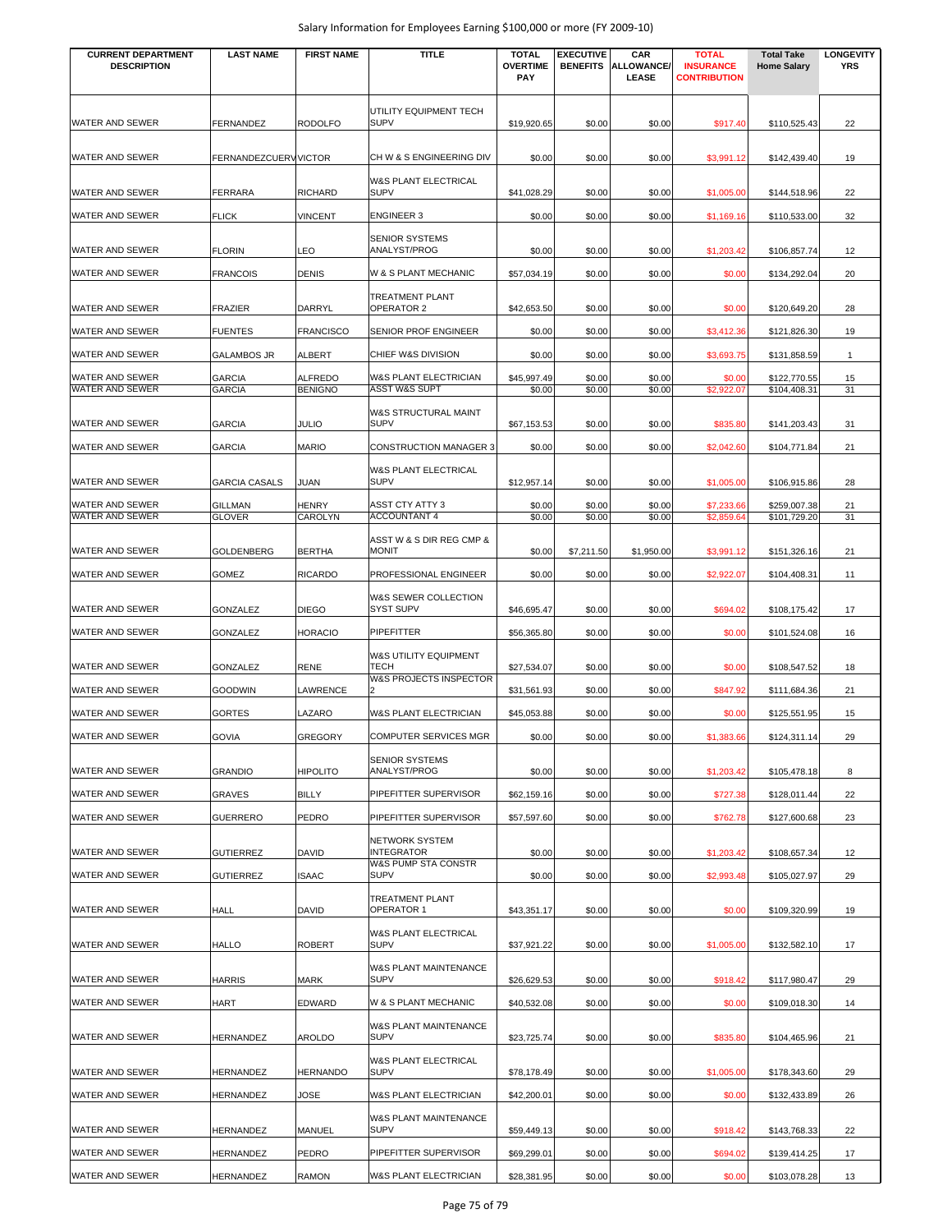| CURRENT DEPARTMENT DESCRIPTION | LAST NAME | FIRST NAME | TITLE | TOTAL OVERTIME PAY | EXECUTIVE BENEFITS | CAR ALLOWANCE/ LEASE | TOTAL INSURANCE CONTRIBUTION | Total Take Home Salary | LONGEVITY YRS |
|---|---|---|---|---|---|---|---|---|---|
| WATER AND SEWER | FERNANDEZ | RODOLFO | UTILITY EQUIPMENT TECH SUPV | $19,920.65 | $0.00 | $0.00 | $917.40 | $110,525.43 | 22 |
| WATER AND SEWER | FERNANDEZCUERV | VICTOR | CH W & S ENGINEERING DIV | $0.00 | $0.00 | $0.00 | $3,991.12 | $142,439.40 | 19 |
| WATER AND SEWER | FERRARA | RICHARD | W&S PLANT ELECTRICAL SUPV | $41,028.29 | $0.00 | $0.00 | $1,005.00 | $144,518.96 | 22 |
| WATER AND SEWER | FLICK | VINCENT | ENGINEER 3 | $0.00 | $0.00 | $0.00 | $1,169.16 | $110,533.00 | 32 |
| WATER AND SEWER | FLORIN | LEO | SENIOR SYSTEMS ANALYST/PROG | $0.00 | $0.00 | $0.00 | $1,203.42 | $106,857.74 | 12 |
| WATER AND SEWER | FRANCOIS | DENIS | W & S PLANT MECHANIC | $57,034.19 | $0.00 | $0.00 | $0.00 | $134,292.04 | 20 |
| WATER AND SEWER | FRAZIER | DARRYL | TREATMENT PLANT OPERATOR 2 | $42,653.50 | $0.00 | $0.00 | $0.00 | $120,649.20 | 28 |
| WATER AND SEWER | FUENTES | FRANCISCO | SENIOR PROF ENGINEER | $0.00 | $0.00 | $0.00 | $3,412.36 | $121,826.30 | 19 |
| WATER AND SEWER | GALAMBOS JR | ALBERT | CHIEF W&S DIVISION | $0.00 | $0.00 | $0.00 | $3,693.75 | $131,858.59 | 1 |
| WATER AND SEWER | GARCIA | ALFREDO | W&S PLANT ELECTRICIAN | $45,997.49 | $0.00 | $0.00 | $0.00 | $122,770.55 | 15 |
| WATER AND SEWER | GARCIA | BENIGNO | ASST W&S SUPT | $0.00 | $0.00 | $0.00 | $2,922.07 | $104,408.31 | 31 |
| WATER AND SEWER | GARCIA | JULIO | W&S STRUCTURAL MAINT SUPV | $67,153.53 | $0.00 | $0.00 | $835.80 | $141,203.43 | 31 |
| WATER AND SEWER | GARCIA | MARIO | CONSTRUCTION MANAGER 3 | $0.00 | $0.00 | $0.00 | $2,042.60 | $104,771.84 | 21 |
| WATER AND SEWER | GARCIA CASALS | JUAN | W&S PLANT ELECTRICAL SUPV | $12,957.14 | $0.00 | $0.00 | $1,005.00 | $106,915.86 | 28 |
| WATER AND SEWER | GILLMAN | HENRY | ASST CTY ATTY 3 | $0.00 | $0.00 | $0.00 | $7,233.66 | $259,007.38 | 21 |
| WATER AND SEWER | GLOVER | CAROLYN | ACCOUNTANT 4 | $0.00 | $0.00 | $0.00 | $2,859.64 | $101,729.20 | 31 |
| WATER AND SEWER | GOLDENBERG | BERTHA | ASST W & S DIR REG CMP & MONIT | $0.00 | $7,211.50 | $1,950.00 | $3,991.12 | $151,326.16 | 21 |
| WATER AND SEWER | GOMEZ | RICARDO | PROFESSIONAL ENGINEER | $0.00 | $0.00 | $0.00 | $2,922.07 | $104,408.31 | 11 |
| WATER AND SEWER | GONZALEZ | DIEGO | W&S SEWER COLLECTION SYST SUPV | $46,695.47 | $0.00 | $0.00 | $694.02 | $108,175.42 | 17 |
| WATER AND SEWER | GONZALEZ | HORACIO | PIPEFITTER | $56,365.80 | $0.00 | $0.00 | $0.00 | $101,524.08 | 16 |
| WATER AND SEWER | GONZALEZ | RENE | W&S UTILITY EQUIPMENT TECH | $27,534.07 | $0.00 | $0.00 | $0.00 | $108,547.52 | 18 |
| WATER AND SEWER | GOODWIN | LAWRENCE | W&S PROJECTS INSPECTOR 2 | $31,561.93 | $0.00 | $0.00 | $847.92 | $111,684.36 | 21 |
| WATER AND SEWER | GORTES | LAZARO | W&S PLANT ELECTRICIAN | $45,053.88 | $0.00 | $0.00 | $0.00 | $125,551.95 | 15 |
| WATER AND SEWER | GOVIA | GREGORY | COMPUTER SERVICES MGR | $0.00 | $0.00 | $0.00 | $1,383.66 | $124,311.14 | 29 |
| WATER AND SEWER | GRANDIO | HIPOLITO | SENIOR SYSTEMS ANALYST/PROG | $0.00 | $0.00 | $0.00 | $1,203.42 | $105,478.18 | 8 |
| WATER AND SEWER | GRAVES | BILLY | PIPEFITTER SUPERVISOR | $62,159.16 | $0.00 | $0.00 | $727.38 | $128,011.44 | 22 |
| WATER AND SEWER | GUERRERO | PEDRO | PIPEFITTER SUPERVISOR | $57,597.60 | $0.00 | $0.00 | $762.78 | $127,600.68 | 23 |
| WATER AND SEWER | GUTIERREZ | DAVID | NETWORK SYSTEM INTEGRATOR | $0.00 | $0.00 | $0.00 | $1,203.42 | $108,657.34 | 12 |
| WATER AND SEWER | GUTIERREZ | ISAAC | W&S PUMP STA CONSTR SUPV | $0.00 | $0.00 | $0.00 | $2,993.48 | $105,027.97 | 29 |
| WATER AND SEWER | HALL | DAVID | TREATMENT PLANT OPERATOR 1 | $43,351.17 | $0.00 | $0.00 | $0.00 | $109,320.99 | 19 |
| WATER AND SEWER | HALLO | ROBERT | W&S PLANT ELECTRICAL SUPV | $37,921.22 | $0.00 | $0.00 | $1,005.00 | $132,582.10 | 17 |
| WATER AND SEWER | HARRIS | MARK | W&S PLANT MAINTENANCE SUPV | $26,629.53 | $0.00 | $0.00 | $918.42 | $117,980.47 | 29 |
| WATER AND SEWER | HART | EDWARD | W & S PLANT MECHANIC | $40,532.08 | $0.00 | $0.00 | $0.00 | $109,018.30 | 14 |
| WATER AND SEWER | HERNANDEZ | AROLDO | W&S PLANT MAINTENANCE SUPV | $23,725.74 | $0.00 | $0.00 | $835.80 | $104,465.96 | 21 |
| WATER AND SEWER | HERNANDEZ | HERNANDO | W&S PLANT ELECTRICAL SUPV | $78,178.49 | $0.00 | $0.00 | $1,005.00 | $178,343.60 | 29 |
| WATER AND SEWER | HERNANDEZ | JOSE | W&S PLANT ELECTRICIAN | $42,200.01 | $0.00 | $0.00 | $0.00 | $132,433.89 | 26 |
| WATER AND SEWER | HERNANDEZ | MANUEL | W&S PLANT MAINTENANCE SUPV | $59,449.13 | $0.00 | $0.00 | $918.42 | $143,768.33 | 22 |
| WATER AND SEWER | HERNANDEZ | PEDRO | PIPEFITTER SUPERVISOR | $69,299.01 | $0.00 | $0.00 | $694.02 | $139,414.25 | 17 |
| WATER AND SEWER | HERNANDEZ | RAMON | W&S PLANT ELECTRICIAN | $28,381.95 | $0.00 | $0.00 | $0.00 | $103,078.28 | 13 |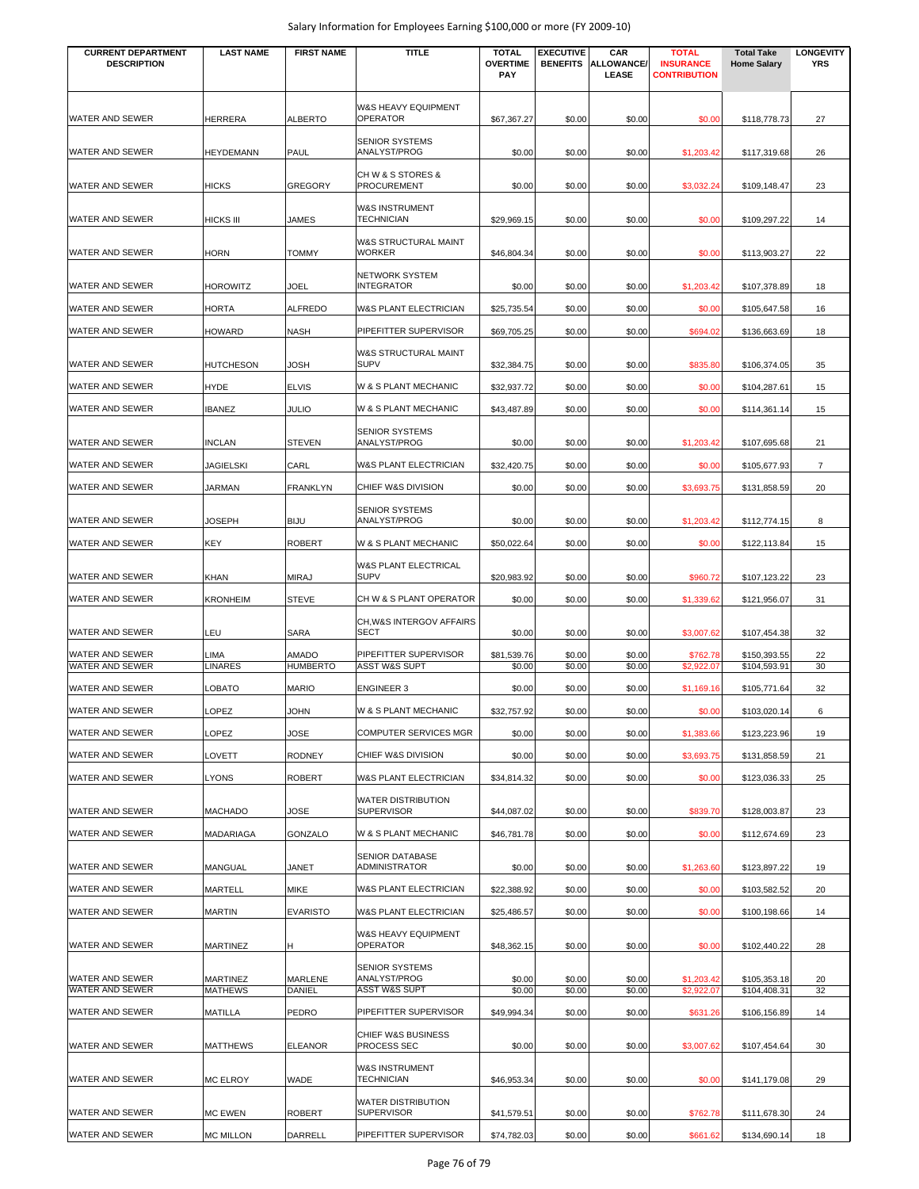| CURRENT DEPARTMENT DESCRIPTION | LAST NAME | FIRST NAME | TITLE | TOTAL OVERTIME PAY | EXECUTIVE BENEFITS | CAR ALLOWANCE/ LEASE | TOTAL INSURANCE CONTRIBUTION | Total Take Home Salary | LONGEVITY YRS |
|---|---|---|---|---|---|---|---|---|---|
| WATER AND SEWER | HERRERA | ALBERTO | W&S HEAVY EQUIPMENT OPERATOR | $67,367.27 | $0.00 | $0.00 | $0.00 | $118,778.73 | 27 |
| WATER AND SEWER | HEYDEMANN | PAUL | SENIOR SYSTEMS ANALYST/PROG | $0.00 | $0.00 | $0.00 | $1,203.42 | $117,319.68 | 26 |
| WATER AND SEWER | HICKS | GREGORY | CH W & S STORES & PROCUREMENT | $0.00 | $0.00 | $0.00 | $3,032.24 | $109,148.47 | 23 |
| WATER AND SEWER | HICKS III | JAMES | W&S INSTRUMENT TECHNICIAN | $29,969.15 | $0.00 | $0.00 | $0.00 | $109,297.22 | 14 |
| WATER AND SEWER | HORN | TOMMY | W&S STRUCTURAL MAINT WORKER | $46,804.34 | $0.00 | $0.00 | $0.00 | $113,903.27 | 22 |
| WATER AND SEWER | HOROWITZ | JOEL | NETWORK SYSTEM INTEGRATOR | $0.00 | $0.00 | $0.00 | $1,203.42 | $107,378.89 | 18 |
| WATER AND SEWER | HORTA | ALFREDO | W&S PLANT ELECTRICIAN | $25,735.54 | $0.00 | $0.00 | $0.00 | $105,647.58 | 16 |
| WATER AND SEWER | HOWARD | NASH | PIPEFITTER SUPERVISOR | $69,705.25 | $0.00 | $0.00 | $694.02 | $136,663.69 | 18 |
| WATER AND SEWER | HUTCHESON | JOSH | W&S STRUCTURAL MAINT SUPV | $32,384.75 | $0.00 | $0.00 | $835.80 | $106,374.05 | 35 |
| WATER AND SEWER | HYDE | ELVIS | W & S PLANT MECHANIC | $32,937.72 | $0.00 | $0.00 | $0.00 | $104,287.61 | 15 |
| WATER AND SEWER | IBANEZ | JULIO | W & S PLANT MECHANIC | $43,487.89 | $0.00 | $0.00 | $0.00 | $114,361.14 | 15 |
| WATER AND SEWER | INCLAN | STEVEN | SENIOR SYSTEMS ANALYST/PROG | $0.00 | $0.00 | $0.00 | $1,203.42 | $107,695.68 | 21 |
| WATER AND SEWER | JAGIELSKI | CARL | W&S PLANT ELECTRICIAN | $32,420.75 | $0.00 | $0.00 | $0.00 | $105,677.93 | 7 |
| WATER AND SEWER | JARMAN | FRANKLYN | CHIEF W&S DIVISION | $0.00 | $0.00 | $0.00 | $3,693.75 | $131,858.59 | 20 |
| WATER AND SEWER | JOSEPH | BIJU | SENIOR SYSTEMS ANALYST/PROG | $0.00 | $0.00 | $0.00 | $1,203.42 | $112,774.15 | 8 |
| WATER AND SEWER | KEY | ROBERT | W & S PLANT MECHANIC | $50,022.64 | $0.00 | $0.00 | $0.00 | $122,113.84 | 15 |
| WATER AND SEWER | KHAN | MIRAJ | W&S PLANT ELECTRICAL SUPV | $20,983.92 | $0.00 | $0.00 | $960.72 | $107,123.22 | 23 |
| WATER AND SEWER | KRONHEIM | STEVE | CH W & S PLANT OPERATOR | $0.00 | $0.00 | $0.00 | $1,339.62 | $121,956.07 | 31 |
| WATER AND SEWER | LEU | SARA | CH,W&S INTERGOV AFFAIRS SECT | $0.00 | $0.00 | $0.00 | $3,007.62 | $107,454.38 | 32 |
| WATER AND SEWER | LIMA | AMADO | PIPEFITTER SUPERVISOR | $81,539.76 | $0.00 | $0.00 | $762.78 | $150,393.55 | 22 |
| WATER AND SEWER | LINARES | HUMBERTO | ASST W&S SUPT | $0.00 | $0.00 | $0.00 | $2,922.07 | $104,593.91 | 30 |
| WATER AND SEWER | LOBATO | MARIO | ENGINEER 3 | $0.00 | $0.00 | $0.00 | $1,169.16 | $105,771.64 | 32 |
| WATER AND SEWER | LOPEZ | JOHN | W & S PLANT MECHANIC | $32,757.92 | $0.00 | $0.00 | $0.00 | $103,020.14 | 6 |
| WATER AND SEWER | LOPEZ | JOSE | COMPUTER SERVICES MGR | $0.00 | $0.00 | $0.00 | $1,383.66 | $123,223.96 | 19 |
| WATER AND SEWER | LOVETT | RODNEY | CHIEF W&S DIVISION | $0.00 | $0.00 | $0.00 | $3,693.75 | $131,858.59 | 21 |
| WATER AND SEWER | LYONS | ROBERT | W&S PLANT ELECTRICIAN | $34,814.32 | $0.00 | $0.00 | $0.00 | $123,036.33 | 25 |
| WATER AND SEWER | MACHADO | JOSE | WATER DISTRIBUTION SUPERVISOR | $44,087.02 | $0.00 | $0.00 | $839.70 | $128,003.87 | 23 |
| WATER AND SEWER | MADARIAGA | GONZALO | W & S PLANT MECHANIC | $46,781.78 | $0.00 | $0.00 | $0.00 | $112,674.69 | 23 |
| WATER AND SEWER | MANGUAL | JANET | SENIOR DATABASE ADMINISTRATOR | $0.00 | $0.00 | $0.00 | $1,263.60 | $123,897.22 | 19 |
| WATER AND SEWER | MARTELL | MIKE | W&S PLANT ELECTRICIAN | $22,388.92 | $0.00 | $0.00 | $0.00 | $103,582.52 | 20 |
| WATER AND SEWER | MARTIN | EVARISTO | W&S PLANT ELECTRICIAN | $25,486.57 | $0.00 | $0.00 | $0.00 | $100,198.66 | 14 |
| WATER AND SEWER | MARTINEZ | H | W&S HEAVY EQUIPMENT OPERATOR | $48,362.15 | $0.00 | $0.00 | $0.00 | $102,440.22 | 28 |
| WATER AND SEWER | MARTINEZ | MARLENE | SENIOR SYSTEMS ANALYST/PROG | $0.00 | $0.00 | $0.00 | $1,203.42 | $105,353.18 | 20 |
| WATER AND SEWER | MATHEWS | DANIEL | ASST W&S SUPT | $0.00 | $0.00 | $0.00 | $2,922.07 | $104,408.31 | 32 |
| WATER AND SEWER | MATILLA | PEDRO | PIPEFITTER SUPERVISOR | $49,994.34 | $0.00 | $0.00 | $631.26 | $106,156.89 | 14 |
| WATER AND SEWER | MATTHEWS | ELEANOR | CHIEF W&S BUSINESS PROCESS SEC | $0.00 | $0.00 | $0.00 | $3,007.62 | $107,454.64 | 30 |
| WATER AND SEWER | MC ELROY | WADE | W&S INSTRUMENT TECHNICIAN | $46,953.34 | $0.00 | $0.00 | $0.00 | $141,179.08 | 29 |
| WATER AND SEWER | MC EWEN | ROBERT | WATER DISTRIBUTION SUPERVISOR | $41,579.51 | $0.00 | $0.00 | $762.78 | $111,678.30 | 24 |
| WATER AND SEWER | MC MILLON | DARRELL | PIPEFITTER SUPERVISOR | $74,782.03 | $0.00 | $0.00 | $661.62 | $134,690.14 | 18 |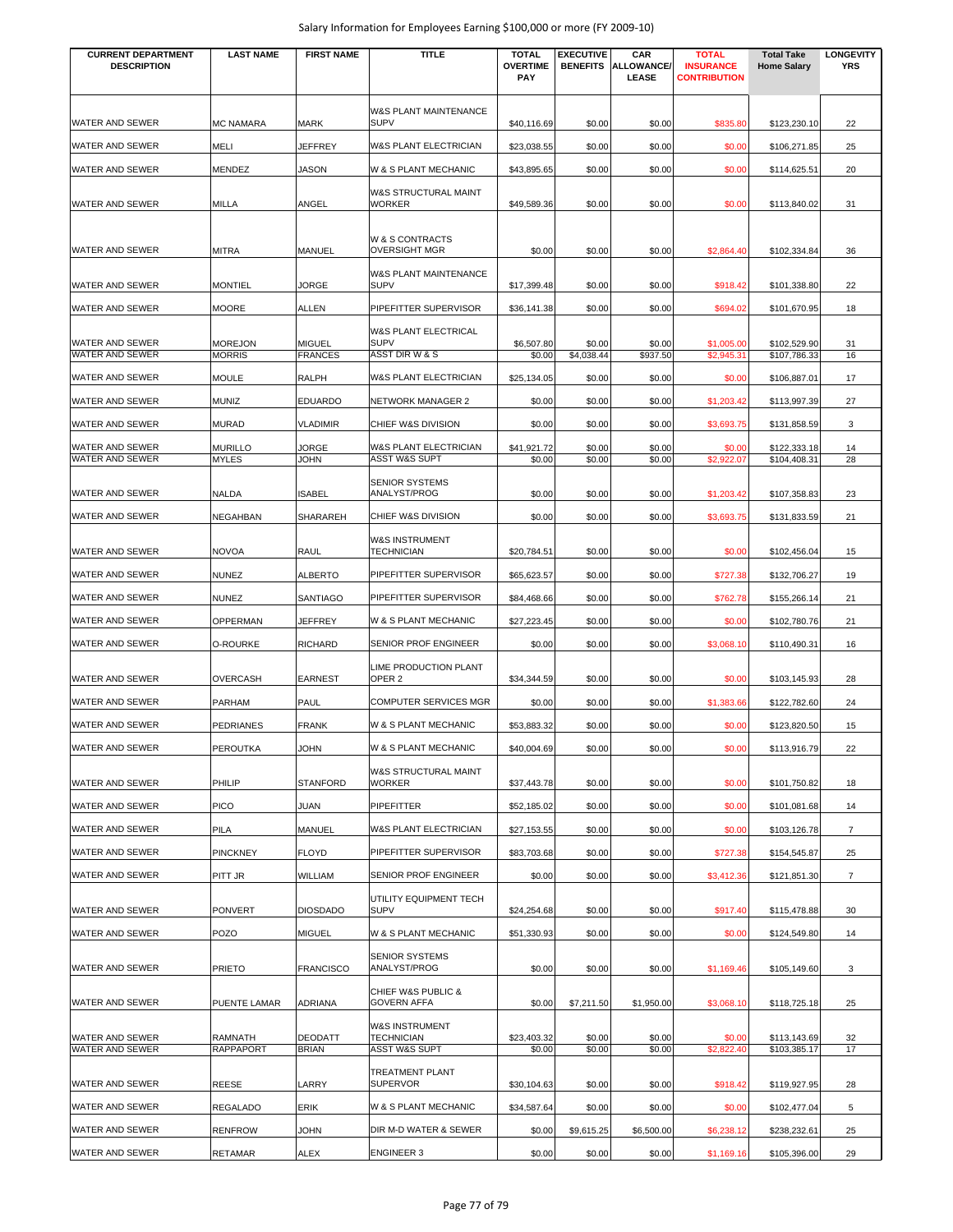Salary Information for Employees Earning $100,000 or more (FY 2009-10)

| CURRENT DEPARTMENT DESCRIPTION | LAST NAME | FIRST NAME | TITLE | TOTAL OVERTIME PAY | EXECUTIVE BENEFITS | CAR ALLOWANCE/ LEASE | TOTAL INSURANCE CONTRIBUTION | Total Take Home Salary | LONGEVITY YRS |
|---|---|---|---|---|---|---|---|---|---|
| WATER AND SEWER | MC NAMARA | MARK | W&S PLANT MAINTENANCE SUPV | $40,116.69 | $0.00 | $0.00 | $835.80 | $123,230.10 | 22 |
| WATER AND SEWER | MELI | JEFFREY | W&S PLANT ELECTRICIAN | $23,038.55 | $0.00 | $0.00 | $0.00 | $106,271.85 | 25 |
| WATER AND SEWER | MENDEZ | JASON | W & S PLANT MECHANIC | $43,895.65 | $0.00 | $0.00 | $0.00 | $114,625.51 | 20 |
| WATER AND SEWER | MILLA | ANGEL | W&S STRUCTURAL MAINT WORKER | $49,589.36 | $0.00 | $0.00 | $0.00 | $113,840.02 | 31 |
| WATER AND SEWER | MITRA | MANUEL | W & S CONTRACTS OVERSIGHT MGR | $0.00 | $0.00 | $0.00 | $2,864.40 | $102,334.84 | 36 |
| WATER AND SEWER | MONTIEL | JORGE | W&S PLANT MAINTENANCE SUPV | $17,399.48 | $0.00 | $0.00 | $918.42 | $101,338.80 | 22 |
| WATER AND SEWER | MOORE | ALLEN | PIPEFITTER SUPERVISOR | $36,141.38 | $0.00 | $0.00 | $694.02 | $101,670.95 | 18 |
| WATER AND SEWER | MOREJON | MIGUEL | W&S PLANT ELECTRICAL SUPV | $6,507.80 | $0.00 | $0.00 | $1,005.00 | $102,529.90 | 31 |
| WATER AND SEWER | MORRIS | FRANCES | ASST DIR W & S | $0.00 | $4,038.44 | $937.50 | $2,945.31 | $107,786.33 | 16 |
| WATER AND SEWER | MOULE | RALPH | W&S PLANT ELECTRICIAN | $25,134.05 | $0.00 | $0.00 | $0.00 | $106,887.01 | 17 |
| WATER AND SEWER | MUNIZ | EDUARDO | NETWORK MANAGER 2 | $0.00 | $0.00 | $0.00 | $1,203.42 | $113,997.39 | 27 |
| WATER AND SEWER | MURAD | VLADIMIR | CHIEF W&S DIVISION | $0.00 | $0.00 | $0.00 | $3,693.75 | $131,858.59 | 3 |
| WATER AND SEWER | MURILLO | JORGE | W&S PLANT ELECTRICIAN | $41,921.72 | $0.00 | $0.00 | $0.00 | $122,333.18 | 14 |
| WATER AND SEWER | MYLES | JOHN | ASST W&S SUPT | $0.00 | $0.00 | $0.00 | $2,922.07 | $104,408.31 | 28 |
| WATER AND SEWER | NALDA | ISABEL | SENIOR SYSTEMS ANALYST/PROG | $0.00 | $0.00 | $0.00 | $1,203.42 | $107,358.83 | 23 |
| WATER AND SEWER | NEGAHBAN | SHARAREH | CHIEF W&S DIVISION | $0.00 | $0.00 | $0.00 | $3,693.75 | $131,833.59 | 21 |
| WATER AND SEWER | NOVOA | RAUL | W&S INSTRUMENT TECHNICIAN | $20,784.51 | $0.00 | $0.00 | $0.00 | $102,456.04 | 15 |
| WATER AND SEWER | NUNEZ | ALBERTO | PIPEFITTER SUPERVISOR | $65,623.57 | $0.00 | $0.00 | $727.38 | $132,706.27 | 19 |
| WATER AND SEWER | NUNEZ | SANTIAGO | PIPEFITTER SUPERVISOR | $84,468.66 | $0.00 | $0.00 | $762.78 | $155,266.14 | 21 |
| WATER AND SEWER | OPPERMAN | JEFFREY | W & S PLANT MECHANIC | $27,223.45 | $0.00 | $0.00 | $0.00 | $102,780.76 | 21 |
| WATER AND SEWER | O-ROURKE | RICHARD | SENIOR PROF ENGINEER | $0.00 | $0.00 | $0.00 | $3,068.10 | $110,490.31 | 16 |
| WATER AND SEWER | OVERCASH | EARNEST | LIME PRODUCTION PLANT OPER 2 | $34,344.59 | $0.00 | $0.00 | $0.00 | $103,145.93 | 28 |
| WATER AND SEWER | PARHAM | PAUL | COMPUTER SERVICES MGR | $0.00 | $0.00 | $0.00 | $1,383.66 | $122,782.60 | 24 |
| WATER AND SEWER | PEDRIANES | FRANK | W & S PLANT MECHANIC | $53,883.32 | $0.00 | $0.00 | $0.00 | $123,820.50 | 15 |
| WATER AND SEWER | PEROUTKA | JOHN | W & S PLANT MECHANIC | $40,004.69 | $0.00 | $0.00 | $0.00 | $113,916.79 | 22 |
| WATER AND SEWER | PHILIP | STANFORD | W&S STRUCTURAL MAINT WORKER | $37,443.78 | $0.00 | $0.00 | $0.00 | $101,750.82 | 18 |
| WATER AND SEWER | PICO | JUAN | PIPEFITTER | $52,185.02 | $0.00 | $0.00 | $0.00 | $101,081.68 | 14 |
| WATER AND SEWER | PILA | MANUEL | W&S PLANT ELECTRICIAN | $27,153.55 | $0.00 | $0.00 | $0.00 | $103,126.78 | 7 |
| WATER AND SEWER | PINCKNEY | FLOYD | PIPEFITTER SUPERVISOR | $83,703.68 | $0.00 | $0.00 | $727.38 | $154,545.87 | 25 |
| WATER AND SEWER | PITT JR | WILLIAM | SENIOR PROF ENGINEER | $0.00 | $0.00 | $0.00 | $3,412.36 | $121,851.30 | 7 |
| WATER AND SEWER | PONVERT | DIOSDADO | UTILITY EQUIPMENT TECH SUPV | $24,254.68 | $0.00 | $0.00 | $917.40 | $115,478.88 | 30 |
| WATER AND SEWER | POZO | MIGUEL | W & S PLANT MECHANIC | $51,330.93 | $0.00 | $0.00 | $0.00 | $124,549.80 | 14 |
| WATER AND SEWER | PRIETO | FRANCISCO | SENIOR SYSTEMS ANALYST/PROG | $0.00 | $0.00 | $0.00 | $1,169.46 | $105,149.60 | 3 |
| WATER AND SEWER | PUENTE LAMAR | ADRIANA | CHIEF W&S PUBLIC & GOVERN AFFA | $0.00 | $7,211.50 | $1,950.00 | $3,068.10 | $118,725.18 | 25 |
| WATER AND SEWER | RAMNATH | DEODATT | W&S INSTRUMENT TECHNICIAN | $23,403.32 | $0.00 | $0.00 | $0.00 | $113,143.69 | 32 |
| WATER AND SEWER | RAPPAPORT | BRIAN | ASST W&S SUPT | $0.00 | $0.00 | $0.00 | $2,822.40 | $103,385.17 | 17 |
| WATER AND SEWER | REESE | LARRY | TREATMENT PLANT SUPERVOR | $30,104.63 | $0.00 | $0.00 | $918.42 | $119,927.95 | 28 |
| WATER AND SEWER | REGALADO | ERIK | W & S PLANT MECHANIC | $34,587.64 | $0.00 | $0.00 | $0.00 | $102,477.04 | 5 |
| WATER AND SEWER | RENFROW | JOHN | DIR M-D WATER & SEWER | $0.00 | $9,615.25 | $6,500.00 | $6,238.12 | $238,232.61 | 25 |
| WATER AND SEWER | RETAMAR | ALEX | ENGINEER 3 | $0.00 | $0.00 | $0.00 | $1,169.16 | $105,396.00 | 29 |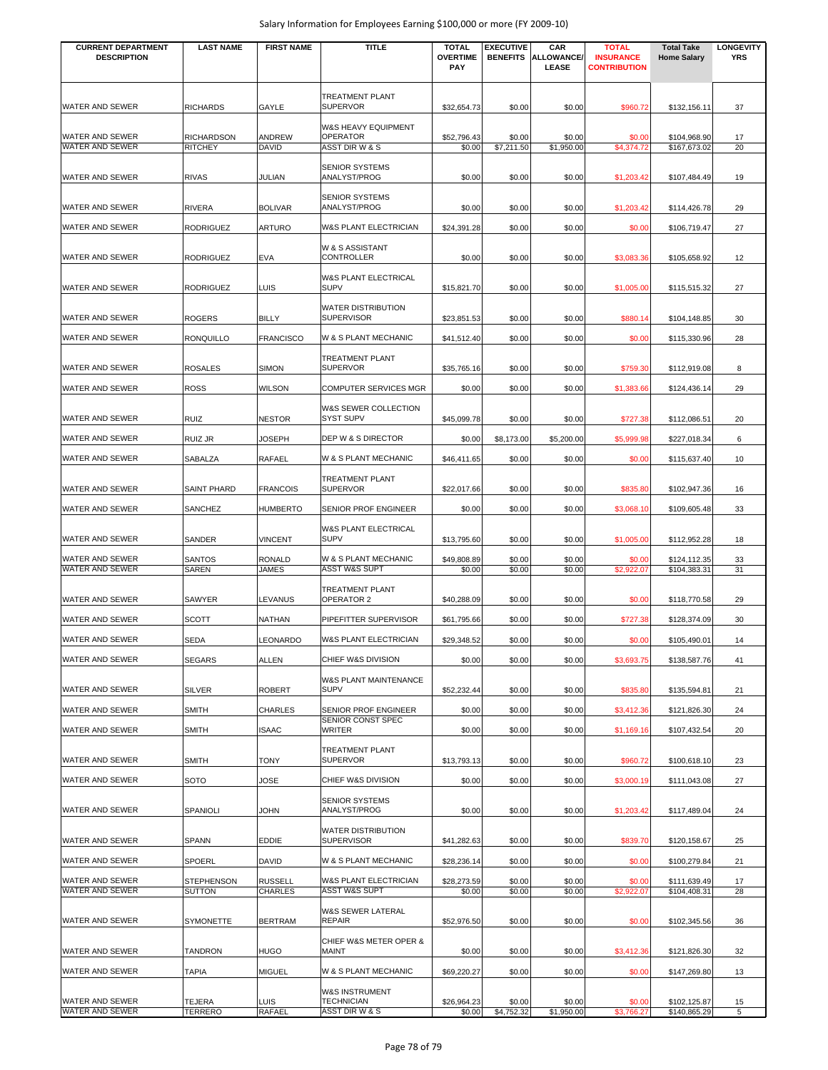Salary Information for Employees Earning $100,000 or more (FY 2009-10)

| CURRENT DEPARTMENT DESCRIPTION | LAST NAME | FIRST NAME | TITLE | TOTAL OVERTIME PAY | EXECUTIVE BENEFITS | CAR ALLOWANCE/ LEASE | TOTAL INSURANCE CONTRIBUTION | Total Take Home Salary | LONGEVITY YRS |
|---|---|---|---|---|---|---|---|---|---|
| WATER AND SEWER | RICHARDS | GAYLE | TREATMENT PLANT SUPERVOR | $32,654.73 | $0.00 | $0.00 | $960.72 | $132,156.11 | 37 |
| WATER AND SEWER | RICHARDSON | ANDREW | W&S HEAVY EQUIPMENT OPERATOR | $52,796.43 | $0.00 | $0.00 | $0.00 | $104,968.90 | 17 |
| WATER AND SEWER | RITCHEY | DAVID | ASST DIR W & S | $0.00 | $7,211.50 | $1,950.00 | $4,374.72 | $167,673.02 | 20 |
| WATER AND SEWER | RIVAS | JULIAN | SENIOR SYSTEMS ANALYST/PROG | $0.00 | $0.00 | $0.00 | $1,203.42 | $107,484.49 | 19 |
| WATER AND SEWER | RIVERA | BOLIVAR | SENIOR SYSTEMS ANALYST/PROG | $0.00 | $0.00 | $0.00 | $1,203.42 | $114,426.78 | 29 |
| WATER AND SEWER | RODRIGUEZ | ARTURO | W&S PLANT ELECTRICIAN | $24,391.28 | $0.00 | $0.00 | $0.00 | $106,719.47 | 27 |
| WATER AND SEWER | RODRIGUEZ | EVA | W & S ASSISTANT CONTROLLER | $0.00 | $0.00 | $0.00 | $3,083.36 | $105,658.92 | 12 |
| WATER AND SEWER | RODRIGUEZ | LUIS | W&S PLANT ELECTRICAL SUPV | $15,821.70 | $0.00 | $0.00 | $1,005.00 | $115,515.32 | 27 |
| WATER AND SEWER | ROGERS | BILLY | WATER DISTRIBUTION SUPERVISOR | $23,851.53 | $0.00 | $0.00 | $880.14 | $104,148.85 | 30 |
| WATER AND SEWER | RONQUILLO | FRANCISCO | W & S PLANT MECHANIC | $41,512.40 | $0.00 | $0.00 | $0.00 | $115,330.96 | 28 |
| WATER AND SEWER | ROSALES | SIMON | TREATMENT PLANT SUPERVOR | $35,765.16 | $0.00 | $0.00 | $759.30 | $112,919.08 | 8 |
| WATER AND SEWER | ROSS | WILSON | COMPUTER SERVICES MGR | $0.00 | $0.00 | $0.00 | $1,383.66 | $124,436.14 | 29 |
| WATER AND SEWER | RUIZ | NESTOR | W&S SEWER COLLECTION SYST SUPV | $45,099.78 | $0.00 | $0.00 | $727.38 | $112,086.51 | 20 |
| WATER AND SEWER | RUIZ JR | JOSEPH | DEP W & S DIRECTOR | $0.00 | $8,173.00 | $5,200.00 | $5,999.98 | $227,018.34 | 6 |
| WATER AND SEWER | SABALZA | RAFAEL | W & S PLANT MECHANIC | $46,411.65 | $0.00 | $0.00 | $0.00 | $115,637.40 | 10 |
| WATER AND SEWER | SAINT PHARD | FRANCOIS | TREATMENT PLANT SUPERVOR | $22,017.66 | $0.00 | $0.00 | $835.80 | $102,947.36 | 16 |
| WATER AND SEWER | SANCHEZ | HUMBERTO | SENIOR PROF ENGINEER | $0.00 | $0.00 | $0.00 | $3,068.10 | $109,605.48 | 33 |
| WATER AND SEWER | SANDER | VINCENT | W&S PLANT ELECTRICAL SUPV | $13,795.60 | $0.00 | $0.00 | $1,005.00 | $112,952.28 | 18 |
| WATER AND SEWER | SANTOS | RONALD | W & S PLANT MECHANIC | $49,808.89 | $0.00 | $0.00 | $0.00 | $124,112.35 | 33 |
| WATER AND SEWER | SAREN | JAMES | ASST W&S SUPT | $0.00 | $0.00 | $0.00 | $2,922.07 | $104,383.31 | 31 |
| WATER AND SEWER | SAWYER | LEVANUS | TREATMENT PLANT OPERATOR 2 | $40,288.09 | $0.00 | $0.00 | $0.00 | $118,770.58 | 29 |
| WATER AND SEWER | SCOTT | NATHAN | PIPEFITTER SUPERVISOR | $61,795.66 | $0.00 | $0.00 | $727.38 | $128,374.09 | 30 |
| WATER AND SEWER | SEDA | LEONARDO | W&S PLANT ELECTRICIAN | $29,348.52 | $0.00 | $0.00 | $0.00 | $105,490.01 | 14 |
| WATER AND SEWER | SEGARS | ALLEN | CHIEF W&S DIVISION | $0.00 | $0.00 | $0.00 | $3,693.75 | $138,587.76 | 41 |
| WATER AND SEWER | SILVER | ROBERT | W&S PLANT MAINTENANCE SUPV | $52,232.44 | $0.00 | $0.00 | $835.80 | $135,594.81 | 21 |
| WATER AND SEWER | SMITH | CHARLES | SENIOR PROF ENGINEER | $0.00 | $0.00 | $0.00 | $3,412.36 | $121,826.30 | 24 |
| WATER AND SEWER | SMITH | ISAAC | SENIOR CONST SPEC WRITER | $0.00 | $0.00 | $0.00 | $1,169.16 | $107,432.54 | 20 |
| WATER AND SEWER | SMITH | TONY | TREATMENT PLANT SUPERVOR | $13,793.13 | $0.00 | $0.00 | $960.72 | $100,618.10 | 23 |
| WATER AND SEWER | SOTO | JOSE | CHIEF W&S DIVISION | $0.00 | $0.00 | $0.00 | $3,000.19 | $111,043.08 | 27 |
| WATER AND SEWER | SPANIOLI | JOHN | SENIOR SYSTEMS ANALYST/PROG | $0.00 | $0.00 | $0.00 | $1,203.42 | $117,489.04 | 24 |
| WATER AND SEWER | SPANN | EDDIE | WATER DISTRIBUTION SUPERVISOR | $41,282.63 | $0.00 | $0.00 | $839.70 | $120,158.67 | 25 |
| WATER AND SEWER | SPOERL | DAVID | W & S PLANT MECHANIC | $28,236.14 | $0.00 | $0.00 | $0.00 | $100,279.84 | 21 |
| WATER AND SEWER | STEPHENSON | RUSSELL | W&S PLANT ELECTRICIAN | $28,273.59 | $0.00 | $0.00 | $0.00 | $111,639.49 | 17 |
| WATER AND SEWER | SUTTON | CHARLES | ASST W&S SUPT | $0.00 | $0.00 | $0.00 | $2,922.07 | $104,408.31 | 28 |
| WATER AND SEWER | SYMONETTE | BERTRAM | W&S SEWER LATERAL REPAIR | $52,976.50 | $0.00 | $0.00 | $0.00 | $102,345.56 | 36 |
| WATER AND SEWER | TANDRON | HUGO | CHIEF W&S METER OPER & MAINT | $0.00 | $0.00 | $0.00 | $3,412.36 | $121,826.30 | 32 |
| WATER AND SEWER | TAPIA | MIGUEL | W & S PLANT MECHANIC | $69,220.27 | $0.00 | $0.00 | $0.00 | $147,269.80 | 13 |
| WATER AND SEWER | TEJERA | LUIS | W&S INSTRUMENT TECHNICIAN | $26,964.23 | $0.00 | $0.00 | $0.00 | $102,125.87 | 15 |
| WATER AND SEWER | TERRERO | RAFAEL | ASST DIR W & S | $0.00 | $4,752.32 | $1,950.00 | $3,766.27 | $140,865.29 | 5 |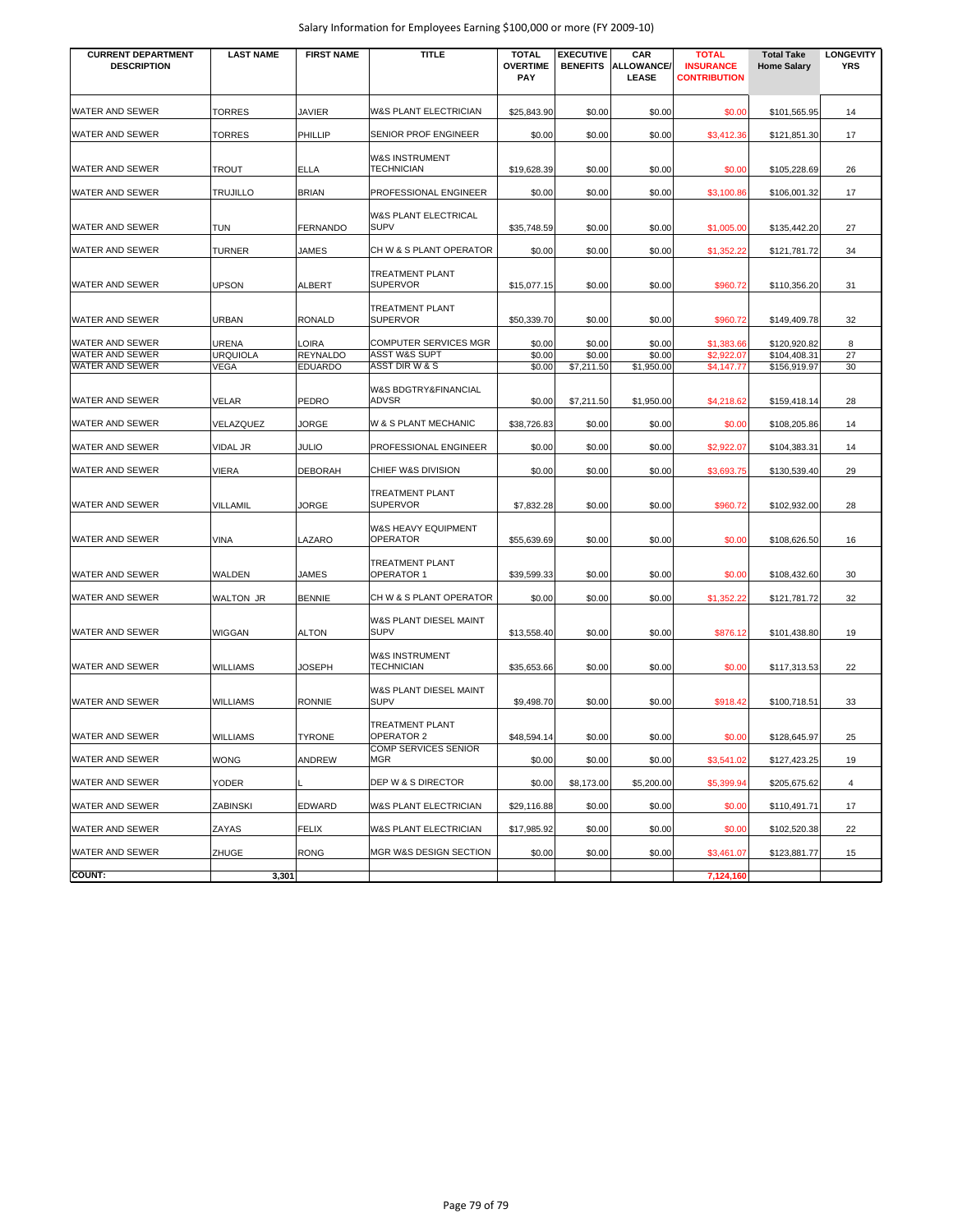Salary Information for Employees Earning $100,000 or more (FY 2009-10)

| CURRENT DEPARTMENT DESCRIPTION | LAST NAME | FIRST NAME | TITLE | TOTAL OVERTIME PAY | EXECUTIVE BENEFITS | CAR ALLOWANCE/ LEASE | TOTAL INSURANCE CONTRIBUTION | Total Take Home Salary | LONGEVITY YRS |
|---|---|---|---|---|---|---|---|---|---|
| WATER AND SEWER | TORRES | JAVIER | W&S PLANT ELECTRICIAN | $25,843.90 | $0.00 | $0.00 | $0.00 | $101,565.95 | 14 |
| WATER AND SEWER | TORRES | PHILLIP | SENIOR PROF ENGINEER | $0.00 | $0.00 | $0.00 | $3,412.36 | $121,851.30 | 17 |
| WATER AND SEWER | TROUT | ELLA | W&S INSTRUMENT TECHNICIAN | $19,628.39 | $0.00 | $0.00 | $0.00 | $105,228.69 | 26 |
| WATER AND SEWER | TRUJILLO | BRIAN | PROFESSIONAL ENGINEER | $0.00 | $0.00 | $0.00 | $3,100.86 | $106,001.32 | 17 |
| WATER AND SEWER | TUN | FERNANDO | W&S PLANT ELECTRICAL SUPV | $35,748.59 | $0.00 | $0.00 | $1,005.00 | $135,442.20 | 27 |
| WATER AND SEWER | TURNER | JAMES | CH W & S PLANT OPERATOR | $0.00 | $0.00 | $0.00 | $1,352.22 | $121,781.72 | 34 |
| WATER AND SEWER | UPSON | ALBERT | TREATMENT PLANT SUPERVOR | $15,077.15 | $0.00 | $0.00 | $960.72 | $110,356.20 | 31 |
| WATER AND SEWER | URBAN | RONALD | TREATMENT PLANT SUPERVOR | $50,339.70 | $0.00 | $0.00 | $960.72 | $149,409.78 | 32 |
| WATER AND SEWER | URENA | LOIRA | COMPUTER SERVICES MGR | $0.00 | $0.00 | $0.00 | $1,383.66 | $120,920.82 | 8 |
| WATER AND SEWER | URQUIOLA | REYNALDO | ASST W&S SUPT | $0.00 | $0.00 | $0.00 | $2,922.07 | $104,408.31 | 27 |
| WATER AND SEWER | VEGA | EDUARDO | ASST DIR W & S | $0.00 | $7,211.50 | $1,950.00 | $4,147.77 | $156,919.97 | 30 |
| WATER AND SEWER | VELAR | PEDRO | W&S BDGTRY&FINANCIAL ADVSR | $0.00 | $7,211.50 | $1,950.00 | $4,218.62 | $159,418.14 | 28 |
| WATER AND SEWER | VELAZQUEZ | JORGE | W & S PLANT MECHANIC | $38,726.83 | $0.00 | $0.00 | $0.00 | $108,205.86 | 14 |
| WATER AND SEWER | VIDAL JR | JULIO | PROFESSIONAL ENGINEER | $0.00 | $0.00 | $0.00 | $2,922.07 | $104,383.31 | 14 |
| WATER AND SEWER | VIERA | DEBORAH | CHIEF W&S DIVISION | $0.00 | $0.00 | $0.00 | $3,693.75 | $130,539.40 | 29 |
| WATER AND SEWER | VILLAMIL | JORGE | TREATMENT PLANT SUPERVOR | $7,832.28 | $0.00 | $0.00 | $960.72 | $102,932.00 | 28 |
| WATER AND SEWER | VINA | LAZARO | W&S HEAVY EQUIPMENT OPERATOR | $55,639.69 | $0.00 | $0.00 | $0.00 | $108,626.50 | 16 |
| WATER AND SEWER | WALDEN | JAMES | TREATMENT PLANT OPERATOR 1 | $39,599.33 | $0.00 | $0.00 | $0.00 | $108,432.60 | 30 |
| WATER AND SEWER | WALTON JR | BENNIE | CH W & S PLANT OPERATOR | $0.00 | $0.00 | $0.00 | $1,352.22 | $121,781.72 | 32 |
| WATER AND SEWER | WIGGAN | ALTON | W&S PLANT DIESEL MAINT SUPV | $13,558.40 | $0.00 | $0.00 | $876.12 | $101,438.80 | 19 |
| WATER AND SEWER | WILLIAMS | JOSEPH | W&S INSTRUMENT TECHNICIAN | $35,653.66 | $0.00 | $0.00 | $0.00 | $117,313.53 | 22 |
| WATER AND SEWER | WILLIAMS | RONNIE | W&S PLANT DIESEL MAINT SUPV | $9,498.70 | $0.00 | $0.00 | $918.42 | $100,718.51 | 33 |
| WATER AND SEWER | WILLIAMS | TYRONE | TREATMENT PLANT OPERATOR 2 | $48,594.14 | $0.00 | $0.00 | $0.00 | $128,645.97 | 25 |
| WATER AND SEWER | WONG | ANDREW | COMP SERVICES SENIOR MGR | $0.00 | $0.00 | $0.00 | $3,541.02 | $127,423.25 | 19 |
| WATER AND SEWER | YODER | L | DEP W & S DIRECTOR | $0.00 | $8,173.00 | $5,200.00 | $5,399.94 | $205,675.62 | 4 |
| WATER AND SEWER | ZABINSKI | EDWARD | W&S PLANT ELECTRICIAN | $29,116.88 | $0.00 | $0.00 | $0.00 | $110,491.71 | 17 |
| WATER AND SEWER | ZAYAS | FELIX | W&S PLANT ELECTRICIAN | $17,985.92 | $0.00 | $0.00 | $0.00 | $102,520.38 | 22 |
| WATER AND SEWER | ZHUGE | RONG | MGR W&S DESIGN SECTION | $0.00 | $0.00 | $0.00 | $3,461.07 | $123,881.77 | 15 |
| **COUNT:** | **3,301** | | | | | | **7,124,160** | | |